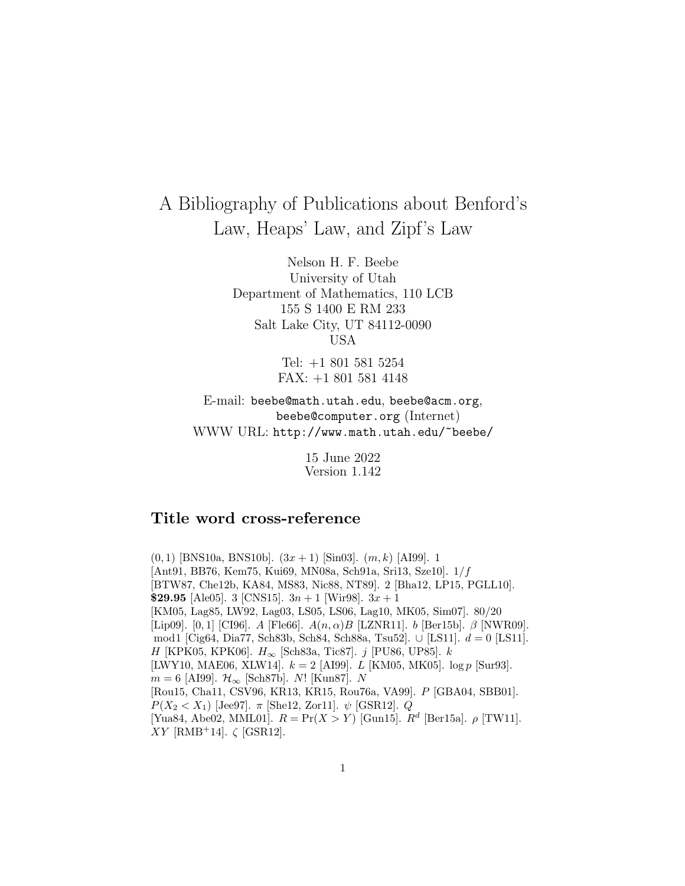# A Bibliography of Publications about Benford's Law, Heaps' Law, and Zipf's Law

Nelson H. F. Beebe
University of Utah
Department of Mathematics, 110 LCB
155 S 1400 E RM 233
Salt Lake City, UT 84112-0090
USA

Tel: +1 801 581 5254
FAX: +1 801 581 4148

E-mail: beebe@math.utah.edu, beebe@acm.org, beebe@computer.org (Internet)
WWW URL: http://www.math.utah.edu/~beebe/

15 June 2022
Version 1.142

## Title word cross-reference

$(0,1)$ [BNS10a, BNS10b]. $(3x+1)$ [Sin03]. $(m,k)$ [AI99]. 1 [Ant91, BB76, Kem75, Kui69, MN08a, Sch91a, Sri13, Sze10]. $1/f$ [BTW87, Che12b, KA84, MS83, Nic88, NT89]. 2 [Bha12, LP15, PGLL10]. **\$29.95** [Ale05]. 3 [CNS15]. $3n+1$ [Wir98]. $3x+1$ [KM05, Lag85, LW92, Lag03, LS05, LS06, Lag10, MK05, Sim07]. 80/20 [Lip09]. $[0,1]$ [CI96]. $A$ [Fle66]. $A(n,\alpha)B$ [LZNR11]. $b$ [Ber15b]. $\beta$ [NWR09]. $\bmod 1$ [Cig64, Dia77, Sch83b, Sch84, Sch88a, Tsu52]. $\cup$ [LS11]. $d=0$ [LS11]. $H$ [KPK05, KPK06]. $H_\infty$ [Sch83a, Tic87]. $j$ [PU86, UP85]. $k$ [LWY10, MAE06, XLW14]. $k=2$ [AI99]. $L$ [KM05, MK05]. $\log p$ [Sur93]. $m=6$ [AI99]. $\mathcal{H}_\infty$ [Sch87b]. $N!$ [Kun87]. $N$ [Rou15, Cha11, CSV96, KR13, KR15, Rou76a, VA99]. $P$ [GBA04, SBB01]. $P(X_2<X_1)$ [Jee97]. $\pi$ [She12, Zor11]. $\psi$ [GSR12]. $Q$ [Yua84, Abe02, MML01]. $R=\Pr(X>Y)$ [Gun15]. $R^d$ [Ber15a]. $\rho$ [TW11]. $XY$ [RMB+14]. $\zeta$ [GSR12].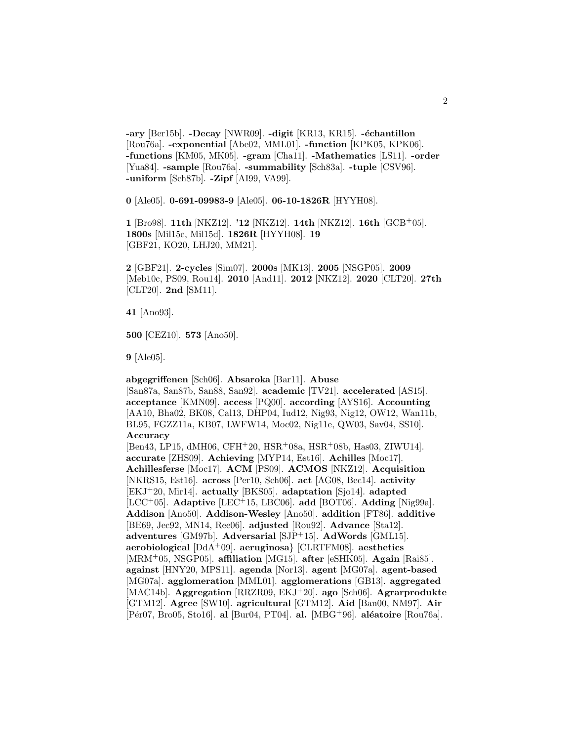**-ary** [Ber15b]. **-Decay** [NWR09]. **-digit** [KR13, KR15]. **-échantillon** [Rou76a]. **-exponential** [Abe02, MML01]. **-function** [KPK05, KPK06]. **-functions** [KM05, MK05]. **-gram** [Cha11]. **-Mathematics** [LS11]. **-order** [Yua84]. **-sample** [Rou76a]. **-summability** [Sch83a]. **-tuple** [CSV96]. **-uniform** [Sch87b]. **-Zipf** [AI99, VA99].

**0** [Ale05]. **0-691-09983-9** [Ale05]. **06-10-1826R** [HYYH08].

**1** [Bro98]. **11th** [NKZ12]. **'12** [NKZ12]. **14th** [NKZ12]. **16th** [GCB+05]. **1800s** [Mil15c, Mil15d]. **1826R** [HYYH08]. **19** [GBF21, KO20, LHJ20, MM21].

**2** [GBF21]. **2-cycles** [Sim07]. **2000s** [MK13]. **2005** [NSGP05]. **2009** [Meb10c, PS09, Rou14]. **2010** [And11]. **2012** [NKZ12]. **2020** [CLT20]. **27th** [CLT20]. **2nd** [SM11].

**41** [Ano93].

**500** [CEZ10]. **573** [Ano50].

**9** [Ale05].

**abgegriffenen** [Sch06]. **Absaroka** [Bar11]. **Abuse** [San87a, San87b, San88, San92]. **academic** [TV21]. **accelerated** [AS15]. **acceptance** [KMN09]. **access** [PQ00]. **according** [AYS16]. **Accounting** [AA10, Bha02, BK08, Cal13, DHP04, Iud12, Nig93, Nig12, OW12, Wan11b, BL95, FGZZ11a, KB07, LWFW14, Moc02, Nig11e, QW03, Sav04, SS10]. **Accuracy** [Ben43, LP15, dMH06, CFH+20, HSR+08a, HSR+08b, Has03, ZIWU14]. **accurate** [ZHS09]. **Achieving** [MYP14, Est16]. **Achilles** [Moc17]. **Achillesferse** [Moc17]. **ACM** [PS09]. **ACMOS** [NKZ12]. **Acquisition** [NKRS15, Est16]. **across** [Per10, Sch06]. **act** [AG08, Bec14]. **activity** [EKJ+20, Mir14]. **actually** [BKS05]. **adaptation** [Sjo14]. **adapted** [LCC+05]. **Adaptive** [LEC+15, LBC06]. **add** [BOT06]. **Adding** [Nig99a]. **Addison** [Ano50]. **Addison-Wesley** [Ano50]. **addition** [FT86]. **additive** [BE69, Jec92, MN14, Ree06]. **adjusted** [Rou92]. **Advance** [Sta12]. **adventures** [GM97b]. **Adversarial** [SJP+15]. **AdWords** [GML15]. **aerobiological** [DdA+09]. **aeruginosa}** [CLRTFM08]. **aesthetics** [MRM+05, NSGP05]. **affiliation** [MG15]. **after** [eSHK05]. **Again** [Rai85]. **against** [HNY20, MPS11]. **agenda** [Nor13]. **agent** [MG07a]. **agent-based** [MG07a]. **agglomeration** [MML01]. **agglomerations** [GB13]. **aggregated** [MAC14b]. **Aggregation** [RRZR09, EKJ+20]. **ago** [Sch06]. **Agrarprodukte** [GTM12]. **Agree** [SW10]. **agricultural** [GTM12]. **Aid** [Ban00, NM97]. **Air** [Pér07, Bro05, Sto16]. **al** [Bur04, PT04]. **al.** [MBG+96]. **aléatoire** [Rou76a].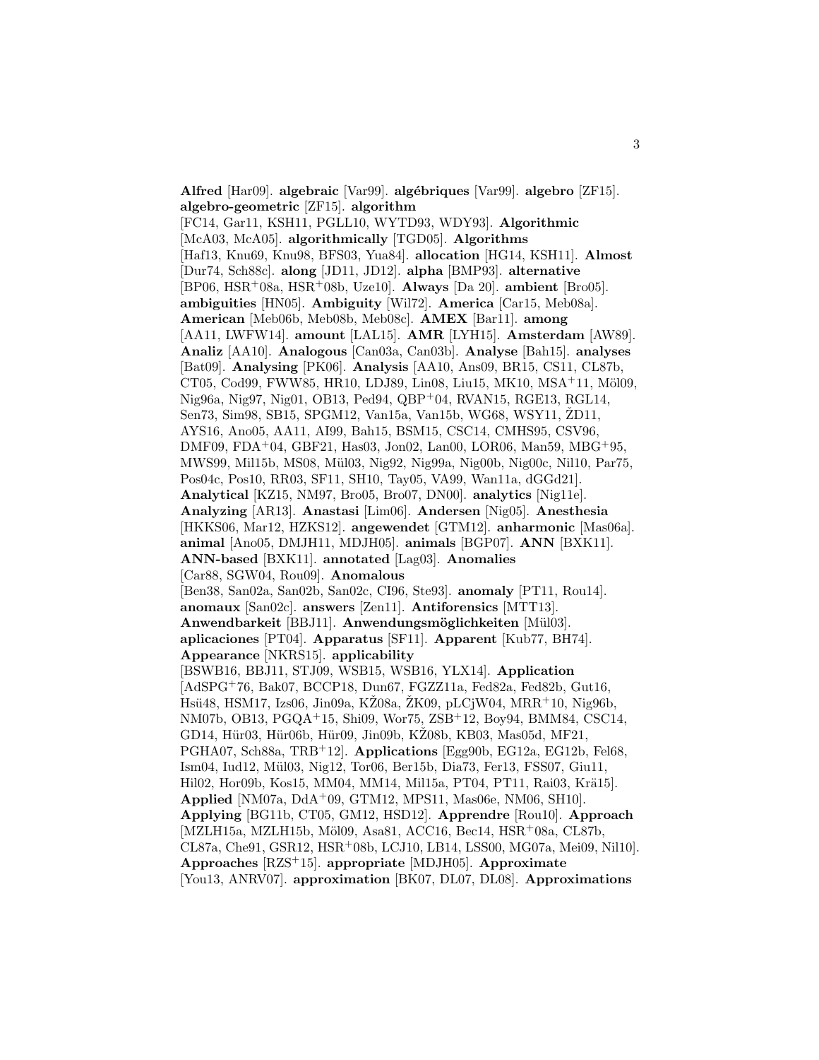**Alfred** [Har09]. **algebraic** [Var99]. **algébriques** [Var99]. **algebro** [ZF15]. **algebro-geometric** [ZF15]. **algorithm** [FC14, Gar11, KSH11, PGLL10, WYTD93, WDY93]. **Algorithmic** [McA03, McA05]. **algorithmically** [TGD05]. **Algorithms** [Haf13, Knu69, Knu98, BFS03, Yua84]. **allocation** [HG14, KSH11]. **Almost** [Dur74, Sch88c]. **along** [JD11, JD12]. **alpha** [BMP93]. **alternative** [BP06, HSR+08a, HSR+08b, Uze10]. **Always** [Da 20]. **ambient** [Bro05]. **ambiguities** [HN05]. **Ambiguity** [Wil72]. **America** [Car15, Meb08a]. **American** [Meb06b, Meb08b, Meb08c]. **AMEX** [Bar11]. **among** [AA11, LWFW14]. **amount** [LAL15]. **AMR** [LYH15]. **Amsterdam** [AW89]. **Analiz** [AA10]. **Analogous** [Can03a, Can03b]. **Analyse** [Bah15]. **analyses** [Bat09]. **Analysing** [PK06]. **Analysis** [AA10, Ans09, BR15, CS11, CL87b, CT05, Cod99, FWW85, HR10, LDJ89, Lin08, Liu15, MK10, MSA+11, Möl09, Nig96a, Nig97, Nig01, OB13, Ped94, QBP+04, RVAN15, RGE13, RGL14, Sen73, Sim98, SB15, SPGM12, Van15a, Van15b, WG68, WSY11, ŽD11, AYS16, Ano05, AA11, AI99, Bah15, BSM15, CSC14, CMHS95, CSV96, DMF09, FDA+04, GBF21, Has03, Jon02, Lan00, LOR06, Man59, MBG+95, MWS99, Mil15b, MS08, Mül03, Nig92, Nig99a, Nig00b, Nig00c, Nil10, Par75, Pos04c, Pos10, RR03, SF11, SH10, Tay05, VA99, Wan11a, dGGd21]. **Analytical** [KZ15, NM97, Bro05, Bro07, DN00]. **analytics** [Nig11e]. **Analyzing** [AR13]. **Anastasi** [Lim06]. **Andersen** [Nig05]. **Anesthesia** [HKKS06, Mar12, HZKS12]. **angewendet** [GTM12]. **anharmonic** [Mas06a]. **animal** [Ano05, DMJH11, MDJH05]. **animals** [BGP07]. **ANN** [BXK11]. **ANN-based** [BXK11]. **annotated** [Lag03]. **Anomalies** [Car88, SGW04, Rou09]. **Anomalous** [Ben38, San02a, San02b, San02c, CI96, Ste93]. **anomaly** [PT11, Rou14]. **anomaux** [San02c]. **answers** [Zen11]. **Antiforensics** [MTT13]. **Anwendbarkeit** [BBJ11]. **Anwendungsmöglichkeiten** [Mül03]. **aplicaciones** [PT04]. **Apparatus** [SF11]. **Apparent** [Kub77, BH74]. **Appearance** [NKRS15]. **applicability** [BSWB16, BBJ11, STJ09, WSB15, WSB16, YLX14]. **Application** [AdSPG+76, Bak07, BCCP18, Dun67, FGZZ11a, Fed82a, Fed82b, Gut16, Hsü48, HSM17, Izs06, Jin09a, KŽ08a, ŽK09, pLCjW04, MRR+10, Nig96b, NM07b, OB13, PGQA+15, Shi09, Wor75, ZSB+12, Boy94, BMM84, CSC14, GD14, Hür03, Hür06b, Hür09, Jin09b, KŽ08b, KB03, Mas05d, MF21, PGHA07, Sch88a, TRB+12]. **Applications** [Egg90b, EG12a, EG12b, Fel68, Ism04, Iud12, Mül03, Nig12, Tor06, Ber15b, Dia73, Fer13, FSS07, Giu11, Hil02, Hor09b, Kos15, MM04, MM14, Mil15a, PT04, PT11, Rai03, Krä15]. **Applied** [NM07a, DdA+09, GTM12, MPS11, Mas06e, NM06, SH10]. **Applying** [BG11b, CT05, GM12, HSD12]. **Apprendre** [Rou10]. **Approach** [MZLH15a, MZLH15b, Möl09, Asa81, ACC16, Bec14, HSR+08a, CL87b, CL87a, Che91, GSR12, HSR+08b, LCJ10, LB14, LSS00, MG07a, Mei09, Nil10]. **Approaches** [RZS+15]. **appropriate** [MDJH05]. **Approximate** [You13, ANRV07]. **approximation** [BK07, DL07, DL08]. **Approximations**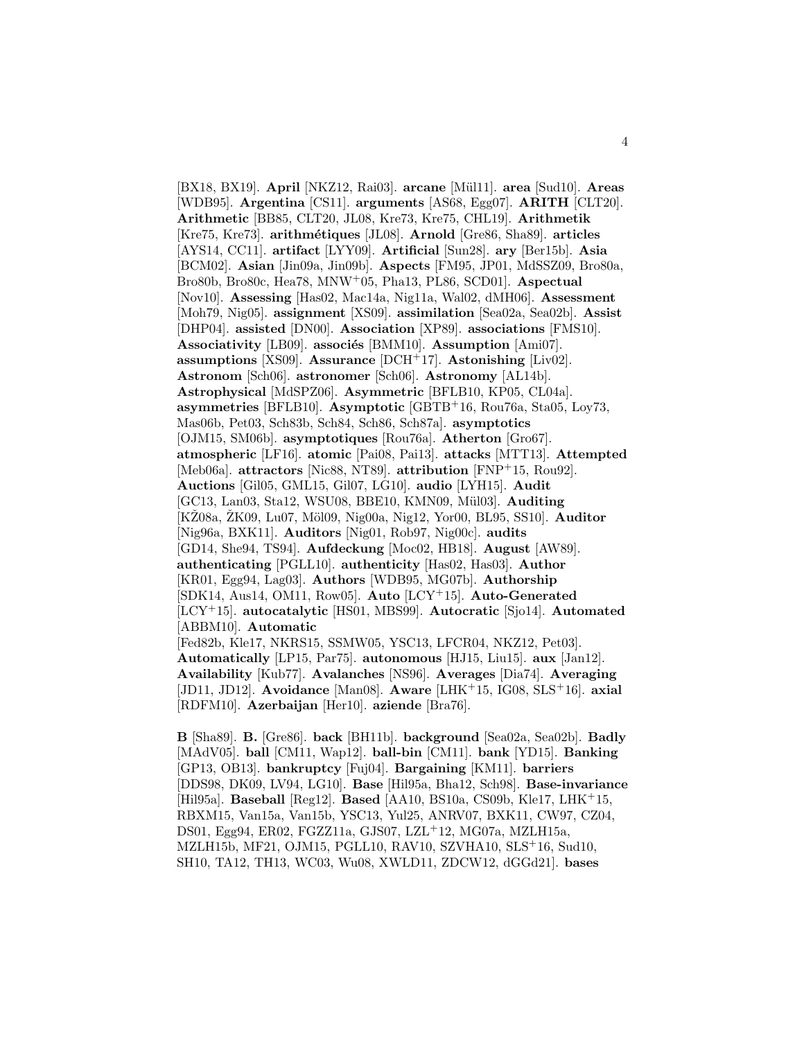[BX18, BX19]. **April** [NKZ12, Rai03]. **arcane** [Mül11]. **area** [Sud10]. **Areas** [WDB95]. **Argentina** [CS11]. **arguments** [AS68, Egg07]. **ARITH** [CLT20]. **Arithmetic** [BB85, CLT20, JL08, Kre73, Kre75, CHL19]. **Arithmetik** [Kre75, Kre73]. **arithmétiques** [JL08]. **Arnold** [Gre86, Sha89]. **articles** [AYS14, CC11]. **artifact** [LYY09]. **Artificial** [Sun28]. **ary** [Ber15b]. **Asia** [BCM02]. **Asian** [Jin09a, Jin09b]. **Aspects** [FM95, JP01, MdSSZ09, Bro80a, Bro80b, Bro80c, Hea78, MNW+05, Pha13, PL86, SCD01]. **Aspectual** [Nov10]. **Assessing** [Has02, Mac14a, Nig11a, Wal02, dMH06]. **Assessment** [Moh79, Nig05]. **assignment** [XS09]. **assimilation** [Sea02a, Sea02b]. **Assist** [DHP04]. **assisted** [DN00]. **Association** [XP89]. **associations** [FMS10]. **Associativity** [LB09]. **associés** [BMM10]. **Assumption** [Ami07]. **assumptions** [XS09]. **Assurance** [DCH+17]. **Astonishing** [Liv02]. **Astronom** [Sch06]. **astronomer** [Sch06]. **Astronomy** [AL14b]. **Astrophysical** [MdSPZ06]. **Asymmetric** [BFLB10, KP05, CL04a]. **asymmetries** [BFLB10]. **Asymptotic** [GBTB+16, Rou76a, Sta05, Loy73, Mas06b, Pet03, Sch83b, Sch84, Sch86, Sch87a]. **asymptotics** [OJM15, SM06b]. **asymptotiques** [Rou76a]. **Atherton** [Gro67]. **atmospheric** [LF16]. **atomic** [Pai08, Pai13]. **attacks** [MTT13]. **Attempted** [Meb06a]. **attractors** [Nic88, NT89]. **attribution** [FNP+15, Rou92]. **Auctions** [Gil05, GML15, Gil07, LG10]. **audio** [LYH15]. **Audit** [GC13, Lan03, Sta12, WSU08, BBE10, KMN09, Mül03]. **Auditing** [KŽ08a, ŽK09, Lu07, Möl09, Nig00a, Nig12, Yor00, BL95, SS10]. **Auditor** [Nig96a, BXK11]. **Auditors** [Nig01, Rob97, Nig00c]. **audits** [GD14, She94, TS94]. **Aufdeckung** [Moc02, HB18]. **August** [AW89]. **authenticating** [PGLL10]. **authenticity** [Has02, Has03]. **Author** [KR01, Egg94, Lag03]. **Authors** [WDB95, MG07b]. **Authorship** [SDK14, Aus14, OM11, Row05]. **Auto** [LCY+15]. **Auto-Generated** [LCY+15]. **autocatalytic** [HS01, MBS99]. **Autocratic** [Sjo14]. **Automated** [ABBM10]. **Automatic** [Fed82b, Kle17, NKRS15, SSMW05, YSC13, LFCR04, NKZ12, Pet03]. **Automatically** [LP15, Par75]. **autonomous** [HJ15, Liu15]. **aux** [Jan12]. **Availability** [Kub77]. **Avalanches** [NS96]. **Averages** [Dia74]. **Averaging** [JD11, JD12]. **Avoidance** [Man08]. **Aware** [LHK+15, IG08, SLS+16]. **axial** [RDFM10]. **Azerbaijan** [Her10]. **aziende** [Bra76].

**B** [Sha89]. **B.** [Gre86]. **back** [BH11b]. **background** [Sea02a, Sea02b]. **Badly** [MAdV05]. **ball** [CM11, Wap12]. **ball-bin** [CM11]. **bank** [YD15]. **Banking** [GP13, OB13]. **bankruptcy** [Fuj04]. **Bargaining** [KM11]. **barriers** [DDS98, DK09, LV94, LG10]. **Base** [Hil95a, Bha12, Sch98]. **Base-invariance** [Hil95a]. **Baseball** [Reg12]. **Based** [AA10, BS10a, CS09b, Kle17, LHK+15, RBXM15, Van15a, Van15b, YSC13, Yul25, ANRV07, BXK11, CW97, CZ04, DS01, Egg94, ER02, FGZZ11a, GJS07, LZL+12, MG07a, MZLH15a, MZLH15b, MF21, OJM15, PGLL10, RAV10, SZVHA10, SLS+16, Sud10, SH10, TA12, TH13, WC03, Wu08, XWLD11, ZDCW12, dGGd21]. **bases**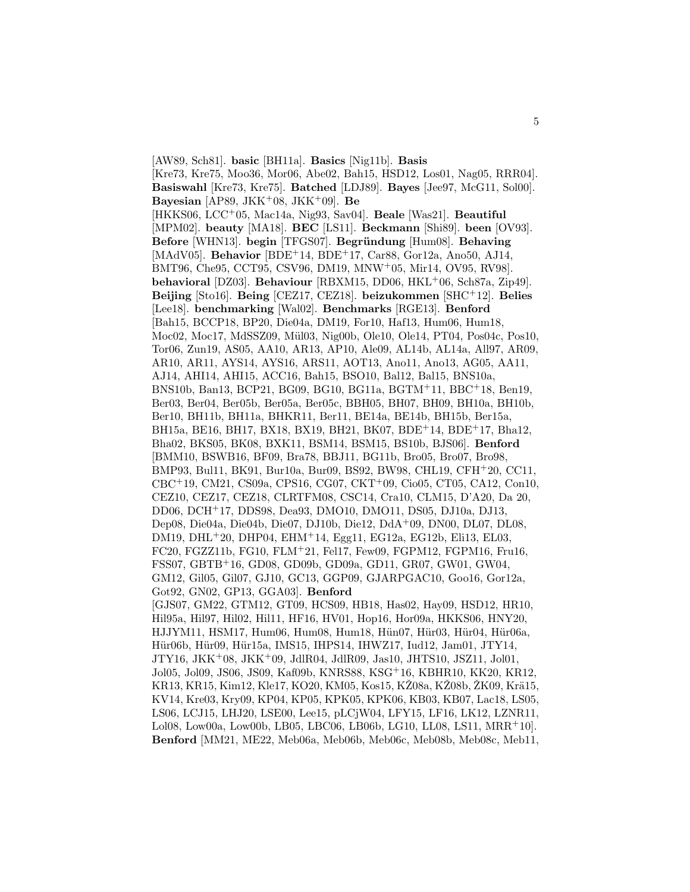[AW89, Sch81]. **basic** [BH11a]. **Basics** [Nig11b]. **Basis** [Kre73, Kre75, Moo36, Mor06, Abe02, Bah15, HSD12, Los01, Nag05, RRR04]. **Basiswahl** [Kre73, Kre75]. **Batched** [LDJ89]. **Bayes** [Jee97, McG11, Sol00]. **Bayesian** [AP89, JKK+08, JKK+09]. **Be** [HKKS06, LCC+05, Mac14a, Nig93, Sav04]. **Beale** [Was21]. **Beautiful** [MPM02]. **beauty** [MA18]. **BEC** [LS11]. **Beckmann** [Shi89]. **been** [OV93]. **Before** [WHN13]. **begin** [TFGS07]. **Begründung** [Hum08]. **Behaving** [MAdV05]. **Behavior** [BDE+14, BDE+17, Car88, Gor12a, Ano50, AJ14, BMT96, Che95, CCT95, CSV96, DM19, MNW+05, Mir14, OV95, RV98]. **behavioral** [DZ03]. **Behaviour** [RBXM15, DD06, HKL+06, Sch87a, Zip49]. **Beijing** [Sto16]. **Being** [CEZ17, CEZ18]. **beizukommen** [SHC+12]. **Belies** [Lee18]. **benchmarking** [Wal02]. **Benchmarks** [RGE13]. **Benford** [Bah15, BCCP18, BP20, Die04a, DM19, For10, Haf13, Hum06, Hum18, Moc02, Moc17, MdSSZ09, Mül03, Nig00b, Ole10, Ole14, PT04, Pos04c, Pos10, Tor06, Zun19, AS05, AA10, AR13, AP10, Ale09, AL14b, AL14a, All97, AR09, AR10, AR11, AYS14, AYS16, ARS11, AOT13, Ano11, Ano13, AG05, AA11, AJ14, AHI14, AHI15, ACC16, Bah15, BSO10, Bal12, Bal15, BNS10a, BNS10b, Ban13, BCP21, BG09, BG10, BG11a, BGTM+11, BBC+18, Ben19, Ber03, Ber04, Ber05b, Ber05a, Ber05c, BBH05, BH07, BH09, BH10a, BH10b, Ber10, BH11b, BH11a, BHKR11, Ber11, BE14a, BE14b, BH15b, Ber15a, BH15a, BE16, BH17, BX18, BX19, BH21, BK07, BDE+14, BDE+17, Bha12, Bha02, BKS05, BK08, BXK11, BSM14, BSM15, BS10b, BJS06]. **Benford** [BMM10, BSWB16, BF09, Bra78, BBJ11, BG11b, Bro05, Bro07, Bro98, BMP93, Bul11, BK91, Bur10a, Bur09, BS92, BW98, CHL19, CFH+20, CC11, CBC+19, CM21, CS09a, CPS16, CG07, CKT+09, Cio05, CT05, CA12, Con10, CEZ10, CEZ17, CEZ18, CLRTFM08, CSC14, Cra10, CLM15, D'A20, Da 20, DD06, DCH+17, DDS98, Dea93, DMO10, DMO11, DS05, DJ10a, DJ13, Dep08, Die04a, Die04b, Die07, DJ10b, Die12, DdA+09, DN00, DL07, DL08, DM19, DHL+20, DHP04, EHM+14, Egg11, EG12a, EG12b, Eli13, EL03, FC20, FGZZ11b, FG10, FLM+21, Fel17, Few09, FGPM12, FGPM16, Fru16, FSS07, GBTB+16, GD08, GD09b, GD09a, GD11, GR07, GW01, GW04, GM12, Gil05, Gil07, GJ10, GC13, GGP09, GJARPGAC10, Goo16, Gor12a, Got92, GN02, GP13, GGA03]. **Benford** [GJS07, GM22, GTM12, GT09, HCS09, HB18, Has02, Hay09, HSD12, HR10, Hil95a, Hil97, Hil02, Hil11, HF16, HV01, Hop16, Hor09a, HKKS06, HNY20, HJJYM11, HSM17, Hum06, Hum08, Hum18, Hün07, Hür03, Hür04, Hür06a, Hür06b, Hür09, Hür15a, IMS15, IHPS14, IHWZ17, Iud12, Jam01, JTY14, JTY16, JKK+08, JKK+09, JdlR04, JdlR09, Jas10, JHTS10, JSZ11, Jol01, Jol05, Jol09, JS06, JS09, Kaf09b, KNRS88, KSG+16, KBHR10, KK20, KR12, KR13, KR15, Kim12, Kle17, KO20, KM05, Kos15, KŽ08a, KŽ08b, ŽK09, Krä15, KV14, Kre03, Kry09, KP04, KP05, KPK05, KPK06, KB03, KB07, Lac18, LS05, LS06, LCJ15, LHJ20, LSE00, Lee15, pLCjW04, LFY15, LF16, LK12, LZNR11, Lol08, Low00a, Low00b, LB05, LBC06, LB06b, LG10, LL08, LS11, MRR+10]. **Benford** [MM21, ME22, Meb06a, Meb06b, Meb06c, Meb08b, Meb08c, Meb11,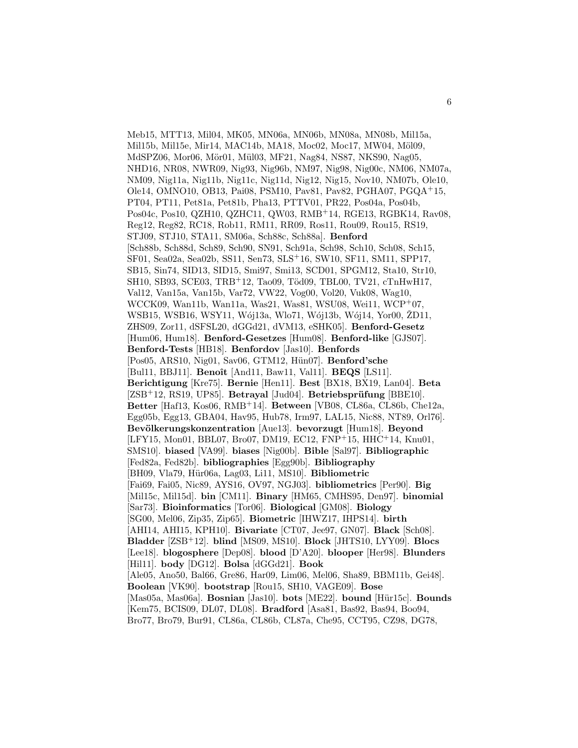Meb15, MTT13, Mil04, MK05, MN06a, MN06b, MN08a, MN08b, Mil15a, Mil15b, Mil15e, Mir14, MAC14b, MA18, Moc02, Moc17, MW04, Möl09, MdSPZ06, Mor06, Mör01, Mül03, MF21, Nag84, NS87, NKS90, Nag05, NHD16, NR08, NWR09, Nig93, Nig96b, NM97, Nig98, Nig00c, NM06, NM07a, NM09, Nig11a, Nig11b, Nig11c, Nig11d, Nig12, Nig15, Nov10, NM07b, Ole10, Ole14, OMNO10, OB13, Pai08, PSM10, Pav81, Pav82, PGHA07, PGQA+15, PT04, PT11, Pet81a, Pet81b, Pha13, PTTV01, PR22, Pos04a, Pos04b, Pos04c, Pos10, QZH10, QZHC11, QW03, RMB+14, RGE13, RGBK14, Rav08, Reg12, Reg82, RC18, Rob11, RM11, RR09, Ros11, Rou09, Rou15, RS19, STJ09, STJ10, STA11, SM06a, Sch88c, Sch88a]. **Benford** [Sch88b, Sch88d, Sch89, Sch90, SN91, Sch91a, Sch98, Sch10, Sch08, Sch15, SF01, Sea02a, Sea02b, SS11, Sen73, SLS+16, SW10, SF11, SM11, SPP17, SB15, Sin74, SID13, SID15, Smi97, Smi13, SCD01, SPGM12, Sta10, Str10, SH10, SB93, SCE03, TRB+12, Tao09, Töd09, TBL00, TV21, cTnHwH17, Val12, Van15a, Van15b, Var72, VW22, Vog00, Vol20, Vuk08, Wag10, WCCK09, Wan11b, Wan11a, Was21, Was81, WSU08, Wei11, WCP+07, WSB15, WSB16, WSY11, Wój13a, Wlo71, Wój13b, Wój14, Yor00, ŽD11, ZHS09, Zor11, dSFSL20, dGGd21, dVM13, eSHK05]. **Benford-Gesetz** [Hum06, Hum18]. **Benford-Gesetzes** [Hum08]. **Benford-like** [GJS07]. **Benford-Tests** [HB18]. **Benfordov** [Jas10]. **Benfords** [Pos05, ARS10, Nig01, Sav06, GTM12, Hün07]. **Benford'sche** [Bul11, BBJ11]. **Benoît** [And11, Baw11, Val11]. **BEQS** [LS11]. **Berichtigung** [Kre75]. **Bernie** [Hen11]. **Best** [BX18, BX19, Lan04]. **Beta** [ZSB+12, RS19, UP85]. **Betrayal** [Jud04]. **Betriebsprüfung** [BBE10]. **Better** [Haf13, Kos06, RMB+14]. **Between** [VB08, CL86a, CL86b, Che12a, Egg05b, Egg13, GBA04, Hav95, Hub78, Irm97, LAL15, Nic88, NT89, Orl76]. **Bevölkerungskonzentration** [Aue13]. **bevorzugt** [Hum18]. **Beyond** [LFY15, Mon01, BBL07, Bro07, DM19, EC12, FNP+15, HHC+14, Knu01, SMS10]. **biased** [VA99]. **biases** [Nig00b]. **Bible** [Sal97]. **Bibliographic** [Fed82a, Fed82b]. **bibliographies** [Egg90b]. **Bibliography** [BH09, Vla79, Hür06a, Lag03, Li11, MS10]. **Bibliometric** [Fai69, Fai05, Nic89, AYS16, OV97, NGJ03]. **bibliometrics** [Per90]. **Big** [Mil15c, Mil15d]. **bin** [CM11]. **Binary** [HM65, CMHS95, Den97]. **binomial** [Sar73]. **Bioinformatics** [Tor06]. **Biological** [GM08]. **Biology** [SG00, Mel06, Zip35, Zip65]. **Biometric** [IHWZ17, IHPS14]. **birth** [AHI14, AHI15, KPH10]. **Bivariate** [CT07, Jee97, GN07]. **Black** [Sch08]. **Bladder** [ZSB+12]. **blind** [MS09, MS10]. **Block** [JHTS10, LYY09]. **Blocs** [Lee18]. **blogosphere** [Dep08]. **blood** [D'A20]. **blooper** [Her98]. **Blunders** [Hil11]. **body** [DG12]. **Bolsa** [dGGd21]. **Book** [Ale05, Ano50, Bal66, Gre86, Har09, Lim06, Mel06, Sha89, BBM11b, Gei48]. **Boolean** [VK90]. **bootstrap** [Rou15, SH10, VAGE09]. **Bose** [Mas05a, Mas06a]. **Bosnian** [Jas10]. **bots** [ME22]. **bound** [Hür15c]. **Bounds** [Kem75, BCIS09, DL07, DL08]. **Bradford** [Asa81, Bas92, Bas94, Boo94, Bro77, Bro79, Bur91, CL86a, CL86b, CL87a, Che95, CCT95, CZ98, DG78,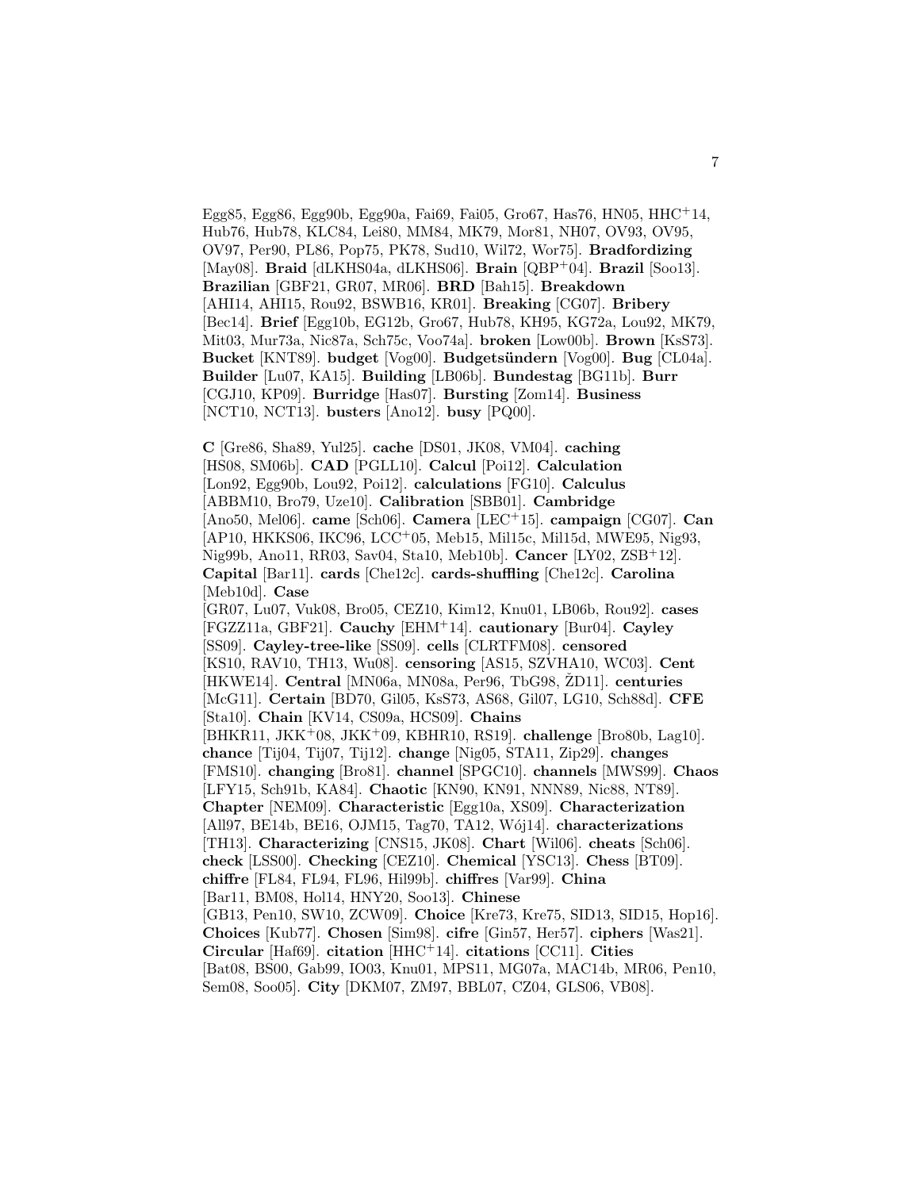Egg85, Egg86, Egg90b, Egg90a, Fai69, Fai05, Gro67, Has76, HN05, HHC+14, Hub76, Hub78, KLC84, Lei80, MM84, MK79, Mor81, NH07, OV93, OV95, OV97, Per90, PL86, Pop75, PK78, Sud10, Wil72, Wor75]. **Bradfordizing** [May08]. **Braid** [dLKHS04a, dLKHS06]. **Brain** [QBP+04]. **Brazil** [Soo13]. **Brazilian** [GBF21, GR07, MR06]. **BRD** [Bah15]. **Breakdown** [AHI14, AHI15, Rou92, BSWB16, KR01]. **Breaking** [CG07]. **Bribery** [Bec14]. **Brief** [Egg10b, EG12b, Gro67, Hub78, KH95, KG72a, Lou92, MK79, Mit03, Mur73a, Nic87a, Sch75c, Voo74a]. **broken** [Low00b]. **Brown** [KsS73]. **Bucket** [KNT89]. **budget** [Vog00]. **Budgetsündern** [Vog00]. **Bug** [CL04a]. **Builder** [Lu07, KA15]. **Building** [LB06b]. **Bundestag** [BG11b]. **Burr** [CGJ10, KP09]. **Burridge** [Has07]. **Bursting** [Zom14]. **Business** [NCT10, NCT13]. **busters** [Ano12]. **busy** [PQ00].

**C** [Gre86, Sha89, Yul25]. **cache** [DS01, JK08, VM04]. **caching** [HS08, SM06b]. **CAD** [PGLL10]. **Calcul** [Poi12]. **Calculation** [Lon92, Egg90b, Lou92, Poi12]. **calculations** [FG10]. **Calculus** [ABBM10, Bro79, Uze10]. **Calibration** [SBB01]. **Cambridge** [Ano50, Mel06]. **came** [Sch06]. **Camera** [LEC+15]. **campaign** [CG07]. **Can** [AP10, HKKS06, IKC96, LCC+05, Meb15, Mil15c, Mil15d, MWE95, Nig93, Nig99b, Ano11, RR03, Sav04, Sta10, Meb10b]. **Cancer** [LY02, ZSB+12]. **Capital** [Bar11]. **cards** [Che12c]. **cards-shuffling** [Che12c]. **Carolina** [Meb10d]. **Case** [GR07, Lu07, Vuk08, Bro05, CEZ10, Kim12, Knu01, LB06b, Rou92]. **cases** [FGZZ11a, GBF21]. **Cauchy** [EHM+14]. **cautionary** [Bur04]. **Cayley** [SS09]. **Cayley-tree-like** [SS09]. **cells** [CLRTFM08]. **censored** [KS10, RAV10, TH13, Wu08]. **censoring** [AS15, SZVHA10, WC03]. **Cent** [HKWE14]. **Central** [MN06a, MN08a, Per96, TbG98, ŽD11]. **centuries** [McG11]. **Certain** [BD70, Gil05, KsS73, AS68, Gil07, LG10, Sch88d]. **CFE** [Sta10]. **Chain** [KV14, CS09a, HCS09]. **Chains** [BHKR11, JKK+08, JKK+09, KBHR10, RS19]. **challenge** [Bro80b, Lag10]. **chance** [Tij04, Tij07, Tij12]. **change** [Nig05, STA11, Zip29]. **changes** [FMS10]. **changing** [Bro81]. **channel** [SPGC10]. **channels** [MWS99]. **Chaos** [LFY15, Sch91b, KA84]. **Chaotic** [KN90, KN91, NNN89, Nic88, NT89]. **Chapter** [NEM09]. **Characteristic** [Egg10a, XS09]. **Characterization** [All97, BE14b, BE16, OJM15, Tag70, TA12, Wój14]. **characterizations** [TH13]. **Characterizing** [CNS15, JK08]. **Chart** [Wil06]. **cheats** [Sch06]. **check** [LSS00]. **Checking** [CEZ10]. **Chemical** [YSC13]. **Chess** [BT09]. **chiffre** [FL84, FL94, FL96, Hil99b]. **chiffres** [Var99]. **China** [Bar11, BM08, Hol14, HNY20, Soo13]. **Chinese** [GB13, Pen10, SW10, ZCW09]. **Choice** [Kre73, Kre75, SID13, SID15, Hop16]. **Choices** [Kub77]. **Chosen** [Sim98]. **cifre** [Gin57, Her57]. **ciphers** [Was21]. **Circular** [Haf69]. **citation** [HHC+14]. **citations** [CC11]. **Cities** [Bat08, BS00, Gab99, IO03, Knu01, MPS11, MG07a, MAC14b, MR06, Pen10, Sem08, Soo05]. **City** [DKM07, ZM97, BBL07, CZ04, GLS06, VB08].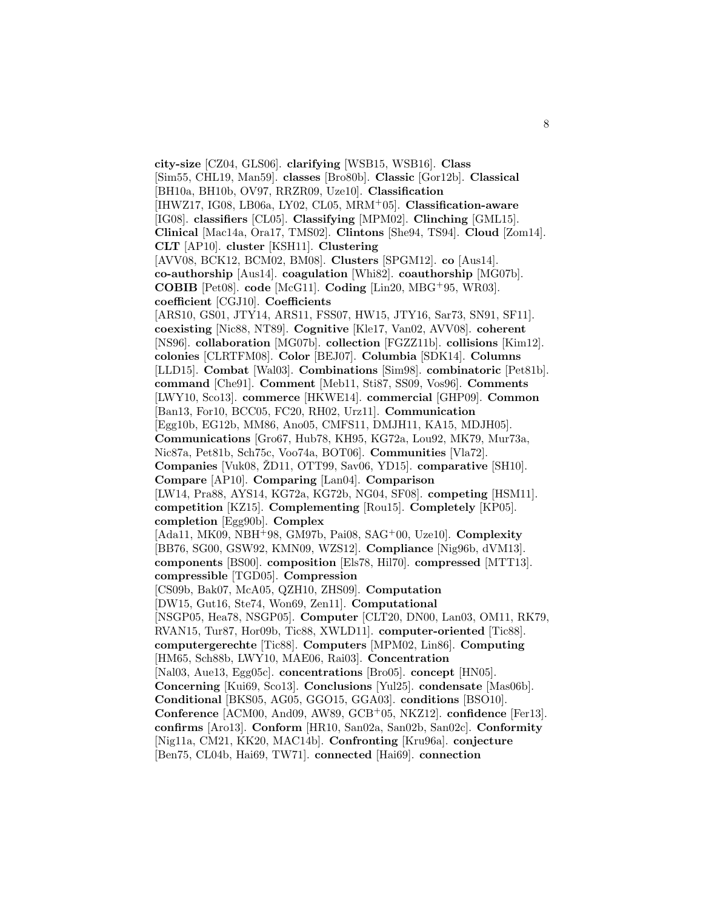**city-size** [CZ04, GLS06]. **clarifying** [WSB15, WSB16]. **Class** [Sim55, CHL19, Man59]. **classes** [Bro80b]. **Classic** [Gor12b]. **Classical** [BH10a, BH10b, OV97, RRZR09, Uze10]. **Classification** [IHWZ17, IG08, LB06a, LY02, CL05, MRM+05]. **Classification-aware** [IG08]. **classifiers** [CL05]. **Classifying** [MPM02]. **Clinching** [GML15]. **Clinical** [Mac14a, Ora17, TMS02]. **Clintons** [She94, TS94]. **Cloud** [Zom14]. **CLT** [AP10]. **cluster** [KSH11]. **Clustering** [AVV08, BCK12, BCM02, BM08]. **Clusters** [SPGM12]. **co** [Aus14]. **co-authorship** [Aus14]. **coagulation** [Whi82]. **coauthorship** [MG07b]. **COBIB** [Pet08]. **code** [McG11]. **Coding** [Lin20, MBG+95, WR03]. **coefficient** [CGJ10]. **Coefficients** [ARS10, GS01, JTY14, ARS11, FSS07, HW15, JTY16, Sar73, SN91, SF11]. **coexisting** [Nic88, NT89]. **Cognitive** [Kle17, Van02, AVV08]. **coherent** [NS96]. **collaboration** [MG07b]. **collection** [FGZZ11b]. **collisions** [Kim12]. **colonies** [CLRTFM08]. **Color** [BEJ07]. **Columbia** [SDK14]. **Columns** [LLD15]. **Combat** [Wal03]. **Combinations** [Sim98]. **combinatoric** [Pet81b]. **command** [Che91]. **Comment** [Meb11, Sti87, SS09, Vos96]. **Comments** [LWY10, Sco13]. **commerce** [HKWE14]. **commercial** [GHP09]. **Common** [Ban13, For10, BCC05, FC20, RH02, Urz11]. **Communication** [Egg10b, EG12b, MM86, Ano05, CMFS11, DMJH11, KA15, MDJH05]. **Communications** [Gro67, Hub78, KH95, KG72a, Lou92, MK79, Mur73a, Nic87a, Pet81b, Sch75c, Voo74a, BOT06]. **Communities** [Vla72]. **Companies** [Vuk08, ŽD11, OTT99, Sav06, YD15]. **comparative** [SH10]. **Compare** [AP10]. **Comparing** [Lan04]. **Comparison** [LW14, Pra88, AYS14, KG72a, KG72b, NG04, SF08]. **competing** [HSM11]. **competition** [KZ15]. **Complementing** [Rou15]. **Completely** [KP05]. **completion** [Egg90b]. **Complex** [Ada11, MK09, NBH+98, GM97b, Pai08, SAG+00, Uze10]. **Complexity** [BB76, SG00, GSW92, KMN09, WZS12]. **Compliance** [Nig96b, dVM13]. **components** [BS00]. **composition** [Els78, Hil70]. **compressed** [MTT13]. **compressible** [TGD05]. **Compression** [CS09b, Bak07, McA05, QZH10, ZHS09]. **Computation** [DW15, Gut16, Ste74, Won69, Zen11]. **Computational** [NSGP05, Hea78, NSGP05]. **Computer** [CLT20, DN00, Lan03, OM11, RK79, RVAN15, Tur87, Hor09b, Tic88, XWLD11]. **computer-oriented** [Tic88]. **computergerechte** [Tic88]. **Computers** [MPM02, Lin86]. **Computing** [HM65, Sch88b, LWY10, MAE06, Rai03]. **Concentration** [Nal03, Aue13, Egg05c]. **concentrations** [Bro05]. **concept** [HN05]. **Concerning** [Kui69, Sco13]. **Conclusions** [Yul25]. **condensate** [Mas06b]. **Conditional** [BKS05, AG05, GGO15, GGA03]. **conditions** [BSO10]. **Conference** [ACM00, And09, AW89, GCB+05, NKZ12]. **confidence** [Fer13]. **confirms** [Aro13]. **Conform** [HR10, San02a, San02b, San02c]. **Conformity** [Nig11a, CM21, KK20, MAC14b]. **Confronting** [Kru96a]. **conjecture** [Ben75, CL04b, Hai69, TW71]. **connected** [Hai69]. **connection**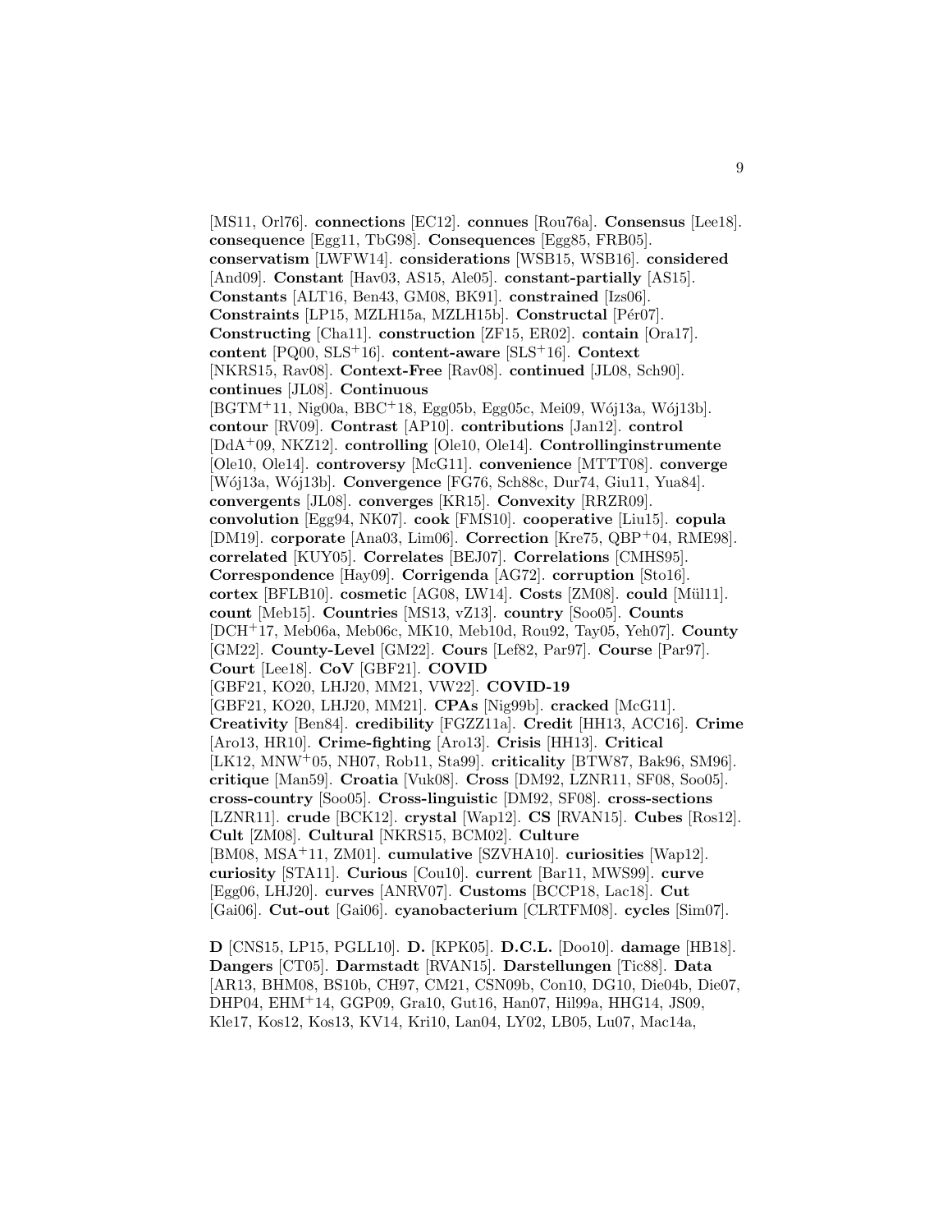[MS11, Orl76]. **connections** [EC12]. **connues** [Rou76a]. **Consensus** [Lee18]. **consequence** [Egg11, TbG98]. **Consequences** [Egg85, FRB05]. **conservatism** [LWFW14]. **considerations** [WSB15, WSB16]. **considered** [And09]. **Constant** [Hav03, AS15, Ale05]. **constant-partially** [AS15]. **Constants** [ALT16, Ben43, GM08, BK91]. **constrained** [Izs06]. **Constraints** [LP15, MZLH15a, MZLH15b]. **Constructal** [Pér07]. **Constructing** [Cha11]. **construction** [ZF15, ER02]. **contain** [Ora17]. **content** [PQ00, SLS+16]. **content-aware** [SLS+16]. **Context** [NKRS15, Rav08]. **Context-Free** [Rav08]. **continued** [JL08, Sch90]. **continues** [JL08]. **Continuous** [BGTM+11, Nig00a, BBC+18, Egg05b, Egg05c, Mei09, Wój13a, Wój13b]. **contour** [RV09]. **Contrast** [AP10]. **contributions** [Jan12]. **control** [DdA+09, NKZ12]. **controlling** [Ole10, Ole14]. **Controllinginstrumente** [Ole10, Ole14]. **controversy** [McG11]. **convenience** [MTTT08]. **converge** [Wój13a, Wój13b]. **Convergence** [FG76, Sch88c, Dur74, Giu11, Yua84]. **convergents** [JL08]. **converges** [KR15]. **Convexity** [RRZR09]. **convolution** [Egg94, NK07]. **cook** [FMS10]. **cooperative** [Liu15]. **copula** [DM19]. **corporate** [Ana03, Lim06]. **Correction** [Kre75, QBP+04, RME98]. **correlated** [KUY05]. **Correlates** [BEJ07]. **Correlations** [CMHS95]. **Correspondence** [Hay09]. **Corrigenda** [AG72]. **corruption** [Sto16]. **cortex** [BFLB10]. **cosmetic** [AG08, LW14]. **Costs** [ZM08]. **could** [Mül11]. **count** [Meb15]. **Countries** [MS13, vZ13]. **country** [Soo05]. **Counts** [DCH+17, Meb06a, Meb06c, MK10, Meb10d, Rou92, Tay05, Yeh07]. **County** [GM22]. **County-Level** [GM22]. **Cours** [Lef82, Par97]. **Course** [Par97]. **Court** [Lee18]. **CoV** [GBF21]. **COVID** [GBF21, KO20, LHJ20, MM21, VW22]. **COVID-19** [GBF21, KO20, LHJ20, MM21]. **CPAs** [Nig99b]. **cracked** [McG11]. **Creativity** [Ben84]. **credibility** [FGZZ11a]. **Credit** [HH13, ACC16]. **Crime** [Aro13, HR10]. **Crime-fighting** [Aro13]. **Crisis** [HH13]. **Critical** [LK12, MNW+05, NH07, Rob11, Sta99]. **criticality** [BTW87, Bak96, SM96]. **critique** [Man59]. **Croatia** [Vuk08]. **Cross** [DM92, LZNR11, SF08, Soo05]. **cross-country** [Soo05]. **Cross-linguistic** [DM92, SF08]. **cross-sections** [LZNR11]. **crude** [BCK12]. **crystal** [Wap12]. **CS** [RVAN15]. **Cubes** [Ros12]. **Cult** [ZM08]. **Cultural** [NKRS15, BCM02]. **Culture** [BM08, MSA+11, ZM01]. **cumulative** [SZVHA10]. **curiosities** [Wap12]. **curiosity** [STA11]. **Curious** [Cou10]. **current** [Bar11, MWS99]. **curve** [Egg06, LHJ20]. **curves** [ANRV07]. **Customs** [BCCP18, Lac18]. **Cut** [Gai06]. **Cut-out** [Gai06]. **cyanobacterium** [CLRTFM08]. **cycles** [Sim07].

**D** [CNS15, LP15, PGLL10]. **D.** [KPK05]. **D.C.L.** [Doo10]. **damage** [HB18]. **Dangers** [CT05]. **Darmstadt** [RVAN15]. **Darstellungen** [Tic88]. **Data** [AR13, BHM08, BS10b, CH97, CM21, CSN09b, Con10, DG10, Die04b, Die07, DHP04, EHM+14, GGP09, Gra10, Gut16, Han07, Hil99a, HHG14, JS09, Kle17, Kos12, Kos13, KV14, Kri10, Lan04, LY02, LB05, Lu07, Mac14a,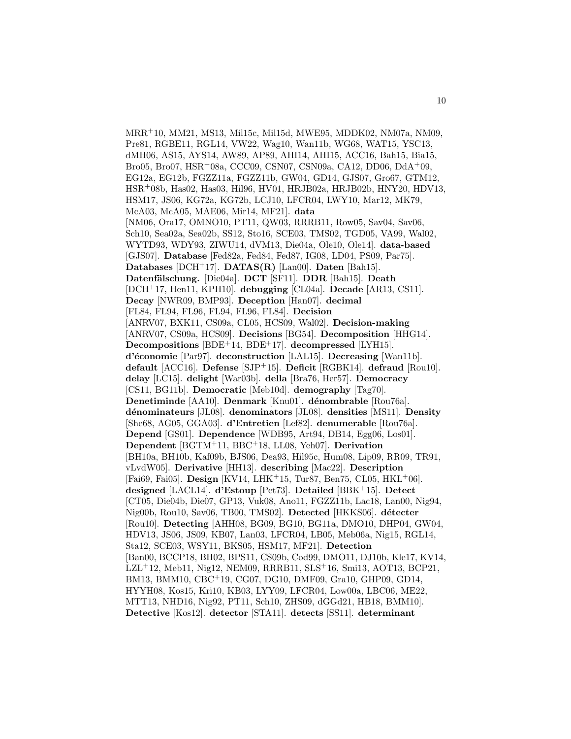MRR+10, MM21, MS13, Mil15c, Mil15d, MWE95, MDDK02, NM07a, NM09, Pre81, RGBE11, RGL14, VW22, Wag10, Wan11b, WG68, WAT15, YSC13, dMH06, AS15, AYS14, AW89, AP89, AHI14, AHI15, ACC16, Bah15, Bia15, Bro05, Bro07, HSR+08a, CCC09, CSN07, CSN09a, CA12, DD06, DdA+09, EG12a, EG12b, FGZZ11a, FGZZ11b, GW04, GD14, GJS07, Gro67, GTM12, HSR+08b, Has02, Has03, Hil96, HV01, HRJB02a, HRJB02b, HNY20, HDV13, HSM17, JS06, KG72a, KG72b, LCJ10, LFCR04, LWY10, Mar12, MK79, McA03, McA05, MAE06, Mir14, MF21]. **data** [NM06, Ora17, OMNO10, PT11, QW03, RRRB11, Row05, Sav04, Sav06, Sch10, Sea02a, Sea02b, SS12, Sto16, SCE03, TMS02, TGD05, VA99, Wal02, WYTD93, WDY93, ZIWU14, dVM13, Die04a, Ole10, Ole14]. **data-based** [GJS07]. **Database** [Fed82a, Fed84, Fed87, IG08, LD04, PS09, Par75]. **Databases** [DCH+17]. **DATAS(R)** [Lan00]. **Daten** [Bah15]. **Datenfälschung.** [Die04a]. **DCT** [SF11]. **DDR** [Bah15]. **Death** [DCH+17, Hen11, KPH10]. **debugging** [CL04a]. **Decade** [AR13, CS11]. **Decay** [NWR09, BMP93]. **Deception** [Han07]. **decimal** [FL84, FL94, FL96, FL94, FL96, FL84]. **Decision** [ANRV07, BXK11, CS09a, CL05, HCS09, Wal02]. **Decision-making** [ANRV07, CS09a, HCS09]. **Decisions** [BG54]. **Decomposition** [HHG14]. **Decompositions** [BDE+14, BDE+17]. **decompressed** [LYH15]. **d'économie** [Par97]. **deconstruction** [LAL15]. **Decreasing** [Wan11b]. **default** [ACC16]. **Defense** [SJP+15]. **Deficit** [RGBK14]. **defraud** [Rou10]. **delay** [LC15]. **delight** [War03b]. **della** [Bra76, Her57]. **Democracy** [CS11, BG11b]. **Democratic** [Meb10d]. **demography** [Tag70]. **Denetiminde** [AA10]. **Denmark** [Knu01]. **dénombrable** [Rou76a]. **dénominateurs** [JL08]. **denominators** [JL08]. **densities** [MS11]. **Density** [She68, AG05, GGA03]. **d'Entretien** [Lef82]. **denumerable** [Rou76a]. **Depend** [GS01]. **Dependence** [WDB95, Art94, DB14, Egg06, Los01]. **Dependent** [BGTM+11, BBC+18, LL08, Yeh07]. **Derivation** [BH10a, BH10b, Kaf09b, BJS06, Dea93, Hil95c, Hum08, Lip09, RR09, TR91, vLvdW05]. **Derivative** [HH13]. **describing** [Mac22]. **Description** [Fai69, Fai05]. **Design** [KV14, LHK+15, Tur87, Ben75, CL05, HKL+06]. **designed** [LACL14]. **d'Estoup** [Pet73]. **Detailed** [BBK+15]. **Detect** [CT05, Die04b, Die07, GP13, Vuk08, Ano11, FGZZ11b, Lac18, Lan00, Nig94, Nig00b, Rou10, Sav06, TB00, TMS02]. **Detected** [HKKS06]. **détecter** [Rou10]. **Detecting** [AHH08, BG09, BG10, BG11a, DMO10, DHP04, GW04, HDV13, JS06, JS09, KB07, Lan03, LFCR04, LB05, Meb06a, Nig15, RGL14, Sta12, SCE03, WSY11, BKS05, HSM17, MF21]. **Detection** [Ban00, BCCP18, BH02, BPS11, CS09b, Cod99, DMO11, DJ10b, Kle17, KV14, LZL+12, Meb11, Nig12, NEM09, RRRB11, SLS+16, Smi13, AOT13, BCP21, BM13, BMM10, CBC+19, CG07, DG10, DMF09, Gra10, GHP09, GD14, HYYH08, Kos15, Kri10, KB03, LYY09, LFCR04, Low00a, LBC06, ME22, MTT13, NHD16, Nig92, PT11, Sch10, ZHS09, dGGd21, HB18, BMM10]. **Detective** [Kos12]. **detector** [STA11]. **detects** [SS11]. **determinant**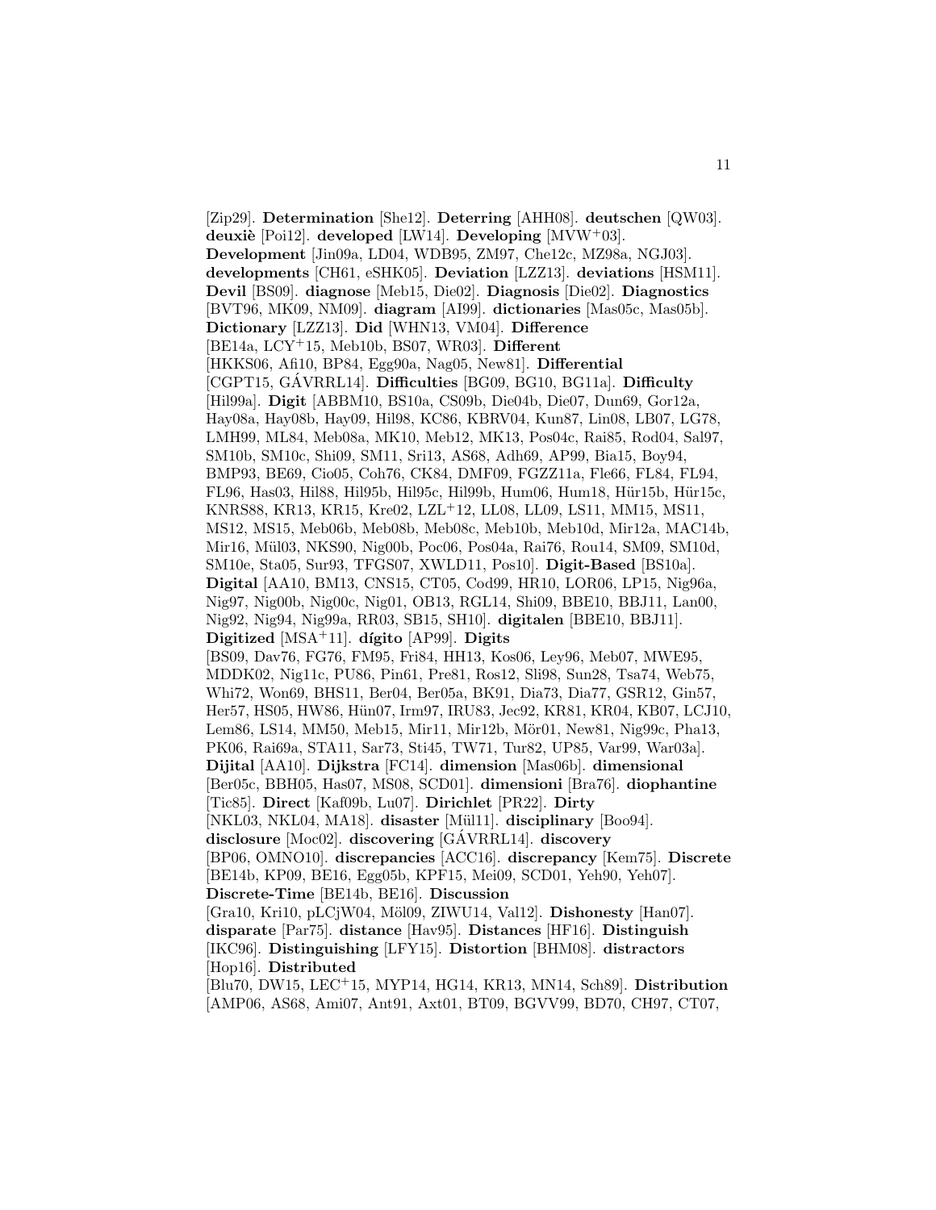[Zip29]. **Determination** [She12]. **Deterring** [AHH08]. **deutschen** [QW03]. **deuxiè** [Poi12]. **developed** [LW14]. **Developing** [MVW+03]. **Development** [Jin09a, LD04, WDB95, ZM97, Che12c, MZ98a, NGJ03]. **developments** [CH61, eSHK05]. **Deviation** [LZZ13]. **deviations** [HSM11]. **Devil** [BS09]. **diagnose** [Meb15, Die02]. **Diagnosis** [Die02]. **Diagnostics** [BVT96, MK09, NM09]. **diagram** [AI99]. **dictionaries** [Mas05c, Mas05b]. **Dictionary** [LZZ13]. **Did** [WHN13, VM04]. **Difference** [BE14a, LCY+15, Meb10b, BS07, WR03]. **Different** [HKKS06, Afi10, BP84, Egg90a, Nag05, New81]. **Differential** [CGPT15, GÁVRRL14]. **Difficulties** [BG09, BG10, BG11a]. **Difficulty** [Hil99a]. **Digit** [ABBM10, BS10a, CS09b, Die04b, Die07, Dun69, Gor12a, Hay08a, Hay08b, Hay09, Hil98, KC86, KBRV04, Kun87, Lin08, LB07, LG78, LMH99, ML84, Meb08a, MK10, Meb12, MK13, Pos04c, Rai85, Rod04, Sal97, SM10b, SM10c, Shi09, SM11, Sri13, AS68, Adh69, AP99, Bia15, Boy94, BMP93, BE69, Cio05, Coh76, CK84, DMF09, FGZZ11a, Fle66, FL84, FL94, FL96, Has03, Hil88, Hil95b, Hil95c, Hil99b, Hum06, Hum18, Hür15b, Hür15c, KNRS88, KR13, KR15, Kre02, LZL+12, LL08, LL09, LS11, MM15, MS11, MS12, MS15, Meb06b, Meb08b, Meb08c, Meb10b, Meb10d, Mir12a, MAC14b, Mir16, Mül03, NKS90, Nig00b, Poc06, Pos04a, Rai76, Rou14, SM09, SM10d, SM10e, Sta05, Sur93, TFGS07, XWLD11, Pos10]. **Digit-Based** [BS10a]. **Digital** [AA10, BM13, CNS15, CT05, Cod99, HR10, LOR06, LP15, Nig96a, Nig97, Nig00b, Nig00c, Nig01, OB13, RGL14, Shi09, BBE10, BBJ11, Lan00, Nig92, Nig94, Nig99a, RR03, SB15, SH10]. **digitalen** [BBE10, BBJ11]. **Digitized** [MSA+11]. **dígito** [AP99]. **Digits** [BS09, Dav76, FG76, FM95, Fri84, HH13, Kos06, Ley96, Meb07, MWE95, MDDK02, Nig11c, PU86, Pin61, Pre81, Ros12, Sli98, Sun28, Tsa74, Web75, Whi72, Won69, BHS11, Ber04, Ber05a, BK91, Dia73, Dia77, GSR12, Gin57, Her57, HS05, HW86, Hün07, Irm97, IRU83, Jec92, KR81, KR04, KB07, LCJ10, Lem86, LS14, MM50, Meb15, Mir11, Mir12b, Mör01, New81, Nig99c, Pha13, PK06, Rai69a, STA11, Sar73, Sti45, TW71, Tur82, UP85, Var99, War03a]. **Dijital** [AA10]. **Dijkstra** [FC14]. **dimension** [Mas06b]. **dimensional** [Ber05c, BBH05, Has07, MS08, SCD01]. **dimensioni** [Bra76]. **diophantine** [Tic85]. **Direct** [Kaf09b, Lu07]. **Dirichlet** [PR22]. **Dirty** [NKL03, NKL04, MA18]. **disaster** [Mül11]. **disciplinary** [Boo94]. **disclosure** [Moc02]. **discovering** [GÁVRRL14]. **discovery** [BP06, OMNO10]. **discrepancies** [ACC16]. **discrepancy** [Kem75]. **Discrete** [BE14b, KP09, BE16, Egg05b, KPF15, Mei09, SCD01, Yeh90, Yeh07]. **Discrete-Time** [BE14b, BE16]. **Discussion** [Gra10, Kri10, pLCjW04, Möl09, ZIWU14, Val12]. **Dishonesty** [Han07]. **disparate** [Par75]. **distance** [Hav95]. **Distances** [HF16]. **Distinguish** [IKC96]. **Distinguishing** [LFY15]. **Distortion** [BHM08]. **distractors** [Hop16]. **Distributed** [Blu70, DW15, LEC+15, MYP14, HG14, KR13, MN14, Sch89]. **Distribution** [AMP06, AS68, Ami07, Ant91, Axt01, BT09, BGVV99, BD70, CH97, CT07,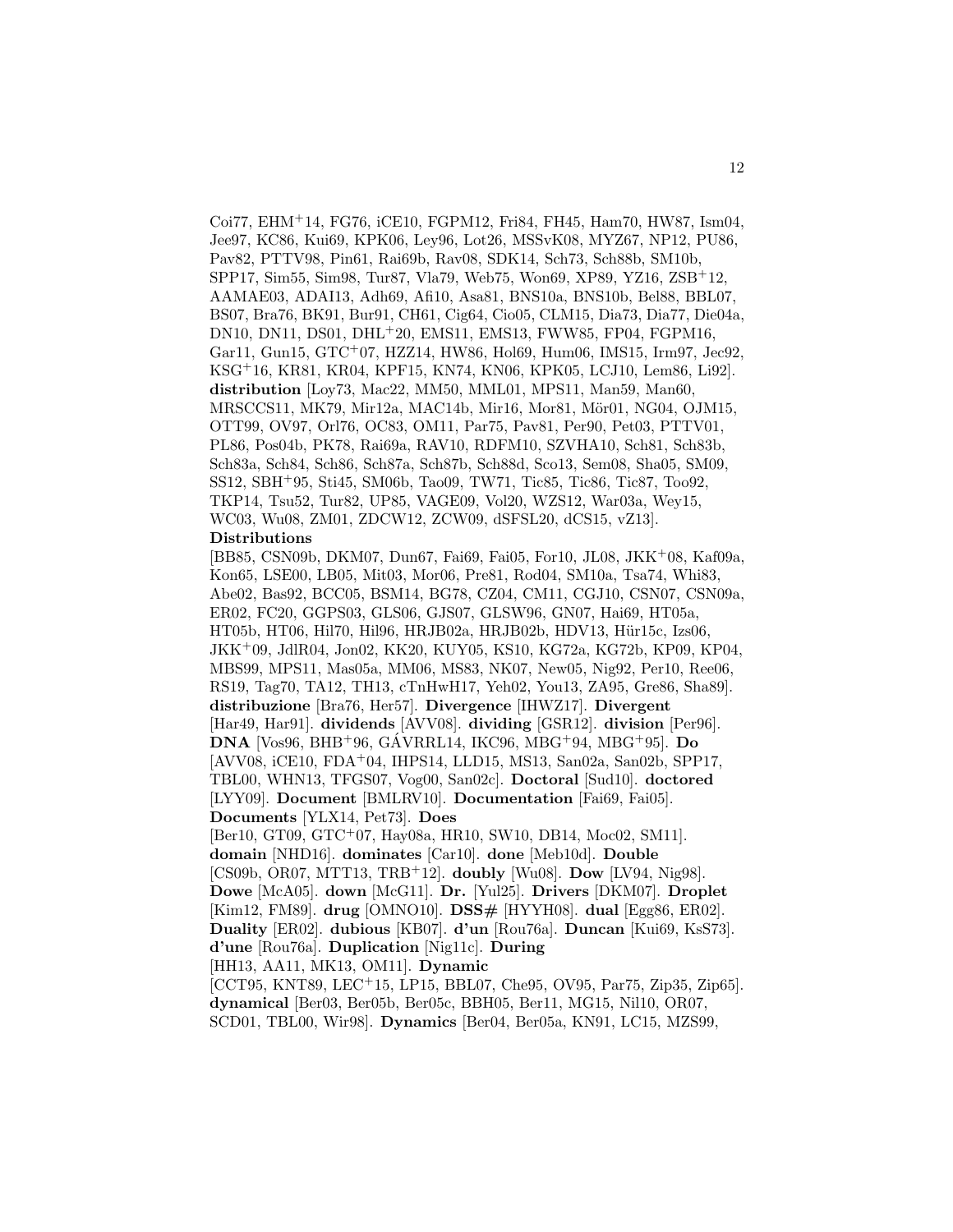Coi77, EHM+14, FG76, iCE10, FGPM12, Fri84, FH45, Ham70, HW87, Ism04, Jee97, KC86, Kui69, KPK06, Ley96, Lot26, MSSvK08, MYZ67, NP12, PU86, Pav82, PTTV98, Pin61, Rai69b, Rav08, SDK14, Sch73, Sch88b, SM10b, SPP17, Sim55, Sim98, Tur87, Vla79, Web75, Won69, XP89, YZ16, ZSB+12, AAMAE03, ADAI13, Adh69, Afi10, Asa81, BNS10a, BNS10b, Bel88, BBL07, BS07, Bra76, BK91, Bur91, CH61, Cig64, Cio05, CLM15, Dia73, Dia77, Die04a, DN10, DN11, DS01, DHL+20, EMS11, EMS13, FWW85, FP04, FGPM16, Gar11, Gun15, GTC+07, HZZ14, HW86, Hol69, Hum06, IMS15, Irm97, Jec92, KSG+16, KR81, KR04, KPF15, KN74, KN06, KPK05, LCJ10, Lem86, Li92]. **distribution** [Loy73, Mac22, MM50, MML01, MPS11, Man59, Man60, MRSCCS11, MK79, Mir12a, MAC14b, Mir16, Mor81, Mör01, NG04, OJM15, OTT99, OV97, Orl76, OC83, OM11, Par75, Pav81, Per90, Pet03, PTTV01, PL86, Pos04b, PK78, Rai69a, RAV10, RDFM10, SZVHA10, Sch81, Sch83b, Sch83a, Sch84, Sch86, Sch87a, Sch87b, Sch88d, Sco13, Sem08, Sha05, SM09, SS12, SBH+95, Sti45, SM06b, Tao09, TW71, Tic85, Tic86, Tic87, Too92, TKP14, Tsu52, Tur82, UP85, VAGE09, Vol20, WZS12, War03a, Wey15, WC03, Wu08, ZM01, ZDCW12, ZCW09, dSFSL20, dCS15, vZ13]. **Distributions** [BB85, CSN09b, DKM07, Dun67, Fai69, Fai05, For10, JL08, JKK+08, Kaf09a, Kon65, LSE00, LB05, Mit03, Mor06, Pre81, Rod04, SM10a, Tsa74, Whi83, Abe02, Bas92, BCC05, BSM14, BG78, CZ04, CM11, CGJ10, CSN07, CSN09a, ER02, FC20, GGPS03, GLS06, GJS07, GLSW96, GN07, Hai69, HT05a, HT05b, HT06, Hil70, Hil96, HRJB02a, HRJB02b, HDV13, Hür15c, Izs06, JKK+09, JdlR04, Jon02, KK20, KUY05, KS10, KG72a, KG72b, KP09, KP04, MBS99, MPS11, Mas05a, MM06, MS83, NK07, New05, Nig92, Per10, Ree06, RS19, Tag70, TA12, TH13, cTnHwH17, Yeh02, You13, ZA95, Gre86, Sha89]. **distribuzione** [Bra76, Her57]. **Divergence** [IHWZ17]. **Divergent** [Har49, Har91]. **dividends** [AVV08]. **dividing** [GSR12]. **division** [Per96]. **DNA** [Vos96, BHB+96, GÁVRRL14, IKC96, MBG+94, MBG+95]. **Do** [AVV08, iCE10, FDA+04, IHPS14, LLD15, MS13, San02a, San02b, SPP17, TBL00, WHN13, TFGS07, Vog00, San02c]. **Doctoral** [Sud10]. **doctored** [LYY09]. **Document** [BMLRV10]. **Documentation** [Fai69, Fai05]. **Documents** [YLX14, Pet73]. **Does** [Ber10, GT09, GTC+07, Hay08a, HR10, SW10, DB14, Moc02, SM11]. **domain** [NHD16]. **dominates** [Car10]. **done** [Meb10d]. **Double** [CS09b, OR07, MTT13, TRB+12]. **doubly** [Wu08]. **Dow** [LV94, Nig98]. **Dowe** [McA05]. **down** [McG11]. **Dr.** [Yul25]. **Drivers** [DKM07]. **Droplet** [Kim12, FM89]. **drug** [OMNO10]. **DSS#** [HYYH08]. **dual** [Egg86, ER02]. **Duality** [ER02]. **dubious** [KB07]. **d'un** [Rou76a]. **Duncan** [Kui69, KsS73]. **d'une** [Rou76a]. **Duplication** [Nig11c]. **During** [HH13, AA11, MK13, OM11]. **Dynamic** [CCT95, KNT89, LEC+15, LP15, BBL07, Che95, OV95, Par75, Zip35, Zip65]. **dynamical** [Ber03, Ber05b, Ber05c, BBH05, Ber11, MG15, Nil10, OR07, SCD01, TBL00, Wir98]. **Dynamics** [Ber04, Ber05a, KN91, LC15, MZS99,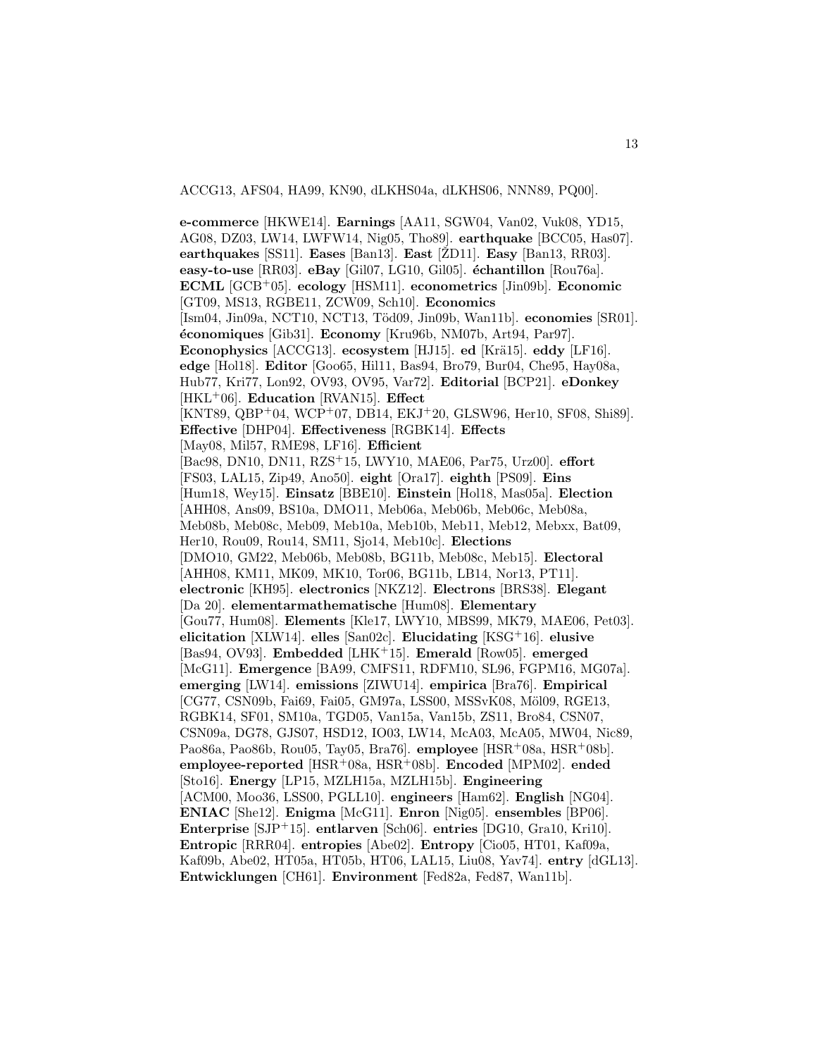ACCG13, AFS04, HA99, KN90, dLKHS04a, dLKHS06, NNN89, PQ00].

**e-commerce** [HKWE14]. **Earnings** [AA11, SGW04, Van02, Vuk08, YD15, AG08, DZ03, LW14, LWFW14, Nig05, Tho89]. **earthquake** [BCC05, Has07]. **earthquakes** [SS11]. **Eases** [Ban13]. **East** [ŽD11]. **Easy** [Ban13, RR03]. **easy-to-use** [RR03]. **eBay** [Gil07, LG10, Gil05]. **échantillon** [Rou76a]. **ECML** [GCB+05]. **ecology** [HSM11]. **econometrics** [Jin09b]. **Economic** [GT09, MS13, RGBE11, ZCW09, Sch10]. **Economics** [Ism04, Jin09a, NCT10, NCT13, Töd09, Jin09b, Wan11b]. **economies** [SR01]. **économiques** [Gib31]. **Economy** [Kru96b, NM07b, Art94, Par97]. **Econophysics** [ACCG13]. **ecosystem** [HJ15]. **ed** [Krä15]. **eddy** [LF16]. **edge** [Hol18]. **Editor** [Goo65, Hil11, Bas94, Bro79, Bur04, Che95, Hay08a, Hub77, Kri77, Lon92, OV93, OV95, Var72]. **Editorial** [BCP21]. **eDonkey** [HKL+06]. **Education** [RVAN15]. **Effect** [KNT89, QBP+04, WCP+07, DB14, EKJ+20, GLSW96, Her10, SF08, Shi89]. **Effective** [DHP04]. **Effectiveness** [RGBK14]. **Effects** [May08, Mil57, RME98, LF16]. **Efficient** [Bac98, DN10, DN11, RZS+15, LWY10, MAE06, Par75, Urz00]. **effort** [FS03, LAL15, Zip49, Ano50]. **eight** [Ora17]. **eighth** [PS09]. **Eins** [Hum18, Wey15]. **Einsatz** [BBE10]. **Einstein** [Hol18, Mas05a]. **Election** [AHH08, Ans09, BS10a, DMO11, Meb06a, Meb06b, Meb06c, Meb08a, Meb08b, Meb08c, Meb09, Meb10a, Meb10b, Meb11, Meb12, Mebxx, Bat09, Her10, Rou09, Rou14, SM11, Sjo14, Meb10c]. **Elections** [DMO10, GM22, Meb06b, Meb08b, BG11b, Meb08c, Meb15]. **Electoral** [AHH08, KM11, MK09, MK10, Tor06, BG11b, LB14, Nor13, PT11]. **electronic** [KH95]. **electronics** [NKZ12]. **Electrons** [BRS38]. **Elegant** [Da 20]. **elementarmathematische** [Hum08]. **Elementary** [Gou77, Hum08]. **Elements** [Kle17, LWY10, MBS99, MK79, MAE06, Pet03]. **elicitation** [XLW14]. **elles** [San02c]. **Elucidating** [KSG+16]. **elusive** [Bas94, OV93]. **Embedded** [LHK+15]. **Emerald** [Row05]. **emerged** [McG11]. **Emergence** [BA99, CMFS11, RDFM10, SL96, FGPM16, MG07a]. **emerging** [LW14]. **emissions** [ZIWU14]. **empirica** [Bra76]. **Empirical** [CG77, CSN09b, Fai69, Fai05, GM97a, LSS00, MSSvK08, Möl09, RGE13, RGBK14, SF01, SM10a, TGD05, Van15a, Van15b, ZS11, Bro84, CSN07, CSN09a, DG78, GJS07, HSD12, IO03, LW14, McA03, McA05, MW04, Nic89, Pao86a, Pao86b, Rou05, Tay05, Bra76]. **employee** [HSR+08a, HSR+08b]. **employee-reported** [HSR+08a, HSR+08b]. **Encoded** [MPM02]. **ended** [Sto16]. **Energy** [LP15, MZLH15a, MZLH15b]. **Engineering** [ACM00, Moo36, LSS00, PGLL10]. **engineers** [Ham62]. **English** [NG04]. **ENIAC** [She12]. **Enigma** [McG11]. **Enron** [Nig05]. **ensembles** [BP06]. **Enterprise** [SJP+15]. **entlarven** [Sch06]. **entries** [DG10, Gra10, Kri10]. **Entropic** [RRR04]. **entropies** [Abe02]. **Entropy** [Cio05, HT01, Kaf09a, Kaf09b, Abe02, HT05a, HT05b, HT06, LAL15, Liu08, Yav74]. **entry** [dGL13]. **Entwicklungen** [CH61]. **Environment** [Fed82a, Fed87, Wan11b].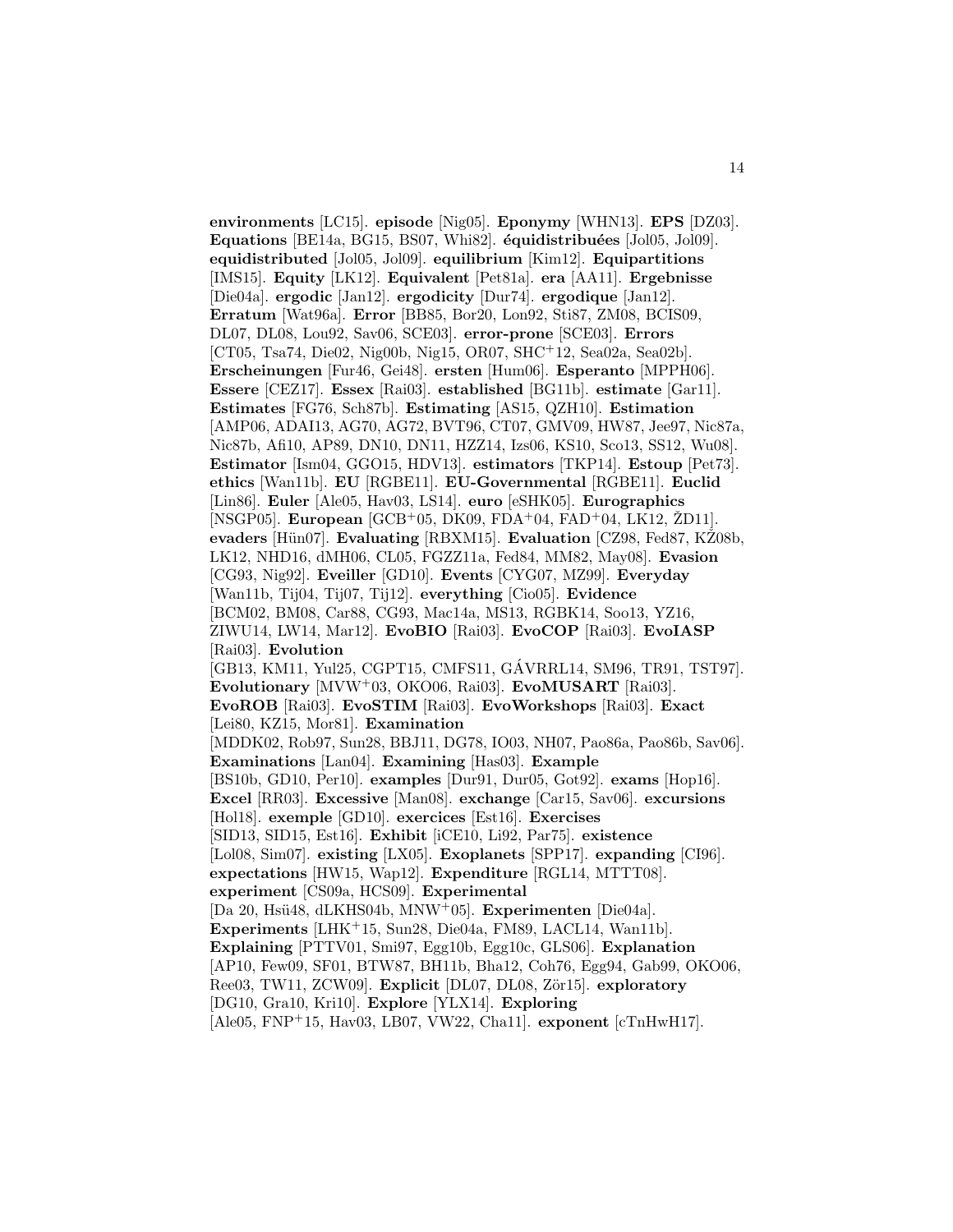**environments** [LC15]. **episode** [Nig05]. **Eponymy** [WHN13]. **EPS** [DZ03]. **Equations** [BE14a, BG15, BS07, Whi82]. **équidistribuées** [Jol05, Jol09]. **equidistributed** [Jol05, Jol09]. **equilibrium** [Kim12]. **Equipartitions** [IMS15]. **Equity** [LK12]. **Equivalent** [Pet81a]. **era** [AA11]. **Ergebnisse** [Die04a]. **ergodic** [Jan12]. **ergodicity** [Dur74]. **ergodique** [Jan12]. **Erratum** [Wat96a]. **Error** [BB85, Bor20, Lon92, Sti87, ZM08, BCIS09, DL07, DL08, Lou92, Sav06, SCE03]. **error-prone** [SCE03]. **Errors** [CT05, Tsa74, Die02, Nig00b, Nig15, OR07, SHC+12, Sea02a, Sea02b]. **Erscheinungen** [Fur46, Gei48]. **ersten** [Hum06]. **Esperanto** [MPPH06]. **Essere** [CEZ17]. **Essex** [Rai03]. **established** [BG11b]. **estimate** [Gar11]. **Estimates** [FG76, Sch87b]. **Estimating** [AS15, QZH10]. **Estimation** [AMP06, ADAI13, AG70, AG72, BVT96, CT07, GMV09, HW87, Jee97, Nic87a, Nic87b, Afi10, AP89, DN10, DN11, HZZ14, Izs06, KS10, Sco13, SS12, Wu08]. **Estimator** [Ism04, GGO15, HDV13]. **estimators** [TKP14]. **Estoup** [Pet73]. **ethics** [Wan11b]. **EU** [RGBE11]. **EU-Governmental** [RGBE11]. **Euclid** [Lin86]. **Euler** [Ale05, Hav03, LS14]. **euro** [eSHK05]. **Eurographics** [NSGP05]. **European** [GCB+05, DK09, FDA+04, FAD+04, LK12, ŽD11]. **evaders** [Hün07]. **Evaluating** [RBXM15]. **Evaluation** [CZ98, Fed87, KŽ08b, LK12, NHD16, dMH06, CL05, FGZZ11a, Fed84, MM82, May08]. **Evasion** [CG93, Nig92]. **Eveiller** [GD10]. **Events** [CYG07, MZ99]. **Everyday** [Wan11b, Tij04, Tij07, Tij12]. **everything** [Cio05]. **Evidence** [BCM02, BM08, Car88, CG93, Mac14a, MS13, RGBK14, Soo13, YZ16, ZIWU14, LW14, Mar12]. **EvoBIO** [Rai03]. **EvoCOP** [Rai03]. **EvoIASP** [Rai03]. **Evolution** [GB13, KM11, Yul25, CGPT15, CMFS11, GÁVRRL14, SM96, TR91, TST97]. **Evolutionary** [MVW+03, OKO06, Rai03]. **EvoMUSART** [Rai03]. **EvoROB** [Rai03]. **EvoSTIM** [Rai03]. **EvoWorkshops** [Rai03]. **Exact** [Lei80, KZ15, Mor81]. **Examination** [MDDK02, Rob97, Sun28, BBJ11, DG78, IO03, NH07, Pao86a, Pao86b, Sav06]. **Examinations** [Lan04]. **Examining** [Has03]. **Example** [BS10b, GD10, Per10]. **examples** [Dur91, Dur05, Got92]. **exams** [Hop16]. **Excel** [RR03]. **Excessive** [Man08]. **exchange** [Car15, Sav06]. **excursions** [Hol18]. **exemple** [GD10]. **exercices** [Est16]. **Exercises** [SID13, SID15, Est16]. **Exhibit** [iCE10, Li92, Par75]. **existence** [Lol08, Sim07]. **existing** [LX05]. **Exoplanets** [SPP17]. **expanding** [CI96]. **expectations** [HW15, Wap12]. **Expenditure** [RGL14, MTTT08]. **experiment** [CS09a, HCS09]. **Experimental** [Da 20, Hsü48, dLKHS04b, MNW+05]. **Experimenten** [Die04a]. **Experiments** [LHK+15, Sun28, Die04a, FM89, LACL14, Wan11b]. **Explaining** [PTTV01, Smi97, Egg10b, Egg10c, GLS06]. **Explanation** [AP10, Few09, SF01, BTW87, BH11b, Bha12, Coh76, Egg94, Gab99, OKO06, Ree03, TW11, ZCW09]. **Explicit** [DL07, DL08, Zör15]. **exploratory** [DG10, Gra10, Kri10]. **Explore** [YLX14]. **Exploring** [Ale05, FNP+15, Hav03, LB07, VW22, Cha11]. **exponent** [cTnHwH17].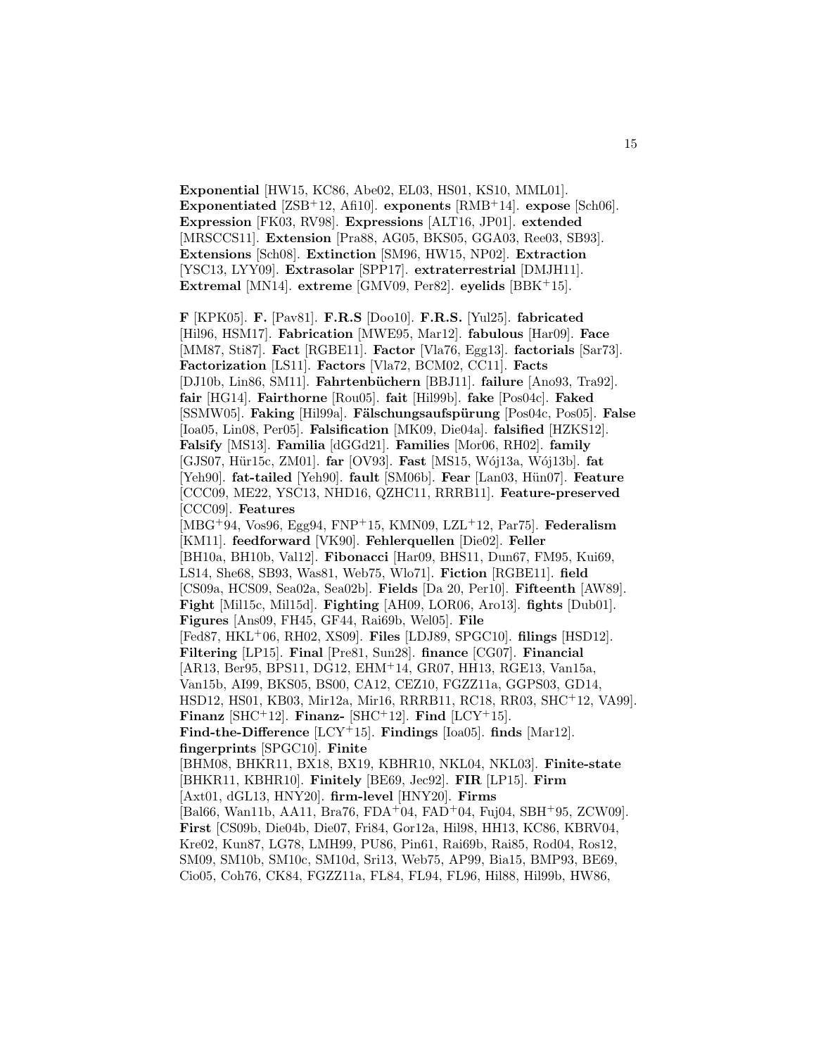**Exponential** [HW15, KC86, Abe02, EL03, HS01, KS10, MML01]. **Exponentiated** [ZSB+12, Afi10]. **exponents** [RMB+14]. **expose** [Sch06]. **Expression** [FK03, RV98]. **Expressions** [ALT16, JP01]. **extended** [MRSCCS11]. **Extension** [Pra88, AG05, BKS05, GGA03, Ree03, SB93]. **Extensions** [Sch08]. **Extinction** [SM96, HW15, NP02]. **Extraction** [YSC13, LYY09]. **Extrasolar** [SPP17]. **extraterrestrial** [DMJH11]. **Extremal** [MN14]. **extreme** [GMV09, Per82]. **eyelids** [BBK+15].

**F** [KPK05]. **F.** [Pav81]. **F.R.S** [Doo10]. **F.R.S.** [Yul25]. **fabricated** [Hil96, HSM17]. **Fabrication** [MWE95, Mar12]. **fabulous** [Har09]. **Face** [MM87, Sti87]. **Fact** [RGBE11]. **Factor** [Vla76, Egg13]. **factorials** [Sar73]. **Factorization** [LS11]. **Factors** [Vla72, BCM02, CC11]. **Facts** [DJ10b, Lin86, SM11]. **Fahrtenbüchern** [BBJ11]. **failure** [Ano93, Tra92]. **fair** [HG14]. **Fairthorne** [Rou05]. **fait** [Hil99b]. **fake** [Pos04c]. **Faked** [SSMW05]. **Faking** [Hil99a]. **Fälschungsaufspürung** [Pos04c, Pos05]. **False** [Ioa05, Lin08, Per05]. **Falsification** [MK09, Die04a]. **falsified** [HZKS12]. **Falsify** [MS13]. **Familia** [dGGd21]. **Families** [Mor06, RH02]. **family** [GJS07, Hür15c, ZM01]. **far** [OV93]. **Fast** [MS15, Wój13a, Wój13b]. **fat** [Yeh90]. **fat-tailed** [Yeh90]. **fault** [SM06b]. **Fear** [Lan03, Hün07]. **Feature** [CCC09, ME22, YSC13, NHD16, QZHC11, RRRB11]. **Feature-preserved** [CCC09]. **Features** [MBG+94, Vos96, Egg94, FNP+15, KMN09, LZL+12, Par75]. **Federalism** [KM11]. **feedforward** [VK90]. **Fehlerquellen** [Die02]. **Feller** [BH10a, BH10b, Val12]. **Fibonacci** [Har09, BHS11, Dun67, FM95, Kui69, LS14, She68, SB93, Was81, Web75, Wlo71]. **Fiction** [RGBE11]. **field** [CS09a, HCS09, Sea02a, Sea02b]. **Fields** [Da 20, Per10]. **Fifteenth** [AW89]. **Fight** [Mil15c, Mil15d]. **Fighting** [AH09, LOR06, Aro13]. **fights** [Dub01]. **Figures** [Ans09, FH45, GF44, Rai69b, Wel05]. **File** [Fed87, HKL+06, RH02, XS09]. **Files** [LDJ89, SPGC10]. **filings** [HSD12]. **Filtering** [LP15]. **Final** [Pre81, Sun28]. **finance** [CG07]. **Financial** [AR13, Ber95, BPS11, DG12, EHM+14, GR07, HH13, RGE13, Van15a, Van15b, AI99, BKS05, BS00, CA12, CEZ10, FGZZ11a, GGPS03, GD14, HSD12, HS01, KB03, Mir12a, Mir16, RRRB11, RC18, RR03, SHC+12, VA99]. **Finanz** [SHC+12]. **Finanz-** [SHC+12]. **Find** [LCY+15]. **Find-the-Difference** [LCY+15]. **Findings** [Ioa05]. **finds** [Mar12]. **fingerprints** [SPGC10]. **Finite** [BHM08, BHKR11, BX18, BX19, KBHR10, NKL04, NKL03]. **Finite-state** [BHKR11, KBHR10]. **Finitely** [BE69, Jec92]. **FIR** [LP15]. **Firm** [Axt01, dGL13, HNY20]. **firm-level** [HNY20]. **Firms** [Bal66, Wan11b, AA11, Bra76, FDA+04, FAD+04, Fuj04, SBH+95, ZCW09]. **First** [CS09b, Die04b, Die07, Fri84, Gor12a, Hil98, HH13, KC86, KBRV04, Kre02, Kun87, LG78, LMH99, PU86, Pin61, Rai69b, Rai85, Rod04, Ros12, SM09, SM10b, SM10c, SM10d, Sri13, Web75, AP99, Bia15, BMP93, BE69, Cio05, Coh76, CK84, FGZZ11a, FL84, FL94, FL96, Hil88, Hil99b, HW86,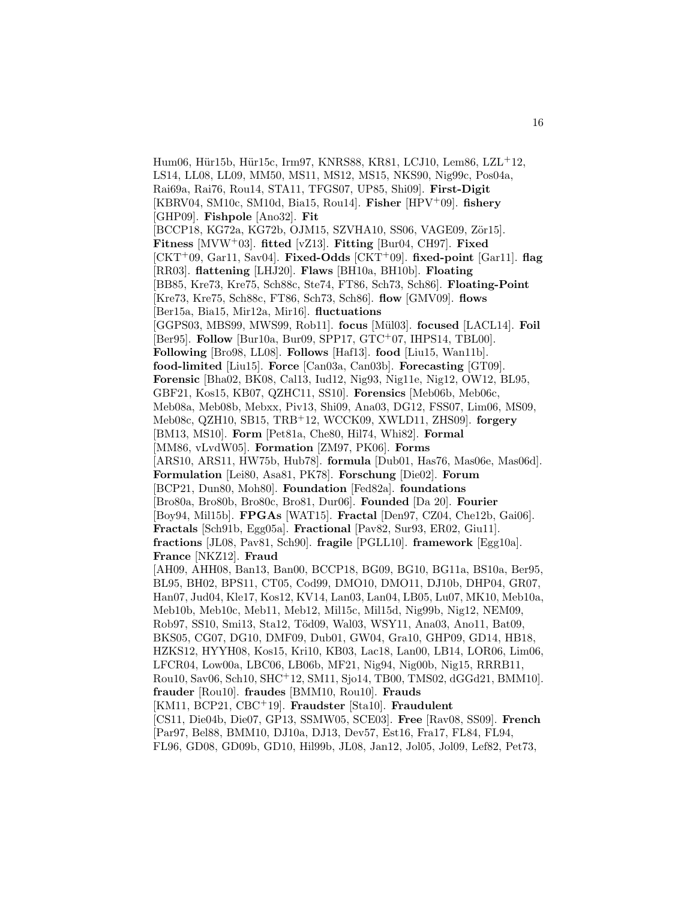Hum06, Hür15b, Hür15c, Irm97, KNRS88, KR81, LCJ10, Lem86, LZL+12, LS14, LL08, LL09, MM50, MS11, MS12, MS15, NKS90, Nig99c, Pos04a, Rai69a, Rai76, Rou14, STA11, TFGS07, UP85, Shi09]. **First-Digit** [KBRV04, SM10c, SM10d, Bia15, Rou14]. **Fisher** [HPV+09]. **fishery** [GHP09]. **Fishpole** [Ano32]. **Fit** [BCCP18, KG72a, KG72b, OJM15, SZVHA10, SS06, VAGE09, Zör15]. **Fitness** [MVW+03]. **fitted** [vZ13]. **Fitting** [Bur04, CH97]. **Fixed** [CKT+09, Gar11, Sav04]. **Fixed-Odds** [CKT+09]. **fixed-point** [Gar11]. **flag** [RR03]. **flattening** [LHJ20]. **Flaws** [BH10a, BH10b]. **Floating** [BB85, Kre73, Kre75, Sch88c, Ste74, FT86, Sch73, Sch86]. **Floating-Point** [Kre73, Kre75, Sch88c, FT86, Sch73, Sch86]. **flow** [GMV09]. **flows** [Ber15a, Bia15, Mir12a, Mir16]. **fluctuations** [GGPS03, MBS99, MWS99, Rob11]. **focus** [Mül03]. **focused** [LACL14]. **Foil** [Ber95]. **Follow** [Bur10a, Bur09, SPP17, GTC+07, IHPS14, TBL00]. **Following** [Bro98, LL08]. **Follows** [Haf13]. **food** [Liu15, Wan11b]. **food-limited** [Liu15]. **Force** [Can03a, Can03b]. **Forecasting** [GT09]. **Forensic** [Bha02, BK08, Cal13, Iud12, Nig93, Nig11e, Nig12, OW12, BL95, GBF21, Kos15, KB07, QZHC11, SS10]. **Forensics** [Meb06b, Meb06c, Meb08a, Meb08b, Mebxx, Piv13, Shi09, Ana03, DG12, FSS07, Lim06, MS09, Meb08c, QZH10, SB15, TRB+12, WCCK09, XWLD11, ZHS09]. **forgery** [BM13, MS10]. **Form** [Pet81a, Che80, Hil74, Whi82]. **Formal** [MM86, vLvdW05]. **Formation** [ZM97, PK06]. **Forms** [ARS10, ARS11, HW75b, Hub78]. **formula** [Dub01, Has76, Mas06e, Mas06d]. **Formulation** [Lei80, Asa81, PK78]. **Forschung** [Die02]. **Forum** [BCP21, Dun80, Moh80]. **Foundation** [Fed82a]. **foundations** [Bro80a, Bro80b, Bro80c, Bro81, Dur06]. **Founded** [Da 20]. **Fourier** [Boy94, Mil15b]. **FPGAs** [WAT15]. **Fractal** [Den97, CZ04, Che12b, Gai06]. **Fractals** [Sch91b, Egg05a]. **Fractional** [Pav82, Sur93, ER02, Giu11]. **fractions** [JL08, Pav81, Sch90]. **fragile** [PGLL10]. **framework** [Egg10a]. **France** [NKZ12]. **Fraud** [AH09, AHH08, Ban13, Ban00, BCCP18, BG09, BG10, BG11a, BS10a, Ber95, BL95, BH02, BPS11, CT05, Cod99, DMO10, DMO11, DJ10b, DHP04, GR07, Han07, Jud04, Kle17, Kos12, KV14, Lan03, Lan04, LB05, Lu07, MK10, Meb10a, Meb10b, Meb10c, Meb11, Meb12, Mil15c, Mil15d, Nig99b, Nig12, NEM09, Rob97, SS10, Smi13, Sta12, Töd09, Wal03, WSY11, Ana03, Ano11, Bat09, BKS05, CG07, DG10, DMF09, Dub01, GW04, Gra10, GHP09, GD14, HB18, HZKS12, HYYH08, Kos15, Kri10, KB03, Lac18, Lan00, LB14, LOR06, Lim06, LFCR04, Low00a, LBC06, LB06b, MF21, Nig94, Nig00b, Nig15, RRRB11, Rou10, Sav06, Sch10, SHC+12, SM11, Sjo14, TB00, TMS02, dGGd21, BMM10]. **frauder** [Rou10]. **fraudes** [BMM10, Rou10]. **Frauds** [KM11, BCP21, CBC+19]. **Fraudster** [Sta10]. **Fraudulent** [CS11, Die04b, Die07, GP13, SSMW05, SCE03]. **Free** [Rav08, SS09]. **French** [Par97, Bel88, BMM10, DJ10a, DJ13, Dev57, Est16, Fra17, FL84, FL94, FL96, GD08, GD09b, GD10, Hil99b, JL08, Jan12, Jol05, Jol09, Lef82, Pet73,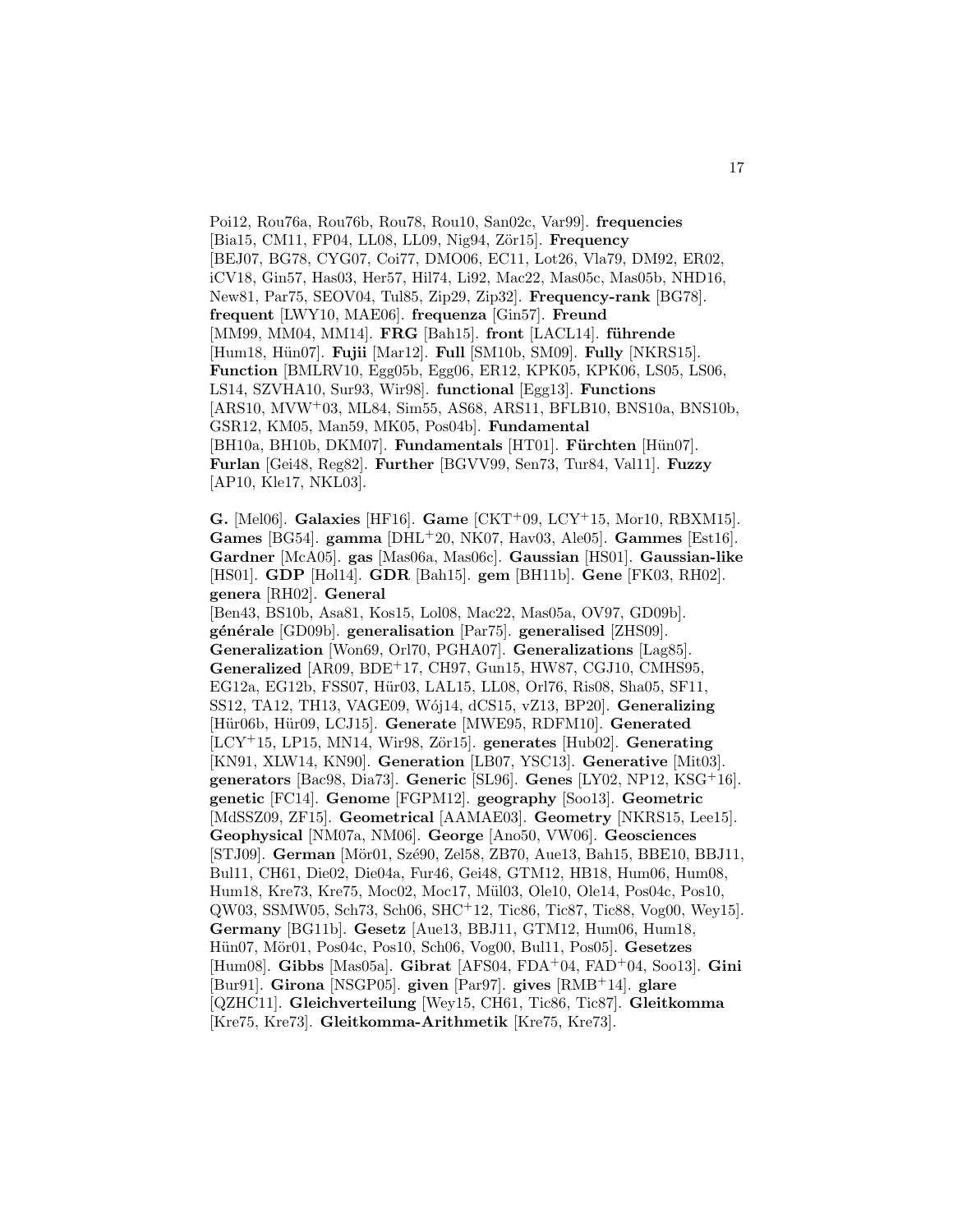Poi12, Rou76a, Rou76b, Rou78, Rou10, San02c, Var99]. **frequencies** [Bia15, CM11, FP04, LL08, LL09, Nig94, Zör15]. **Frequency** [BEJ07, BG78, CYG07, Coi77, DMO06, EC11, Lot26, Vla79, DM92, ER02, iCV18, Gin57, Has03, Her57, Hil74, Li92, Mac22, Mas05c, Mas05b, NHD16, New81, Par75, SEOV04, Tul85, Zip29, Zip32]. **Frequency-rank** [BG78]. **frequent** [LWY10, MAE06]. **frequenza** [Gin57]. **Freund** [MM99, MM04, MM14]. **FRG** [Bah15]. **front** [LACL14]. **führende** [Hum18, Hün07]. **Fujii** [Mar12]. **Full** [SM10b, SM09]. **Fully** [NKRS15]. **Function** [BMLRV10, Egg05b, Egg06, ER12, KPK05, KPK06, LS05, LS06, LS14, SZVHA10, Sur93, Wir98]. **functional** [Egg13]. **Functions** [ARS10, MVW+03, ML84, Sim55, AS68, ARS11, BFLB10, BNS10a, BNS10b, GSR12, KM05, Man59, MK05, Pos04b]. **Fundamental** [BH10a, BH10b, DKM07]. **Fundamentals** [HT01]. **Fürchten** [Hün07]. **Furlan** [Gei48, Reg82]. **Further** [BGVV99, Sen73, Tur84, Val11]. **Fuzzy** [AP10, Kle17, NKL03].

**G.** [Mel06]. **Galaxies** [HF16]. **Game** [CKT+09, LCY+15, Mor10, RBXM15]. **Games** [BG54]. **gamma** [DHL+20, NK07, Hav03, Ale05]. **Gammes** [Est16]. **Gardner** [McA05]. **gas** [Mas06a, Mas06c]. **Gaussian** [HS01]. **Gaussian-like** [HS01]. **GDP** [Hol14]. **GDR** [Bah15]. **gem** [BH11b]. **Gene** [FK03, RH02]. **genera** [RH02]. **General** [Ben43, BS10b, Asa81, Kos15, Lol08, Mac22, Mas05a, OV97, GD09b]. **générale** [GD09b]. **generalisation** [Par75]. **generalised** [ZHS09]. **Generalization** [Won69, Orl70, PGHA07]. **Generalizations** [Lag85]. **Generalized** [AR09, BDE+17, CH97, Gun15, HW87, CGJ10, CMHS95, EG12a, EG12b, FSS07, Hür03, LAL15, LL08, Orl76, Ris08, Sha05, SF11, SS12, TA12, TH13, VAGE09, Wój14, dCS15, vZ13, BP20]. **Generalizing** [Hür06b, Hür09, LCJ15]. **Generate** [MWE95, RDFM10]. **Generated** [LCY+15, LP15, MN14, Wir98, Zör15]. **generates** [Hub02]. **Generating** [KN91, XLW14, KN90]. **Generation** [LB07, YSC13]. **Generative** [Mit03]. **generators** [Bac98, Dia73]. **Generic** [SL96]. **Genes** [LY02, NP12, KSG+16]. **genetic** [FC14]. **Genome** [FGPM12]. **geography** [Soo13]. **Geometric** [MdSSZ09, ZF15]. **Geometrical** [AAMAE03]. **Geometry** [NKRS15, Lee15]. **Geophysical** [NM07a, NM06]. **George** [Ano50, VW06]. **Geosciences** [STJ09]. **German** [Mör01, Szé90, Zel58, ZB70, Aue13, Bah15, BBE10, BBJ11, Bul11, CH61, Die02, Die04a, Fur46, Gei48, GTM12, HB18, Hum06, Hum08, Hum18, Kre73, Kre75, Moc02, Moc17, Mül03, Ole10, Ole14, Pos04c, Pos10, QW03, SSMW05, Sch73, Sch06, SHC+12, Tic86, Tic87, Tic88, Vog00, Wey15]. **Germany** [BG11b]. **Gesetz** [Aue13, BBJ11, GTM12, Hum06, Hum18, Hün07, Mör01, Pos04c, Pos10, Sch06, Vog00, Bul11, Pos05]. **Gesetzes** [Hum08]. **Gibbs** [Mas05a]. **Gibrat** [AFS04, FDA+04, FAD+04, Soo13]. **Gini** [Bur91]. **Girona** [NSGP05]. **given** [Par97]. **gives** [RMB+14]. **glare** [QZHC11]. **Gleichverteilung** [Wey15, CH61, Tic86, Tic87]. **Gleitkomma** [Kre75, Kre73]. **Gleitkomma-Arithmetik** [Kre75, Kre73].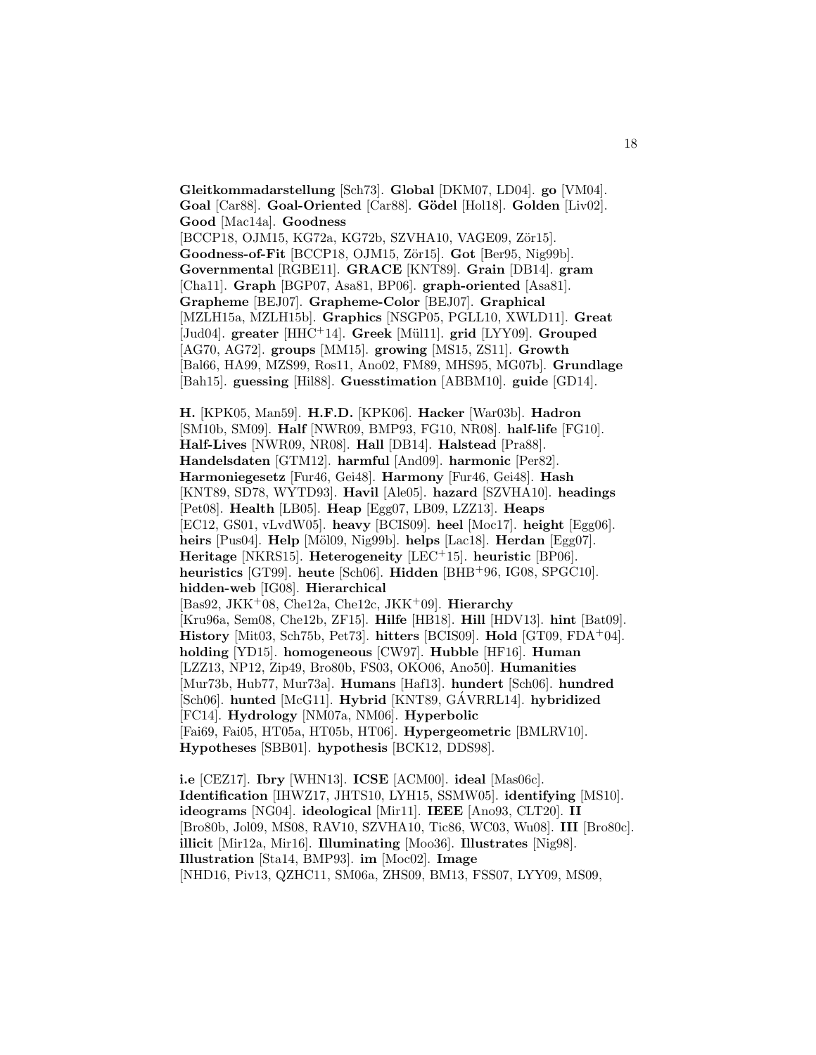**Gleitkommadarstellung** [Sch73]. **Global** [DKM07, LD04]. **go** [VM04]. **Goal** [Car88]. **Goal-Oriented** [Car88]. **Gödel** [Hol18]. **Golden** [Liv02]. **Good** [Mac14a]. **Goodness** [BCCP18, OJM15, KG72a, KG72b, SZVHA10, VAGE09, Zör15]. **Goodness-of-Fit** [BCCP18, OJM15, Zör15]. **Got** [Ber95, Nig99b]. **Governmental** [RGBE11]. **GRACE** [KNT89]. **Grain** [DB14]. **gram** [Cha11]. **Graph** [BGP07, Asa81, BP06]. **graph-oriented** [Asa81]. **Grapheme** [BEJ07]. **Grapheme-Color** [BEJ07]. **Graphical** [MZLH15a, MZLH15b]. **Graphics** [NSGP05, PGLL10, XWLD11]. **Great** [Jud04]. **greater** [HHC+14]. **Greek** [Mül11]. **grid** [LYY09]. **Grouped** [AG70, AG72]. **groups** [MM15]. **growing** [MS15, ZS11]. **Growth** [Bal66, HA99, MZS99, Ros11, Ano02, FM89, MHS95, MG07b]. **Grundlage** [Bah15]. **guessing** [Hil88]. **Guesstimation** [ABBM10]. **guide** [GD14].

**H.** [KPK05, Man59]. **H.F.D.** [KPK06]. **Hacker** [War03b]. **Hadron** [SM10b, SM09]. **Half** [NWR09, BMP93, FG10, NR08]. **half-life** [FG10]. **Half-Lives** [NWR09, NR08]. **Hall** [DB14]. **Halstead** [Pra88]. **Handelsdaten** [GTM12]. **harmful** [And09]. **harmonic** [Per82]. **Harmoniegesetz** [Fur46, Gei48]. **Harmony** [Fur46, Gei48]. **Hash** [KNT89, SD78, WYTD93]. **Havil** [Ale05]. **hazard** [SZVHA10]. **headings** [Pet08]. **Health** [LB05]. **Heap** [Egg07, LB09, LZZ13]. **Heaps** [EC12, GS01, vLvdW05]. **heavy** [BCIS09]. **heel** [Moc17]. **height** [Egg06]. **heirs** [Pus04]. **Help** [Möl09, Nig99b]. **helps** [Lac18]. **Herdan** [Egg07]. **Heritage** [NKRS15]. **Heterogeneity** [LEC+15]. **heuristic** [BP06]. **heuristics** [GT99]. **heute** [Sch06]. **Hidden** [BHB+96, IG08, SPGC10]. **hidden-web** [IG08]. **Hierarchical** [Bas92, JKK+08, Che12a, Che12c, JKK+09]. **Hierarchy** [Kru96a, Sem08, Che12b, ZF15]. **Hilfe** [HB18]. **Hill** [HDV13]. **hint** [Bat09]. **History** [Mit03, Sch75b, Pet73]. **hitters** [BCIS09]. **Hold** [GT09, FDA+04]. **holding** [YD15]. **homogeneous** [CW97]. **Hubble** [HF16]. **Human** [LZZ13, NP12, Zip49, Bro80b, FS03, OKO06, Ano50]. **Humanities** [Mur73b, Hub77, Mur73a]. **Humans** [Haf13]. **hundert** [Sch06]. **hundred** [Sch06]. **hunted** [McG11]. **Hybrid** [KNT89, GÁVRRL14]. **hybridized** [FC14]. **Hydrology** [NM07a, NM06]. **Hyperbolic** [Fai69, Fai05, HT05a, HT05b, HT06]. **Hypergeometric** [BMLRV10]. **Hypotheses** [SBB01]. **hypothesis** [BCK12, DDS98].

**i.e** [CEZ17]. **Ibry** [WHN13]. **ICSE** [ACM00]. **ideal** [Mas06c]. **Identification** [IHWZ17, JHTS10, LYH15, SSMW05]. **identifying** [MS10]. **ideograms** [NG04]. **ideological** [Mir11]. **IEEE** [Ano93, CLT20]. **II** [Bro80b, Jol09, MS08, RAV10, SZVHA10, Tic86, WC03, Wu08]. **III** [Bro80c]. **illicit** [Mir12a, Mir16]. **Illuminating** [Moo36]. **Illustrates** [Nig98]. **Illustration** [Sta14, BMP93]. **im** [Moc02]. **Image** [NHD16, Piv13, QZHC11, SM06a, ZHS09, BM13, FSS07, LYY09, MS09,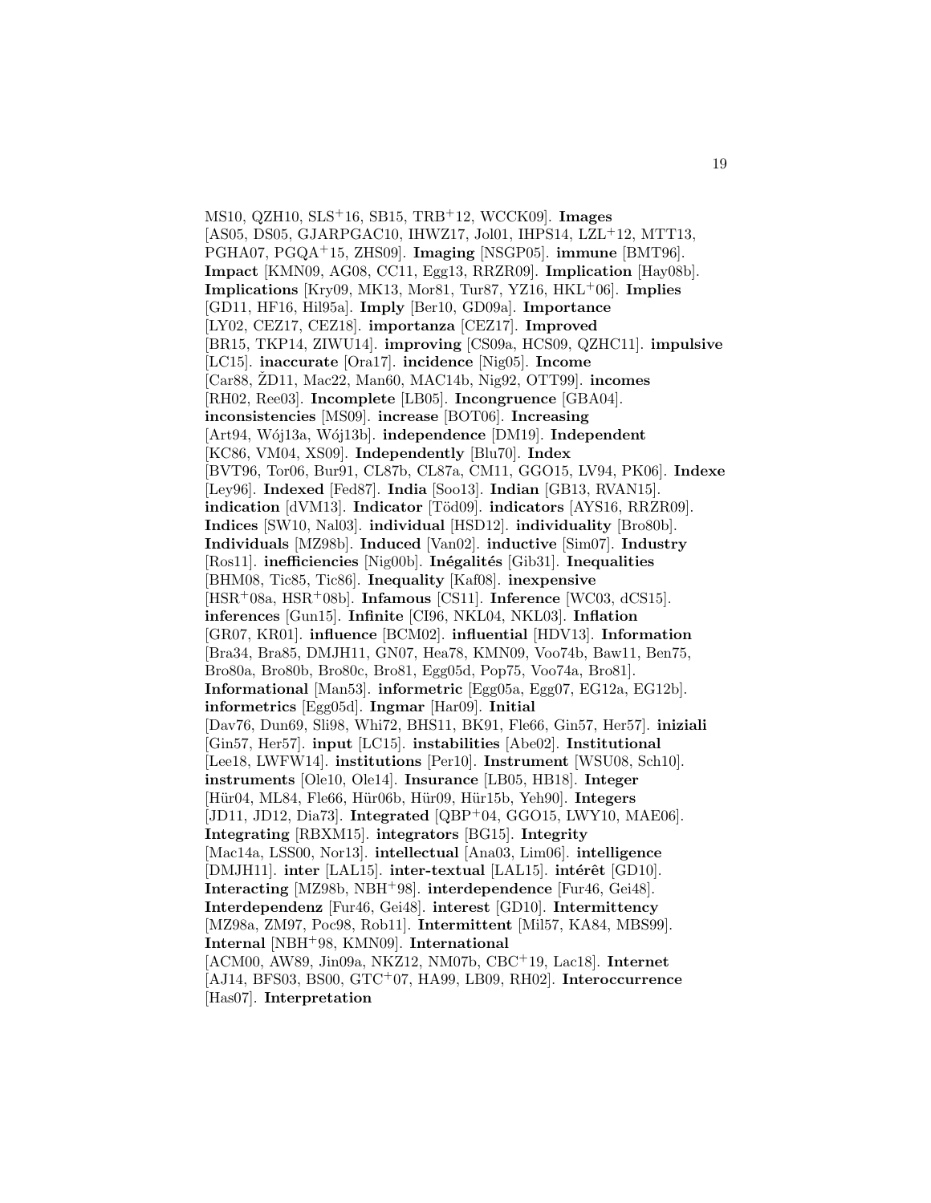MS10, QZH10, SLS+16, SB15, TRB+12, WCCK09]. **Images** [AS05, DS05, GJARPGAC10, IHWZ17, Jol01, IHPS14, LZL+12, MTT13, PGHA07, PGQA+15, ZHS09]. **Imaging** [NSGP05]. **immune** [BMT96]. **Impact** [KMN09, AG08, CC11, Egg13, RRZR09]. **Implication** [Hay08b]. **Implications** [Kry09, MK13, Mor81, Tur87, YZ16, HKL+06]. **Implies** [GD11, HF16, Hil95a]. **Imply** [Ber10, GD09a]. **Importance** [LY02, CEZ17, CEZ18]. **importanza** [CEZ17]. **Improved** [BR15, TKP14, ZIWU14]. **improving** [CS09a, HCS09, QZHC11]. **impulsive** [LC15]. **inaccurate** [Ora17]. **incidence** [Nig05]. **Income** [Car88, ŽD11, Mac22, Man60, MAC14b, Nig92, OTT99]. **incomes** [RH02, Ree03]. **Incomplete** [LB05]. **Incongruence** [GBA04]. **inconsistencies** [MS09]. **increase** [BOT06]. **Increasing** [Art94, Wój13a, Wój13b]. **independence** [DM19]. **Independent** [KC86, VM04, XS09]. **Independently** [Blu70]. **Index** [BVT96, Tor06, Bur91, CL87b, CL87a, CM11, GGO15, LV94, PK06]. **Indexe** [Ley96]. **Indexed** [Fed87]. **India** [Soo13]. **Indian** [GB13, RVAN15]. **indication** [dVM13]. **Indicator** [Töd09]. **indicators** [AYS16, RRZR09]. **Indices** [SW10, Nal03]. **individual** [HSD12]. **individuality** [Bro80b]. **Individuals** [MZ98b]. **Induced** [Van02]. **inductive** [Sim07]. **Industry** [Ros11]. **inefficiencies** [Nig00b]. **Inégalités** [Gib31]. **Inequalities** [BHM08, Tic85, Tic86]. **Inequality** [Kaf08]. **inexpensive** [HSR+08a, HSR+08b]. **Infamous** [CS11]. **Inference** [WC03, dCS15]. **inferences** [Gun15]. **Infinite** [CI96, NKL04, NKL03]. **Inflation** [GR07, KR01]. **influence** [BCM02]. **influential** [HDV13]. **Information** [Bra34, Bra85, DMJH11, GN07, Hea78, KMN09, Voo74b, Baw11, Ben75, Bro80a, Bro80b, Bro80c, Bro81, Egg05d, Pop75, Voo74a, Bro81]. **Informational** [Man53]. **informetric** [Egg05a, Egg07, EG12a, EG12b]. **informetrics** [Egg05d]. **Ingmar** [Har09]. **Initial** [Dav76, Dun69, Sli98, Whi72, BHS11, BK91, Fle66, Gin57, Her57]. **iniziali** [Gin57, Her57]. **input** [LC15]. **instabilities** [Abe02]. **Institutional** [Lee18, LWFW14]. **institutions** [Per10]. **Instrument** [WSU08, Sch10]. **instruments** [Ole10, Ole14]. **Insurance** [LB05, HB18]. **Integer** [Hür04, ML84, Fle66, Hür06b, Hür09, Hür15b, Yeh90]. **Integers** [JD11, JD12, Dia73]. **Integrated** [QBP+04, GGO15, LWY10, MAE06]. **Integrating** [RBXM15]. **integrators** [BG15]. **Integrity** [Mac14a, LSS00, Nor13]. **intellectual** [Ana03, Lim06]. **intelligence** [DMJH11]. **inter** [LAL15]. **inter-textual** [LAL15]. **intérêt** [GD10]. **Interacting** [MZ98b, NBH+98]. **interdependence** [Fur46, Gei48]. **Interdependenz** [Fur46, Gei48]. **interest** [GD10]. **Intermittency** [MZ98a, ZM97, Poc98, Rob11]. **Intermittent** [Mil57, KA84, MBS99]. **Internal** [NBH+98, KMN09]. **International** [ACM00, AW89, Jin09a, NKZ12, NM07b, CBC+19, Lac18]. **Internet** [AJ14, BFS03, BS00, GTC+07, HA99, LB09, RH02]. **Interoccurrence** [Has07]. **Interpretation**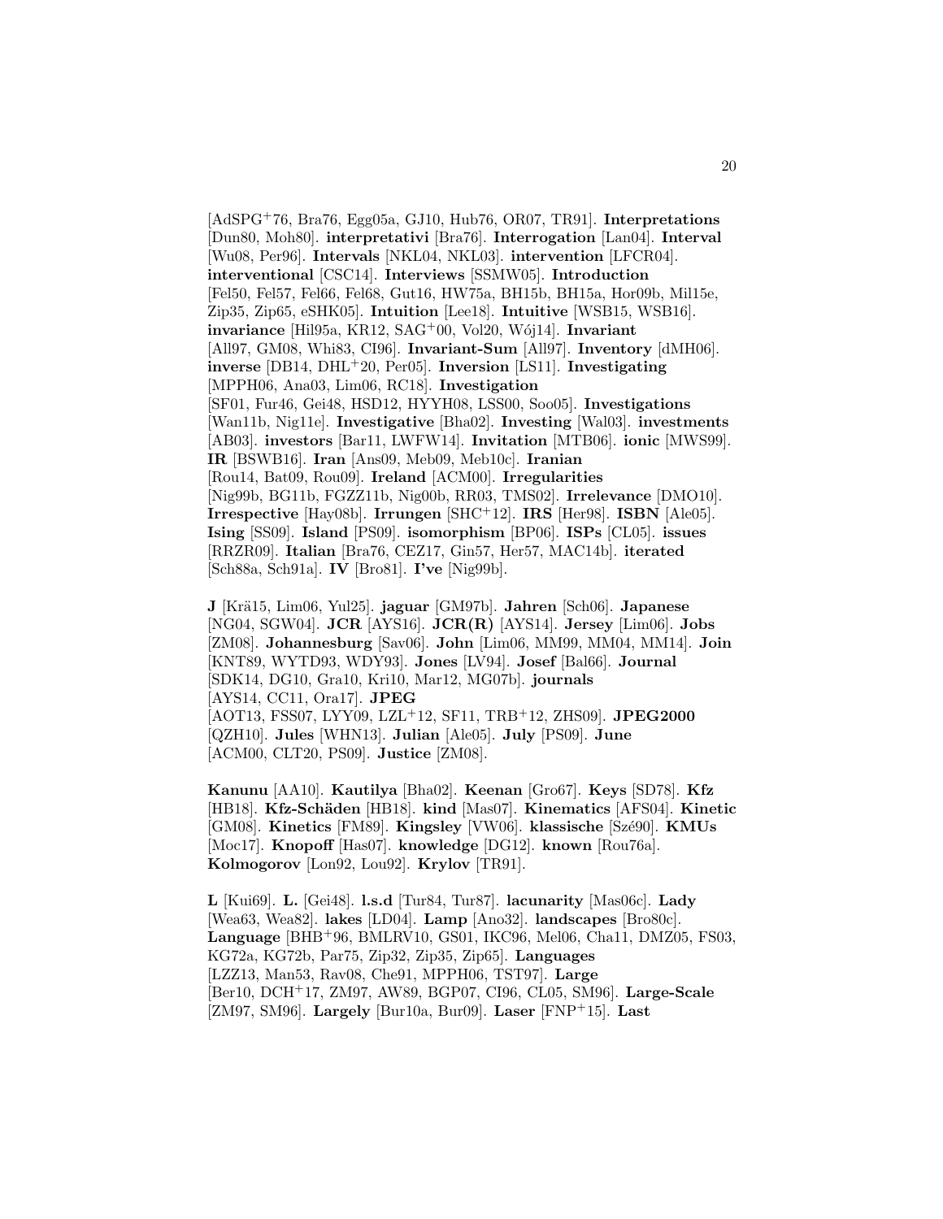[AdSPG+76, Bra76, Egg05a, GJ10, Hub76, OR07, TR91]. **Interpretations** [Dun80, Moh80]. **interpretativi** [Bra76]. **Interrogation** [Lan04]. **Interval** [Wu08, Per96]. **Intervals** [NKL04, NKL03]. **intervention** [LFCR04]. **interventional** [CSC14]. **Interviews** [SSMW05]. **Introduction** [Fel50, Fel57, Fel66, Fel68, Gut16, HW75a, BH15b, BH15a, Hor09b, Mil15e, Zip35, Zip65, eSHK05]. **Intuition** [Lee18]. **Intuitive** [WSB15, WSB16]. **invariance** [Hil95a, KR12, SAG+00, Vol20, Wój14]. **Invariant** [All97, GM08, Whi83, CI96]. **Invariant-Sum** [All97]. **Inventory** [dMH06]. **inverse** [DB14, DHL+20, Per05]. **Inversion** [LS11]. **Investigating** [MPPH06, Ana03, Lim06, RC18]. **Investigation** [SF01, Fur46, Gei48, HSD12, HYYH08, LSS00, Soo05]. **Investigations** [Wan11b, Nig11e]. **Investigative** [Bha02]. **Investing** [Wal03]. **investments** [AB03]. **investors** [Bar11, LWFW14]. **Invitation** [MTB06]. **ionic** [MWS99]. **IR** [BSWB16]. **Iran** [Ans09, Meb09, Meb10c]. **Iranian** [Rou14, Bat09, Rou09]. **Ireland** [ACM00]. **Irregularities** [Nig99b, BG11b, FGZZ11b, Nig00b, RR03, TMS02]. **Irrelevance** [DMO10]. **Irrespective** [Hay08b]. **Irrungen** [SHC+12]. **IRS** [Her98]. **ISBN** [Ale05]. **Ising** [SS09]. **Island** [PS09]. **isomorphism** [BP06]. **ISPs** [CL05]. **issues** [RRZR09]. **Italian** [Bra76, CEZ17, Gin57, Her57, MAC14b]. **iterated** [Sch88a, Sch91a]. **IV** [Bro81]. **I've** [Nig99b].

**J** [Krä15, Lim06, Yul25]. **jaguar** [GM97b]. **Jahren** [Sch06]. **Japanese** [NG04, SGW04]. **JCR** [AYS16]. **JCR(R)** [AYS14]. **Jersey** [Lim06]. **Jobs** [ZM08]. **Johannesburg** [Sav06]. **John** [Lim06, MM99, MM04, MM14]. **Join** [KNT89, WYTD93, WDY93]. **Jones** [LV94]. **Josef** [Bal66]. **Journal** [SDK14, DG10, Gra10, Kri10, Mar12, MG07b]. **journals** [AYS14, CC11, Ora17]. **JPEG** [AOT13, FSS07, LYY09, LZL+12, SF11, TRB+12, ZHS09]. **JPEG2000** [QZH10]. **Jules** [WHN13]. **Julian** [Ale05]. **July** [PS09]. **June** [ACM00, CLT20, PS09]. **Justice** [ZM08].

**Kanunu** [AA10]. **Kautilya** [Bha02]. **Keenan** [Gro67]. **Keys** [SD78]. **Kfz** [HB18]. **Kfz-Schäden** [HB18]. **kind** [Mas07]. **Kinematics** [AFS04]. **Kinetic** [GM08]. **Kinetics** [FM89]. **Kingsley** [VW06]. **klassische** [Szé90]. **KMUs** [Moc17]. **Knopoff** [Has07]. **knowledge** [DG12]. **known** [Rou76a]. **Kolmogorov** [Lon92, Lou92]. **Krylov** [TR91].

**L** [Kui69]. **L.** [Gei48]. **l.s.d** [Tur84, Tur87]. **lacunarity** [Mas06c]. **Lady** [Wea63, Wea82]. **lakes** [LD04]. **Lamp** [Ano32]. **landscapes** [Bro80c]. **Language** [BHB+96, BMLRV10, GS01, IKC96, Mel06, Cha11, DMZ05, FS03, KG72a, KG72b, Par75, Zip32, Zip35, Zip65]. **Languages** [LZZ13, Man53, Rav08, Che91, MPPH06, TST97]. **Large** [Ber10, DCH+17, ZM97, AW89, BGP07, CI96, CL05, SM96]. **Large-Scale** [ZM97, SM96]. **Largely** [Bur10a, Bur09]. **Laser** [FNP+15]. **Last**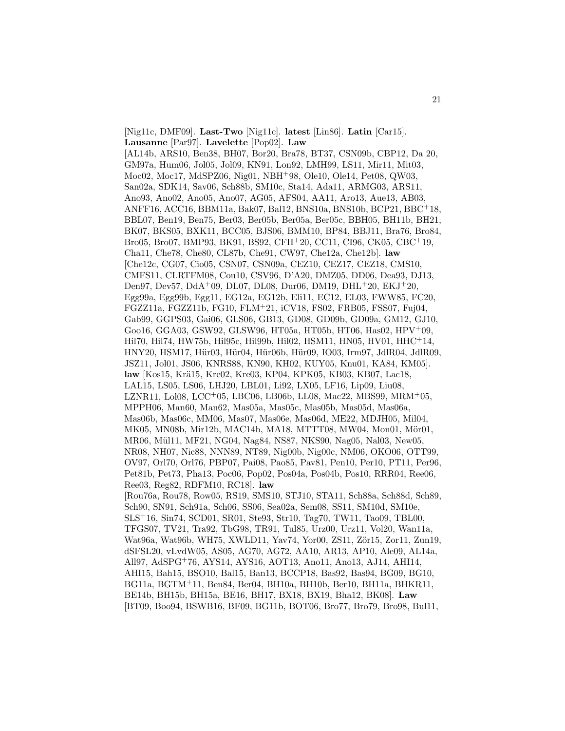[Nig11c, DMF09]. **Last-Two** [Nig11c]. **latest** [Lin86]. **Latin** [Car15]. **Lausanne** [Par97]. **Lavelette** [Pop02]. **Law** [AL14b, ARS10, Ben38, BH07, Bor20, Bra78, BT37, CSN09b, CBP12, Da 20, GM97a, Hum06, Jol05, Jol09, KN91, Lon92, LMH99, LS11, Mir11, Mit03, Moc02, Moc17, MdSPZ06, Nig01, NBH+98, Ole10, Ole14, Pet08, QW03, San02a, SDK14, Sav06, Sch88b, SM10c, Sta14, Ada11, ARMG03, ARS11, Ano93, Ano02, Ano05, Ano07, AG05, AFS04, AA11, Aro13, Aue13, AB03, ANFF16, ACC16, BBM11a, Bak07, Bal12, BNS10a, BNS10b, BCP21, BBC+18, BBL07, Ben19, Ben75, Ber03, Ber05b, Ber05a, Ber05c, BBH05, BH11b, BH21, BK07, BKS05, BXK11, BCC05, BJS06, BMM10, BP84, BBJ11, Bra76, Bro84, Bro05, Bro07, BMP93, BK91, BS92, CFH+20, CC11, CI96, CK05, CBC+19, Cha11, Che78, Che80, CL87b, Che91, CW97, Che12a, Che12b]. **law** [Che12c, CG07, Cio05, CSN07, CSN09a, CEZ10, CEZ17, CEZ18, CMS10, CMFS11, CLRTFM08, Cou10, CSV96, D'A20, DMZ05, DD06, Dea93, DJ13, Den97, Dev57, DdA+09, DL07, DL08, Dur06, DM19, DHL+20, EKJ+20, Egg99a, Egg99b, Egg11, EG12a, EG12b, Eli11, EC12, EL03, FWW85, FC20, FGZZ11a, FGZZ11b, FG10, FLM+21, iCV18, FS02, FRB05, FSS07, Fuj04, Gab99, GGPS03, Gai06, GLS06, GB13, GD08, GD09b, GD09a, GM12, GJ10, Goo16, GGA03, GSW92, GLSW96, HT05a, HT05b, HT06, Has02, HPV+09, Hil70, Hil74, HW75b, Hil95c, Hil99b, Hil02, HSM11, HN05, HV01, HHC+14, HNY20, HSM17, Hür03, Hür04, Hür06b, Hür09, IO03, Irm97, JdlR04, JdlR09, JSZ11, Jol01, JS06, KNRS88, KN90, KH02, KUY05, Knu01, KA84, KM05]. **law** [Kos15, Krä15, Kre02, Kre03, KP04, KPK05, KB03, KB07, Lac18, LAL15, LS05, LS06, LHJ20, LBL01, Li92, LX05, LF16, Lip09, Liu08, LZNR11, Lol08, LCC+05, LBC06, LB06b, LL08, Mac22, MBS99, MRM+05, MPPH06, Man60, Man62, Mas05a, Mas05c, Mas05b, Mas05d, Mas06a, Mas06b, Mas06c, MM06, Mas07, Mas06e, Mas06d, ME22, MDJH05, Mil04, MK05, MN08b, Mir12b, MAC14b, MA18, MTTT08, MW04, Mon01, Mör01, MR06, Mül11, MF21, NG04, Nag84, NS87, NKS90, Nag05, Nal03, New05, NR08, NH07, Nic88, NNN89, NT89, Nig00b, Nig00c, NM06, OKO06, OTT99, OV97, Orl70, Orl76, PBP07, Pai08, Pao85, Pav81, Pen10, Per10, PT11, Per96, Pet81b, Pet73, Pha13, Poc06, Pop02, Pos04a, Pos04b, Pos10, RRR04, Ree06, Ree03, Reg82, RDFM10, RC18]. **law** [Rou76a, Rou78, Row05, RS19, SMS10, STJ10, STA11, Sch88a, Sch88d, Sch89, Sch90, SN91, Sch91a, Sch06, SS06, Sea02a, Sem08, SS11, SM10d, SM10e, SLS+16, Sin74, SCD01, SR01, Ste93, Str10, Tag70, TW11, Tao09, TBL00, TFGS07, TV21, Tra92, TbG98, TR91, Tul85, Urz00, Urz11, Vol20, Wan11a, Wat96a, Wat96b, WH75, XWLD11, Yav74, Yor00, ZS11, Zör15, Zor11, Zun19, dSFSL20, vLvdW05, AS05, AG70, AG72, AA10, AR13, AP10, Ale09, AL14a, All97, AdSPG+76, AYS14, AYS16, AOT13, Ano11, Ano13, AJ14, AHI14, AHI15, Bah15, BSO10, Bal15, Ban13, BCCP18, Bas92, Bas94, BG09, BG10, BG11a, BGTM+11, Ben84, Ber04, BH10a, BH10b, Ber10, BH11a, BHKR11, BE14b, BH15b, BH15a, BE16, BH17, BX18, BX19, Bha12, BK08]. **Law** [BT09, Boo94, BSWB16, BF09, BG11b, BOT06, Bro77, Bro79, Bro98, Bul11,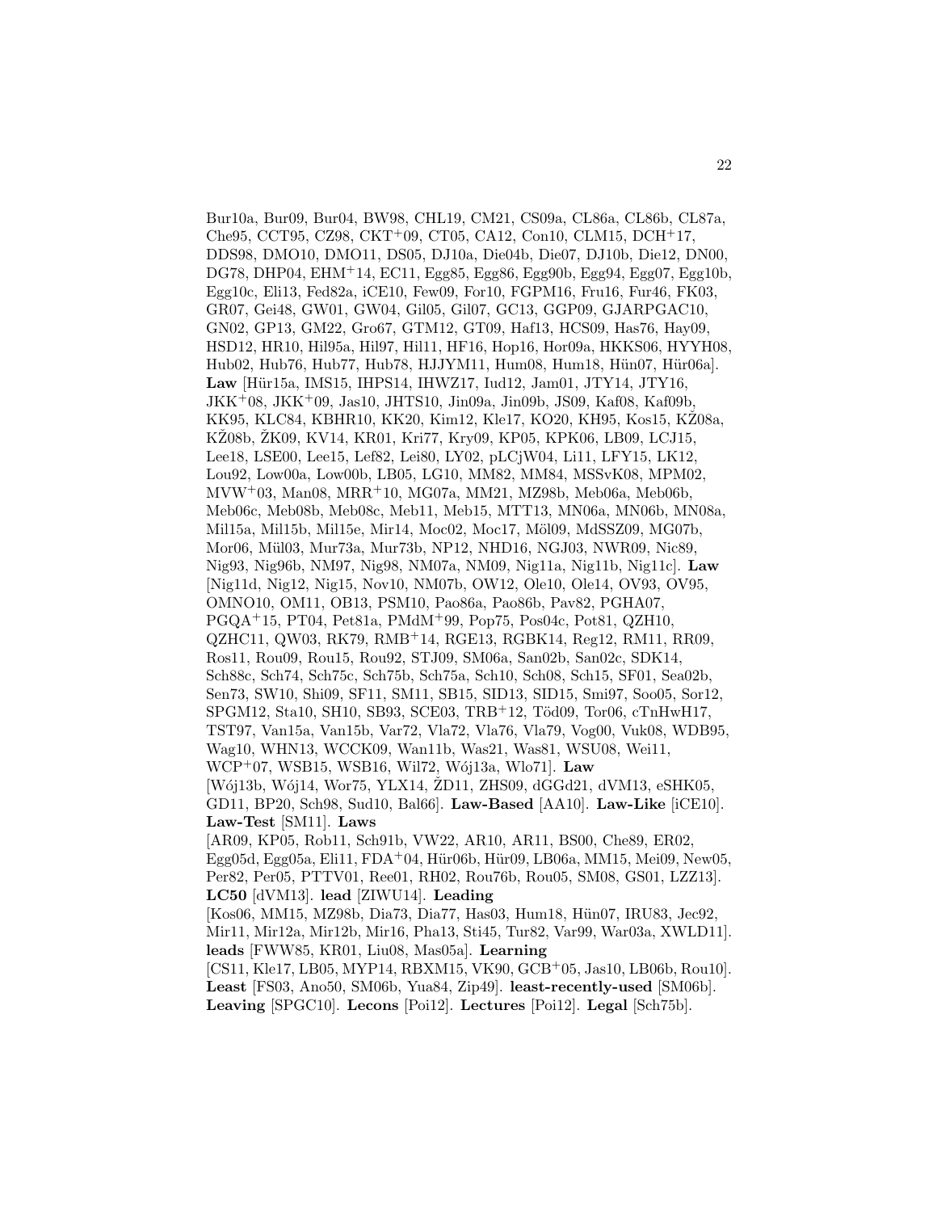Bur10a, Bur09, Bur04, BW98, CHL19, CM21, CS09a, CL86a, CL86b, CL87a, Che95, CCT95, CZ98, CKT+09, CT05, CA12, Con10, CLM15, DCH+17, DDS98, DMO10, DMO11, DS05, DJ10a, Die04b, Die07, DJ10b, Die12, DN00, DG78, DHP04, EHM+14, EC11, Egg85, Egg86, Egg90b, Egg94, Egg07, Egg10b, Egg10c, Eli13, Fed82a, iCE10, Few09, For10, FGPM16, Fru16, Fur46, FK03, GR07, Gei48, GW01, GW04, Gil05, Gil07, GC13, GGP09, GJARPGAC10, GN02, GP13, GM22, Gro67, GTM12, GT09, Haf13, HCS09, Has76, Hay09, HSD12, HR10, Hil95a, Hil97, Hil11, HF16, Hop16, Hor09a, HKKS06, HYYH08, Hub02, Hub76, Hub77, Hub78, HJJYM11, Hum08, Hum18, Hün07, Hür06a]. **Law** [Hür15a, IMS15, IHPS14, IHWZ17, Iud12, Jam01, JTY14, JTY16, JKK+08, JKK+09, Jas10, JHTS10, Jin09a, Jin09b, JS09, Kaf08, Kaf09b, KK95, KLC84, KBHR10, KK20, Kim12, Kle17, KO20, KH95, Kos15, KŽ08a, KŽ08b, ŽK09, KV14, KR01, Kri77, Kry09, KP05, KPK06, LB09, LCJ15, Lee18, LSE00, Lee15, Lef82, Lei80, LY02, pLCjW04, Li11, LFY15, LK12, Lou92, Low00a, Low00b, LB05, LG10, MM82, MM84, MSSvK08, MPM02, MVW+03, Man08, MRR+10, MG07a, MM21, MZ98b, Meb06a, Meb06b, Meb06c, Meb08b, Meb08c, Meb11, Meb15, MTT13, MN06a, MN06b, MN08a, Mil15a, Mil15b, Mil15e, Mir14, Moc02, Moc17, Möl09, MdSSZ09, MG07b, Mor06, Mül03, Mur73a, Mur73b, NP12, NHD16, NGJ03, NWR09, Nic89, Nig93, Nig96b, NM97, Nig98, NM07a, NM09, Nig11a, Nig11b, Nig11c]. **Law** [Nig11d, Nig12, Nig15, Nov10, NM07b, OW12, Ole10, Ole14, OV93, OV95, OMNO10, OM11, OB13, PSM10, Pao86a, Pao86b, Pav82, PGHA07, PGQA+15, PT04, Pet81a, PMdM+99, Pop75, Pos04c, Pot81, QZH10, QZHC11, QW03, RK79, RMB+14, RGE13, RGBK14, Reg12, RM11, RR09, Ros11, Rou09, Rou15, Rou92, STJ09, SM06a, San02b, San02c, SDK14, Sch88c, Sch74, Sch75c, Sch75b, Sch75a, Sch10, Sch08, Sch15, SF01, Sea02b, Sen73, SW10, Shi09, SF11, SM11, SB15, SID13, SID15, Smi97, Soo05, Sor12, SPGM12, Sta10, SH10, SB93, SCE03, TRB+12, Töd09, Tor06, cTnHwH17, TST97, Van15a, Van15b, Var72, Vla72, Vla76, Vla79, Vog00, Vuk08, WDB95, Wag10, WHN13, WCCK09, Wan11b, Was21, Was81, WSU08, Wei11, WCP+07, WSB15, WSB16, Wil72, Wój13a, Wlo71]. **Law** [Wój13b, Wój14, Wor75, YLX14, ŽD11, ZHS09, dGGd21, dVM13, eSHK05, GD11, BP20, Sch98, Sud10, Bal66]. **Law-Based** [AA10]. **Law-Like** [iCE10]. **Law-Test** [SM11]. **Laws** [AR09, KP05, Rob11, Sch91b, VW22, AR10, AR11, BS00, Che89, ER02, Egg05d, Egg05a, Eli11, FDA+04, Hür06b, Hür09, LB06a, MM15, Mei09, New05, Per82, Per05, PTTV01, Ree01, RH02, Rou76b, Rou05, SM08, GS01, LZZ13]. **LC50** [dVM13]. **lead** [ZIWU14]. **Leading** [Kos06, MM15, MZ98b, Dia73, Dia77, Has03, Hum18, Hün07, IRU83, Jec92, Mir11, Mir12a, Mir12b, Mir16, Pha13, Sti45, Tur82, Var99, War03a, XWLD11]. **leads** [FWW85, KR01, Liu08, Mas05a]. **Learning** [CS11, Kle17, LB05, MYP14, RBXM15, VK90, GCB+05, Jas10, LB06b, Rou10]. **Least** [FS03, Ano50, SM06b, Yua84, Zip49]. **least-recently-used** [SM06b]. **Leaving** [SPGC10]. **Lecons** [Poi12]. **Lectures** [Poi12]. **Legal** [Sch75b].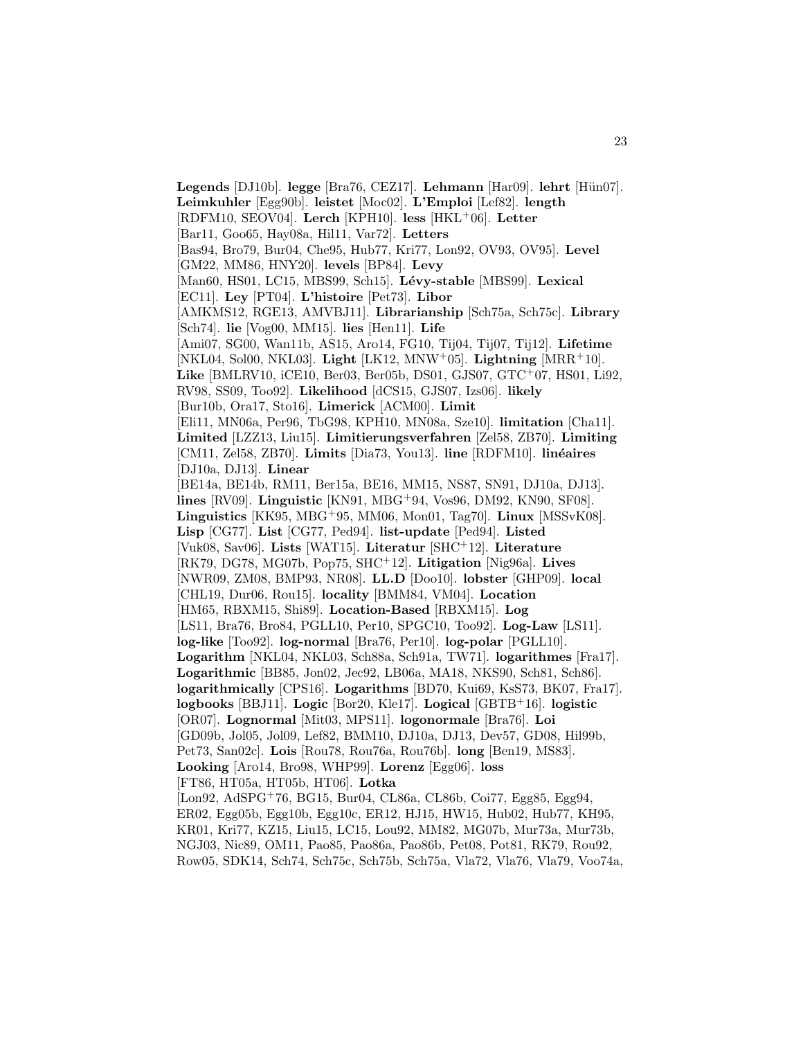**Legends** [DJ10b]. **legge** [Bra76, CEZ17]. **Lehmann** [Har09]. **lehrt** [Hün07]. **Leimkuhler** [Egg90b]. **leistet** [Moc02]. **L'Emploi** [Lef82]. **length** [RDFM10, SEOV04]. **Lerch** [KPH10]. **less** [HKL+06]. **Letter** [Bar11, Goo65, Hay08a, Hil11, Var72]. **Letters** [Bas94, Bro79, Bur04, Che95, Hub77, Kri77, Lon92, OV93, OV95]. **Level** [GM22, MM86, HNY20]. **levels** [BP84]. **Levy** [Man60, HS01, LC15, MBS99, Sch15]. **Lévy-stable** [MBS99]. **Lexical** [EC11]. **Ley** [PT04]. **L'histoire** [Pet73]. **Libor** [AMKMS12, RGE13, AMVBJ11]. **Librarianship** [Sch75a, Sch75c]. **Library** [Sch74]. **lie** [Vog00, MM15]. **lies** [Hen11]. **Life** [Ami07, SG00, Wan11b, AS15, Aro14, FG10, Tij04, Tij07, Tij12]. **Lifetime** [NKL04, Sol00, NKL03]. **Light** [LK12, MNW+05]. **Lightning** [MRR+10]. **Like** [BMLRV10, iCE10, Ber03, Ber05b, DS01, GJS07, GTC+07, HS01, Li92, RV98, SS09, Too92]. **Likelihood** [dCS15, GJS07, Izs06]. **likely** [Bur10b, Ora17, Sto16]. **Limerick** [ACM00]. **Limit** [Eli11, MN06a, Per96, TbG98, KPH10, MN08a, Sze10]. **limitation** [Cha11]. **Limited** [LZZ13, Liu15]. **Limitierungsverfahren** [Zel58, ZB70]. **Limiting** [CM11, Zel58, ZB70]. **Limits** [Dia73, You13]. **line** [RDFM10]. **linéaires** [DJ10a, DJ13]. **Linear** [BE14a, BE14b, RM11, Ber15a, BE16, MM15, NS87, SN91, DJ10a, DJ13]. **lines** [RV09]. **Linguistic** [KN91, MBG+94, Vos96, DM92, KN90, SF08]. **Linguistics** [KK95, MBG+95, MM06, Mon01, Tag70]. **Linux** [MSSvK08]. **Lisp** [CG77]. **List** [CG77, Ped94]. **list-update** [Ped94]. **Listed** [Vuk08, Sav06]. **Lists** [WAT15]. **Literatur** [SHC+12]. **Literature** [RK79, DG78, MG07b, Pop75, SHC+12]. **Litigation** [Nig96a]. **Lives** [NWR09, ZM08, BMP93, NR08]. **LL.D** [Doo10]. **lobster** [GHP09]. **local** [CHL19, Dur06, Rou15]. **locality** [BMM84, VM04]. **Location** [HM65, RBXM15, Shi89]. **Location-Based** [RBXM15]. **Log** [LS11, Bra76, Bro84, PGLL10, Per10, SPGC10, Too92]. **Log-Law** [LS11]. **log-like** [Too92]. **log-normal** [Bra76, Per10]. **log-polar** [PGLL10]. **Logarithm** [NKL04, NKL03, Sch88a, Sch91a, TW71]. **logarithmes** [Fra17]. **Logarithmic** [BB85, Jon02, Jec92, LB06a, MA18, NKS90, Sch81, Sch86]. **logarithmically** [CPS16]. **Logarithms** [BD70, Kui69, KsS73, BK07, Fra17]. **logbooks** [BBJ11]. **Logic** [Bor20, Kle17]. **Logical** [GBTB+16]. **logistic** [OR07]. **Lognormal** [Mit03, MPS11]. **logonormale** [Bra76]. **Loi** [GD09b, Jol05, Jol09, Lef82, BMM10, DJ10a, DJ13, Dev57, GD08, Hil99b, Pet73, San02c]. **Lois** [Rou78, Rou76a, Rou76b]. **long** [Ben19, MS83]. **Looking** [Aro14, Bro98, WHP99]. **Lorenz** [Egg06]. **loss** [FT86, HT05a, HT05b, HT06]. **Lotka** [Lon92, AdSPG+76, BG15, Bur04, CL86a, CL86b, Coi77, Egg85, Egg94, ER02, Egg05b, Egg10b, Egg10c, ER12, HJ15, HW15, Hub02, Hub77, KH95, KR01, Kri77, KZ15, Liu15, LC15, Lou92, MM82, MG07b, Mur73a, Mur73b, NGJ03, Nic89, OM11, Pao85, Pao86a, Pao86b, Pet08, Pot81, RK79, Rou92, Row05, SDK14, Sch74, Sch75c, Sch75b, Sch75a, Vla72, Vla76, Vla79, Voo74a,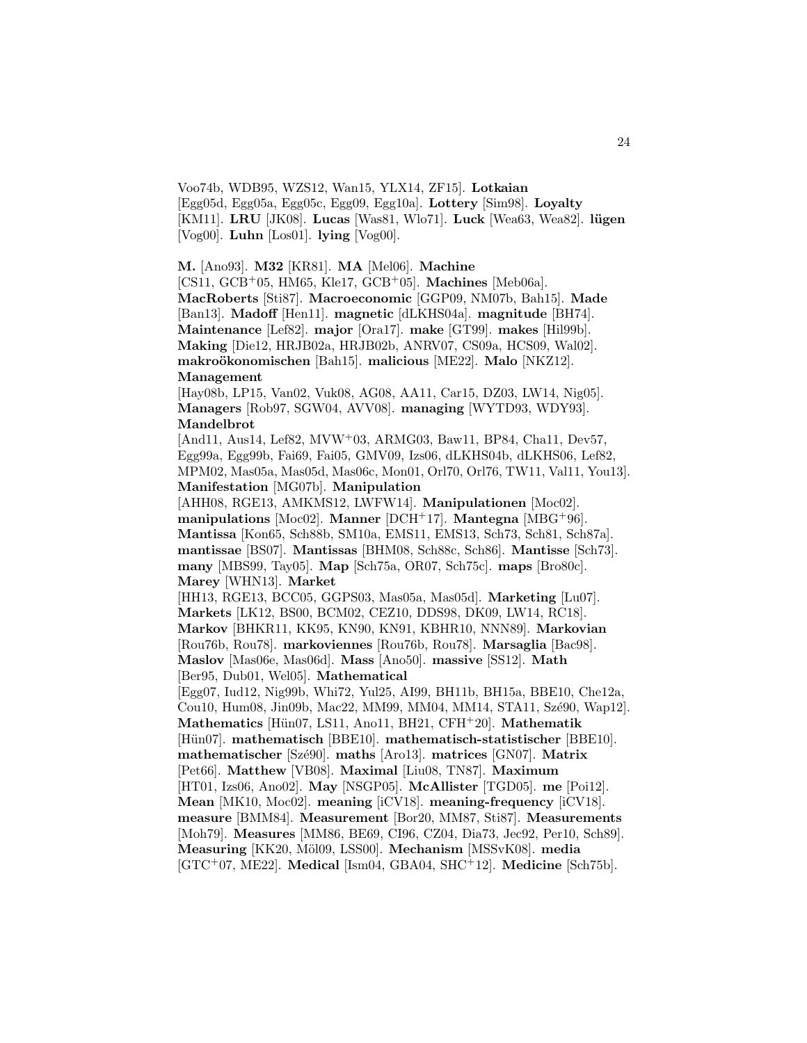Voo74b, WDB95, WZS12, Wan15, YLX14, ZF15]. **Lotkaian** [Egg05d, Egg05a, Egg05c, Egg09, Egg10a]. **Lottery** [Sim98]. **Loyalty** [KM11]. **LRU** [JK08]. **Lucas** [Was81, Wlo71]. **Luck** [Wea63, Wea82]. **lügen** [Vog00]. **Luhn** [Los01]. **lying** [Vog00].

**M.** [Ano93]. **M32** [KR81]. **MA** [Mel06]. **Machine** [CS11, GCB+05, HM65, Kle17, GCB+05]. **Machines** [Meb06a]. **MacRoberts** [Sti87]. **Macroeconomic** [GGP09, NM07b, Bah15]. **Made** [Ban13]. **Madoff** [Hen11]. **magnetic** [dLKHS04a]. **magnitude** [BH74]. **Maintenance** [Lef82]. **major** [Ora17]. **make** [GT99]. **makes** [Hil99b]. **Making** [Die12, HRJB02a, HRJB02b, ANRV07, CS09a, HCS09, Wal02]. **makroökonomischen** [Bah15]. **malicious** [ME22]. **Malo** [NKZ12]. **Management** [Hay08b, LP15, Van02, Vuk08, AG08, AA11, Car15, DZ03, LW14, Nig05]. **Managers** [Rob97, SGW04, AVV08]. **managing** [WYTD93, WDY93]. **Mandelbrot** [And11, Aus14, Lef82, MVW+03, ARMG03, Baw11, BP84, Cha11, Dev57, Egg99a, Egg99b, Fai69, Fai05, GMV09, Izs06, dLKHS04b, dLKHS06, Lef82, MPM02, Mas05a, Mas05d, Mas06c, Mon01, Orl70, Orl76, TW11, Val11, You13]. **Manifestation** [MG07b]. **Manipulation** [AHH08, RGE13, AMKMS12, LWFW14]. **Manipulationen** [Moc02]. **manipulations** [Moc02]. **Manner** [DCH+17]. **Mantegna** [MBG+96]. **Mantissa** [Kon65, Sch88b, SM10a, EMS11, EMS13, Sch73, Sch81, Sch87a]. **mantissae** [BS07]. **Mantissas** [BHM08, Sch88c, Sch86]. **Mantisse** [Sch73]. **many** [MBS99, Tay05]. **Map** [Sch75a, OR07, Sch75c]. **maps** [Bro80c]. **Marey** [WHN13]. **Market** [HH13, RGE13, BCC05, GGPS03, Mas05a, Mas05d]. **Marketing** [Lu07]. **Markets** [LK12, BS00, BCM02, CEZ10, DDS98, DK09, LW14, RC18]. **Markov** [BHKR11, KK95, KN90, KN91, KBHR10, NNN89]. **Markovian** [Rou76b, Rou78]. **markoviennes** [Rou76b, Rou78]. **Marsaglia** [Bac98]. **Maslov** [Mas06e, Mas06d]. **Mass** [Ano50]. **massive** [SS12]. **Math** [Ber95, Dub01, Wel05]. **Mathematical** [Egg07, Iud12, Nig99b, Whi72, Yul25, AI99, BH11b, BH15a, BBE10, Che12a, Cou10, Hum08, Jin09b, Mac22, MM99, MM04, MM14, STA11, Szé90, Wap12]. **Mathematics** [Hün07, LS11, Ano11, BH21, CFH+20]. **Mathematik** [Hün07]. **mathematisch** [BBE10]. **mathematisch-statistischer** [BBE10]. **mathematischer** [Szé90]. **maths** [Aro13]. **matrices** [GN07]. **Matrix** [Pet66]. **Matthew** [VB08]. **Maximal** [Liu08, TN87]. **Maximum** [HT01, Izs06, Ano02]. **May** [NSGP05]. **McAllister** [TGD05]. **me** [Poi12]. **Mean** [MK10, Moc02]. **meaning** [iCV18]. **meaning-frequency** [iCV18]. **measure** [BMM84]. **Measurement** [Bor20, MM87, Sti87]. **Measurements** [Moh79]. **Measures** [MM86, BE69, CI96, CZ04, Dia73, Jec92, Per10, Sch89]. **Measuring** [KK20, Möl09, LSS00]. **Mechanism** [MSSvK08]. **media** [GTC+07, ME22]. **Medical** [Ism04, GBA04, SHC+12]. **Medicine** [Sch75b].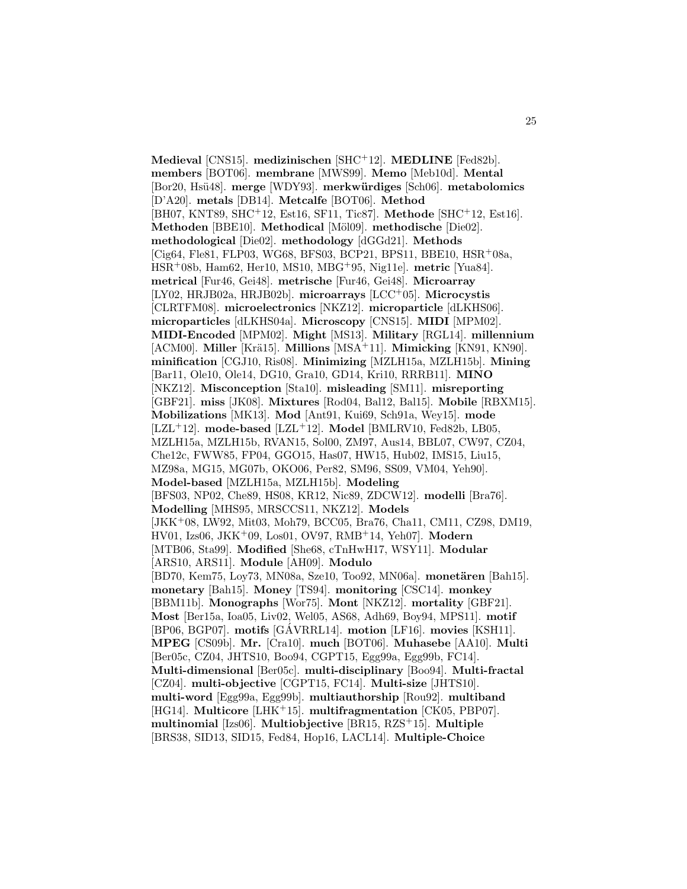**Medieval** [CNS15]. **medizinischen** [SHC+12]. **MEDLINE** [Fed82b]. **members** [BOT06]. **membrane** [MWS99]. **Memo** [Meb10d]. **Mental** [Bor20, Hsü48]. **merge** [WDY93]. **merkwürdiges** [Sch06]. **metabolomics** [D'A20]. **metals** [DB14]. **Metcalfe** [BOT06]. **Method** [BH07, KNT89, SHC+12, Est16, SF11, Tic87]. **Methode** [SHC+12, Est16]. **Methoden** [BBE10]. **Methodical** [Möl09]. **methodische** [Die02]. **methodological** [Die02]. **methodology** [dGGd21]. **Methods** [Cig64, Fle81, FLP03, WG68, BFS03, BCP21, BPS11, BBE10, HSR+08a, HSR+08b, Ham62, Her10, MS10, MBG+95, Nig11e]. **metric** [Yua84]. **metrical** [Fur46, Gei48]. **metrische** [Fur46, Gei48]. **Microarray** [LY02, HRJB02a, HRJB02b]. **microarrays** [LCC+05]. **Microcystis** [CLRTFM08]. **microelectronics** [NKZ12]. **microparticle** [dLKHS06]. **microparticles** [dLKHS04a]. **Microscopy** [CNS15]. **MIDI** [MPM02]. **MIDI-Encoded** [MPM02]. **Might** [MS13]. **Military** [RGL14]. **millennium** [ACM00]. **Miller** [Krä15]. **Millions** [MSA+11]. **Mimicking** [KN91, KN90]. **minification** [CGJ10, Ris08]. **Minimizing** [MZLH15a, MZLH15b]. **Mining** [Bar11, Ole10, Ole14, DG10, Gra10, GD14, Kri10, RRRB11]. **MINO** [NKZ12]. **Misconception** [Sta10]. **misleading** [SM11]. **misreporting** [GBF21]. **miss** [JK08]. **Mixtures** [Rod04, Bal12, Bal15]. **Mobile** [RBXM15]. **Mobilizations** [MK13]. **Mod** [Ant91, Kui69, Sch91a, Wey15]. **mode** [LZL+12]. **mode-based** [LZL+12]. **Model** [BMLRV10, Fed82b, LB05, MZLH15a, MZLH15b, RVAN15, Sol00, ZM97, Aus14, BBL07, CW97, CZ04, Che12c, FWW85, FP04, GGO15, Has07, HW15, Hub02, IMS15, Liu15, MZ98a, MG15, MG07b, OKO06, Per82, SM96, SS09, VM04, Yeh90]. **Model-based** [MZLH15a, MZLH15b]. **Modeling** [BFS03, NP02, Che89, HS08, KR12, Nic89, ZDCW12]. **modelli** [Bra76]. **Modelling** [MHS95, MRSCCS11, NKZ12]. **Models** [JKK+08, LW92, Mit03, Moh79, BCC05, Bra76, Cha11, CM11, CZ98, DM19, HV01, Izs06, JKK+09, Los01, OV97, RMB+14, Yeh07]. **Modern** [MTB06, Sta99]. **Modified** [She68, cTnHwH17, WSY11]. **Modular** [ARS10, ARS11]. **Module** [AH09]. **Modulo** [BD70, Kem75, Loy73, MN08a, Sze10, Too92, MN06a]. **monetären** [Bah15]. **monetary** [Bah15]. **Money** [TS94]. **monitoring** [CSC14]. **monkey** [BBM11b]. **Monographs** [Wor75]. **Mont** [NKZ12]. **mortality** [GBF21]. **Most** [Ber15a, Ioa05, Liv02, Wel05, AS68, Adh69, Boy94, MPS11]. **motif** [BP06, BGP07]. **motifs** [GÁVRRL14]. **motion** [LF16]. **movies** [KSH11]. **MPEG** [CS09b]. **Mr.** [Cra10]. **much** [BOT06]. **Muhasebe** [AA10]. **Multi** [Ber05c, CZ04, JHTS10, Boo94, CGPT15, Egg99a, Egg99b, FC14]. **Multi-dimensional** [Ber05c]. **multi-disciplinary** [Boo94]. **Multi-fractal** [CZ04]. **multi-objective** [CGPT15, FC14]. **Multi-size** [JHTS10]. **multi-word** [Egg99a, Egg99b]. **multiauthorship** [Rou92]. **multiband** [HG14]. **Multicore** [LHK+15]. **multifragmentation** [CK05, PBP07]. **multinomial** [Izs06]. **Multiobjective** [BR15, RZS+15]. **Multiple** [BRS38, SID13, SID15, Fed84, Hop16, LACL14]. **Multiple-Choice**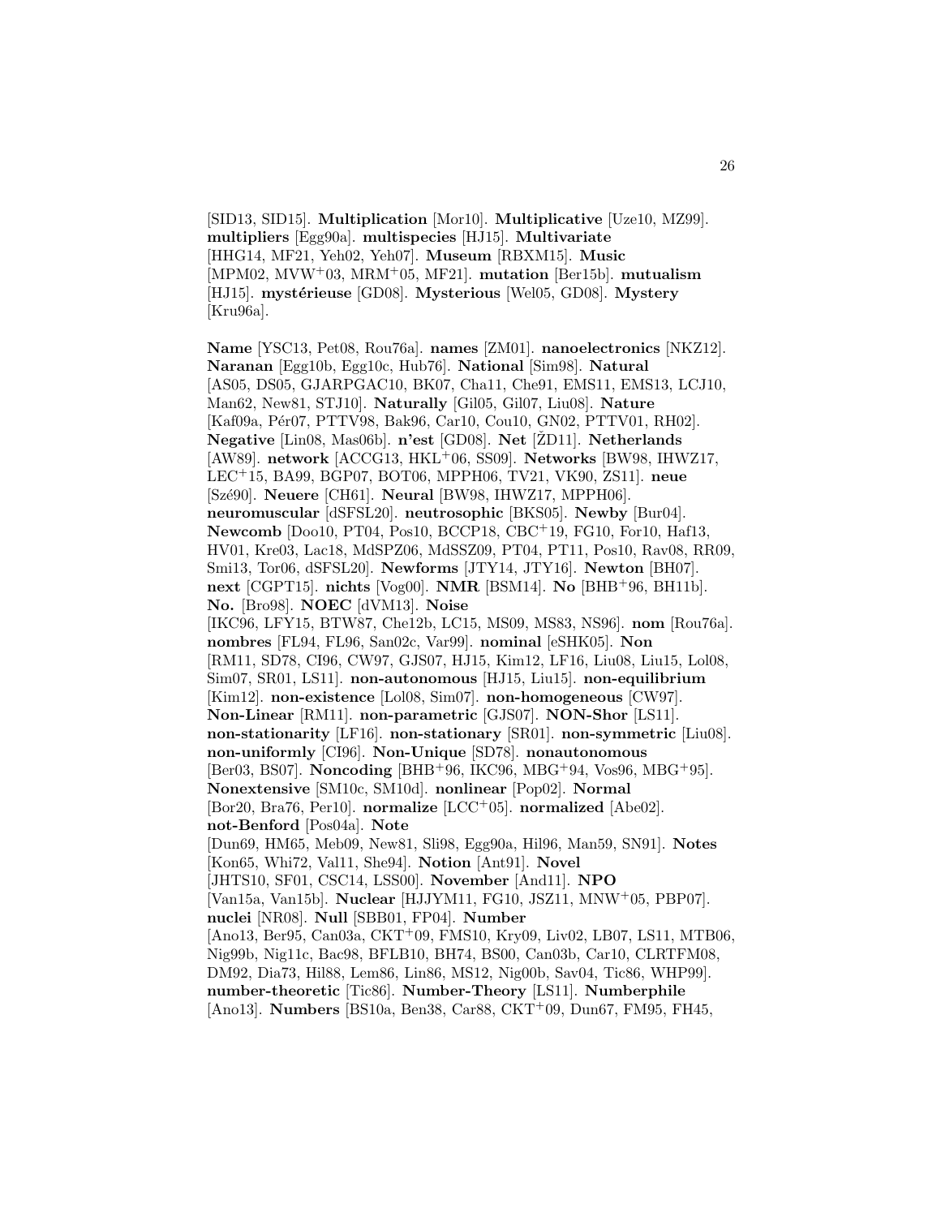[SID13, SID15]. **Multiplication** [Mor10]. **Multiplicative** [Uze10, MZ99]. **multipliers** [Egg90a]. **multispecies** [HJ15]. **Multivariate** [HHG14, MF21, Yeh02, Yeh07]. **Museum** [RBXM15]. **Music** [MPM02, MVW+03, MRM+05, MF21]. **mutation** [Ber15b]. **mutualism** [HJ15]. **mystérieuse** [GD08]. **Mysterious** [Wel05, GD08]. **Mystery** [Kru96a].

**Name** [YSC13, Pet08, Rou76a]. **names** [ZM01]. **nanoelectronics** [NKZ12]. **Naranan** [Egg10b, Egg10c, Hub76]. **National** [Sim98]. **Natural** [AS05, DS05, GJARPGAC10, BK07, Cha11, Che91, EMS11, EMS13, LCJ10, Man62, New81, STJ10]. **Naturally** [Gil05, Gil07, Liu08]. **Nature** [Kaf09a, Pér07, PTTV98, Bak96, Car10, Cou10, GN02, PTTV01, RH02]. **Negative** [Lin08, Mas06b]. **n'est** [GD08]. **Net** [ŽD11]. **Netherlands** [AW89]. **network** [ACCG13, HKL+06, SS09]. **Networks** [BW98, IHWZ17, LEC+15, BA99, BGP07, BOT06, MPPH06, TV21, VK90, ZS11]. **neue** [Szé90]. **Neuere** [CH61]. **Neural** [BW98, IHWZ17, MPPH06]. **neuromuscular** [dSFSL20]. **neutrosophic** [BKS05]. **Newby** [Bur04]. **Newcomb** [Doo10, PT04, Pos10, BCCP18, CBC+19, FG10, For10, Haf13, HV01, Kre03, Lac18, MdSPZ06, MdSSZ09, PT04, PT11, Pos10, Rav08, RR09, Smi13, Tor06, dSFSL20]. **Newforms** [JTY14, JTY16]. **Newton** [BH07]. **next** [CGPT15]. **nichts** [Vog00]. **NMR** [BSM14]. **No** [BHB+96, BH11b]. **No.** [Bro98]. **NOEC** [dVM13]. **Noise** [IKC96, LFY15, BTW87, Che12b, LC15, MS09, MS83, NS96]. **nom** [Rou76a]. **nombres** [FL94, FL96, San02c, Var99]. **nominal** [eSHK05]. **Non** [RM11, SD78, CI96, CW97, GJS07, HJ15, Kim12, LF16, Liu08, Liu15, Lol08, Sim07, SR01, LS11]. **non-autonomous** [HJ15, Liu15]. **non-equilibrium** [Kim12]. **non-existence** [Lol08, Sim07]. **non-homogeneous** [CW97]. **Non-Linear** [RM11]. **non-parametric** [GJS07]. **NON-Shor** [LS11]. **non-stationarity** [LF16]. **non-stationary** [SR01]. **non-symmetric** [Liu08]. **non-uniformly** [CI96]. **Non-Unique** [SD78]. **nonautonomous** [Ber03, BS07]. **Noncoding** [BHB+96, IKC96, MBG+94, Vos96, MBG+95]. **Nonextensive** [SM10c, SM10d]. **nonlinear** [Pop02]. **Normal** [Bor20, Bra76, Per10]. **normalize** [LCC+05]. **normalized** [Abe02]. **not-Benford** [Pos04a]. **Note** [Dun69, HM65, Meb09, New81, Sli98, Egg90a, Hil96, Man59, SN91]. **Notes** [Kon65, Whi72, Val11, She94]. **Notion** [Ant91]. **Novel** [JHTS10, SF01, CSC14, LSS00]. **November** [And11]. **NPO** [Van15a, Van15b]. **Nuclear** [HJJYM11, FG10, JSZ11, MNW+05, PBP07]. **nuclei** [NR08]. **Null** [SBB01, FP04]. **Number** [Ano13, Ber95, Can03a, CKT+09, FMS10, Kry09, Liv02, LB07, LS11, MTB06, Nig99b, Nig11c, Bac98, BFLB10, BH74, BS00, Can03b, Car10, CLRTFM08, DM92, Dia73, Hil88, Lem86, Lin86, MS12, Nig00b, Sav04, Tic86, WHP99]. **number-theoretic** [Tic86]. **Number-Theory** [LS11]. **Numberphile** [Ano13]. **Numbers** [BS10a, Ben38, Car88, CKT+09, Dun67, FM95, FH45,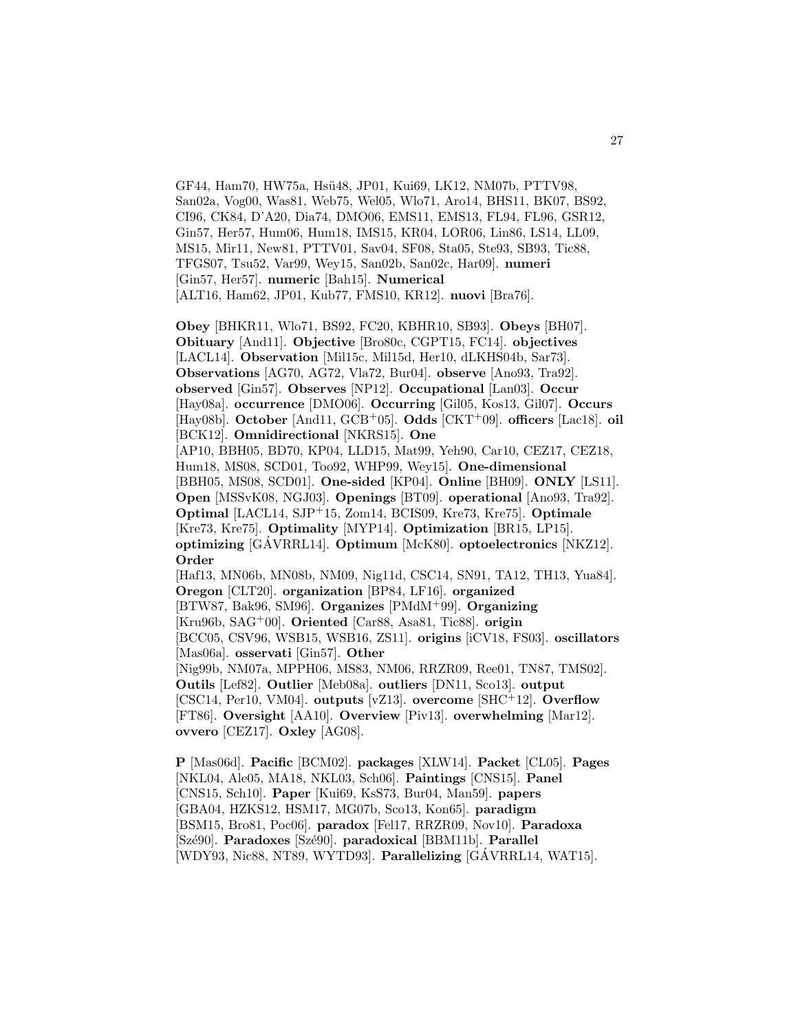GF44, Ham70, HW75a, Hsü48, JP01, Kui69, LK12, NM07b, PTTV98, San02a, Vog00, Was81, Web75, Wel05, Wlo71, Aro14, BHS11, BK07, BS92, CI96, CK84, D'A20, Dia74, DMO06, EMS11, EMS13, FL94, FL96, GSR12, Gin57, Her57, Hum06, Hum18, IMS15, KR04, LOR06, Lin86, LS14, LL09, MS15, Mir11, New81, PTTV01, Sav04, SF08, Sta05, Ste93, SB93, Tic88, TFGS07, Tsu52, Var99, Wey15, San02b, San02c, Har09]. **numeri** [Gin57, Her57]. **numeric** [Bah15]. **Numerical** [ALT16, Ham62, JP01, Kub77, FMS10, KR12]. **nuovi** [Bra76].

**Obey** [BHKR11, Wlo71, BS92, FC20, KBHR10, SB93]. **Obeys** [BH07]. **Obituary** [And11]. **Objective** [Bro80c, CGPT15, FC14]. **objectives** [LACL14]. **Observation** [Mil15c, Mil15d, Her10, dLKHS04b, Sar73]. **Observations** [AG70, AG72, Vla72, Bur04]. **observe** [Ano93, Tra92]. **observed** [Gin57]. **Observes** [NP12]. **Occupational** [Lan03]. **Occur** [Hay08a]. **occurrence** [DMO06]. **Occurring** [Gil05, Kos13, Gil07]. **Occurs** [Hay08b]. **October** [And11, GCB+05]. **Odds** [CKT+09]. **officers** [Lac18]. **oil** [BCK12]. **Omnidirectional** [NKRS15]. **One** [AP10, BBH05, BD70, KP04, LLD15, Mat99, Yeh90, Car10, CEZ17, CEZ18, Hum18, MS08, SCD01, Too92, WHP99, Wey15]. **One-dimensional** [BBH05, MS08, SCD01]. **One-sided** [KP04]. **Online** [BH09]. **ONLY** [LS11]. **Open** [MSSvK08, NGJ03]. **Openings** [BT09]. **operational** [Ano93, Tra92]. **Optimal** [LACL14, SJP+15, Zom14, BCIS09, Kre73, Kre75]. **Optimale** [Kre73, Kre75]. **Optimality** [MYP14]. **Optimization** [BR15, LP15]. **optimizing** [GÁVRRL14]. **Optimum** [McK80]. **optoelectronics** [NKZ12]. **Order** [Haf13, MN06b, MN08b, NM09, Nig11d, CSC14, SN91, TA12, TH13, Yua84]. **Oregon** [CLT20]. **organization** [BP84, LF16]. **organized** [BTW87, Bak96, SM96]. **Organizes** [PMdM+99]. **Organizing** [Kru96b, SAG+00]. **Oriented** [Car88, Asa81, Tic88]. **origin** [BCC05, CSV96, WSB15, WSB16, ZS11]. **origins** [iCV18, FS03]. **oscillators** [Mas06a]. **osservati** [Gin57]. **Other** [Nig99b, NM07a, MPPH06, MS83, NM06, RRZR09, Ree01, TN87, TMS02]. **Outils** [Lef82]. **Outlier** [Meb08a]. **outliers** [DN11, Sco13]. **output** [CSC14, Per10, VM04]. **outputs** [vZ13]. **overcome** [SHC+12]. **Overflow** [FT86]. **Oversight** [AA10]. **Overview** [Piv13]. **overwhelming** [Mar12]. **ovvero** [CEZ17]. **Oxley** [AG08].

**P** [Mas06d]. **Pacific** [BCM02]. **packages** [XLW14]. **Packet** [CL05]. **Pages** [NKL04, Ale05, MA18, NKL03, Sch06]. **Paintings** [CNS15]. **Panel** [CNS15, Sch10]. **Paper** [Kui69, KsS73, Bur04, Man59]. **papers** [GBA04, HZKS12, HSM17, MG07b, Sco13, Kon65]. **paradigm** [BSM15, Bro81, Poc06]. **paradox** [Fel17, RRZR09, Nov10]. **Paradoxa** [Szé90]. **Paradoxes** [Szé90]. **paradoxical** [BBM11b]. **Parallel** [WDY93, Nic88, NT89, WYTD93]. **Parallelizing** [GÁVRRL14, WAT15].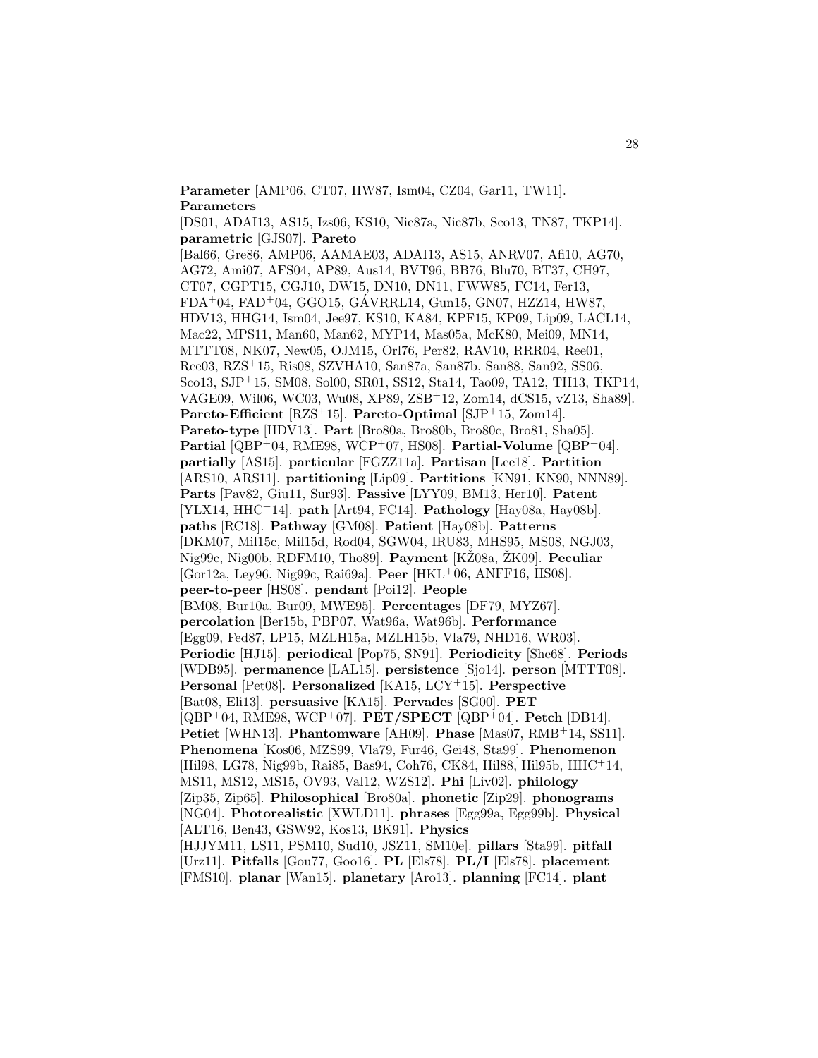**Parameter** [AMP06, CT07, HW87, Ism04, CZ04, Gar11, TW11]. **Parameters** [DS01, ADAI13, AS15, Izs06, KS10, Nic87a, Nic87b, Sco13, TN87, TKP14]. **parametric** [GJS07]. **Pareto** [Bal66, Gre86, AMP06, AAMAE03, ADAI13, AS15, ANRV07, Afi10, AG70, AG72, Ami07, AFS04, AP89, Aus14, BVT96, BB76, Blu70, BT37, CH97, CT07, CGPT15, CGJ10, DW15, DN10, DN11, FWW85, FC14, Fer13, FDA+04, FAD+04, GGO15, GÁVRRL14, Gun15, GN07, HZZ14, HW87, HDV13, HHG14, Ism04, Jee97, KS10, KA84, KPF15, KP09, Lip09, LACL14, Mac22, MPS11, Man60, Man62, MYP14, Mas05a, McK80, Mei09, MN14, MTTT08, NK07, New05, OJM15, Orl76, Per82, RAV10, RRR04, Ree01, Ree03, RZS+15, Ris08, SZVHA10, San87a, San87b, San88, San92, SS06, Sco13, SJP+15, SM08, Sol00, SR01, SS12, Sta14, Tao09, TA12, TH13, TKP14, VAGE09, Wil06, WC03, Wu08, XP89, ZSB+12, Zom14, dCS15, vZ13, Sha89]. **Pareto-Efficient** [RZS+15]. **Pareto-Optimal** [SJP+15, Zom14]. **Pareto-type** [HDV13]. **Part** [Bro80a, Bro80b, Bro80c, Bro81, Sha05]. **Partial** [QBP+04, RME98, WCP+07, HS08]. **Partial-Volume** [QBP+04]. **partially** [AS15]. **particular** [FGZZ11a]. **Partisan** [Lee18]. **Partition** [ARS10, ARS11]. **partitioning** [Lip09]. **Partitions** [KN91, KN90, NNN89]. **Parts** [Pav82, Giu11, Sur93]. **Passive** [LYY09, BM13, Her10]. **Patent** [YLX14, HHC+14]. **path** [Art94, FC14]. **Pathology** [Hay08a, Hay08b]. **paths** [RC18]. **Pathway** [GM08]. **Patient** [Hay08b]. **Patterns** [DKM07, Mil15c, Mil15d, Rod04, SGW04, IRU83, MHS95, MS08, NGJ03, Nig99c, Nig00b, RDFM10, Tho89]. **Payment** [KŽ08a, ŽK09]. **Peculiar** [Gor12a, Ley96, Nig99c, Rai69a]. **Peer** [HKL+06, ANFF16, HS08]. **peer-to-peer** [HS08]. **pendant** [Poi12]. **People** [BM08, Bur10a, Bur09, MWE95]. **Percentages** [DF79, MYZ67]. **percolation** [Ber15b, PBP07, Wat96a, Wat96b]. **Performance** [Egg09, Fed87, LP15, MZLH15a, MZLH15b, Vla79, NHD16, WR03]. **Periodic** [HJ15]. **periodical** [Pop75, SN91]. **Periodicity** [She68]. **Periods** [WDB95]. **permanence** [LAL15]. **persistence** [Sjo14]. **person** [MTTT08]. **Personal** [Pet08]. **Personalized** [KA15, LCY+15]. **Perspective** [Bat08, Eli13]. **persuasive** [KA15]. **Pervades** [SG00]. **PET** [QBP+04, RME98, WCP+07]. **PET/SPECT** [QBP+04]. **Petch** [DB14]. **Petiet** [WHN13]. **Phantomware** [AH09]. **Phase** [Mas07, RMB+14, SS11]. **Phenomena** [Kos06, MZS99, Vla79, Fur46, Gei48, Sta99]. **Phenomenon** [Hil98, LG78, Nig99b, Rai85, Bas94, Coh76, CK84, Hil88, Hil95b, HHC+14, MS11, MS12, MS15, OV93, Val12, WZS12]. **Phi** [Liv02]. **philology** [Zip35, Zip65]. **Philosophical** [Bro80a]. **phonetic** [Zip29]. **phonograms** [NG04]. **Photorealistic** [XWLD11]. **phrases** [Egg99a, Egg99b]. **Physical** [ALT16, Ben43, GSW92, Kos13, BK91]. **Physics** [HJJYM11, LS11, PSM10, Sud10, JSZ11, SM10e]. **pillars** [Sta99]. **pitfall** [Urz11]. **Pitfalls** [Gou77, Goo16]. **PL** [Els78]. **PL/I** [Els78]. **placement** [FMS10]. **planar** [Wan15]. **planetary** [Aro13]. **planning** [FC14]. **plant**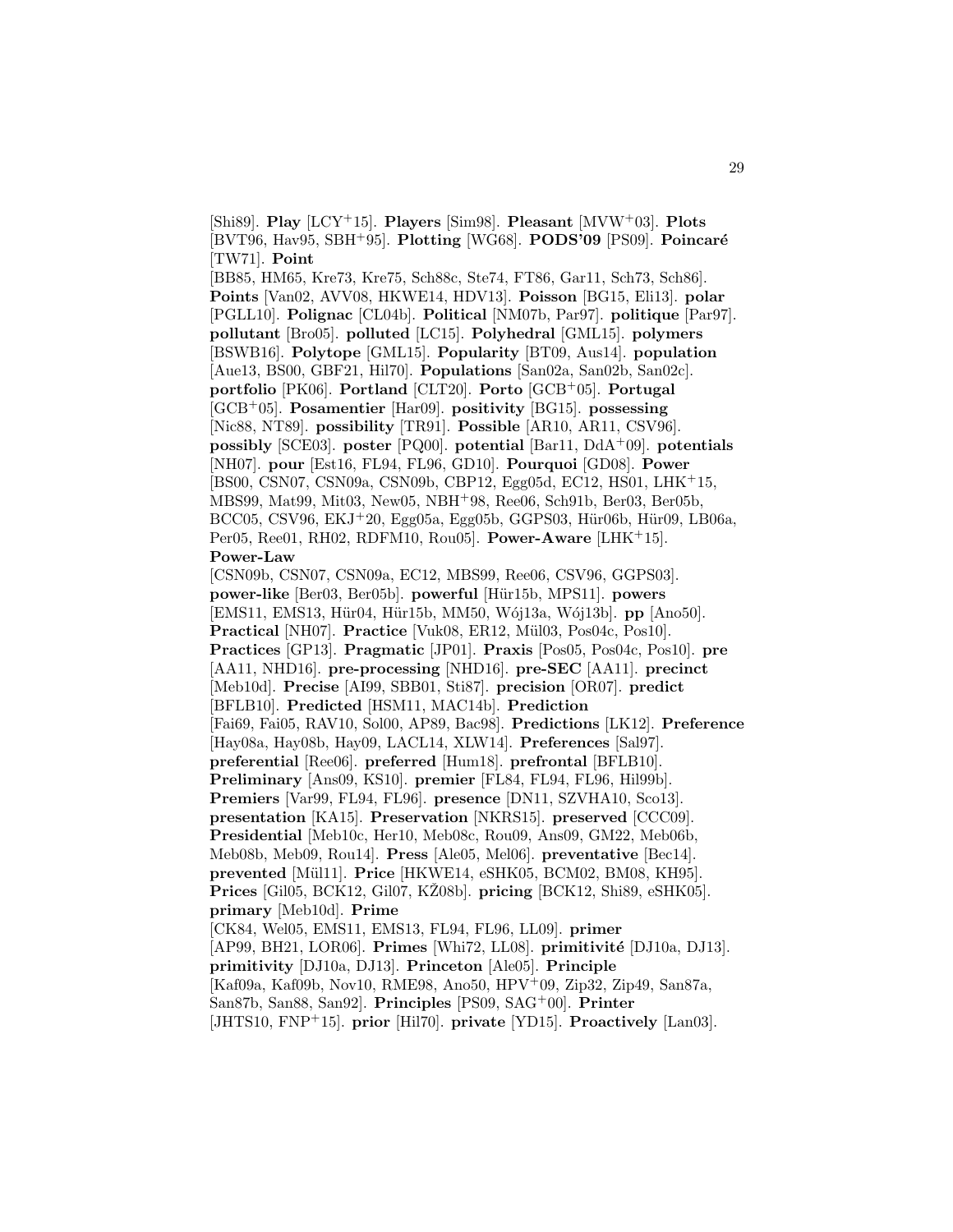[Shi89]. **Play** [LCY+15]. **Players** [Sim98]. **Pleasant** [MVW+03]. **Plots** [BVT96, Hav95, SBH+95]. **Plotting** [WG68]. **PODS'09** [PS09]. **Poincaré** [TW71]. **Point** [BB85, HM65, Kre73, Kre75, Sch88c, Ste74, FT86, Gar11, Sch73, Sch86]. **Points** [Van02, AVV08, HKWE14, HDV13]. **Poisson** [BG15, Eli13]. **polar** [PGLL10]. **Polignac** [CL04b]. **Political** [NM07b, Par97]. **politique** [Par97]. **pollutant** [Bro05]. **polluted** [LC15]. **Polyhedral** [GML15]. **polymers** [BSWB16]. **Polytope** [GML15]. **Popularity** [BT09, Aus14]. **population** [Aue13, BS00, GBF21, Hil70]. **Populations** [San02a, San02b, San02c]. **portfolio** [PK06]. **Portland** [CLT20]. **Porto** [GCB+05]. **Portugal** [GCB+05]. **Posamentier** [Har09]. **positivity** [BG15]. **possessing** [Nic88, NT89]. **possibility** [TR91]. **Possible** [AR10, AR11, CSV96]. **possibly** [SCE03]. **poster** [PQ00]. **potential** [Bar11, DdA+09]. **potentials** [NH07]. **pour** [Est16, FL94, FL96, GD10]. **Pourquoi** [GD08]. **Power** [BS00, CSN07, CSN09a, CSN09b, CBP12, Egg05d, EC12, HS01, LHK+15, MBS99, Mat99, Mit03, New05, NBH+98, Ree06, Sch91b, Ber03, Ber05b, BCC05, CSV96, EKJ+20, Egg05a, Egg05b, GGPS03, Hür06b, Hür09, LB06a, Per05, Ree01, RH02, RDFM10, Rou05]. **Power-Aware** [LHK+15]. **Power-Law** [CSN09b, CSN07, CSN09a, EC12, MBS99, Ree06, CSV96, GGPS03]. **power-like** [Ber03, Ber05b]. **powerful** [Hür15b, MPS11]. **powers** [EMS11, EMS13, Hür04, Hür15b, MM50, Wój13a, Wój13b]. **pp** [Ano50]. **Practical** [NH07]. **Practice** [Vuk08, ER12, Mül03, Pos04c, Pos10]. **Practices** [GP13]. **Pragmatic** [JP01]. **Praxis** [Pos05, Pos04c, Pos10]. **pre** [AA11, NHD16]. **pre-processing** [NHD16]. **pre-SEC** [AA11]. **precinct** [Meb10d]. **Precise** [AI99, SBB01, Sti87]. **precision** [OR07]. **predict** [BFLB10]. **Predicted** [HSM11, MAC14b]. **Prediction** [Fai69, Fai05, RAV10, Sol00, AP89, Bac98]. **Predictions** [LK12]. **Preference** [Hay08a, Hay08b, Hay09, LACL14, XLW14]. **Preferences** [Sal97]. **preferential** [Ree06]. **preferred** [Hum18]. **prefrontal** [BFLB10]. **Preliminary** [Ans09, KS10]. **premier** [FL84, FL94, FL96, Hil99b]. **Premiers** [Var99, FL94, FL96]. **presence** [DN11, SZVHA10, Sco13]. **presentation** [KA15]. **Preservation** [NKRS15]. **preserved** [CCC09]. **Presidential** [Meb10c, Her10, Meb08c, Rou09, Ans09, GM22, Meb06b, Meb08b, Meb09, Rou14]. **Press** [Ale05, Mel06]. **preventative** [Bec14]. **prevented** [Mül11]. **Price** [HKWE14, eSHK05, BCM02, BM08, KH95]. **Prices** [Gil05, BCK12, Gil07, KŽ08b]. **pricing** [BCK12, Shi89, eSHK05]. **primary** [Meb10d]. **Prime** [CK84, Wel05, EMS11, EMS13, FL94, FL96, LL09]. **primer** [AP99, BH21, LOR06]. **Primes** [Whi72, LL08]. **primitivité** [DJ10a, DJ13]. **primitivity** [DJ10a, DJ13]. **Princeton** [Ale05]. **Principle** [Kaf09a, Kaf09b, Nov10, RME98, Ano50, HPV+09, Zip32, Zip49, San87a, San87b, San88, San92]. **Principles** [PS09, SAG+00]. **Printer** [JHTS10, FNP+15]. **prior** [Hil70]. **private** [YD15]. **Proactively** [Lan03].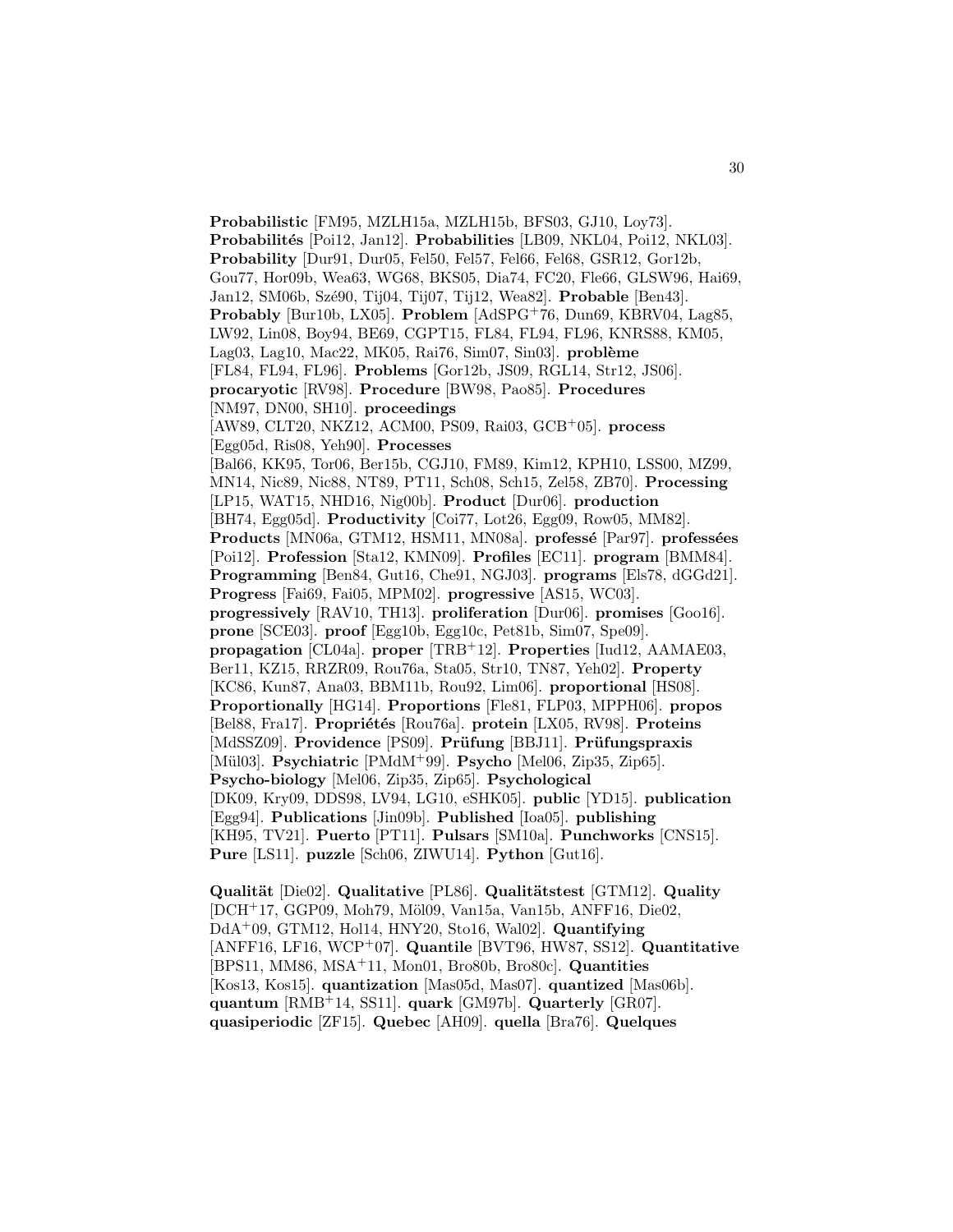**Probabilistic** [FM95, MZLH15a, MZLH15b, BFS03, GJ10, Loy73]. **Probabilités** [Poi12, Jan12]. **Probabilities** [LB09, NKL04, Poi12, NKL03]. **Probability** [Dur91, Dur05, Fel50, Fel57, Fel66, Fel68, GSR12, Gor12b, Gou77, Hor09b, Wea63, WG68, BKS05, Dia74, FC20, Fle66, GLSW96, Hai69, Jan12, SM06b, Szé90, Tij04, Tij07, Tij12, Wea82]. **Probable** [Ben43]. **Probably** [Bur10b, LX05]. **Problem** [AdSPG+76, Dun69, KBRV04, Lag85, LW92, Lin08, Boy94, BE69, CGPT15, FL84, FL94, FL96, KNRS88, KM05, Lag03, Lag10, Mac22, MK05, Rai76, Sim07, Sin03]. **problème** [FL84, FL94, FL96]. **Problems** [Gor12b, JS09, RGL14, Str12, JS06]. **procaryotic** [RV98]. **Procedure** [BW98, Pao85]. **Procedures** [NM97, DN00, SH10]. **proceedings** [AW89, CLT20, NKZ12, ACM00, PS09, Rai03, GCB+05]. **process** [Egg05d, Ris08, Yeh90]. **Processes** [Bal66, KK95, Tor06, Ber15b, CGJ10, FM89, Kim12, KPH10, LSS00, MZ99, MN14, Nic89, Nic88, NT89, PT11, Sch08, Sch15, Zel58, ZB70]. **Processing** [LP15, WAT15, NHD16, Nig00b]. **Product** [Dur06]. **production** [BH74, Egg05d]. **Productivity** [Coi77, Lot26, Egg09, Row05, MM82]. **Products** [MN06a, GTM12, HSM11, MN08a]. **professé** [Par97]. **professées** [Poi12]. **Profession** [Sta12, KMN09]. **Profiles** [EC11]. **program** [BMM84]. **Programming** [Ben84, Gut16, Che91, NGJ03]. **programs** [Els78, dGGd21]. **Progress** [Fai69, Fai05, MPM02]. **progressive** [AS15, WC03]. **progressively** [RAV10, TH13]. **proliferation** [Dur06]. **promises** [Goo16]. **prone** [SCE03]. **proof** [Egg10b, Egg10c, Pet81b, Sim07, Spe09]. **propagation** [CL04a]. **proper** [TRB+12]. **Properties** [Iud12, AAMAE03, Ber11, KZ15, RRZR09, Rou76a, Sta05, Str10, TN87, Yeh02]. **Property** [KC86, Kun87, Ana03, BBM11b, Rou92, Lim06]. **proportional** [HS08]. **Proportionally** [HG14]. **Proportions** [Fle81, FLP03, MPPH06]. **propos** [Bel88, Fra17]. **Propriétés** [Rou76a]. **protein** [LX05, RV98]. **Proteins** [MdSSZ09]. **Providence** [PS09]. **Prüfung** [BBJ11]. **Prüfungspraxis** [Mül03]. **Psychiatric** [PMdM+99]. **Psycho** [Mel06, Zip35, Zip65]. **Psycho-biology** [Mel06, Zip35, Zip65]. **Psychological** [DK09, Kry09, DDS98, LV94, LG10, eSHK05]. **public** [YD15]. **publication** [Egg94]. **Publications** [Jin09b]. **Published** [Ioa05]. **publishing** [KH95, TV21]. **Puerto** [PT11]. **Pulsars** [SM10a]. **Punchworks** [CNS15]. **Pure** [LS11]. **puzzle** [Sch06, ZIWU14]. **Python** [Gut16].

**Qualität** [Die02]. **Qualitative** [PL86]. **Qualitätstest** [GTM12]. **Quality** [DCH+17, GGP09, Moh79, Möl09, Van15a, Van15b, ANFF16, Die02, DdA+09, GTM12, Hol14, HNY20, Sto16, Wal02]. **Quantifying** [ANFF16, LF16, WCP+07]. **Quantile** [BVT96, HW87, SS12]. **Quantitative** [BPS11, MM86, MSA+11, Mon01, Bro80b, Bro80c]. **Quantities** [Kos13, Kos15]. **quantization** [Mas05d, Mas07]. **quantized** [Mas06b]. **quantum** [RMB+14, SS11]. **quark** [GM97b]. **Quarterly** [GR07]. **quasiperiodic** [ZF15]. **Quebec** [AH09]. **quella** [Bra76]. **Quelques**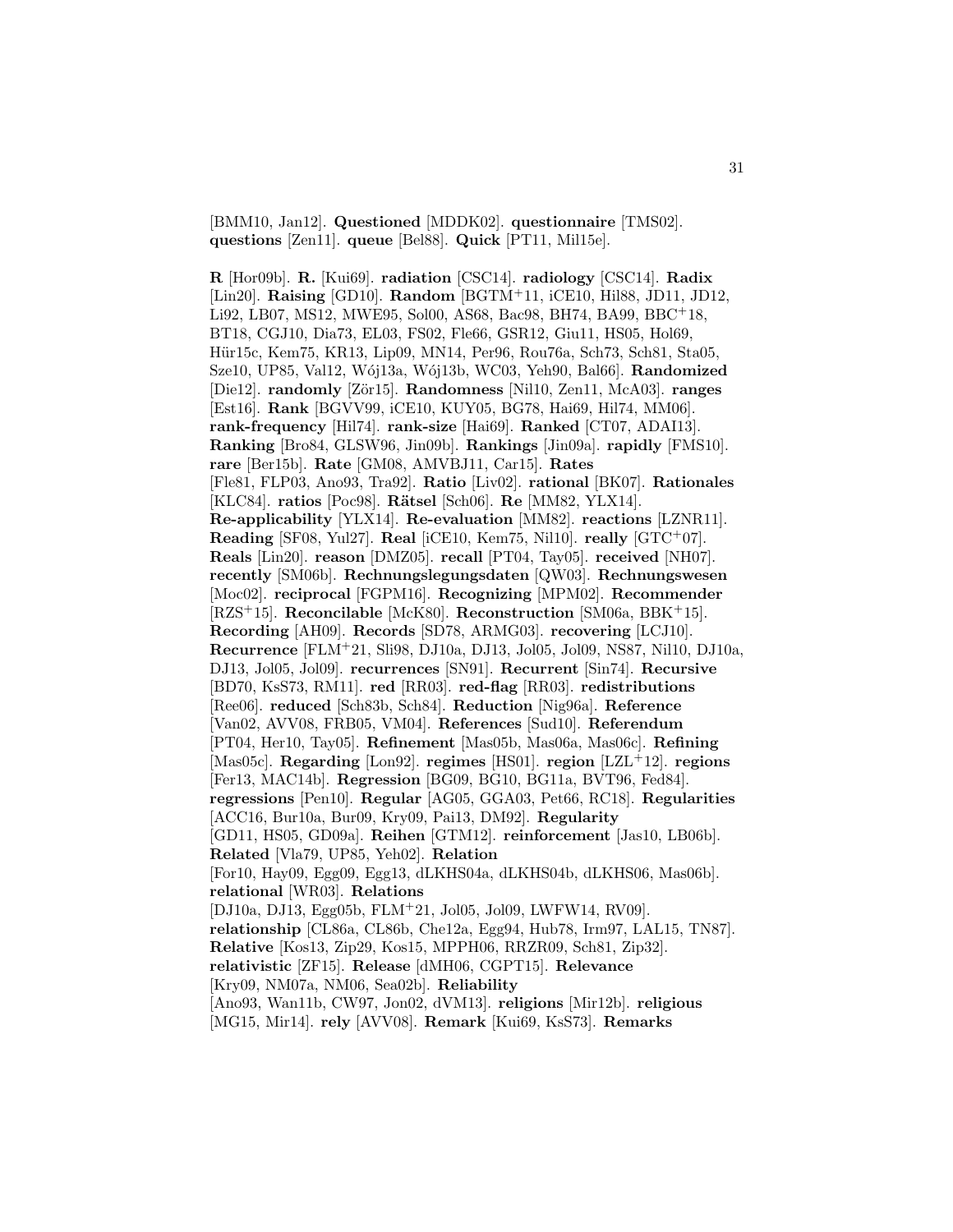[BMM10, Jan12]. **Questioned** [MDDK02]. **questionnaire** [TMS02]. **questions** [Zen11]. **queue** [Bel88]. **Quick** [PT11, Mil15e].

**R** [Hor09b]. **R.** [Kui69]. **radiation** [CSC14]. **radiology** [CSC14]. **Radix** [Lin20]. **Raising** [GD10]. **Random** [BGTM+11, iCE10, Hil88, JD11, JD12, Li92, LB07, MS12, MWE95, Sol00, AS68, Bac98, BH74, BA99, BBC+18, BT18, CGJ10, Dia73, EL03, FS02, Fle66, GSR12, Giu11, HS05, Hol69, Hür15c, Kem75, KR13, Lip09, MN14, Per96, Rou76a, Sch73, Sch81, Sta05, Sze10, UP85, Val12, Wój13a, Wój13b, WC03, Yeh90, Bal66]. **Randomized** [Die12]. **randomly** [Zör15]. **Randomness** [Nil10, Zen11, McA03]. **ranges** [Est16]. **Rank** [BGVV99, iCE10, KUY05, BG78, Hai69, Hil74, MM06]. **rank-frequency** [Hil74]. **rank-size** [Hai69]. **Ranked** [CT07, ADAI13]. **Ranking** [Bro84, GLSW96, Jin09b]. **Rankings** [Jin09a]. **rapidly** [FMS10]. **rare** [Ber15b]. **Rate** [GM08, AMVBJ11, Car15]. **Rates** [Fle81, FLP03, Ano93, Tra92]. **Ratio** [Liv02]. **rational** [BK07]. **Rationales** [KLC84]. **ratios** [Poc98]. **Rätsel** [Sch06]. **Re** [MM82, YLX14]. **Re-applicability** [YLX14]. **Re-evaluation** [MM82]. **reactions** [LZNR11]. **Reading** [SF08, Yul27]. **Real** [iCE10, Kem75, Nil10]. **really** [GTC+07]. **Reals** [Lin20]. **reason** [DMZ05]. **recall** [PT04, Tay05]. **received** [NH07]. **recently** [SM06b]. **Rechnungslegungsdaten** [QW03]. **Rechnungswesen** [Moc02]. **reciprocal** [FGPM16]. **Recognizing** [MPM02]. **Recommender** [RZS+15]. **Reconcilable** [McK80]. **Reconstruction** [SM06a, BBK+15]. **Recording** [AH09]. **Records** [SD78, ARMG03]. **recovering** [LCJ10]. **Recurrence** [FLM+21, Sli98, DJ10a, DJ13, Jol05, Jol09, NS87, Nil10, DJ10a, DJ13, Jol05, Jol09]. **recurrences** [SN91]. **Recurrent** [Sin74]. **Recursive** [BD70, KsS73, RM11]. **red** [RR03]. **red-flag** [RR03]. **redistributions** [Ree06]. **reduced** [Sch83b, Sch84]. **Reduction** [Nig96a]. **Reference** [Van02, AVV08, FRB05, VM04]. **References** [Sud10]. **Referendum** [PT04, Her10, Tay05]. **Refinement** [Mas05b, Mas06a, Mas06c]. **Refining** [Mas05c]. **Regarding** [Lon92]. **regimes** [HS01]. **region** [LZL+12]. **regions** [Fer13, MAC14b]. **Regression** [BG09, BG10, BG11a, BVT96, Fed84]. **regressions** [Pen10]. **Regular** [AG05, GGA03, Pet66, RC18]. **Regularities** [ACC16, Bur10a, Bur09, Kry09, Pai13, DM92]. **Regularity** [GD11, HS05, GD09a]. **Reihen** [GTM12]. **reinforcement** [Jas10, LB06b]. **Related** [Vla79, UP85, Yeh02]. **Relation** [For10, Hay09, Egg09, Egg13, dLKHS04a, dLKHS04b, dLKHS06, Mas06b]. **relational** [WR03]. **Relations** [DJ10a, DJ13, Egg05b, FLM+21, Jol05, Jol09, LWFW14, RV09]. **relationship** [CL86a, CL86b, Che12a, Egg94, Hub78, Irm97, LAL15, TN87]. **Relative** [Kos13, Zip29, Kos15, MPPH06, RRZR09, Sch81, Zip32]. **relativistic** [ZF15]. **Release** [dMH06, CGPT15]. **Relevance** [Kry09, NM07a, NM06, Sea02b]. **Reliability** [Ano93, Wan11b, CW97, Jon02, dVM13]. **religions** [Mir12b]. **religious** [MG15, Mir14]. **rely** [AVV08]. **Remark** [Kui69, KsS73]. **Remarks**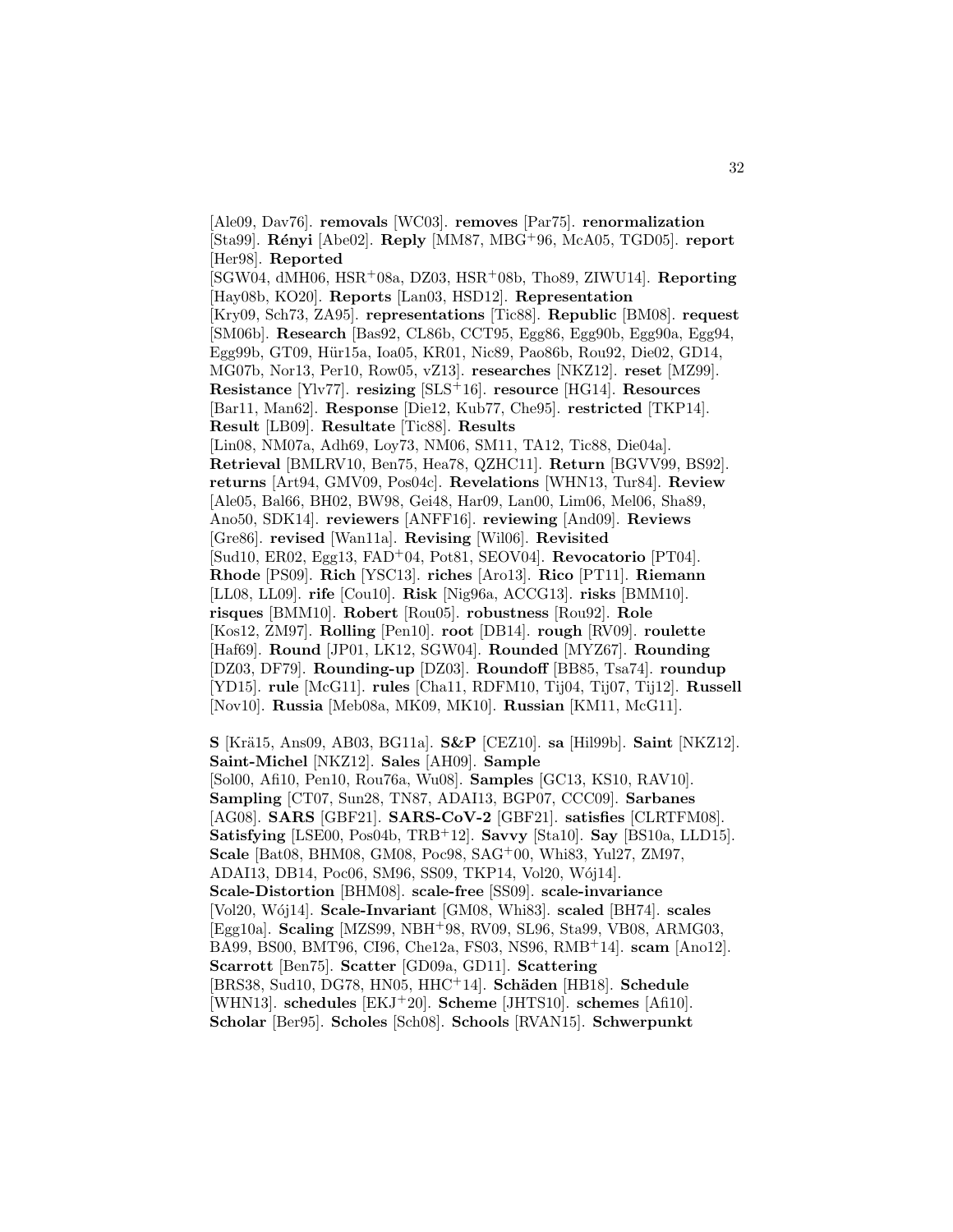[Ale09, Dav76]. **removals** [WC03]. **removes** [Par75]. **renormalization** [Sta99]. **Rényi** [Abe02]. **Reply** [MM87, MBG+96, McA05, TGD05]. **report** [Her98]. **Reported** [SGW04, dMH06, HSR+08a, DZ03, HSR+08b, Tho89, ZIWU14]. **Reporting** [Hay08b, KO20]. **Reports** [Lan03, HSD12]. **Representation** [Kry09, Sch73, ZA95]. **representations** [Tic88]. **Republic** [BM08]. **request** [SM06b]. **Research** [Bas92, CL86b, CCT95, Egg86, Egg90b, Egg90a, Egg94, Egg99b, GT09, Hür15a, Ioa05, KR01, Nic89, Pao86b, Rou92, Die02, GD14, MG07b, Nor13, Per10, Row05, vZ13]. **researches** [NKZ12]. **reset** [MZ99]. **Resistance** [Ylv77]. **resizing** [SLS+16]. **resource** [HG14]. **Resources** [Bar11, Man62]. **Response** [Die12, Kub77, Che95]. **restricted** [TKP14]. **Result** [LB09]. **Resultate** [Tic88]. **Results** [Lin08, NM07a, Adh69, Loy73, NM06, SM11, TA12, Tic88, Die04a]. **Retrieval** [BMLRV10, Ben75, Hea78, QZHC11]. **Return** [BGVV99, BS92]. **returns** [Art94, GMV09, Pos04c]. **Revelations** [WHN13, Tur84]. **Review** [Ale05, Bal66, BH02, BW98, Gei48, Har09, Lan00, Lim06, Mel06, Sha89, Ano50, SDK14]. **reviewers** [ANFF16]. **reviewing** [And09]. **Reviews** [Gre86]. **revised** [Wan11a]. **Revising** [Wil06]. **Revisited** [Sud10, ER02, Egg13, FAD+04, Pot81, SEOV04]. **Revocatorio** [PT04]. **Rhode** [PS09]. **Rich** [YSC13]. **riches** [Aro13]. **Rico** [PT11]. **Riemann** [LL08, LL09]. **rife** [Cou10]. **Risk** [Nig96a, ACCG13]. **risks** [BMM10]. **risques** [BMM10]. **Robert** [Rou05]. **robustness** [Rou92]. **Role** [Kos12, ZM97]. **Rolling** [Pen10]. **root** [DB14]. **rough** [RV09]. **roulette** [Haf69]. **Round** [JP01, LK12, SGW04]. **Rounded** [MYZ67]. **Rounding** [DZ03, DF79]. **Rounding-up** [DZ03]. **Roundoff** [BB85, Tsa74]. **roundup** [YD15]. **rule** [McG11]. **rules** [Cha11, RDFM10, Tij04, Tij07, Tij12]. **Russell** [Nov10]. **Russia** [Meb08a, MK09, MK10]. **Russian** [KM11, McG11].

**S** [Krä15, Ans09, AB03, BG11a]. **S&P** [CEZ10]. **sa** [Hil99b]. **Saint** [NKZ12]. **Saint-Michel** [NKZ12]. **Sales** [AH09]. **Sample** [Sol00, Afi10, Pen10, Rou76a, Wu08]. **Samples** [GC13, KS10, RAV10]. **Sampling** [CT07, Sun28, TN87, ADAI13, BGP07, CCC09]. **Sarbanes** [AG08]. **SARS** [GBF21]. **SARS-CoV-2** [GBF21]. **satisfies** [CLRTFM08]. **Satisfying** [LSE00, Pos04b, TRB+12]. **Savvy** [Sta10]. **Say** [BS10a, LLD15]. **Scale** [Bat08, BHM08, GM08, Poc98, SAG+00, Whi83, Yul27, ZM97, ADAI13, DB14, Poc06, SM96, SS09, TKP14, Vol20, Wój14]. **Scale-Distortion** [BHM08]. **scale-free** [SS09]. **scale-invariance** [Vol20, Wój14]. **Scale-Invariant** [GM08, Whi83]. **scaled** [BH74]. **scales** [Egg10a]. **Scaling** [MZS99, NBH+98, RV09, SL96, Sta99, VB08, ARMG03, BA99, BS00, BMT96, CI96, Che12a, FS03, NS96, RMB+14]. **scam** [Ano12]. **Scarrott** [Ben75]. **Scatter** [GD09a, GD11]. **Scattering** [BRS38, Sud10, DG78, HN05, HHC+14]. **Schäden** [HB18]. **Schedule** [WHN13]. **schedules** [EKJ+20]. **Scheme** [JHTS10]. **schemes** [Afi10]. **Scholar** [Ber95]. **Scholes** [Sch08]. **Schools** [RVAN15]. **Schwerpunkt**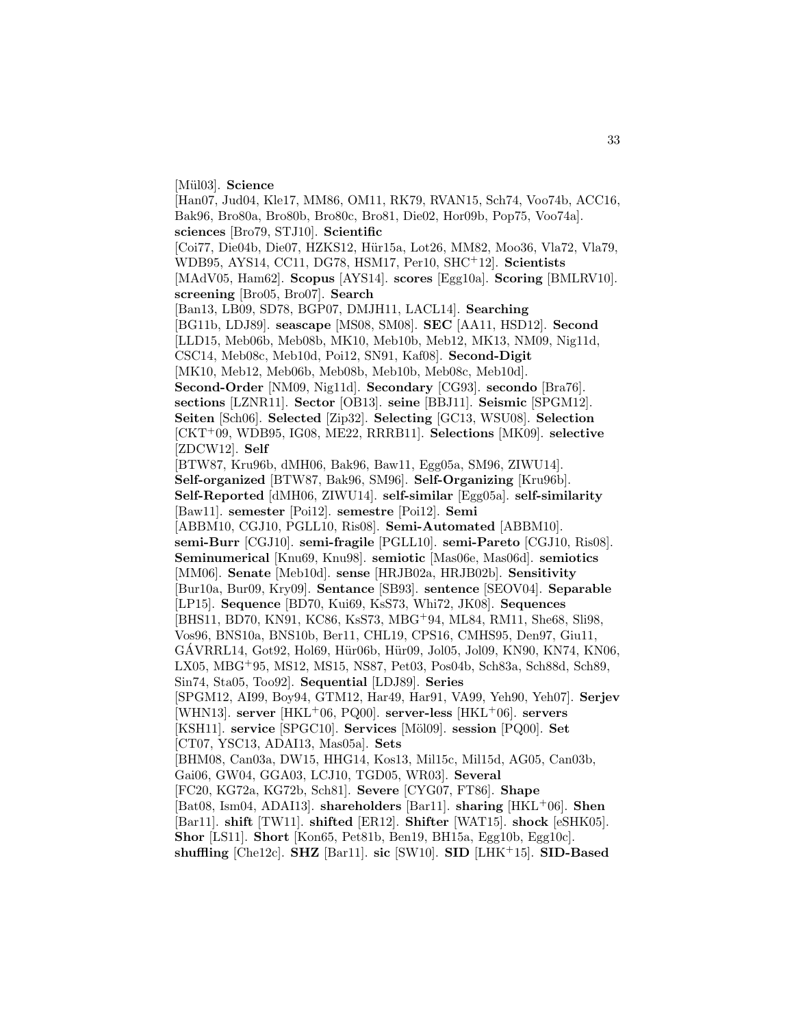[Mül03]. **Science** [Han07, Jud04, Kle17, MM86, OM11, RK79, RVAN15, Sch74, Voo74b, ACC16, Bak96, Bro80a, Bro80b, Bro80c, Bro81, Die02, Hor09b, Pop75, Voo74a]. **sciences** [Bro79, STJ10]. **Scientific** [Coi77, Die04b, Die07, HZKS12, Hür15a, Lot26, MM82, Moo36, Vla72, Vla79, WDB95, AYS14, CC11, DG78, HSM17, Per10, SHC+12]. **Scientists** [MAdV05, Ham62]. **Scopus** [AYS14]. **scores** [Egg10a]. **Scoring** [BMLRV10]. **screening** [Bro05, Bro07]. **Search** [Ban13, LB09, SD78, BGP07, DMJH11, LACL14]. **Searching** [BG11b, LDJ89]. **seascape** [MS08, SM08]. **SEC** [AA11, HSD12]. **Second** [LLD15, Meb06b, Meb08b, MK10, Meb10b, Meb12, MK13, NM09, Nig11d, CSC14, Meb08c, Meb10d, Poi12, SN91, Kaf08]. **Second-Digit** [MK10, Meb12, Meb06b, Meb08b, Meb10b, Meb08c, Meb10d]. **Second-Order** [NM09, Nig11d]. **Secondary** [CG93]. **secondo** [Bra76]. **sections** [LZNR11]. **Sector** [OB13]. **seine** [BBJ11]. **Seismic** [SPGM12]. **Seiten** [Sch06]. **Selected** [Zip32]. **Selecting** [GC13, WSU08]. **Selection** [CKT+09, WDB95, IG08, ME22, RRRB11]. **Selections** [MK09]. **selective** [ZDCW12]. **Self** [BTW87, Kru96b, dMH06, Bak96, Baw11, Egg05a, SM96, ZIWU14]. **Self-organized** [BTW87, Bak96, SM96]. **Self-Organizing** [Kru96b]. **Self-Reported** [dMH06, ZIWU14]. **self-similar** [Egg05a]. **self-similarity** [Baw11]. **semester** [Poi12]. **semestre** [Poi12]. **Semi** [ABBM10, CGJ10, PGLL10, Ris08]. **Semi-Automated** [ABBM10]. **semi-Burr** [CGJ10]. **semi-fragile** [PGLL10]. **semi-Pareto** [CGJ10, Ris08]. **Seminumerical** [Knu69, Knu98]. **semiotic** [Mas06e, Mas06d]. **semiotics** [MM06]. **Senate** [Meb10d]. **sense** [HRJB02a, HRJB02b]. **Sensitivity** [Bur10a, Bur09, Kry09]. **Sentance** [SB93]. **sentence** [SEOV04]. **Separable** [LP15]. **Sequence** [BD70, Kui69, KsS73, Whi72, JK08]. **Sequences** [BHS11, BD70, KN91, KC86, KsS73, MBG+94, ML84, RM11, She68, Sli98, Vos96, BNS10a, BNS10b, Ber11, CHL19, CPS16, CMHS95, Den97, Giu11, GÁVRRL14, Got92, Hol69, Hür06b, Hür09, Jol05, Jol09, KN90, KN74, KN06, LX05, MBG+95, MS12, MS15, NS87, Pet03, Pos04b, Sch83a, Sch88d, Sch89, Sin74, Sta05, Too92]. **Sequential** [LDJ89]. **Series** [SPGM12, AI99, Boy94, GTM12, Har49, Har91, VA99, Yeh90, Yeh07]. **Serjev** [WHN13]. **server** [HKL+06, PQ00]. **server-less** [HKL+06]. **servers** [KSH11]. **service** [SPGC10]. **Services** [Möl09]. **session** [PQ00]. **Set** [CT07, YSC13, ADAI13, Mas05a]. **Sets** [BHM08, Can03a, DW15, HHG14, Kos13, Mil15c, Mil15d, AG05, Can03b, Gai06, GW04, GGA03, LCJ10, TGD05, WR03]. **Several** [FC20, KG72a, KG72b, Sch81]. **Severe** [CYG07, FT86]. **Shape** [Bat08, Ism04, ADAI13]. **shareholders** [Bar11]. **sharing** [HKL+06]. **Shen** [Bar11]. **shift** [TW11]. **shifted** [ER12]. **Shifter** [WAT15]. **shock** [eSHK05]. **Shor** [LS11]. **Short** [Kon65, Pet81b, Ben19, BH15a, Egg10b, Egg10c]. **shuffling** [Che12c]. **SHZ** [Bar11]. **sic** [SW10]. **SID** [LHK+15]. **SID-Based**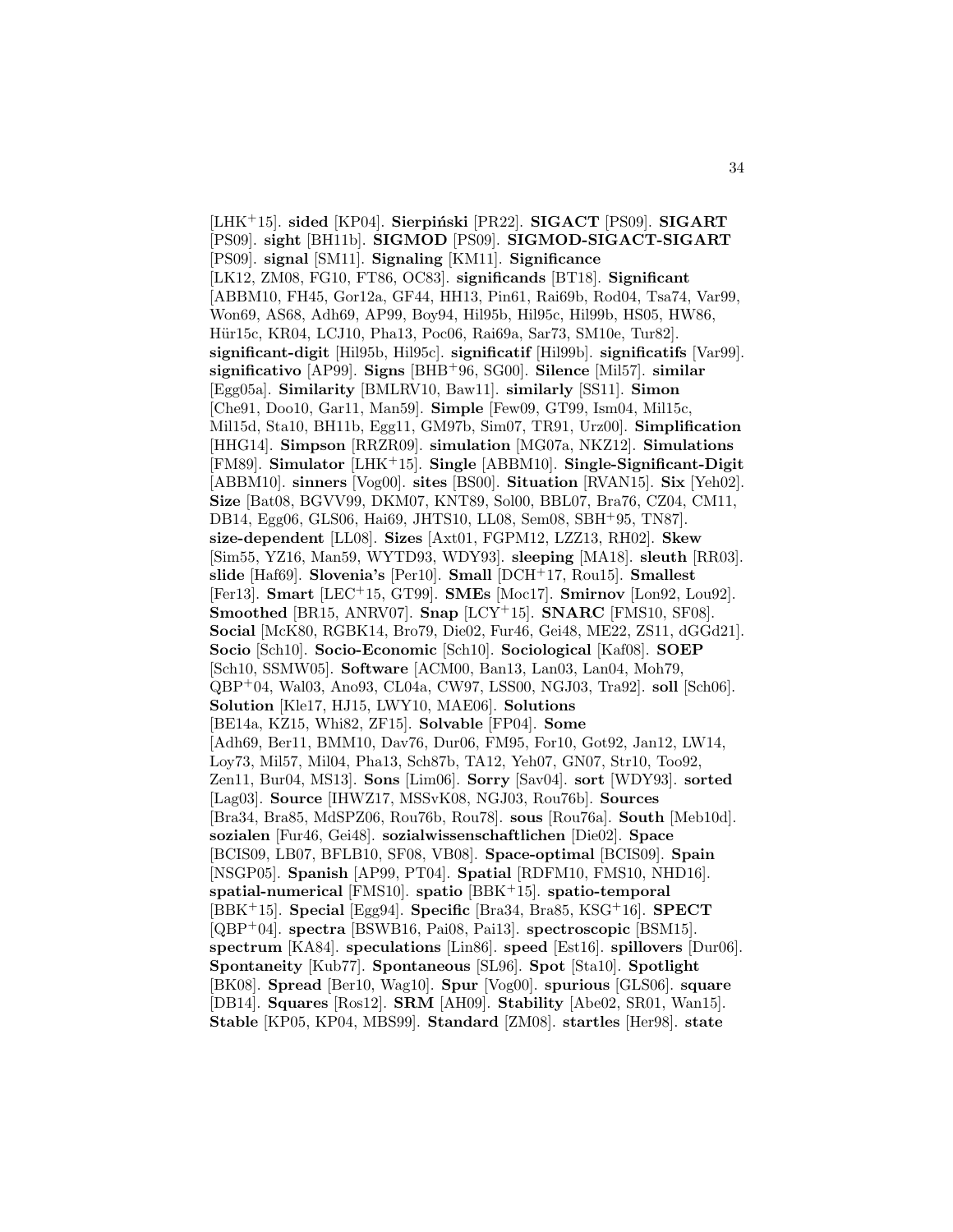[LHK+15]. **sided** [KP04]. **Sierpiński** [PR22]. **SIGACT** [PS09]. **SIGART** [PS09]. **sight** [BH11b]. **SIGMOD** [PS09]. **SIGMOD-SIGACT-SIGART** [PS09]. **signal** [SM11]. **Signaling** [KM11]. **Significance** [LK12, ZM08, FG10, FT86, OC83]. **significands** [BT18]. **Significant** [ABBM10, FH45, Gor12a, GF44, HH13, Pin61, Rai69b, Rod04, Tsa74, Var99, Won69, AS68, Adh69, AP99, Boy94, Hil95b, Hil95c, Hil99b, HS05, HW86, Hür15c, KR04, LCJ10, Pha13, Poc06, Rai69a, Sar73, SM10e, Tur82]. **significant-digit** [Hil95b, Hil95c]. **significatif** [Hil99b]. **significatifs** [Var99]. **significativo** [AP99]. **Signs** [BHB+96, SG00]. **Silence** [Mil57]. **similar** [Egg05a]. **Similarity** [BMLRV10, Baw11]. **similarly** [SS11]. **Simon** [Che91, Doo10, Gar11, Man59]. **Simple** [Few09, GT99, Ism04, Mil15c, Mil15d, Sta10, BH11b, Egg11, GM97b, Sim07, TR91, Urz00]. **Simplification** [HHG14]. **Simpson** [RRZR09]. **simulation** [MG07a, NKZ12]. **Simulations** [FM89]. **Simulator** [LHK+15]. **Single** [ABBM10]. **Single-Significant-Digit** [ABBM10]. **sinners** [Vog00]. **sites** [BS00]. **Situation** [RVAN15]. **Six** [Yeh02]. **Size** [Bat08, BGVV99, DKM07, KNT89, Sol00, BBL07, Bra76, CZ04, CM11, DB14, Egg06, GLS06, Hai69, JHTS10, LL08, Sem08, SBH+95, TN87]. **size-dependent** [LL08]. **Sizes** [Axt01, FGPM12, LZZ13, RH02]. **Skew** [Sim55, YZ16, Man59, WYTD93, WDY93]. **sleeping** [MA18]. **sleuth** [RR03]. **slide** [Haf69]. **Slovenia's** [Per10]. **Small** [DCH+17, Rou15]. **Smallest** [Fer13]. **Smart** [LEC+15, GT99]. **SMEs** [Moc17]. **Smirnov** [Lon92, Lou92]. **Smoothed** [BR15, ANRV07]. **Snap** [LCY+15]. **SNARC** [FMS10, SF08]. **Social** [McK80, RGBK14, Bro79, Die02, Fur46, Gei48, ME22, ZS11, dGGd21]. **Socio** [Sch10]. **Socio-Economic** [Sch10]. **Sociological** [Kaf08]. **SOEP** [Sch10, SSMW05]. **Software** [ACM00, Ban13, Lan03, Lan04, Moh79, QBP+04, Wal03, Ano93, CL04a, CW97, LSS00, NGJ03, Tra92]. **soll** [Sch06]. **Solution** [Kle17, HJ15, LWY10, MAE06]. **Solutions** [BE14a, KZ15, Whi82, ZF15]. **Solvable** [FP04]. **Some** [Adh69, Ber11, BMM10, Dav76, Dur06, FM95, For10, Got92, Jan12, LW14, Loy73, Mil57, Mil04, Pha13, Sch87b, TA12, Yeh07, GN07, Str10, Too92, Zen11, Bur04, MS13]. **Sons** [Lim06]. **Sorry** [Sav04]. **sort** [WDY93]. **sorted** [Lag03]. **Source** [IHWZ17, MSSvK08, NGJ03, Rou76b]. **Sources** [Bra34, Bra85, MdSPZ06, Rou76b, Rou78]. **sous** [Rou76a]. **South** [Meb10d]. **sozialen** [Fur46, Gei48]. **sozialwissenschaftlichen** [Die02]. **Space** [BCIS09, LB07, BFLB10, SF08, VB08]. **Space-optimal** [BCIS09]. **Spain** [NSGP05]. **Spanish** [AP99, PT04]. **Spatial** [RDFM10, FMS10, NHD16]. **spatial-numerical** [FMS10]. **spatio** [BBK+15]. **spatio-temporal** [BBK+15]. **Special** [Egg94]. **Specific** [Bra34, Bra85, KSG+16]. **SPECT** [QBP+04]. **spectra** [BSWB16, Pai08, Pai13]. **spectroscopic** [BSM15]. **spectrum** [KA84]. **speculations** [Lin86]. **speed** [Est16]. **spillovers** [Dur06]. **Spontaneity** [Kub77]. **Spontaneous** [SL96]. **Spot** [Sta10]. **Spotlight** [BK08]. **Spread** [Ber10, Wag10]. **Spur** [Vog00]. **spurious** [GLS06]. **square** [DB14]. **Squares** [Ros12]. **SRM** [AH09]. **Stability** [Abe02, SR01, Wan15]. **Stable** [KP05, KP04, MBS99]. **Standard** [ZM08]. **startles** [Her98]. **state**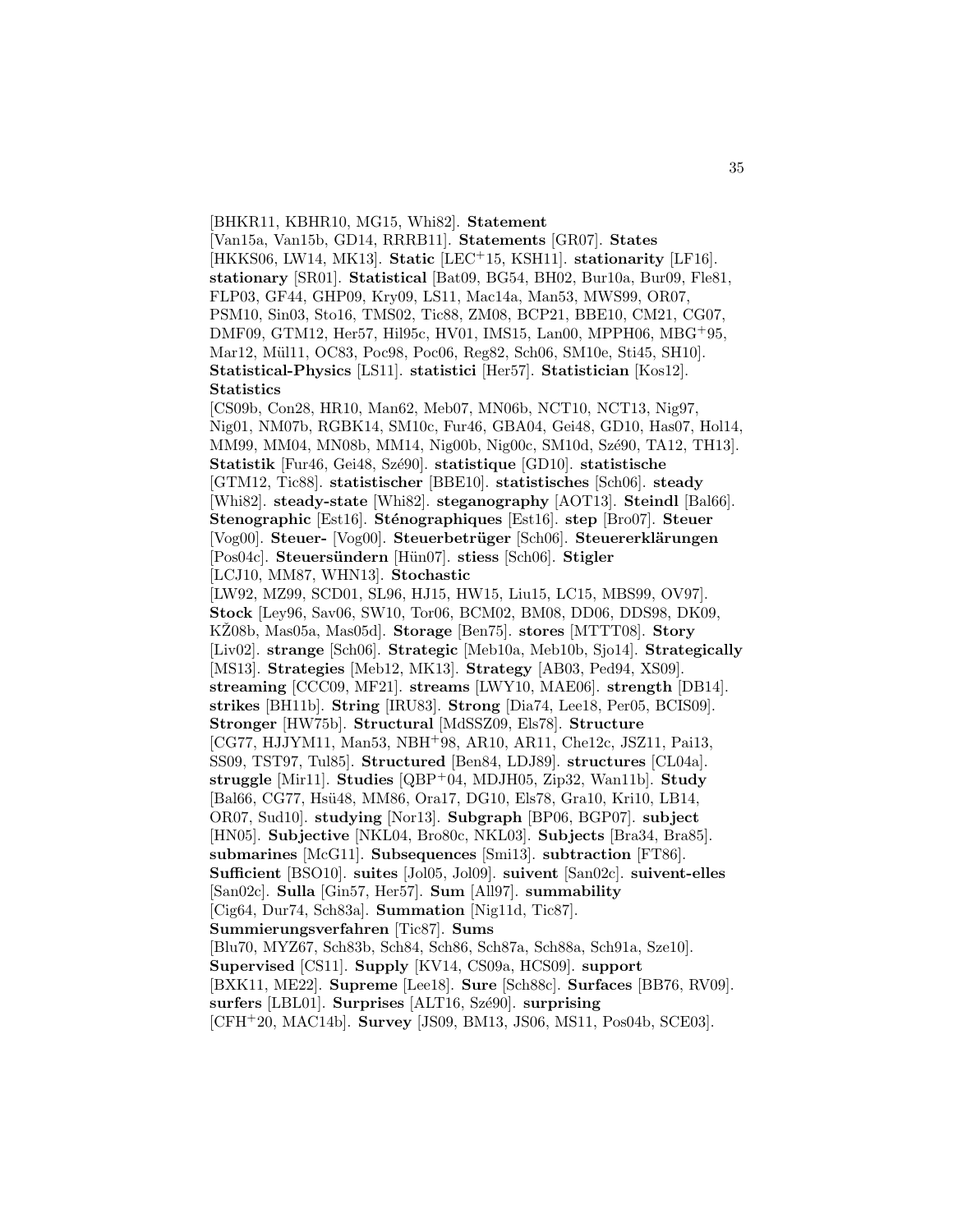[BHKR11, KBHR10, MG15, Whi82]. **Statement** [Van15a, Van15b, GD14, RRRB11]. **Statements** [GR07]. **States** [HKKS06, LW14, MK13]. **Static** [LEC[+]15, KSH11]. **stationarity** [LF16]. **stationary** [SR01]. **Statistical** [Bat09, BG54, BH02, Bur10a, Bur09, Fle81, FLP03, GF44, GHP09, Kry09, LS11, Mac14a, Man53, MWS99, OR07, PSM10, Sin03, Sto16, TMS02, Tic88, ZM08, BCP21, BBE10, CM21, CG07, DMF09, GTM12, Her57, Hil95c, HV01, IMS15, Lan00, MPPH06, MBG[+]95, Mar12, Mül11, OC83, Poc98, Poc06, Reg82, Sch06, SM10e, Sti45, SH10]. **Statistical-Physics** [LS11]. **statistici** [Her57]. **Statistician** [Kos12]. **Statistics** [CS09b, Con28, HR10, Man62, Meb07, MN06b, NCT10, NCT13, Nig97, Nig01, NM07b, RGBK14, SM10c, Fur46, GBA04, Gei48, GD10, Has07, Hol14, MM99, MM04, MN08b, MM14, Nig00b, Nig00c, SM10d, Szé90, TA12, TH13]. **Statistik** [Fur46, Gei48, Szé90]. **statistique** [GD10]. **statistische** [GTM12, Tic88]. **statistischer** [BBE10]. **statistisches** [Sch06]. **steady** [Whi82]. **steady-state** [Whi82]. **steganography** [AOT13]. **Steindl** [Bal66]. **Stenographic** [Est16]. **Sténographiques** [Est16]. **step** [Bro07]. **Steuer** [Vog00]. **Steuer-** [Vog00]. **Steuerbetrüger** [Sch06]. **Steuererklärungen** [Pos04c]. **Steuersündern** [Hün07]. **stiess** [Sch06]. **Stigler** [LCJ10, MM87, WHN13]. **Stochastic** [LW92, MZ99, SCD01, SL96, HJ15, HW15, Liu15, LC15, MBS99, OV97]. **Stock** [Ley96, Sav06, SW10, Tor06, BCM02, BM08, DD06, DDS98, DK09, KŽ08b, Mas05a, Mas05d]. **Storage** [Ben75]. **stores** [MTTT08]. **Story** [Liv02]. **strange** [Sch06]. **Strategic** [Meb10a, Meb10b, Sjo14]. **Strategically** [MS13]. **Strategies** [Meb12, MK13]. **Strategy** [AB03, Ped94, XS09]. **streaming** [CCC09, MF21]. **streams** [LWY10, MAE06]. **strength** [DB14]. **strikes** [BH11b]. **String** [IRU83]. **Strong** [Dia74, Lee18, Per05, BCIS09]. **Stronger** [HW75b]. **Structural** [MdSSZ09, Els78]. **Structure** [CG77, HJJYM11, Man53, NBH[+]98, AR10, AR11, Che12c, JSZ11, Pai13, SS09, TST97, Tul85]. **Structured** [Ben84, LDJ89]. **structures** [CL04a]. **struggle** [Mir11]. **Studies** [QBP[+]04, MDJH05, Zip32, Wan11b]. **Study** [Bal66, CG77, Hsü48, MM86, Ora17, DG10, Els78, Gra10, Kri10, LB14, OR07, Sud10]. **studying** [Nor13]. **Subgraph** [BP06, BGP07]. **subject** [HN05]. **Subjective** [NKL04, Bro80c, NKL03]. **Subjects** [Bra34, Bra85]. **submarines** [McG11]. **Subsequences** [Smi13]. **subtraction** [FT86]. **Sufficient** [BSO10]. **suites** [Jol05, Jol09]. **suivent** [San02c]. **suivent-elles** [San02c]. **Sulla** [Gin57, Her57]. **Sum** [All97]. **summability** [Cig64, Dur74, Sch83a]. **Summation** [Nig11d, Tic87]. **Summierungsverfahren** [Tic87]. **Sums** [Blu70, MYZ67, Sch83b, Sch84, Sch86, Sch87a, Sch88a, Sch91a, Sze10]. **Supervised** [CS11]. **Supply** [KV14, CS09a, HCS09]. **support** [BXK11, ME22]. **Supreme** [Lee18]. **Sure** [Sch88c]. **Surfaces** [BB76, RV09]. **surfers** [LBL01]. **Surprises** [ALT16, Szé90]. **surprising** [CFH[+]20, MAC14b]. **Survey** [JS09, BM13, JS06, MS11, Pos04b, SCE03].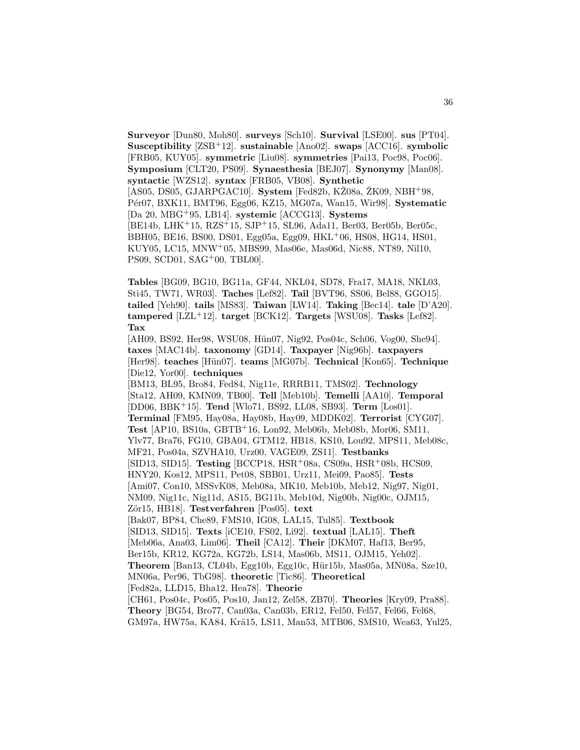**Surveyor** [Dun80, Moh80]. **surveys** [Sch10]. **Survival** [LSE00]. **sus** [PT04]. **Susceptibility** [ZSB+12]. **sustainable** [Ano02]. **swaps** [ACC16]. **symbolic** [FRB05, KUY05]. **symmetric** [Liu08]. **symmetries** [Pai13, Poc98, Poc06]. **Symposium** [CLT20, PS09]. **Synaesthesia** [BEJ07]. **Synonymy** [Man08]. **syntactic** [WZS12]. **syntax** [FRB05, VB08]. **Synthetic** [AS05, DS05, GJARPGAC10]. **System** [Fed82b, KŽ08a, ŽK09, NBH+98, Pér07, BXK11, BMT96, Egg06, KZ15, MG07a, Wan15, Wir98]. **Systematic** [Da 20, MBG+95, LB14]. **systemic** [ACCG13]. **Systems** [BE14b, LHK+15, RZS+15, SJP+15, SL96, Ada11, Ber03, Ber05b, Ber05c, BBH05, BE16, BS00, DS01, Egg05a, Egg09, HKL+06, HS08, HG14, HS01, KUY05, LC15, MNW+05, MBS99, Mas06e, Mas06d, Nic88, NT89, Nil10, PS09, SCD01, SAG+00, TBL00].

**Tables** [BG09, BG10, BG11a, GF44, NKL04, SD78, Fra17, MA18, NKL03, Sti45, TW71, WR03]. **Taches** [Lef82]. **Tail** [BVT96, SS06, Bel88, GGO15]. **tailed** [Yeh90]. **tails** [MS83]. **Taiwan** [LW14]. **Taking** [Bec14]. **tale** [D'A20]. **tampered** [LZL+12]. **target** [BCK12]. **Targets** [WSU08]. **Tasks** [Lef82]. **Tax** [AH09, BS92, Her98, WSU08, Hün07, Nig92, Pos04c, Sch06, Vog00, She94]. **taxes** [MAC14b]. **taxonomy** [GD14]. **Taxpayer** [Nig96b]. **taxpayers** [Her98]. **teaches** [Hün07]. **teams** [MG07b]. **Technical** [Kon65]. **Technique** [Die12, Yor00]. **techniques** [BM13, BL95, Bro84, Fed84, Nig11e, RRRB11, TMS02]. **Technology** [Sta12, AH09, KMN09, TB00]. **Tell** [Meb10b]. **Temelli** [AA10]. **Temporal** [DD06, BBK+15]. **Tend** [Wlo71, BS92, LL08, SB93]. **Term** [Los01]. **Terminal** [FM95, Hay08a, Hay08b, Hay09, MDDK02]. **Terrorist** [CYG07]. **Test** [AP10, BS10a, GBTB+16, Lon92, Meb06b, Meb08b, Mor06, SM11, Ylv77, Bra76, FG10, GBA04, GTM12, HB18, KS10, Lou92, MPS11, Meb08c, MF21, Pos04a, SZVHA10, Urz00, VAGE09, ZS11]. **Testbanks** [SID13, SID15]. **Testing** [BCCP18, HSR+08a, CS09a, HSR+08b, HCS09, HNY20, Kos12, MPS11, Pet08, SBB01, Urz11, Mei09, Pao85]. **Tests** [Ami07, Con10, MSSvK08, Meb08a, MK10, Meb10b, Meb12, Nig97, Nig01, NM09, Nig11c, Nig11d, AS15, BG11b, Meb10d, Nig00b, Nig00c, OJM15, Zör15, HB18]. **Testverfahren** [Pos05]. **text** [Bak07, BP84, Che89, FMS10, IG08, LAL15, Tul85]. **Textbook** [SID13, SID15]. **Texts** [iCE10, FS02, Li92]. **textual** [LAL15]. **Theft** [Meb06a, Ana03, Lim06]. **Theil** [CA12]. **Their** [DKM07, Haf13, Ber95, Ber15b, KR12, KG72a, KG72b, LS14, Mas06b, MS11, OJM15, Yeh02]. **Theorem** [Ban13, CL04b, Egg10b, Egg10c, Hür15b, Mas05a, MN08a, Sze10, MN06a, Per96, TbG98]. **theoretic** [Tic86]. **Theoretical** [Fed82a, LLD15, Bha12, Hea78]. **Theorie** [CH61, Pos04c, Pos05, Pos10, Jan12, Zel58, ZB70]. **Theories** [Kry09, Pra88]. **Theory** [BG54, Bro77, Can03a, Can03b, ER12, Fel50, Fel57, Fel66, Fel68, GM97a, HW75a, KA84, Krä15, LS11, Man53, MTB06, SMS10, Wea63, Yul25,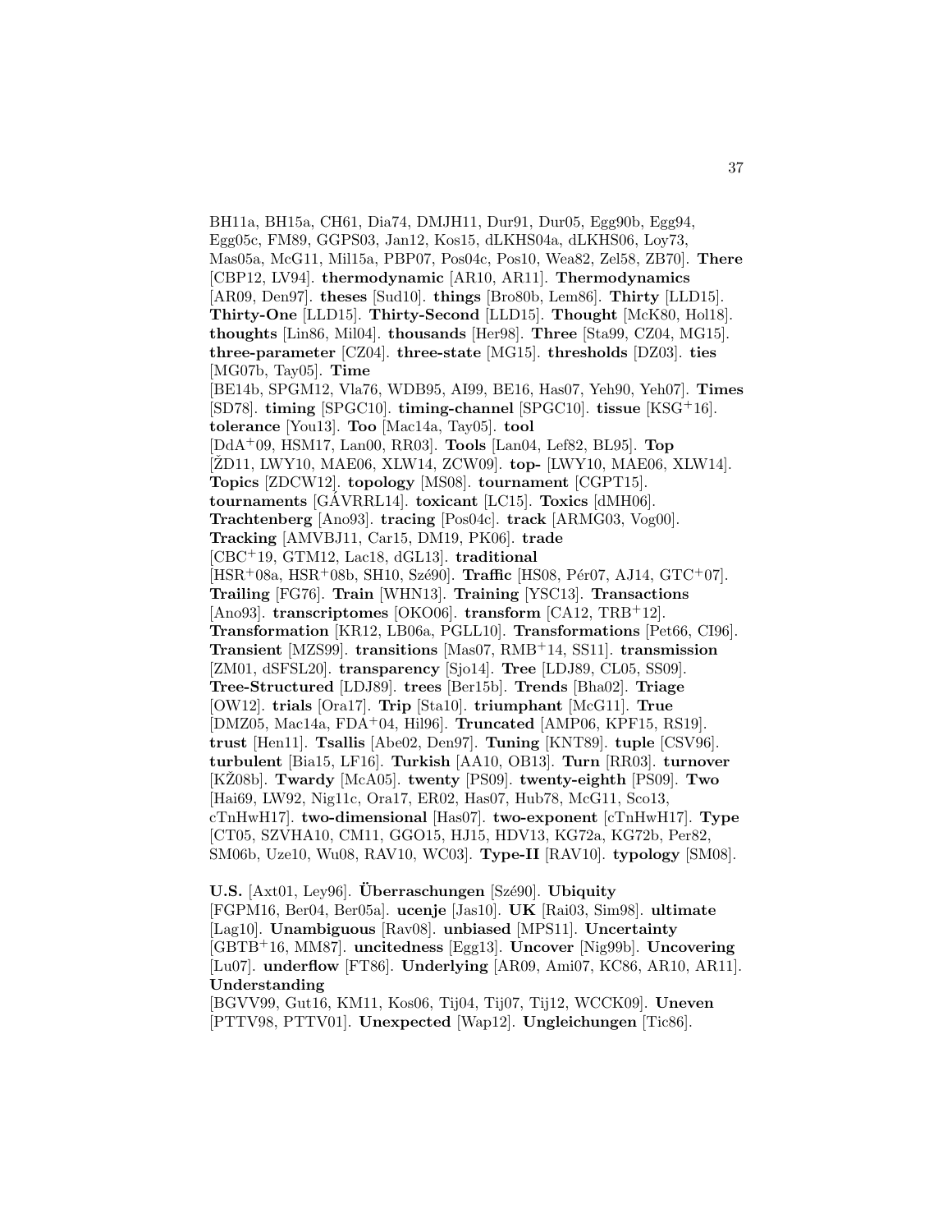BH11a, BH15a, CH61, Dia74, DMJH11, Dur91, Dur05, Egg90b, Egg94, Egg05c, FM89, GGPS03, Jan12, Kos15, dLKHS04a, dLKHS06, Loy73, Mas05a, McG11, Mil15a, PBP07, Pos04c, Pos10, Wea82, Zel58, ZB70]. **There** [CBP12, LV94]. **thermodynamic** [AR10, AR11]. **Thermodynamics** [AR09, Den97]. **theses** [Sud10]. **things** [Bro80b, Lem86]. **Thirty** [LLD15]. **Thirty-One** [LLD15]. **Thirty-Second** [LLD15]. **Thought** [McK80, Hol18]. **thoughts** [Lin86, Mil04]. **thousands** [Her98]. **Three** [Sta99, CZ04, MG15]. **three-parameter** [CZ04]. **three-state** [MG15]. **thresholds** [DZ03]. **ties** [MG07b, Tay05]. **Time** [BE14b, SPGM12, Vla76, WDB95, AI99, BE16, Has07, Yeh90, Yeh07]. **Times** [SD78]. **timing** [SPGC10]. **timing-channel** [SPGC10]. **tissue** [KSG+16]. **tolerance** [You13]. **Too** [Mac14a, Tay05]. **tool** [DdA+09, HSM17, Lan00, RR03]. **Tools** [Lan04, Lef82, BL95]. **Top** [ŽD11, LWY10, MAE06, XLW14, ZCW09]. **top-** [LWY10, MAE06, XLW14]. **Topics** [ZDCW12]. **topology** [MS08]. **tournament** [CGPT15]. **tournaments** [GÁVRRL14]. **toxicant** [LC15]. **Toxics** [dMH06]. **Trachtenberg** [Ano93]. **tracing** [Pos04c]. **track** [ARMG03, Vog00]. **Tracking** [AMVBJ11, Car15, DM19, PK06]. **trade** [CBC+19, GTM12, Lac18, dGL13]. **traditional** [HSR+08a, HSR+08b, SH10, Szé90]. **Traffic** [HS08, Pér07, AJ14, GTC+07]. **Trailing** [FG76]. **Train** [WHN13]. **Training** [YSC13]. **Transactions** [Ano93]. **transcriptomes** [OKO06]. **transform** [CA12, TRB+12]. **Transformation** [KR12, LB06a, PGLL10]. **Transformations** [Pet66, CI96]. **Transient** [MZS99]. **transitions** [Mas07, RMB+14, SS11]. **transmission** [ZM01, dSFSL20]. **transparency** [Sjo14]. **Tree** [LDJ89, CL05, SS09]. **Tree-Structured** [LDJ89]. **trees** [Ber15b]. **Trends** [Bha02]. **Triage** [OW12]. **trials** [Ora17]. **Trip** [Sta10]. **triumphant** [McG11]. **True** [DMZ05, Mac14a, FDA+04, Hil96]. **Truncated** [AMP06, KPF15, RS19]. **trust** [Hen11]. **Tsallis** [Abe02, Den97]. **Tuning** [KNT89]. **tuple** [CSV96]. **turbulent** [Bia15, LF16]. **Turkish** [AA10, OB13]. **Turn** [RR03]. **turnover** [KŽ08b]. **Twardy** [McA05]. **twenty** [PS09]. **twenty-eighth** [PS09]. **Two** [Hai69, LW92, Nig11c, Ora17, ER02, Has07, Hub78, McG11, Sco13, cTnHwH17]. **two-dimensional** [Has07]. **two-exponent** [cTnHwH17]. **Type** [CT05, SZVHA10, CM11, GGO15, HJ15, HDV13, KG72a, KG72b, Per82, SM06b, Uze10, Wu08, RAV10, WC03]. **Type-II** [RAV10]. **typology** [SM08].

**U.S.** [Axt01, Ley96]. **Überraschungen** [Szé90]. **Ubiquity** [FGPM16, Ber04, Ber05a]. **ucenje** [Jas10]. **UK** [Rai03, Sim98]. **ultimate** [Lag10]. **Unambiguous** [Rav08]. **unbiased** [MPS11]. **Uncertainty** [GBTB+16, MM87]. **uncitedness** [Egg13]. **Uncover** [Nig99b]. **Uncovering** [Lu07]. **underflow** [FT86]. **Underlying** [AR09, Ami07, KC86, AR10, AR11]. **Understanding** [BGVV99, Gut16, KM11, Kos06, Tij04, Tij07, Tij12, WCCK09]. **Uneven** [PTTV98, PTTV01]. **Unexpected** [Wap12]. **Ungleichungen** [Tic86].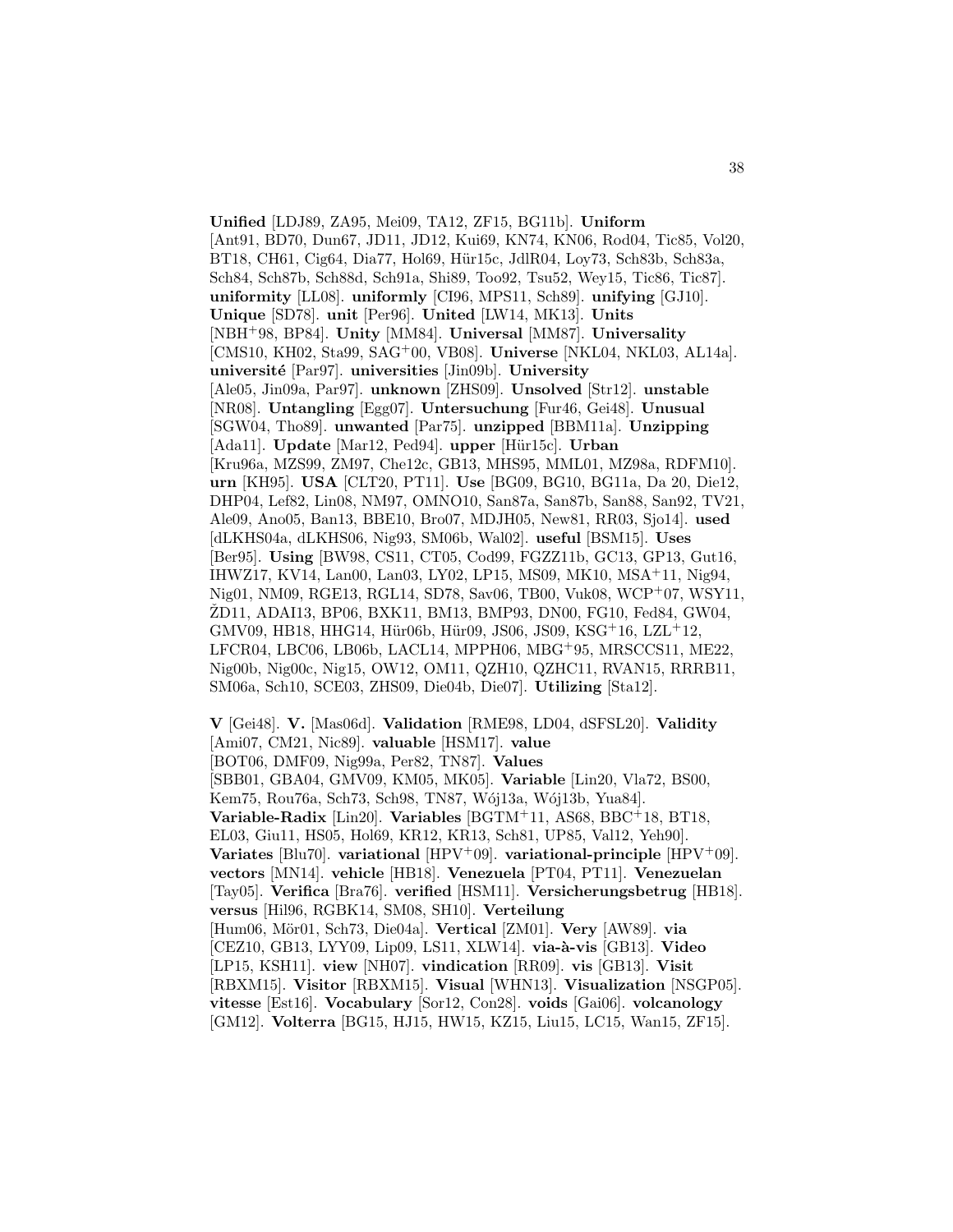**Unified** [LDJ89, ZA95, Mei09, TA12, ZF15, BG11b]. **Uniform** [Ant91, BD70, Dun67, JD11, JD12, Kui69, KN74, KN06, Rod04, Tic85, Vol20, BT18, CH61, Cig64, Dia77, Hol69, Hür15c, JdlR04, Loy73, Sch83b, Sch83a, Sch84, Sch87b, Sch88d, Sch91a, Shi89, Too92, Tsu52, Wey15, Tic86, Tic87]. **uniformity** [LL08]. **uniformly** [CI96, MPS11, Sch89]. **unifying** [GJ10]. **Unique** [SD78]. **unit** [Per96]. **United** [LW14, MK13]. **Units** [NBH+98, BP84]. **Unity** [MM84]. **Universal** [MM87]. **Universality** [CMS10, KH02, Sta99, SAG+00, VB08]. **Universe** [NKL04, NKL03, AL14a]. **université** [Par97]. **universities** [Jin09b]. **University** [Ale05, Jin09a, Par97]. **unknown** [ZHS09]. **Unsolved** [Str12]. **unstable** [NR08]. **Untangling** [Egg07]. **Untersuchung** [Fur46, Gei48]. **Unusual** [SGW04, Tho89]. **unwanted** [Par75]. **unzipped** [BBM11a]. **Unzipping** [Ada11]. **Update** [Mar12, Ped94]. **upper** [Hür15c]. **Urban** [Kru96a, MZS99, ZM97, Che12c, GB13, MHS95, MML01, MZ98a, RDFM10]. **urn** [KH95]. **USA** [CLT20, PT11]. **Use** [BG09, BG10, BG11a, Da 20, Die12, DHP04, Lef82, Lin08, NM97, OMNO10, San87a, San87b, San88, San92, TV21, Ale09, Ano05, Ban13, BBE10, Bro07, MDJH05, New81, RR03, Sjo14]. **used** [dLKHS04a, dLKHS06, Nig93, SM06b, Wal02]. **useful** [BSM15]. **Uses** [Ber95]. **Using** [BW98, CS11, CT05, Cod99, FGZZ11b, GC13, GP13, Gut16, IHWZ17, KV14, Lan00, Lan03, LY02, LP15, MS09, MK10, MSA+11, Nig94, Nig01, NM09, RGE13, RGL14, SD78, Sav06, TB00, Vuk08, WCP+07, WSY11, ŽD11, ADAI13, BP06, BXK11, BM13, BMP93, DN00, FG10, Fed84, GW04, GMV09, HB18, HHG14, Hür06b, Hür09, JS06, JS09, KSG+16, LZL+12, LFCR04, LBC06, LB06b, LACL14, MPPH06, MBG+95, MRSCCS11, ME22, Nig00b, Nig00c, Nig15, OW12, OM11, QZH10, QZHC11, RVAN15, RRRB11, SM06a, Sch10, SCE03, ZHS09, Die04b, Die07]. **Utilizing** [Sta12].

**V** [Gei48]. **V.** [Mas06d]. **Validation** [RME98, LD04, dSFSL20]. **Validity** [Ami07, CM21, Nic89]. **valuable** [HSM17]. **value** [BOT06, DMF09, Nig99a, Per82, TN87]. **Values** [SBB01, GBA04, GMV09, KM05, MK05]. **Variable** [Lin20, Vla72, BS00, Kem75, Rou76a, Sch73, Sch98, TN87, Wój13a, Wój13b, Yua84]. **Variable-Radix** [Lin20]. **Variables** [BGTM+11, AS68, BBC+18, BT18, EL03, Giu11, HS05, Hol69, KR12, KR13, Sch81, UP85, Val12, Yeh90]. **Variates** [Blu70]. **variational** [HPV+09]. **variational-principle** [HPV+09]. **vectors** [MN14]. **vehicle** [HB18]. **Venezuela** [PT04, PT11]. **Venezuelan** [Tay05]. **Verifica** [Bra76]. **verified** [HSM11]. **Versicherungsbetrug** [HB18]. **versus** [Hil96, RGBK14, SM08, SH10]. **Verteilung** [Hum06, Mör01, Sch73, Die04a]. **Vertical** [ZM01]. **Very** [AW89]. **via** [CEZ10, GB13, LYY09, Lip09, LS11, XLW14]. **via-à-vis** [GB13]. **Video** [LP15, KSH11]. **view** [NH07]. **vindication** [RR09]. **vis** [GB13]. **Visit** [RBXM15]. **Visitor** [RBXM15]. **Visual** [WHN13]. **Visualization** [NSGP05]. **vitesse** [Est16]. **Vocabulary** [Sor12, Con28]. **voids** [Gai06]. **volcanology** [GM12]. **Volterra** [BG15, HJ15, HW15, KZ15, Liu15, LC15, Wan15, ZF15].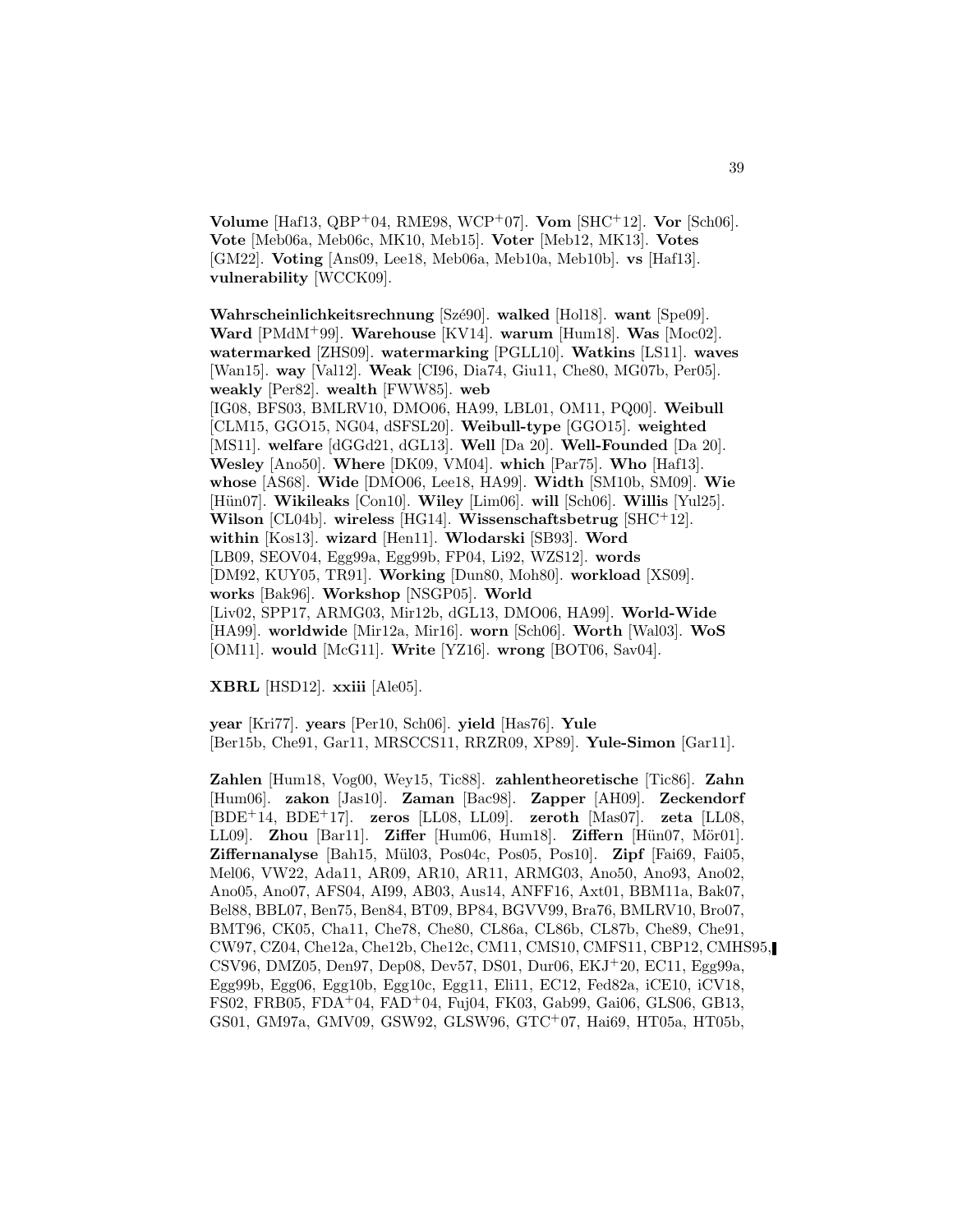**Volume** [Haf13, QBP+04, RME98, WCP+07]. **Vom** [SHC+12]. **Vor** [Sch06]. **Vote** [Meb06a, Meb06c, MK10, Meb15]. **Voter** [Meb12, MK13]. **Votes** [GM22]. **Voting** [Ans09, Lee18, Meb06a, Meb10a, Meb10b]. **vs** [Haf13]. **vulnerability** [WCCK09].

**Wahrscheinlichkeitsrechnung** [Szé90]. **walked** [Hol18]. **want** [Spe09]. **Ward** [PMdM+99]. **Warehouse** [KV14]. **warum** [Hum18]. **Was** [Moc02]. **watermarked** [ZHS09]. **watermarking** [PGLL10]. **Watkins** [LS11]. **waves** [Wan15]. **way** [Val12]. **Weak** [CI96, Dia74, Giu11, Che80, MG07b, Per05]. **weakly** [Per82]. **wealth** [FWW85]. **web** [IG08, BFS03, BMLRV10, DMO06, HA99, LBL01, OM11, PQ00]. **Weibull** [CLM15, GGO15, NG04, dSFSL20]. **Weibull-type** [GGO15]. **weighted** [MS11]. **welfare** [dGGd21, dGL13]. **Well** [Da 20]. **Well-Founded** [Da 20]. **Wesley** [Ano50]. **Where** [DK09, VM04]. **which** [Par75]. **Who** [Haf13]. **whose** [AS68]. **Wide** [DMO06, Lee18, HA99]. **Width** [SM10b, SM09]. **Wie** [Hün07]. **Wikileaks** [Con10]. **Wiley** [Lim06]. **will** [Sch06]. **Willis** [Yul25]. **Wilson** [CL04b]. **wireless** [HG14]. **Wissenschaftsbetrug** [SHC+12]. **within** [Kos13]. **wizard** [Hen11]. **Wlodarski** [SB93]. **Word** [LB09, SEOV04, Egg99a, Egg99b, FP04, Li92, WZS12]. **words** [DM92, KUY05, TR91]. **Working** [Dun80, Moh80]. **workload** [XS09]. **works** [Bak96]. **Workshop** [NSGP05]. **World** [Liv02, SPP17, ARMG03, Mir12b, dGL13, DMO06, HA99]. **World-Wide** [HA99]. **worldwide** [Mir12a, Mir16]. **worn** [Sch06]. **Worth** [Wal03]. **WoS** [OM11]. **would** [McG11]. **Write** [YZ16]. **wrong** [BOT06, Sav04].

**XBRL** [HSD12]. **xxiii** [Ale05].

**year** [Kri77]. **years** [Per10, Sch06]. **yield** [Has76]. **Yule** [Ber15b, Che91, Gar11, MRSCCS11, RRZR09, XP89]. **Yule-Simon** [Gar11].

**Zahlen** [Hum18, Vog00, Wey15, Tic88]. **zahlentheoretische** [Tic86]. **Zahn** [Hum06]. **zakon** [Jas10]. **Zaman** [Bac98]. **Zapper** [AH09]. **Zeckendorf** [BDE+14, BDE+17]. **zeros** [LL08, LL09]. **zeroth** [Mas07]. **zeta** [LL08, LL09]. **Zhou** [Bar11]. **Ziffer** [Hum06, Hum18]. **Ziffern** [Hün07, Mör01]. **Ziffernanalyse** [Bah15, Mül03, Pos04c, Pos05, Pos10]. **Zipf** [Fai69, Fai05, Mel06, VW22, Ada11, AR09, AR10, AR11, ARMG03, Ano50, Ano93, Ano02, Ano05, Ano07, AFS04, AI99, AB03, Aus14, ANFF16, Axt01, BBM11a, Bak07, Bel88, BBL07, Ben75, Ben84, BT09, BP84, BGVV99, Bra76, BMLRV10, Bro07, BMT96, CK05, Cha11, Che78, Che80, CL86a, CL86b, CL87b, Che89, Che91, CW97, CZ04, Che12a, Che12b, Che12c, CM11, CMS10, CMFS11, CBP12, CMHS95, CSV96, DMZ05, Den97, Dep08, Dev57, DS01, Dur06, EKJ+20, EC11, Egg99a, Egg99b, Egg06, Egg10b, Egg10c, Egg11, Eli11, EC12, Fed82a, iCE10, iCV18, FS02, FRB05, FDA+04, FAD+04, Fuj04, FK03, Gab99, Gai06, GLS06, GB13, GS01, GM97a, GMV09, GSW92, GLSW96, GTC+07, Hai69, HT05a, HT05b,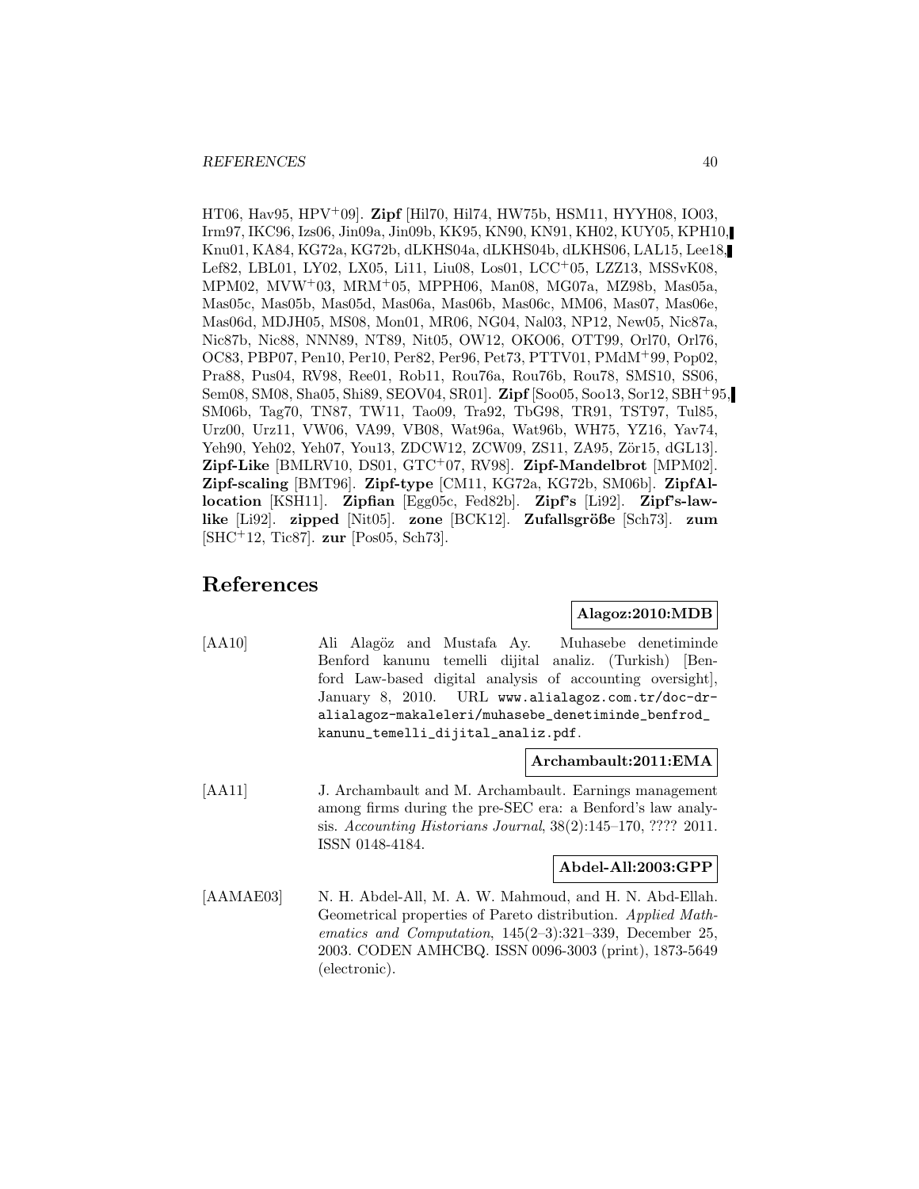HT06, Hav95, HPV+09]. **Zipf** [Hil70, Hil74, HW75b, HSM11, HYYH08, IO03, Irm97, IKC96, Izs06, Jin09a, Jin09b, KK95, KN90, KN91, KH02, KUY05, KPH10, Knu01, KA84, KG72a, KG72b, dLKHS04a, dLKHS04b, dLKHS06, LAL15, Lee18, Lef82, LBL01, LY02, LX05, Li11, Liu08, Los01, LCC+05, LZZ13, MSSvK08, MPM02, MVW+03, MRM+05, MPPH06, Man08, MG07a, MZ98b, Mas05a, Mas05c, Mas05b, Mas05d, Mas06a, Mas06b, Mas06c, MM06, Mas07, Mas06e, Mas06d, MDJH05, MS08, Mon01, MR06, NG04, Nal03, NP12, New05, Nic87a, Nic87b, Nic88, NNN89, NT89, Nit05, OW12, OKO06, OTT99, Orl70, Orl76, OC83, PBP07, Pen10, Per10, Per82, Per96, Pet73, PTTV01, PMdM+99, Pop02, Pra88, Pus04, RV98, Ree01, Rob11, Rou76a, Rou76b, Rou78, SMS10, SS06, Sem08, SM08, Sha05, Shi89, SEOV04, SR01]. **Zipf** [Soo05, Soo13, Sor12, SBH+95, SM06b, Tag70, TN87, TW11, Tao09, Tra92, TbG98, TR91, TST97, Tul85, Urz00, Urz11, VW06, VA99, VB08, Wat96a, Wat96b, WH75, YZ16, Yav74, Yeh90, Yeh02, Yeh07, You13, ZDCW12, ZCW09, ZS11, ZA95, Zör15, dGL13]. **Zipf-Like** [BMLRV10, DS01, GTC+07, RV98]. **Zipf-Mandelbrot** [MPM02]. **Zipf-scaling** [BMT96]. **Zipf-type** [CM11, KG72a, KG72b, SM06b]. **ZipfAllocation** [KSH11]. **Zipfian** [Egg05c, Fed82b]. **Zipf's** [Li92]. **Zipf's-law-like** [Li92]. **zipped** [Nit05]. **zone** [BCK12]. **Zufallsgröße** [Sch73]. **zum** [SHC+12, Tic87]. **zur** [Pos05, Sch73].

# References

**Alagoz:2010:MDB**

[AA10] Ali Alagöz and Mustafa Ay. Muhasebe denetiminde Benford kanunu temelli dijital analiz. (Turkish) [Benford Law-based digital analysis of accounting oversight], January 8, 2010. URL www.alialagoz.com.tr/doc-dr-alialagoz-makaleleri/muhasebe_denetiminde_benfrod_kanunu_temelli_dijital_analiz.pdf.

**Archambault:2011:EMA**

[AA11] J. Archambault and M. Archambault. Earnings management among firms during the pre-SEC era: a Benford's law analysis. *Accounting Historians Journal*, 38(2):145–170, ???? 2011. ISSN 0148-4184.

**Abdel-All:2003:GPP**

[AAMAE03] N. H. Abdel-All, M. A. W. Mahmoud, and H. N. Abd-Ellah. Geometrical properties of Pareto distribution. *Applied Mathematics and Computation*, 145(2–3):321–339, December 25, 2003. CODEN AMHCBQ. ISSN 0096-3003 (print), 1873-5649 (electronic).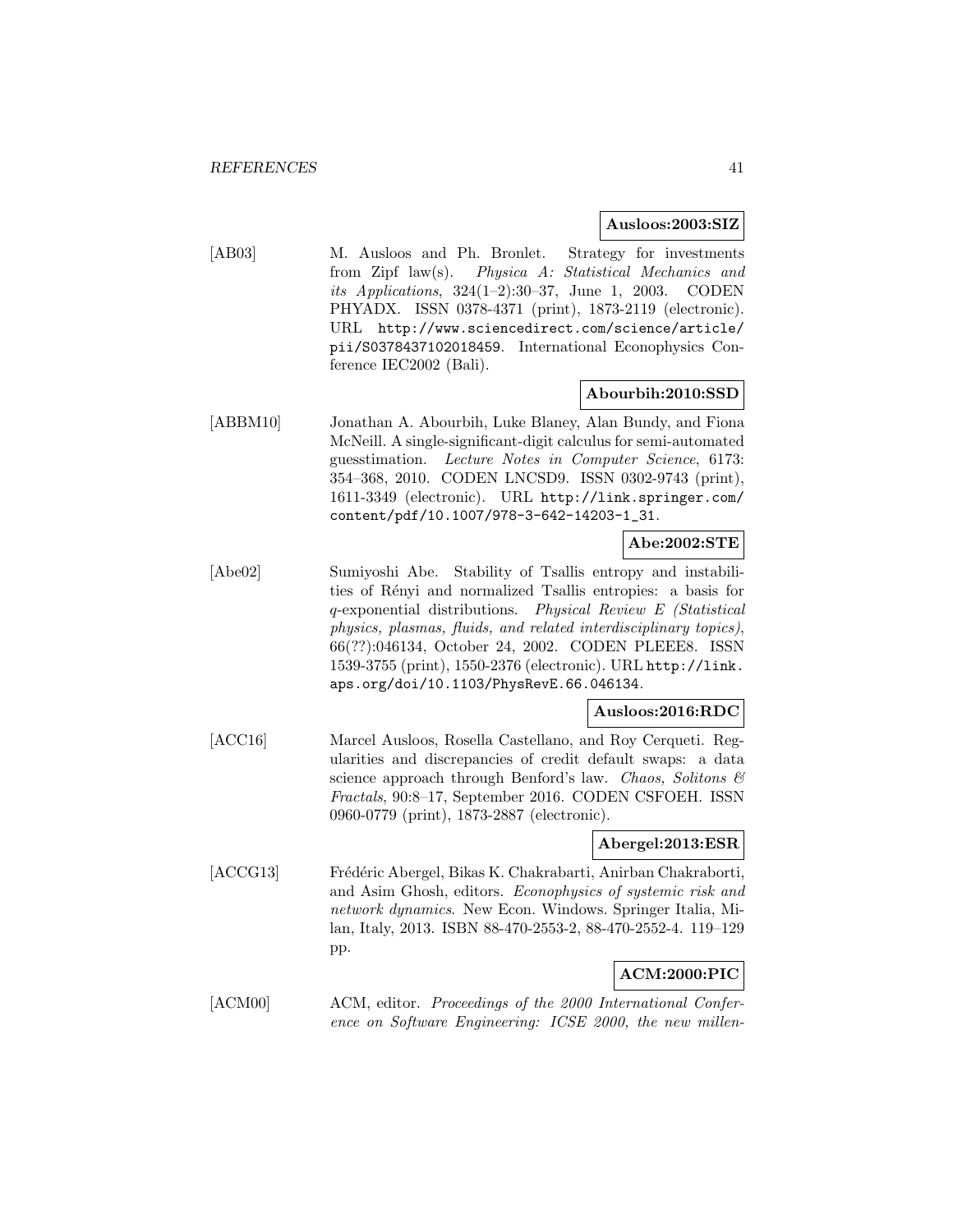**Ausloos:2003:SIZ**

[AB03] M. Ausloos and Ph. Bronlet. Strategy for investments from Zipf law(s). *Physica A: Statistical Mechanics and its Applications*, 324(1–2):30–37, June 1, 2003. CODEN PHYADX. ISSN 0378-4371 (print), 1873-2119 (electronic). URL http://www.sciencedirect.com/science/article/pii/S0378437102018459. International Econophysics Conference IEC2002 (Bali).

**Abourbih:2010:SSD**

[ABBM10] Jonathan A. Abourbih, Luke Blaney, Alan Bundy, and Fiona McNeill. A single-significant-digit calculus for semi-automated guesstimation. *Lecture Notes in Computer Science*, 6173: 354–368, 2010. CODEN LNCSD9. ISSN 0302-9743 (print), 1611-3349 (electronic). URL http://link.springer.com/content/pdf/10.1007/978-3-642-14203-1_31.

**Abe:2002:STE**

[Abe02] Sumiyoshi Abe. Stability of Tsallis entropy and instabilities of Rényi and normalized Tsallis entropies: a basis for $q$-exponential distributions. *Physical Review E (Statistical physics, plasmas, fluids, and related interdisciplinary topics)*, 66(??):046134, October 24, 2002. CODEN PLEEE8. ISSN 1539-3755 (print), 1550-2376 (electronic). URL http://link.aps.org/doi/10.1103/PhysRevE.66.046134.

**Ausloos:2016:RDC**

[ACC16] Marcel Ausloos, Rosella Castellano, and Roy Cerqueti. Regularities and discrepancies of credit default swaps: a data science approach through Benford's law. *Chaos, Solitons & Fractals*, 90:8–17, September 2016. CODEN CSFOEH. ISSN 0960-0779 (print), 1873-2887 (electronic).

**Abergel:2013:ESR**

[ACCG13] Frédéric Abergel, Bikas K. Chakrabarti, Anirban Chakraborti, and Asim Ghosh, editors. *Econophysics of systemic risk and network dynamics*. New Econ. Windows. Springer Italia, Milan, Italy, 2013. ISBN 88-470-2553-2, 88-470-2552-4. 119–129 pp.

**ACM:2000:PIC**

[ACM00] ACM, editor. *Proceedings of the 2000 International Conference on Software Engineering: ICSE 2000, the new millen-*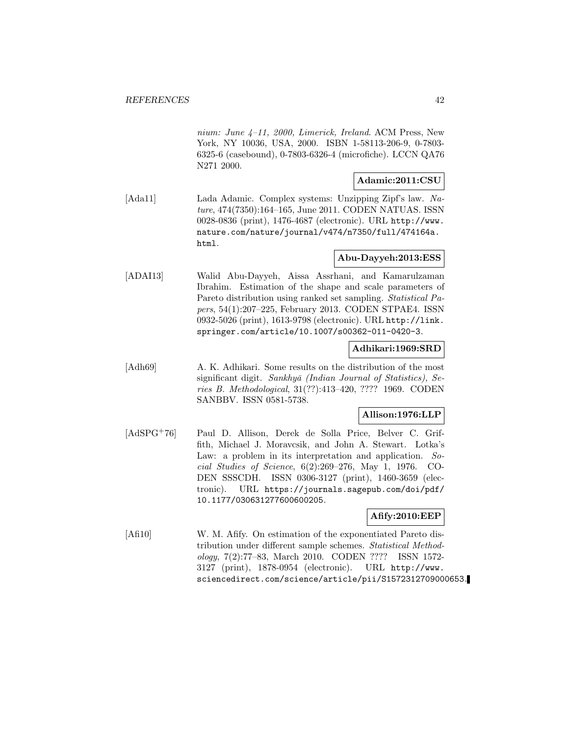*nium: June 4–11, 2000, Limerick, Ireland*. ACM Press, New York, NY 10036, USA, 2000. ISBN 1-58113-206-9, 0-7803-6325-6 (casebound), 0-7803-6326-4 (microfiche). LCCN QA76 N271 2000.

**Adamic:2011:CSU**

[Ada11] Lada Adamic. Complex systems: Unzipping Zipf's law. *Nature*, 474(7350):164–165, June 2011. CODEN NATUAS. ISSN 0028-0836 (print), 1476-4687 (electronic). URL http://www.nature.com/nature/journal/v474/n7350/full/474164a.html.

**Abu-Dayyeh:2013:ESS**

[ADAI13] Walid Abu-Dayyeh, Aissa Assrhani, and Kamarulzaman Ibrahim. Estimation of the shape and scale parameters of Pareto distribution using ranked set sampling. *Statistical Papers*, 54(1):207–225, February 2013. CODEN STPAE4. ISSN 0932-5026 (print), 1613-9798 (electronic). URL http://link.springer.com/article/10.1007/s00362-011-0420-3.

**Adhikari:1969:SRD**

[Adh69] A. K. Adhikari. Some results on the distribution of the most significant digit. *Sankhyā (Indian Journal of Statistics), Series B. Methodological*, 31(??):413–420, ???? 1969. CODEN SANBBV. ISSN 0581-5738.

**Allison:1976:LLP**

[AdSPG+76] Paul D. Allison, Derek de Solla Price, Belver C. Griffith, Michael J. Moravcsik, and John A. Stewart. Lotka's Law: a problem in its interpretation and application. *Social Studies of Science*, 6(2):269–276, May 1, 1976. CODEN SSSCDH. ISSN 0306-3127 (print), 1460-3659 (electronic). URL https://journals.sagepub.com/doi/pdf/10.1177/030631277600600205.

**Afify:2010:EEP**

[Afi10] W. M. Afify. On estimation of the exponentiated Pareto distribution under different sample schemes. *Statistical Methodology*, 7(2):77–83, March 2010. CODEN ???? ISSN 1572-3127 (print), 1878-0954 (electronic). URL http://www.sciencedirect.com/science/article/pii/S1572312709000653.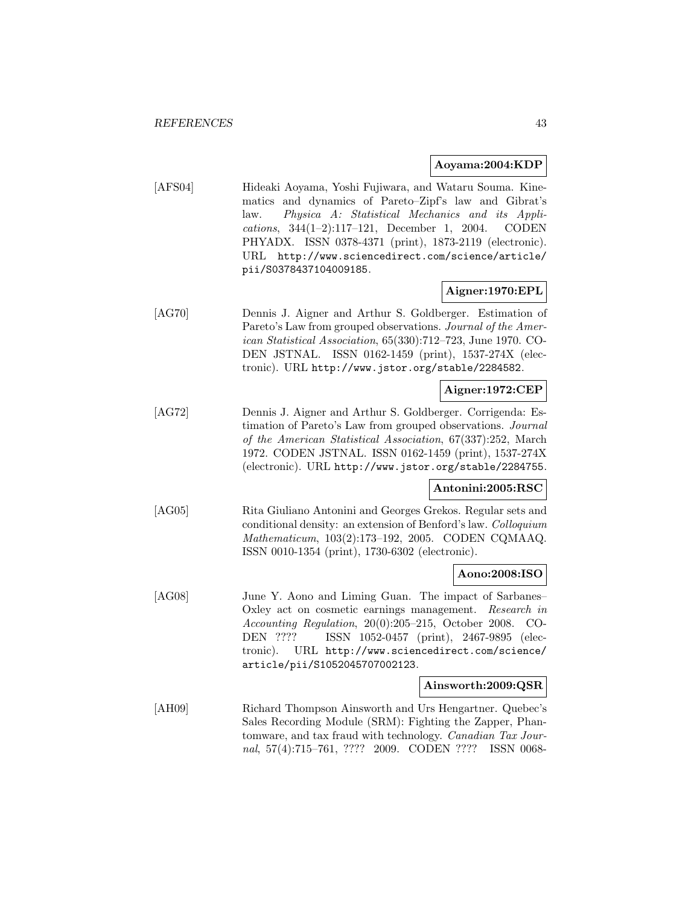**Aoyama:2004:KDP**

[AFS04] Hideaki Aoyama, Yoshi Fujiwara, and Wataru Souma. Kinematics and dynamics of Pareto–Zipf's law and Gibrat's law. *Physica A: Statistical Mechanics and its Applications*, 344(1–2):117–121, December 1, 2004. CODEN PHYADX. ISSN 0378-4371 (print), 1873-2119 (electronic). URL http://www.sciencedirect.com/science/article/pii/S0378437104009185.

**Aigner:1970:EPL**

[AG70] Dennis J. Aigner and Arthur S. Goldberger. Estimation of Pareto's Law from grouped observations. *Journal of the American Statistical Association*, 65(330):712–723, June 1970. CODEN JSTNAL. ISSN 0162-1459 (print), 1537-274X (electronic). URL http://www.jstor.org/stable/2284582.

**Aigner:1972:CEP**

[AG72] Dennis J. Aigner and Arthur S. Goldberger. Corrigenda: Estimation of Pareto's Law from grouped observations. *Journal of the American Statistical Association*, 67(337):252, March 1972. CODEN JSTNAL. ISSN 0162-1459 (print), 1537-274X (electronic). URL http://www.jstor.org/stable/2284755.

**Antonini:2005:RSC**

[AG05] Rita Giuliano Antonini and Georges Grekos. Regular sets and conditional density: an extension of Benford's law. *Colloquium Mathematicum*, 103(2):173–192, 2005. CODEN CQMAAQ. ISSN 0010-1354 (print), 1730-6302 (electronic).

**Aono:2008:ISO**

[AG08] June Y. Aono and Liming Guan. The impact of Sarbanes–Oxley act on cosmetic earnings management. *Research in Accounting Regulation*, 20(0):205–215, October 2008. CODEN ???? ISSN 1052-0457 (print), 2467-9895 (electronic). URL http://www.sciencedirect.com/science/article/pii/S1052045707002123.

**Ainsworth:2009:QSR**

[AH09] Richard Thompson Ainsworth and Urs Hengartner. Quebec's Sales Recording Module (SRM): Fighting the Zapper, Phantomware, and tax fraud with technology. *Canadian Tax Journal*, 57(4):715–761, ???? 2009. CODEN ???? ISSN 0068-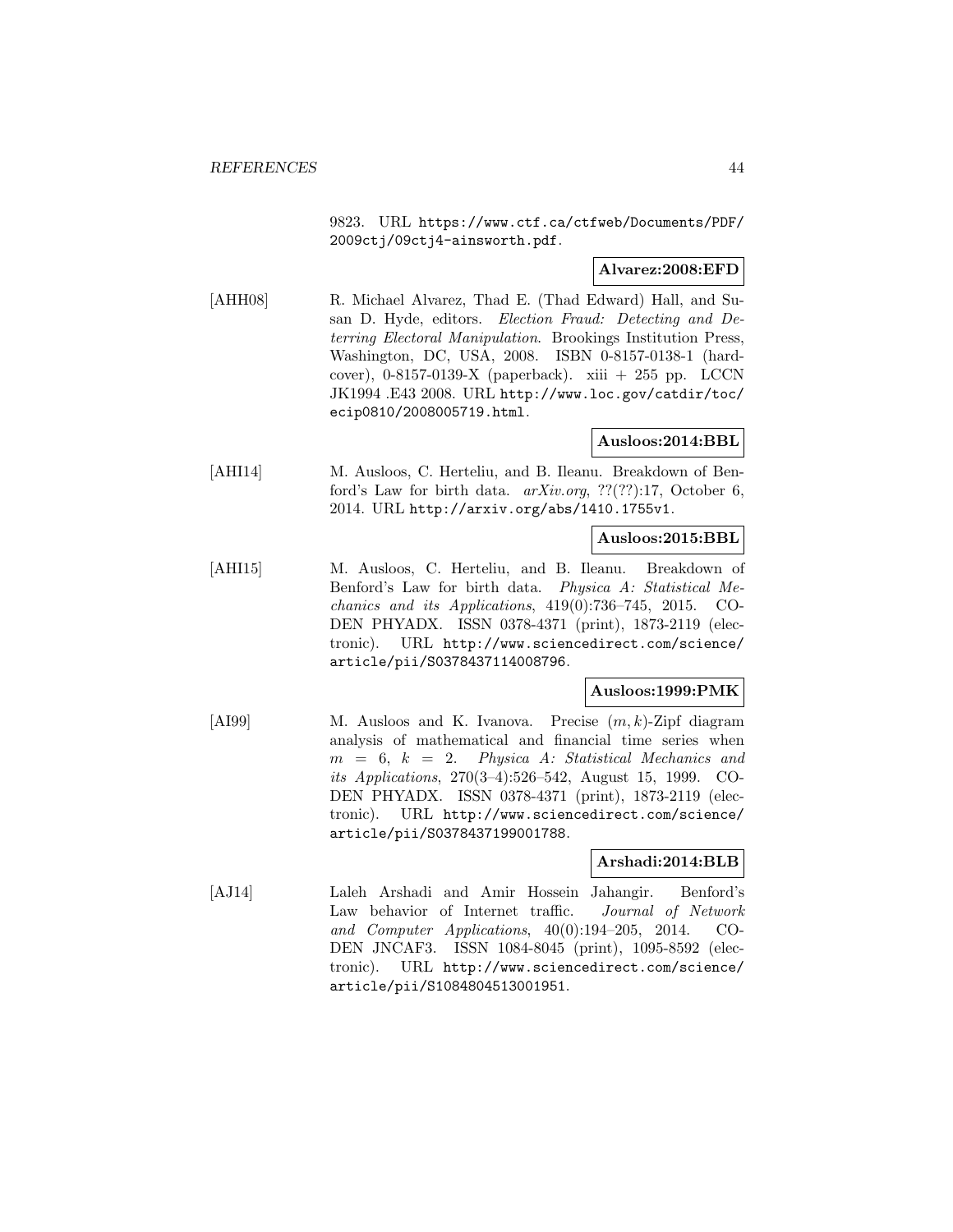9823. URL https://www.ctf.ca/ctfweb/Documents/PDF/2009ctj/09ctj4-ainsworth.pdf.

**Alvarez:2008:EFD**

[AHH08] R. Michael Alvarez, Thad E. (Thad Edward) Hall, and Susan D. Hyde, editors. *Election Fraud: Detecting and Deterring Electoral Manipulation*. Brookings Institution Press, Washington, DC, USA, 2008. ISBN 0-8157-0138-1 (hardcover), 0-8157-0139-X (paperback). xiii + 255 pp. LCCN JK1994 .E43 2008. URL http://www.loc.gov/catdir/toc/ecip0810/2008005719.html.

**Ausloos:2014:BBL**

[AHI14] M. Ausloos, C. Herteliu, and B. Ileanu. Breakdown of Benford's Law for birth data. *arXiv.org*, ??(??):17, October 6, 2014. URL http://arxiv.org/abs/1410.1755v1.

**Ausloos:2015:BBL**

[AHI15] M. Ausloos, C. Herteliu, and B. Ileanu. Breakdown of Benford's Law for birth data. *Physica A: Statistical Mechanics and its Applications*, 419(0):736–745, 2015. CODEN PHYADX. ISSN 0378-4371 (print), 1873-2119 (electronic). URL http://www.sciencedirect.com/science/article/pii/S0378437114008796.

**Ausloos:1999:PMK**

[AI99] M. Ausloos and K. Ivanova. Precise $(m, k)$-Zipf diagram analysis of mathematical and financial time series when $m = 6$, $k = 2$. *Physica A: Statistical Mechanics and its Applications*, 270(3–4):526–542, August 15, 1999. CODEN PHYADX. ISSN 0378-4371 (print), 1873-2119 (electronic). URL http://www.sciencedirect.com/science/article/pii/S0378437199001788.

**Arshadi:2014:BLB**

[AJ14] Laleh Arshadi and Amir Hossein Jahangir. Benford's Law behavior of Internet traffic. *Journal of Network and Computer Applications*, 40(0):194–205, 2014. CODEN JNCAF3. ISSN 1084-8045 (print), 1095-8592 (electronic). URL http://www.sciencedirect.com/science/article/pii/S1084804513001951.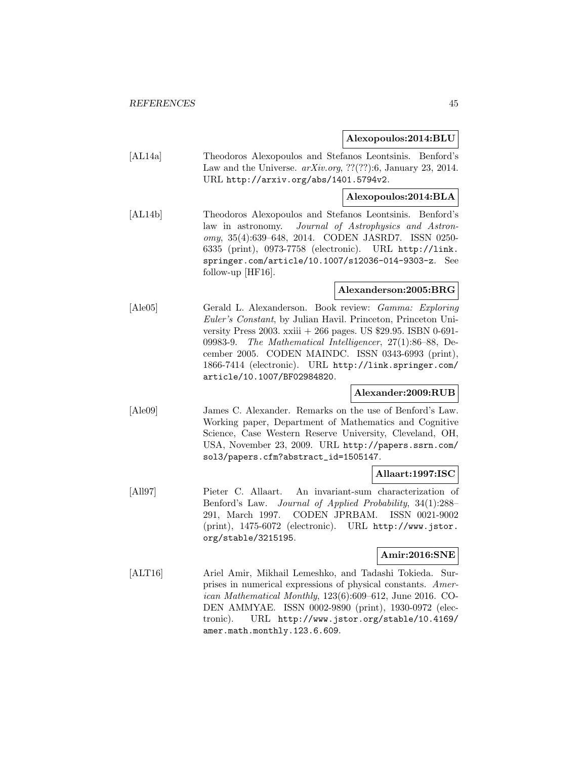**Alexopoulos:2014:BLU**

[AL14a] Theodoros Alexopoulos and Stefanos Leontsinis. Benford's Law and the Universe. *arXiv.org*, ??(??):6, January 23, 2014. URL http://arxiv.org/abs/1401.5794v2.

**Alexopoulos:2014:BLA**

[AL14b] Theodoros Alexopoulos and Stefanos Leontsinis. Benford's law in astronomy. *Journal of Astrophysics and Astronomy*, 35(4):639–648, 2014. CODEN JASRD7. ISSN 0250-6335 (print), 0973-7758 (electronic). URL http://link.springer.com/article/10.1007/s12036-014-9303-z. See follow-up [HF16].

**Alexanderson:2005:BRG**

[Ale05] Gerald L. Alexanderson. Book review: *Gamma: Exploring Euler's Constant*, by Julian Havil. Princeton, Princeton University Press 2003. xxiii + 266 pages. US $29.95. ISBN 0-691-09983-9. *The Mathematical Intelligencer*, 27(1):86–88, December 2005. CODEN MAINDC. ISSN 0343-6993 (print), 1866-7414 (electronic). URL http://link.springer.com/article/10.1007/BF02984820.

**Alexander:2009:RUB**

[Ale09] James C. Alexander. Remarks on the use of Benford's Law. Working paper, Department of Mathematics and Cognitive Science, Case Western Reserve University, Cleveland, OH, USA, November 23, 2009. URL http://papers.ssrn.com/sol3/papers.cfm?abstract_id=1505147.

**Allaart:1997:ISC**

[All97] Pieter C. Allaart. An invariant-sum characterization of Benford's Law. *Journal of Applied Probability*, 34(1):288–291, March 1997. CODEN JPRBAM. ISSN 0021-9002 (print), 1475-6072 (electronic). URL http://www.jstor.org/stable/3215195.

**Amir:2016:SNE**

[ALT16] Ariel Amir, Mikhail Lemeshko, and Tadashi Tokieda. Surprises in numerical expressions of physical constants. *American Mathematical Monthly*, 123(6):609–612, June 2016. CODEN AMMYAE. ISSN 0002-9890 (print), 1930-0972 (electronic). URL http://www.jstor.org/stable/10.4169/amer.math.monthly.123.6.609.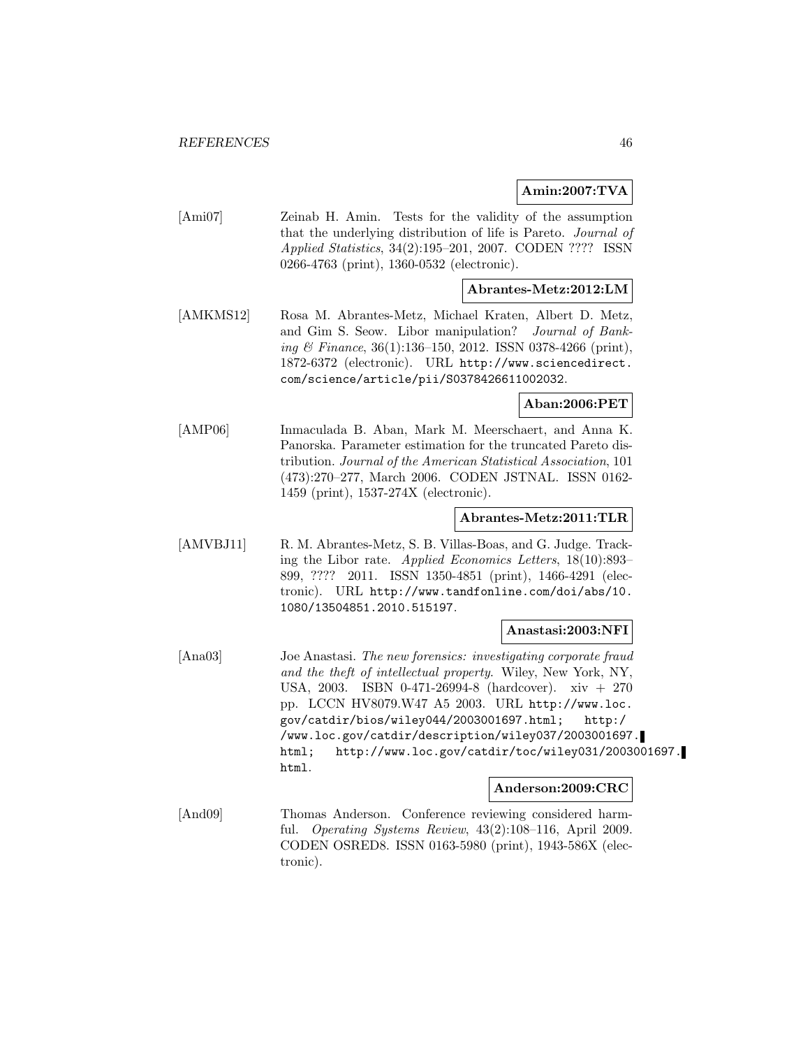**Amin:2007:TVA**

[Ami07] Zeinab H. Amin. Tests for the validity of the assumption that the underlying distribution of life is Pareto. *Journal of Applied Statistics*, 34(2):195–201, 2007. CODEN ???? ISSN 0266-4763 (print), 1360-0532 (electronic).

**Abrantes-Metz:2012:LM**

[AMKMS12] Rosa M. Abrantes-Metz, Michael Kraten, Albert D. Metz, and Gim S. Seow. Libor manipulation? *Journal of Banking & Finance*, 36(1):136–150, 2012. ISSN 0378-4266 (print), 1872-6372 (electronic). URL http://www.sciencedirect.com/science/article/pii/S0378426611002032.

**Aban:2006:PET**

[AMP06] Inmaculada B. Aban, Mark M. Meerschaert, and Anna K. Panorska. Parameter estimation for the truncated Pareto distribution. *Journal of the American Statistical Association*, 101 (473):270–277, March 2006. CODEN JSTNAL. ISSN 0162-1459 (print), 1537-274X (electronic).

**Abrantes-Metz:2011:TLR**

[AMVBJ11] R. M. Abrantes-Metz, S. B. Villas-Boas, and G. Judge. Tracking the Libor rate. *Applied Economics Letters*, 18(10):893–899, ???? 2011. ISSN 1350-4851 (print), 1466-4291 (electronic). URL http://www.tandfonline.com/doi/abs/10.1080/13504851.2010.515197.

**Anastasi:2003:NFI**

[Ana03] Joe Anastasi. *The new forensics: investigating corporate fraud and the theft of intellectual property*. Wiley, New York, NY, USA, 2003. ISBN 0-471-26994-8 (hardcover). xiv + 270 pp. LCCN HV8079.W47 A5 2003. URL http://www.loc.gov/catdir/bios/wiley044/2003001697.html; http://www.loc.gov/catdir/description/wiley037/2003001697.html; http://www.loc.gov/catdir/toc/wiley031/2003001697.html.

**Anderson:2009:CRC**

[And09] Thomas Anderson. Conference reviewing considered harmful. *Operating Systems Review*, 43(2):108–116, April 2009. CODEN OSRED8. ISSN 0163-5980 (print), 1943-586X (electronic).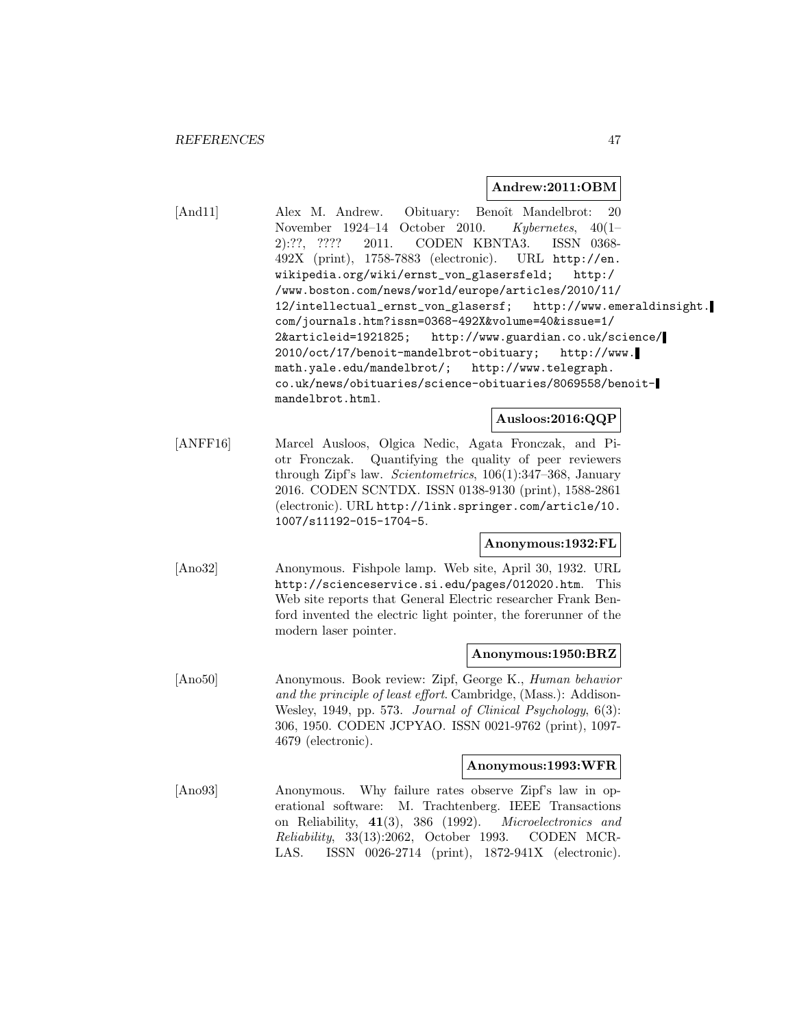**Andrew:2011:OBM**

[And11] Alex M. Andrew. Obituary: Benoît Mandelbrot: 20 November 1924–14 October 2010. *Kybernetes*, 40(1–2):??, ???? 2011. CODEN KBNTA3. ISSN 0368-492X (print), 1758-7883 (electronic). URL http://en.wikipedia.org/wiki/ernst_von_glasersfeld; http://www.boston.com/news/world/europe/articles/2010/11/12/intellectual_ernst_von_glasersf; http://www.emeraldinsight.com/journals.htm?issn=0368-492X&volume=40&issue=1/2&articleid=1921825; http://www.guardian.co.uk/science/2010/oct/17/benoit-mandelbrot-obituary; http://www.math.yale.edu/mandelbrot/; http://www.telegraph.co.uk/news/obituaries/science-obituaries/8069558/benoit-mandelbrot.html.

**Ausloos:2016:QQP**

[ANFF16] Marcel Ausloos, Olgica Nedic, Agata Fronczak, and Piotr Fronczak. Quantifying the quality of peer reviewers through Zipf's law. *Scientometrics*, 106(1):347–368, January 2016. CODEN SCNTDX. ISSN 0138-9130 (print), 1588-2861 (electronic). URL http://link.springer.com/article/10.1007/s11192-015-1704-5.

**Anonymous:1932:FL**

[Ano32] Anonymous. Fishpole lamp. Web site, April 30, 1932. URL http://scienceservice.si.edu/pages/012020.htm. This Web site reports that General Electric researcher Frank Benford invented the electric light pointer, the forerunner of the modern laser pointer.

**Anonymous:1950:BRZ**

[Ano50] Anonymous. Book review: Zipf, George K., *Human behavior and the principle of least effort*. Cambridge, (Mass.): Addison-Wesley, 1949, pp. 573. *Journal of Clinical Psychology*, 6(3): 306, 1950. CODEN JCPYAO. ISSN 0021-9762 (print), 1097-4679 (electronic).

**Anonymous:1993:WFR**

[Ano93] Anonymous. Why failure rates observe Zipf's law in operational software: M. Trachtenberg. IEEE Transactions on Reliability, **41**(3), 386 (1992). *Microelectronics and Reliability*, 33(13):2062, October 1993. CODEN MCRLAS. ISSN 0026-2714 (print), 1872-941X (electronic).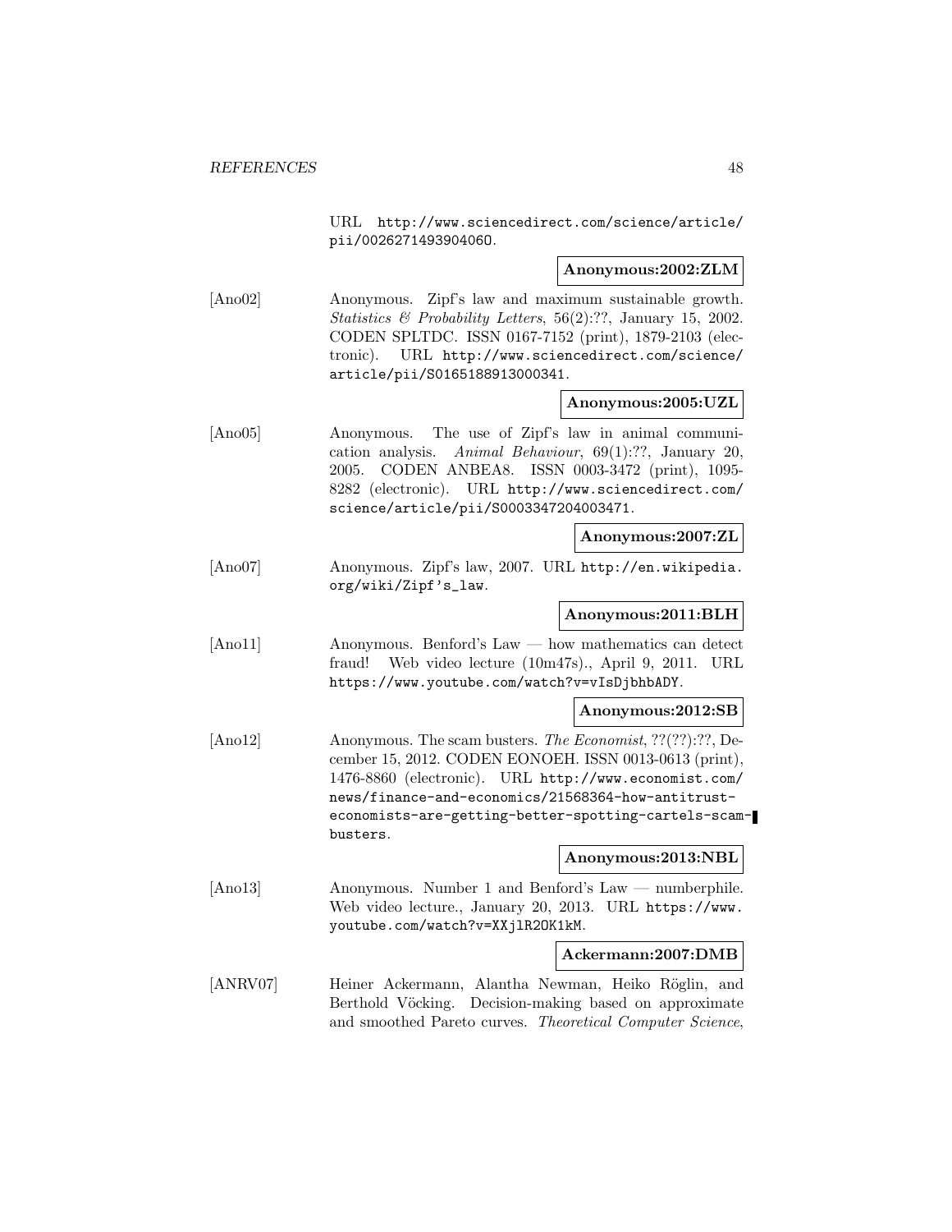URL http://www.sciencedirect.com/science/article/pii/002627149390406O.

**Anonymous:2002:ZLM**

[Ano02] Anonymous. Zipf's law and maximum sustainable growth. *Statistics & Probability Letters*, 56(2):??, January 15, 2002. CODEN SPLTDC. ISSN 0167-7152 (print), 1879-2103 (electronic). URL http://www.sciencedirect.com/science/article/pii/S0165188913000341.

**Anonymous:2005:UZL**

[Ano05] Anonymous. The use of Zipf's law in animal communication analysis. *Animal Behaviour*, 69(1):??, January 20, 2005. CODEN ANBEA8. ISSN 0003-3472 (print), 1095-8282 (electronic). URL http://www.sciencedirect.com/science/article/pii/S0003347204003471.

**Anonymous:2007:ZL**

[Ano07] Anonymous. Zipf's law, 2007. URL http://en.wikipedia.org/wiki/Zipf's_law.

**Anonymous:2011:BLH**

[Ano11] Anonymous. Benford's Law — how mathematics can detect fraud! Web video lecture (10m47s)., April 9, 2011. URL https://www.youtube.com/watch?v=vIsDjbhbADY.

**Anonymous:2012:SB**

[Ano12] Anonymous. The scam busters. *The Economist*, ??(??):??, December 15, 2012. CODEN EONOEH. ISSN 0013-0613 (print), 1476-8860 (electronic). URL http://www.economist.com/news/finance-and-economics/21568364-how-antitrust-economists-are-getting-better-spotting-cartels-scam-busters.

**Anonymous:2013:NBL**

[Ano13] Anonymous. Number 1 and Benford's Law — numberphile. Web video lecture., January 20, 2013. URL https://www.youtube.com/watch?v=XXjlR2OK1kM.

**Ackermann:2007:DMB**

[ANRV07] Heiner Ackermann, Alantha Newman, Heiko Röglin, and Berthold Vöcking. Decision-making based on approximate and smoothed Pareto curves. *Theoretical Computer Science*,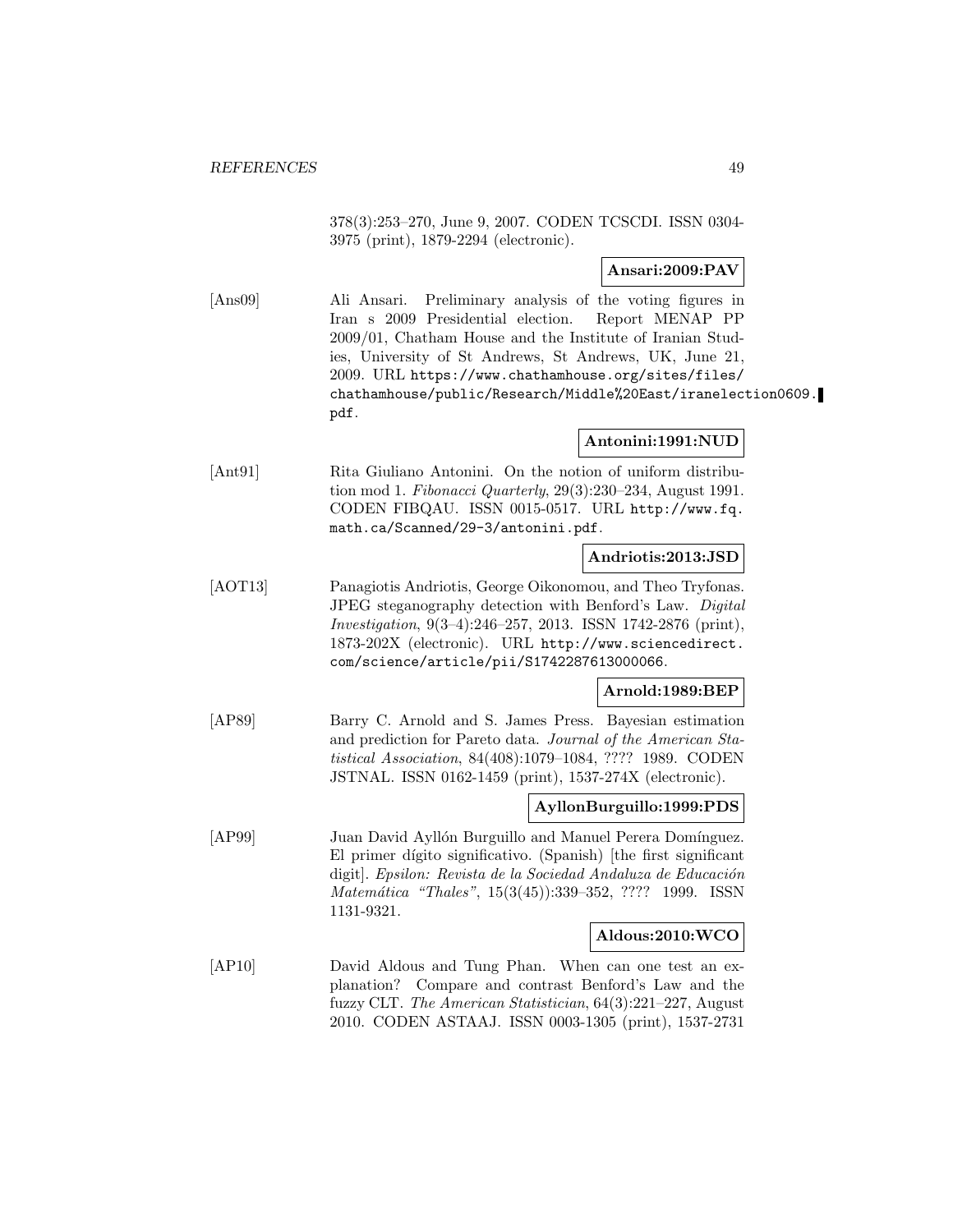378(3):253–270, June 9, 2007. CODEN TCSCDI. ISSN 0304-3975 (print), 1879-2294 (electronic).

**Ansari:2009:PAV**

[Ans09] Ali Ansari. Preliminary analysis of the voting figures in Iran s 2009 Presidential election. Report MENAP PP 2009/01, Chatham House and the Institute of Iranian Studies, University of St Andrews, St Andrews, UK, June 21, 2009. URL https://www.chathamhouse.org/sites/files/chathamhouse/public/Research/Middle%20East/iranelection0609.pdf.

**Antonini:1991:NUD**

[Ant91] Rita Giuliano Antonini. On the notion of uniform distribution mod 1. *Fibonacci Quarterly*, 29(3):230–234, August 1991. CODEN FIBQAU. ISSN 0015-0517. URL http://www.fq.math.ca/Scanned/29-3/antonini.pdf.

**Andriotis:2013:JSD**

[AOT13] Panagiotis Andriotis, George Oikonomou, and Theo Tryfonas. JPEG steganography detection with Benford's Law. *Digital Investigation*, 9(3–4):246–257, 2013. ISSN 1742-2876 (print), 1873-202X (electronic). URL http://www.sciencedirect.com/science/article/pii/S1742287613000066.

**Arnold:1989:BEP**

[AP89] Barry C. Arnold and S. James Press. Bayesian estimation and prediction for Pareto data. *Journal of the American Statistical Association*, 84(408):1079–1084, ???? 1989. CODEN JSTNAL. ISSN 0162-1459 (print), 1537-274X (electronic).

**AyllonBurguillo:1999:PDS**

[AP99] Juan David Ayllón Burguillo and Manuel Perera Domínguez. El primer dígito significativo. (Spanish) [the first significant digit]. *Epsilon: Revista de la Sociedad Andaluza de Educación Matemática "Thales"*, 15(3(45)):339–352, ???? 1999. ISSN 1131-9321.

**Aldous:2010:WCO**

[AP10] David Aldous and Tung Phan. When can one test an explanation? Compare and contrast Benford's Law and the fuzzy CLT. *The American Statistician*, 64(3):221–227, August 2010. CODEN ASTAAJ. ISSN 0003-1305 (print), 1537-2731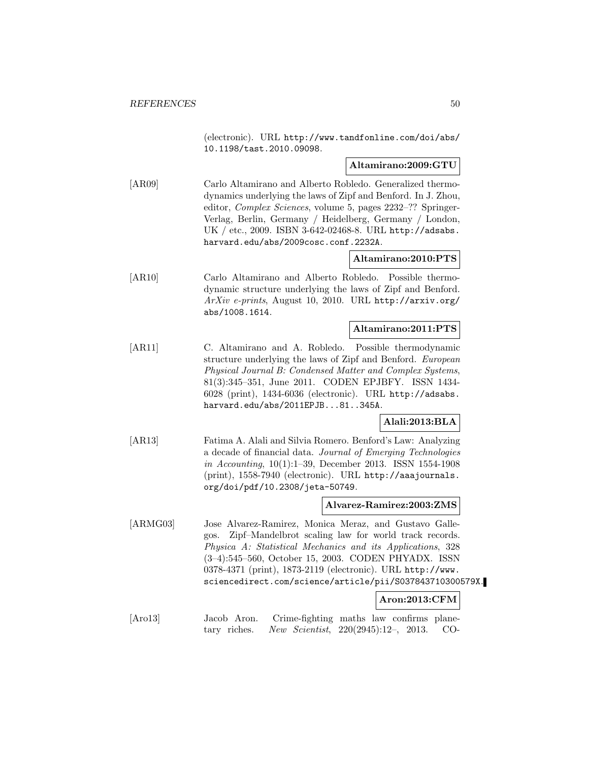(electronic). URL http://www.tandfonline.com/doi/abs/10.1198/tast.2010.09098.

**Altamirano:2009:GTU**

[AR09] Carlo Altamirano and Alberto Robledo. Generalized thermodynamics underlying the laws of Zipf and Benford. In J. Zhou, editor, *Complex Sciences*, volume 5, pages 2232–?? Springer-Verlag, Berlin, Germany / Heidelberg, Germany / London, UK / etc., 2009. ISBN 3-642-02468-8. URL http://adsabs.harvard.edu/abs/2009cosc.conf.2232A.

**Altamirano:2010:PTS**

[AR10] Carlo Altamirano and Alberto Robledo. Possible thermodynamic structure underlying the laws of Zipf and Benford. *ArXiv e-prints*, August 10, 2010. URL http://arxiv.org/abs/1008.1614.

**Altamirano:2011:PTS**

[AR11] C. Altamirano and A. Robledo. Possible thermodynamic structure underlying the laws of Zipf and Benford. *European Physical Journal B: Condensed Matter and Complex Systems*, 81(3):345–351, June 2011. CODEN EPJBFY. ISSN 1434-6028 (print), 1434-6036 (electronic). URL http://adsabs.harvard.edu/abs/2011EPJB...81..345A.

**Alali:2013:BLA**

[AR13] Fatima A. Alali and Silvia Romero. Benford's Law: Analyzing a decade of financial data. *Journal of Emerging Technologies in Accounting*, 10(1):1–39, December 2013. ISSN 1554-1908 (print), 1558-7940 (electronic). URL http://aaajournals.org/doi/pdf/10.2308/jeta-50749.

**Alvarez-Ramirez:2003:ZMS**

[ARMG03] Jose Alvarez-Ramirez, Monica Meraz, and Gustavo Gallegos. Zipf–Mandelbrot scaling law for world track records. *Physica A: Statistical Mechanics and its Applications*, 328 (3–4):545–560, October 15, 2003. CODEN PHYADX. ISSN 0378-4371 (print), 1873-2119 (electronic). URL http://www.sciencedirect.com/science/article/pii/S037843710300579X.

**Aron:2013:CFM**

[Aro13] Jacob Aron. Crime-fighting maths law confirms planetary riches. *New Scientist*, 220(2945):12–, 2013. CO-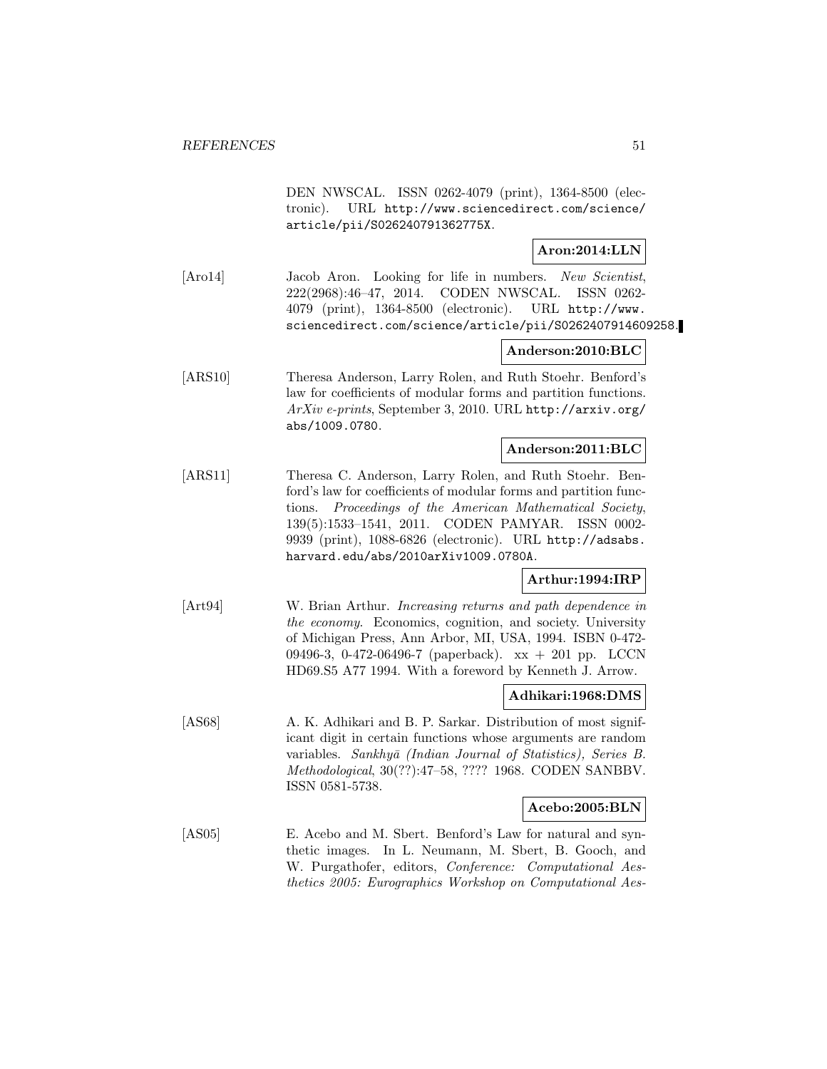DEN NWSCAL. ISSN 0262-4079 (print), 1364-8500 (electronic). URL http://www.sciencedirect.com/science/article/pii/S026240791362775X.

**Aron:2014:LLN**

[Aro14] Jacob Aron. Looking for life in numbers. *New Scientist*, 222(2968):46–47, 2014. CODEN NWSCAL. ISSN 0262-4079 (print), 1364-8500 (electronic). URL http://www.sciencedirect.com/science/article/pii/S0262407914609258.

**Anderson:2010:BLC**

[ARS10] Theresa Anderson, Larry Rolen, and Ruth Stoehr. Benford's law for coefficients of modular forms and partition functions. *ArXiv e-prints*, September 3, 2010. URL http://arxiv.org/abs/1009.0780.

**Anderson:2011:BLC**

[ARS11] Theresa C. Anderson, Larry Rolen, and Ruth Stoehr. Benford's law for coefficients of modular forms and partition functions. *Proceedings of the American Mathematical Society*, 139(5):1533–1541, 2011. CODEN PAMYAR. ISSN 0002-9939 (print), 1088-6826 (electronic). URL http://adsabs.harvard.edu/abs/2010arXiv1009.0780A.

**Arthur:1994:IRP**

[Art94] W. Brian Arthur. *Increasing returns and path dependence in the economy*. Economics, cognition, and society. University of Michigan Press, Ann Arbor, MI, USA, 1994. ISBN 0-472-09496-3, 0-472-06496-7 (paperback). xx + 201 pp. LCCN HD69.S5 A77 1994. With a foreword by Kenneth J. Arrow.

**Adhikari:1968:DMS**

[AS68] A. K. Adhikari and B. P. Sarkar. Distribution of most significant digit in certain functions whose arguments are random variables. *Sankhyā (Indian Journal of Statistics), Series B. Methodological*, 30(??):47–58, ???? 1968. CODEN SANBBV. ISSN 0581-5738.

**Acebo:2005:BLN**

[AS05] E. Acebo and M. Sbert. Benford's Law for natural and synthetic images. In L. Neumann, M. Sbert, B. Gooch, and W. Purgathofer, editors, *Conference: Computational Aesthetics 2005: Eurographics Workshop on Computational Aes-*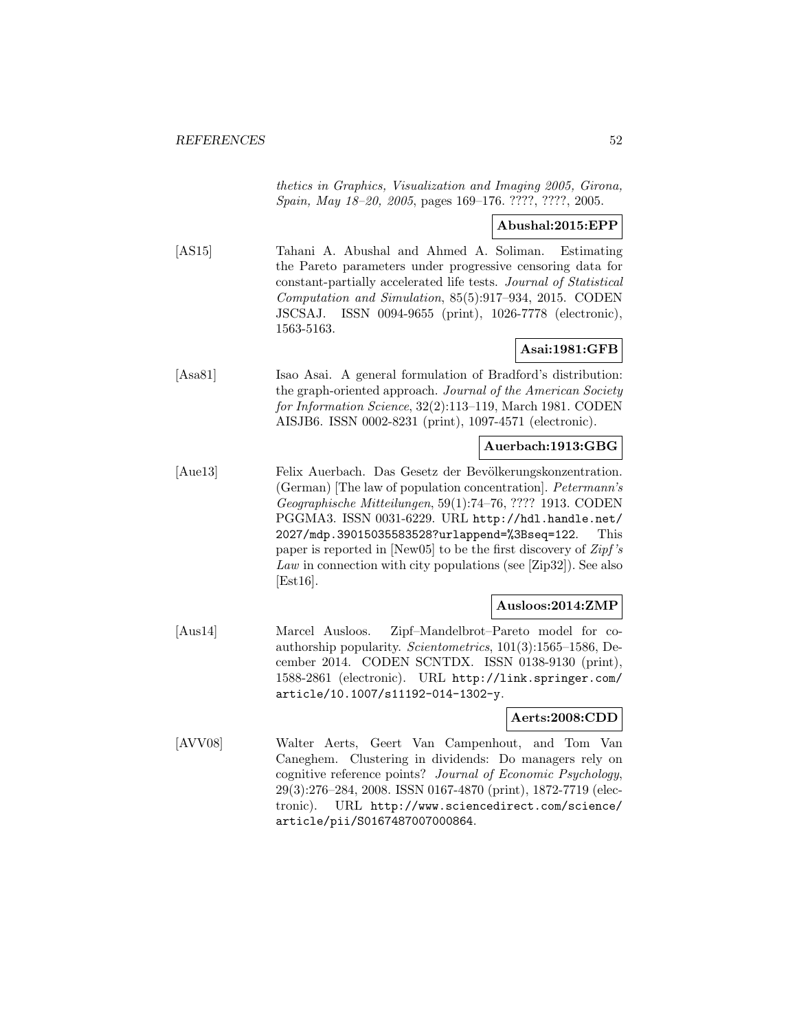*thetics in Graphics, Visualization and Imaging 2005, Girona, Spain, May 18–20, 2005*, pages 169–176. ????, ????, 2005.

**Abushal:2015:EPP**

[AS15] Tahani A. Abushal and Ahmed A. Soliman. Estimating the Pareto parameters under progressive censoring data for constant-partially accelerated life tests. *Journal of Statistical Computation and Simulation*, 85(5):917–934, 2015. CODEN JSCSAJ. ISSN 0094-9655 (print), 1026-7778 (electronic), 1563-5163.

**Asai:1981:GFB**

[Asa81] Isao Asai. A general formulation of Bradford's distribution: the graph-oriented approach. *Journal of the American Society for Information Science*, 32(2):113–119, March 1981. CODEN AISJB6. ISSN 0002-8231 (print), 1097-4571 (electronic).

**Auerbach:1913:GBG**

[Aue13] Felix Auerbach. Das Gesetz der Bevölkerungskonzentration. (German) [The law of population concentration]. *Petermann's Geographische Mitteilungen*, 59(1):74–76, ???? 1913. CODEN PGGMA3. ISSN 0031-6229. URL http://hdl.handle.net/2027/mdp.39015035583528?urlappend=%3Bseq=122. This paper is reported in [New05] to be the first discovery of *Zipf's Law* in connection with city populations (see [Zip32]). See also [Est16].

**Ausloos:2014:ZMP**

[Aus14] Marcel Ausloos. Zipf–Mandelbrot–Pareto model for co-authorship popularity. *Scientometrics*, 101(3):1565–1586, December 2014. CODEN SCNTDX. ISSN 0138-9130 (print), 1588-2861 (electronic). URL http://link.springer.com/article/10.1007/s11192-014-1302-y.

**Aerts:2008:CDD**

[AVV08] Walter Aerts, Geert Van Campenhout, and Tom Van Caneghem. Clustering in dividends: Do managers rely on cognitive reference points? *Journal of Economic Psychology*, 29(3):276–284, 2008. ISSN 0167-4870 (print), 1872-7719 (electronic). URL http://www.sciencedirect.com/science/article/pii/S0167487007000864.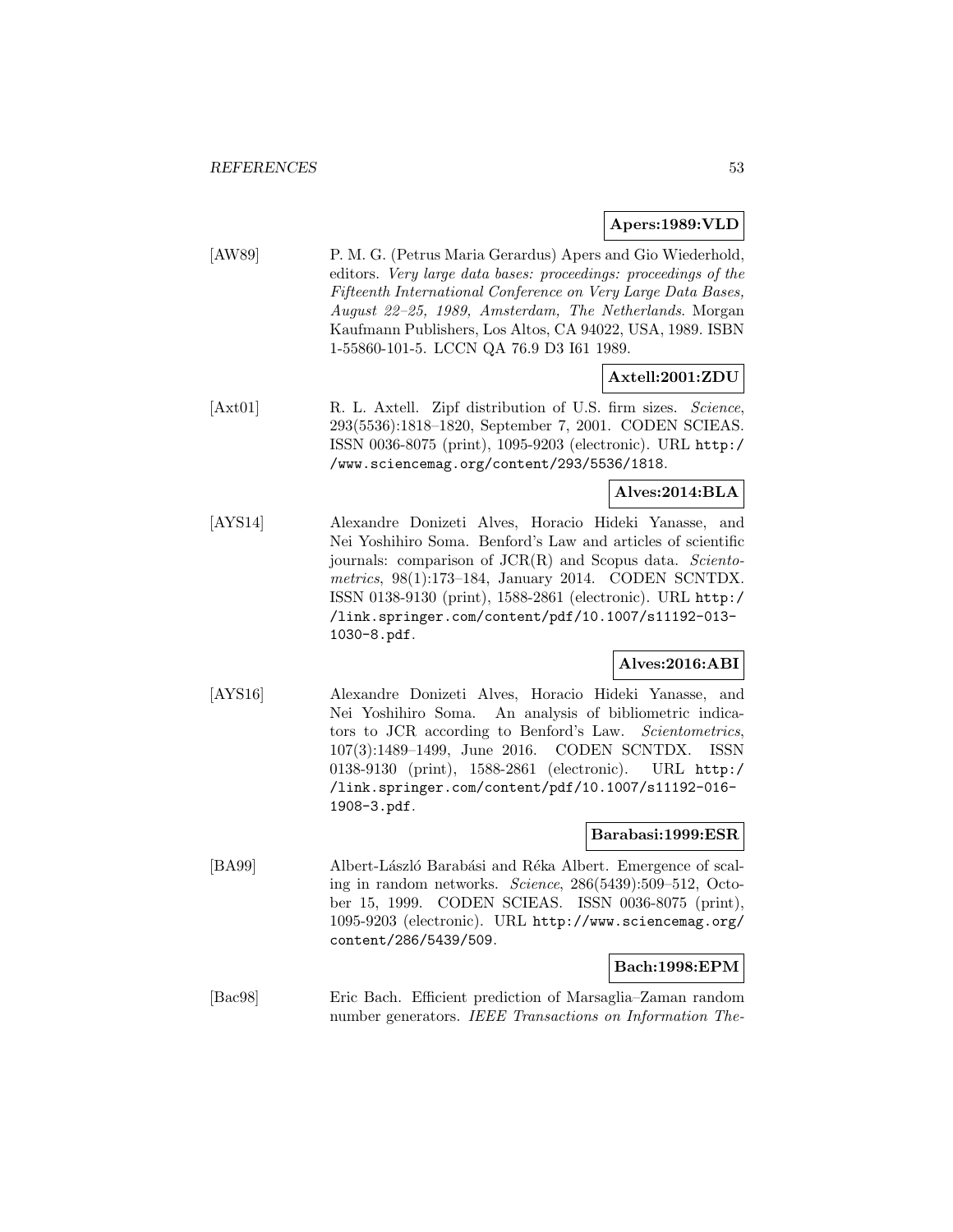**Apers:1989:VLD**

[AW89] P. M. G. (Petrus Maria Gerardus) Apers and Gio Wiederhold, editors. *Very large data bases: proceedings: proceedings of the Fifteenth International Conference on Very Large Data Bases, August 22–25, 1989, Amsterdam, The Netherlands*. Morgan Kaufmann Publishers, Los Altos, CA 94022, USA, 1989. ISBN 1-55860-101-5. LCCN QA 76.9 D3 I61 1989.

**Axtell:2001:ZDU**

[Axt01] R. L. Axtell. Zipf distribution of U.S. firm sizes. *Science*, 293(5536):1818–1820, September 7, 2001. CODEN SCIEAS. ISSN 0036-8075 (print), 1095-9203 (electronic). URL http://www.sciencemag.org/content/293/5536/1818.

**Alves:2014:BLA**

[AYS14] Alexandre Donizeti Alves, Horacio Hideki Yanasse, and Nei Yoshihiro Soma. Benford's Law and articles of scientific journals: comparison of JCR(R) and Scopus data. *Scientometrics*, 98(1):173–184, January 2014. CODEN SCNTDX. ISSN 0138-9130 (print), 1588-2861 (electronic). URL http://link.springer.com/content/pdf/10.1007/s11192-013-1030-8.pdf.

**Alves:2016:ABI**

[AYS16] Alexandre Donizeti Alves, Horacio Hideki Yanasse, and Nei Yoshihiro Soma. An analysis of bibliometric indicators to JCR according to Benford's Law. *Scientometrics*, 107(3):1489–1499, June 2016. CODEN SCNTDX. ISSN 0138-9130 (print), 1588-2861 (electronic). URL http://link.springer.com/content/pdf/10.1007/s11192-016-1908-3.pdf.

**Barabasi:1999:ESR**

[BA99] Albert-László Barabási and Réka Albert. Emergence of scaling in random networks. *Science*, 286(5439):509–512, October 15, 1999. CODEN SCIEAS. ISSN 0036-8075 (print), 1095-9203 (electronic). URL http://www.sciencemag.org/content/286/5439/509.

**Bach:1998:EPM**

[Bac98] Eric Bach. Efficient prediction of Marsaglia–Zaman random number generators. *IEEE Transactions on Information The-*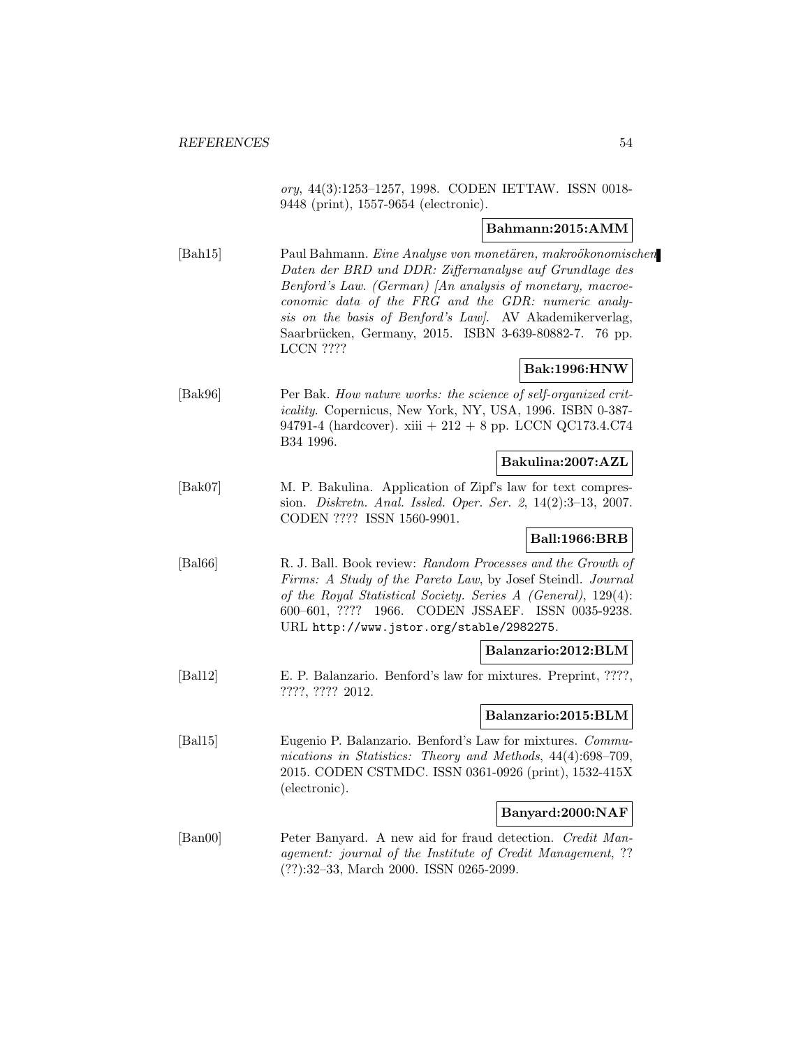*ory*, 44(3):1253–1257, 1998. CODEN IETTAW. ISSN 0018-9448 (print), 1557-9654 (electronic).

**Bahmann:2015:AMM**

[Bah15] Paul Bahmann. *Eine Analyse von monetären, makroökonomischen Daten der BRD und DDR: Ziffernanalyse auf Grundlage des Benford's Law. (German) [An analysis of monetary, macroeconomic data of the FRG and the GDR: numeric analysis on the basis of Benford's Law]*. AV Akademikerverlag, Saarbrücken, Germany, 2015. ISBN 3-639-80882-7. 76 pp. LCCN ????

**Bak:1996:HNW**

[Bak96] Per Bak. *How nature works: the science of self-organized criticality*. Copernicus, New York, NY, USA, 1996. ISBN 0-387-94791-4 (hardcover). xiii + 212 + 8 pp. LCCN QC173.4.C74 B34 1996.

**Bakulina:2007:AZL**

[Bak07] M. P. Bakulina. Application of Zipf's law for text compression. *Diskretn. Anal. Issled. Oper. Ser. 2*, 14(2):3–13, 2007. CODEN ???? ISSN 1560-9901.

**Ball:1966:BRB**

[Bal66] R. J. Ball. Book review: *Random Processes and the Growth of Firms: A Study of the Pareto Law*, by Josef Steindl. *Journal of the Royal Statistical Society. Series A (General)*, 129(4): 600–601, ???? 1966. CODEN JSSAEF. ISSN 0035-9238. URL http://www.jstor.org/stable/2982275.

**Balanzario:2012:BLM**

[Bal12] E. P. Balanzario. Benford's law for mixtures. Preprint, ????, ????, ???? 2012.

**Balanzario:2015:BLM**

[Bal15] Eugenio P. Balanzario. Benford's Law for mixtures. *Communications in Statistics: Theory and Methods*, 44(4):698–709, 2015. CODEN CSTMDC. ISSN 0361-0926 (print), 1532-415X (electronic).

**Banyard:2000:NAF**

[Ban00] Peter Banyard. A new aid for fraud detection. *Credit Management: journal of the Institute of Credit Management*, ?? (??):32–33, March 2000. ISSN 0265-2099.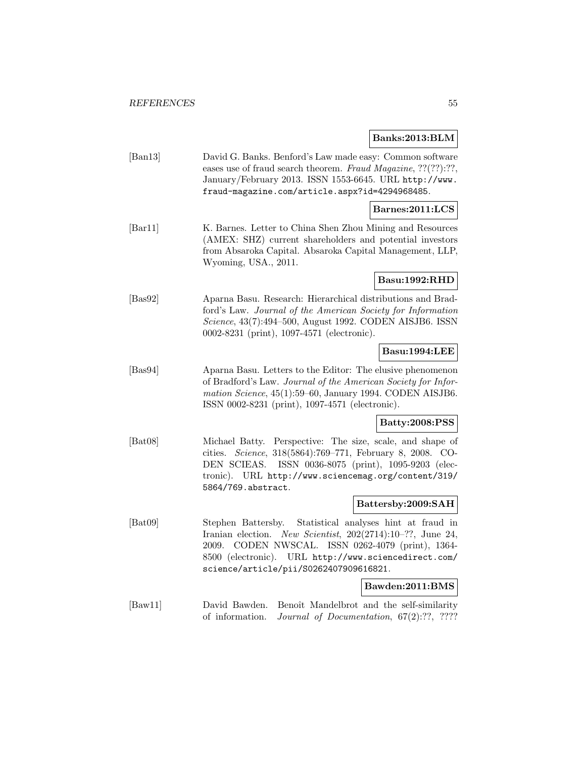**Banks:2013:BLM**

[Ban13] David G. Banks. Benford's Law made easy: Common software eases use of fraud search theorem. *Fraud Magazine*, ??(??):??, January/February 2013. ISSN 1553-6645. URL `http://www.fraud-magazine.com/article.aspx?id=4294968485`.

**Barnes:2011:LCS**

[Bar11] K. Barnes. Letter to China Shen Zhou Mining and Resources (AMEX: SHZ) current shareholders and potential investors from Absaroka Capital. Absaroka Capital Management, LLP, Wyoming, USA., 2011.

**Basu:1992:RHD**

[Bas92] Aparna Basu. Research: Hierarchical distributions and Bradford's Law. *Journal of the American Society for Information Science*, 43(7):494–500, August 1992. CODEN AISJB6. ISSN 0002-8231 (print), 1097-4571 (electronic).

**Basu:1994:LEE**

[Bas94] Aparna Basu. Letters to the Editor: The elusive phenomenon of Bradford's Law. *Journal of the American Society for Information Science*, 45(1):59–60, January 1994. CODEN AISJB6. ISSN 0002-8231 (print), 1097-4571 (electronic).

**Batty:2008:PSS**

[Bat08] Michael Batty. Perspective: The size, scale, and shape of cities. *Science*, 318(5864):769–771, February 8, 2008. CODEN SCIEAS. ISSN 0036-8075 (print), 1095-9203 (electronic). URL `http://www.sciencemag.org/content/319/5864/769.abstract`.

**Battersby:2009:SAH**

[Bat09] Stephen Battersby. Statistical analyses hint at fraud in Iranian election. *New Scientist*, 202(2714):10–??, June 24, 2009. CODEN NWSCAL. ISSN 0262-4079 (print), 1364-8500 (electronic). URL `http://www.sciencedirect.com/science/article/pii/S0262407909616821`.

**Bawden:2011:BMS**

[Baw11] David Bawden. Benoît Mandelbrot and the self-similarity of information. *Journal of Documentation*, 67(2):??, ????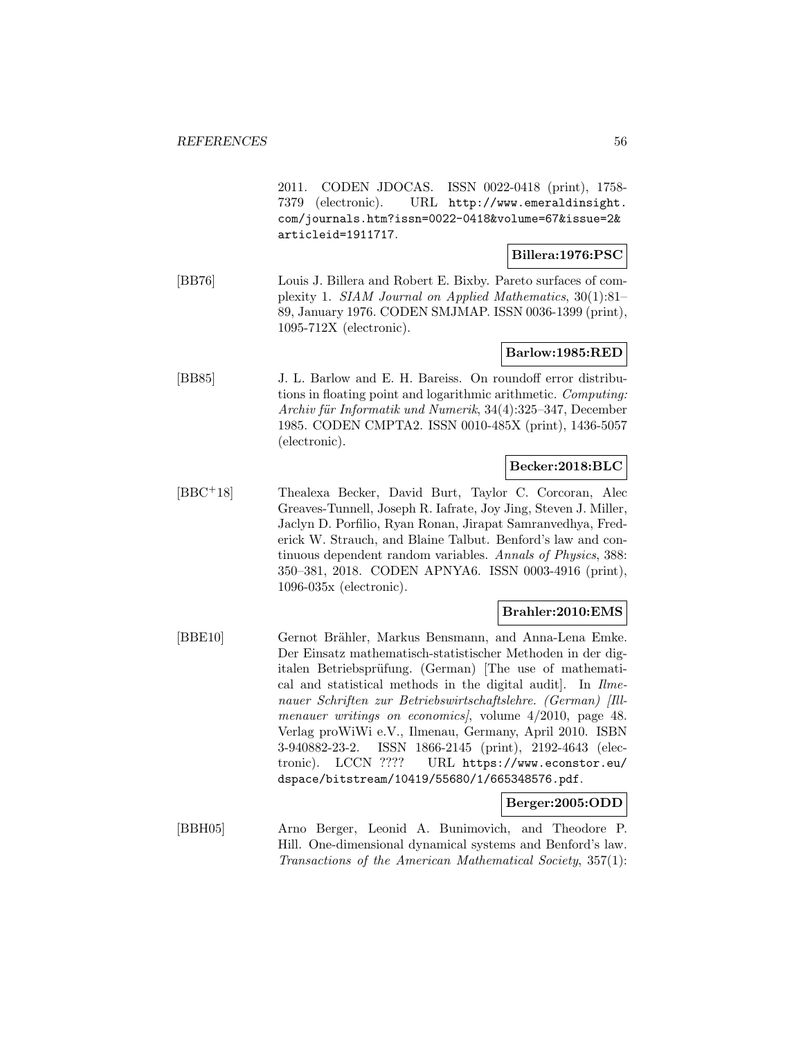2011. CODEN JDOCAS. ISSN 0022-0418 (print), 1758-7379 (electronic). URL http://www.emeraldinsight.com/journals.htm?issn=0022-0418&volume=67&issue=2&articleid=1911717.

**Billera:1976:PSC**

[BB76] Louis J. Billera and Robert E. Bixby. Pareto surfaces of complexity 1. *SIAM Journal on Applied Mathematics*, 30(1):81–89, January 1976. CODEN SMJMAP. ISSN 0036-1399 (print), 1095-712X (electronic).

**Barlow:1985:RED**

[BB85] J. L. Barlow and E. H. Bareiss. On roundoff error distributions in floating point and logarithmic arithmetic. *Computing: Archiv für Informatik und Numerik*, 34(4):325–347, December 1985. CODEN CMPTA2. ISSN 0010-485X (print), 1436-5057 (electronic).

**Becker:2018:BLC**

[BBC+18] Thealexa Becker, David Burt, Taylor C. Corcoran, Alec Greaves-Tunnell, Joseph R. Iafrate, Joy Jing, Steven J. Miller, Jaclyn D. Porfilio, Ryan Ronan, Jirapat Samranvedhya, Frederick W. Strauch, and Blaine Talbut. Benford's law and continuous dependent random variables. *Annals of Physics*, 388: 350–381, 2018. CODEN APNYA6. ISSN 0003-4916 (print), 1096-035x (electronic).

**Brahler:2010:EMS**

[BBE10] Gernot Brähler, Markus Bensmann, and Anna-Lena Emke. Der Einsatz mathematisch-statistischer Methoden in der digitalen Betriebsprüfung. (German) [The use of mathematical and statistical methods in the digital audit]. In *Ilmenauer Schriften zur Betriebswirtschaftslehre. (German) [Illmenauer writings on economics]*, volume 4/2010, page 48. Verlag proWiWi e.V., Ilmenau, Germany, April 2010. ISBN 3-940882-23-2. ISSN 1866-2145 (print), 2192-4643 (electronic). LCCN ???? URL https://www.econstor.eu/dspace/bitstream/10419/55680/1/665348576.pdf.

**Berger:2005:ODD**

[BBH05] Arno Berger, Leonid A. Bunimovich, and Theodore P. Hill. One-dimensional dynamical systems and Benford's law. *Transactions of the American Mathematical Society*, 357(1):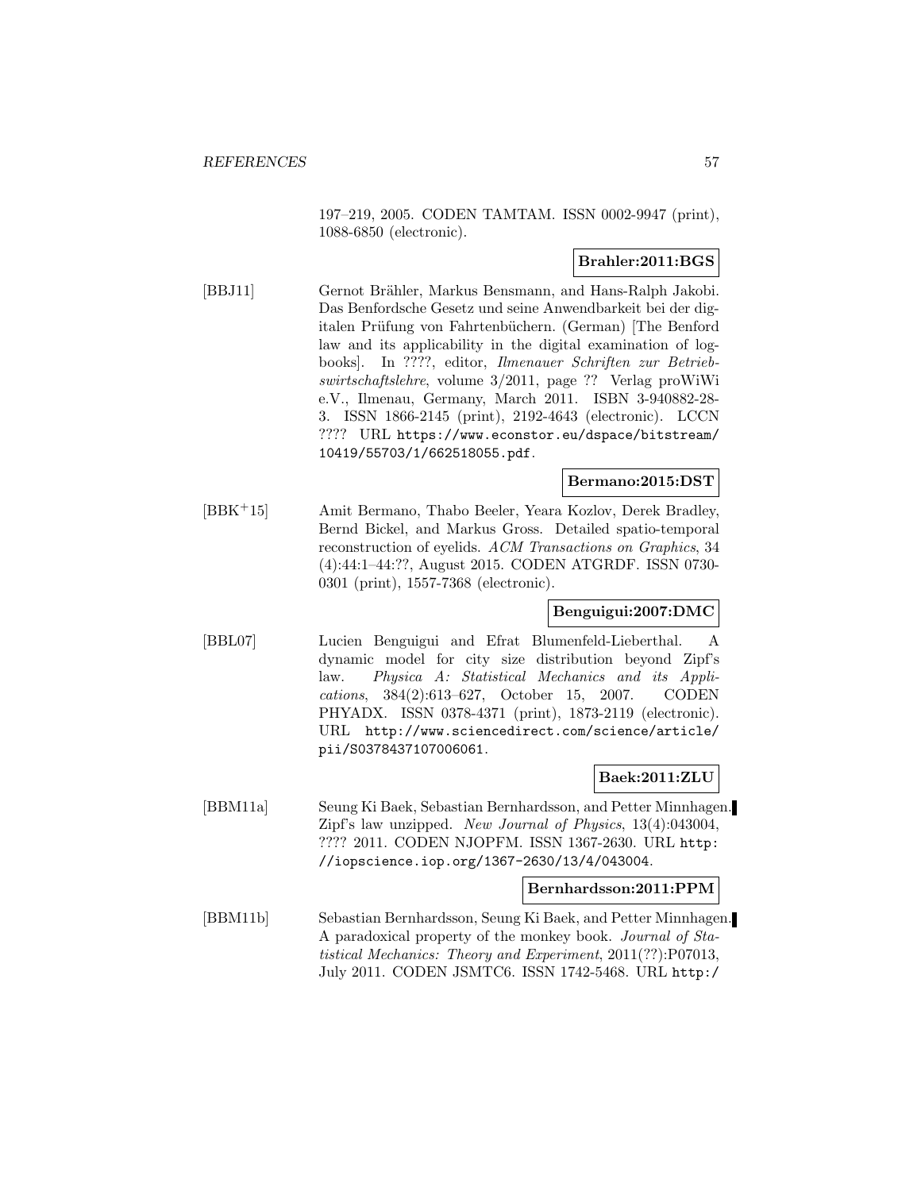197–219, 2005. CODEN TAMTAM. ISSN 0002-9947 (print), 1088-6850 (electronic).

**Brahler:2011:BGS**

[BBJ11] Gernot Brähler, Markus Bensmann, and Hans-Ralph Jakobi. Das Benfordsche Gesetz und seine Anwendbarkeit bei der digitalen Prüfung von Fahrtenbüchern. (German) [The Benford law and its applicability in the digital examination of logbooks]. In ????, editor, *Ilmenauer Schriften zur Betriebswirtschaftslehre*, volume 3/2011, page ?? Verlag proWiWi e.V., Ilmenau, Germany, March 2011. ISBN 3-940882-28-3. ISSN 1866-2145 (print), 2192-4643 (electronic). LCCN ???? URL `https://www.econstor.eu/dspace/bitstream/10419/55703/1/662518055.pdf`.

**Bermano:2015:DST**

[BBK+15] Amit Bermano, Thabo Beeler, Yeara Kozlov, Derek Bradley, Bernd Bickel, and Markus Gross. Detailed spatio-temporal reconstruction of eyelids. *ACM Transactions on Graphics*, 34 (4):44:1–44:??, August 2015. CODEN ATGRDF. ISSN 0730-0301 (print), 1557-7368 (electronic).

**Benguigui:2007:DMC**

[BBL07] Lucien Benguigui and Efrat Blumenfeld-Lieberthal. A dynamic model for city size distribution beyond Zipf's law. *Physica A: Statistical Mechanics and its Applications*, 384(2):613–627, October 15, 2007. CODEN PHYADX. ISSN 0378-4371 (print), 1873-2119 (electronic). URL `http://www.sciencedirect.com/science/article/pii/S0378437107006061`.

**Baek:2011:ZLU**

[BBM11a] Seung Ki Baek, Sebastian Bernhardsson, and Petter Minnhagen. Zipf's law unzipped. *New Journal of Physics*, 13(4):043004, ???? 2011. CODEN NJOPFM. ISSN 1367-2630. URL `http://iopscience.iop.org/1367-2630/13/4/043004`.

**Bernhardsson:2011:PPM**

[BBM11b] Sebastian Bernhardsson, Seung Ki Baek, and Petter Minnhagen. A paradoxical property of the monkey book. *Journal of Statistical Mechanics: Theory and Experiment*, 2011(??):P07013, July 2011. CODEN JSMTC6. ISSN 1742-5468. URL `http:/`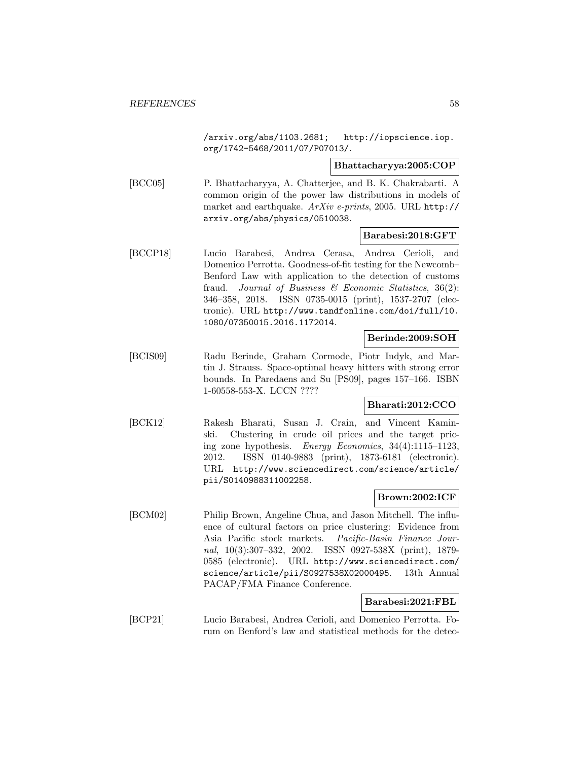/arxiv.org/abs/1103.2681; http://iopscience.iop.org/1742-5468/2011/07/P07013/.

**Bhattacharyya:2005:COP**

[BCC05] P. Bhattacharyya, A. Chatterjee, and B. K. Chakrabarti. A common origin of the power law distributions in models of market and earthquake. *ArXiv e-prints*, 2005. URL http://arxiv.org/abs/physics/0510038.

**Barabesi:2018:GFT**

[BCCP18] Lucio Barabesi, Andrea Cerasa, Andrea Cerioli, and Domenico Perrotta. Goodness-of-fit testing for the Newcomb–Benford Law with application to the detection of customs fraud. *Journal of Business & Economic Statistics*, 36(2): 346–358, 2018. ISSN 0735-0015 (print), 1537-2707 (electronic). URL http://www.tandfonline.com/doi/full/10.1080/07350015.2016.1172014.

**Berinde:2009:SOH**

[BCIS09] Radu Berinde, Graham Cormode, Piotr Indyk, and Martin J. Strauss. Space-optimal heavy hitters with strong error bounds. In Paredaens and Su [PS09], pages 157–166. ISBN 1-60558-553-X. LCCN ????

**Bharati:2012:CCO**

[BCK12] Rakesh Bharati, Susan J. Crain, and Vincent Kaminski. Clustering in crude oil prices and the target pricing zone hypothesis. *Energy Economics*, 34(4):1115–1123, 2012. ISSN 0140-9883 (print), 1873-6181 (electronic). URL http://www.sciencedirect.com/science/article/pii/S0140988311002258.

**Brown:2002:ICF**

[BCM02] Philip Brown, Angeline Chua, and Jason Mitchell. The influence of cultural factors on price clustering: Evidence from Asia Pacific stock markets. *Pacific-Basin Finance Journal*, 10(3):307–332, 2002. ISSN 0927-538X (print), 1879-0585 (electronic). URL http://www.sciencedirect.com/science/article/pii/S0927538X02000495. 13th Annual PACAP/FMA Finance Conference.

**Barabesi:2021:FBL**

[BCP21] Lucio Barabesi, Andrea Cerioli, and Domenico Perrotta. Forum on Benford's law and statistical methods for the detec-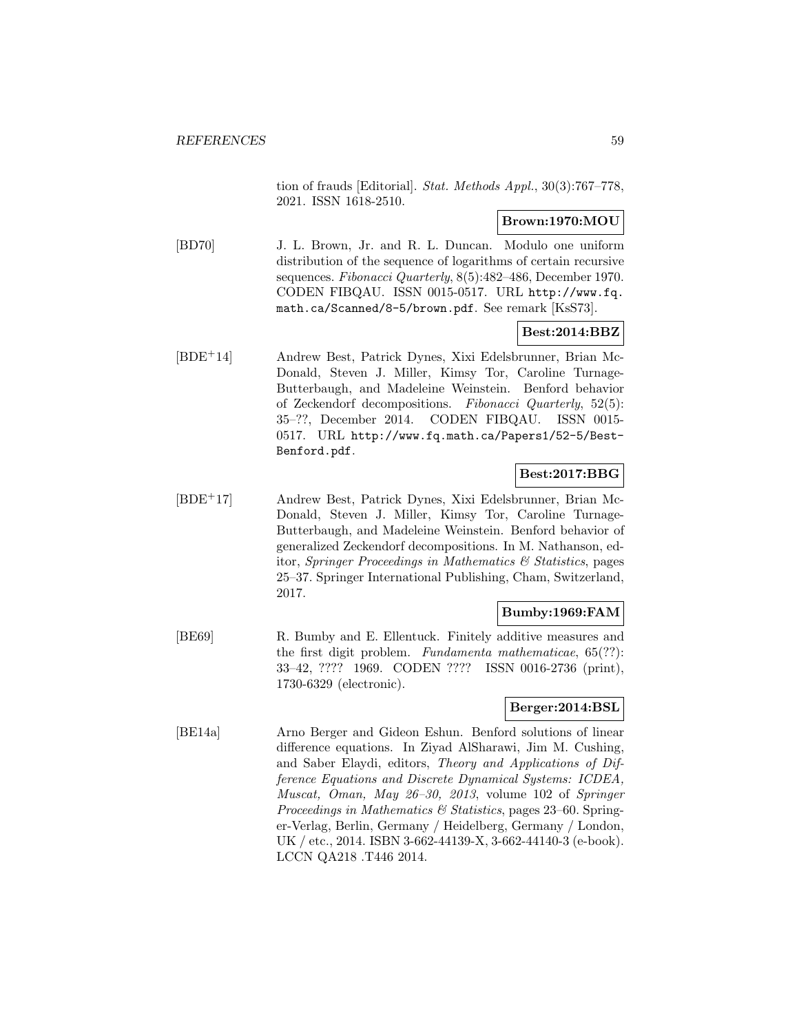tion of frauds [Editorial]. *Stat. Methods Appl.*, 30(3):767–778, 2021. ISSN 1618-2510.

**Brown:1970:MOU**

[BD70] J. L. Brown, Jr. and R. L. Duncan. Modulo one uniform distribution of the sequence of logarithms of certain recursive sequences. *Fibonacci Quarterly*, 8(5):482–486, December 1970. CODEN FIBQAU. ISSN 0015-0517. URL `http://www.fq.math.ca/Scanned/8-5/brown.pdf`. See remark [KsS73].

**Best:2014:BBZ**

[BDE+14] Andrew Best, Patrick Dynes, Xixi Edelsbrunner, Brian McDonald, Steven J. Miller, Kimsy Tor, Caroline Turnage-Butterbaugh, and Madeleine Weinstein. Benford behavior of Zeckendorf decompositions. *Fibonacci Quarterly*, 52(5): 35–??, December 2014. CODEN FIBQAU. ISSN 0015-0517. URL `http://www.fq.math.ca/Papers1/52-5/Best-Benford.pdf`.

**Best:2017:BBG**

[BDE+17] Andrew Best, Patrick Dynes, Xixi Edelsbrunner, Brian McDonald, Steven J. Miller, Kimsy Tor, Caroline Turnage-Butterbaugh, and Madeleine Weinstein. Benford behavior of generalized Zeckendorf decompositions. In M. Nathanson, editor, *Springer Proceedings in Mathematics & Statistics*, pages 25–37. Springer International Publishing, Cham, Switzerland, 2017.

**Bumby:1969:FAM**

[BE69] R. Bumby and E. Ellentuck. Finitely additive measures and the first digit problem. *Fundamenta mathematicae*, 65(??): 33–42, ???? 1969. CODEN ???? ISSN 0016-2736 (print), 1730-6329 (electronic).

**Berger:2014:BSL**

[BE14a] Arno Berger and Gideon Eshun. Benford solutions of linear difference equations. In Ziyad AlSharawi, Jim M. Cushing, and Saber Elaydi, editors, *Theory and Applications of Difference Equations and Discrete Dynamical Systems: ICDEA, Muscat, Oman, May 26–30, 2013*, volume 102 of *Springer Proceedings in Mathematics & Statistics*, pages 23–60. Springer-Verlag, Berlin, Germany / Heidelberg, Germany / London, UK / etc., 2014. ISBN 3-662-44139-X, 3-662-44140-3 (e-book). LCCN QA218 .T446 2014.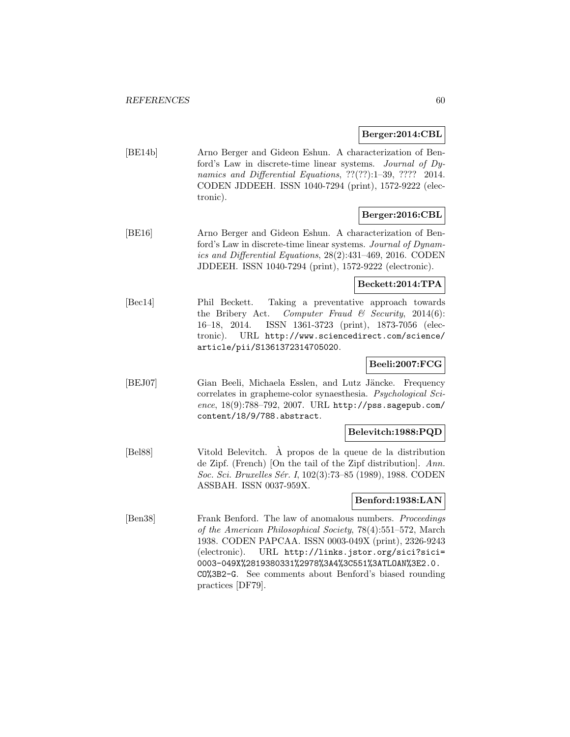**Berger:2014:CBL**

[BE14b] Arno Berger and Gideon Eshun. A characterization of Benford's Law in discrete-time linear systems. *Journal of Dynamics and Differential Equations*, ??(??):1–39, ???? 2014. CODEN JDDEEH. ISSN 1040-7294 (print), 1572-9222 (electronic).

**Berger:2016:CBL**

[BE16] Arno Berger and Gideon Eshun. A characterization of Benford's Law in discrete-time linear systems. *Journal of Dynamics and Differential Equations*, 28(2):431–469, 2016. CODEN JDDEEH. ISSN 1040-7294 (print), 1572-9222 (electronic).

**Beckett:2014:TPA**

[Bec14] Phil Beckett. Taking a preventative approach towards the Bribery Act. *Computer Fraud & Security*, 2014(6): 16–18, 2014. ISSN 1361-3723 (print), 1873-7056 (electronic). URL `http://www.sciencedirect.com/science/article/pii/S1361372314705020`.

**Beeli:2007:FCG**

[BEJ07] Gian Beeli, Michaela Esslen, and Lutz Jäncke. Frequency correlates in grapheme-color synaesthesia. *Psychological Science*, 18(9):788–792, 2007. URL `http://pss.sagepub.com/content/18/9/788.abstract`.

**Belevitch:1988:PQD**

[Bel88] Vitold Belevitch. À propos de la queue de la distribution de Zipf. (French) [On the tail of the Zipf distribution]. *Ann. Soc. Sci. Bruxelles Sér. I*, 102(3):73–85 (1989), 1988. CODEN ASSBAH. ISSN 0037-959X.

**Benford:1938:LAN**

[Ben38] Frank Benford. The law of anomalous numbers. *Proceedings of the American Philosophical Society*, 78(4):551–572, March 1938. CODEN PAPCAA. ISSN 0003-049X (print), 2326-9243 (electronic). URL `http://links.jstor.org/sici?sici=0003-049X%2819380331%2978%3A4%3C551%3ATLOAN%3E2.0.CO%3B2-G`. See comments about Benford's biased rounding practices [DF79].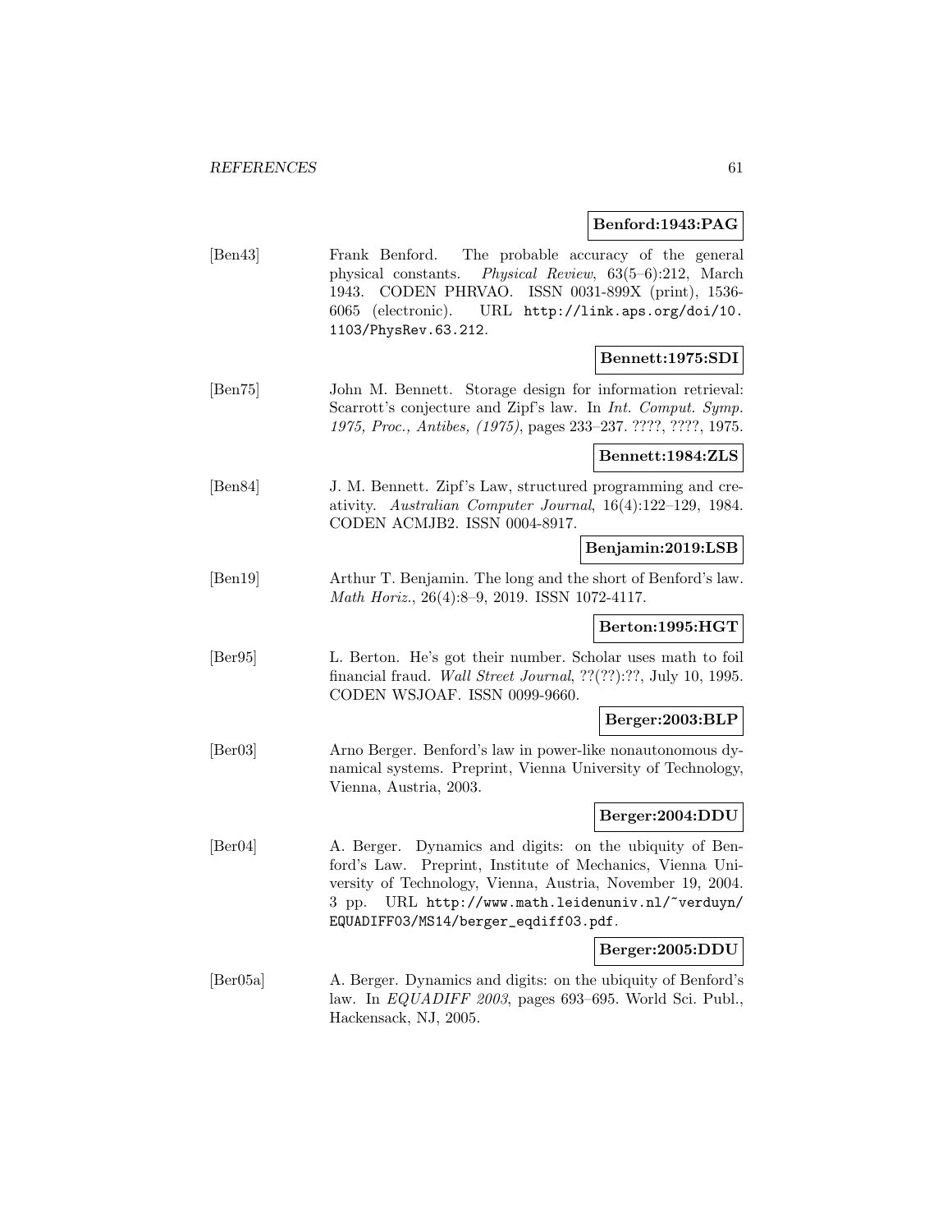**Benford:1943:PAG**

[Ben43] Frank Benford. The probable accuracy of the general physical constants. *Physical Review*, 63(5–6):212, March 1943. CODEN PHRVAO. ISSN 0031-899X (print), 1536-6065 (electronic). URL http://link.aps.org/doi/10.1103/PhysRev.63.212.

**Bennett:1975:SDI**

[Ben75] John M. Bennett. Storage design for information retrieval: Scarrott's conjecture and Zipf's law. In *Int. Comput. Symp. 1975, Proc., Antibes, (1975)*, pages 233–237. ????, ????, 1975.

**Bennett:1984:ZLS**

[Ben84] J. M. Bennett. Zipf's Law, structured programming and creativity. *Australian Computer Journal*, 16(4):122–129, 1984. CODEN ACMJB2. ISSN 0004-8917.

**Benjamin:2019:LSB**

[Ben19] Arthur T. Benjamin. The long and the short of Benford's law. *Math Horiz.*, 26(4):8–9, 2019. ISSN 1072-4117.

**Berton:1995:HGT**

[Ber95] L. Berton. He's got their number. Scholar uses math to foil financial fraud. *Wall Street Journal*, ??(??):??, July 10, 1995. CODEN WSJOAF. ISSN 0099-9660.

**Berger:2003:BLP**

[Ber03] Arno Berger. Benford's law in power-like nonautonomous dynamical systems. Preprint, Vienna University of Technology, Vienna, Austria, 2003.

**Berger:2004:DDU**

[Ber04] A. Berger. Dynamics and digits: on the ubiquity of Benford's Law. Preprint, Institute of Mechanics, Vienna University of Technology, Vienna, Austria, November 19, 2004. 3 pp. URL http://www.math.leidenuniv.nl/~verduyn/EQUADIFF03/MS14/berger_eqdiff03.pdf.

**Berger:2005:DDU**

[Ber05a] A. Berger. Dynamics and digits: on the ubiquity of Benford's law. In *EQUADIFF 2003*, pages 693–695. World Sci. Publ., Hackensack, NJ, 2005.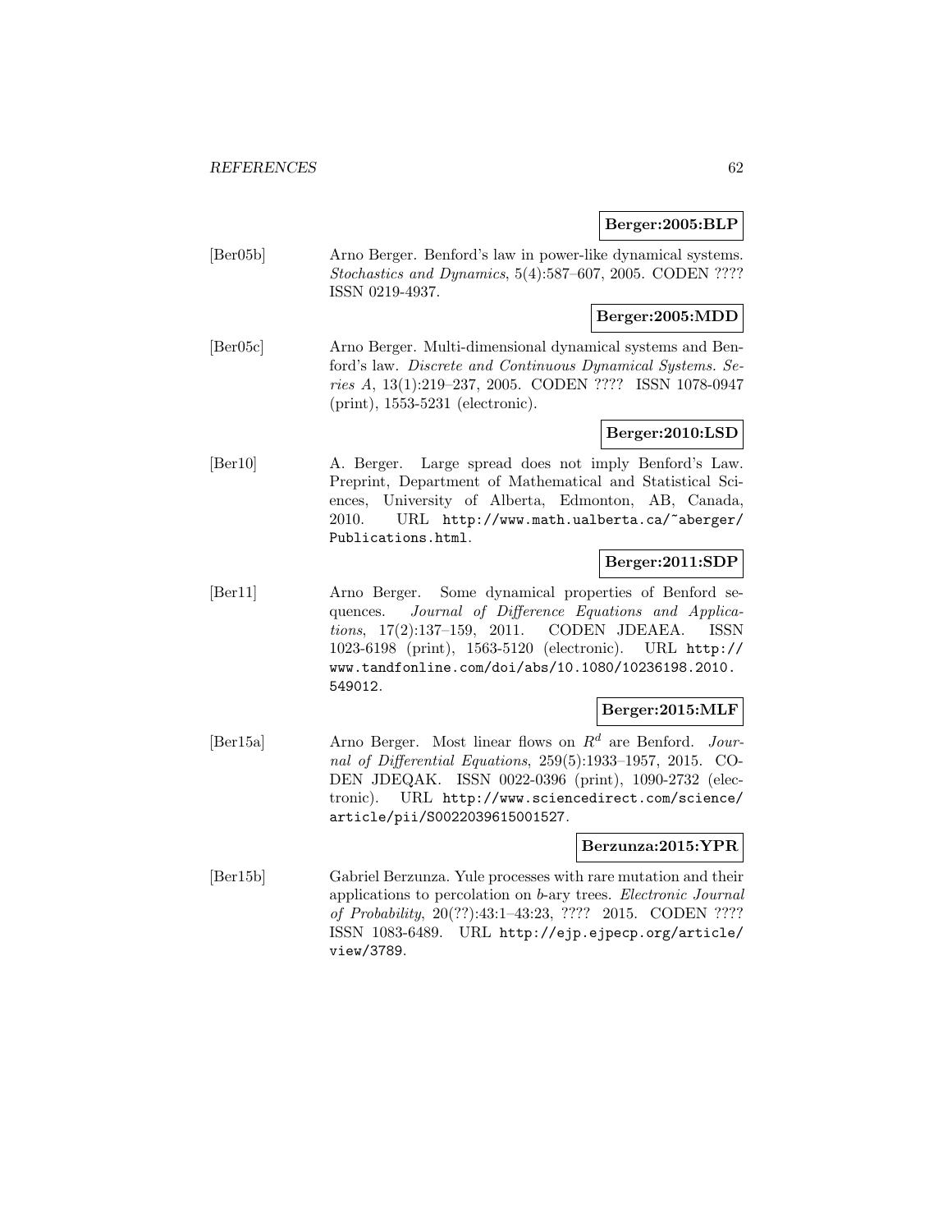**Berger:2005:BLP**

[Ber05b] Arno Berger. Benford's law in power-like dynamical systems. *Stochastics and Dynamics*, 5(4):587–607, 2005. CODEN ???? ISSN 0219-4937.

**Berger:2005:MDD**

[Ber05c] Arno Berger. Multi-dimensional dynamical systems and Benford's law. *Discrete and Continuous Dynamical Systems. Series A*, 13(1):219–237, 2005. CODEN ???? ISSN 1078-0947 (print), 1553-5231 (electronic).

**Berger:2010:LSD**

[Ber10] A. Berger. Large spread does not imply Benford's Law. Preprint, Department of Mathematical and Statistical Sciences, University of Alberta, Edmonton, AB, Canada, 2010. URL http://www.math.ualberta.ca/~aberger/Publications.html.

**Berger:2011:SDP**

[Ber11] Arno Berger. Some dynamical properties of Benford sequences. *Journal of Difference Equations and Applications*, 17(2):137–159, 2011. CODEN JDEAEA. ISSN 1023-6198 (print), 1563-5120 (electronic). URL http://www.tandfonline.com/doi/abs/10.1080/10236198.2010.549012.

**Berger:2015:MLF**

[Ber15a] Arno Berger. Most linear flows on $R^d$ are Benford. *Journal of Differential Equations*, 259(5):1933–1957, 2015. CODEN JDEQAK. ISSN 0022-0396 (print), 1090-2732 (electronic). URL http://www.sciencedirect.com/science/article/pii/S0022039615001527.

**Berzunza:2015:YPR**

[Ber15b] Gabriel Berzunza. Yule processes with rare mutation and their applications to percolation on $b$-ary trees. *Electronic Journal of Probability*, 20(??):43:1–43:23, ???? 2015. CODEN ???? ISSN 1083-6489. URL http://ejp.ejpecp.org/article/view/3789.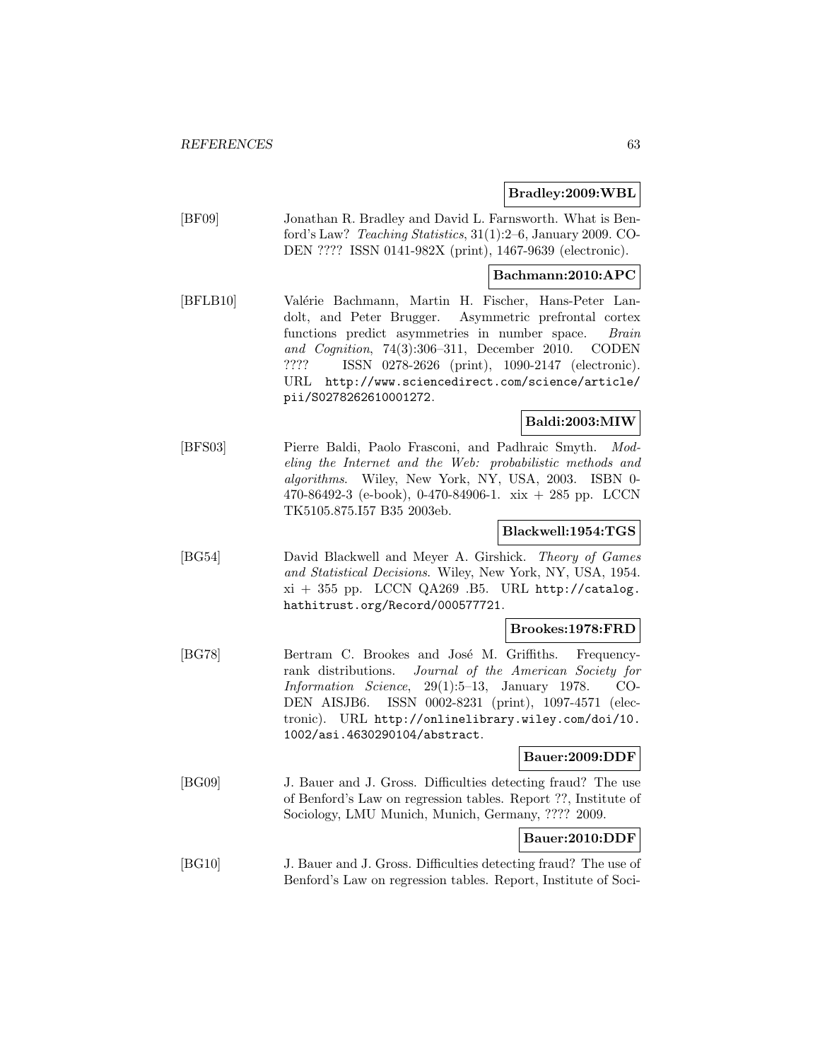**Bradley:2009:WBL**

[BF09] Jonathan R. Bradley and David L. Farnsworth. What is Benford's Law? *Teaching Statistics*, 31(1):2–6, January 2009. CODEN ???? ISSN 0141-982X (print), 1467-9639 (electronic).

**Bachmann:2010:APC**

[BFLB10] Valérie Bachmann, Martin H. Fischer, Hans-Peter Landolt, and Peter Brugger. Asymmetric prefrontal cortex functions predict asymmetries in number space. *Brain and Cognition*, 74(3):306–311, December 2010. CODEN ???? ISSN 0278-2626 (print), 1090-2147 (electronic). URL http://www.sciencedirect.com/science/article/pii/S0278262610001272.

**Baldi:2003:MIW**

[BFS03] Pierre Baldi, Paolo Frasconi, and Padhraic Smyth. *Modeling the Internet and the Web: probabilistic methods and algorithms*. Wiley, New York, NY, USA, 2003. ISBN 0-470-86492-3 (e-book), 0-470-84906-1. xix + 285 pp. LCCN TK5105.875.I57 B35 2003eb.

**Blackwell:1954:TGS**

[BG54] David Blackwell and Meyer A. Girshick. *Theory of Games and Statistical Decisions*. Wiley, New York, NY, USA, 1954. xi + 355 pp. LCCN QA269 .B5. URL http://catalog.hathitrust.org/Record/000577721.

**Brookes:1978:FRD**

[BG78] Bertram C. Brookes and José M. Griffiths. Frequency-rank distributions. *Journal of the American Society for Information Science*, 29(1):5–13, January 1978. CODEN AISJB6. ISSN 0002-8231 (print), 1097-4571 (electronic). URL http://onlinelibrary.wiley.com/doi/10.1002/asi.4630290104/abstract.

**Bauer:2009:DDF**

[BG09] J. Bauer and J. Gross. Difficulties detecting fraud? The use of Benford's Law on regression tables. Report ??, Institute of Sociology, LMU Munich, Munich, Germany, ???? 2009.

**Bauer:2010:DDF**

[BG10] J. Bauer and J. Gross. Difficulties detecting fraud? The use of Benford's Law on regression tables. Report, Institute of Soci-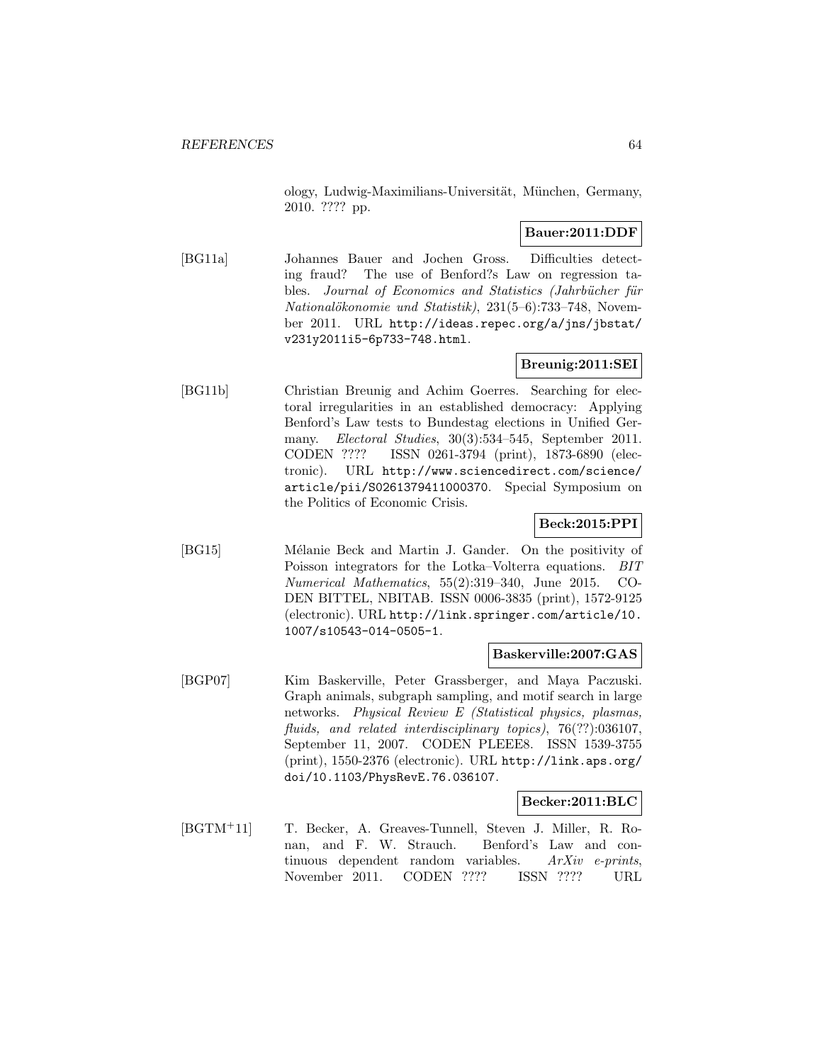ology, Ludwig-Maximilians-Universität, München, Germany, 2010. ???? pp.

**Bauer:2011:DDF**

[BG11a] Johannes Bauer and Jochen Gross. Difficulties detecting fraud? The use of Benford?s Law on regression tables. *Journal of Economics and Statistics (Jahrbücher für Nationalökonomie und Statistik)*, 231(5–6):733–748, November 2011. URL http://ideas.repec.org/a/jns/jbstat/v231y2011i5-6p733-748.html.

**Breunig:2011:SEI**

[BG11b] Christian Breunig and Achim Goerres. Searching for electoral irregularities in an established democracy: Applying Benford's Law tests to Bundestag elections in Unified Germany. *Electoral Studies*, 30(3):534–545, September 2011. CODEN ???? ISSN 0261-3794 (print), 1873-6890 (electronic). URL http://www.sciencedirect.com/science/article/pii/S0261379411000370. Special Symposium on the Politics of Economic Crisis.

**Beck:2015:PPI**

[BG15] Mélanie Beck and Martin J. Gander. On the positivity of Poisson integrators for the Lotka–Volterra equations. *BIT Numerical Mathematics*, 55(2):319–340, June 2015. CODEN BITTEL, NBITAB. ISSN 0006-3835 (print), 1572-9125 (electronic). URL http://link.springer.com/article/10.1007/s10543-014-0505-1.

**Baskerville:2007:GAS**

[BGP07] Kim Baskerville, Peter Grassberger, and Maya Paczuski. Graph animals, subgraph sampling, and motif search in large networks. *Physical Review E (Statistical physics, plasmas, fluids, and related interdisciplinary topics)*, 76(??):036107, September 11, 2007. CODEN PLEEE8. ISSN 1539-3755 (print), 1550-2376 (electronic). URL http://link.aps.org/doi/10.1103/PhysRevE.76.036107.

**Becker:2011:BLC**

[BGTM+11] T. Becker, A. Greaves-Tunnell, Steven J. Miller, R. Ronan, and F. W. Strauch. Benford's Law and continuous dependent random variables. *ArXiv e-prints*, November 2011. CODEN ???? ISSN ???? URL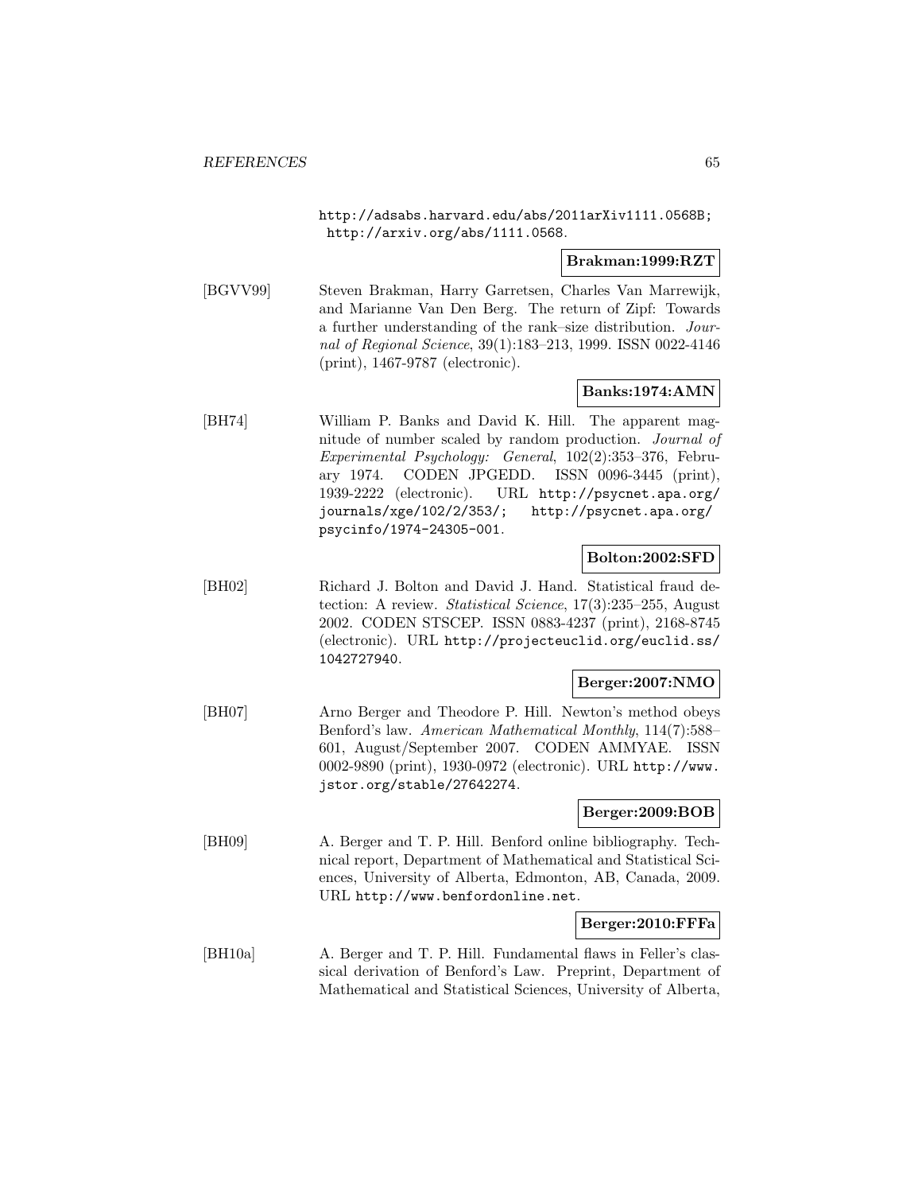http://adsabs.harvard.edu/abs/2011arXiv1111.0568B; http://arxiv.org/abs/1111.0568.

**Brakman:1999:RZT**

[BGVV99] Steven Brakman, Harry Garretsen, Charles Van Marrewijk, and Marianne Van Den Berg. The return of Zipf: Towards a further understanding of the rank–size distribution. *Journal of Regional Science*, 39(1):183–213, 1999. ISSN 0022-4146 (print), 1467-9787 (electronic).

**Banks:1974:AMN**

[BH74] William P. Banks and David K. Hill. The apparent magnitude of number scaled by random production. *Journal of Experimental Psychology: General*, 102(2):353–376, February 1974. CODEN JPGEDD. ISSN 0096-3445 (print), 1939-2222 (electronic). URL http://psycnet.apa.org/journals/xge/102/2/353/; http://psycnet.apa.org/psycinfo/1974-24305-001.

**Bolton:2002:SFD**

[BH02] Richard J. Bolton and David J. Hand. Statistical fraud detection: A review. *Statistical Science*, 17(3):235–255, August 2002. CODEN STSCEP. ISSN 0883-4237 (print), 2168-8745 (electronic). URL http://projecteuclid.org/euclid.ss/1042727940.

**Berger:2007:NMO**

[BH07] Arno Berger and Theodore P. Hill. Newton's method obeys Benford's law. *American Mathematical Monthly*, 114(7):588–601, August/September 2007. CODEN AMMYAE. ISSN 0002-9890 (print), 1930-0972 (electronic). URL http://www.jstor.org/stable/27642274.

**Berger:2009:BOB**

[BH09] A. Berger and T. P. Hill. Benford online bibliography. Technical report, Department of Mathematical and Statistical Sciences, University of Alberta, Edmonton, AB, Canada, 2009. URL http://www.benfordonline.net.

**Berger:2010:FFFa**

[BH10a] A. Berger and T. P. Hill. Fundamental flaws in Feller's classical derivation of Benford's Law. Preprint, Department of Mathematical and Statistical Sciences, University of Alberta,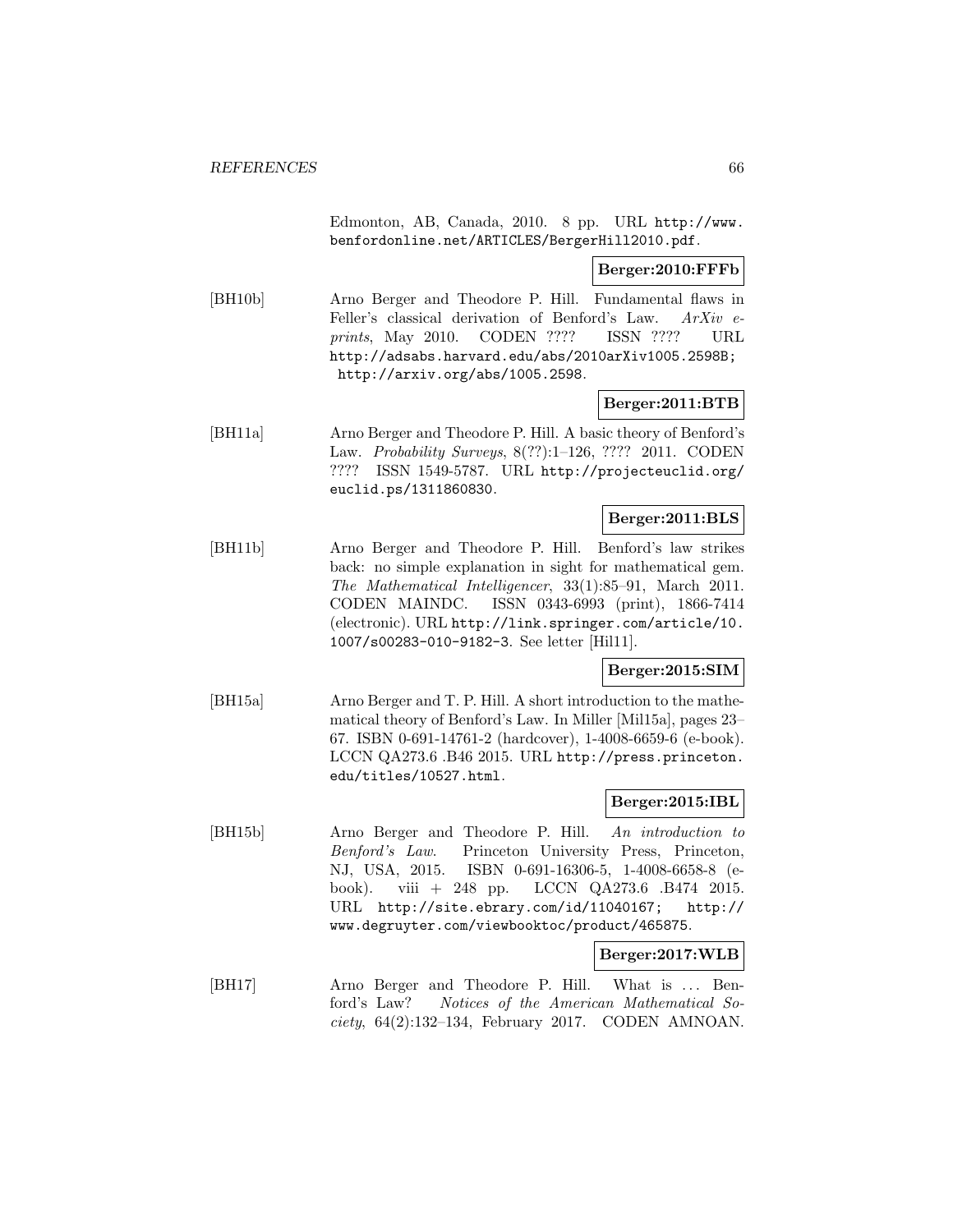Edmonton, AB, Canada, 2010. 8 pp. URL http://www.benfordonline.net/ARTICLES/BergerHill2010.pdf.

**Berger:2010:FFFb**

[BH10b] Arno Berger and Theodore P. Hill. Fundamental flaws in Feller's classical derivation of Benford's Law. *ArXiv e-prints*, May 2010. CODEN ???? ISSN ???? URL http://adsabs.harvard.edu/abs/2010arXiv1005.2598B; http://arxiv.org/abs/1005.2598.

**Berger:2011:BTB**

[BH11a] Arno Berger and Theodore P. Hill. A basic theory of Benford's Law. *Probability Surveys*, 8(??):1–126, ???? 2011. CODEN ???? ISSN 1549-5787. URL http://projecteuclid.org/euclid.ps/1311860830.

**Berger:2011:BLS**

[BH11b] Arno Berger and Theodore P. Hill. Benford's law strikes back: no simple explanation in sight for mathematical gem. *The Mathematical Intelligencer*, 33(1):85–91, March 2011. CODEN MAINDC. ISSN 0343-6993 (print), 1866-7414 (electronic). URL http://link.springer.com/article/10.1007/s00283-010-9182-3. See letter [Hil11].

**Berger:2015:SIM**

[BH15a] Arno Berger and T. P. Hill. A short introduction to the mathematical theory of Benford's Law. In Miller [Mil15a], pages 23–67. ISBN 0-691-14761-2 (hardcover), 1-4008-6659-6 (e-book). LCCN QA273.6 .B46 2015. URL http://press.princeton.edu/titles/10527.html.

**Berger:2015:IBL**

[BH15b] Arno Berger and Theodore P. Hill. *An introduction to Benford's Law*. Princeton University Press, Princeton, NJ, USA, 2015. ISBN 0-691-16306-5, 1-4008-6658-8 (e-book). viii + 248 pp. LCCN QA273.6 .B474 2015. URL http://site.ebrary.com/id/11040167; http://www.degruyter.com/viewbooktoc/product/465875.

**Berger:2017:WLB**

[BH17] Arno Berger and Theodore P. Hill. What is ... Benford's Law? *Notices of the American Mathematical Society*, 64(2):132–134, February 2017. CODEN AMNOAN.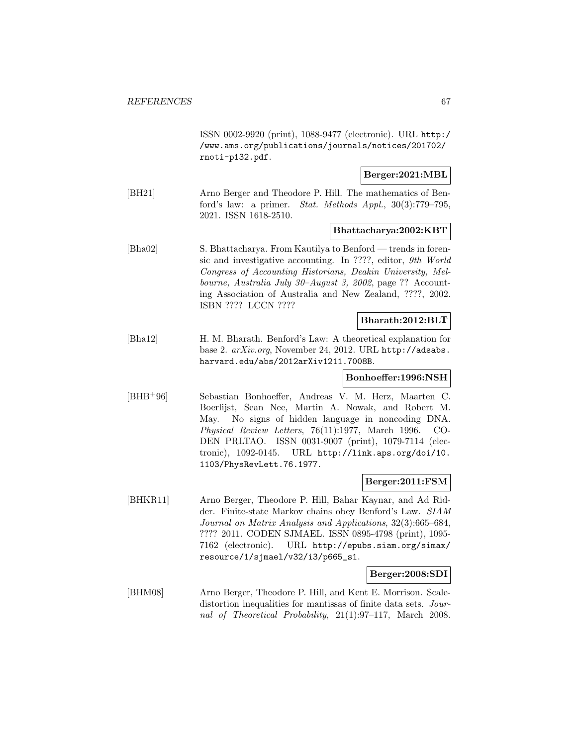ISSN 0002-9920 (print), 1088-9477 (electronic). URL http://www.ams.org/publications/journals/notices/201702/rnoti-p132.pdf.

**Berger:2021:MBL**

[BH21] Arno Berger and Theodore P. Hill. The mathematics of Benford's law: a primer. *Stat. Methods Appl.*, 30(3):779–795, 2021. ISSN 1618-2510.

**Bhattacharya:2002:KBT**

[Bha02] S. Bhattacharya. From Kautilya to Benford — trends in forensic and investigative accounting. In ????, editor, *9th World Congress of Accounting Historians, Deakin University, Melbourne, Australia July 30–August 3, 2002*, page ?? Accounting Association of Australia and New Zealand, ????, 2002. ISBN ???? LCCN ????

**Bharath:2012:BLT**

[Bha12] H. M. Bharath. Benford's Law: A theoretical explanation for base 2. *arXiv.org*, November 24, 2012. URL http://adsabs.harvard.edu/abs/2012arXiv1211.7008B.

**Bonhoeffer:1996:NSH**

[BHB+96] Sebastian Bonhoeffer, Andreas V. M. Herz, Maarten C. Boerlijst, Sean Nee, Martin A. Nowak, and Robert M. May. No signs of hidden language in noncoding DNA. *Physical Review Letters*, 76(11):1977, March 1996. CODEN PRLTAO. ISSN 0031-9007 (print), 1079-7114 (electronic), 1092-0145. URL http://link.aps.org/doi/10.1103/PhysRevLett.76.1977.

**Berger:2011:FSM**

[BHKR11] Arno Berger, Theodore P. Hill, Bahar Kaynar, and Ad Ridder. Finite-state Markov chains obey Benford's Law. *SIAM Journal on Matrix Analysis and Applications*, 32(3):665–684, ???? 2011. CODEN SJMAEL. ISSN 0895-4798 (print), 1095-7162 (electronic). URL http://epubs.siam.org/simax/resource/1/sjmael/v32/i3/p665_s1.

**Berger:2008:SDI**

[BHM08] Arno Berger, Theodore P. Hill, and Kent E. Morrison. Scale-distortion inequalities for mantissas of finite data sets. *Journal of Theoretical Probability*, 21(1):97–117, March 2008.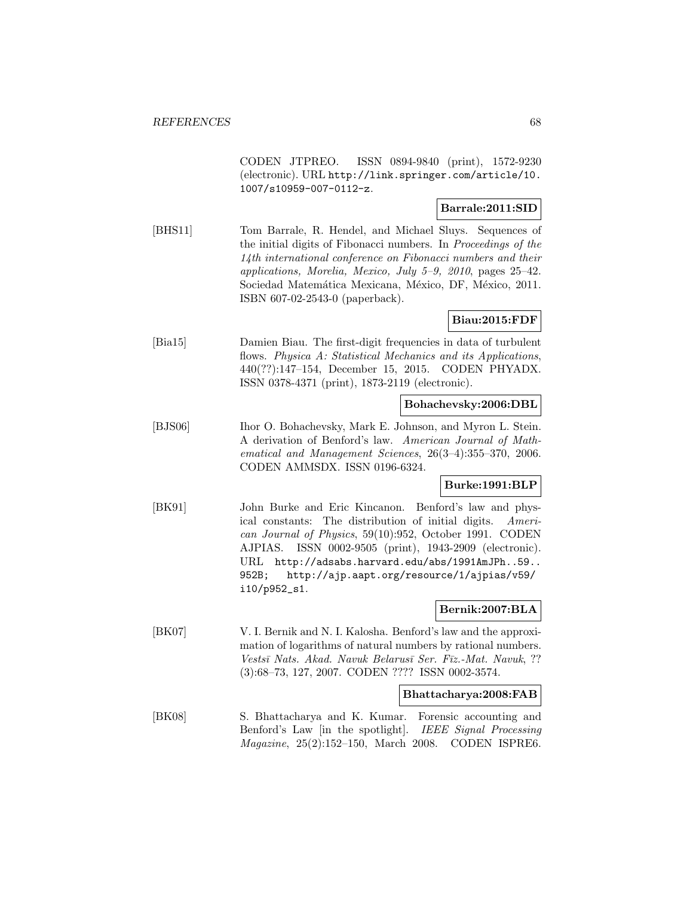CODEN JTPREO. ISSN 0894-9840 (print), 1572-9230 (electronic). URL http://link.springer.com/article/10.1007/s10959-007-0112-z.

**Barrale:2011:SID**

[BHS11] Tom Barrale, R. Hendel, and Michael Sluys. Sequences of the initial digits of Fibonacci numbers. In *Proceedings of the 14th international conference on Fibonacci numbers and their applications, Morelia, Mexico, July 5–9, 2010*, pages 25–42. Sociedad Matemática Mexicana, México, DF, México, 2011. ISBN 607-02-2543-0 (paperback).

**Biau:2015:FDF**

[Bia15] Damien Biau. The first-digit frequencies in data of turbulent flows. *Physica A: Statistical Mechanics and its Applications*, 440(??):147–154, December 15, 2015. CODEN PHYADX. ISSN 0378-4371 (print), 1873-2119 (electronic).

**Bohachevsky:2006:DBL**

[BJS06] Ihor O. Bohachevsky, Mark E. Johnson, and Myron L. Stein. A derivation of Benford's law. *American Journal of Mathematical and Management Sciences*, 26(3–4):355–370, 2006. CODEN AMMSDX. ISSN 0196-6324.

**Burke:1991:BLP**

[BK91] John Burke and Eric Kincanon. Benford's law and physical constants: The distribution of initial digits. *American Journal of Physics*, 59(10):952, October 1991. CODEN AJPIAS. ISSN 0002-9505 (print), 1943-2909 (electronic). URL http://adsabs.harvard.edu/abs/1991AmJPh..59..952B; http://ajp.aapt.org/resource/1/ajpias/v59/i10/p952_s1.

**Bernik:2007:BLA**

[BK07] V. I. Bernik and N. I. Kalosha. Benford's law and the approximation of logarithms of natural numbers by rational numbers. *Vestsī Nats. Akad. Navuk Belarusī Ser. Fīz.-Mat. Navuk*, ?? (3):68–73, 127, 2007. CODEN ???? ISSN 0002-3574.

**Bhattacharya:2008:FAB**

[BK08] S. Bhattacharya and K. Kumar. Forensic accounting and Benford's Law [in the spotlight]. *IEEE Signal Processing Magazine*, 25(2):152–150, March 2008. CODEN ISPRE6.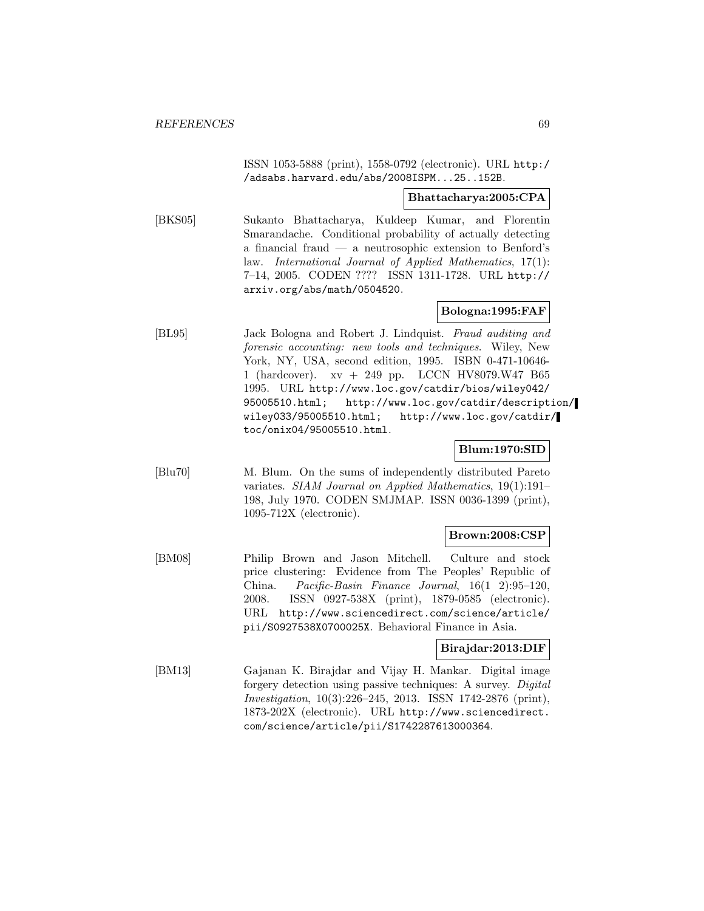ISSN 1053-5888 (print), 1558-0792 (electronic). URL http://adsabs.harvard.edu/abs/2008ISPM...25..152B.

**Bhattacharya:2005:CPA**

[BKS05] Sukanto Bhattacharya, Kuldeep Kumar, and Florentin Smarandache. Conditional probability of actually detecting a financial fraud — a neutrosophic extension to Benford's law. *International Journal of Applied Mathematics*, 17(1): 7–14, 2005. CODEN ???? ISSN 1311-1728. URL http://arxiv.org/abs/math/0504520.

**Bologna:1995:FAF**

[BL95] Jack Bologna and Robert J. Lindquist. *Fraud auditing and forensic accounting: new tools and techniques*. Wiley, New York, NY, USA, second edition, 1995. ISBN 0-471-10646-1 (hardcover). xv + 249 pp. LCCN HV8079.W47 B65 1995. URL http://www.loc.gov/catdir/bios/wiley042/95005510.html; http://www.loc.gov/catdir/description/wiley033/95005510.html; http://www.loc.gov/catdir/toc/onix04/95005510.html.

**Blum:1970:SID**

[Blu70] M. Blum. On the sums of independently distributed Pareto variates. *SIAM Journal on Applied Mathematics*, 19(1):191–198, July 1970. CODEN SMJMAP. ISSN 0036-1399 (print), 1095-712X (electronic).

**Brown:2008:CSP**

[BM08] Philip Brown and Jason Mitchell. Culture and stock price clustering: Evidence from The Peoples' Republic of China. *Pacific-Basin Finance Journal*, 16(1 2):95–120, 2008. ISSN 0927-538X (print), 1879-0585 (electronic). URL http://www.sciencedirect.com/science/article/pii/S0927538X0700025X. Behavioral Finance in Asia.

**Birajdar:2013:DIF**

[BM13] Gajanan K. Birajdar and Vijay H. Mankar. Digital image forgery detection using passive techniques: A survey. *Digital Investigation*, 10(3):226–245, 2013. ISSN 1742-2876 (print), 1873-202X (electronic). URL http://www.sciencedirect.com/science/article/pii/S1742287613000364.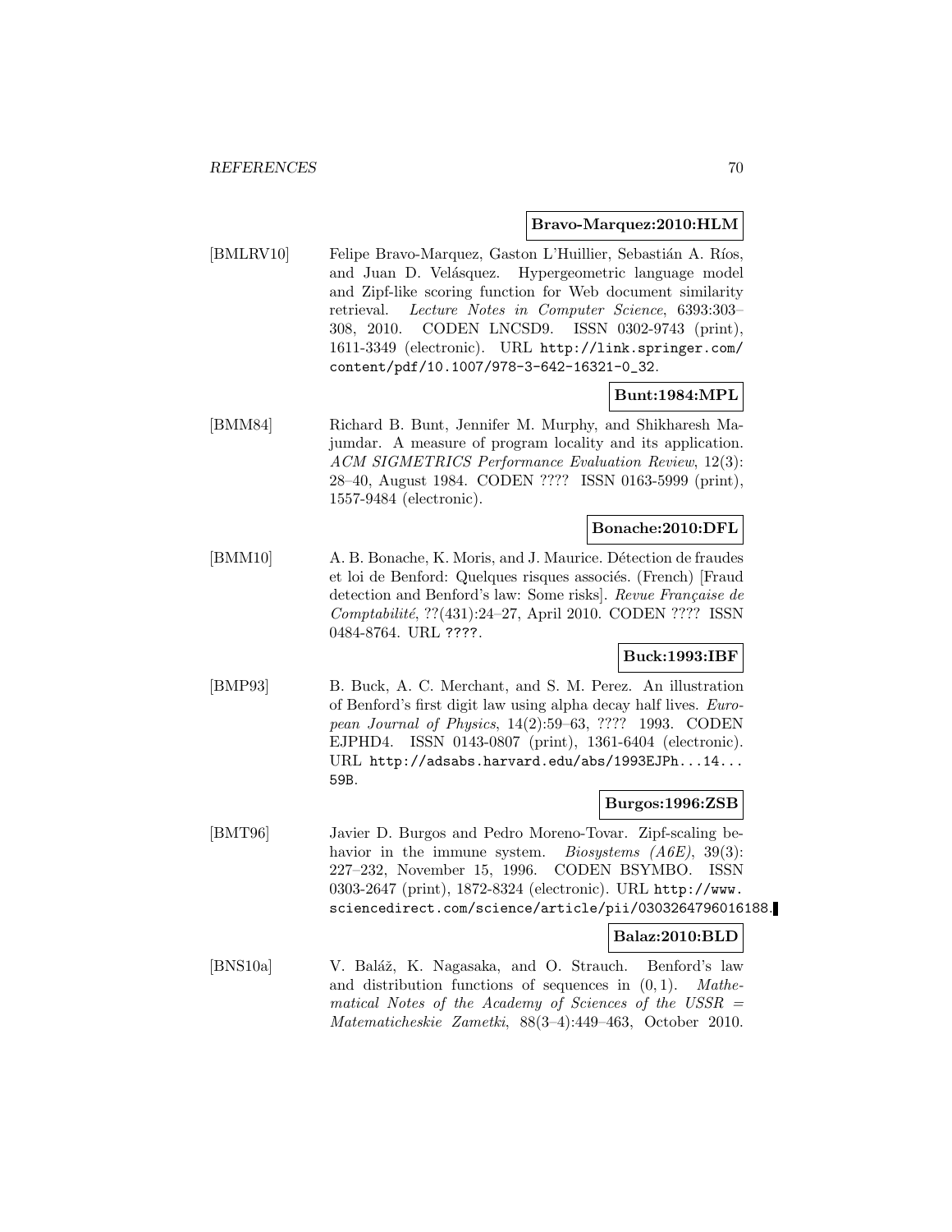**Bravo-Marquez:2010:HLM**

[BMLRV10] Felipe Bravo-Marquez, Gaston L'Huillier, Sebastián A. Ríos, and Juan D. Velásquez. Hypergeometric language model and Zipf-like scoring function for Web document similarity retrieval. *Lecture Notes in Computer Science*, 6393:303–308, 2010. CODEN LNCSD9. ISSN 0302-9743 (print), 1611-3349 (electronic). URL `http://link.springer.com/content/pdf/10.1007/978-3-642-16321-0_32`.

**Bunt:1984:MPL**

[BMM84] Richard B. Bunt, Jennifer M. Murphy, and Shikharesh Majumdar. A measure of program locality and its application. *ACM SIGMETRICS Performance Evaluation Review*, 12(3):28–40, August 1984. CODEN ???? ISSN 0163-5999 (print), 1557-9484 (electronic).

**Bonache:2010:DFL**

[BMM10] A. B. Bonache, K. Moris, and J. Maurice. Détection de fraudes et loi de Benford: Quelques risques associés. (French) [Fraud detection and Benford's law: Some risks]. *Revue Française de Comptabilité*, ??(431):24–27, April 2010. CODEN ???? ISSN 0484-8764. URL ????.

**Buck:1993:IBF**

[BMP93] B. Buck, A. C. Merchant, and S. M. Perez. An illustration of Benford's first digit law using alpha decay half lives. *European Journal of Physics*, 14(2):59–63, ???? 1993. CODEN EJPHD4. ISSN 0143-0807 (print), 1361-6404 (electronic). URL `http://adsabs.harvard.edu/abs/1993EJPh...14...59B`.

**Burgos:1996:ZSB**

[BMT96] Javier D. Burgos and Pedro Moreno-Tovar. Zipf-scaling behavior in the immune system. *Biosystems (A6E)*, 39(3):227–232, November 15, 1996. CODEN BSYMBO. ISSN 0303-2647 (print), 1872-8324 (electronic). URL `http://www.sciencedirect.com/science/article/pii/0303264796016188`.

**Balaz:2010:BLD**

[BNS10a] V. Baláž, K. Nagasaka, and O. Strauch. Benford's law and distribution functions of sequences in $(0, 1)$. *Mathematical Notes of the Academy of Sciences of the USSR = Matematicheskie Zametki*, 88(3–4):449–463, October 2010.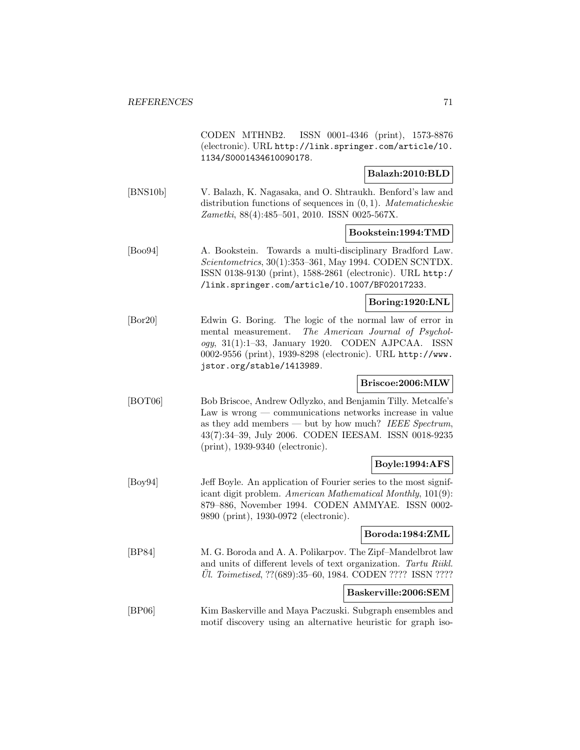CODEN MTHNB2. ISSN 0001-4346 (print), 1573-8876 (electronic). URL http://link.springer.com/article/10.1134/S0001434610090178.

**Balazh:2010:BLD**

[BNS10b] V. Balazh, K. Nagasaka, and O. Shtraukh. Benford's law and distribution functions of sequences in $(0, 1)$. *Matematicheskie Zametki*, 88(4):485–501, 2010. ISSN 0025-567X.

**Bookstein:1994:TMD**

[Boo94] A. Bookstein. Towards a multi-disciplinary Bradford Law. *Scientometrics*, 30(1):353–361, May 1994. CODEN SCNTDX. ISSN 0138-9130 (print), 1588-2861 (electronic). URL http://link.springer.com/article/10.1007/BF02017233.

**Boring:1920:LNL**

[Bor20] Edwin G. Boring. The logic of the normal law of error in mental measurement. *The American Journal of Psychology*, 31(1):1–33, January 1920. CODEN AJPCAA. ISSN 0002-9556 (print), 1939-8298 (electronic). URL http://www.jstor.org/stable/1413989.

**Briscoe:2006:MLW**

[BOT06] Bob Briscoe, Andrew Odlyzko, and Benjamin Tilly. Metcalfe's Law is wrong — communications networks increase in value as they add members — but by how much? *IEEE Spectrum*, 43(7):34–39, July 2006. CODEN IEESAM. ISSN 0018-9235 (print), 1939-9340 (electronic).

**Boyle:1994:AFS**

[Boy94] Jeff Boyle. An application of Fourier series to the most significant digit problem. *American Mathematical Monthly*, 101(9): 879–886, November 1994. CODEN AMMYAE. ISSN 0002-9890 (print), 1930-0972 (electronic).

**Boroda:1984:ZML**

[BP84] M. G. Boroda and A. A. Polikarpov. The Zipf–Mandelbrot law and units of different levels of text organization. *Tartu Riikl. Ül. Toimetised*, ??(689):35–60, 1984. CODEN ???? ISSN ????

**Baskerville:2006:SEM**

[BP06] Kim Baskerville and Maya Paczuski. Subgraph ensembles and motif discovery using an alternative heuristic for graph iso-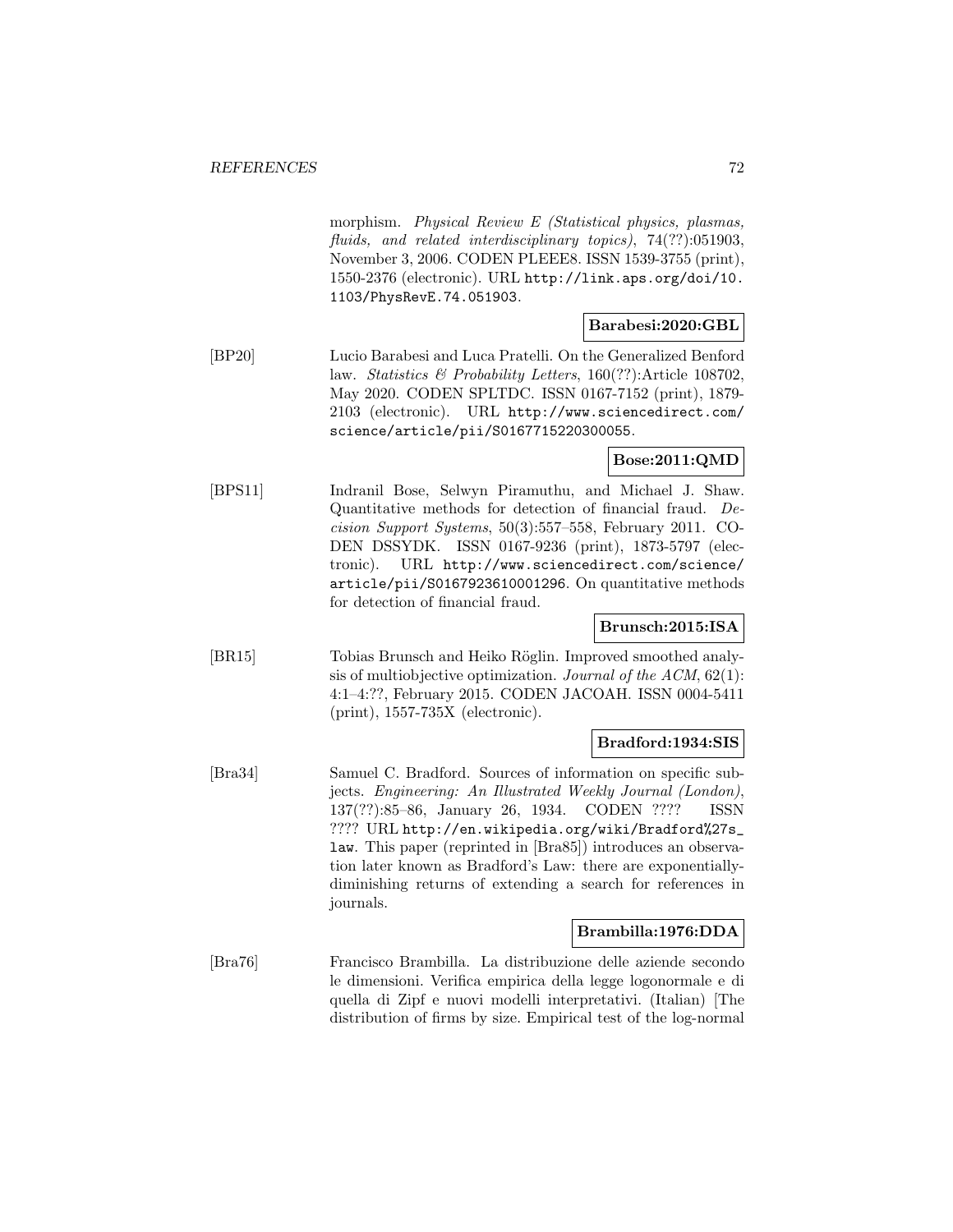morphism. *Physical Review E (Statistical physics, plasmas, fluids, and related interdisciplinary topics)*, 74(??):051903, November 3, 2006. CODEN PLEEE8. ISSN 1539-3755 (print), 1550-2376 (electronic). URL http://link.aps.org/doi/10.1103/PhysRevE.74.051903.

**Barabesi:2020:GBL**

[BP20] Lucio Barabesi and Luca Pratelli. On the Generalized Benford law. *Statistics & Probability Letters*, 160(??):Article 108702, May 2020. CODEN SPLTDC. ISSN 0167-7152 (print), 1879-2103 (electronic). URL http://www.sciencedirect.com/science/article/pii/S0167715220300055.

**Bose:2011:QMD**

[BPS11] Indranil Bose, Selwyn Piramuthu, and Michael J. Shaw. Quantitative methods for detection of financial fraud. *Decision Support Systems*, 50(3):557–558, February 2011. CODEN DSSYDK. ISSN 0167-9236 (print), 1873-5797 (electronic). URL http://www.sciencedirect.com/science/article/pii/S0167923610001296. On quantitative methods for detection of financial fraud.

**Brunsch:2015:ISA**

[BR15] Tobias Brunsch and Heiko Röglin. Improved smoothed analysis of multiobjective optimization. *Journal of the ACM*, 62(1): 4:1–4:??, February 2015. CODEN JACOAH. ISSN 0004-5411 (print), 1557-735X (electronic).

**Bradford:1934:SIS**

[Bra34] Samuel C. Bradford. Sources of information on specific subjects. *Engineering: An Illustrated Weekly Journal (London)*, 137(??):85–86, January 26, 1934. CODEN ???? ISSN ???? URL http://en.wikipedia.org/wiki/Bradford%27s_law. This paper (reprinted in [Bra85]) introduces an observation later known as Bradford's Law: there are exponentially-diminishing returns of extending a search for references in journals.

**Brambilla:1976:DDA**

[Bra76] Francisco Brambilla. La distribuzione delle aziende secondo le dimensioni. Verifica empirica della legge logonormale e di quella di Zipf e nuovi modelli interpretativi. (Italian) [The distribution of firms by size. Empirical test of the log-normal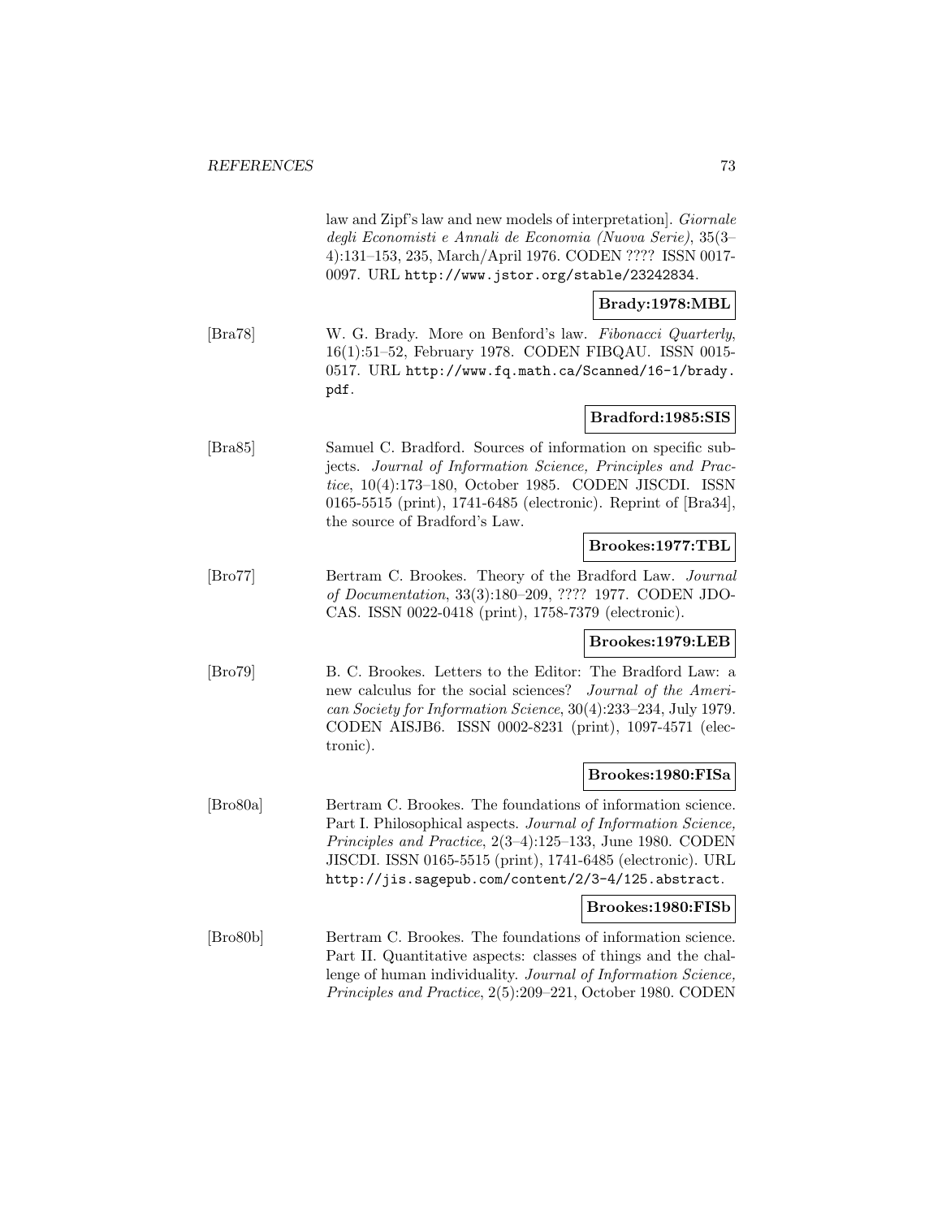law and Zipf's law and new models of interpretation]. *Giornale degli Economisti e Annali de Economia (Nuova Serie)*, 35(3–4):131–153, 235, March/April 1976. CODEN ???? ISSN 0017-0097. URL http://www.jstor.org/stable/23242834.

**Brady:1978:MBL**

[Bra78] W. G. Brady. More on Benford's law. *Fibonacci Quarterly*, 16(1):51–52, February 1978. CODEN FIBQAU. ISSN 0015-0517. URL http://www.fq.math.ca/Scanned/16-1/brady.pdf.

**Bradford:1985:SIS**

[Bra85] Samuel C. Bradford. Sources of information on specific subjects. *Journal of Information Science, Principles and Practice*, 10(4):173–180, October 1985. CODEN JISCDI. ISSN 0165-5515 (print), 1741-6485 (electronic). Reprint of [Bra34], the source of Bradford's Law.

**Brookes:1977:TBL**

[Bro77] Bertram C. Brookes. Theory of the Bradford Law. *Journal of Documentation*, 33(3):180–209, ???? 1977. CODEN JDOCAS. ISSN 0022-0418 (print), 1758-7379 (electronic).

**Brookes:1979:LEB**

[Bro79] B. C. Brookes. Letters to the Editor: The Bradford Law: a new calculus for the social sciences? *Journal of the American Society for Information Science*, 30(4):233–234, July 1979. CODEN AISJB6. ISSN 0002-8231 (print), 1097-4571 (electronic).

**Brookes:1980:FISa**

[Bro80a] Bertram C. Brookes. The foundations of information science. Part I. Philosophical aspects. *Journal of Information Science, Principles and Practice*, 2(3–4):125–133, June 1980. CODEN JISCDI. ISSN 0165-5515 (print), 1741-6485 (electronic). URL http://jis.sagepub.com/content/2/3-4/125.abstract.

**Brookes:1980:FISb**

[Bro80b] Bertram C. Brookes. The foundations of information science. Part II. Quantitative aspects: classes of things and the challenge of human individuality. *Journal of Information Science, Principles and Practice*, 2(5):209–221, October 1980. CODEN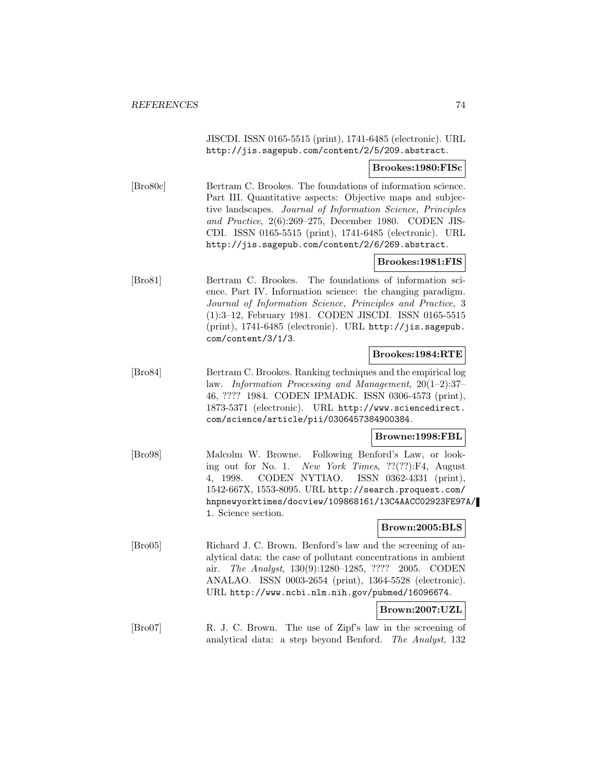JISCDI. ISSN 0165-5515 (print), 1741-6485 (electronic). URL http://jis.sagepub.com/content/2/5/209.abstract.

**Brookes:1980:FISc**

[Bro80c] Bertram C. Brookes. The foundations of information science. Part III. Quantitative aspects: Objective maps and subjective landscapes. *Journal of Information Science, Principles and Practice*, 2(6):269–275, December 1980. CODEN JISCDI. ISSN 0165-5515 (print), 1741-6485 (electronic). URL http://jis.sagepub.com/content/2/6/269.abstract.

**Brookes:1981:FIS**

[Bro81] Bertram C. Brookes. The foundations of information science. Part IV. Information science: the changing paradigm. *Journal of Information Science, Principles and Practice*, 3 (1):3–12, February 1981. CODEN JISCDI. ISSN 0165-5515 (print), 1741-6485 (electronic). URL http://jis.sagepub.com/content/3/1/3.

**Brookes:1984:RTE**

[Bro84] Bertram C. Brookes. Ranking techniques and the empirical log law. *Information Processing and Management*, 20(1–2):37–46, ???? 1984. CODEN IPMADK. ISSN 0306-4573 (print), 1873-5371 (electronic). URL http://www.sciencedirect.com/science/article/pii/0306457384900384.

**Browne:1998:FBL**

[Bro98] Malcolm W. Browne. Following Benford's Law, or looking out for No. 1. *New York Times*, ??(??):F4, August 4, 1998. CODEN NYTIAO. ISSN 0362-4331 (print), 1542-667X, 1553-8095. URL http://search.proquest.com/hnpnewyorktimes/docview/109868161/13C4AACC02923FE97A/1. Science section.

**Brown:2005:BLS**

[Bro05] Richard J. C. Brown. Benford's law and the screening of analytical data: the case of pollutant concentrations in ambient air. *The Analyst*, 130(9):1280–1285, ???? 2005. CODEN ANALAO. ISSN 0003-2654 (print), 1364-5528 (electronic). URL http://www.ncbi.nlm.nih.gov/pubmed/16096674.

**Brown:2007:UZL**

[Bro07] R. J. C. Brown. The use of Zipf's law in the screening of analytical data: a step beyond Benford. *The Analyst*, 132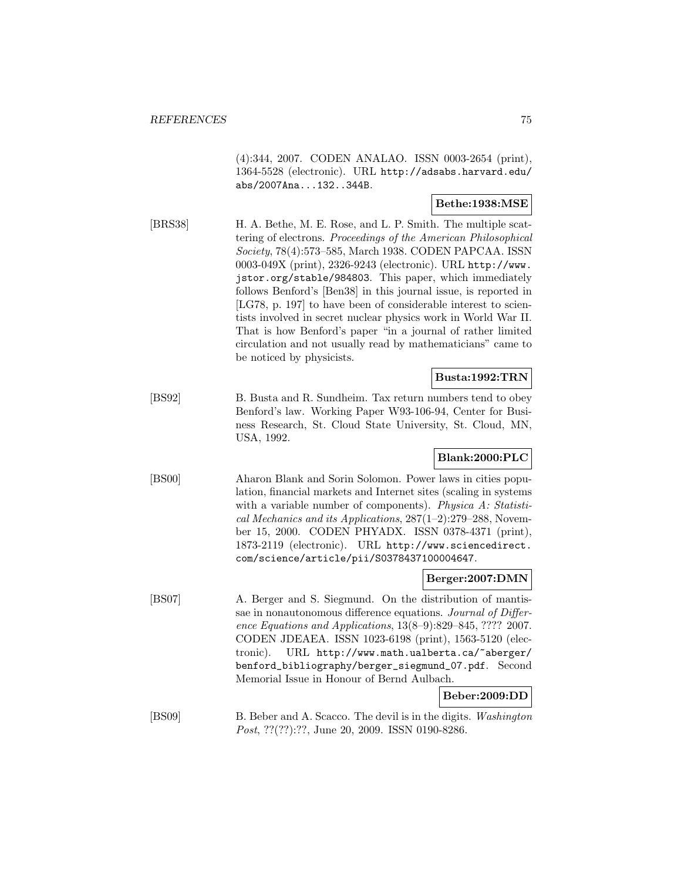(4):344, 2007. CODEN ANALAO. ISSN 0003-2654 (print), 1364-5528 (electronic). URL http://adsabs.harvard.edu/abs/2007Ana...132..344B.

**Bethe:1938:MSE**

[BRS38] H. A. Bethe, M. E. Rose, and L. P. Smith. The multiple scattering of electrons. *Proceedings of the American Philosophical Society*, 78(4):573–585, March 1938. CODEN PAPCAA. ISSN 0003-049X (print), 2326-9243 (electronic). URL http://www.jstor.org/stable/984803. This paper, which immediately follows Benford's [Ben38] in this journal issue, is reported in [LG78, p. 197] to have been of considerable interest to scientists involved in secret nuclear physics work in World War II. That is how Benford's paper "in a journal of rather limited circulation and not usually read by mathematicians" came to be noticed by physicists.

**Busta:1992:TRN**

[BS92] B. Busta and R. Sundheim. Tax return numbers tend to obey Benford's law. Working Paper W93-106-94, Center for Business Research, St. Cloud State University, St. Cloud, MN, USA, 1992.

**Blank:2000:PLC**

[BS00] Aharon Blank and Sorin Solomon. Power laws in cities population, financial markets and Internet sites (scaling in systems with a variable number of components). *Physica A: Statistical Mechanics and its Applications*, 287(1–2):279–288, November 15, 2000. CODEN PHYADX. ISSN 0378-4371 (print), 1873-2119 (electronic). URL http://www.sciencedirect.com/science/article/pii/S0378437100004647.

**Berger:2007:DMN**

[BS07] A. Berger and S. Siegmund. On the distribution of mantissae in nonautonomous difference equations. *Journal of Difference Equations and Applications*, 13(8–9):829–845, ???? 2007. CODEN JDEAEA. ISSN 1023-6198 (print), 1563-5120 (electronic). URL http://www.math.ualberta.ca/~aberger/benford_bibliography/berger_siegmund_07.pdf. Second Memorial Issue in Honour of Bernd Aulbach.

**Beber:2009:DD**

[BS09] B. Beber and A. Scacco. The devil is in the digits. *Washington Post*, ??(??):??, June 20, 2009. ISSN 0190-8286.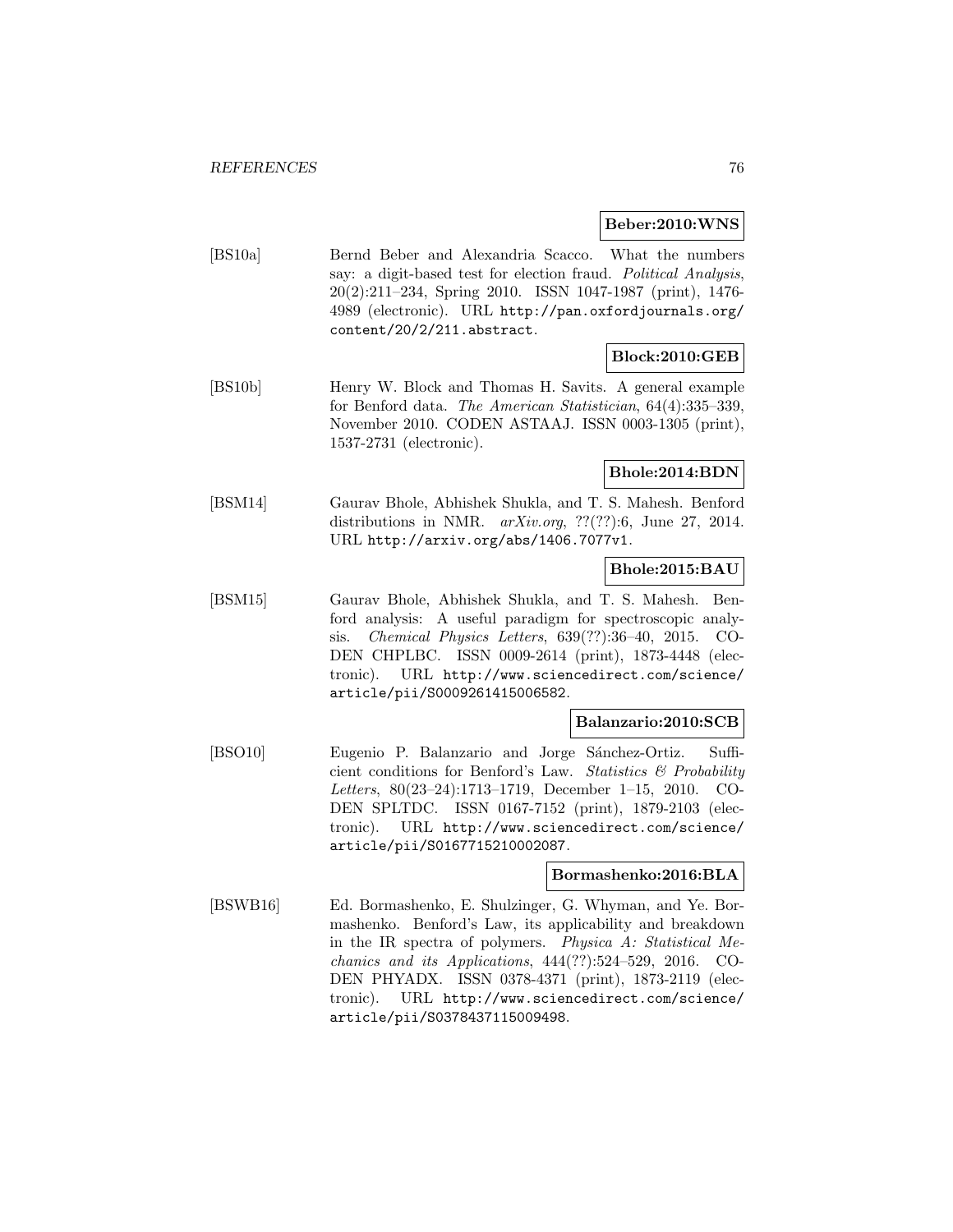**Beber:2010:WNS**

[BS10a] Bernd Beber and Alexandria Scacco. What the numbers say: a digit-based test for election fraud. *Political Analysis*, 20(2):211–234, Spring 2010. ISSN 1047-1987 (print), 1476-4989 (electronic). URL http://pan.oxfordjournals.org/content/20/2/211.abstract.

**Block:2010:GEB**

[BS10b] Henry W. Block and Thomas H. Savits. A general example for Benford data. *The American Statistician*, 64(4):335–339, November 2010. CODEN ASTAAJ. ISSN 0003-1305 (print), 1537-2731 (electronic).

**Bhole:2014:BDN**

[BSM14] Gaurav Bhole, Abhishek Shukla, and T. S. Mahesh. Benford distributions in NMR. *arXiv.org*, ??(??):6, June 27, 2014. URL http://arxiv.org/abs/1406.7077v1.

**Bhole:2015:BAU**

[BSM15] Gaurav Bhole, Abhishek Shukla, and T. S. Mahesh. Benford analysis: A useful paradigm for spectroscopic analysis. *Chemical Physics Letters*, 639(??):36–40, 2015. CODEN CHPLBC. ISSN 0009-2614 (print), 1873-4448 (electronic). URL http://www.sciencedirect.com/science/article/pii/S0009261415006582.

**Balanzario:2010:SCB**

[BSO10] Eugenio P. Balanzario and Jorge Sánchez-Ortiz. Sufficient conditions for Benford's Law. *Statistics & Probability Letters*, 80(23–24):1713–1719, December 1–15, 2010. CODEN SPLTDC. ISSN 0167-7152 (print), 1879-2103 (electronic). URL http://www.sciencedirect.com/science/article/pii/S0167715210002087.

**Bormashenko:2016:BLA**

[BSWB16] Ed. Bormashenko, E. Shulzinger, G. Whyman, and Ye. Bormashenko. Benford's Law, its applicability and breakdown in the IR spectra of polymers. *Physica A: Statistical Mechanics and its Applications*, 444(??):524–529, 2016. CODEN PHYADX. ISSN 0378-4371 (print), 1873-2119 (electronic). URL http://www.sciencedirect.com/science/article/pii/S0378437115009498.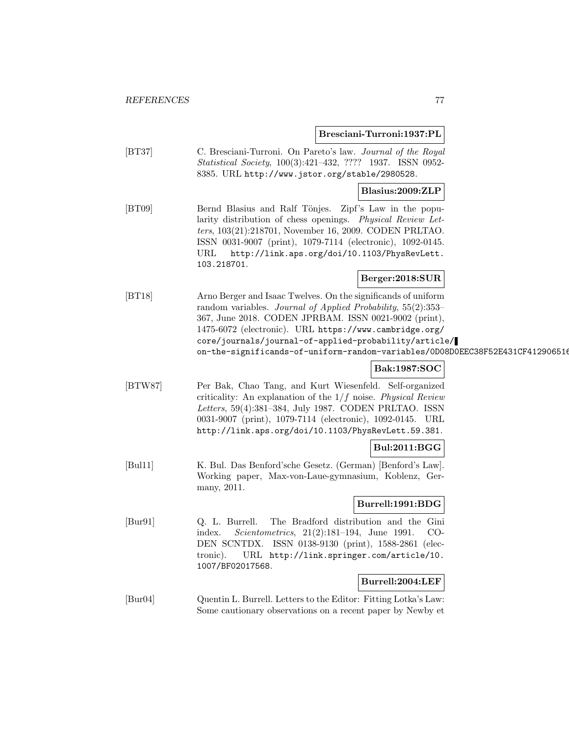**Bresciani-Turroni:1937:PL**

[BT37] C. Bresciani-Turroni. On Pareto's law. *Journal of the Royal Statistical Society*, 100(3):421–432, ???? 1937. ISSN 0952-8385. URL http://www.jstor.org/stable/2980528.

**Blasius:2009:ZLP**

[BT09] Bernd Blasius and Ralf Tönjes. Zipf's Law in the popularity distribution of chess openings. *Physical Review Letters*, 103(21):218701, November 16, 2009. CODEN PRLTAO. ISSN 0031-9007 (print), 1079-7114 (electronic), 1092-0145. URL http://link.aps.org/doi/10.1103/PhysRevLett.103.218701.

**Berger:2018:SUR**

[BT18] Arno Berger and Isaac Twelves. On the significands of uniform random variables. *Journal of Applied Probability*, 55(2):353–367, June 2018. CODEN JPRBAM. ISSN 0021-9002 (print), 1475-6072 (electronic). URL https://www.cambridge.org/core/journals/journal-of-applied-probability/article/on-the-significands-of-uniform-random-variables/0D08D0EEC38F52E431CF412906516

**Bak:1987:SOC**

[BTW87] Per Bak, Chao Tang, and Kurt Wiesenfeld. Self-organized criticality: An explanation of the $1/f$ noise. *Physical Review Letters*, 59(4):381–384, July 1987. CODEN PRLTAO. ISSN 0031-9007 (print), 1079-7114 (electronic), 1092-0145. URL http://link.aps.org/doi/10.1103/PhysRevLett.59.381.

**Bul:2011:BGG**

[Bul11] K. Bul. Das Benford'sche Gesetz. (German) [Benford's Law]. Working paper, Max-von-Laue-gymnasium, Koblenz, Germany, 2011.

**Burrell:1991:BDG**

[Bur91] Q. L. Burrell. The Bradford distribution and the Gini index. *Scientometrics*, 21(2):181–194, June 1991. CODEN SCNTDX. ISSN 0138-9130 (print), 1588-2861 (electronic). URL http://link.springer.com/article/10.1007/BF02017568.

**Burrell:2004:LEF**

[Bur04] Quentin L. Burrell. Letters to the Editor: Fitting Lotka's Law: Some cautionary observations on a recent paper by Newby et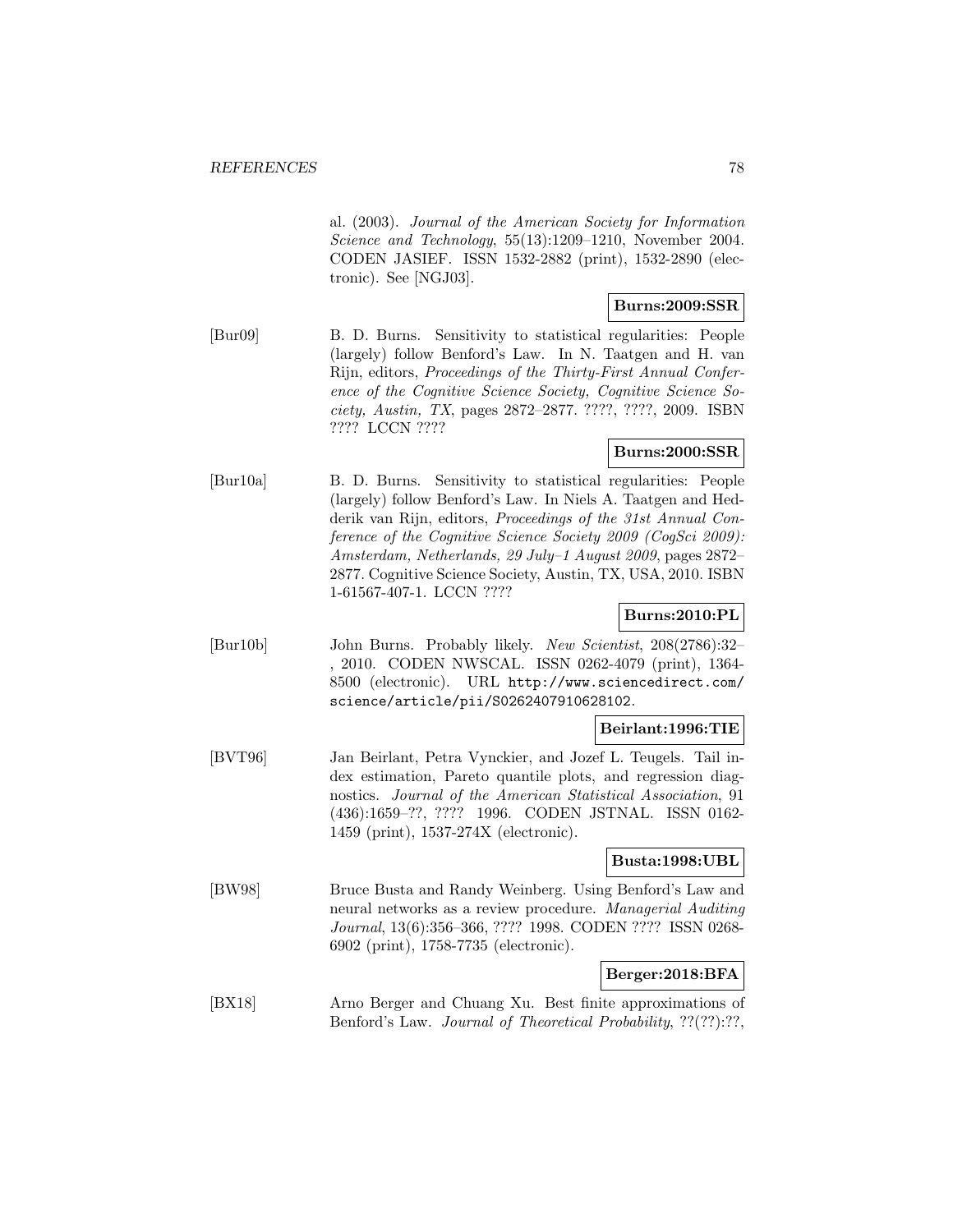al. (2003). *Journal of the American Society for Information Science and Technology*, 55(13):1209–1210, November 2004. CODEN JASIEF. ISSN 1532-2882 (print), 1532-2890 (electronic). See [NGJ03].

**Burns:2009:SSR**

[Bur09] B. D. Burns. Sensitivity to statistical regularities: People (largely) follow Benford's Law. In N. Taatgen and H. van Rijn, editors, *Proceedings of the Thirty-First Annual Conference of the Cognitive Science Society, Cognitive Science Society, Austin, TX*, pages 2872–2877. ????, ????, 2009. ISBN ???? LCCN ????

**Burns:2000:SSR**

[Bur10a] B. D. Burns. Sensitivity to statistical regularities: People (largely) follow Benford's Law. In Niels A. Taatgen and Hedderik van Rijn, editors, *Proceedings of the 31st Annual Conference of the Cognitive Science Society 2009 (CogSci 2009): Amsterdam, Netherlands, 29 July–1 August 2009*, pages 2872–2877. Cognitive Science Society, Austin, TX, USA, 2010. ISBN 1-61567-407-1. LCCN ????

**Burns:2010:PL**

[Bur10b] John Burns. Probably likely. *New Scientist*, 208(2786):32–, 2010. CODEN NWSCAL. ISSN 0262-4079 (print), 1364-8500 (electronic). URL http://www.sciencedirect.com/science/article/pii/S0262407910628102.

**Beirlant:1996:TIE**

[BVT96] Jan Beirlant, Petra Vynckier, and Jozef L. Teugels. Tail index estimation, Pareto quantile plots, and regression diagnostics. *Journal of the American Statistical Association*, 91 (436):1659–??, ???? 1996. CODEN JSTNAL. ISSN 0162-1459 (print), 1537-274X (electronic).

**Busta:1998:UBL**

[BW98] Bruce Busta and Randy Weinberg. Using Benford's Law and neural networks as a review procedure. *Managerial Auditing Journal*, 13(6):356–366, ???? 1998. CODEN ???? ISSN 0268-6902 (print), 1758-7735 (electronic).

**Berger:2018:BFA**

[BX18] Arno Berger and Chuang Xu. Best finite approximations of Benford's Law. *Journal of Theoretical Probability*, ??(??):??,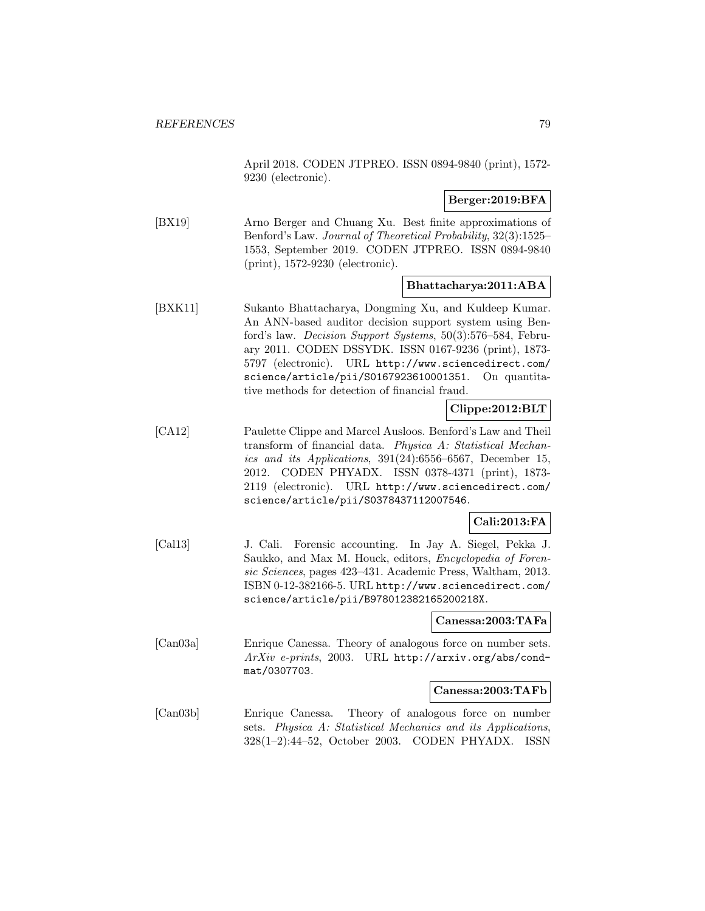April 2018. CODEN JTPREO. ISSN 0894-9840 (print), 1572-9230 (electronic).

**Berger:2019:BFA**

[BX19] Arno Berger and Chuang Xu. Best finite approximations of Benford's Law. *Journal of Theoretical Probability*, 32(3):1525–1553, September 2019. CODEN JTPREO. ISSN 0894-9840 (print), 1572-9230 (electronic).

**Bhattacharya:2011:ABA**

[BXK11] Sukanto Bhattacharya, Dongming Xu, and Kuldeep Kumar. An ANN-based auditor decision support system using Benford's law. *Decision Support Systems*, 50(3):576–584, February 2011. CODEN DSSYDK. ISSN 0167-9236 (print), 1873-5797 (electronic). URL http://www.sciencedirect.com/science/article/pii/S0167923610001351. On quantitative methods for detection of financial fraud.

**Clippe:2012:BLT**

[CA12] Paulette Clippe and Marcel Ausloos. Benford's Law and Theil transform of financial data. *Physica A: Statistical Mechanics and its Applications*, 391(24):6556–6567, December 15, 2012. CODEN PHYADX. ISSN 0378-4371 (print), 1873-2119 (electronic). URL http://www.sciencedirect.com/science/article/pii/S0378437112007546.

**Cali:2013:FA**

[Cal13] J. Cali. Forensic accounting. In Jay A. Siegel, Pekka J. Saukko, and Max M. Houck, editors, *Encyclopedia of Forensic Sciences*, pages 423–431. Academic Press, Waltham, 2013. ISBN 0-12-382166-5. URL http://www.sciencedirect.com/science/article/pii/B978012382165200218X.

**Canessa:2003:TAFa**

[Can03a] Enrique Canessa. Theory of analogous force on number sets. *ArXiv e-prints*, 2003. URL http://arxiv.org/abs/cond-mat/0307703.

**Canessa:2003:TAFb**

[Can03b] Enrique Canessa. Theory of analogous force on number sets. *Physica A: Statistical Mechanics and its Applications*, 328(1–2):44–52, October 2003. CODEN PHYADX. ISSN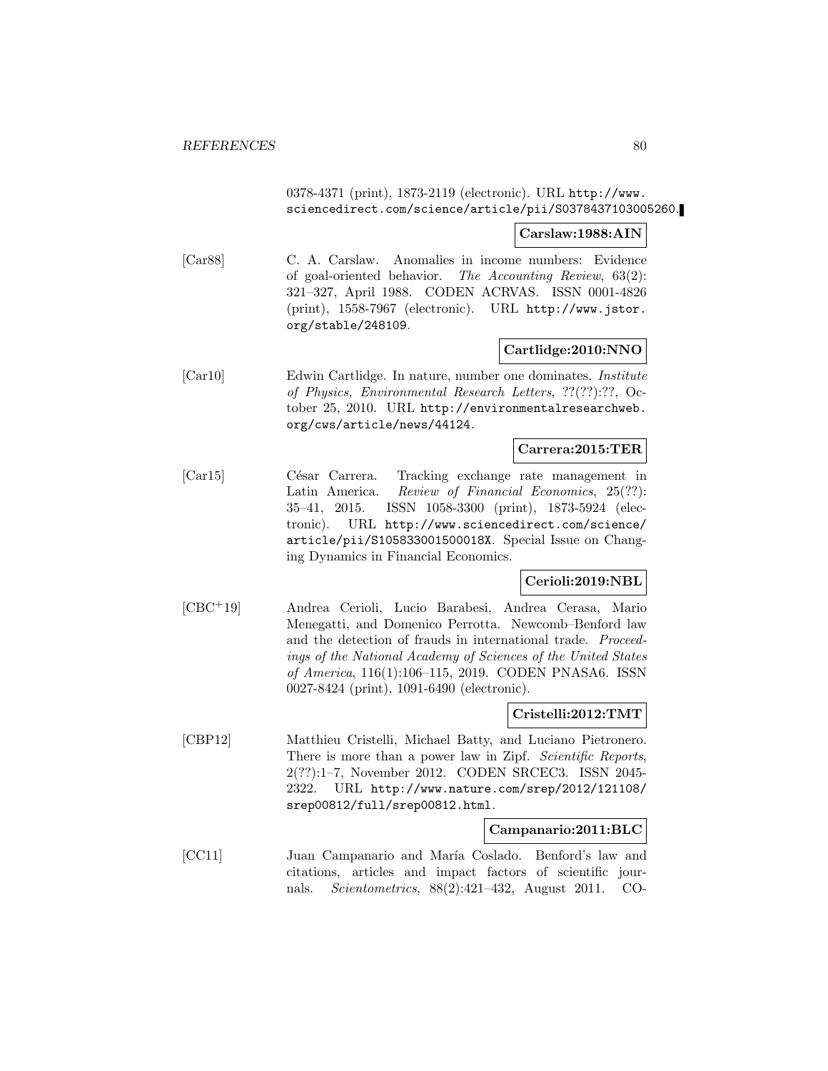0378-4371 (print), 1873-2119 (electronic). URL http://www.sciencedirect.com/science/article/pii/S0378437103005260.

**Carslaw:1988:AIN**

[Car88] C. A. Carslaw. Anomalies in income numbers: Evidence of goal-oriented behavior. *The Accounting Review*, 63(2): 321–327, April 1988. CODEN ACRVAS. ISSN 0001-4826 (print), 1558-7967 (electronic). URL http://www.jstor.org/stable/248109.

**Cartlidge:2010:NNO**

[Car10] Edwin Cartlidge. In nature, number one dominates. *Institute of Physics, Environmental Research Letters*, ??(??):??, October 25, 2010. URL http://environmentalresearchweb.org/cws/article/news/44124.

**Carrera:2015:TER**

[Car15] César Carrera. Tracking exchange rate management in Latin America. *Review of Financial Economics*, 25(??): 35–41, 2015. ISSN 1058-3300 (print), 1873-5924 (electronic). URL http://www.sciencedirect.com/science/article/pii/S105833001500018X. Special Issue on Changing Dynamics in Financial Economics.

**Cerioli:2019:NBL**

[CBC+19] Andrea Cerioli, Lucio Barabesi, Andrea Cerasa, Mario Menegatti, and Domenico Perrotta. Newcomb–Benford law and the detection of frauds in international trade. *Proceedings of the National Academy of Sciences of the United States of America*, 116(1):106–115, 2019. CODEN PNASA6. ISSN 0027-8424 (print), 1091-6490 (electronic).

**Cristelli:2012:TMT**

[CBP12] Matthieu Cristelli, Michael Batty, and Luciano Pietronero. There is more than a power law in Zipf. *Scientific Reports*, 2(??):1–7, November 2012. CODEN SRCEC3. ISSN 2045-2322. URL http://www.nature.com/srep/2012/121108/srep00812/full/srep00812.html.

**Campanario:2011:BLC**

[CC11] Juan Campanario and María Coslado. Benford's law and citations, articles and impact factors of scientific journals. *Scientometrics*, 88(2):421–432, August 2011. CO-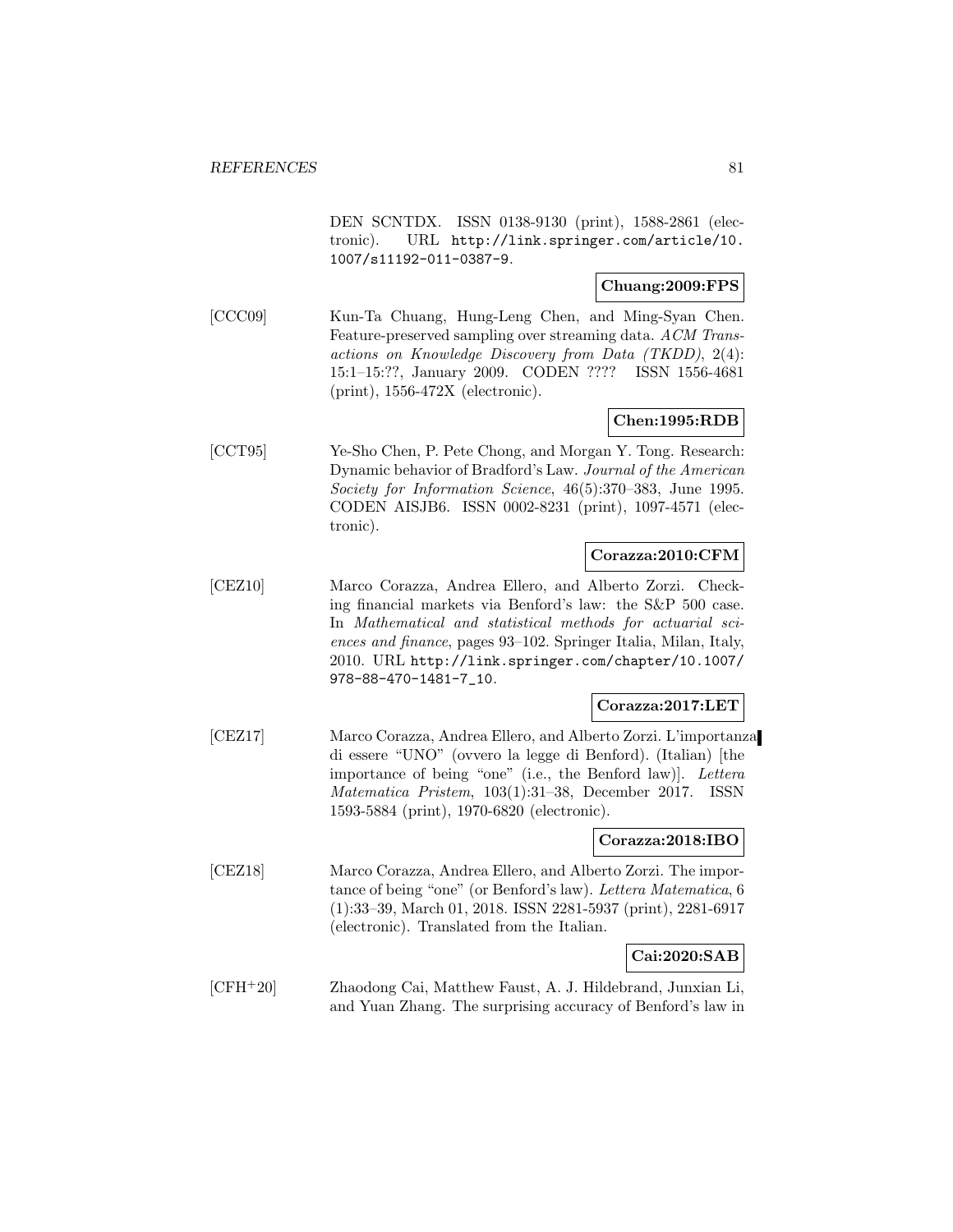DEN SCNTDX. ISSN 0138-9130 (print), 1588-2861 (electronic). URL http://link.springer.com/article/10.1007/s11192-011-0387-9.

**Chuang:2009:FPS**

[CCC09] Kun-Ta Chuang, Hung-Leng Chen, and Ming-Syan Chen. Feature-preserved sampling over streaming data. *ACM Transactions on Knowledge Discovery from Data (TKDD)*, 2(4): 15:1–15:??, January 2009. CODEN ???? ISSN 1556-4681 (print), 1556-472X (electronic).

**Chen:1995:RDB**

[CCT95] Ye-Sho Chen, P. Pete Chong, and Morgan Y. Tong. Research: Dynamic behavior of Bradford's Law. *Journal of the American Society for Information Science*, 46(5):370–383, June 1995. CODEN AISJB6. ISSN 0002-8231 (print), 1097-4571 (electronic).

**Corazza:2010:CFM**

[CEZ10] Marco Corazza, Andrea Ellero, and Alberto Zorzi. Checking financial markets via Benford's law: the S&P 500 case. In *Mathematical and statistical methods for actuarial sciences and finance*, pages 93–102. Springer Italia, Milan, Italy, 2010. URL http://link.springer.com/chapter/10.1007/978-88-470-1481-7_10.

**Corazza:2017:LET**

[CEZ17] Marco Corazza, Andrea Ellero, and Alberto Zorzi. L'importanza di essere "UNO" (ovvero la legge di Benford). (Italian) [the importance of being "one" (i.e., the Benford law)]. *Lettera Matematica Pristem*, 103(1):31–38, December 2017. ISSN 1593-5884 (print), 1970-6820 (electronic).

**Corazza:2018:IBO**

[CEZ18] Marco Corazza, Andrea Ellero, and Alberto Zorzi. The importance of being "one" (or Benford's law). *Lettera Matematica*, 6 (1):33–39, March 01, 2018. ISSN 2281-5937 (print), 2281-6917 (electronic). Translated from the Italian.

**Cai:2020:SAB**

[CFH+20] Zhaodong Cai, Matthew Faust, A. J. Hildebrand, Junxian Li, and Yuan Zhang. The surprising accuracy of Benford's law in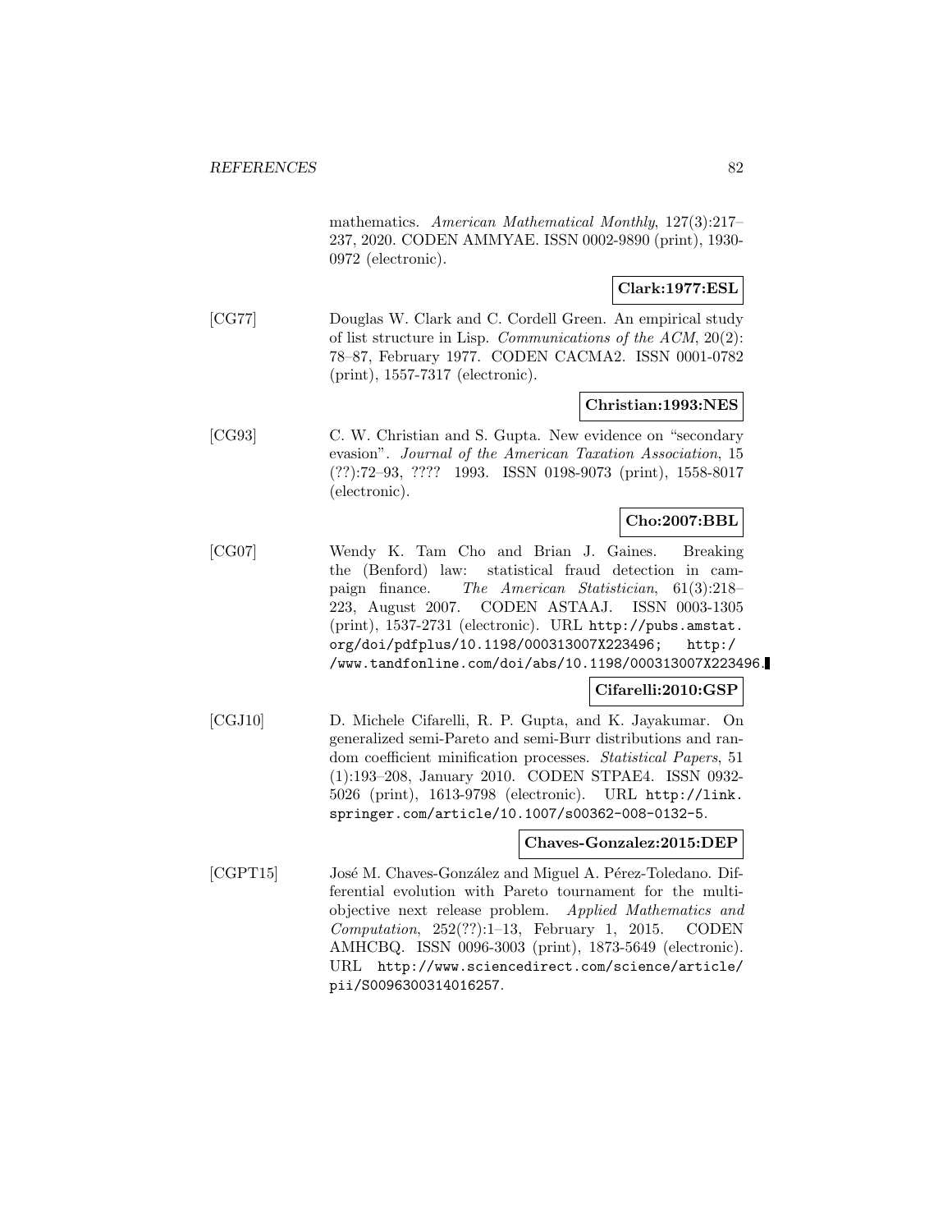mathematics. *American Mathematical Monthly*, 127(3):217–237, 2020. CODEN AMMYAE. ISSN 0002-9890 (print), 1930-0972 (electronic).

**Clark:1977:ESL**

[CG77] Douglas W. Clark and C. Cordell Green. An empirical study of list structure in Lisp. *Communications of the ACM*, 20(2): 78–87, February 1977. CODEN CACMA2. ISSN 0001-0782 (print), 1557-7317 (electronic).

**Christian:1993:NES**

[CG93] C. W. Christian and S. Gupta. New evidence on "secondary evasion". *Journal of the American Taxation Association*, 15 (??):72–93, ???? 1993. ISSN 0198-9073 (print), 1558-8017 (electronic).

**Cho:2007:BBL**

[CG07] Wendy K. Tam Cho and Brian J. Gaines. Breaking the (Benford) law: statistical fraud detection in campaign finance. *The American Statistician*, 61(3):218–223, August 2007. CODEN ASTAAJ. ISSN 0003-1305 (print), 1537-2731 (electronic). URL http://pubs.amstat.org/doi/pdfplus/10.1198/000313007X223496; http://www.tandfonline.com/doi/abs/10.1198/000313007X223496.

**Cifarelli:2010:GSP**

[CGJ10] D. Michele Cifarelli, R. P. Gupta, and K. Jayakumar. On generalized semi-Pareto and semi-Burr distributions and random coefficient minification processes. *Statistical Papers*, 51 (1):193–208, January 2010. CODEN STPAE4. ISSN 0932-5026 (print), 1613-9798 (electronic). URL http://link.springer.com/article/10.1007/s00362-008-0132-5.

**Chaves-Gonzalez:2015:DEP**

[CGPT15] José M. Chaves-González and Miguel A. Pérez-Toledano. Differential evolution with Pareto tournament for the multi-objective next release problem. *Applied Mathematics and Computation*, 252(??):1–13, February 1, 2015. CODEN AMHCBQ. ISSN 0096-3003 (print), 1873-5649 (electronic). URL http://www.sciencedirect.com/science/article/pii/S0096300314016257.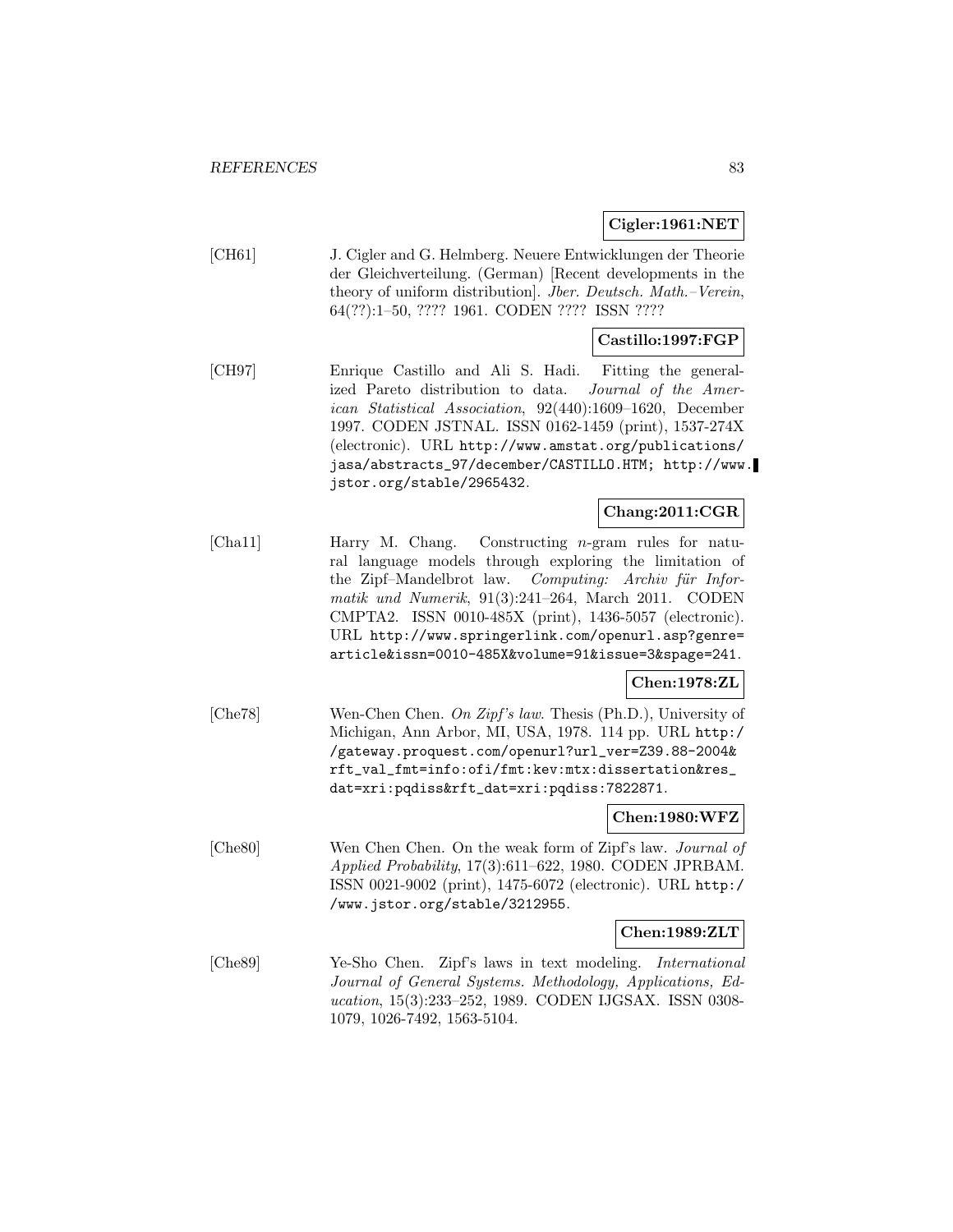**Cigler:1961:NET**

[CH61] J. Cigler and G. Helmberg. Neuere Entwicklungen der Theorie der Gleichverteilung. (German) [Recent developments in the theory of uniform distribution]. *Jber. Deutsch. Math.–Verein*, 64(??):1–50, ???? 1961. CODEN ???? ISSN ????

**Castillo:1997:FGP**

[CH97] Enrique Castillo and Ali S. Hadi. Fitting the generalized Pareto distribution to data. *Journal of the American Statistical Association*, 92(440):1609–1620, December 1997. CODEN JSTNAL. ISSN 0162-1459 (print), 1537-274X (electronic). URL http://www.amstat.org/publications/jasa/abstracts_97/december/CASTILLO.HTM; http://www.jstor.org/stable/2965432.

**Chang:2011:CGR**

[Cha11] Harry M. Chang. Constructing $n$-gram rules for natural language models through exploring the limitation of the Zipf–Mandelbrot law. *Computing: Archiv für Informatik und Numerik*, 91(3):241–264, March 2011. CODEN CMPTA2. ISSN 0010-485X (print), 1436-5057 (electronic). URL http://www.springerlink.com/openurl.asp?genre=article&issn=0010-485X&volume=91&issue=3&spage=241.

**Chen:1978:ZL**

[Che78] Wen-Chen Chen. *On Zipf's law*. Thesis (Ph.D.), University of Michigan, Ann Arbor, MI, USA, 1978. 114 pp. URL http://gateway.proquest.com/openurl?url_ver=Z39.88-2004&rft_val_fmt=info:ofi/fmt:kev:mtx:dissertation&res_dat=xri:pqdiss&rft_dat=xri:pqdiss:7822871.

**Chen:1980:WFZ**

[Che80] Wen Chen Chen. On the weak form of Zipf's law. *Journal of Applied Probability*, 17(3):611–622, 1980. CODEN JPRBAM. ISSN 0021-9002 (print), 1475-6072 (electronic). URL http://www.jstor.org/stable/3212955.

**Chen:1989:ZLT**

[Che89] Ye-Sho Chen. Zipf's laws in text modeling. *International Journal of General Systems. Methodology, Applications, Education*, 15(3):233–252, 1989. CODEN IJGSAX. ISSN 0308-1079, 1026-7492, 1563-5104.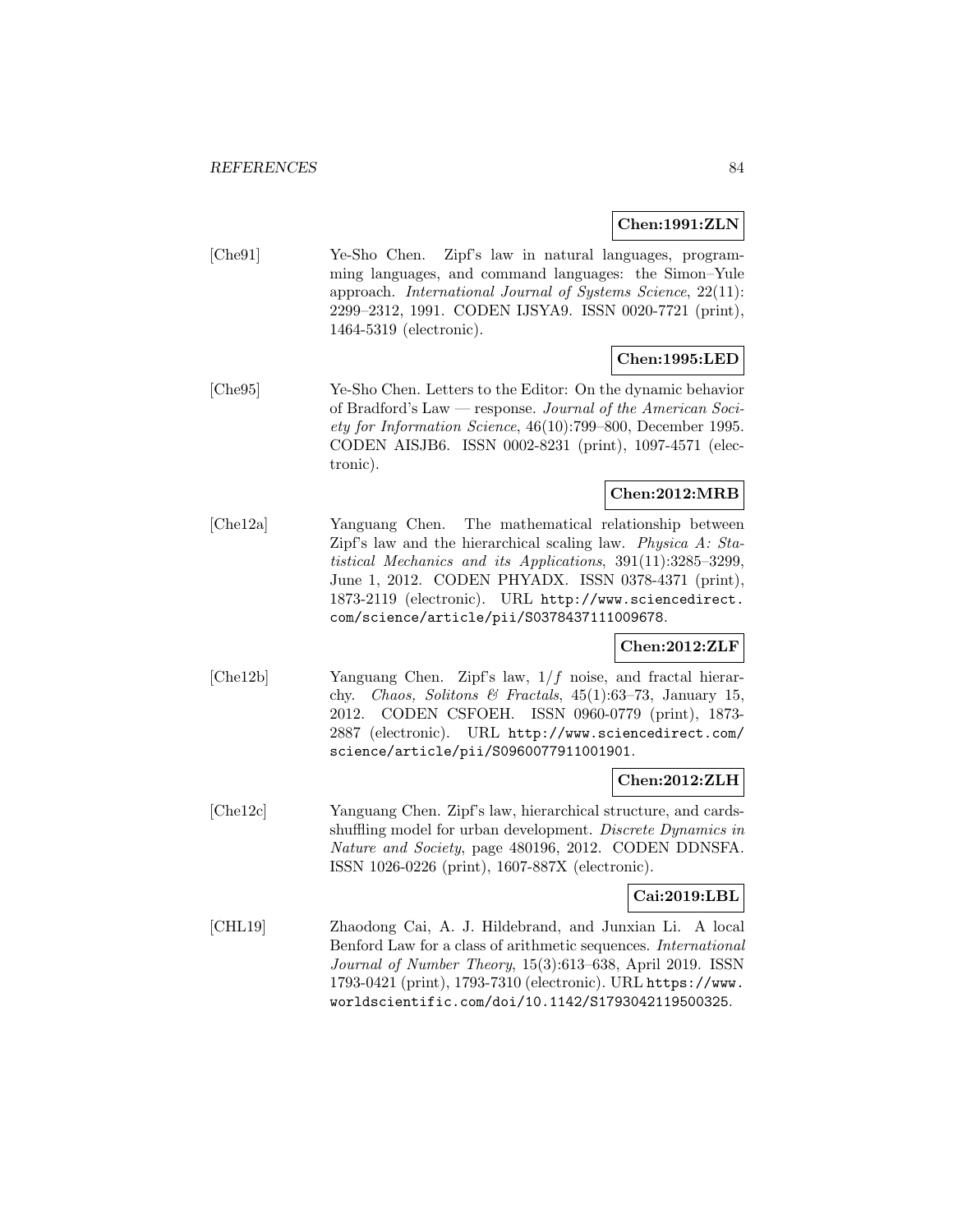**Chen:1991:ZLN**

[Che91] Ye-Sho Chen. Zipf's law in natural languages, programming languages, and command languages: the Simon–Yule approach. *International Journal of Systems Science*, 22(11): 2299–2312, 1991. CODEN IJSYA9. ISSN 0020-7721 (print), 1464-5319 (electronic).

**Chen:1995:LED**

[Che95] Ye-Sho Chen. Letters to the Editor: On the dynamic behavior of Bradford's Law — response. *Journal of the American Society for Information Science*, 46(10):799–800, December 1995. CODEN AISJB6. ISSN 0002-8231 (print), 1097-4571 (electronic).

**Chen:2012:MRB**

[Che12a] Yanguang Chen. The mathematical relationship between Zipf's law and the hierarchical scaling law. *Physica A: Statistical Mechanics and its Applications*, 391(11):3285–3299, June 1, 2012. CODEN PHYADX. ISSN 0378-4371 (print), 1873-2119 (electronic). URL http://www.sciencedirect.com/science/article/pii/S0378437111009678.

**Chen:2012:ZLF**

[Che12b] Yanguang Chen. Zipf's law, $1/f$ noise, and fractal hierarchy. *Chaos, Solitons & Fractals*, 45(1):63–73, January 15, 2012. CODEN CSFOEH. ISSN 0960-0779 (print), 1873-2887 (electronic). URL http://www.sciencedirect.com/science/article/pii/S0960077911001901.

**Chen:2012:ZLH**

[Che12c] Yanguang Chen. Zipf's law, hierarchical structure, and cards-shuffling model for urban development. *Discrete Dynamics in Nature and Society*, page 480196, 2012. CODEN DDNSFA. ISSN 1026-0226 (print), 1607-887X (electronic).

**Cai:2019:LBL**

[CHL19] Zhaodong Cai, A. J. Hildebrand, and Junxian Li. A local Benford Law for a class of arithmetic sequences. *International Journal of Number Theory*, 15(3):613–638, April 2019. ISSN 1793-0421 (print), 1793-7310 (electronic). URL https://www.worldscientific.com/doi/10.1142/S1793042119500325.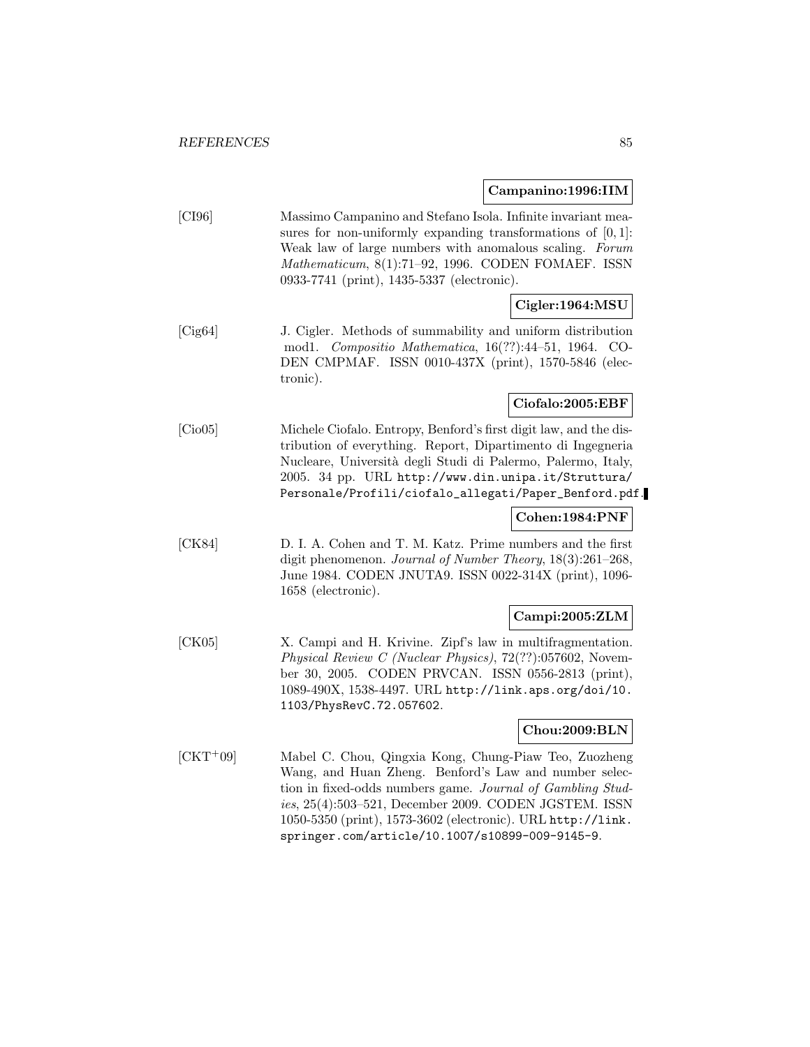**Campanino:1996:IIM**

[CI96] Massimo Campanino and Stefano Isola. Infinite invariant measures for non-uniformly expanding transformations of $[0, 1]$: Weak law of large numbers with anomalous scaling. *Forum Mathematicum*, 8(1):71–92, 1996. CODEN FOMAEF. ISSN 0933-7741 (print), 1435-5337 (electronic).

**Cigler:1964:MSU**

[Cig64] J. Cigler. Methods of summability and uniform distribution mod1. *Compositio Mathematica*, 16(??):44–51, 1964. CODEN CMPMAF. ISSN 0010-437X (print), 1570-5846 (electronic).

**Ciofalo:2005:EBF**

[Cio05] Michele Ciofalo. Entropy, Benford's first digit law, and the distribution of everything. Report, Dipartimento di Ingegneria Nucleare, Università degli Studi di Palermo, Palermo, Italy, 2005. 34 pp. URL http://www.din.unipa.it/Struttura/Personale/Profili/ciofalo_allegati/Paper_Benford.pdf.

**Cohen:1984:PNF**

[CK84] D. I. A. Cohen and T. M. Katz. Prime numbers and the first digit phenomenon. *Journal of Number Theory*, 18(3):261–268, June 1984. CODEN JNUTA9. ISSN 0022-314X (print), 1096-1658 (electronic).

**Campi:2005:ZLM**

[CK05] X. Campi and H. Krivine. Zipf's law in multifragmentation. *Physical Review C (Nuclear Physics)*, 72(??):057602, November 30, 2005. CODEN PRVCAN. ISSN 0556-2813 (print), 1089-490X, 1538-4497. URL http://link.aps.org/doi/10.1103/PhysRevC.72.057602.

**Chou:2009:BLN**

[CKT+09] Mabel C. Chou, Qingxia Kong, Chung-Piaw Teo, Zuozheng Wang, and Huan Zheng. Benford's Law and number selection in fixed-odds numbers game. *Journal of Gambling Studies*, 25(4):503–521, December 2009. CODEN JGSTEM. ISSN 1050-5350 (print), 1573-3602 (electronic). URL http://link.springer.com/article/10.1007/s10899-009-9145-9.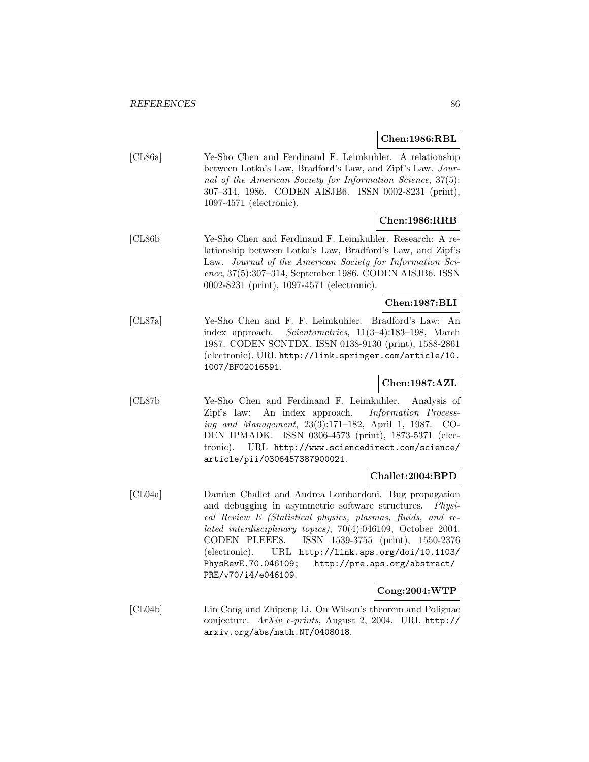**Chen:1986:RBL**

[CL86a] Ye-Sho Chen and Ferdinand F. Leimkuhler. A relationship between Lotka's Law, Bradford's Law, and Zipf's Law. *Journal of the American Society for Information Science*, 37(5): 307–314, 1986. CODEN AISJB6. ISSN 0002-8231 (print), 1097-4571 (electronic).

**Chen:1986:RRB**

[CL86b] Ye-Sho Chen and Ferdinand F. Leimkuhler. Research: A relationship between Lotka's Law, Bradford's Law, and Zipf's Law. *Journal of the American Society for Information Science*, 37(5):307–314, September 1986. CODEN AISJB6. ISSN 0002-8231 (print), 1097-4571 (electronic).

**Chen:1987:BLI**

[CL87a] Ye-Sho Chen and F. F. Leimkuhler. Bradford's Law: An index approach. *Scientometrics*, 11(3–4):183–198, March 1987. CODEN SCNTDX. ISSN 0138-9130 (print), 1588-2861 (electronic). URL http://link.springer.com/article/10.1007/BF02016591.

**Chen:1987:AZL**

[CL87b] Ye-Sho Chen and Ferdinand F. Leimkuhler. Analysis of Zipf's law: An index approach. *Information Processing and Management*, 23(3):171–182, April 1, 1987. CODEN IPMADK. ISSN 0306-4573 (print), 1873-5371 (electronic). URL http://www.sciencedirect.com/science/article/pii/0306457387900021.

**Challet:2004:BPD**

[CL04a] Damien Challet and Andrea Lombardoni. Bug propagation and debugging in asymmetric software structures. *Physical Review E (Statistical physics, plasmas, fluids, and related interdisciplinary topics)*, 70(4):046109, October 2004. CODEN PLEEE8. ISSN 1539-3755 (print), 1550-2376 (electronic). URL http://link.aps.org/doi/10.1103/PhysRevE.70.046109; http://pre.aps.org/abstract/PRE/v70/i4/e046109.

**Cong:2004:WTP**

[CL04b] Lin Cong and Zhipeng Li. On Wilson's theorem and Polignac conjecture. *ArXiv e-prints*, August 2, 2004. URL http://arxiv.org/abs/math.NT/0408018.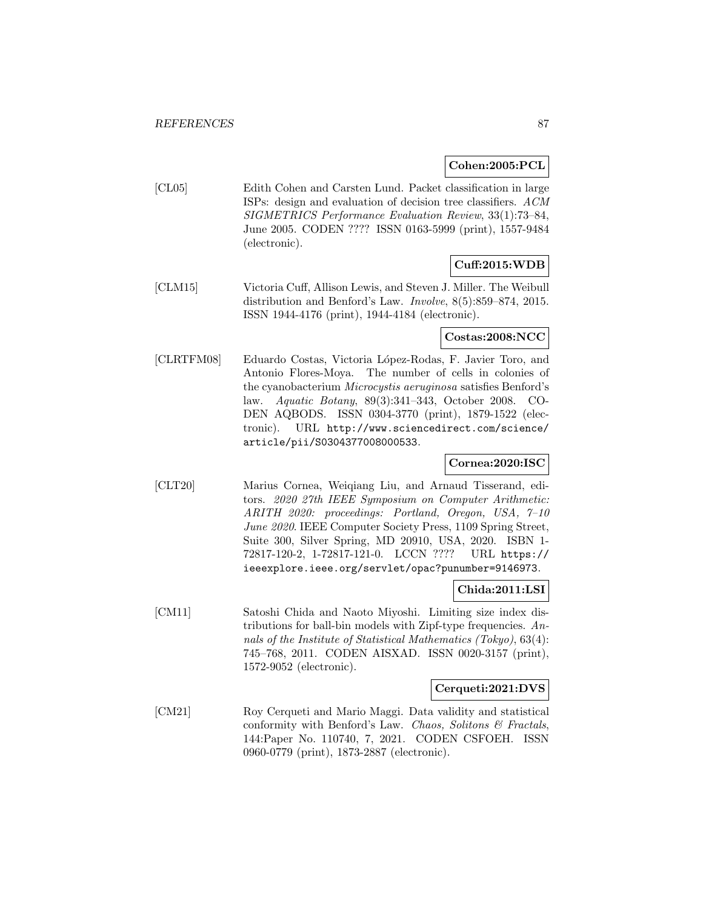**Cohen:2005:PCL**

[CL05] Edith Cohen and Carsten Lund. Packet classification in large ISPs: design and evaluation of decision tree classifiers. *ACM SIGMETRICS Performance Evaluation Review*, 33(1):73–84, June 2005. CODEN ???? ISSN 0163-5999 (print), 1557-9484 (electronic).

**Cuff:2015:WDB**

[CLM15] Victoria Cuff, Allison Lewis, and Steven J. Miller. The Weibull distribution and Benford's Law. *Involve*, 8(5):859–874, 2015. ISSN 1944-4176 (print), 1944-4184 (electronic).

**Costas:2008:NCC**

[CLRTFM08] Eduardo Costas, Victoria López-Rodas, F. Javier Toro, and Antonio Flores-Moya. The number of cells in colonies of the cyanobacterium *Microcystis aeruginosa* satisfies Benford's law. *Aquatic Botany*, 89(3):341–343, October 2008. CODEN AQBODS. ISSN 0304-3770 (print), 1879-1522 (electronic). URL http://www.sciencedirect.com/science/article/pii/S0304377008000533.

**Cornea:2020:ISC**

[CLT20] Marius Cornea, Weiqiang Liu, and Arnaud Tisserand, editors. *2020 27th IEEE Symposium on Computer Arithmetic: ARITH 2020: proceedings: Portland, Oregon, USA, 7–10 June 2020*. IEEE Computer Society Press, 1109 Spring Street, Suite 300, Silver Spring, MD 20910, USA, 2020. ISBN 1-72817-120-2, 1-72817-121-0. LCCN ???? URL https://ieeexplore.ieee.org/servlet/opac?punumber=9146973.

**Chida:2011:LSI**

[CM11] Satoshi Chida and Naoto Miyoshi. Limiting size index distributions for ball-bin models with Zipf-type frequencies. *Annals of the Institute of Statistical Mathematics (Tokyo)*, 63(4): 745–768, 2011. CODEN AISXAD. ISSN 0020-3157 (print), 1572-9052 (electronic).

**Cerqueti:2021:DVS**

[CM21] Roy Cerqueti and Mario Maggi. Data validity and statistical conformity with Benford's Law. *Chaos, Solitons & Fractals*, 144:Paper No. 110740, 7, 2021. CODEN CSFOEH. ISSN 0960-0779 (print), 1873-2887 (electronic).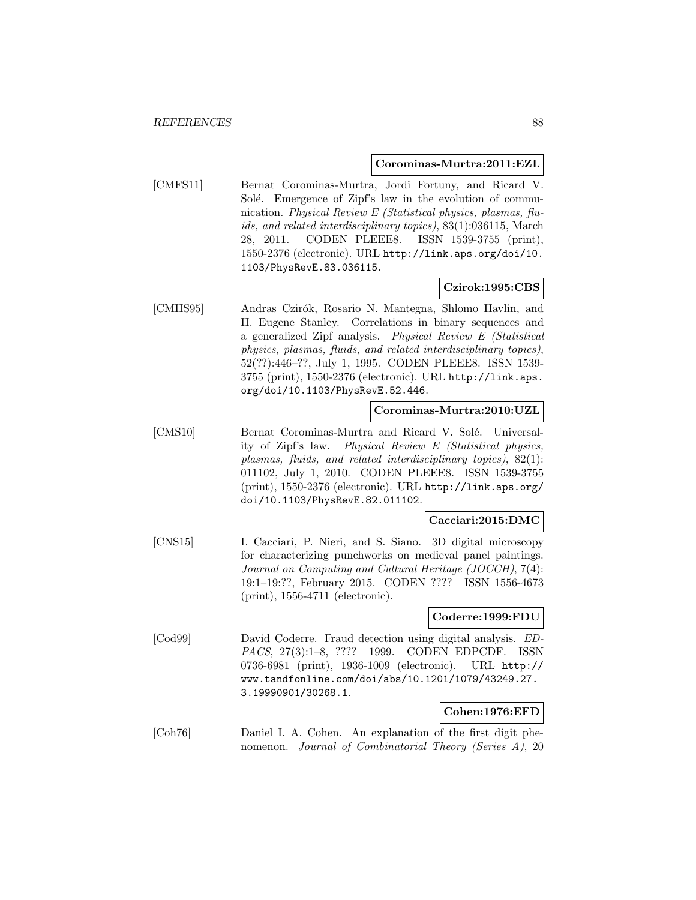**Corominas-Murtra:2011:EZL**

[CMFS11] Bernat Corominas-Murtra, Jordi Fortuny, and Ricard V. Solé. Emergence of Zipf's law in the evolution of communication. *Physical Review E (Statistical physics, plasmas, fluids, and related interdisciplinary topics)*, 83(1):036115, March 28, 2011. CODEN PLEEE8. ISSN 1539-3755 (print), 1550-2376 (electronic). URL `http://link.aps.org/doi/10.1103/PhysRevE.83.036115`.

**Czirok:1995:CBS**

[CMHS95] Andras Czirók, Rosario N. Mantegna, Shlomo Havlin, and H. Eugene Stanley. Correlations in binary sequences and a generalized Zipf analysis. *Physical Review E (Statistical physics, plasmas, fluids, and related interdisciplinary topics)*, 52(??):446–??, July 1, 1995. CODEN PLEEE8. ISSN 1539-3755 (print), 1550-2376 (electronic). URL `http://link.aps.org/doi/10.1103/PhysRevE.52.446`.

**Corominas-Murtra:2010:UZL**

[CMS10] Bernat Corominas-Murtra and Ricard V. Solé. Universality of Zipf's law. *Physical Review E (Statistical physics, plasmas, fluids, and related interdisciplinary topics)*, 82(1): 011102, July 1, 2010. CODEN PLEEE8. ISSN 1539-3755 (print), 1550-2376 (electronic). URL `http://link.aps.org/doi/10.1103/PhysRevE.82.011102`.

**Cacciari:2015:DMC**

[CNS15] I. Cacciari, P. Nieri, and S. Siano. 3D digital microscopy for characterizing punchworks on medieval panel paintings. *Journal on Computing and Cultural Heritage (JOCCH)*, 7(4): 19:1–19:??, February 2015. CODEN ???? ISSN 1556-4673 (print), 1556-4711 (electronic).

**Coderre:1999:FDU**

[Cod99] David Coderre. Fraud detection using digital analysis. *EDPACS*, 27(3):1–8, ???? 1999. CODEN EDPCDF. ISSN 0736-6981 (print), 1936-1009 (electronic). URL `http://www.tandfonline.com/doi/abs/10.1201/1079/43249.27.3.19990901/30268.1`.

**Cohen:1976:EFD**

[Coh76] Daniel I. A. Cohen. An explanation of the first digit phenomenon. *Journal of Combinatorial Theory (Series A)*, 20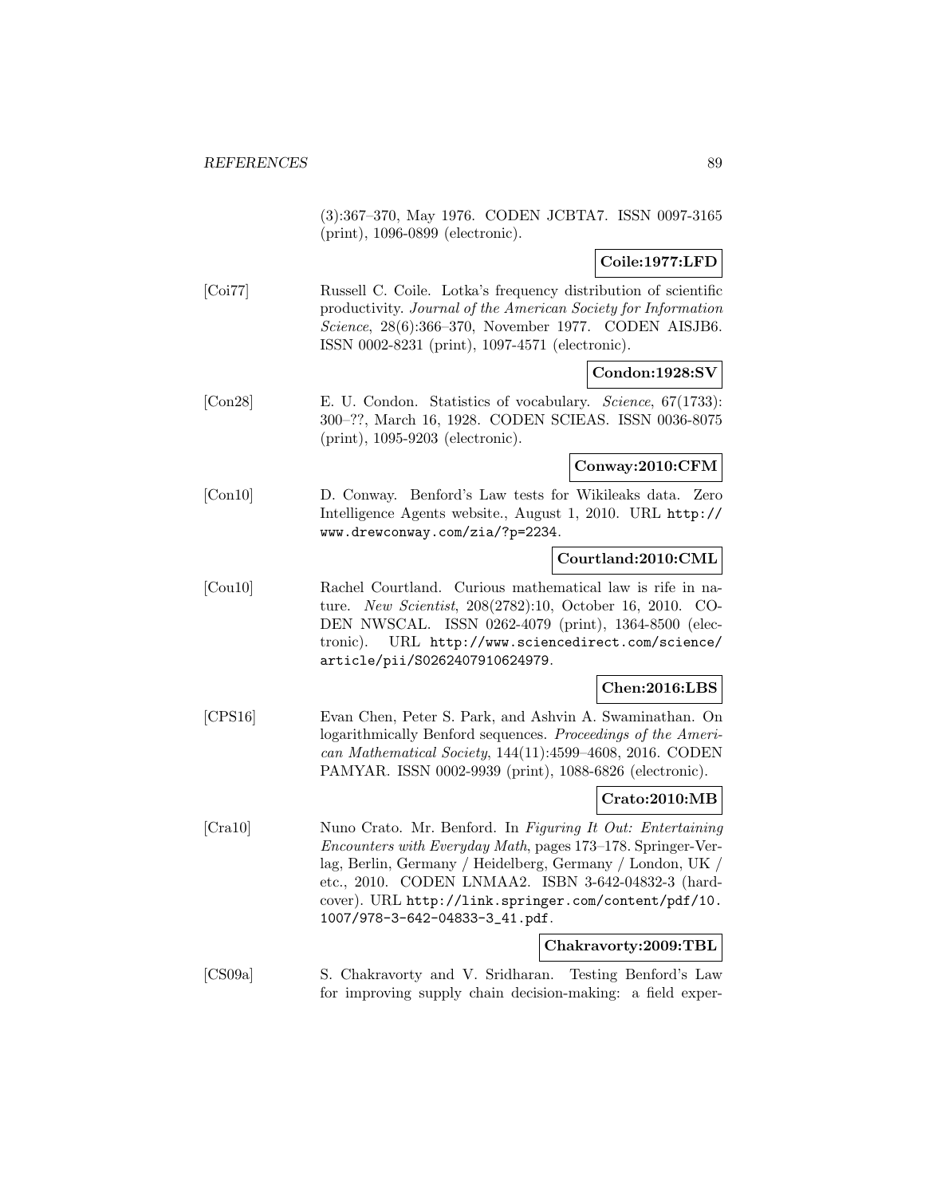(3):367–370, May 1976. CODEN JCBTA7. ISSN 0097-3165 (print), 1096-0899 (electronic).

**Coile:1977:LFD**

[Coi77] Russell C. Coile. Lotka's frequency distribution of scientific productivity. *Journal of the American Society for Information Science*, 28(6):366–370, November 1977. CODEN AISJB6. ISSN 0002-8231 (print), 1097-4571 (electronic).

**Condon:1928:SV**

[Con28] E. U. Condon. Statistics of vocabulary. *Science*, 67(1733): 300–??, March 16, 1928. CODEN SCIEAS. ISSN 0036-8075 (print), 1095-9203 (electronic).

**Conway:2010:CFM**

[Con10] D. Conway. Benford's Law tests for Wikileaks data. Zero Intelligence Agents website., August 1, 2010. URL http://www.drewconway.com/zia/?p=2234.

**Courtland:2010:CML**

[Cou10] Rachel Courtland. Curious mathematical law is rife in nature. *New Scientist*, 208(2782):10, October 16, 2010. CODEN NWSCAL. ISSN 0262-4079 (print), 1364-8500 (electronic). URL http://www.sciencedirect.com/science/article/pii/S0262407910624979.

**Chen:2016:LBS**

[CPS16] Evan Chen, Peter S. Park, and Ashvin A. Swaminathan. On logarithmically Benford sequences. *Proceedings of the American Mathematical Society*, 144(11):4599–4608, 2016. CODEN PAMYAR. ISSN 0002-9939 (print), 1088-6826 (electronic).

**Crato:2010:MB**

[Cra10] Nuno Crato. Mr. Benford. In *Figuring It Out: Entertaining Encounters with Everyday Math*, pages 173–178. Springer-Verlag, Berlin, Germany / Heidelberg, Germany / London, UK / etc., 2010. CODEN LNMAA2. ISBN 3-642-04832-3 (hardcover). URL http://link.springer.com/content/pdf/10.1007/978-3-642-04833-3_41.pdf.

**Chakravorty:2009:TBL**

[CS09a] S. Chakravorty and V. Sridharan. Testing Benford's Law for improving supply chain decision-making: a field exper-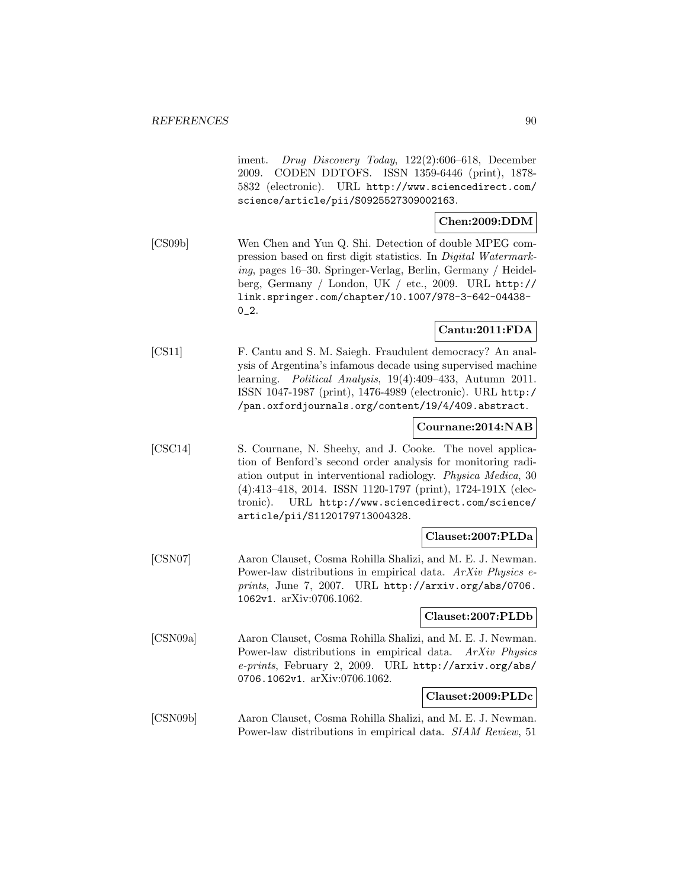iment. *Drug Discovery Today*, 122(2):606–618, December 2009. CODEN DDTOFS. ISSN 1359-6446 (print), 1878-5832 (electronic). URL http://www.sciencedirect.com/science/article/pii/S0925527309002163.

**Chen:2009:DDM**

[CS09b] Wen Chen and Yun Q. Shi. Detection of double MPEG compression based on first digit statistics. In *Digital Watermarking*, pages 16–30. Springer-Verlag, Berlin, Germany / Heidelberg, Germany / London, UK / etc., 2009. URL http://link.springer.com/chapter/10.1007/978-3-642-04438-0_2.

**Cantu:2011:FDA**

[CS11] F. Cantu and S. M. Saiegh. Fraudulent democracy? An analysis of Argentina's infamous decade using supervised machine learning. *Political Analysis*, 19(4):409–433, Autumn 2011. ISSN 1047-1987 (print), 1476-4989 (electronic). URL http://pan.oxfordjournals.org/content/19/4/409.abstract.

**Cournane:2014:NAB**

[CSC14] S. Cournane, N. Sheehy, and J. Cooke. The novel application of Benford's second order analysis for monitoring radiation output in interventional radiology. *Physica Medica*, 30 (4):413–418, 2014. ISSN 1120-1797 (print), 1724-191X (electronic). URL http://www.sciencedirect.com/science/article/pii/S1120179713004328.

**Clauset:2007:PLDa**

[CSN07] Aaron Clauset, Cosma Rohilla Shalizi, and M. E. J. Newman. Power-law distributions in empirical data. *ArXiv Physics e-prints*, June 7, 2007. URL http://arxiv.org/abs/0706.1062v1. arXiv:0706.1062.

**Clauset:2007:PLDb**

[CSN09a] Aaron Clauset, Cosma Rohilla Shalizi, and M. E. J. Newman. Power-law distributions in empirical data. *ArXiv Physics e-prints*, February 2, 2009. URL http://arxiv.org/abs/0706.1062v1. arXiv:0706.1062.

**Clauset:2009:PLDc**

[CSN09b] Aaron Clauset, Cosma Rohilla Shalizi, and M. E. J. Newman. Power-law distributions in empirical data. *SIAM Review*, 51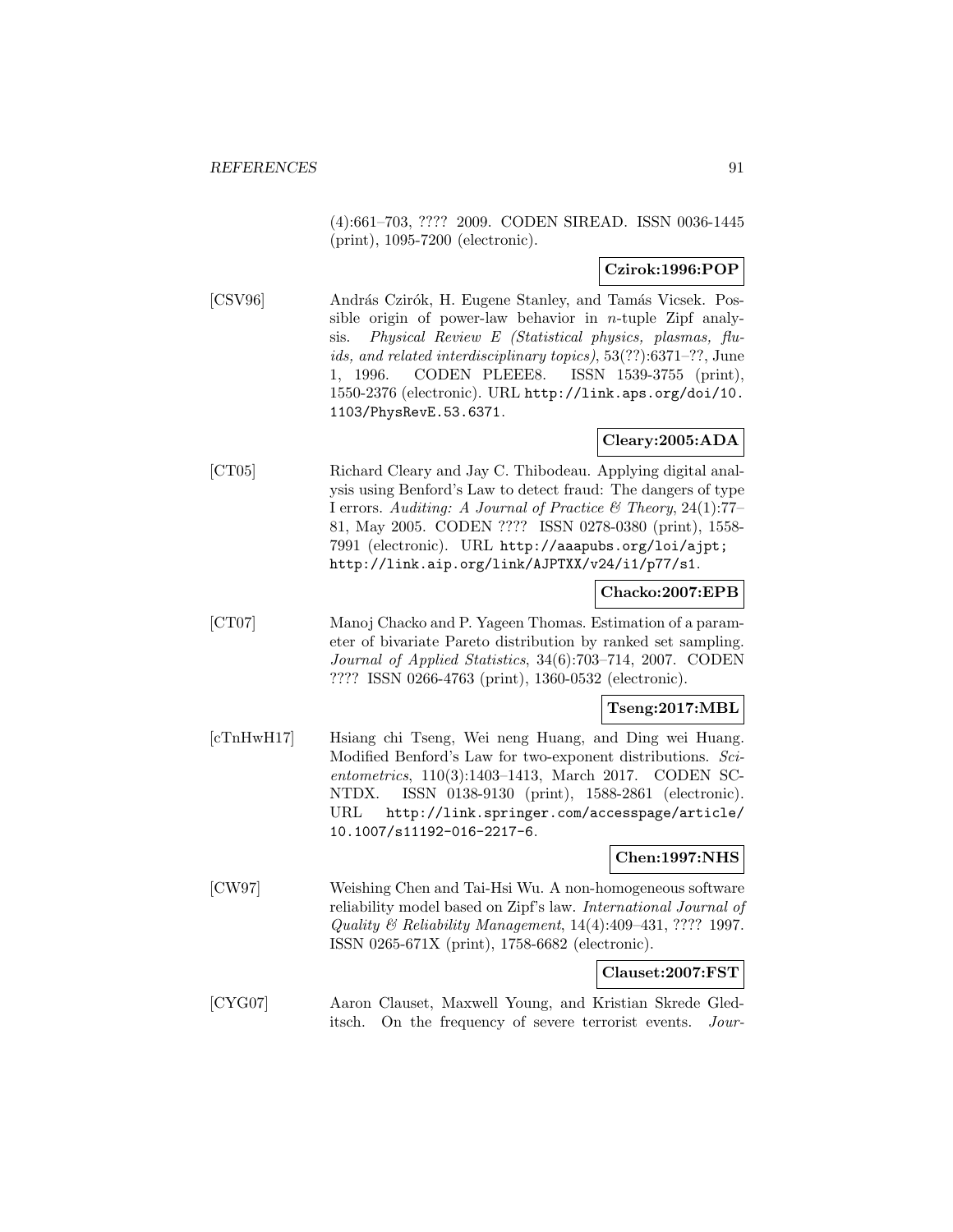(4):661–703, ???? 2009. CODEN SIREAD. ISSN 0036-1445 (print), 1095-7200 (electronic).

**Czirok:1996:POP**

[CSV96] András Czirók, H. Eugene Stanley, and Tamás Vicsek. Possible origin of power-law behavior in $n$-tuple Zipf analysis. *Physical Review E (Statistical physics, plasmas, fluids, and related interdisciplinary topics)*, 53(??):6371–??, June 1, 1996. CODEN PLEEE8. ISSN 1539-3755 (print), 1550-2376 (electronic). URL http://link.aps.org/doi/10.1103/PhysRevE.53.6371.

**Cleary:2005:ADA**

[CT05] Richard Cleary and Jay C. Thibodeau. Applying digital analysis using Benford's Law to detect fraud: The dangers of type I errors. *Auditing: A Journal of Practice & Theory*, 24(1):77–81, May 2005. CODEN ???? ISSN 0278-0380 (print), 1558-7991 (electronic). URL http://aaapubs.org/loi/ajpt; http://link.aip.org/link/AJPTXX/v24/i1/p77/s1.

**Chacko:2007:EPB**

[CT07] Manoj Chacko and P. Yageen Thomas. Estimation of a parameter of bivariate Pareto distribution by ranked set sampling. *Journal of Applied Statistics*, 34(6):703–714, 2007. CODEN ???? ISSN 0266-4763 (print), 1360-0532 (electronic).

**Tseng:2017:MBL**

[cTnHwH17] Hsiang chi Tseng, Wei neng Huang, and Ding wei Huang. Modified Benford's Law for two-exponent distributions. *Scientometrics*, 110(3):1403–1413, March 2017. CODEN SCNTDX. ISSN 0138-9130 (print), 1588-2861 (electronic). URL http://link.springer.com/accesspage/article/10.1007/s11192-016-2217-6.

**Chen:1997:NHS**

[CW97] Weishing Chen and Tai-Hsi Wu. A non-homogeneous software reliability model based on Zipf's law. *International Journal of Quality & Reliability Management*, 14(4):409–431, ???? 1997. ISSN 0265-671X (print), 1758-6682 (electronic).

**Clauset:2007:FST**

[CYG07] Aaron Clauset, Maxwell Young, and Kristian Skrede Gleditsch. On the frequency of severe terrorist events. *Jour-*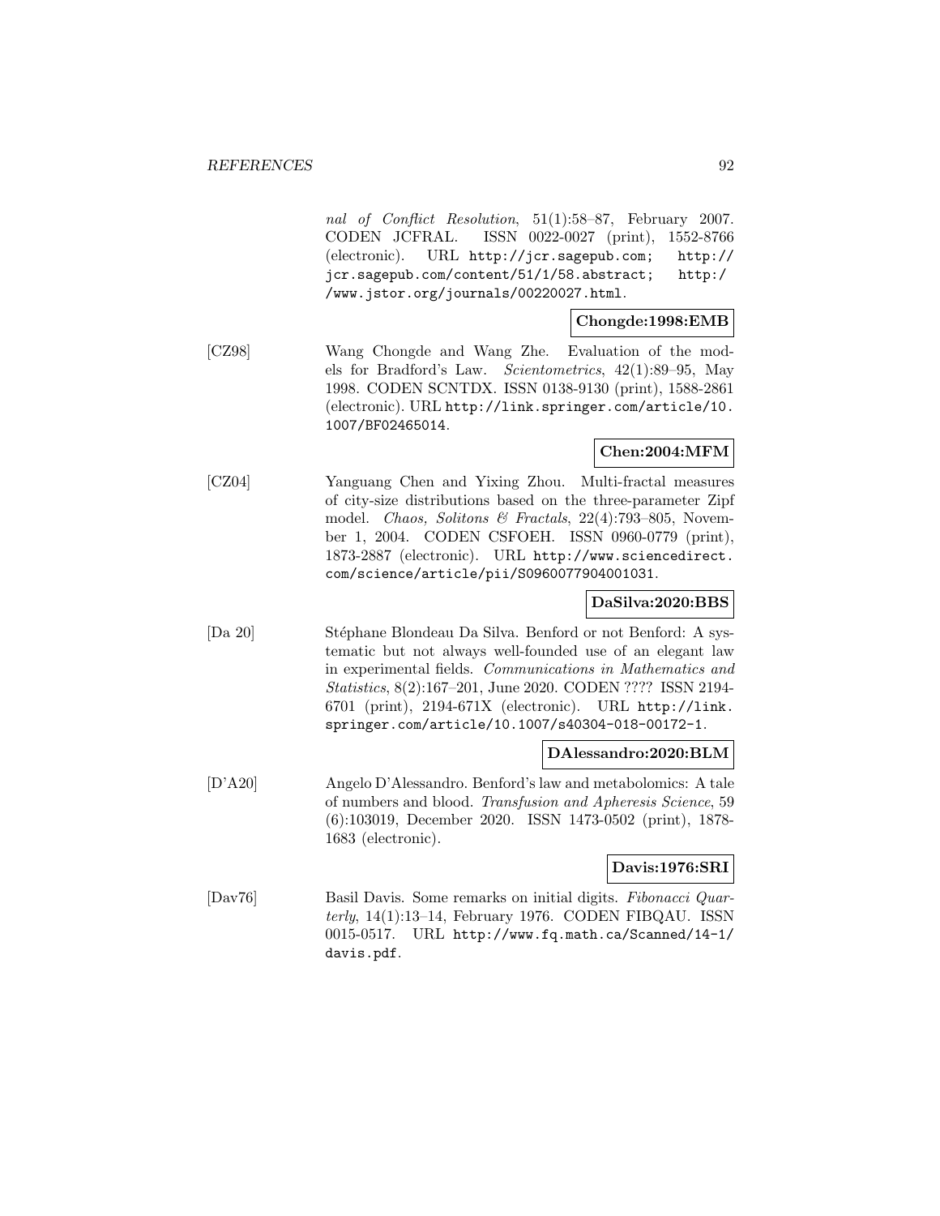*nal of Conflict Resolution*, 51(1):58–87, February 2007. CODEN JCFRAL. ISSN 0022-0027 (print), 1552-8766 (electronic). URL http://jcr.sagepub.com; http://jcr.sagepub.com/content/51/1/58.abstract; http://www.jstor.org/journals/00220027.html.

**Chongde:1998:EMB**

[CZ98] Wang Chongde and Wang Zhe. Evaluation of the models for Bradford's Law. *Scientometrics*, 42(1):89–95, May 1998. CODEN SCNTDX. ISSN 0138-9130 (print), 1588-2861 (electronic). URL http://link.springer.com/article/10.1007/BF02465014.

**Chen:2004:MFM**

[CZ04] Yanguang Chen and Yixing Zhou. Multi-fractal measures of city-size distributions based on the three-parameter Zipf model. *Chaos, Solitons & Fractals*, 22(4):793–805, November 1, 2004. CODEN CSFOEH. ISSN 0960-0779 (print), 1873-2887 (electronic). URL http://www.sciencedirect.com/science/article/pii/S0960077904001031.

**DaSilva:2020:BBS**

[Da 20] Stéphane Blondeau Da Silva. Benford or not Benford: A systematic but not always well-founded use of an elegant law in experimental fields. *Communications in Mathematics and Statistics*, 8(2):167–201, June 2020. CODEN ???? ISSN 2194-6701 (print), 2194-671X (electronic). URL http://link.springer.com/article/10.1007/s40304-018-00172-1.

**DAlessandro:2020:BLM**

[D'A20] Angelo D'Alessandro. Benford's law and metabolomics: A tale of numbers and blood. *Transfusion and Apheresis Science*, 59 (6):103019, December 2020. ISSN 1473-0502 (print), 1878-1683 (electronic).

**Davis:1976:SRI**

[Dav76] Basil Davis. Some remarks on initial digits. *Fibonacci Quarterly*, 14(1):13–14, February 1976. CODEN FIBQAU. ISSN 0015-0517. URL http://www.fq.math.ca/Scanned/14-1/davis.pdf.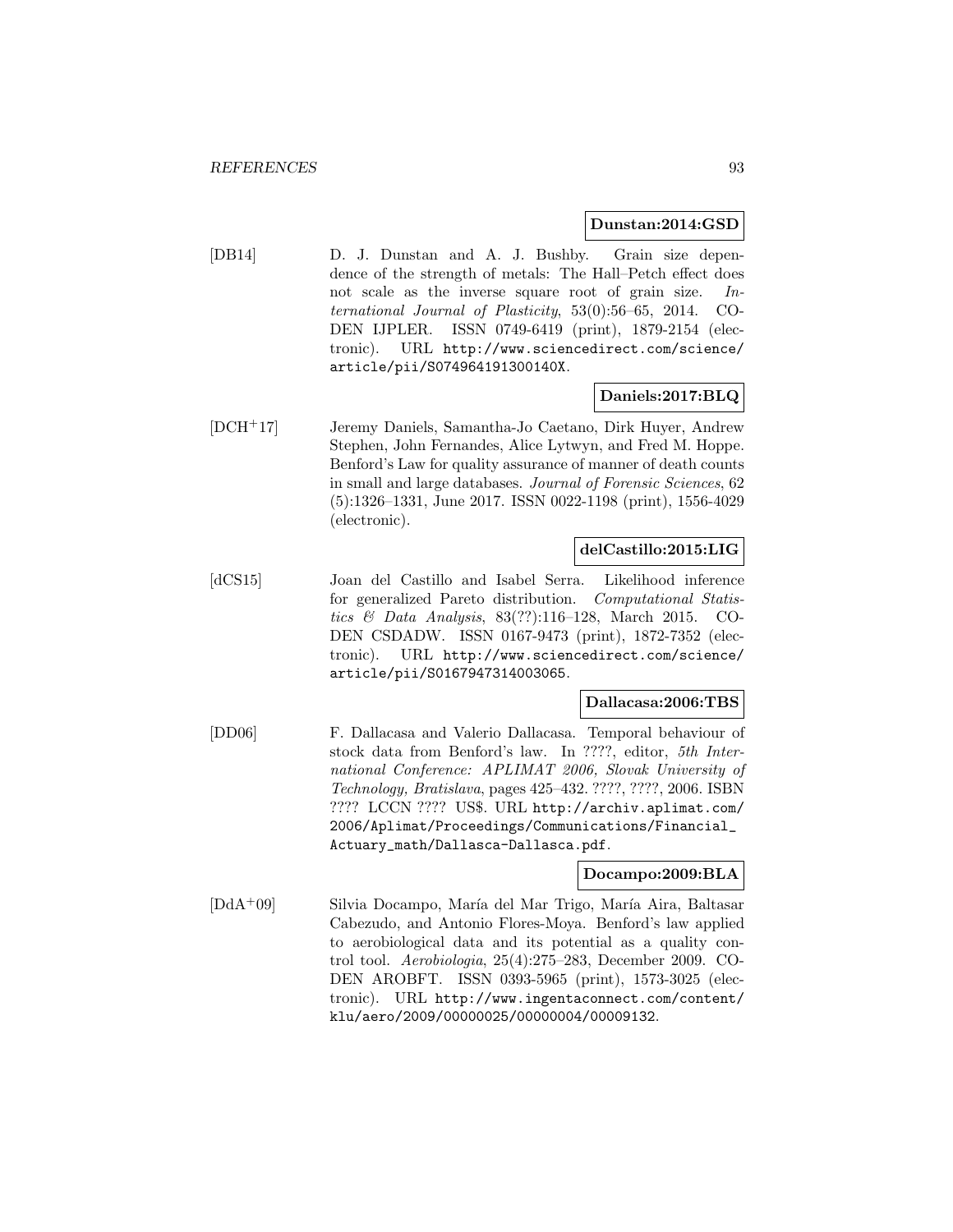**Dunstan:2014:GSD**

[DB14] D. J. Dunstan and A. J. Bushby. Grain size dependence of the strength of metals: The Hall–Petch effect does not scale as the inverse square root of grain size. *International Journal of Plasticity*, 53(0):56–65, 2014. CODEN IJPLER. ISSN 0749-6419 (print), 1879-2154 (electronic). URL http://www.sciencedirect.com/science/article/pii/S074964191300140X.

**Daniels:2017:BLQ**

[DCH+17] Jeremy Daniels, Samantha-Jo Caetano, Dirk Huyer, Andrew Stephen, John Fernandes, Alice Lytwyn, and Fred M. Hoppe. Benford's Law for quality assurance of manner of death counts in small and large databases. *Journal of Forensic Sciences*, 62 (5):1326–1331, June 2017. ISSN 0022-1198 (print), 1556-4029 (electronic).

**delCastillo:2015:LIG**

[dCS15] Joan del Castillo and Isabel Serra. Likelihood inference for generalized Pareto distribution. *Computational Statistics & Data Analysis*, 83(??):116–128, March 2015. CODEN CSDADW. ISSN 0167-9473 (print), 1872-7352 (electronic). URL http://www.sciencedirect.com/science/article/pii/S0167947314003065.

**Dallacasa:2006:TBS**

[DD06] F. Dallacasa and Valerio Dallacasa. Temporal behaviour of stock data from Benford's law. In ????, editor, *5th International Conference: APLIMAT 2006, Slovak University of Technology, Bratislava*, pages 425–432. ????, ????, 2006. ISBN ???? LCCN ???? US$. URL http://archiv.aplimat.com/2006/Aplimat/Proceedings/Communications/Financial_Actuary_math/Dallasca-Dallasca.pdf.

**Docampo:2009:BLA**

[DdA+09] Silvia Docampo, María del Mar Trigo, María Aira, Baltasar Cabezudo, and Antonio Flores-Moya. Benford's law applied to aerobiological data and its potential as a quality control tool. *Aerobiologia*, 25(4):275–283, December 2009. CODEN AROBFT. ISSN 0393-5965 (print), 1573-3025 (electronic). URL http://www.ingentaconnect.com/content/klu/aero/2009/00000025/00000004/00009132.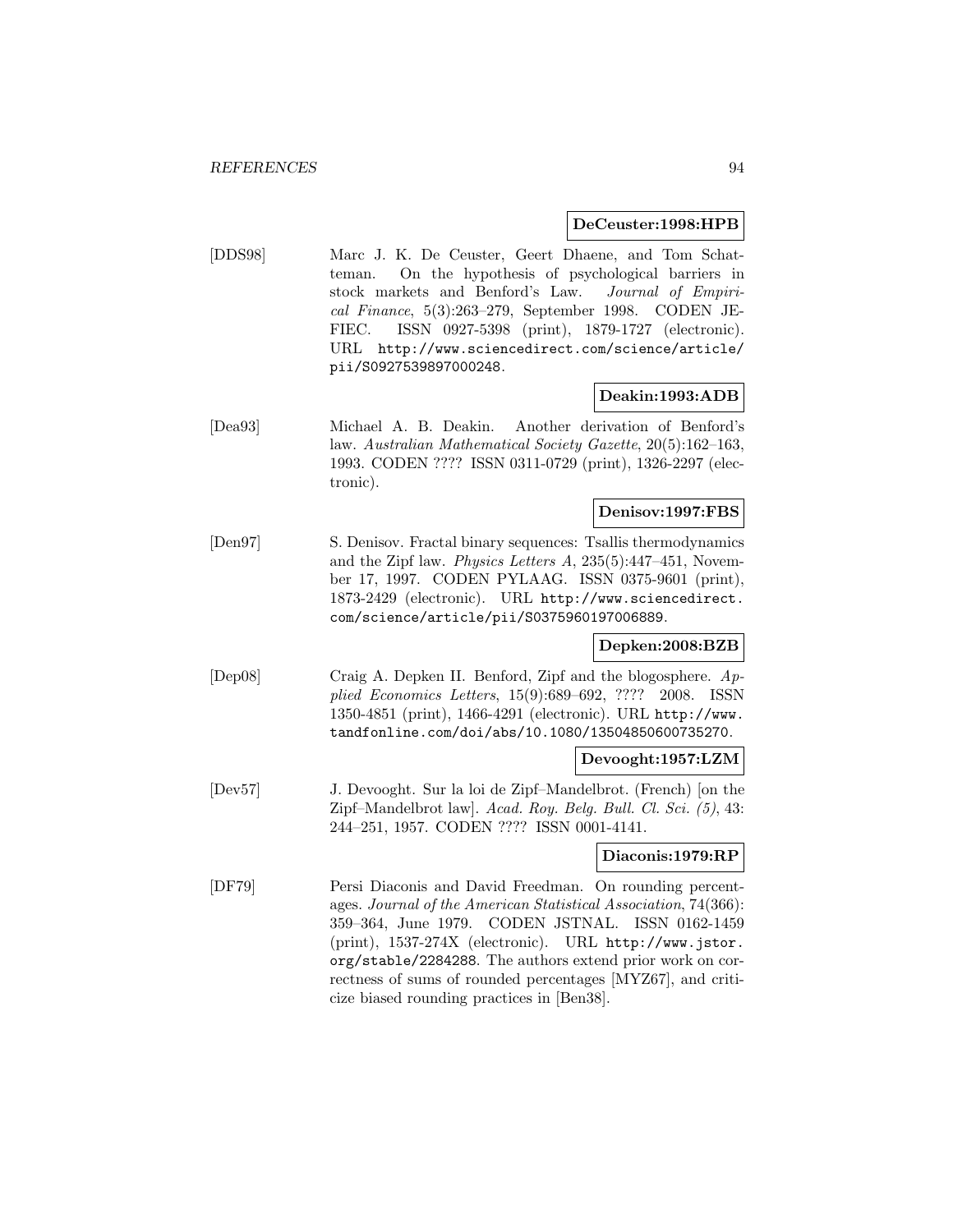**DeCeuster:1998:HPB**

[DDS98] Marc J. K. De Ceuster, Geert Dhaene, and Tom Schatteman. On the hypothesis of psychological barriers in stock markets and Benford's Law. *Journal of Empirical Finance*, 5(3):263–279, September 1998. CODEN JEFIEC. ISSN 0927-5398 (print), 1879-1727 (electronic). URL http://www.sciencedirect.com/science/article/pii/S0927539897000248.

**Deakin:1993:ADB**

[Dea93] Michael A. B. Deakin. Another derivation of Benford's law. *Australian Mathematical Society Gazette*, 20(5):162–163, 1993. CODEN ???? ISSN 0311-0729 (print), 1326-2297 (electronic).

**Denisov:1997:FBS**

[Den97] S. Denisov. Fractal binary sequences: Tsallis thermodynamics and the Zipf law. *Physics Letters A*, 235(5):447–451, November 17, 1997. CODEN PYLAAG. ISSN 0375-9601 (print), 1873-2429 (electronic). URL http://www.sciencedirect.com/science/article/pii/S0375960197006889.

**Depken:2008:BZB**

[Dep08] Craig A. Depken II. Benford, Zipf and the blogosphere. *Applied Economics Letters*, 15(9):689–692, ???? 2008. ISSN 1350-4851 (print), 1466-4291 (electronic). URL http://www.tandfonline.com/doi/abs/10.1080/13504850600735270.

**Devooght:1957:LZM**

[Dev57] J. Devooght. Sur la loi de Zipf–Mandelbrot. (French) [on the Zipf–Mandelbrot law]. *Acad. Roy. Belg. Bull. Cl. Sci. (5)*, 43: 244–251, 1957. CODEN ???? ISSN 0001-4141.

**Diaconis:1979:RP**

[DF79] Persi Diaconis and David Freedman. On rounding percentages. *Journal of the American Statistical Association*, 74(366): 359–364, June 1979. CODEN JSTNAL. ISSN 0162-1459 (print), 1537-274X (electronic). URL http://www.jstor.org/stable/2284288. The authors extend prior work on correctness of sums of rounded percentages [MYZ67], and criticize biased rounding practices in [Ben38].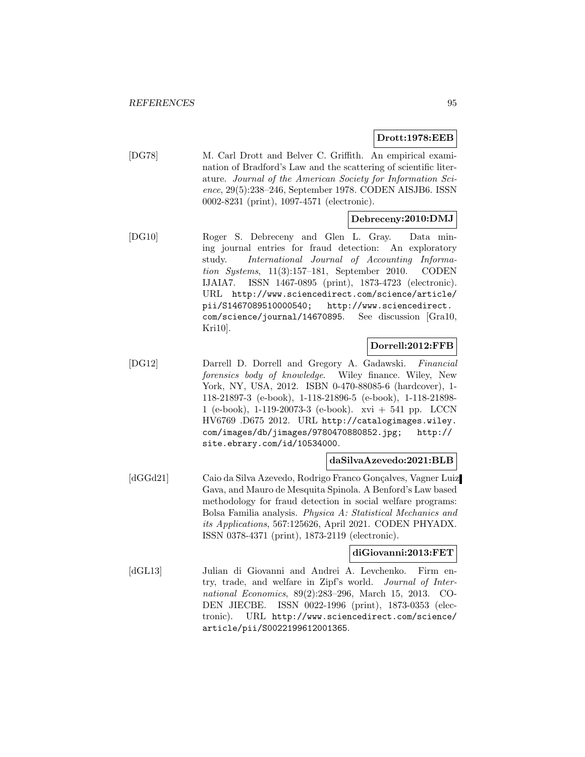**Drott:1978:EEB**

[DG78] M. Carl Drott and Belver C. Griffith. An empirical examination of Bradford's Law and the scattering of scientific literature. *Journal of the American Society for Information Science*, 29(5):238–246, September 1978. CODEN AISJB6. ISSN 0002-8231 (print), 1097-4571 (electronic).

**Debreceny:2010:DMJ**

[DG10] Roger S. Debreceny and Glen L. Gray. Data mining journal entries for fraud detection: An exploratory study. *International Journal of Accounting Information Systems*, 11(3):157–181, September 2010. CODEN IJAIA7. ISSN 1467-0895 (print), 1873-4723 (electronic). URL http://www.sciencedirect.com/science/article/pii/S1467089510000540; http://www.sciencedirect.com/science/journal/14670895. See discussion [Gra10, Kri10].

**Dorrell:2012:FFB**

[DG12] Darrell D. Dorrell and Gregory A. Gadawski. *Financial forensics body of knowledge*. Wiley finance. Wiley, New York, NY, USA, 2012. ISBN 0-470-88085-6 (hardcover), 1-118-21897-3 (e-book), 1-118-21896-5 (e-book), 1-118-21898-1 (e-book), 1-119-20073-3 (e-book). xvi + 541 pp. LCCN HV6769 .D675 2012. URL http://catalogimages.wiley.com/images/db/jimages/9780470880852.jpg; http://site.ebrary.com/id/10534000.

**daSilvaAzevedo:2021:BLB**

[dGGd21] Caio da Silva Azevedo, Rodrigo Franco Gonçalves, Vagner Luiz Gava, and Mauro de Mesquita Spinola. A Benford's Law based methodology for fraud detection in social welfare programs: Bolsa Familia analysis. *Physica A: Statistical Mechanics and its Applications*, 567:125626, April 2021. CODEN PHYADX. ISSN 0378-4371 (print), 1873-2119 (electronic).

**diGiovanni:2013:FET**

[dGL13] Julian di Giovanni and Andrei A. Levchenko. Firm entry, trade, and welfare in Zipf's world. *Journal of International Economics*, 89(2):283–296, March 15, 2013. CODEN JIECBE. ISSN 0022-1996 (print), 1873-0353 (electronic). URL http://www.sciencedirect.com/science/article/pii/S0022199612001365.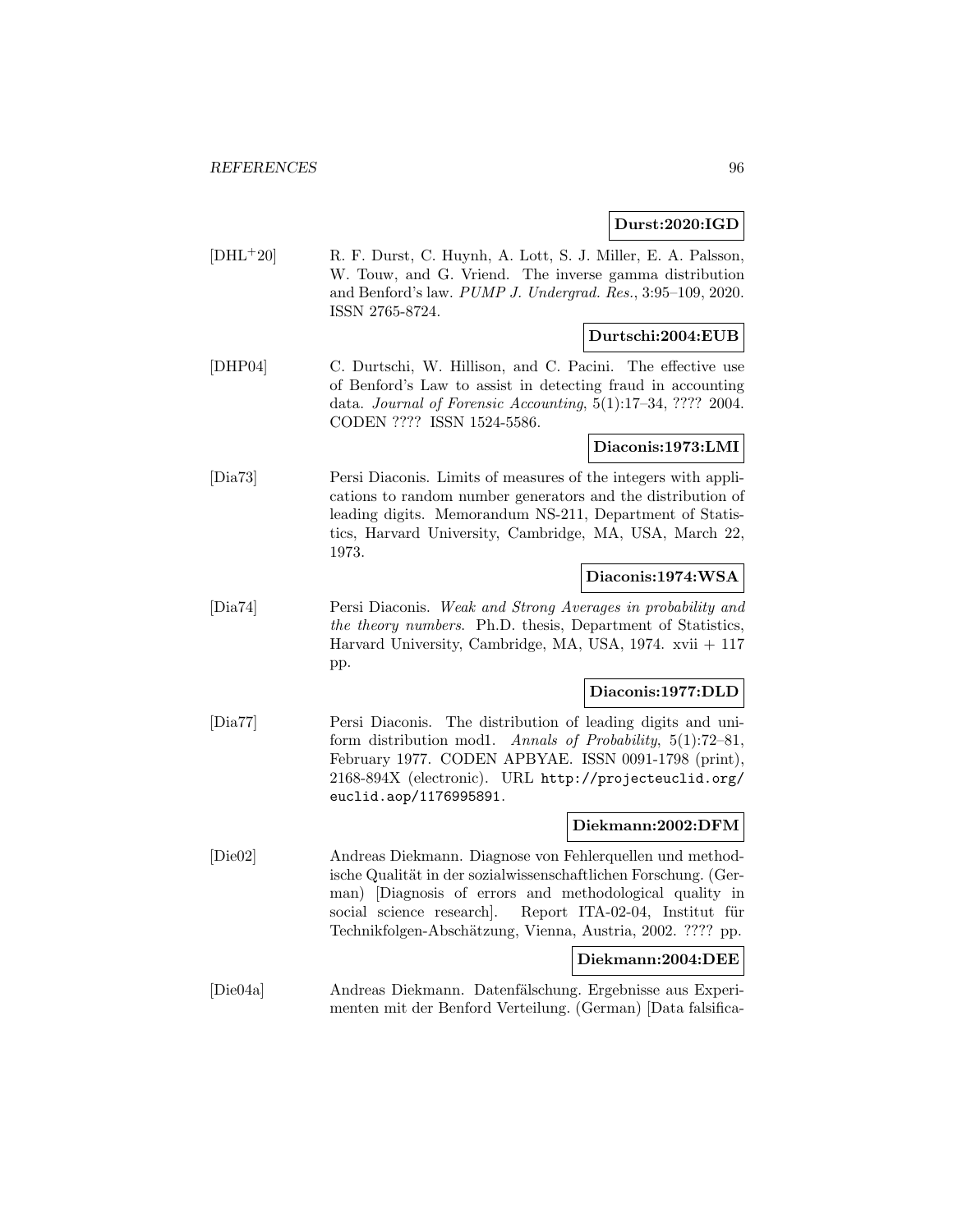**Durst:2020:IGD**

[DHL+20] R. F. Durst, C. Huynh, A. Lott, S. J. Miller, E. A. Palsson, W. Touw, and G. Vriend. The inverse gamma distribution and Benford's law. *PUMP J. Undergrad. Res.*, 3:95–109, 2020. ISSN 2765-8724.

**Durtschi:2004:EUB**

[DHP04] C. Durtschi, W. Hillison, and C. Pacini. The effective use of Benford's Law to assist in detecting fraud in accounting data. *Journal of Forensic Accounting*, 5(1):17–34, ???? 2004. CODEN ???? ISSN 1524-5586.

**Diaconis:1973:LMI**

[Dia73] Persi Diaconis. Limits of measures of the integers with applications to random number generators and the distribution of leading digits. Memorandum NS-211, Department of Statistics, Harvard University, Cambridge, MA, USA, March 22, 1973.

**Diaconis:1974:WSA**

[Dia74] Persi Diaconis. *Weak and Strong Averages in probability and the theory numbers*. Ph.D. thesis, Department of Statistics, Harvard University, Cambridge, MA, USA, 1974. xvii + 117 pp.

**Diaconis:1977:DLD**

[Dia77] Persi Diaconis. The distribution of leading digits and uniform distribution mod1. *Annals of Probability*, 5(1):72–81, February 1977. CODEN APBYAE. ISSN 0091-1798 (print), 2168-894X (electronic). URL `http://projecteuclid.org/euclid.aop/1176995891`.

**Diekmann:2002:DFM**

[Die02] Andreas Diekmann. Diagnose von Fehlerquellen und methodische Qualität in der sozialwissenschaftlichen Forschung. (German) [Diagnosis of errors and methodological quality in social science research]. Report ITA-02-04, Institut für Technikfolgen-Abschätzung, Vienna, Austria, 2002. ???? pp.

**Diekmann:2004:DEE**

[Die04a] Andreas Diekmann. Datenfälschung. Ergebnisse aus Experimenten mit der Benford Verteilung. (German) [Data falsifica-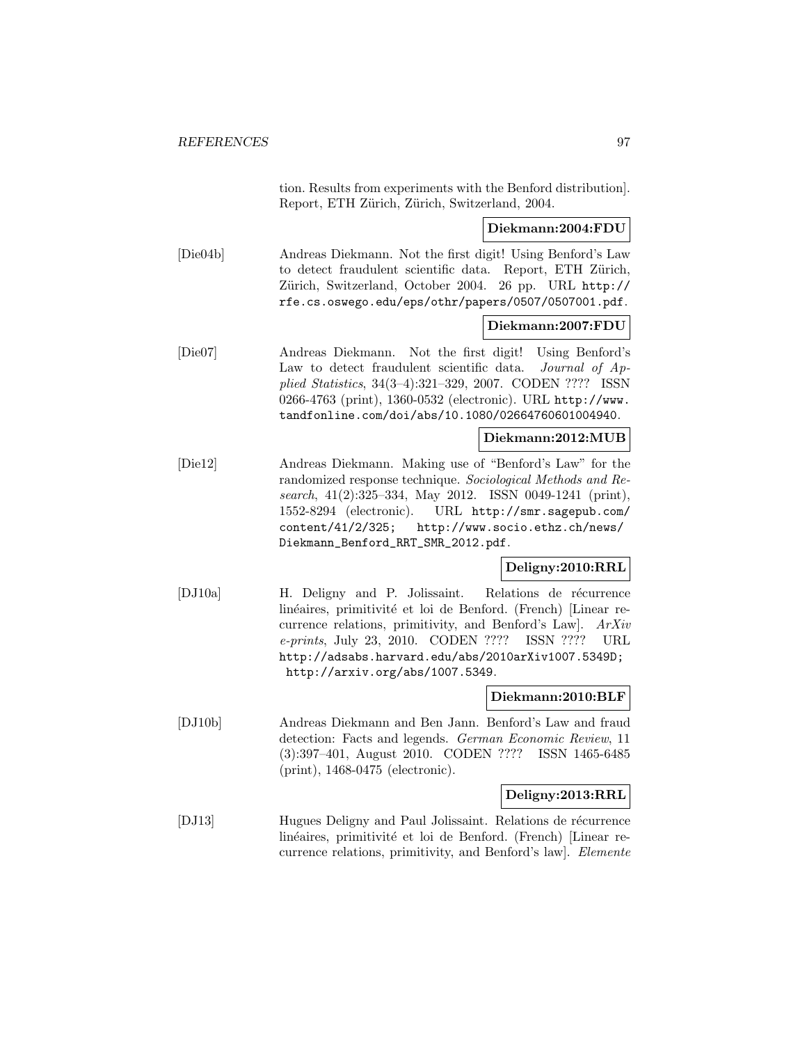tion. Results from experiments with the Benford distribution]. Report, ETH Zürich, Zürich, Switzerland, 2004.

**Diekmann:2004:FDU**

[Die04b] Andreas Diekmann. Not the first digit! Using Benford's Law to detect fraudulent scientific data. Report, ETH Zürich, Zürich, Switzerland, October 2004. 26 pp. URL http://rfe.cs.oswego.edu/eps/othr/papers/0507/0507001.pdf.

**Diekmann:2007:FDU**

[Die07] Andreas Diekmann. Not the first digit! Using Benford's Law to detect fraudulent scientific data. *Journal of Applied Statistics*, 34(3–4):321–329, 2007. CODEN ???? ISSN 0266-4763 (print), 1360-0532 (electronic). URL http://www.tandfonline.com/doi/abs/10.1080/02664760601004940.

**Diekmann:2012:MUB**

[Die12] Andreas Diekmann. Making use of "Benford's Law" for the randomized response technique. *Sociological Methods and Research*, 41(2):325–334, May 2012. ISSN 0049-1241 (print), 1552-8294 (electronic). URL http://smr.sagepub.com/content/41/2/325; http://www.socio.ethz.ch/news/Diekmann_Benford_RRT_SMR_2012.pdf.

**Deligny:2010:RRL**

[DJ10a] H. Deligny and P. Jolissaint. Relations de récurrence linéaires, primitivité et loi de Benford. (French) [Linear recurrence relations, primitivity, and Benford's Law]. *ArXiv e-prints*, July 23, 2010. CODEN ???? ISSN ???? URL http://adsabs.harvard.edu/abs/2010arXiv1007.5349D; http://arxiv.org/abs/1007.5349.

**Diekmann:2010:BLF**

[DJ10b] Andreas Diekmann and Ben Jann. Benford's Law and fraud detection: Facts and legends. *German Economic Review*, 11 (3):397–401, August 2010. CODEN ???? ISSN 1465-6485 (print), 1468-0475 (electronic).

**Deligny:2013:RRL**

[DJ13] Hugues Deligny and Paul Jolissaint. Relations de récurrence linéaires, primitivité et loi de Benford. (French) [Linear recurrence relations, primitivity, and Benford's law]. *Elemente*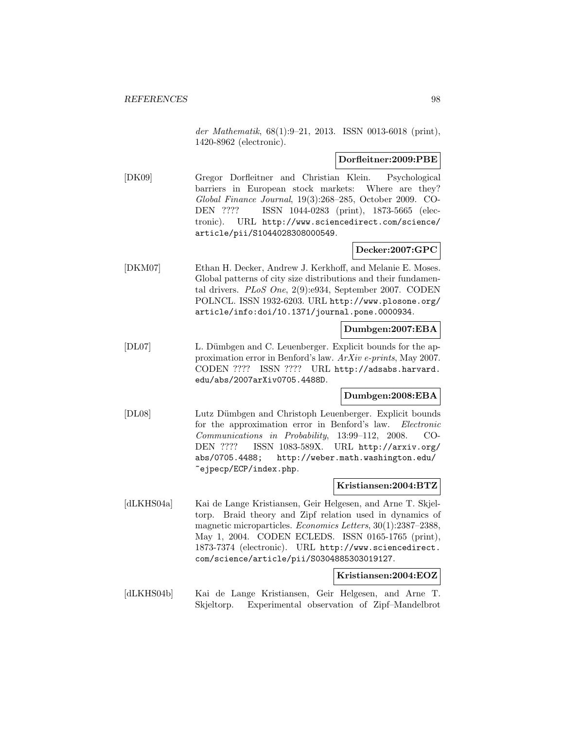*der Mathematik*, 68(1):9–21, 2013. ISSN 0013-6018 (print), 1420-8962 (electronic).

**Dorfleitner:2009:PBE**

[DK09] Gregor Dorfleitner and Christian Klein. Psychological barriers in European stock markets: Where are they? *Global Finance Journal*, 19(3):268–285, October 2009. CODEN ???? ISSN 1044-0283 (print), 1873-5665 (electronic). URL http://www.sciencedirect.com/science/article/pii/S1044028308000549.

**Decker:2007:GPC**

[DKM07] Ethan H. Decker, Andrew J. Kerkhoff, and Melanie E. Moses. Global patterns of city size distributions and their fundamental drivers. *PLoS One*, 2(9):e934, September 2007. CODEN POLNCL. ISSN 1932-6203. URL http://www.plosone.org/article/info:doi/10.1371/journal.pone.0000934.

**Dumbgen:2007:EBA**

[DL07] L. Dümbgen and C. Leuenberger. Explicit bounds for the approximation error in Benford's law. *ArXiv e-prints*, May 2007. CODEN ???? ISSN ???? URL http://adsabs.harvard.edu/abs/2007arXiv0705.4488D.

**Dumbgen:2008:EBA**

[DL08] Lutz Dümbgen and Christoph Leuenberger. Explicit bounds for the approximation error in Benford's law. *Electronic Communications in Probability*, 13:99–112, 2008. CODEN ???? ISSN 1083-589X. URL http://arxiv.org/abs/0705.4488; http://weber.math.washington.edu/~ejpecp/ECP/index.php.

**Kristiansen:2004:BTZ**

[dLKHS04a] Kai de Lange Kristiansen, Geir Helgesen, and Arne T. Skjeltorp. Braid theory and Zipf relation used in dynamics of magnetic microparticles. *Economics Letters*, 30(1):2387–2388, May 1, 2004. CODEN ECLEDS. ISSN 0165-1765 (print), 1873-7374 (electronic). URL http://www.sciencedirect.com/science/article/pii/S0304885303019127.

**Kristiansen:2004:EOZ**

[dLKHS04b] Kai de Lange Kristiansen, Geir Helgesen, and Arne T. Skjeltorp. Experimental observation of Zipf–Mandelbrot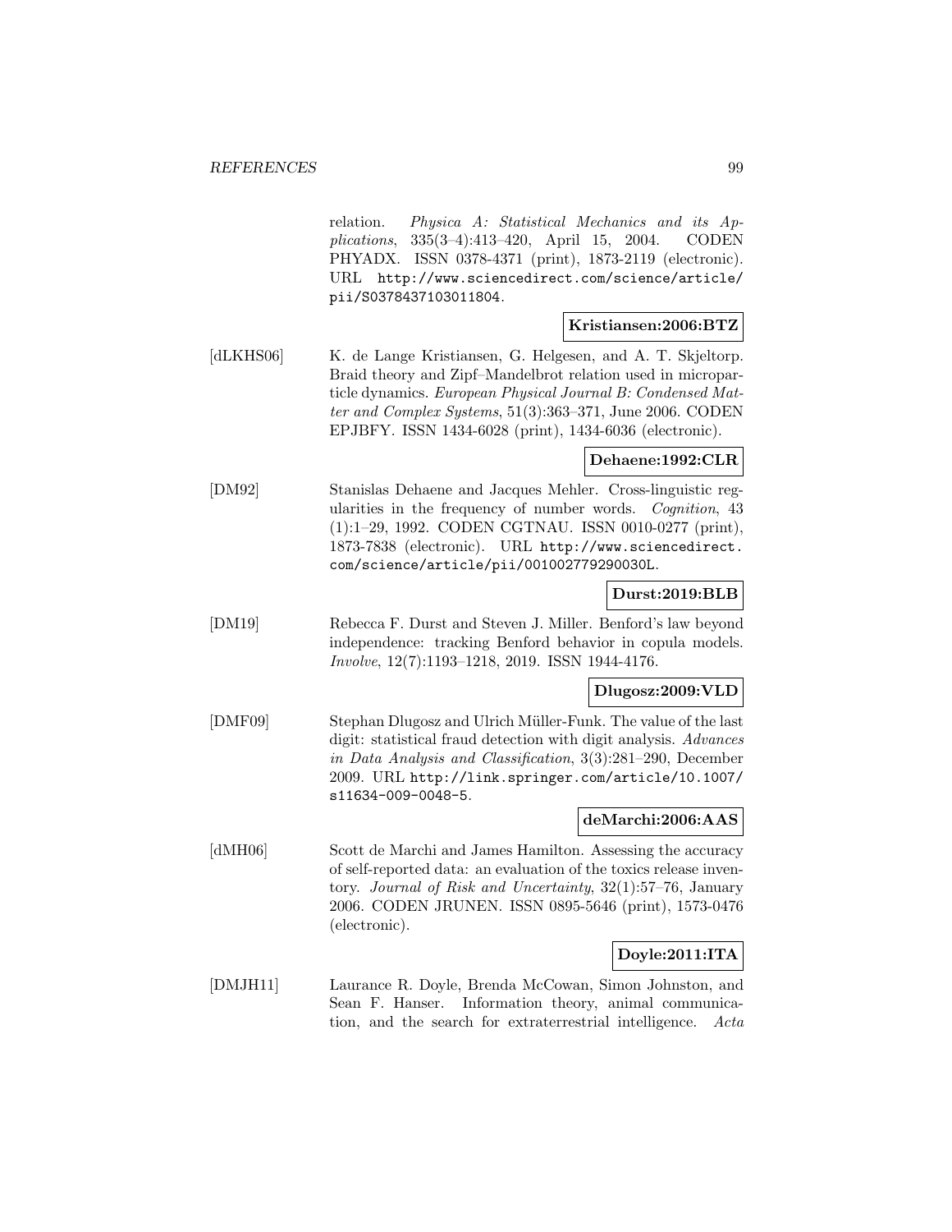relation. *Physica A: Statistical Mechanics and its Applications*, 335(3–4):413–420, April 15, 2004. CODEN PHYADX. ISSN 0378-4371 (print), 1873-2119 (electronic). URL http://www.sciencedirect.com/science/article/pii/S0378437103011804.

**Kristiansen:2006:BTZ**

[dLKHS06] K. de Lange Kristiansen, G. Helgesen, and A. T. Skjeltorp. Braid theory and Zipf–Mandelbrot relation used in microparticle dynamics. *European Physical Journal B: Condensed Matter and Complex Systems*, 51(3):363–371, June 2006. CODEN EPJBFY. ISSN 1434-6028 (print), 1434-6036 (electronic).

**Dehaene:1992:CLR**

[DM92] Stanislas Dehaene and Jacques Mehler. Cross-linguistic regularities in the frequency of number words. *Cognition*, 43 (1):1–29, 1992. CODEN CGTNAU. ISSN 0010-0277 (print), 1873-7838 (electronic). URL http://www.sciencedirect.com/science/article/pii/001002779290030L.

**Durst:2019:BLB**

[DM19] Rebecca F. Durst and Steven J. Miller. Benford's law beyond independence: tracking Benford behavior in copula models. *Involve*, 12(7):1193–1218, 2019. ISSN 1944-4176.

**Dlugosz:2009:VLD**

[DMF09] Stephan Dlugosz and Ulrich Müller-Funk. The value of the last digit: statistical fraud detection with digit analysis. *Advances in Data Analysis and Classification*, 3(3):281–290, December 2009. URL http://link.springer.com/article/10.1007/s11634-009-0048-5.

**deMarchi:2006:AAS**

[dMH06] Scott de Marchi and James Hamilton. Assessing the accuracy of self-reported data: an evaluation of the toxics release inventory. *Journal of Risk and Uncertainty*, 32(1):57–76, January 2006. CODEN JRUNEN. ISSN 0895-5646 (print), 1573-0476 (electronic).

**Doyle:2011:ITA**

[DMJH11] Laurance R. Doyle, Brenda McCowan, Simon Johnston, and Sean F. Hanser. Information theory, animal communication, and the search for extraterrestrial intelligence. *Acta*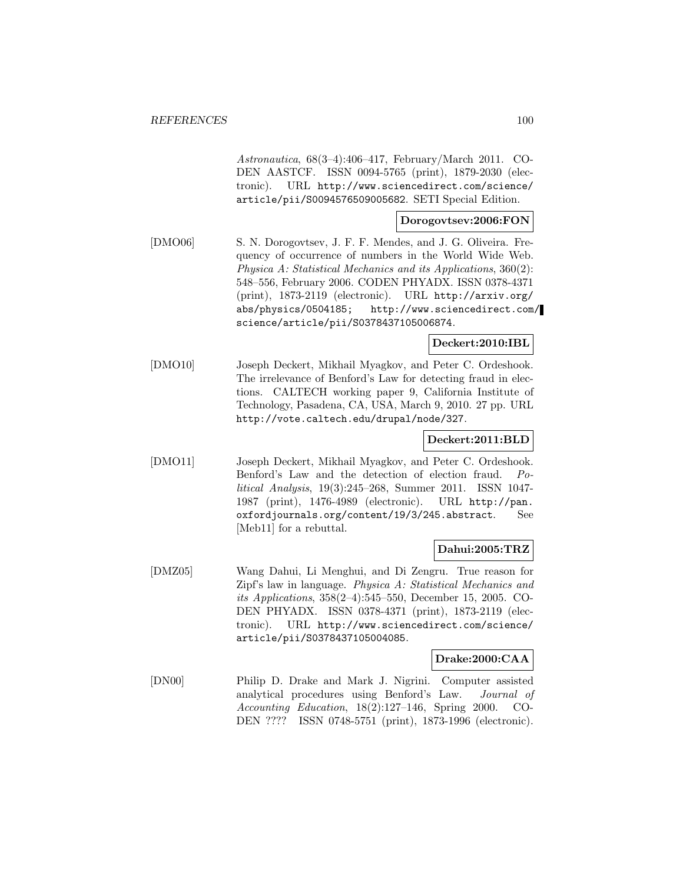*Astronautica*, 68(3–4):406–417, February/March 2011. CODEN AASTCF. ISSN 0094-5765 (print), 1879-2030 (electronic). URL http://www.sciencedirect.com/science/article/pii/S0094576509005682. SETI Special Edition.

**Dorogovtsev:2006:FON**

[DMO06] S. N. Dorogovtsev, J. F. F. Mendes, and J. G. Oliveira. Frequency of occurrence of numbers in the World Wide Web. *Physica A: Statistical Mechanics and its Applications*, 360(2): 548–556, February 2006. CODEN PHYADX. ISSN 0378-4371 (print), 1873-2119 (electronic). URL http://arxiv.org/abs/physics/0504185; http://www.sciencedirect.com/science/article/pii/S0378437105006874.

**Deckert:2010:IBL**

[DMO10] Joseph Deckert, Mikhail Myagkov, and Peter C. Ordeshook. The irrelevance of Benford's Law for detecting fraud in elections. CALTECH working paper 9, California Institute of Technology, Pasadena, CA, USA, March 9, 2010. 27 pp. URL http://vote.caltech.edu/drupal/node/327.

**Deckert:2011:BLD**

[DMO11] Joseph Deckert, Mikhail Myagkov, and Peter C. Ordeshook. Benford's Law and the detection of election fraud. *Political Analysis*, 19(3):245–268, Summer 2011. ISSN 1047-1987 (print), 1476-4989 (electronic). URL http://pan.oxfordjournals.org/content/19/3/245.abstract. See [Meb11] for a rebuttal.

**Dahui:2005:TRZ**

[DMZ05] Wang Dahui, Li Menghui, and Di Zengru. True reason for Zipf's law in language. *Physica A: Statistical Mechanics and its Applications*, 358(2–4):545–550, December 15, 2005. CODEN PHYADX. ISSN 0378-4371 (print), 1873-2119 (electronic). URL http://www.sciencedirect.com/science/article/pii/S0378437105004085.

**Drake:2000:CAA**

[DN00] Philip D. Drake and Mark J. Nigrini. Computer assisted analytical procedures using Benford's Law. *Journal of Accounting Education*, 18(2):127–146, Spring 2000. CODEN ???? ISSN 0748-5751 (print), 1873-1996 (electronic).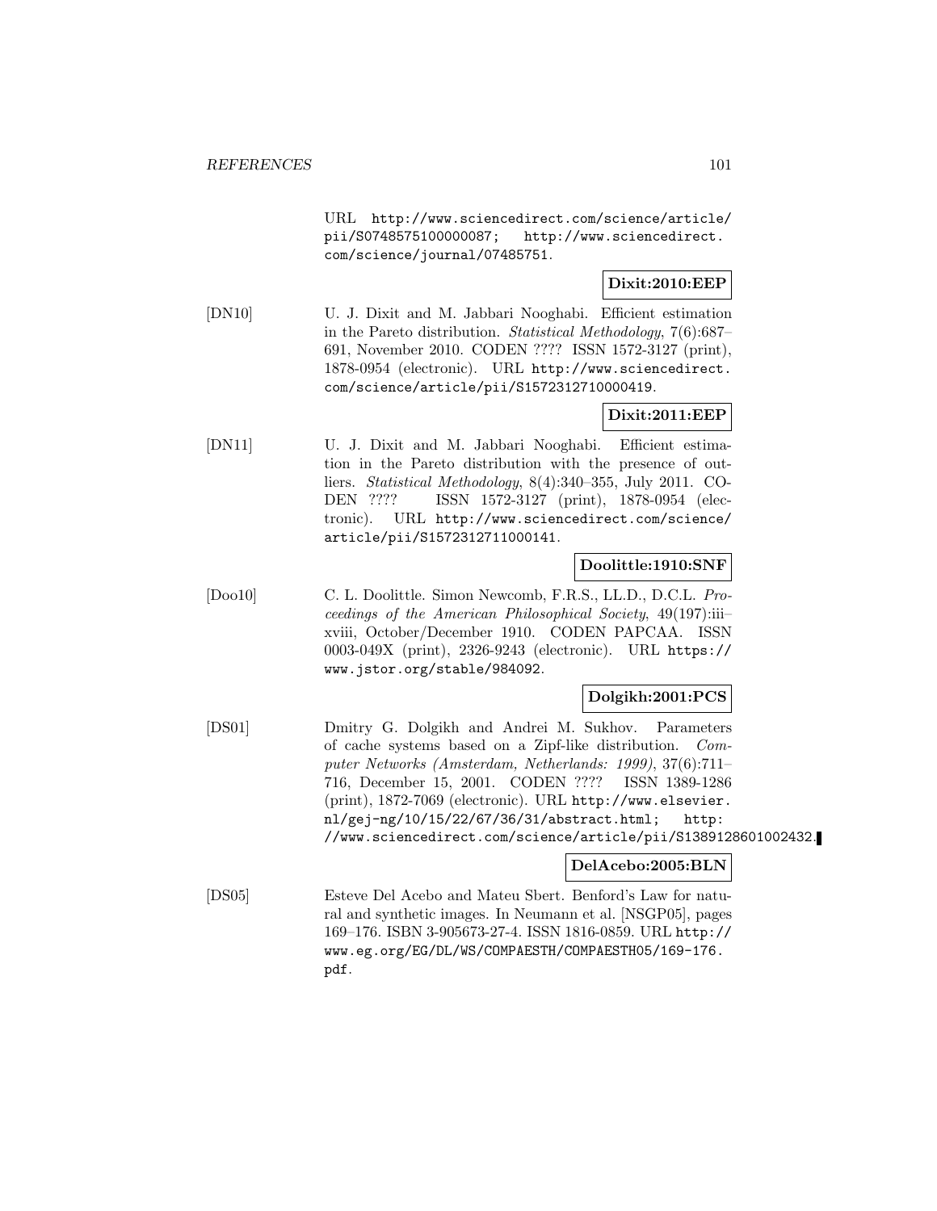URL http://www.sciencedirect.com/science/article/pii/S0748575100000087; http://www.sciencedirect.com/science/journal/07485751.

**Dixit:2010:EEP**

[DN10] U. J. Dixit and M. Jabbari Nooghabi. Efficient estimation in the Pareto distribution. *Statistical Methodology*, 7(6):687–691, November 2010. CODEN ???? ISSN 1572-3127 (print), 1878-0954 (electronic). URL http://www.sciencedirect.com/science/article/pii/S1572312710000419.

**Dixit:2011:EEP**

[DN11] U. J. Dixit and M. Jabbari Nooghabi. Efficient estimation in the Pareto distribution with the presence of outliers. *Statistical Methodology*, 8(4):340–355, July 2011. CODEN ???? ISSN 1572-3127 (print), 1878-0954 (electronic). URL http://www.sciencedirect.com/science/article/pii/S1572312711000141.

**Doolittle:1910:SNF**

[Doo10] C. L. Doolittle. Simon Newcomb, F.R.S., LL.D., D.C.L. *Proceedings of the American Philosophical Society*, 49(197):iii–xviii, October/December 1910. CODEN PAPCAA. ISSN 0003-049X (print), 2326-9243 (electronic). URL https://www.jstor.org/stable/984092.

**Dolgikh:2001:PCS**

[DS01] Dmitry G. Dolgikh and Andrei M. Sukhov. Parameters of cache systems based on a Zipf-like distribution. *Computer Networks (Amsterdam, Netherlands: 1999)*, 37(6):711–716, December 15, 2001. CODEN ???? ISSN 1389-1286 (print), 1872-7069 (electronic). URL http://www.elsevier.nl/gej-ng/10/15/22/67/36/31/abstract.html; http://www.sciencedirect.com/science/article/pii/S1389128601002432.

**DelAcebo:2005:BLN**

[DS05] Esteve Del Acebo and Mateu Sbert. Benford's Law for natural and synthetic images. In Neumann et al. [NSGP05], pages 169–176. ISBN 3-905673-27-4. ISSN 1816-0859. URL http://www.eg.org/EG/DL/WS/COMPAESTH/COMPAESTH05/169-176.pdf.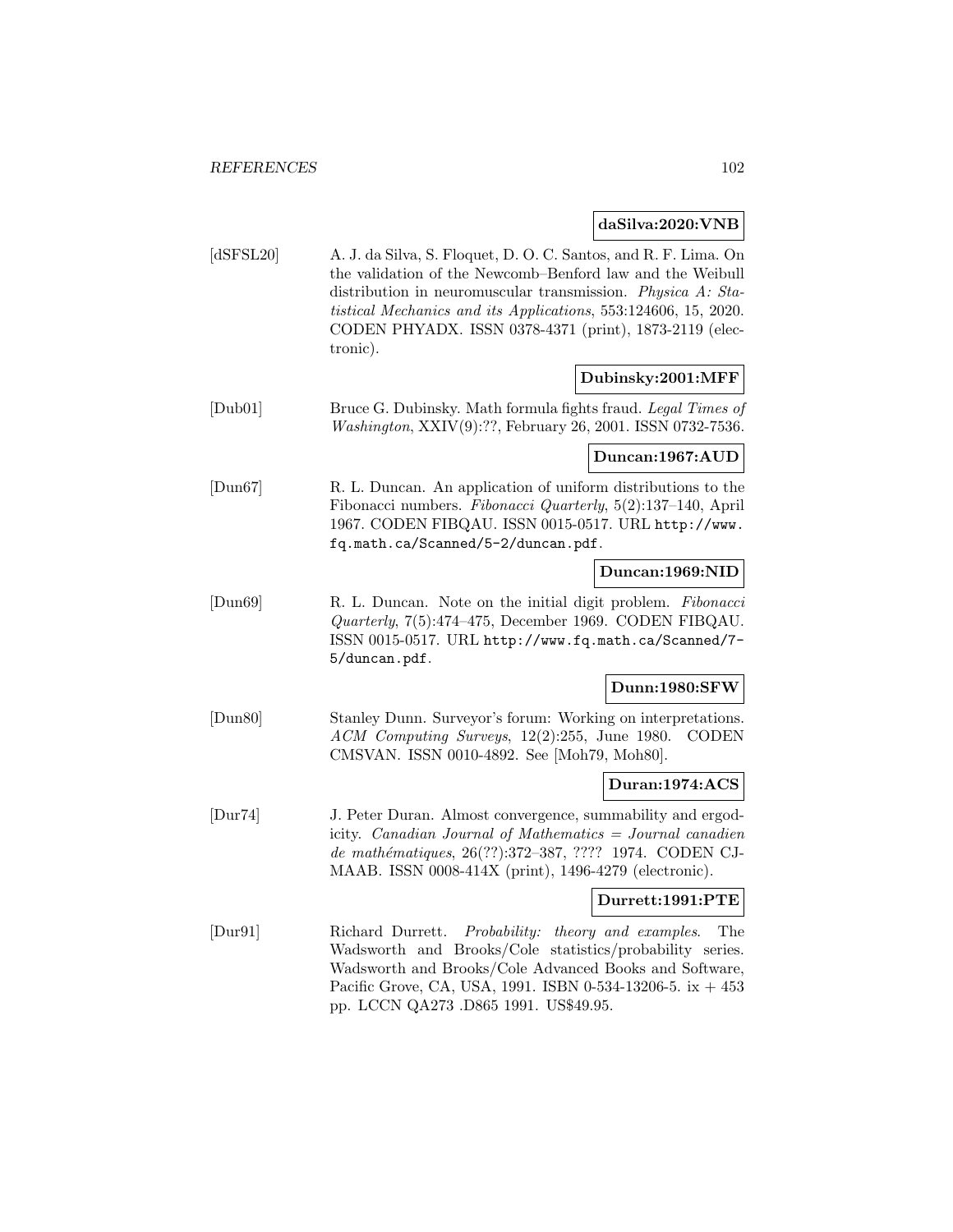**daSilva:2020:VNB**

[dSFSL20] A. J. da Silva, S. Floquet, D. O. C. Santos, and R. F. Lima. On the validation of the Newcomb–Benford law and the Weibull distribution in neuromuscular transmission. *Physica A: Statistical Mechanics and its Applications*, 553:124606, 15, 2020. CODEN PHYADX. ISSN 0378-4371 (print), 1873-2119 (electronic).

**Dubinsky:2001:MFF**

[Dub01] Bruce G. Dubinsky. Math formula fights fraud. *Legal Times of Washington*, XXIV(9):??, February 26, 2001. ISSN 0732-7536.

**Duncan:1967:AUD**

[Dun67] R. L. Duncan. An application of uniform distributions to the Fibonacci numbers. *Fibonacci Quarterly*, 5(2):137–140, April 1967. CODEN FIBQAU. ISSN 0015-0517. URL http://www.fq.math.ca/Scanned/5-2/duncan.pdf.

**Duncan:1969:NID**

[Dun69] R. L. Duncan. Note on the initial digit problem. *Fibonacci Quarterly*, 7(5):474–475, December 1969. CODEN FIBQAU. ISSN 0015-0517. URL http://www.fq.math.ca/Scanned/7-5/duncan.pdf.

**Dunn:1980:SFW**

[Dun80] Stanley Dunn. Surveyor's forum: Working on interpretations. *ACM Computing Surveys*, 12(2):255, June 1980. CODEN CMSVAN. ISSN 0010-4892. See [Moh79, Moh80].

**Duran:1974:ACS**

[Dur74] J. Peter Duran. Almost convergence, summability and ergodicity. *Canadian Journal of Mathematics = Journal canadien de mathématiques*, 26(??):372–387, ???? 1974. CODEN CJMAAB. ISSN 0008-414X (print), 1496-4279 (electronic).

**Durrett:1991:PTE**

[Dur91] Richard Durrett. *Probability: theory and examples*. The Wadsworth and Brooks/Cole statistics/probability series. Wadsworth and Brooks/Cole Advanced Books and Software, Pacific Grove, CA, USA, 1991. ISBN 0-534-13206-5. ix + 453 pp. LCCN QA273 .D865 1991. US$49.95.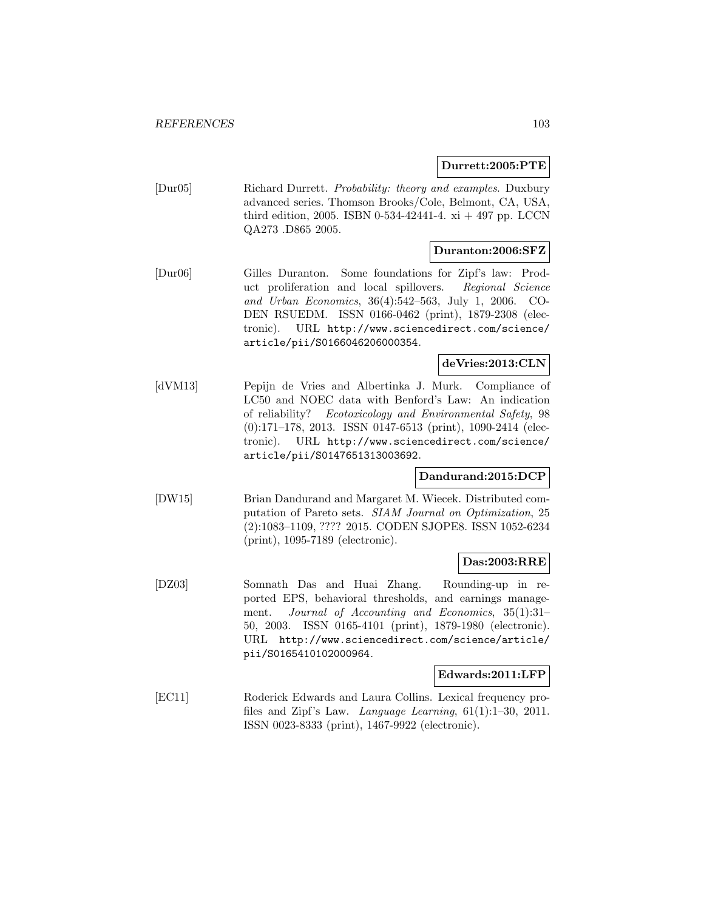**Durrett:2005:PTE**

[Dur05] Richard Durrett. *Probability: theory and examples*. Duxbury advanced series. Thomson Brooks/Cole, Belmont, CA, USA, third edition, 2005. ISBN 0-534-42441-4. xi + 497 pp. LCCN QA273 .D865 2005.

**Duranton:2006:SFZ**

[Dur06] Gilles Duranton. Some foundations for Zipf's law: Product proliferation and local spillovers. *Regional Science and Urban Economics*, 36(4):542–563, July 1, 2006. CODEN RSUEDM. ISSN 0166-0462 (print), 1879-2308 (electronic). URL `http://www.sciencedirect.com/science/article/pii/S0166046206000354`.

**deVries:2013:CLN**

[dVM13] Pepijn de Vries and Albertinka J. Murk. Compliance of LC50 and NOEC data with Benford's Law: An indication of reliability? *Ecotoxicology and Environmental Safety*, 98 (0):171–178, 2013. ISSN 0147-6513 (print), 1090-2414 (electronic). URL `http://www.sciencedirect.com/science/article/pii/S0147651313003692`.

**Dandurand:2015:DCP**

[DW15] Brian Dandurand and Margaret M. Wiecek. Distributed computation of Pareto sets. *SIAM Journal on Optimization*, 25 (2):1083–1109, ???? 2015. CODEN SJOPE8. ISSN 1052-6234 (print), 1095-7189 (electronic).

**Das:2003:RRE**

[DZ03] Somnath Das and Huai Zhang. Rounding-up in reported EPS, behavioral thresholds, and earnings management. *Journal of Accounting and Economics*, 35(1):31–50, 2003. ISSN 0165-4101 (print), 1879-1980 (electronic). URL `http://www.sciencedirect.com/science/article/pii/S0165410102000964`.

**Edwards:2011:LFP**

[EC11] Roderick Edwards and Laura Collins. Lexical frequency profiles and Zipf's Law. *Language Learning*, 61(1):1–30, 2011. ISSN 0023-8333 (print), 1467-9922 (electronic).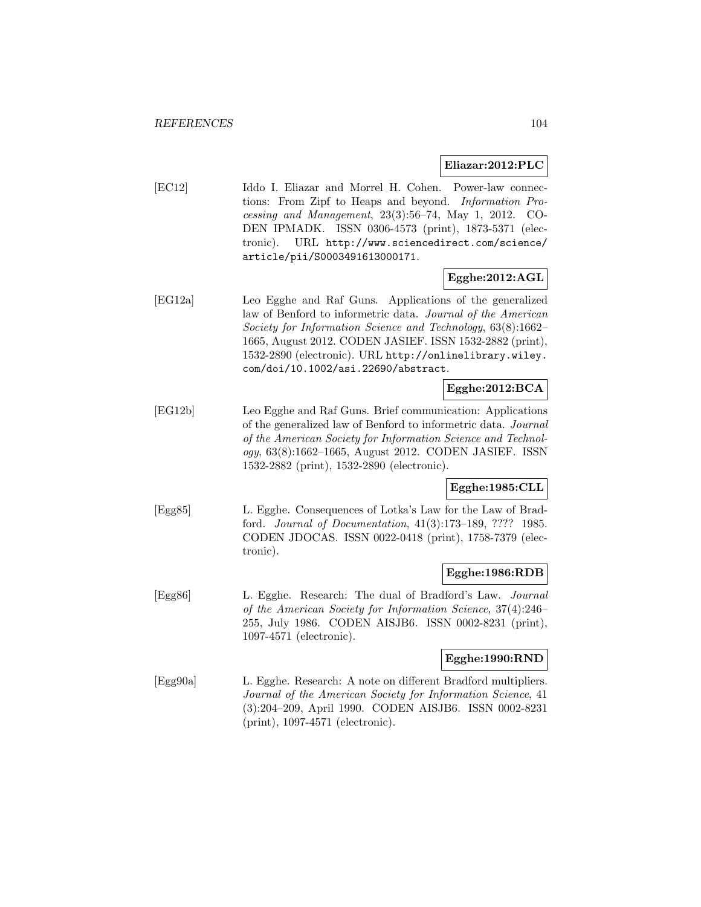**Eliazar:2012:PLC**

[EC12] Iddo I. Eliazar and Morrel H. Cohen. Power-law connections: From Zipf to Heaps and beyond. *Information Processing and Management*, 23(3):56–74, May 1, 2012. CODEN IPMADK. ISSN 0306-4573 (print), 1873-5371 (electronic). URL http://www.sciencedirect.com/science/article/pii/S0003491613000171.

**Egghe:2012:AGL**

[EG12a] Leo Egghe and Raf Guns. Applications of the generalized law of Benford to informetric data. *Journal of the American Society for Information Science and Technology*, 63(8):1662–1665, August 2012. CODEN JASIEF. ISSN 1532-2882 (print), 1532-2890 (electronic). URL http://onlinelibrary.wiley.com/doi/10.1002/asi.22690/abstract.

**Egghe:2012:BCA**

[EG12b] Leo Egghe and Raf Guns. Brief communication: Applications of the generalized law of Benford to informetric data. *Journal of the American Society for Information Science and Technology*, 63(8):1662–1665, August 2012. CODEN JASIEF. ISSN 1532-2882 (print), 1532-2890 (electronic).

**Egghe:1985:CLL**

[Egg85] L. Egghe. Consequences of Lotka's Law for the Law of Bradford. *Journal of Documentation*, 41(3):173–189, ???? 1985. CODEN JDOCAS. ISSN 0022-0418 (print), 1758-7379 (electronic).

**Egghe:1986:RDB**

[Egg86] L. Egghe. Research: The dual of Bradford's Law. *Journal of the American Society for Information Science*, 37(4):246–255, July 1986. CODEN AISJB6. ISSN 0002-8231 (print), 1097-4571 (electronic).

**Egghe:1990:RND**

[Egg90a] L. Egghe. Research: A note on different Bradford multipliers. *Journal of the American Society for Information Science*, 41 (3):204–209, April 1990. CODEN AISJB6. ISSN 0002-8231 (print), 1097-4571 (electronic).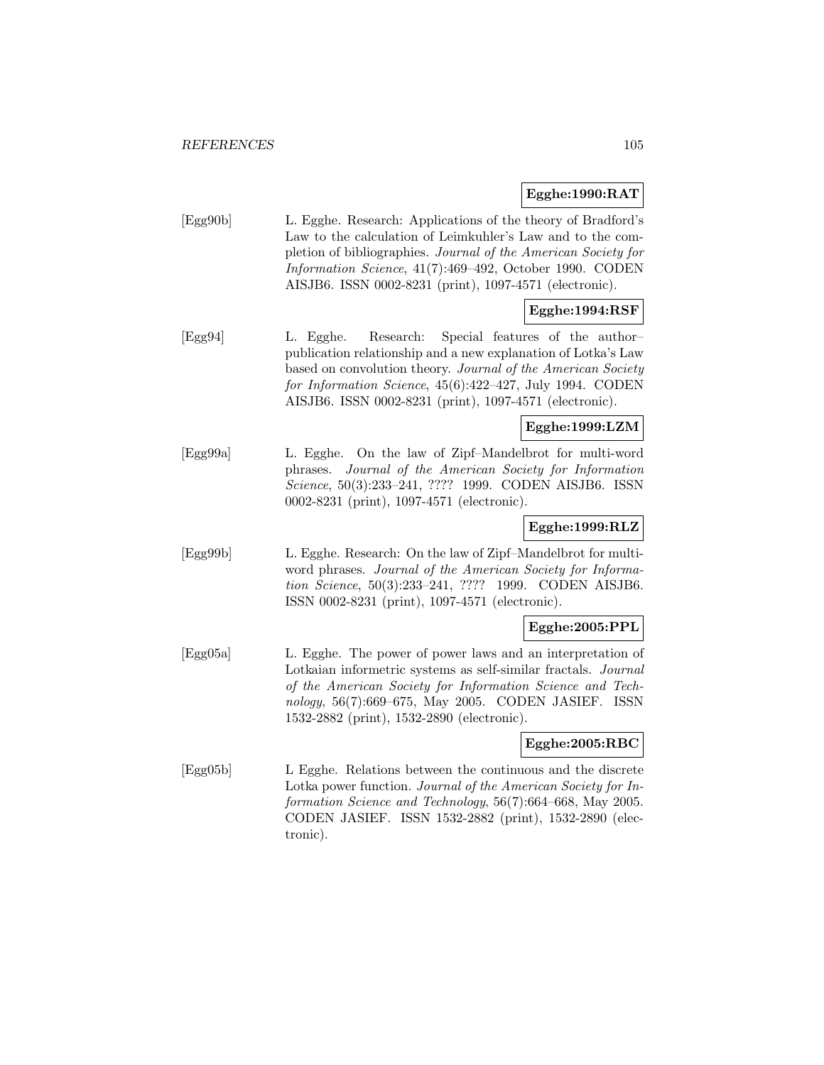**Egghe:1990:RAT**

[Egg90b] L. Egghe. Research: Applications of the theory of Bradford's Law to the calculation of Leimkuhler's Law and to the completion of bibliographies. *Journal of the American Society for Information Science*, 41(7):469–492, October 1990. CODEN AISJB6. ISSN 0002-8231 (print), 1097-4571 (electronic).

**Egghe:1994:RSF**

[Egg94] L. Egghe. Research: Special features of the author–publication relationship and a new explanation of Lotka's Law based on convolution theory. *Journal of the American Society for Information Science*, 45(6):422–427, July 1994. CODEN AISJB6. ISSN 0002-8231 (print), 1097-4571 (electronic).

**Egghe:1999:LZM**

[Egg99a] L. Egghe. On the law of Zipf–Mandelbrot for multi-word phrases. *Journal of the American Society for Information Science*, 50(3):233–241, ???? 1999. CODEN AISJB6. ISSN 0002-8231 (print), 1097-4571 (electronic).

**Egghe:1999:RLZ**

[Egg99b] L. Egghe. Research: On the law of Zipf–Mandelbrot for multi-word phrases. *Journal of the American Society for Information Science*, 50(3):233–241, ???? 1999. CODEN AISJB6. ISSN 0002-8231 (print), 1097-4571 (electronic).

**Egghe:2005:PPL**

[Egg05a] L. Egghe. The power of power laws and an interpretation of Lotkaian informetric systems as self-similar fractals. *Journal of the American Society for Information Science and Technology*, 56(7):669–675, May 2005. CODEN JASIEF. ISSN 1532-2882 (print), 1532-2890 (electronic).

**Egghe:2005:RBC**

[Egg05b] L Egghe. Relations between the continuous and the discrete Lotka power function. *Journal of the American Society for Information Science and Technology*, 56(7):664–668, May 2005. CODEN JASIEF. ISSN 1532-2882 (print), 1532-2890 (electronic).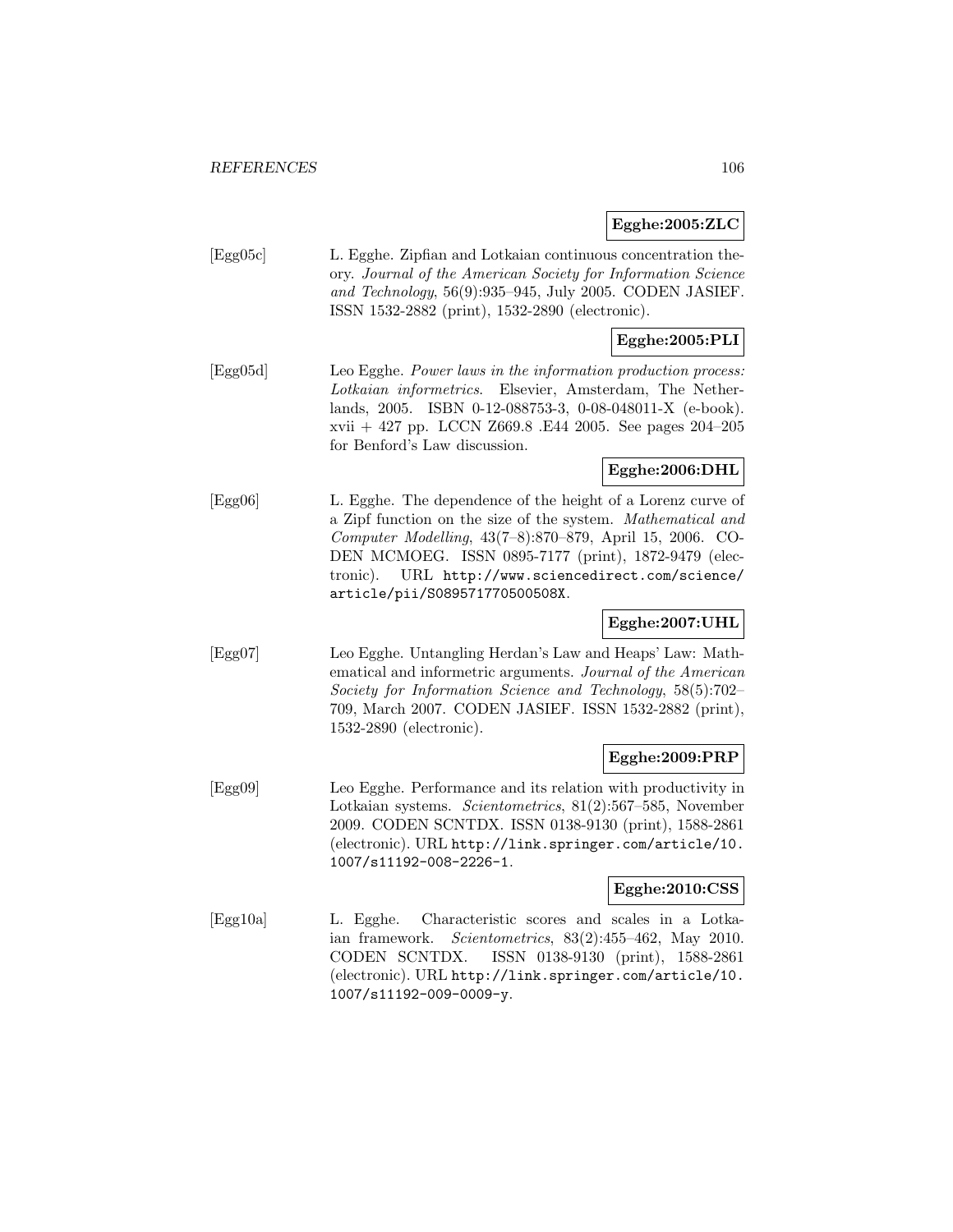**Egghe:2005:ZLC**

[Egg05c] L. Egghe. Zipfian and Lotkaian continuous concentration theory. *Journal of the American Society for Information Science and Technology*, 56(9):935–945, July 2005. CODEN JASIEF. ISSN 1532-2882 (print), 1532-2890 (electronic).

**Egghe:2005:PLI**

[Egg05d] Leo Egghe. *Power laws in the information production process: Lotkaian informetrics*. Elsevier, Amsterdam, The Netherlands, 2005. ISBN 0-12-088753-3, 0-08-048011-X (e-book). xvii + 427 pp. LCCN Z669.8 .E44 2005. See pages 204–205 for Benford's Law discussion.

**Egghe:2006:DHL**

[Egg06] L. Egghe. The dependence of the height of a Lorenz curve of a Zipf function on the size of the system. *Mathematical and Computer Modelling*, 43(7–8):870–879, April 15, 2006. CODEN MCMOEG. ISSN 0895-7177 (print), 1872-9479 (electronic). URL http://www.sciencedirect.com/science/article/pii/S089571770500508X.

**Egghe:2007:UHL**

[Egg07] Leo Egghe. Untangling Herdan's Law and Heaps' Law: Mathematical and informetric arguments. *Journal of the American Society for Information Science and Technology*, 58(5):702–709, March 2007. CODEN JASIEF. ISSN 1532-2882 (print), 1532-2890 (electronic).

**Egghe:2009:PRP**

[Egg09] Leo Egghe. Performance and its relation with productivity in Lotkaian systems. *Scientometrics*, 81(2):567–585, November 2009. CODEN SCNTDX. ISSN 0138-9130 (print), 1588-2861 (electronic). URL http://link.springer.com/article/10.1007/s11192-008-2226-1.

**Egghe:2010:CSS**

[Egg10a] L. Egghe. Characteristic scores and scales in a Lotkaian framework. *Scientometrics*, 83(2):455–462, May 2010. CODEN SCNTDX. ISSN 0138-9130 (print), 1588-2861 (electronic). URL http://link.springer.com/article/10.1007/s11192-009-0009-y.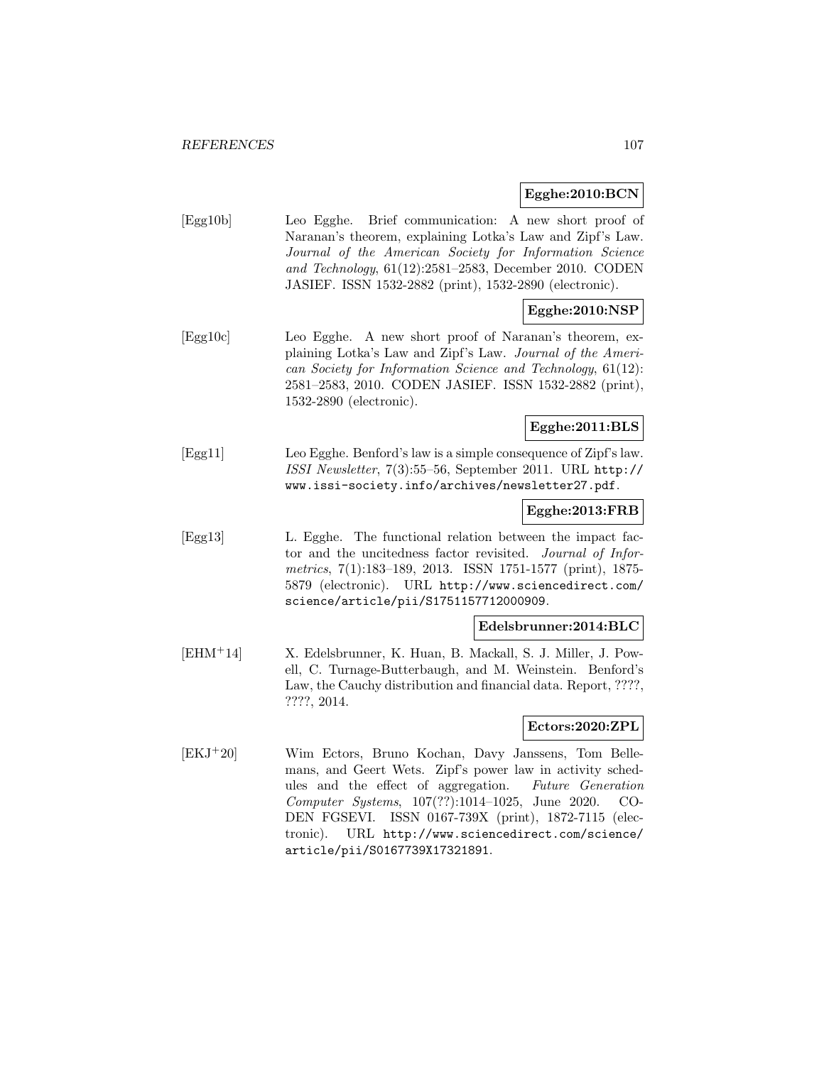**Egghe:2010:BCN**

[Egg10b] Leo Egghe. Brief communication: A new short proof of Naranan's theorem, explaining Lotka's Law and Zipf's Law. *Journal of the American Society for Information Science and Technology*, 61(12):2581–2583, December 2010. CODEN JASIEF. ISSN 1532-2882 (print), 1532-2890 (electronic).

**Egghe:2010:NSP**

[Egg10c] Leo Egghe. A new short proof of Naranan's theorem, explaining Lotka's Law and Zipf's Law. *Journal of the American Society for Information Science and Technology*, 61(12): 2581–2583, 2010. CODEN JASIEF. ISSN 1532-2882 (print), 1532-2890 (electronic).

**Egghe:2011:BLS**

[Egg11] Leo Egghe. Benford's law is a simple consequence of Zipf's law. *ISSI Newsletter*, 7(3):55–56, September 2011. URL `http://www.issi-society.info/archives/newsletter27.pdf`.

**Egghe:2013:FRB**

[Egg13] L. Egghe. The functional relation between the impact factor and the uncitedness factor revisited. *Journal of Informetrics*, 7(1):183–189, 2013. ISSN 1751-1577 (print), 1875-5879 (electronic). URL `http://www.sciencedirect.com/science/article/pii/S1751157712000909`.

**Edelsbrunner:2014:BLC**

[EHM+14] X. Edelsbrunner, K. Huan, B. Mackall, S. J. Miller, J. Powell, C. Turnage-Butterbaugh, and M. Weinstein. Benford's Law, the Cauchy distribution and financial data. Report, ????, ????, 2014.

**Ectors:2020:ZPL**

[EKJ+20] Wim Ectors, Bruno Kochan, Davy Janssens, Tom Bellemans, and Geert Wets. Zipf's power law in activity schedules and the effect of aggregation. *Future Generation Computer Systems*, 107(??):1014–1025, June 2020. CODEN FGSEVI. ISSN 0167-739X (print), 1872-7115 (electronic). URL `http://www.sciencedirect.com/science/article/pii/S0167739X17321891`.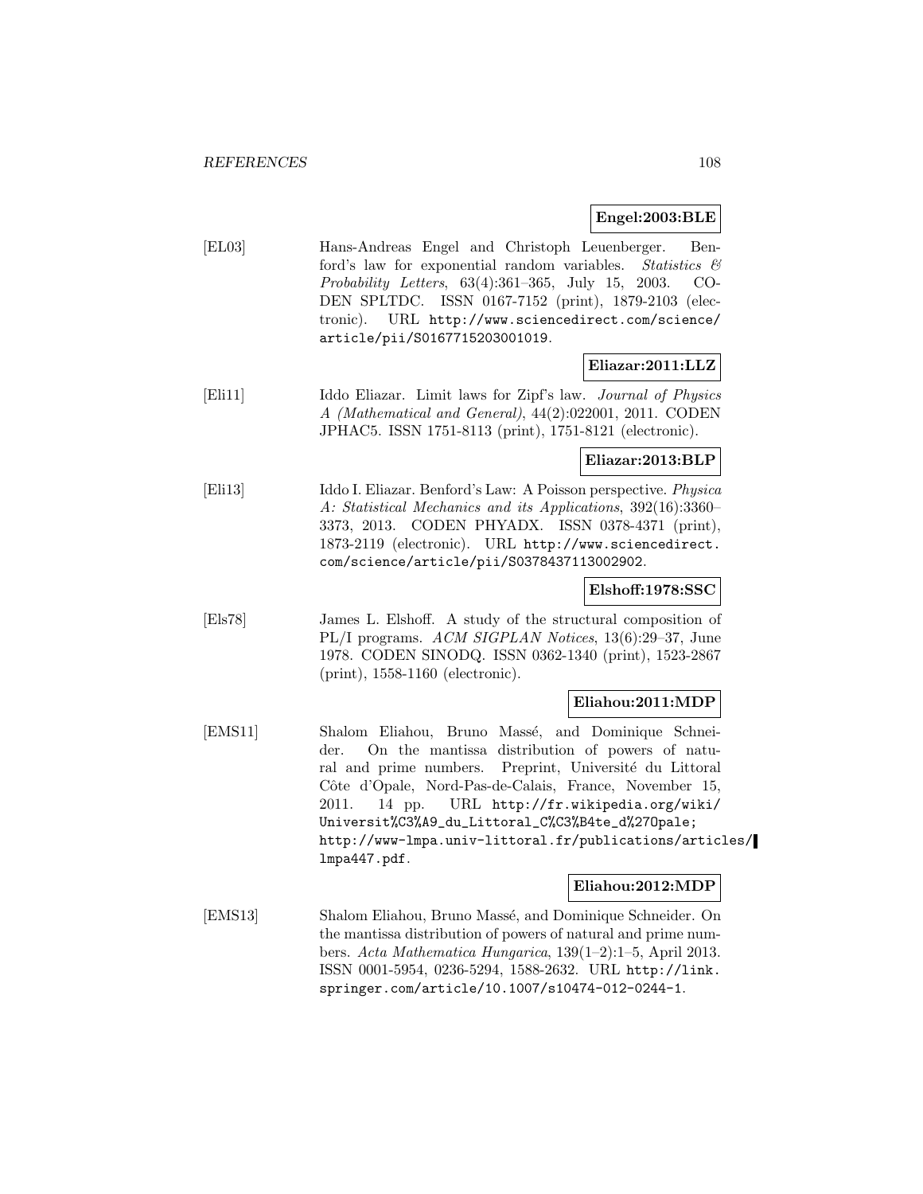**Engel:2003:BLE**

[EL03] Hans-Andreas Engel and Christoph Leuenberger. Benford's law for exponential random variables. *Statistics & Probability Letters*, 63(4):361–365, July 15, 2003. CODEN SPLTDC. ISSN 0167-7152 (print), 1879-2103 (electronic). URL http://www.sciencedirect.com/science/article/pii/S0167715203001019.

**Eliazar:2011:LLZ**

[Eli11] Iddo Eliazar. Limit laws for Zipf's law. *Journal of Physics A (Mathematical and General)*, 44(2):022001, 2011. CODEN JPHAC5. ISSN 1751-8113 (print), 1751-8121 (electronic).

**Eliazar:2013:BLP**

[Eli13] Iddo I. Eliazar. Benford's Law: A Poisson perspective. *Physica A: Statistical Mechanics and its Applications*, 392(16):3360–3373, 2013. CODEN PHYADX. ISSN 0378-4371 (print), 1873-2119 (electronic). URL http://www.sciencedirect.com/science/article/pii/S0378437113002902.

**Elshoff:1978:SSC**

[Els78] James L. Elshoff. A study of the structural composition of PL/I programs. *ACM SIGPLAN Notices*, 13(6):29–37, June 1978. CODEN SINODQ. ISSN 0362-1340 (print), 1523-2867 (print), 1558-1160 (electronic).

**Eliahou:2011:MDP**

[EMS11] Shalom Eliahou, Bruno Massé, and Dominique Schneider. On the mantissa distribution of powers of natural and prime numbers. Preprint, Université du Littoral Côte d'Opale, Nord-Pas-de-Calais, France, November 15, 2011. 14 pp. URL http://fr.wikipedia.org/wiki/Universit%C3%A9_du_Littoral_C%C3%B4te_d%27Opale; http://www-lmpa.univ-littoral.fr/publications/articles/lmpa447.pdf.

**Eliahou:2012:MDP**

[EMS13] Shalom Eliahou, Bruno Massé, and Dominique Schneider. On the mantissa distribution of powers of natural and prime numbers. *Acta Mathematica Hungarica*, 139(1–2):1–5, April 2013. ISSN 0001-5954, 0236-5294, 1588-2632. URL http://link.springer.com/article/10.1007/s10474-012-0244-1.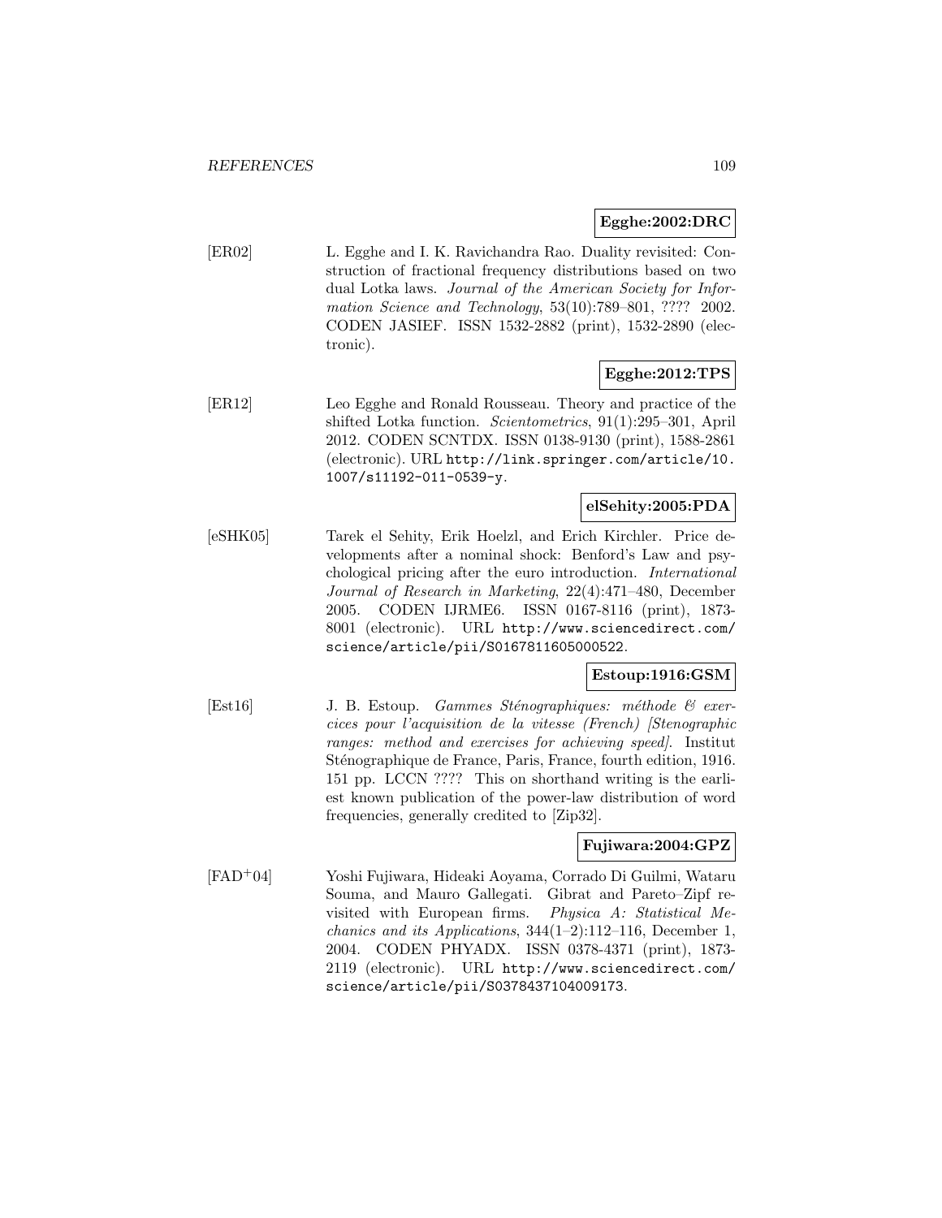**Egghe:2002:DRC**

[ER02] L. Egghe and I. K. Ravichandra Rao. Duality revisited: Construction of fractional frequency distributions based on two dual Lotka laws. *Journal of the American Society for Information Science and Technology*, 53(10):789–801, ???? 2002. CODEN JASIEF. ISSN 1532-2882 (print), 1532-2890 (electronic).

**Egghe:2012:TPS**

[ER12] Leo Egghe and Ronald Rousseau. Theory and practice of the shifted Lotka function. *Scientometrics*, 91(1):295–301, April 2012. CODEN SCNTDX. ISSN 0138-9130 (print), 1588-2861 (electronic). URL http://link.springer.com/article/10.1007/s11192-011-0539-y.

**elSehity:2005:PDA**

[eSHK05] Tarek el Sehity, Erik Hoelzl, and Erich Kirchler. Price developments after a nominal shock: Benford's Law and psychological pricing after the euro introduction. *International Journal of Research in Marketing*, 22(4):471–480, December 2005. CODEN IJRME6. ISSN 0167-8116 (print), 1873-8001 (electronic). URL http://www.sciencedirect.com/science/article/pii/S0167811605000522.

**Estoup:1916:GSM**

[Est16] J. B. Estoup. *Gammes Sténographiques: méthode & exercices pour l'acquisition de la vitesse (French) [Stenographic ranges: method and exercises for achieving speed]*. Institut Sténographique de France, Paris, France, fourth edition, 1916. 151 pp. LCCN ???? This on shorthand writing is the earliest known publication of the power-law distribution of word frequencies, generally credited to [Zip32].

**Fujiwara:2004:GPZ**

[FAD+04] Yoshi Fujiwara, Hideaki Aoyama, Corrado Di Guilmi, Wataru Souma, and Mauro Gallegati. Gibrat and Pareto–Zipf revisited with European firms. *Physica A: Statistical Mechanics and its Applications*, 344(1–2):112–116, December 1, 2004. CODEN PHYADX. ISSN 0378-4371 (print), 1873-2119 (electronic). URL http://www.sciencedirect.com/science/article/pii/S0378437104009173.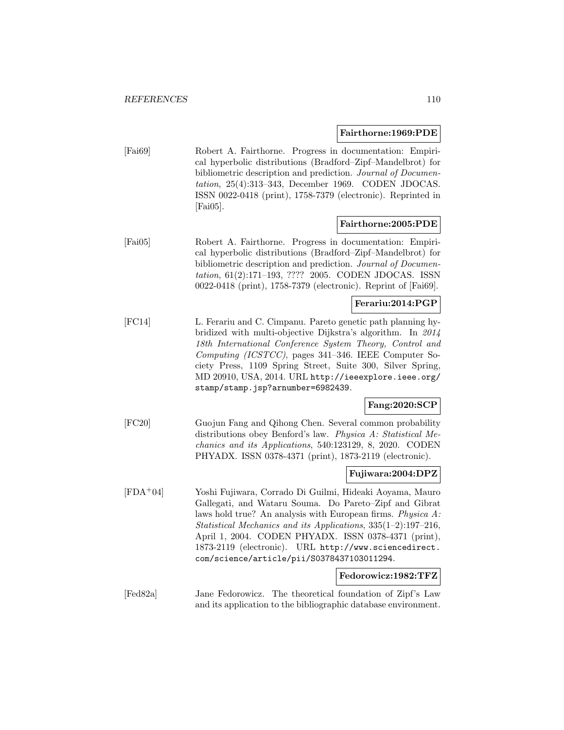**Fairthorne:1969:PDE**

[Fai69] Robert A. Fairthorne. Progress in documentation: Empirical hyperbolic distributions (Bradford–Zipf–Mandelbrot) for bibliometric description and prediction. *Journal of Documentation*, 25(4):313–343, December 1969. CODEN JDOCAS. ISSN 0022-0418 (print), 1758-7379 (electronic). Reprinted in [Fai05].

**Fairthorne:2005:PDE**

[Fai05] Robert A. Fairthorne. Progress in documentation: Empirical hyperbolic distributions (Bradford–Zipf–Mandelbrot) for bibliometric description and prediction. *Journal of Documentation*, 61(2):171–193, ???? 2005. CODEN JDOCAS. ISSN 0022-0418 (print), 1758-7379 (electronic). Reprint of [Fai69].

**Ferariu:2014:PGP**

[FC14] L. Ferariu and C. Cimpanu. Pareto genetic path planning hybridized with multi-objective Dijkstra's algorithm. In *2014 18th International Conference System Theory, Control and Computing (ICSTCC)*, pages 341–346. IEEE Computer Society Press, 1109 Spring Street, Suite 300, Silver Spring, MD 20910, USA, 2014. URL `http://ieeexplore.ieee.org/stamp/stamp.jsp?arnumber=6982439`.

**Fang:2020:SCP**

[FC20] Guojun Fang and Qihong Chen. Several common probability distributions obey Benford's law. *Physica A: Statistical Mechanics and its Applications*, 540:123129, 8, 2020. CODEN PHYADX. ISSN 0378-4371 (print), 1873-2119 (electronic).

**Fujiwara:2004:DPZ**

[FDA+04] Yoshi Fujiwara, Corrado Di Guilmi, Hideaki Aoyama, Mauro Gallegati, and Wataru Souma. Do Pareto–Zipf and Gibrat laws hold true? An analysis with European firms. *Physica A: Statistical Mechanics and its Applications*, 335(1–2):197–216, April 1, 2004. CODEN PHYADX. ISSN 0378-4371 (print), 1873-2119 (electronic). URL `http://www.sciencedirect.com/science/article/pii/S0378437103011294`.

**Fedorowicz:1982:TFZ**

[Fed82a] Jane Fedorowicz. The theoretical foundation of Zipf's Law and its application to the bibliographic database environment.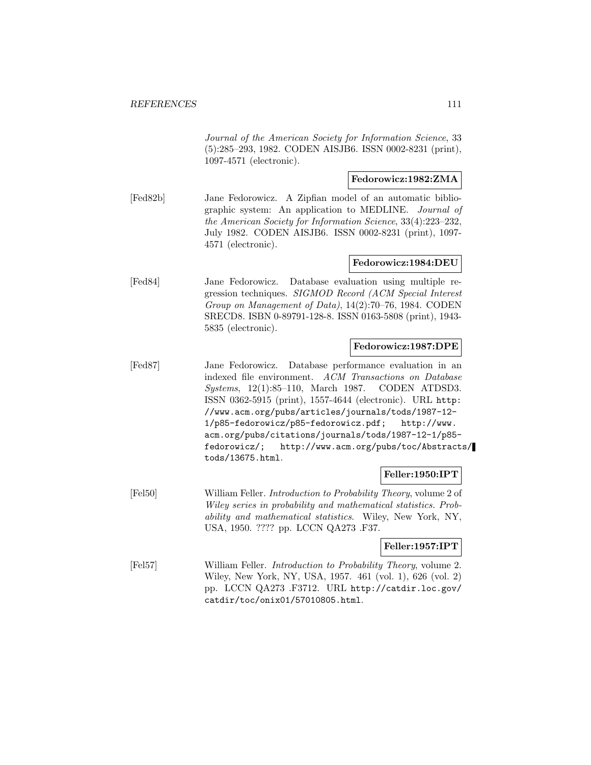*Journal of the American Society for Information Science*, 33 (5):285–293, 1982. CODEN AISJB6. ISSN 0002-8231 (print), 1097-4571 (electronic).

**Fedorowicz:1982:ZMA**

[Fed82b] Jane Fedorowicz. A Zipfian model of an automatic bibliographic system: An application to MEDLINE. *Journal of the American Society for Information Science*, 33(4):223–232, July 1982. CODEN AISJB6. ISSN 0002-8231 (print), 1097-4571 (electronic).

**Fedorowicz:1984:DEU**

[Fed84] Jane Fedorowicz. Database evaluation using multiple regression techniques. *SIGMOD Record (ACM Special Interest Group on Management of Data)*, 14(2):70–76, 1984. CODEN SRECD8. ISBN 0-89791-128-8. ISSN 0163-5808 (print), 1943-5835 (electronic).

**Fedorowicz:1987:DPE**

[Fed87] Jane Fedorowicz. Database performance evaluation in an indexed file environment. *ACM Transactions on Database Systems*, 12(1):85–110, March 1987. CODEN ATDSD3. ISSN 0362-5915 (print), 1557-4644 (electronic). URL http://www.acm.org/pubs/articles/journals/tods/1987-12-1/p85-fedorowicz/p85-fedorowicz.pdf; http://www.acm.org/pubs/citations/journals/tods/1987-12-1/p85-fedorowicz/; http://www.acm.org/pubs/toc/Abstracts/tods/13675.html.

**Feller:1950:IPT**

[Fel50] William Feller. *Introduction to Probability Theory*, volume 2 of *Wiley series in probability and mathematical statistics. Probability and mathematical statistics*. Wiley, New York, NY, USA, 1950. ???? pp. LCCN QA273 .F37.

**Feller:1957:IPT**

[Fel57] William Feller. *Introduction to Probability Theory*, volume 2. Wiley, New York, NY, USA, 1957. 461 (vol. 1), 626 (vol. 2) pp. LCCN QA273 .F3712. URL http://catdir.loc.gov/catdir/toc/onix01/57010805.html.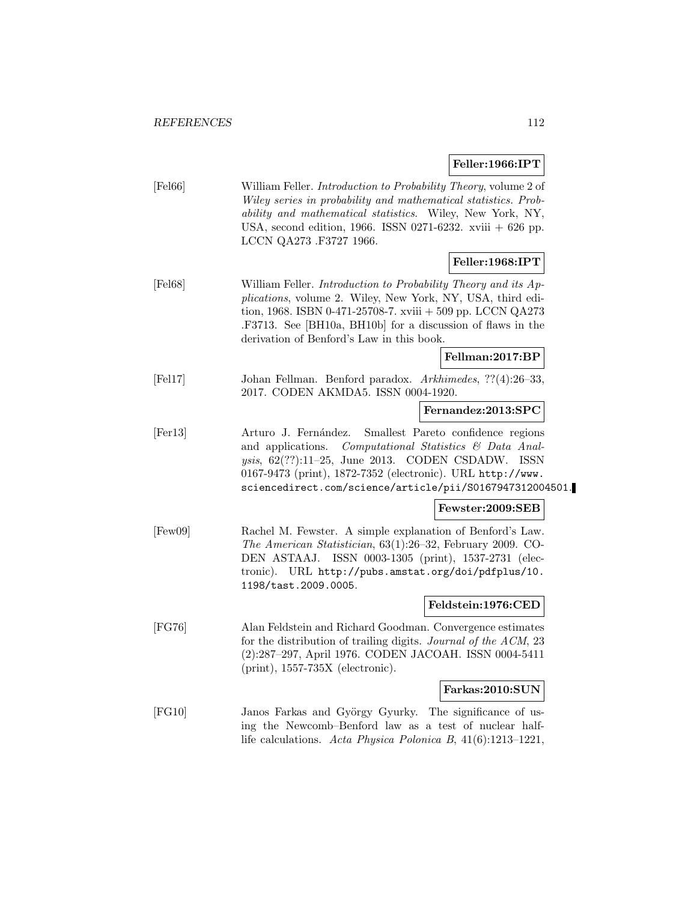**Feller:1966:IPT**

[Fel66] William Feller. *Introduction to Probability Theory*, volume 2 of *Wiley series in probability and mathematical statistics. Probability and mathematical statistics*. Wiley, New York, NY, USA, second edition, 1966. ISSN 0271-6232. xviii + 626 pp. LCCN QA273 .F3727 1966.

**Feller:1968:IPT**

[Fel68] William Feller. *Introduction to Probability Theory and its Applications*, volume 2. Wiley, New York, NY, USA, third edition, 1968. ISBN 0-471-25708-7. xviii + 509 pp. LCCN QA273 .F3713. See [BH10a, BH10b] for a discussion of flaws in the derivation of Benford's Law in this book.

**Fellman:2017:BP**

[Fel17] Johan Fellman. Benford paradox. *Arkhimedes*, ??(4):26–33, 2017. CODEN AKMDA5. ISSN 0004-1920.

**Fernandez:2013:SPC**

[Fer13] Arturo J. Fernández. Smallest Pareto confidence regions and applications. *Computational Statistics & Data Analysis*, 62(??):11–25, June 2013. CODEN CSDADW. ISSN 0167-9473 (print), 1872-7352 (electronic). URL http://www.sciencedirect.com/science/article/pii/S0167947312004501.

**Fewster:2009:SEB**

[Few09] Rachel M. Fewster. A simple explanation of Benford's Law. *The American Statistician*, 63(1):26–32, February 2009. CODEN ASTAAJ. ISSN 0003-1305 (print), 1537-2731 (electronic). URL http://pubs.amstat.org/doi/pdfplus/10.1198/tast.2009.0005.

**Feldstein:1976:CED**

[FG76] Alan Feldstein and Richard Goodman. Convergence estimates for the distribution of trailing digits. *Journal of the ACM*, 23 (2):287–297, April 1976. CODEN JACOAH. ISSN 0004-5411 (print), 1557-735X (electronic).

**Farkas:2010:SUN**

[FG10] Janos Farkas and György Gyurky. The significance of using the Newcomb–Benford law as a test of nuclear half-life calculations. *Acta Physica Polonica B*, 41(6):1213–1221,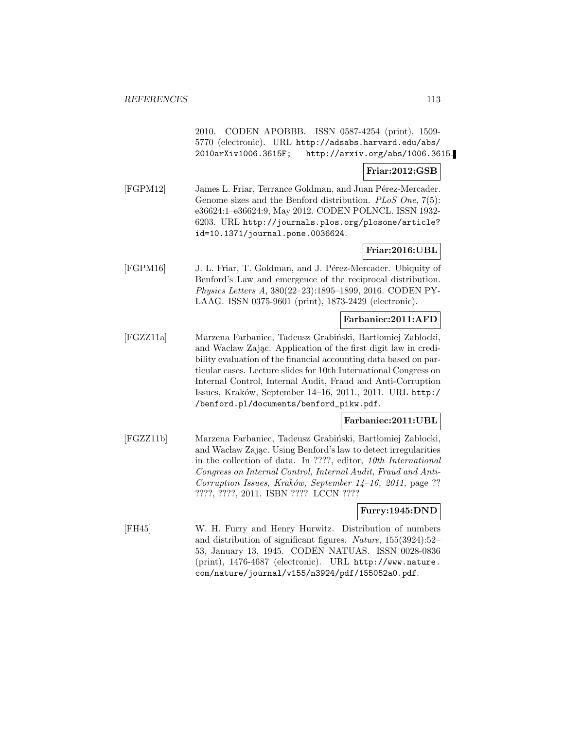2010. CODEN APOBBB. ISSN 0587-4254 (print), 1509-5770 (electronic). URL http://adsabs.harvard.edu/abs/2010arXiv1006.3615F; http://arxiv.org/abs/1006.3615.

**Friar:2012:GSB**

[FGPM12] James L. Friar, Terrance Goldman, and Juan Pérez-Mercader. Genome sizes and the Benford distribution. *PLoS One*, 7(5): e36624:1–e36624:9, May 2012. CODEN POLNCL. ISSN 1932-6203. URL http://journals.plos.org/plosone/article?id=10.1371/journal.pone.0036624.

**Friar:2016:UBL**

[FGPM16] J. L. Friar, T. Goldman, and J. Pérez-Mercader. Ubiquity of Benford's Law and emergence of the reciprocal distribution. *Physics Letters A*, 380(22–23):1895–1899, 2016. CODEN PYLAAG. ISSN 0375-9601 (print), 1873-2429 (electronic).

**Farbaniec:2011:AFD**

[FGZZ11a] Marzena Farbaniec, Tadeusz Grabiński, Bartłomiej Zabłocki, and Wacław Zając. Application of the first digit law in credibility evaluation of the financial accounting data based on particular cases. Lecture slides for 10th International Congress on Internal Control, Internal Audit, Fraud and Anti-Corruption Issues, Kraków, September 14–16, 2011., 2011. URL http://benford.pl/documents/benford_pikw.pdf.

**Farbaniec:2011:UBL**

[FGZZ11b] Marzena Farbaniec, Tadeusz Grabiński, Bartłomiej Zabłocki, and Wacław Zając. Using Benford's law to detect irregularities in the collection of data. In ????, editor, *10th International Congress on Internal Control, Internal Audit, Fraud and Anti-Corruption Issues, Kraków, September 14–16, 2011*, page ?? ????, ????, 2011. ISBN ???? LCCN ????

**Furry:1945:DND**

[FH45] W. H. Furry and Henry Hurwitz. Distribution of numbers and distribution of significant figures. *Nature*, 155(3924):52–53, January 13, 1945. CODEN NATUAS. ISSN 0028-0836 (print), 1476-4687 (electronic). URL http://www.nature.com/nature/journal/v155/n3924/pdf/155052a0.pdf.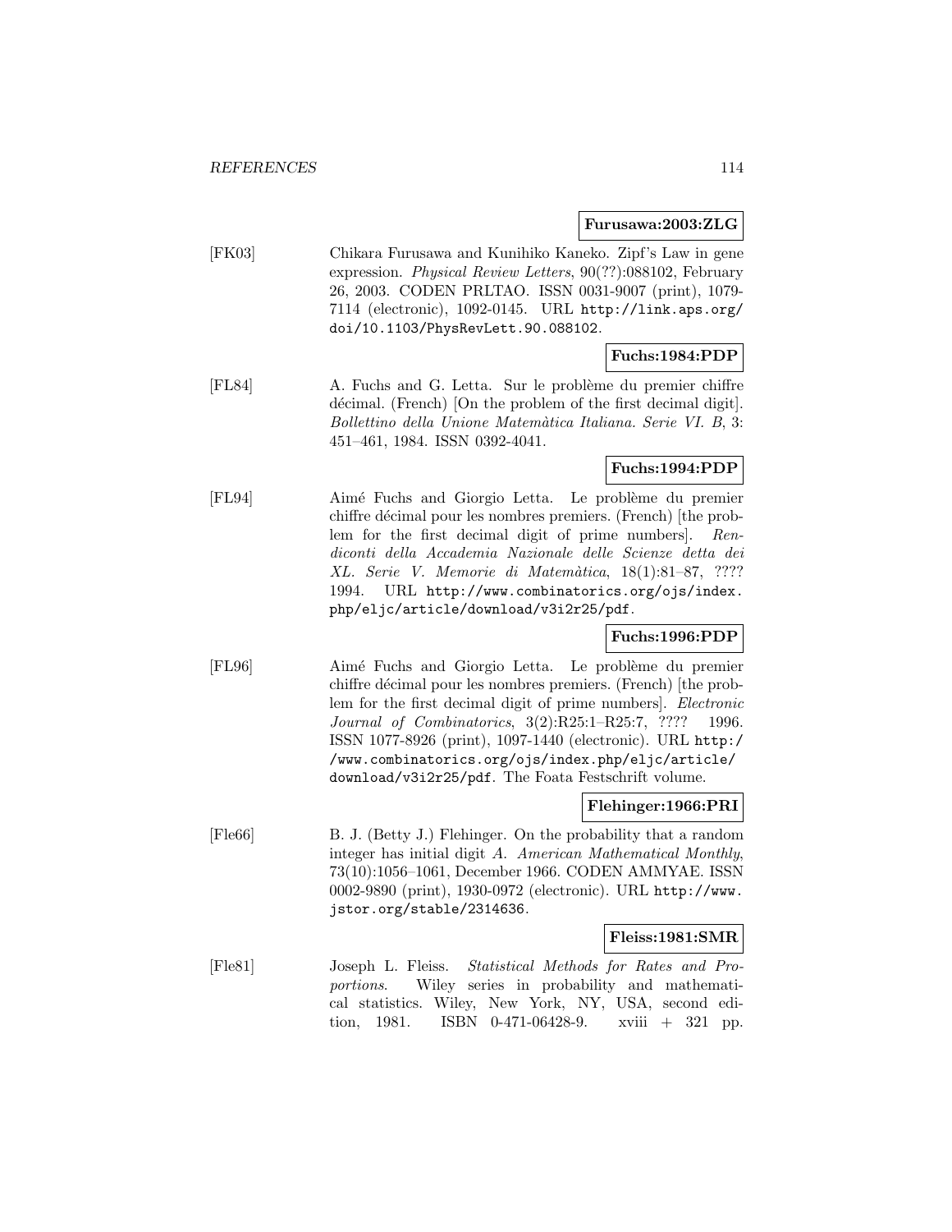**Furusawa:2003:ZLG**

[FK03] Chikara Furusawa and Kunihiko Kaneko. Zipf's Law in gene expression. *Physical Review Letters*, 90(??):088102, February 26, 2003. CODEN PRLTAO. ISSN 0031-9007 (print), 1079-7114 (electronic), 1092-0145. URL http://link.aps.org/doi/10.1103/PhysRevLett.90.088102.

**Fuchs:1984:PDP**

[FL84] A. Fuchs and G. Letta. Sur le problème du premier chiffre décimal. (French) [On the problem of the first decimal digit]. *Bollettino della Unione Matemàtica Italiana. Serie VI. B*, 3: 451–461, 1984. ISSN 0392-4041.

**Fuchs:1994:PDP**

[FL94] Aimé Fuchs and Giorgio Letta. Le problème du premier chiffre décimal pour les nombres premiers. (French) [the problem for the first decimal digit of prime numbers]. *Rendiconti della Accademia Nazionale delle Scienze detta dei XL. Serie V. Memorie di Matemàtica*, 18(1):81–87, ???? 1994. URL http://www.combinatorics.org/ojs/index.php/eljc/article/download/v3i2r25/pdf.

**Fuchs:1996:PDP**

[FL96] Aimé Fuchs and Giorgio Letta. Le problème du premier chiffre décimal pour les nombres premiers. (French) [the problem for the first decimal digit of prime numbers]. *Electronic Journal of Combinatorics*, 3(2):R25:1–R25:7, ???? 1996. ISSN 1077-8926 (print), 1097-1440 (electronic). URL http://www.combinatorics.org/ojs/index.php/eljc/article/download/v3i2r25/pdf. The Foata Festschrift volume.

**Flehinger:1966:PRI**

[Fle66] B. J. (Betty J.) Flehinger. On the probability that a random integer has initial digit *A*. *American Mathematical Monthly*, 73(10):1056–1061, December 1966. CODEN AMMYAE. ISSN 0002-9890 (print), 1930-0972 (electronic). URL http://www.jstor.org/stable/2314636.

**Fleiss:1981:SMR**

[Fle81] Joseph L. Fleiss. *Statistical Methods for Rates and Proportions*. Wiley series in probability and mathematical statistics. Wiley, New York, NY, USA, second edition, 1981. ISBN 0-471-06428-9. xviii + 321 pp.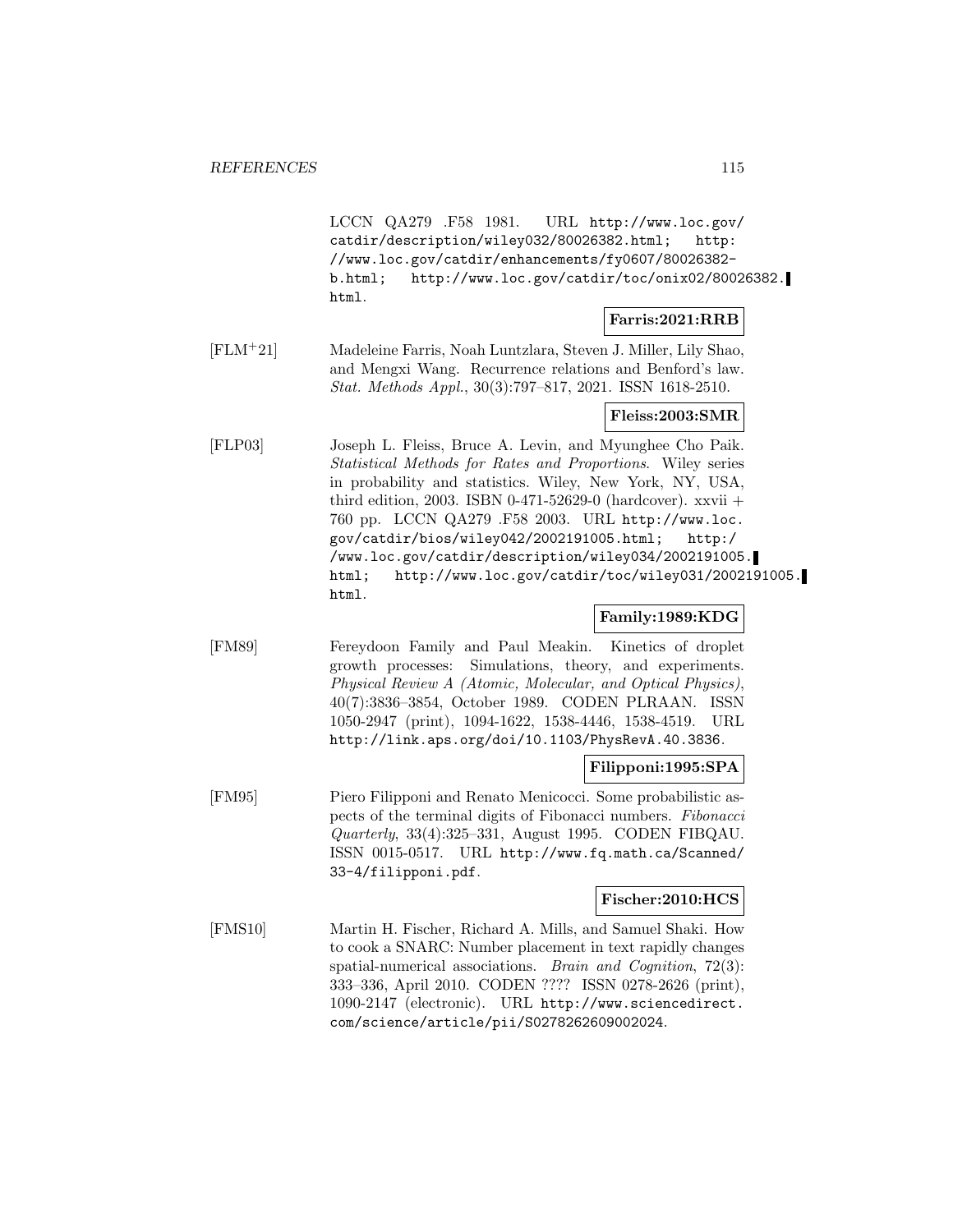LCCN QA279 .F58 1981. URL http://www.loc.gov/catdir/description/wiley032/80026382.html; http://www.loc.gov/catdir/enhancements/fy0607/80026382-b.html; http://www.loc.gov/catdir/toc/onix02/80026382.html.

**Farris:2021:RRB**

[FLM+21] Madeleine Farris, Noah Luntzlara, Steven J. Miller, Lily Shao, and Mengxi Wang. Recurrence relations and Benford's law. *Stat. Methods Appl.*, 30(3):797–817, 2021. ISSN 1618-2510.

**Fleiss:2003:SMR**

[FLP03] Joseph L. Fleiss, Bruce A. Levin, and Myunghee Cho Paik. *Statistical Methods for Rates and Proportions*. Wiley series in probability and statistics. Wiley, New York, NY, USA, third edition, 2003. ISBN 0-471-52629-0 (hardcover). xxvii + 760 pp. LCCN QA279 .F58 2003. URL http://www.loc.gov/catdir/bios/wiley042/2002191005.html; http://www.loc.gov/catdir/description/wiley034/2002191005.html; http://www.loc.gov/catdir/toc/wiley031/2002191005.html.

**Family:1989:KDG**

[FM89] Fereydoon Family and Paul Meakin. Kinetics of droplet growth processes: Simulations, theory, and experiments. *Physical Review A (Atomic, Molecular, and Optical Physics)*, 40(7):3836–3854, October 1989. CODEN PLRAAN. ISSN 1050-2947 (print), 1094-1622, 1538-4446, 1538-4519. URL http://link.aps.org/doi/10.1103/PhysRevA.40.3836.

**Filipponi:1995:SPA**

[FM95] Piero Filipponi and Renato Menicocci. Some probabilistic aspects of the terminal digits of Fibonacci numbers. *Fibonacci Quarterly*, 33(4):325–331, August 1995. CODEN FIBQAU. ISSN 0015-0517. URL http://www.fq.math.ca/Scanned/33-4/filipponi.pdf.

**Fischer:2010:HCS**

[FMS10] Martin H. Fischer, Richard A. Mills, and Samuel Shaki. How to cook a SNARC: Number placement in text rapidly changes spatial-numerical associations. *Brain and Cognition*, 72(3): 333–336, April 2010. CODEN ???? ISSN 0278-2626 (print), 1090-2147 (electronic). URL http://www.sciencedirect.com/science/article/pii/S0278262609002024.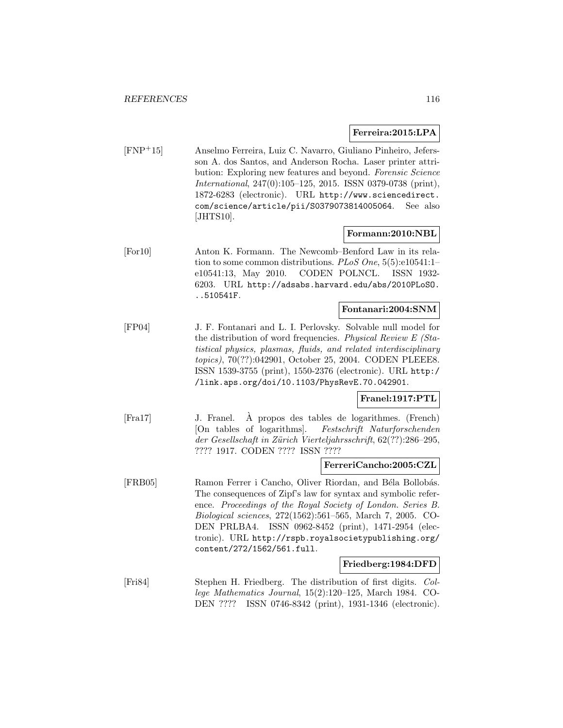**Ferreira:2015:LPA**

[FNP+15] Anselmo Ferreira, Luiz C. Navarro, Giuliano Pinheiro, Jefersson A. dos Santos, and Anderson Rocha. Laser printer attribution: Exploring new features and beyond. *Forensic Science International*, 247(0):105–125, 2015. ISSN 0379-0738 (print), 1872-6283 (electronic). URL http://www.sciencedirect.com/science/article/pii/S0379073814005064. See also [JHTS10].

**Formann:2010:NBL**

[For10] Anton K. Formann. The Newcomb–Benford Law in its relation to some common distributions. *PLoS One*, 5(5):e10541:1–e10541:13, May 2010. CODEN POLNCL. ISSN 1932-6203. URL http://adsabs.harvard.edu/abs/2010PLoSO...510541F.

**Fontanari:2004:SNM**

[FP04] J. F. Fontanari and L. I. Perlovsky. Solvable null model for the distribution of word frequencies. *Physical Review E (Statistical physics, plasmas, fluids, and related interdisciplinary topics)*, 70(??):042901, October 25, 2004. CODEN PLEEE8. ISSN 1539-3755 (print), 1550-2376 (electronic). URL http://link.aps.org/doi/10.1103/PhysRevE.70.042901.

**Franel:1917:PTL**

[Fra17] J. Franel. À propos des tables de logarithmes. (French) [On tables of logarithms]. *Festschrift Naturforschenden der Gesellschaft in Zürich Vierteljahrsschrift*, 62(??):286–295, ???? 1917. CODEN ???? ISSN ????

**FerreriCancho:2005:CZL**

[FRB05] Ramon Ferrer i Cancho, Oliver Riordan, and Béla Bollobás. The consequences of Zipf's law for syntax and symbolic reference. *Proceedings of the Royal Society of London. Series B. Biological sciences*, 272(1562):561–565, March 7, 2005. CODEN PRLBA4. ISSN 0962-8452 (print), 1471-2954 (electronic). URL http://rspb.royalsocietypublishing.org/content/272/1562/561.full.

**Friedberg:1984:DFD**

[Fri84] Stephen H. Friedberg. The distribution of first digits. *College Mathematics Journal*, 15(2):120–125, March 1984. CODEN ???? ISSN 0746-8342 (print), 1931-1346 (electronic).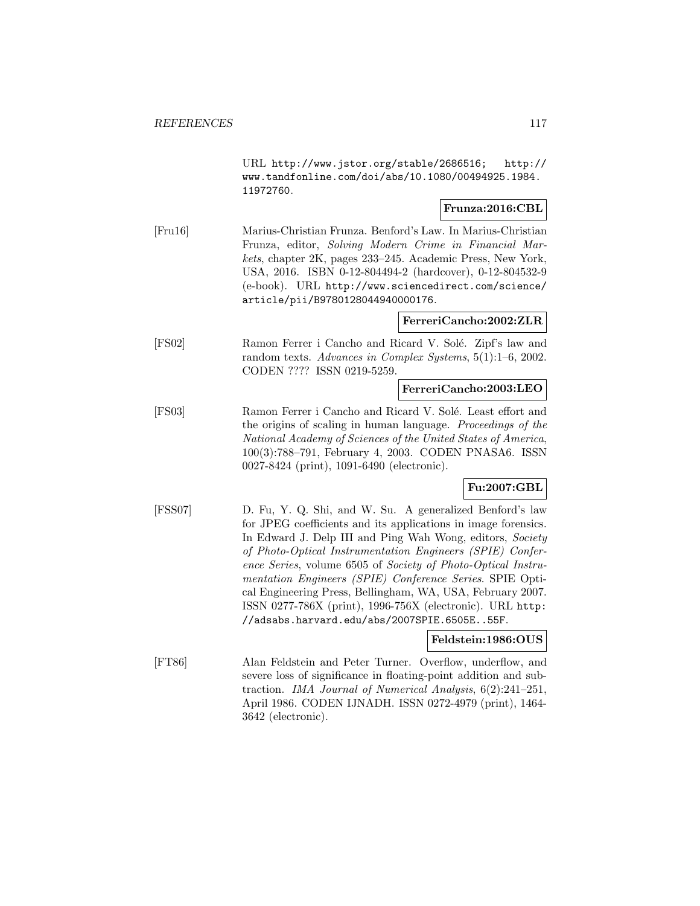URL http://www.jstor.org/stable/2686516; http://www.tandfonline.com/doi/abs/10.1080/00494925.1984.11972760.

**Frunza:2016:CBL**

[Fru16] Marius-Christian Frunza. Benford's Law. In Marius-Christian Frunza, editor, *Solving Modern Crime in Financial Markets*, chapter 2K, pages 233–245. Academic Press, New York, USA, 2016. ISBN 0-12-804494-2 (hardcover), 0-12-804532-9 (e-book). URL http://www.sciencedirect.com/science/article/pii/B9780128044940000176.

**FerreriCancho:2002:ZLR**

[FS02] Ramon Ferrer i Cancho and Ricard V. Solé. Zipf's law and random texts. *Advances in Complex Systems*, 5(1):1–6, 2002. CODEN ???? ISSN 0219-5259.

**FerreriCancho:2003:LEO**

[FS03] Ramon Ferrer i Cancho and Ricard V. Solé. Least effort and the origins of scaling in human language. *Proceedings of the National Academy of Sciences of the United States of America*, 100(3):788–791, February 4, 2003. CODEN PNASA6. ISSN 0027-8424 (print), 1091-6490 (electronic).

**Fu:2007:GBL**

[FSS07] D. Fu, Y. Q. Shi, and W. Su. A generalized Benford's law for JPEG coefficients and its applications in image forensics. In Edward J. Delp III and Ping Wah Wong, editors, *Society of Photo-Optical Instrumentation Engineers (SPIE) Conference Series*, volume 6505 of *Society of Photo-Optical Instrumentation Engineers (SPIE) Conference Series*. SPIE Optical Engineering Press, Bellingham, WA, USA, February 2007. ISSN 0277-786X (print), 1996-756X (electronic). URL http://adsabs.harvard.edu/abs/2007SPIE.6505E..55F.

**Feldstein:1986:OUS**

[FT86] Alan Feldstein and Peter Turner. Overflow, underflow, and severe loss of significance in floating-point addition and subtraction. *IMA Journal of Numerical Analysis*, 6(2):241–251, April 1986. CODEN IJNADH. ISSN 0272-4979 (print), 1464-3642 (electronic).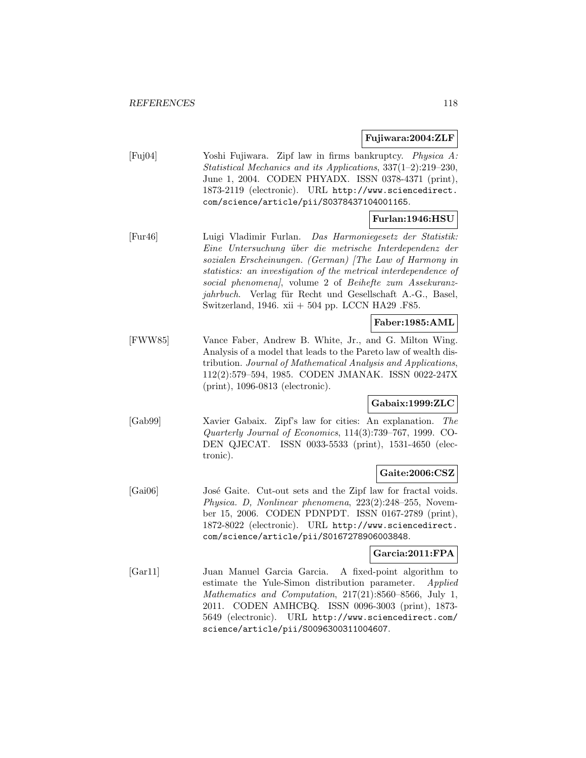**Fujiwara:2004:ZLF**

[Fuj04] Yoshi Fujiwara. Zipf law in firms bankruptcy. *Physica A: Statistical Mechanics and its Applications*, 337(1–2):219–230, June 1, 2004. CODEN PHYADX. ISSN 0378-4371 (print), 1873-2119 (electronic). URL http://www.sciencedirect.com/science/article/pii/S0378437104001165.

**Furlan:1946:HSU**

[Fur46] Luigi Vladimir Furlan. *Das Harmoniegesetz der Statistik: Eine Untersuchung über die metrische Interdependenz der sozialen Erscheinungen. (German) [The Law of Harmony in statistics: an investigation of the metrical interdependence of social phenomena]*, volume 2 of *Beihefte zum Assekuranzjahrbuch*. Verlag für Recht und Gesellschaft A.-G., Basel, Switzerland, 1946. xii + 504 pp. LCCN HA29 .F85.

**Faber:1985:AML**

[FWW85] Vance Faber, Andrew B. White, Jr., and G. Milton Wing. Analysis of a model that leads to the Pareto law of wealth distribution. *Journal of Mathematical Analysis and Applications*, 112(2):579–594, 1985. CODEN JMANAK. ISSN 0022-247X (print), 1096-0813 (electronic).

**Gabaix:1999:ZLC**

[Gab99] Xavier Gabaix. Zipf's law for cities: An explanation. *The Quarterly Journal of Economics*, 114(3):739–767, 1999. CODEN QJECAT. ISSN 0033-5533 (print), 1531-4650 (electronic).

**Gaite:2006:CSZ**

[Gai06] José Gaite. Cut-out sets and the Zipf law for fractal voids. *Physica. D, Nonlinear phenomena*, 223(2):248–255, November 15, 2006. CODEN PDNPDT. ISSN 0167-2789 (print), 1872-8022 (electronic). URL http://www.sciencedirect.com/science/article/pii/S0167278906003848.

**Garcia:2011:FPA**

[Gar11] Juan Manuel Garcia Garcia. A fixed-point algorithm to estimate the Yule-Simon distribution parameter. *Applied Mathematics and Computation*, 217(21):8560–8566, July 1, 2011. CODEN AMHCBQ. ISSN 0096-3003 (print), 1873-5649 (electronic). URL http://www.sciencedirect.com/science/article/pii/S0096300311004607.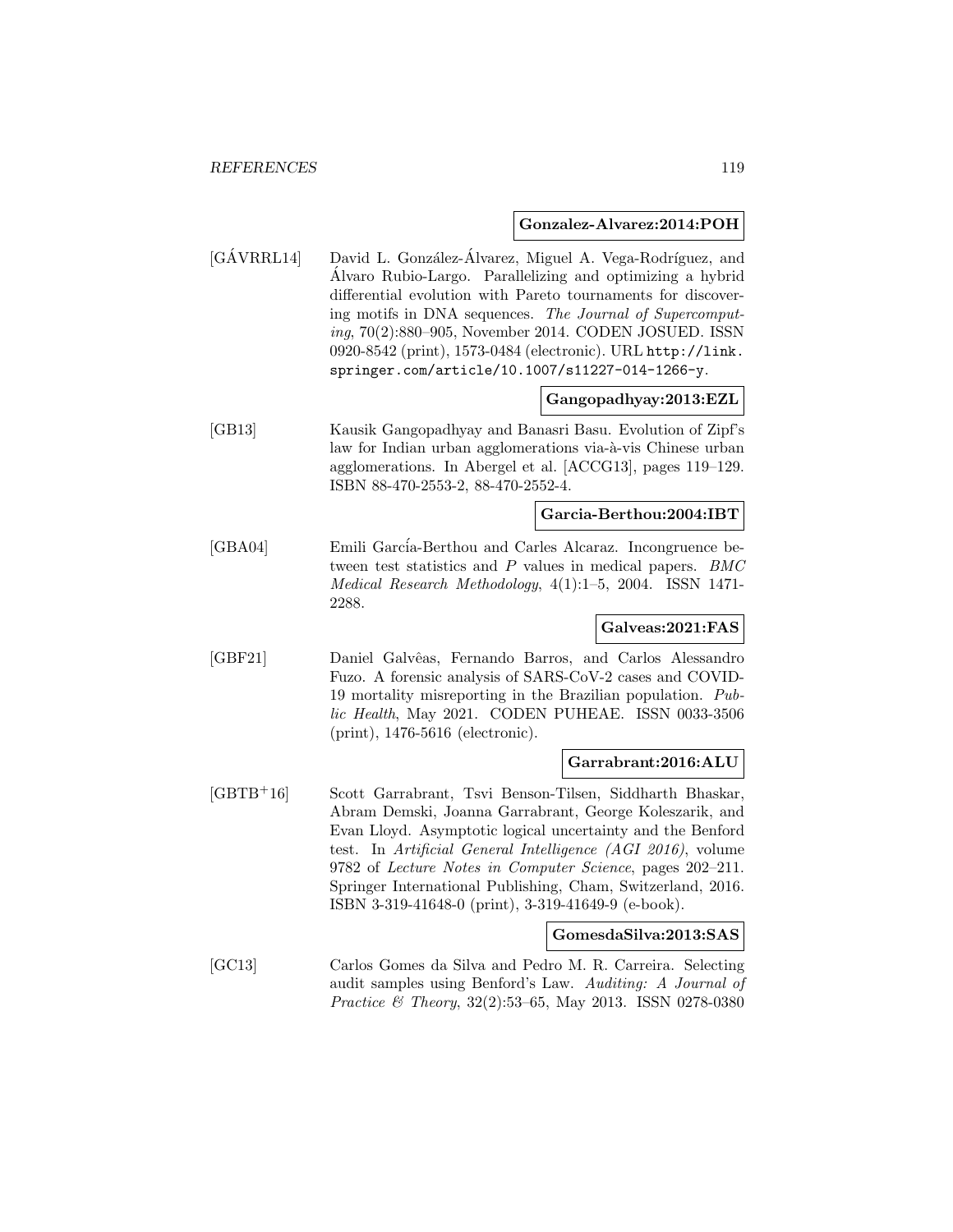**Gonzalez-Alvarez:2014:POH**

[GÁVRRL14] David L. González-Álvarez, Miguel A. Vega-Rodríguez, and Álvaro Rubio-Largo. Parallelizing and optimizing a hybrid differential evolution with Pareto tournaments for discovering motifs in DNA sequences. *The Journal of Supercomputing*, 70(2):880–905, November 2014. CODEN JOSUED. ISSN 0920-8542 (print), 1573-0484 (electronic). URL `http://link.springer.com/article/10.1007/s11227-014-1266-y`.

**Gangopadhyay:2013:EZL**

[GB13] Kausik Gangopadhyay and Banasri Basu. Evolution of Zipf's law for Indian urban agglomerations vis-à-vis Chinese urban agglomerations. In Abergel et al. [ACCG13], pages 119–129. ISBN 88-470-2553-2, 88-470-2552-4.

**Garcia-Berthou:2004:IBT**

[GBA04] Emili García-Berthou and Carles Alcaraz. Incongruence between test statistics and $P$ values in medical papers. *BMC Medical Research Methodology*, 4(1):1–5, 2004. ISSN 1471-2288.

**Galveas:2021:FAS**

[GBF21] Daniel Galvêas, Fernando Barros, and Carlos Alessandro Fuzo. A forensic analysis of SARS-CoV-2 cases and COVID-19 mortality misreporting in the Brazilian population. *Public Health*, May 2021. CODEN PUHEAE. ISSN 0033-3506 (print), 1476-5616 (electronic).

**Garrabrant:2016:ALU**

[GBTB+16] Scott Garrabrant, Tsvi Benson-Tilsen, Siddharth Bhaskar, Abram Demski, Joanna Garrabrant, George Koleszarik, and Evan Lloyd. Asymptotic logical uncertainty and the Benford test. In *Artificial General Intelligence (AGI 2016)*, volume 9782 of *Lecture Notes in Computer Science*, pages 202–211. Springer International Publishing, Cham, Switzerland, 2016. ISBN 3-319-41648-0 (print), 3-319-41649-9 (e-book).

**GomesdaSilva:2013:SAS**

[GC13] Carlos Gomes da Silva and Pedro M. R. Carreira. Selecting audit samples using Benford's Law. *Auditing: A Journal of Practice & Theory*, 32(2):53–65, May 2013. ISSN 0278-0380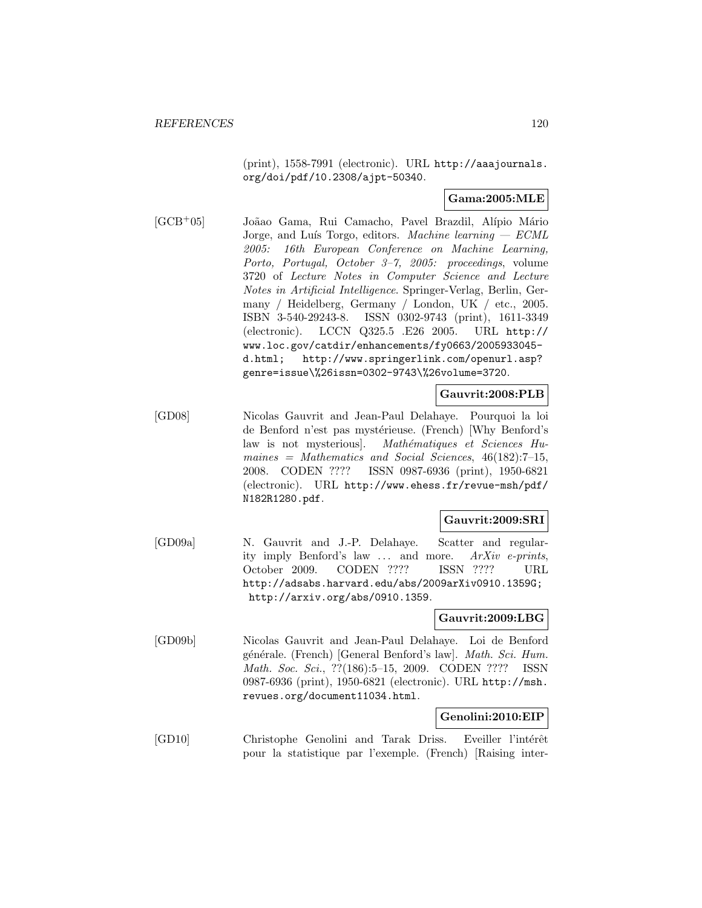(print), 1558-7991 (electronic). URL http://aaajournals.org/doi/pdf/10.2308/ajpt-50340.

**Gama:2005:MLE**

[GCB+05] Joãao Gama, Rui Camacho, Pavel Brazdil, Alípio Mário Jorge, and Luís Torgo, editors. *Machine learning — ECML 2005: 16th European Conference on Machine Learning, Porto, Portugal, October 3–7, 2005: proceedings*, volume 3720 of *Lecture Notes in Computer Science and Lecture Notes in Artificial Intelligence*. Springer-Verlag, Berlin, Germany / Heidelberg, Germany / London, UK / etc., 2005. ISBN 3-540-29243-8. ISSN 0302-9743 (print), 1611-3349 (electronic). LCCN Q325.5 .E26 2005. URL http://www.loc.gov/catdir/enhancements/fy0663/2005933045-d.html; http://www.springerlink.com/openurl.asp?genre=issue\%26issn=0302-9743\%26volume=3720.

**Gauvrit:2008:PLB**

[GD08] Nicolas Gauvrit and Jean-Paul Delahaye. Pourquoi la loi de Benford n'est pas mystérieuse. (French) [Why Benford's law is not mysterious]. *Mathématiques et Sciences Humaines = Mathematics and Social Sciences*, 46(182):7–15, 2008. CODEN ???? ISSN 0987-6936 (print), 1950-6821 (electronic). URL http://www.ehess.fr/revue-msh/pdf/N182R1280.pdf.

**Gauvrit:2009:SRI**

[GD09a] N. Gauvrit and J.-P. Delahaye. Scatter and regularity imply Benford's law ... and more. *ArXiv e-prints*, October 2009. CODEN ???? ISSN ???? URL http://adsabs.harvard.edu/abs/2009arXiv0910.1359G; http://arxiv.org/abs/0910.1359.

**Gauvrit:2009:LBG**

[GD09b] Nicolas Gauvrit and Jean-Paul Delahaye. Loi de Benford générale. (French) [General Benford's law]. *Math. Sci. Hum. Math. Soc. Sci.*, ??(186):5–15, 2009. CODEN ???? ISSN 0987-6936 (print), 1950-6821 (electronic). URL http://msh.revues.org/document11034.html.

**Genolini:2010:EIP**

[GD10] Christophe Genolini and Tarak Driss. Eveiller l'intérêt pour la statistique par l'exemple. (French) [Raising inter-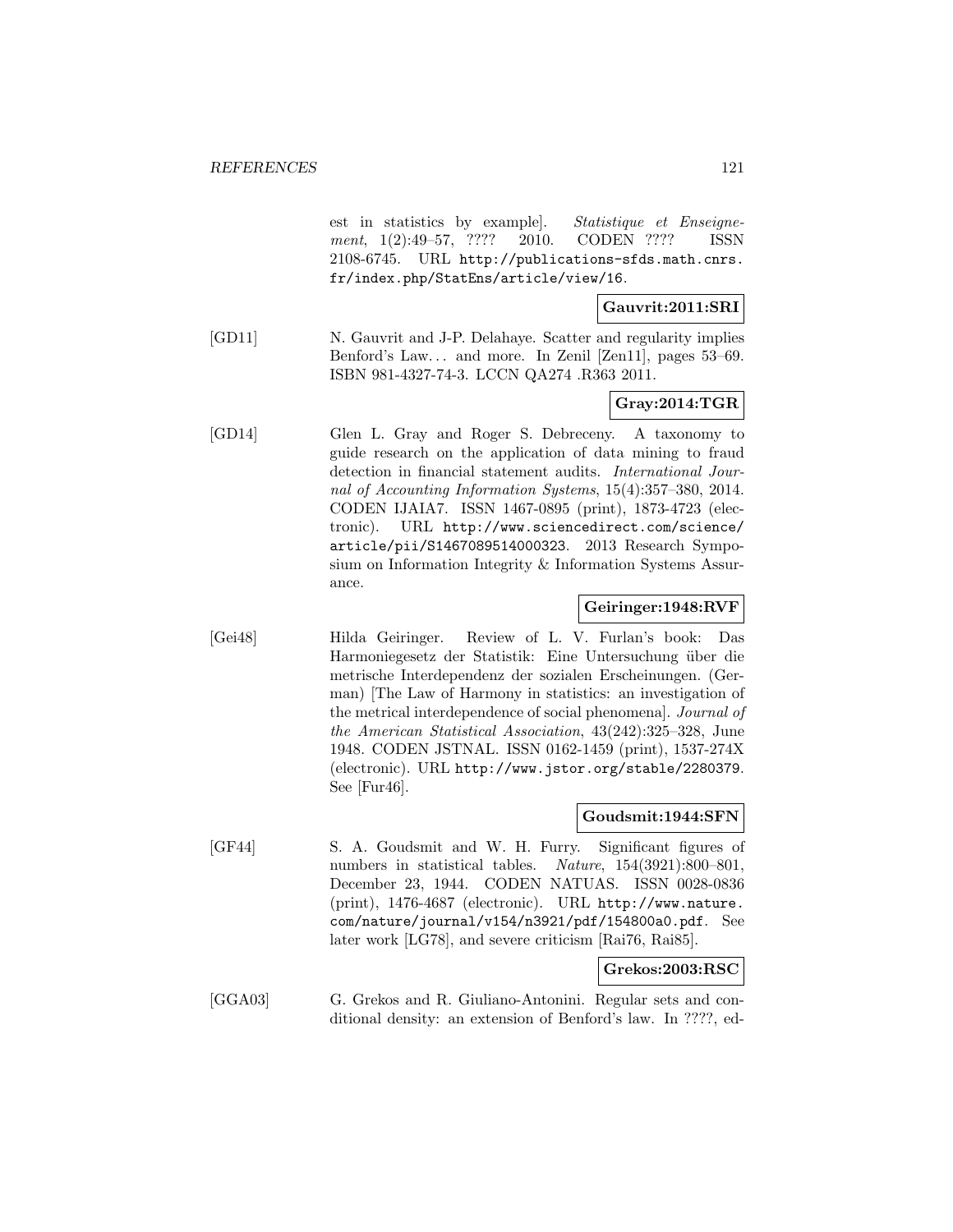est in statistics by example]. *Statistique et Enseignement*, 1(2):49–57, ???? 2010. CODEN ???? ISSN 2108-6745. URL http://publications-sfds.math.cnrs.fr/index.php/StatEns/article/view/16.

**Gauvrit:2011:SRI**

[GD11] N. Gauvrit and J-P. Delahaye. Scatter and regularity implies Benford's Law... and more. In Zenil [Zen11], pages 53–69. ISBN 981-4327-74-3. LCCN QA274 .R363 2011.

**Gray:2014:TGR**

[GD14] Glen L. Gray and Roger S. Debreceny. A taxonomy to guide research on the application of data mining to fraud detection in financial statement audits. *International Journal of Accounting Information Systems*, 15(4):357–380, 2014. CODEN IJAIA7. ISSN 1467-0895 (print), 1873-4723 (electronic). URL http://www.sciencedirect.com/science/article/pii/S1467089514000323. 2013 Research Symposium on Information Integrity & Information Systems Assurance.

**Geiringer:1948:RVF**

[Gei48] Hilda Geiringer. Review of L. V. Furlan's book: Das Harmoniegesetz der Statistik: Eine Untersuchung über die metrische Interdependenz der sozialen Erscheinungen. (German) [The Law of Harmony in statistics: an investigation of the metrical interdependence of social phenomena]. *Journal of the American Statistical Association*, 43(242):325–328, June 1948. CODEN JSTNAL. ISSN 0162-1459 (print), 1537-274X (electronic). URL http://www.jstor.org/stable/2280379. See [Fur46].

**Goudsmit:1944:SFN**

[GF44] S. A. Goudsmit and W. H. Furry. Significant figures of numbers in statistical tables. *Nature*, 154(3921):800–801, December 23, 1944. CODEN NATUAS. ISSN 0028-0836 (print), 1476-4687 (electronic). URL http://www.nature.com/nature/journal/v154/n3921/pdf/154800a0.pdf. See later work [LG78], and severe criticism [Rai76, Rai85].

**Grekos:2003:RSC**

[GGA03] G. Grekos and R. Giuliano-Antonini. Regular sets and conditional density: an extension of Benford's law. In ????, ed-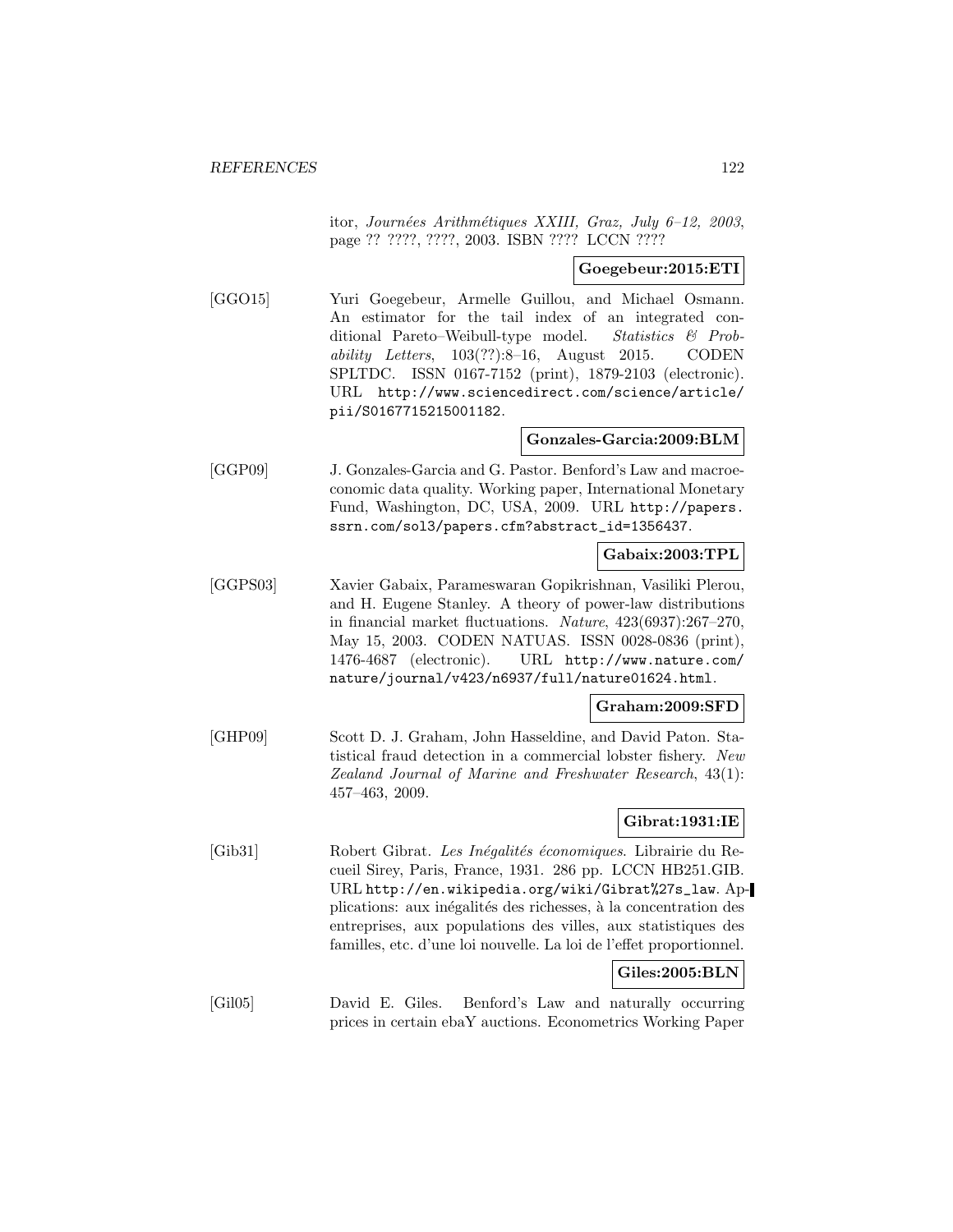itor, *Journées Arithmétiques XXIII, Graz, July 6–12, 2003*, page ?? ????, ????, 2003. ISBN ???? LCCN ????

**Goegebeur:2015:ETI**

[GGO15] Yuri Goegebeur, Armelle Guillou, and Michael Osmann. An estimator for the tail index of an integrated conditional Pareto–Weibull-type model. *Statistics & Probability Letters*, 103(??):8–16, August 2015. CODEN SPLTDC. ISSN 0167-7152 (print), 1879-2103 (electronic). URL http://www.sciencedirect.com/science/article/pii/S0167715215001182.

**Gonzales-Garcia:2009:BLM**

[GGP09] J. Gonzales-Garcia and G. Pastor. Benford's Law and macroeconomic data quality. Working paper, International Monetary Fund, Washington, DC, USA, 2009. URL http://papers.ssrn.com/sol3/papers.cfm?abstract_id=1356437.

**Gabaix:2003:TPL**

[GGPS03] Xavier Gabaix, Parameswaran Gopikrishnan, Vasiliki Plerou, and H. Eugene Stanley. A theory of power-law distributions in financial market fluctuations. *Nature*, 423(6937):267–270, May 15, 2003. CODEN NATUAS. ISSN 0028-0836 (print), 1476-4687 (electronic). URL http://www.nature.com/nature/journal/v423/n6937/full/nature01624.html.

**Graham:2009:SFD**

[GHP09] Scott D. J. Graham, John Hasseldine, and David Paton. Statistical fraud detection in a commercial lobster fishery. *New Zealand Journal of Marine and Freshwater Research*, 43(1): 457–463, 2009.

**Gibrat:1931:IE**

[Gib31] Robert Gibrat. *Les Inégalités économiques*. Librairie du Recueil Sirey, Paris, France, 1931. 286 pp. LCCN HB251.GIB. URL http://en.wikipedia.org/wiki/Gibrat%27s_law. Applications: aux inégalités des richesses, à la concentration des entreprises, aux populations des villes, aux statistiques des familles, etc. d'une loi nouvelle. La loi de l'effet proportionnel.

**Giles:2005:BLN**

[Gil05] David E. Giles. Benford's Law and naturally occurring prices in certain ebaY auctions. Econometrics Working Paper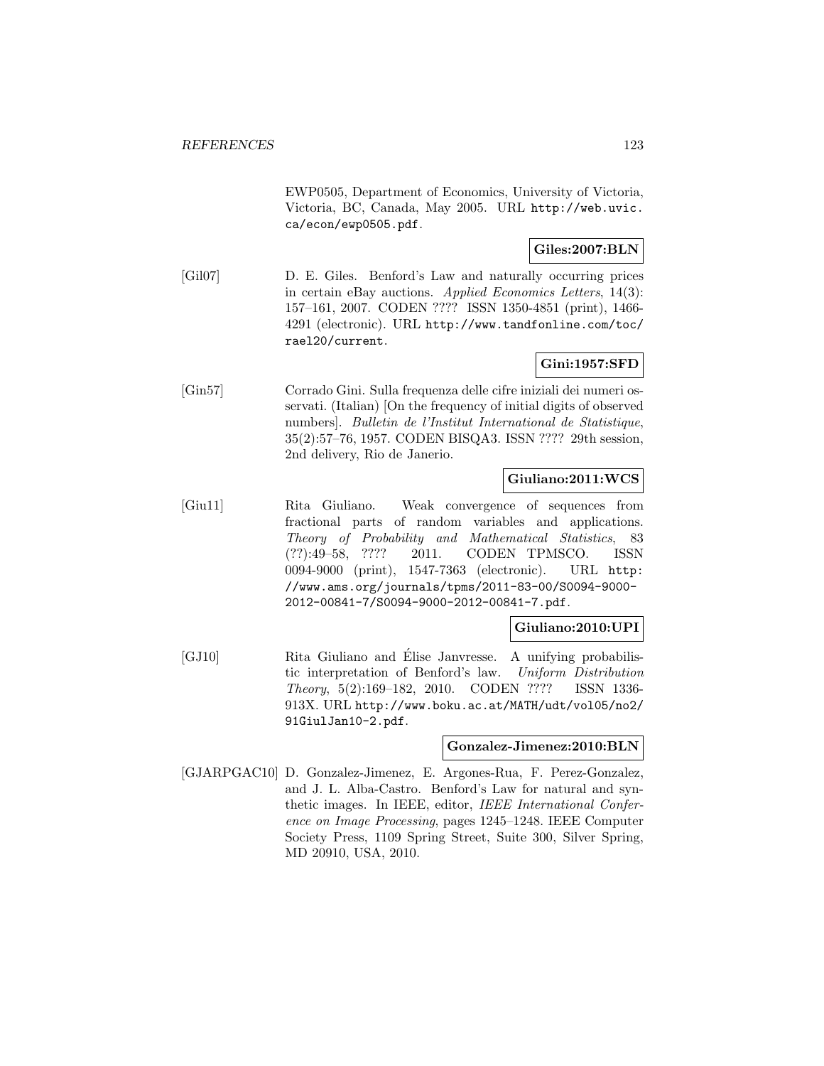EWP0505, Department of Economics, University of Victoria, Victoria, BC, Canada, May 2005. URL http://web.uvic.ca/econ/ewp0505.pdf.

**Giles:2007:BLN**

[Gil07] D. E. Giles. Benford's Law and naturally occurring prices in certain eBay auctions. *Applied Economics Letters*, 14(3): 157–161, 2007. CODEN ???? ISSN 1350-4851 (print), 1466-4291 (electronic). URL http://www.tandfonline.com/toc/rael20/current.

**Gini:1957:SFD**

[Gin57] Corrado Gini. Sulla frequenza delle cifre iniziali dei numeri osservati. (Italian) [On the frequency of initial digits of observed numbers]. *Bulletin de l'Institut International de Statistique*, 35(2):57–76, 1957. CODEN BISQA3. ISSN ???? 29th session, 2nd delivery, Rio de Janerio.

**Giuliano:2011:WCS**

[Giu11] Rita Giuliano. Weak convergence of sequences from fractional parts of random variables and applications. *Theory of Probability and Mathematical Statistics*, 83 (??):49–58, ???? 2011. CODEN TPMSCO. ISSN 0094-9000 (print), 1547-7363 (electronic). URL http://www.ams.org/journals/tpms/2011-83-00/S0094-9000-2012-00841-7/S0094-9000-2012-00841-7.pdf.

**Giuliano:2010:UPI**

[GJ10] Rita Giuliano and Élise Janvresse. A unifying probabilistic interpretation of Benford's law. *Uniform Distribution Theory*, 5(2):169–182, 2010. CODEN ???? ISSN 1336-913X. URL http://www.boku.ac.at/MATH/udt/vol05/no2/91GiulJan10-2.pdf.

**Gonzalez-Jimenez:2010:BLN**

[GJARPGAC10] D. Gonzalez-Jimenez, E. Argones-Rua, F. Perez-Gonzalez, and J. L. Alba-Castro. Benford's Law for natural and synthetic images. In IEEE, editor, *IEEE International Conference on Image Processing*, pages 1245–1248. IEEE Computer Society Press, 1109 Spring Street, Suite 300, Silver Spring, MD 20910, USA, 2010.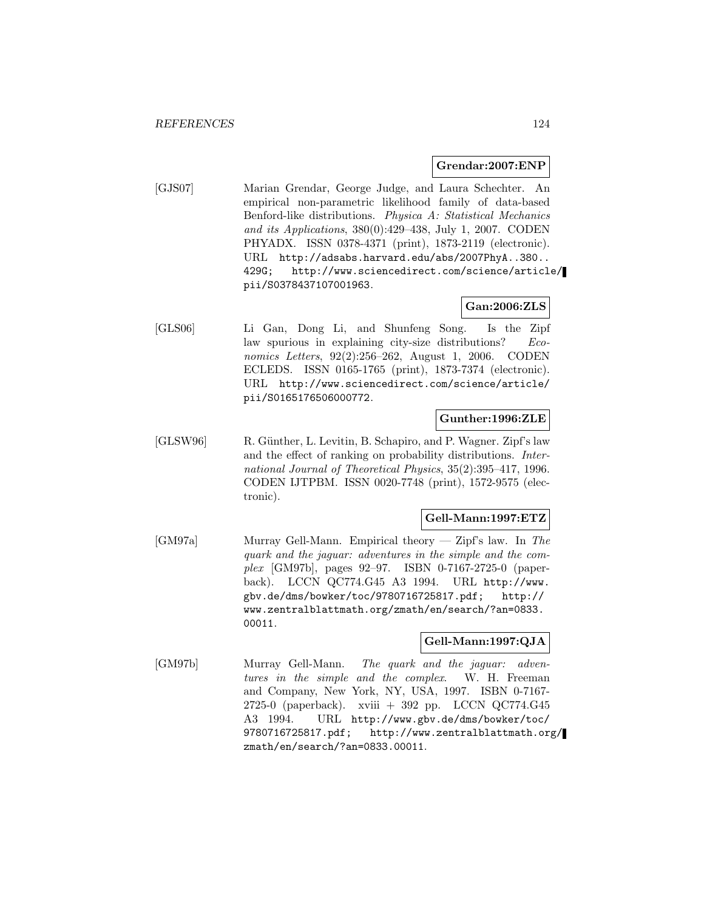**Grendar:2007:ENP**

[GJS07] Marian Grendar, George Judge, and Laura Schechter. An empirical non-parametric likelihood family of data-based Benford-like distributions. *Physica A: Statistical Mechanics and its Applications*, 380(0):429–438, July 1, 2007. CODEN PHYADX. ISSN 0378-4371 (print), 1873-2119 (electronic). URL http://adsabs.harvard.edu/abs/2007PhyA..380..429G; http://www.sciencedirect.com/science/article/pii/S0378437107001963.

**Gan:2006:ZLS**

[GLS06] Li Gan, Dong Li, and Shunfeng Song. Is the Zipf law spurious in explaining city-size distributions? *Economics Letters*, 92(2):256–262, August 1, 2006. CODEN ECLEDS. ISSN 0165-1765 (print), 1873-7374 (electronic). URL http://www.sciencedirect.com/science/article/pii/S0165176506000772.

**Gunther:1996:ZLE**

[GLSW96] R. Günther, L. Levitin, B. Schapiro, and P. Wagner. Zipf's law and the effect of ranking on probability distributions. *International Journal of Theoretical Physics*, 35(2):395–417, 1996. CODEN IJTPBM. ISSN 0020-7748 (print), 1572-9575 (electronic).

**Gell-Mann:1997:ETZ**

[GM97a] Murray Gell-Mann. Empirical theory — Zipf's law. In *The quark and the jaguar: adventures in the simple and the complex* [GM97b], pages 92–97. ISBN 0-7167-2725-0 (paperback). LCCN QC774.G45 A3 1994. URL http://www.gbv.de/dms/bowker/toc/9780716725817.pdf; http://www.zentralblattmath.org/zmath/en/search/?an=0833.00011.

**Gell-Mann:1997:QJA**

[GM97b] Murray Gell-Mann. *The quark and the jaguar: adventures in the simple and the complex*. W. H. Freeman and Company, New York, NY, USA, 1997. ISBN 0-7167-2725-0 (paperback). xviii + 392 pp. LCCN QC774.G45 A3 1994. URL http://www.gbv.de/dms/bowker/toc/9780716725817.pdf; http://www.zentralblattmath.org/zmath/en/search/?an=0833.00011.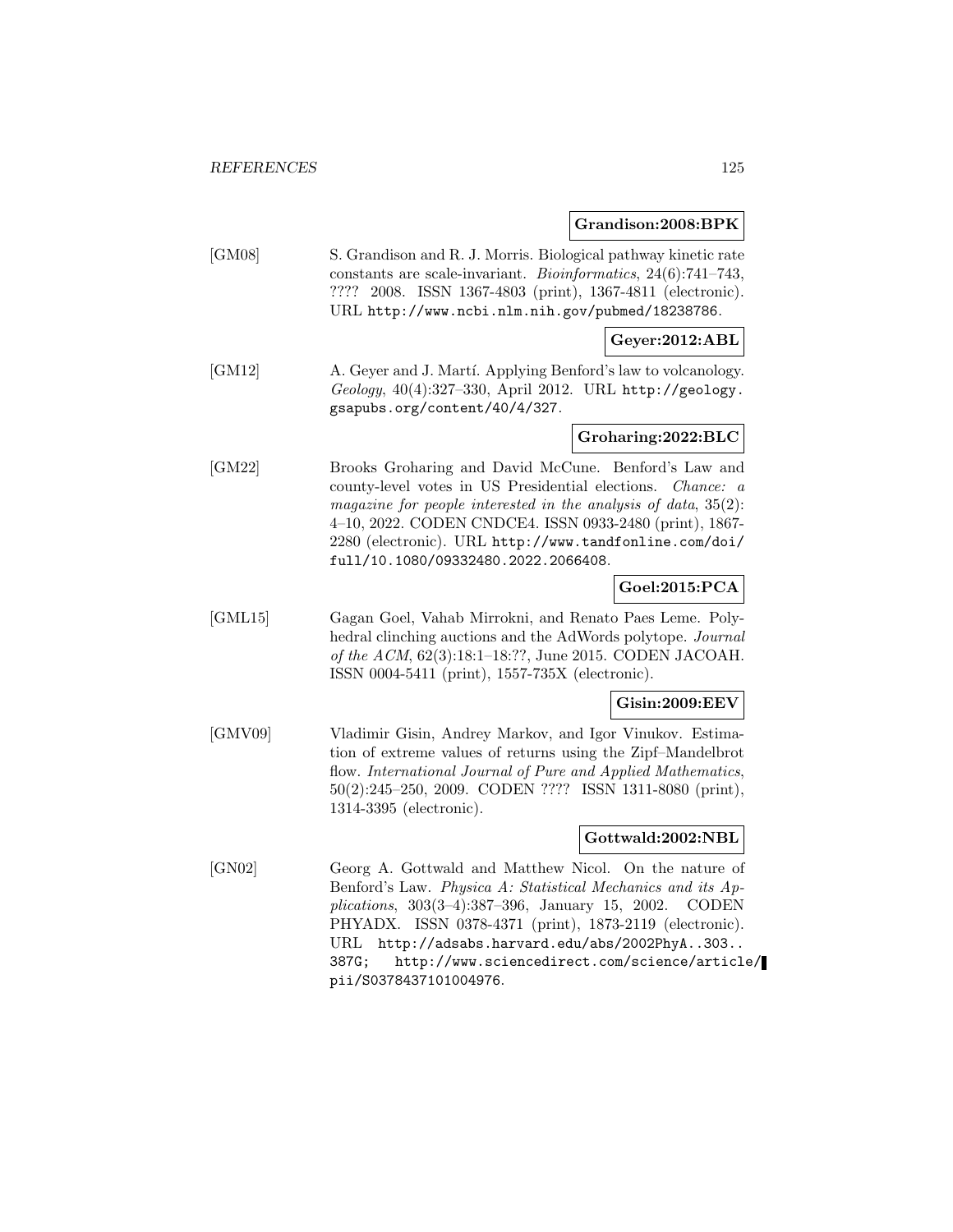**Grandison:2008:BPK**

[GM08] S. Grandison and R. J. Morris. Biological pathway kinetic rate constants are scale-invariant. *Bioinformatics*, 24(6):741–743, ???? 2008. ISSN 1367-4803 (print), 1367-4811 (electronic). URL http://www.ncbi.nlm.nih.gov/pubmed/18238786.

**Geyer:2012:ABL**

[GM12] A. Geyer and J. Martí. Applying Benford's law to volcanology. *Geology*, 40(4):327–330, April 2012. URL http://geology.gsapubs.org/content/40/4/327.

**Groharing:2022:BLC**

[GM22] Brooks Groharing and David McCune. Benford's Law and county-level votes in US Presidential elections. *Chance: a magazine for people interested in the analysis of data*, 35(2): 4–10, 2022. CODEN CNDCE4. ISSN 0933-2480 (print), 1867-2280 (electronic). URL http://www.tandfonline.com/doi/full/10.1080/09332480.2022.2066408.

**Goel:2015:PCA**

[GML15] Gagan Goel, Vahab Mirrokni, and Renato Paes Leme. Polyhedral clinching auctions and the AdWords polytope. *Journal of the ACM*, 62(3):18:1–18:??, June 2015. CODEN JACOAH. ISSN 0004-5411 (print), 1557-735X (electronic).

**Gisin:2009:EEV**

[GMV09] Vladimir Gisin, Andrey Markov, and Igor Vinukov. Estimation of extreme values of returns using the Zipf–Mandelbrot flow. *International Journal of Pure and Applied Mathematics*, 50(2):245–250, 2009. CODEN ???? ISSN 1311-8080 (print), 1314-3395 (electronic).

**Gottwald:2002:NBL**

[GN02] Georg A. Gottwald and Matthew Nicol. On the nature of Benford's Law. *Physica A: Statistical Mechanics and its Applications*, 303(3–4):387–396, January 15, 2002. CODEN PHYADX. ISSN 0378-4371 (print), 1873-2119 (electronic). URL http://adsabs.harvard.edu/abs/2002PhyA..303..387G; http://www.sciencedirect.com/science/article/pii/S0378437101004976.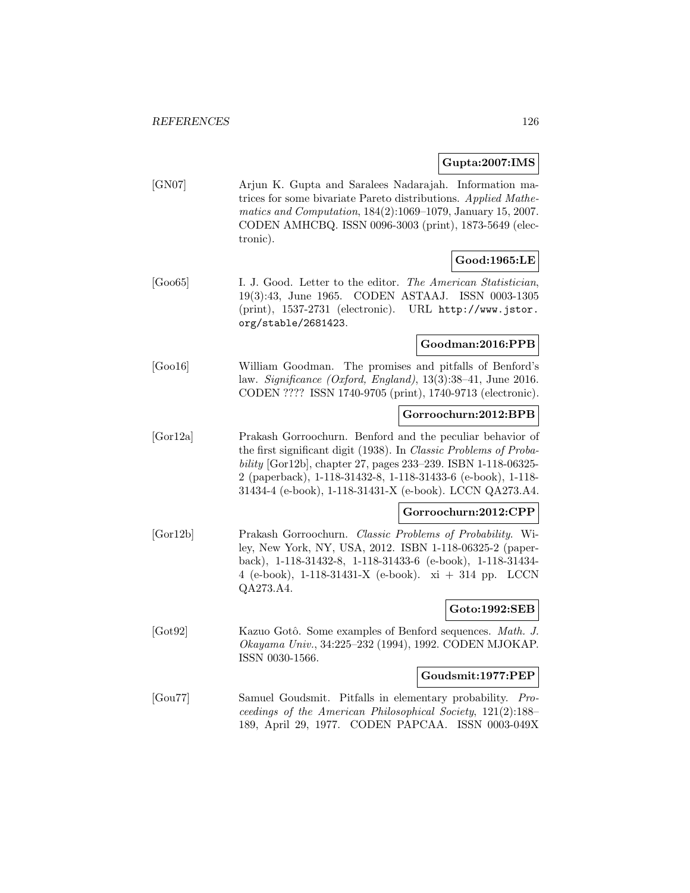**Gupta:2007:IMS**

[GN07] Arjun K. Gupta and Saralees Nadarajah. Information matrices for some bivariate Pareto distributions. *Applied Mathematics and Computation*, 184(2):1069–1079, January 15, 2007. CODEN AMHCBQ. ISSN 0096-3003 (print), 1873-5649 (electronic).

**Good:1965:LE**

[Goo65] I. J. Good. Letter to the editor. *The American Statistician*, 19(3):43, June 1965. CODEN ASTAAJ. ISSN 0003-1305 (print), 1537-2731 (electronic). URL http://www.jstor.org/stable/2681423.

**Goodman:2016:PPB**

[Goo16] William Goodman. The promises and pitfalls of Benford's law. *Significance (Oxford, England)*, 13(3):38–41, June 2016. CODEN ???? ISSN 1740-9705 (print), 1740-9713 (electronic).

**Gorroochurn:2012:BPB**

[Gor12a] Prakash Gorroochurn. Benford and the peculiar behavior of the first significant digit (1938). In *Classic Problems of Probability* [Gor12b], chapter 27, pages 233–239. ISBN 1-118-06325-2 (paperback), 1-118-31432-8, 1-118-31433-6 (e-book), 1-118-31434-4 (e-book), 1-118-31431-X (e-book). LCCN QA273.A4.

**Gorroochurn:2012:CPP**

[Gor12b] Prakash Gorroochurn. *Classic Problems of Probability*. Wiley, New York, NY, USA, 2012. ISBN 1-118-06325-2 (paperback), 1-118-31432-8, 1-118-31433-6 (e-book), 1-118-31434-4 (e-book), 1-118-31431-X (e-book). xi + 314 pp. LCCN QA273.A4.

**Goto:1992:SEB**

[Got92] Kazuo Gotô. Some examples of Benford sequences. *Math. J. Okayama Univ.*, 34:225–232 (1994), 1992. CODEN MJOKAP. ISSN 0030-1566.

**Goudsmit:1977:PEP**

[Gou77] Samuel Goudsmit. Pitfalls in elementary probability. *Proceedings of the American Philosophical Society*, 121(2):188–189, April 29, 1977. CODEN PAPCAA. ISSN 0003-049X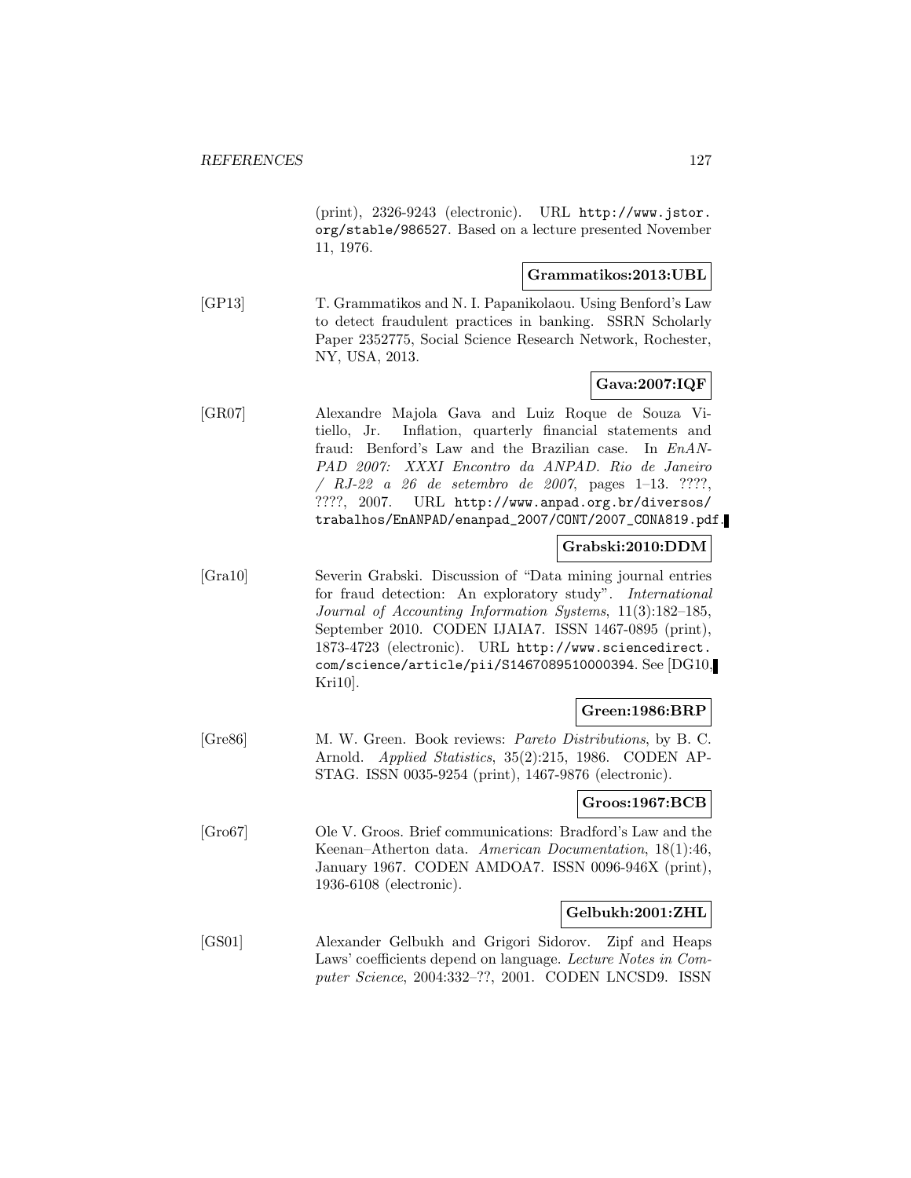(print), 2326-9243 (electronic). URL http://www.jstor.org/stable/986527. Based on a lecture presented November 11, 1976.

**Grammatikos:2013:UBL**

[GP13] T. Grammatikos and N. I. Papanikolaou. Using Benford's Law to detect fraudulent practices in banking. SSRN Scholarly Paper 2352775, Social Science Research Network, Rochester, NY, USA, 2013.

**Gava:2007:IQF**

[GR07] Alexandre Majola Gava and Luiz Roque de Souza Vitiello, Jr. Inflation, quarterly financial statements and fraud: Benford's Law and the Brazilian case. In *EnANPAD 2007: XXXI Encontro da ANPAD. Rio de Janeiro / RJ-22 a 26 de setembro de 2007*, pages 1–13. ????, ????, 2007. URL http://www.anpad.org.br/diversos/trabalhos/EnANPAD/enanpad_2007/CONT/2007_CONA819.pdf.

**Grabski:2010:DDM**

[Gra10] Severin Grabski. Discussion of "Data mining journal entries for fraud detection: An exploratory study". *International Journal of Accounting Information Systems*, 11(3):182–185, September 2010. CODEN IJAIA7. ISSN 1467-0895 (print), 1873-4723 (electronic). URL http://www.sciencedirect.com/science/article/pii/S1467089510000394. See [DG10, Kri10].

**Green:1986:BRP**

[Gre86] M. W. Green. Book reviews: *Pareto Distributions*, by B. C. Arnold. *Applied Statistics*, 35(2):215, 1986. CODEN APSTAG. ISSN 0035-9254 (print), 1467-9876 (electronic).

**Groos:1967:BCB**

[Gro67] Ole V. Groos. Brief communications: Bradford's Law and the Keenan–Atherton data. *American Documentation*, 18(1):46, January 1967. CODEN AMDOA7. ISSN 0096-946X (print), 1936-6108 (electronic).

**Gelbukh:2001:ZHL**

[GS01] Alexander Gelbukh and Grigori Sidorov. Zipf and Heaps Laws' coefficients depend on language. *Lecture Notes in Computer Science*, 2004:332–??, 2001. CODEN LNCSD9. ISSN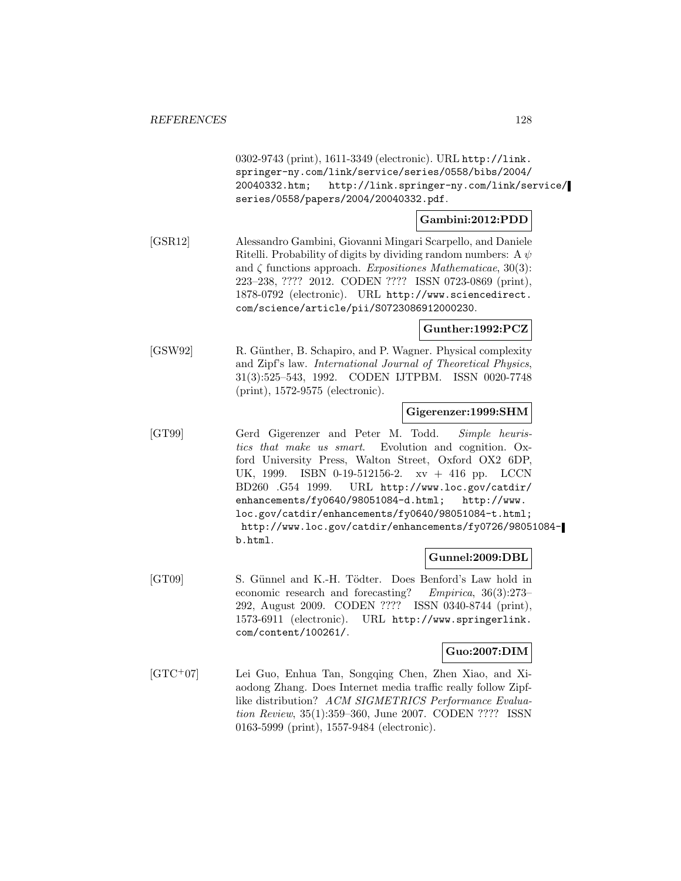0302-9743 (print), 1611-3349 (electronic). URL http://link.springer-ny.com/link/service/series/0558/bibs/2004/20040332.htm; http://link.springer-ny.com/link/service/series/0558/papers/2004/20040332.pdf.

**Gambini:2012:PDD**

[GSR12] Alessandro Gambini, Giovanni Mingari Scarpello, and Daniele Ritelli. Probability of digits by dividing random numbers: A $\psi$ and $\zeta$ functions approach. *Expositiones Mathematicae*, 30(3): 223–238, ???? 2012. CODEN ???? ISSN 0723-0869 (print), 1878-0792 (electronic). URL http://www.sciencedirect.com/science/article/pii/S0723086912000230.

**Gunther:1992:PCZ**

[GSW92] R. Günther, B. Schapiro, and P. Wagner. Physical complexity and Zipf's law. *International Journal of Theoretical Physics*, 31(3):525–543, 1992. CODEN IJTPBM. ISSN 0020-7748 (print), 1572-9575 (electronic).

**Gigerenzer:1999:SHM**

[GT99] Gerd Gigerenzer and Peter M. Todd. *Simple heuristics that make us smart*. Evolution and cognition. Oxford University Press, Walton Street, Oxford OX2 6DP, UK, 1999. ISBN 0-19-512156-2. xv + 416 pp. LCCN BD260 .G54 1999. URL http://www.loc.gov/catdir/enhancements/fy0640/98051084-d.html; http://www.loc.gov/catdir/enhancements/fy0640/98051084-t.html; http://www.loc.gov/catdir/enhancements/fy0726/98051084-b.html.

**Gunnel:2009:DBL**

[GT09] S. Günnel and K.-H. Tödter. Does Benford's Law hold in economic research and forecasting? *Empirica*, 36(3):273–292, August 2009. CODEN ???? ISSN 0340-8744 (print), 1573-6911 (electronic). URL http://www.springerlink.com/content/100261/.

**Guo:2007:DIM**

[GTC+07] Lei Guo, Enhua Tan, Songqing Chen, Zhen Xiao, and Xiaodong Zhang. Does Internet media traffic really follow Zipf-like distribution? *ACM SIGMETRICS Performance Evaluation Review*, 35(1):359–360, June 2007. CODEN ???? ISSN 0163-5999 (print), 1557-9484 (electronic).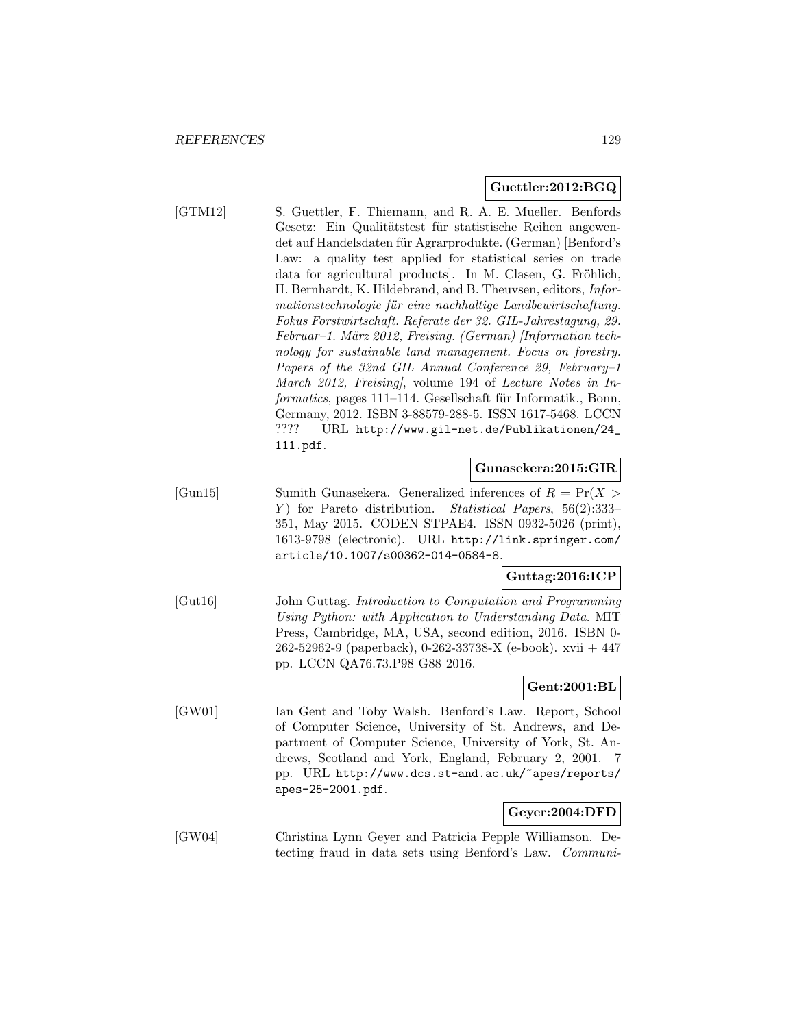**Guettler:2012:BGQ**

[GTM12] S. Guettler, F. Thiemann, and R. A. E. Mueller. Benfords Gesetz: Ein Qualitätstest für statistische Reihen angewendet auf Handelsdaten für Agrarprodukte. (German) [Benford's Law: a quality test applied for statistical series on trade data for agricultural products]. In M. Clasen, G. Fröhlich, H. Bernhardt, K. Hildebrand, and B. Theuvsen, editors, *Informationstechnologie für eine nachhaltige Landbewirtschaftung. Fokus Forstwirtschaft. Referate der 32. GIL-Jahrestagung, 29. Februar–1. März 2012, Freising. (German) [Information technology for sustainable land management. Focus on forestry. Papers of the 32nd GIL Annual Conference 29, February–1 March 2012, Freising]*, volume 194 of *Lecture Notes in Informatics*, pages 111–114. Gesellschaft für Informatik., Bonn, Germany, 2012. ISBN 3-88579-288-5. ISSN 1617-5468. LCCN ???? URL http://www.gil-net.de/Publikationen/24_111.pdf.

**Gunasekera:2015:GIR**

[Gun15] Sumith Gunasekera. Generalized inferences of $R = \Pr(X > Y)$ for Pareto distribution. *Statistical Papers*, 56(2):333–351, May 2015. CODEN STPAE4. ISSN 0932-5026 (print), 1613-9798 (electronic). URL http://link.springer.com/article/10.1007/s00362-014-0584-8.

**Guttag:2016:ICP**

[Gut16] John Guttag. *Introduction to Computation and Programming Using Python: with Application to Understanding Data*. MIT Press, Cambridge, MA, USA, second edition, 2016. ISBN 0-262-52962-9 (paperback), 0-262-33738-X (e-book). xvii + 447 pp. LCCN QA76.73.P98 G88 2016.

**Gent:2001:BL**

[GW01] Ian Gent and Toby Walsh. Benford's Law. Report, School of Computer Science, University of St. Andrews, and Department of Computer Science, University of York, St. Andrews, Scotland and York, England, February 2, 2001. 7 pp. URL http://www.dcs.st-and.ac.uk/~apes/reports/apes-25-2001.pdf.

**Geyer:2004:DFD**

[GW04] Christina Lynn Geyer and Patricia Pepple Williamson. Detecting fraud in data sets using Benford's Law. *Communi-*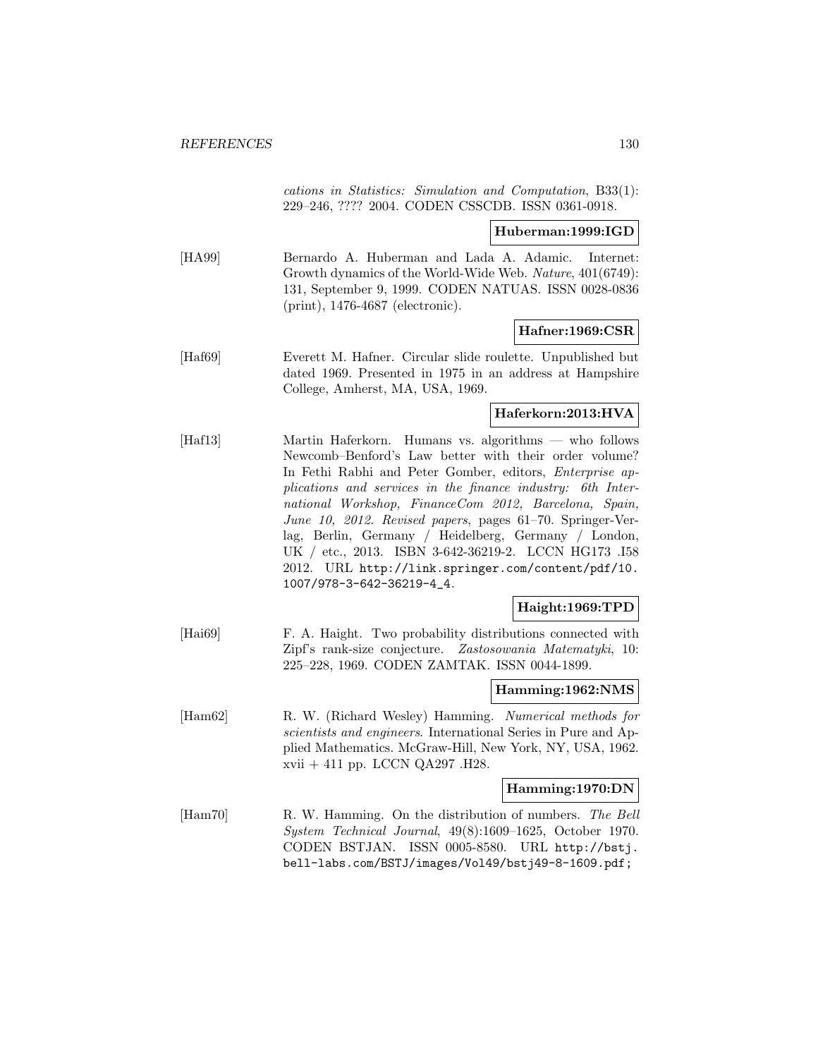cations in Statistics: Simulation and Computation*, B33(1): 229–246, ???? 2004. CODEN CSSCDB. ISSN 0361-0918.

**Huberman:1999:IGD**

[HA99] Bernardo A. Huberman and Lada A. Adamic. Internet: Growth dynamics of the World-Wide Web. *Nature*, 401(6749): 131, September 9, 1999. CODEN NATUAS. ISSN 0028-0836 (print), 1476-4687 (electronic).

**Hafner:1969:CSR**

[Haf69] Everett M. Hafner. Circular slide roulette. Unpublished but dated 1969. Presented in 1975 in an address at Hampshire College, Amherst, MA, USA, 1969.

**Haferkorn:2013:HVA**

[Haf13] Martin Haferkorn. Humans vs. algorithms — who follows Newcomb–Benford's Law better with their order volume? In Fethi Rabhi and Peter Gomber, editors, *Enterprise applications and services in the finance industry: 6th International Workshop, FinanceCom 2012, Barcelona, Spain, June 10, 2012. Revised papers*, pages 61–70. Springer-Verlag, Berlin, Germany / Heidelberg, Germany / London, UK / etc., 2013. ISBN 3-642-36219-2. LCCN HG173 .I58 2012. URL http://link.springer.com/content/pdf/10.1007/978-3-642-36219-4_4.

**Haight:1969:TPD**

[Hai69] F. A. Haight. Two probability distributions connected with Zipf's rank-size conjecture. *Zastosowania Matematyki*, 10: 225–228, 1969. CODEN ZAMTAK. ISSN 0044-1899.

**Hamming:1962:NMS**

[Ham62] R. W. (Richard Wesley) Hamming. *Numerical methods for scientists and engineers*. International Series in Pure and Applied Mathematics. McGraw-Hill, New York, NY, USA, 1962. xvii + 411 pp. LCCN QA297 .H28.

**Hamming:1970:DN**

[Ham70] R. W. Hamming. On the distribution of numbers. *The Bell System Technical Journal*, 49(8):1609–1625, October 1970. CODEN BSTJAN. ISSN 0005-8580. URL http://bstj.bell-labs.com/BSTJ/images/Vol49/bstj49-8-1609.pdf;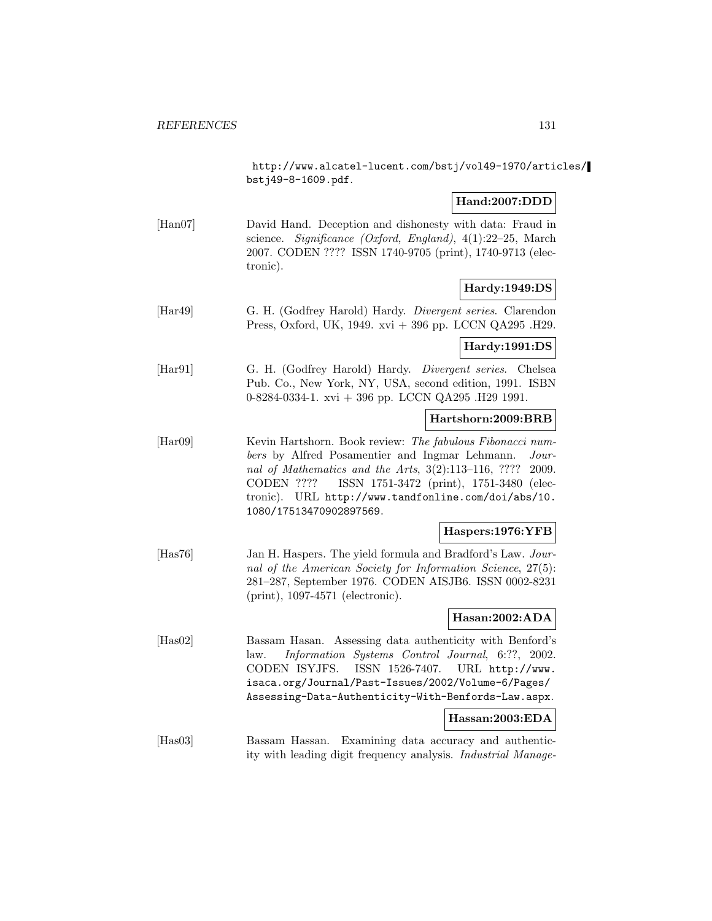http://www.alcatel-lucent.com/bstj/vol49-1970/articles/bstj49-8-1609.pdf.

**Hand:2007:DDD**

[Han07] David Hand. Deception and dishonesty with data: Fraud in science. *Significance (Oxford, England)*, 4(1):22–25, March 2007. CODEN ???? ISSN 1740-9705 (print), 1740-9713 (electronic).

**Hardy:1949:DS**

[Har49] G. H. (Godfrey Harold) Hardy. *Divergent series*. Clarendon Press, Oxford, UK, 1949. xvi + 396 pp. LCCN QA295 .H29.

**Hardy:1991:DS**

[Har91] G. H. (Godfrey Harold) Hardy. *Divergent series*. Chelsea Pub. Co., New York, NY, USA, second edition, 1991. ISBN 0-8284-0334-1. xvi + 396 pp. LCCN QA295 .H29 1991.

**Hartshorn:2009:BRB**

[Har09] Kevin Hartshorn. Book review: *The fabulous Fibonacci numbers* by Alfred Posamentier and Ingmar Lehmann. *Journal of Mathematics and the Arts*, 3(2):113–116, ???? 2009. CODEN ???? ISSN 1751-3472 (print), 1751-3480 (electronic). URL http://www.tandfonline.com/doi/abs/10.1080/17513470902897569.

**Haspers:1976:YFB**

[Has76] Jan H. Haspers. The yield formula and Bradford's Law. *Journal of the American Society for Information Science*, 27(5): 281–287, September 1976. CODEN AISJB6. ISSN 0002-8231 (print), 1097-4571 (electronic).

**Hasan:2002:ADA**

[Has02] Bassam Hasan. Assessing data authenticity with Benford's law. *Information Systems Control Journal*, 6:??, 2002. CODEN ISYJFS. ISSN 1526-7407. URL http://www.isaca.org/Journal/Past-Issues/2002/Volume-6/Pages/Assessing-Data-Authenticity-With-Benfords-Law.aspx.

**Hassan:2003:EDA**

[Has03] Bassam Hassan. Examining data accuracy and authenticity with leading digit frequency analysis. *Industrial Manage-*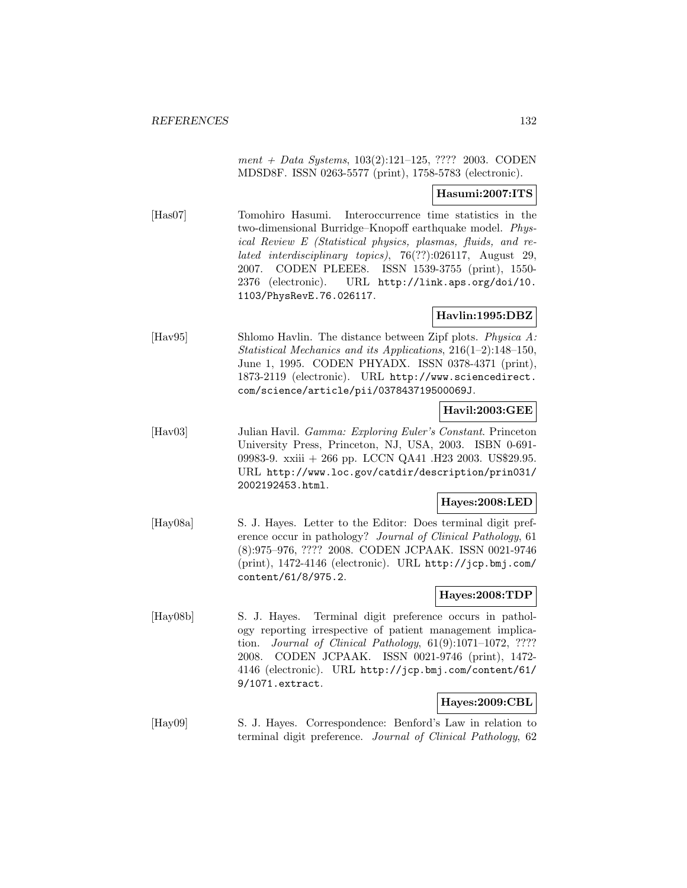*ment + Data Systems*, 103(2):121–125, ???? 2003. CODEN MDSD8F. ISSN 0263-5577 (print), 1758-5783 (electronic).

**Hasumi:2007:ITS**

[Has07] Tomohiro Hasumi. Interoccurrence time statistics in the two-dimensional Burridge–Knopoff earthquake model. *Physical Review E (Statistical physics, plasmas, fluids, and related interdisciplinary topics)*, 76(??):026117, August 29, 2007. CODEN PLEEE8. ISSN 1539-3755 (print), 1550-2376 (electronic). URL http://link.aps.org/doi/10.1103/PhysRevE.76.026117.

**Havlin:1995:DBZ**

[Hav95] Shlomo Havlin. The distance between Zipf plots. *Physica A: Statistical Mechanics and its Applications*, 216(1–2):148–150, June 1, 1995. CODEN PHYADX. ISSN 0378-4371 (print), 1873-2119 (electronic). URL http://www.sciencedirect.com/science/article/pii/037843719500069J.

**Havil:2003:GEE**

[Hav03] Julian Havil. *Gamma: Exploring Euler's Constant*. Princeton University Press, Princeton, NJ, USA, 2003. ISBN 0-691-09983-9. xxiii + 266 pp. LCCN QA41 .H23 2003. US$29.95. URL http://www.loc.gov/catdir/description/prin031/2002192453.html.

**Hayes:2008:LED**

[Hay08a] S. J. Hayes. Letter to the Editor: Does terminal digit preference occur in pathology? *Journal of Clinical Pathology*, 61 (8):975–976, ???? 2008. CODEN JCPAAK. ISSN 0021-9746 (print), 1472-4146 (electronic). URL http://jcp.bmj.com/content/61/8/975.2.

**Hayes:2008:TDP**

[Hay08b] S. J. Hayes. Terminal digit preference occurs in pathology reporting irrespective of patient management implication. *Journal of Clinical Pathology*, 61(9):1071–1072, ???? 2008. CODEN JCPAAK. ISSN 0021-9746 (print), 1472-4146 (electronic). URL http://jcp.bmj.com/content/61/9/1071.extract.

**Hayes:2009:CBL**

[Hay09] S. J. Hayes. Correspondence: Benford's Law in relation to terminal digit preference. *Journal of Clinical Pathology*, 62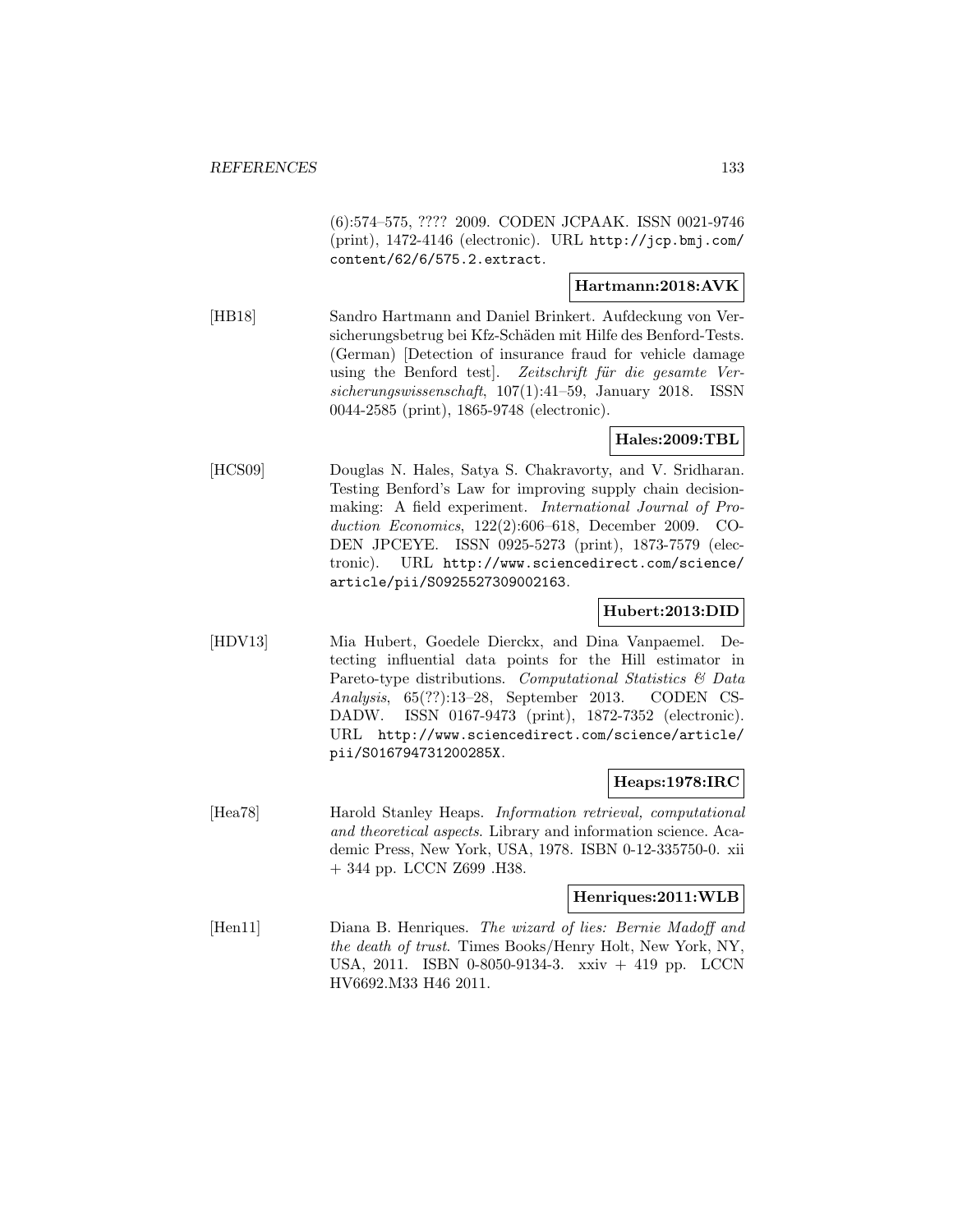(6):574–575, ???? 2009. CODEN JCPAAK. ISSN 0021-9746 (print), 1472-4146 (electronic). URL http://jcp.bmj.com/content/62/6/575.2.extract.

**Hartmann:2018:AVK**

[HB18] Sandro Hartmann and Daniel Brinkert. Aufdeckung von Versicherungsbetrug bei Kfz-Schäden mit Hilfe des Benford-Tests. (German) [Detection of insurance fraud for vehicle damage using the Benford test]. *Zeitschrift für die gesamte Versicherungswissenschaft*, 107(1):41–59, January 2018. ISSN 0044-2585 (print), 1865-9748 (electronic).

**Hales:2009:TBL**

[HCS09] Douglas N. Hales, Satya S. Chakravorty, and V. Sridharan. Testing Benford's Law for improving supply chain decision-making: A field experiment. *International Journal of Production Economics*, 122(2):606–618, December 2009. CODEN JPCEYE. ISSN 0925-5273 (print), 1873-7579 (electronic). URL http://www.sciencedirect.com/science/article/pii/S0925527309002163.

**Hubert:2013:DID**

[HDV13] Mia Hubert, Goedele Dierckx, and Dina Vanpaemel. Detecting influential data points for the Hill estimator in Pareto-type distributions. *Computational Statistics & Data Analysis*, 65(??):13–28, September 2013. CODEN CSDADW. ISSN 0167-9473 (print), 1872-7352 (electronic). URL http://www.sciencedirect.com/science/article/pii/S016794731200285X.

**Heaps:1978:IRC**

[Hea78] Harold Stanley Heaps. *Information retrieval, computational and theoretical aspects*. Library and information science. Academic Press, New York, USA, 1978. ISBN 0-12-335750-0. xii + 344 pp. LCCN Z699 .H38.

**Henriques:2011:WLB**

[Hen11] Diana B. Henriques. *The wizard of lies: Bernie Madoff and the death of trust*. Times Books/Henry Holt, New York, NY, USA, 2011. ISBN 0-8050-9134-3. xxiv + 419 pp. LCCN HV6692.M33 H46 2011.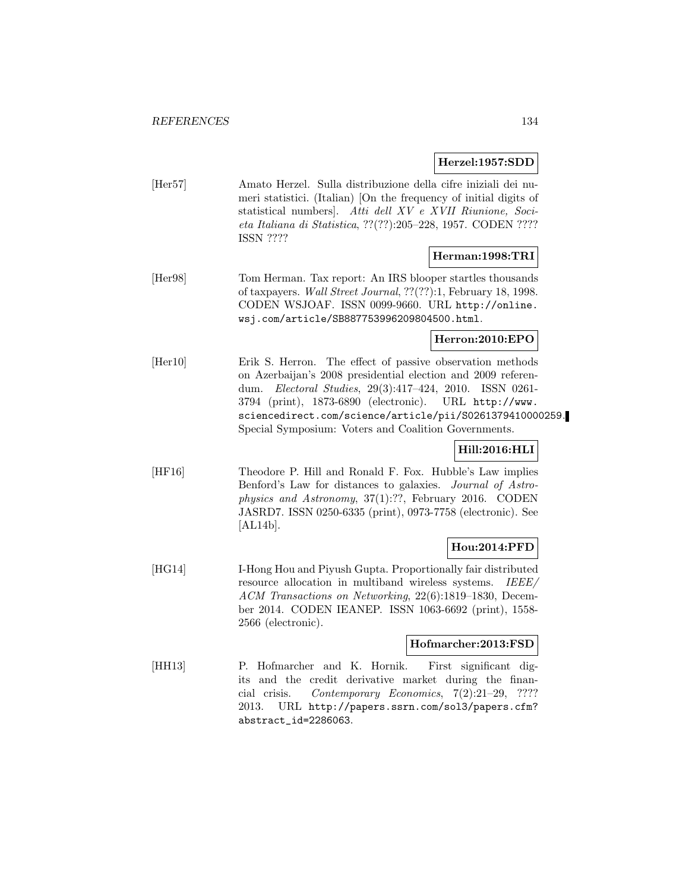**Herzel:1957:SDD**

[Her57] Amato Herzel. Sulla distribuzione della cifre iniziali dei numeri statistici. (Italian) [On the frequency of initial digits of statistical numbers]. *Atti dell XV e XVII Riunione, Societa Italiana di Statistica*, ??(??):205–228, 1957. CODEN ???? ISSN ????

**Herman:1998:TRI**

[Her98] Tom Herman. Tax report: An IRS blooper startles thousands of taxpayers. *Wall Street Journal*, ??(??):1, February 18, 1998. CODEN WSJOAF. ISSN 0099-9660. URL `http://online.wsj.com/article/SB887753996209804500.html`.

**Herron:2010:EPO**

[Her10] Erik S. Herron. The effect of passive observation methods on Azerbaijan's 2008 presidential election and 2009 referendum. *Electoral Studies*, 29(3):417–424, 2010. ISSN 0261-3794 (print), 1873-6890 (electronic). URL `http://www.sciencedirect.com/science/article/pii/S0261379410000259`. Special Symposium: Voters and Coalition Governments.

**Hill:2016:HLI**

[HF16] Theodore P. Hill and Ronald F. Fox. Hubble's Law implies Benford's Law for distances to galaxies. *Journal of Astrophysics and Astronomy*, 37(1):??, February 2016. CODEN JASRD7. ISSN 0250-6335 (print), 0973-7758 (electronic). See [AL14b].

**Hou:2014:PFD**

[HG14] I-Hong Hou and Piyush Gupta. Proportionally fair distributed resource allocation in multiband wireless systems. *IEEE/ ACM Transactions on Networking*, 22(6):1819–1830, December 2014. CODEN IEANEP. ISSN 1063-6692 (print), 1558-2566 (electronic).

**Hofmarcher:2013:FSD**

[HH13] P. Hofmarcher and K. Hornik. First significant digits and the credit derivative market during the financial crisis. *Contemporary Economics*, 7(2):21–29, ???? 2013. URL `http://papers.ssrn.com/sol3/papers.cfm?abstract_id=2286063`.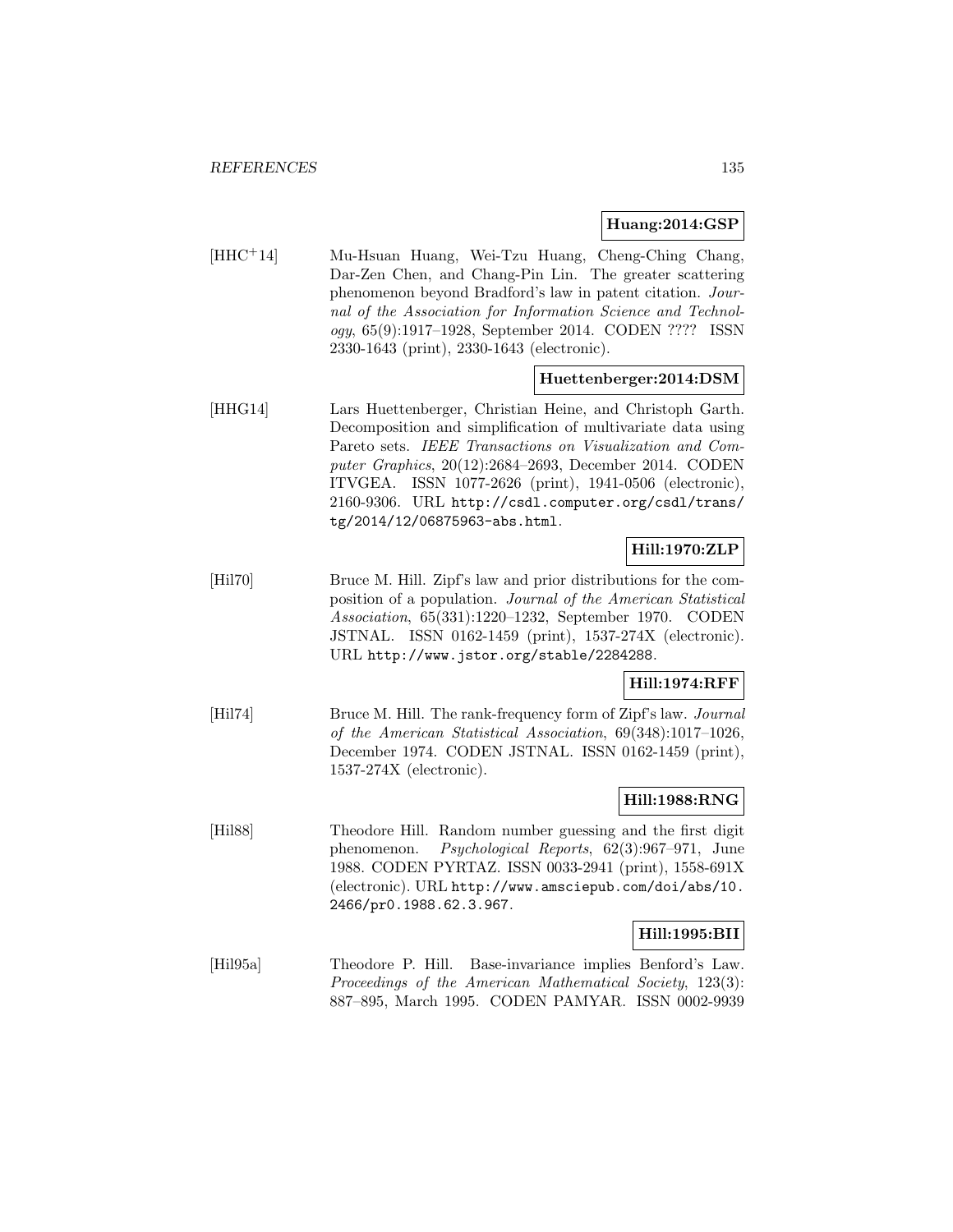**Huang:2014:GSP**

[HHC+14] Mu-Hsuan Huang, Wei-Tzu Huang, Cheng-Ching Chang, Dar-Zen Chen, and Chang-Pin Lin. The greater scattering phenomenon beyond Bradford's law in patent citation. *Journal of the Association for Information Science and Technology*, 65(9):1917–1928, September 2014. CODEN ???? ISSN 2330-1643 (print), 2330-1643 (electronic).

**Huettenberger:2014:DSM**

[HHG14] Lars Huettenberger, Christian Heine, and Christoph Garth. Decomposition and simplification of multivariate data using Pareto sets. *IEEE Transactions on Visualization and Computer Graphics*, 20(12):2684–2693, December 2014. CODEN ITVGEA. ISSN 1077-2626 (print), 1941-0506 (electronic), 2160-9306. URL http://csdl.computer.org/csdl/trans/tg/2014/12/06875963-abs.html.

**Hill:1970:ZLP**

[Hil70] Bruce M. Hill. Zipf's law and prior distributions for the composition of a population. *Journal of the American Statistical Association*, 65(331):1220–1232, September 1970. CODEN JSTNAL. ISSN 0162-1459 (print), 1537-274X (electronic). URL http://www.jstor.org/stable/2284288.

**Hill:1974:RFF**

[Hil74] Bruce M. Hill. The rank-frequency form of Zipf's law. *Journal of the American Statistical Association*, 69(348):1017–1026, December 1974. CODEN JSTNAL. ISSN 0162-1459 (print), 1537-274X (electronic).

**Hill:1988:RNG**

[Hil88] Theodore Hill. Random number guessing and the first digit phenomenon. *Psychological Reports*, 62(3):967–971, June 1988. CODEN PYRTAZ. ISSN 0033-2941 (print), 1558-691X (electronic). URL http://www.amsciepub.com/doi/abs/10.2466/pr0.1988.62.3.967.

**Hill:1995:BII**

[Hil95a] Theodore P. Hill. Base-invariance implies Benford's Law. *Proceedings of the American Mathematical Society*, 123(3): 887–895, March 1995. CODEN PAMYAR. ISSN 0002-9939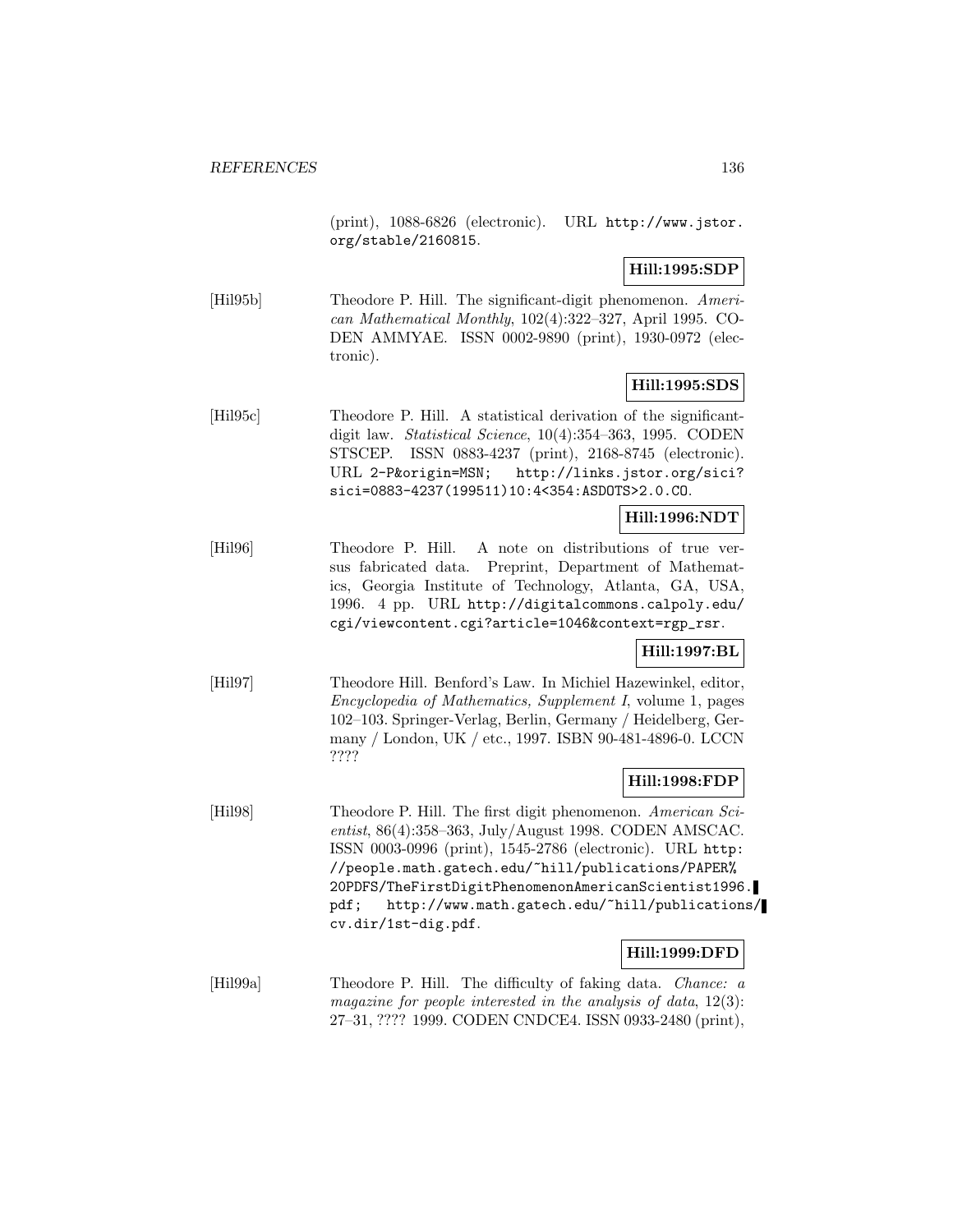(print), 1088-6826 (electronic). URL http://www.jstor.org/stable/2160815.

**Hill:1995:SDP**

[Hil95b] Theodore P. Hill. The significant-digit phenomenon. *American Mathematical Monthly*, 102(4):322–327, April 1995. CODEN AMMYAE. ISSN 0002-9890 (print), 1930-0972 (electronic).

**Hill:1995:SDS**

[Hil95c] Theodore P. Hill. A statistical derivation of the significant-digit law. *Statistical Science*, 10(4):354–363, 1995. CODEN STSCEP. ISSN 0883-4237 (print), 2168-8745 (electronic). URL 2-P&origin=MSN; http://links.jstor.org/sici?sici=0883-4237(199511)10:4<354:ASDOTS>2.0.CO.

**Hill:1996:NDT**

[Hil96] Theodore P. Hill. A note on distributions of true versus fabricated data. Preprint, Department of Mathematics, Georgia Institute of Technology, Atlanta, GA, USA, 1996. 4 pp. URL http://digitalcommons.calpoly.edu/cgi/viewcontent.cgi?article=1046&context=rgp_rsr.

**Hill:1997:BL**

[Hil97] Theodore Hill. Benford's Law. In Michiel Hazewinkel, editor, *Encyclopedia of Mathematics, Supplement I*, volume 1, pages 102–103. Springer-Verlag, Berlin, Germany / Heidelberg, Germany / London, UK / etc., 1997. ISBN 90-481-4896-0. LCCN ????

**Hill:1998:FDP**

[Hil98] Theodore P. Hill. The first digit phenomenon. *American Scientist*, 86(4):358–363, July/August 1998. CODEN AMSCAC. ISSN 0003-0996 (print), 1545-2786 (electronic). URL http://people.math.gatech.edu/~hill/publications/PAPER%20PDFS/TheFirstDigitPhenomenonAmericanScientist1996.pdf; http://www.math.gatech.edu/~hill/publications/cv.dir/1st-dig.pdf.

**Hill:1999:DFD**

[Hil99a] Theodore P. Hill. The difficulty of faking data. *Chance: a magazine for people interested in the analysis of data*, 12(3): 27–31, ???? 1999. CODEN CNDCE4. ISSN 0933-2480 (print),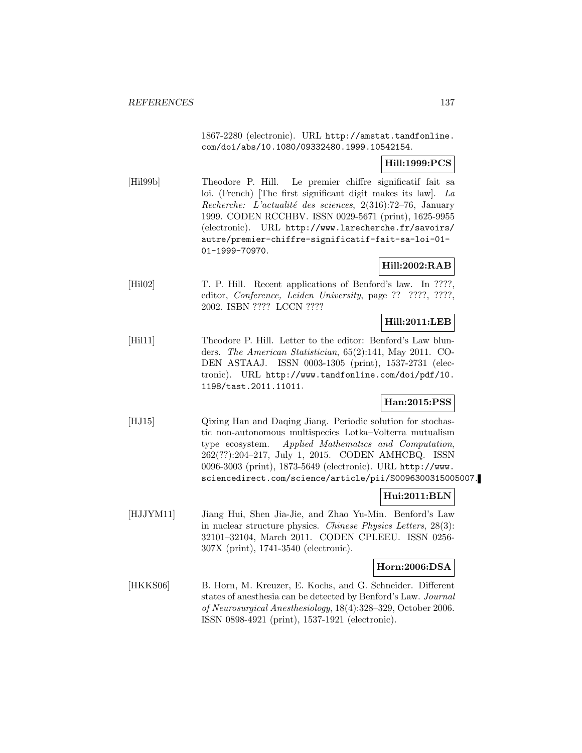1867-2280 (electronic). URL http://amstat.tandfonline.com/doi/abs/10.1080/09332480.1999.10542154.

**Hill:1999:PCS**

[Hil99b] Theodore P. Hill. Le premier chiffre significatif fait sa loi. (French) [The first significant digit makes its law]. *La Recherche: L'actualité des sciences*, 2(316):72–76, January 1999. CODEN RCCHBV. ISSN 0029-5671 (print), 1625-9955 (electronic). URL http://www.larecherche.fr/savoirs/autre/premier-chiffre-significatif-fait-sa-loi-01-01-1999-70970.

**Hill:2002:RAB**

[Hil02] T. P. Hill. Recent applications of Benford's law. In ????, editor, *Conference, Leiden University*, page ?? ????, ????, 2002. ISBN ???? LCCN ????

**Hill:2011:LEB**

[Hil11] Theodore P. Hill. Letter to the editor: Benford's Law blunders. *The American Statistician*, 65(2):141, May 2011. CODEN ASTAAJ. ISSN 0003-1305 (print), 1537-2731 (electronic). URL http://www.tandfonline.com/doi/pdf/10.1198/tast.2011.11011.

**Han:2015:PSS**

[HJ15] Qixing Han and Daqing Jiang. Periodic solution for stochastic non-autonomous multispecies Lotka–Volterra mutualism type ecosystem. *Applied Mathematics and Computation*, 262(??):204–217, July 1, 2015. CODEN AMHCBQ. ISSN 0096-3003 (print), 1873-5649 (electronic). URL http://www.sciencedirect.com/science/article/pii/S0096300315005007.

**Hui:2011:BLN**

[HJJYM11] Jiang Hui, Shen Jia-Jie, and Zhao Yu-Min. Benford's Law in nuclear structure physics. *Chinese Physics Letters*, 28(3):32101–32104, March 2011. CODEN CPLEEU. ISSN 0256-307X (print), 1741-3540 (electronic).

**Horn:2006:DSA**

[HKKS06] B. Horn, M. Kreuzer, E. Kochs, and G. Schneider. Different states of anesthesia can be detected by Benford's Law. *Journal of Neurosurgical Anesthesiology*, 18(4):328–329, October 2006. ISSN 0898-4921 (print), 1537-1921 (electronic).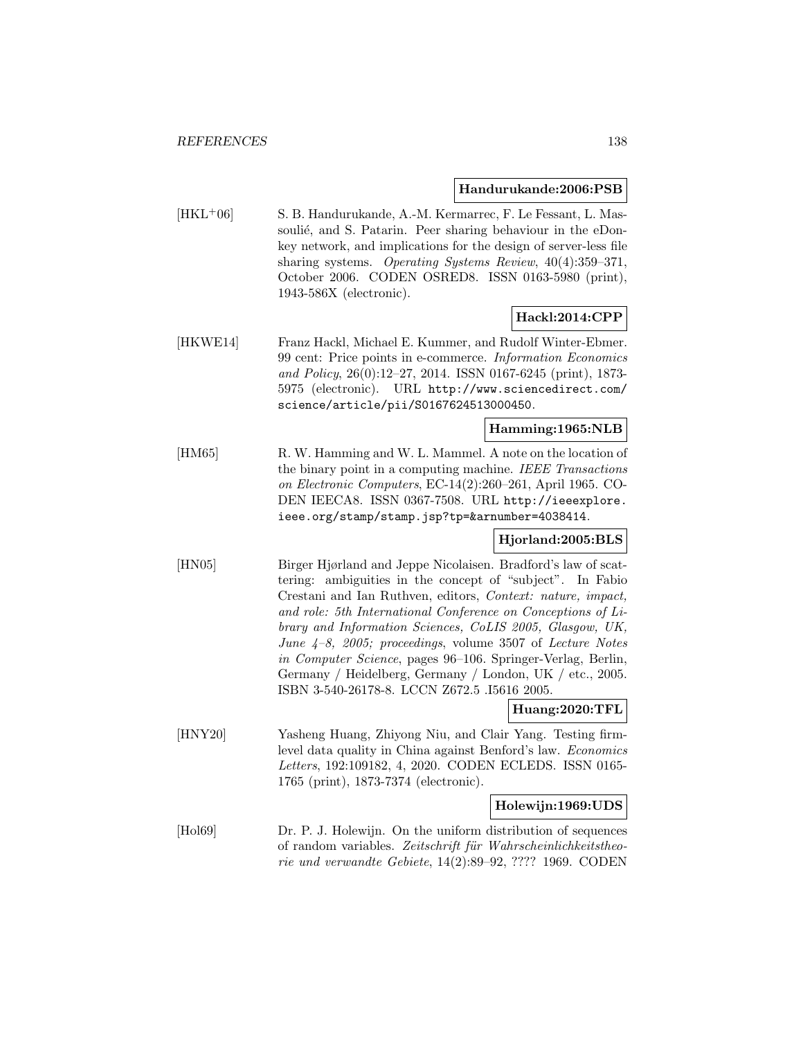**Handurukande:2006:PSB**

[HKL+06] S. B. Handurukande, A.-M. Kermarrec, F. Le Fessant, L. Massoulié, and S. Patarin. Peer sharing behaviour in the eDonkey network, and implications for the design of server-less file sharing systems. *Operating Systems Review*, 40(4):359–371, October 2006. CODEN OSRED8. ISSN 0163-5980 (print), 1943-586X (electronic).

**Hackl:2014:CPP**

[HKWE14] Franz Hackl, Michael E. Kummer, and Rudolf Winter-Ebmer. 99 cent: Price points in e-commerce. *Information Economics and Policy*, 26(0):12–27, 2014. ISSN 0167-6245 (print), 1873-5975 (electronic). URL http://www.sciencedirect.com/science/article/pii/S0167624513000450.

**Hamming:1965:NLB**

[HM65] R. W. Hamming and W. L. Mammel. A note on the location of the binary point in a computing machine. *IEEE Transactions on Electronic Computers*, EC-14(2):260–261, April 1965. CODEN IEECA8. ISSN 0367-7508. URL http://ieeexplore.ieee.org/stamp/stamp.jsp?tp=&arnumber=4038414.

**Hjorland:2005:BLS**

[HN05] Birger Hjørland and Jeppe Nicolaisen. Bradford's law of scattering: ambiguities in the concept of "subject". In Fabio Crestani and Ian Ruthven, editors, *Context: nature, impact, and role: 5th International Conference on Conceptions of Library and Information Sciences, CoLIS 2005, Glasgow, UK, June 4–8, 2005; proceedings*, volume 3507 of *Lecture Notes in Computer Science*, pages 96–106. Springer-Verlag, Berlin, Germany / Heidelberg, Germany / London, UK / etc., 2005. ISBN 3-540-26178-8. LCCN Z672.5 .I5616 2005.

**Huang:2020:TFL**

[HNY20] Yasheng Huang, Zhiyong Niu, and Clair Yang. Testing firm-level data quality in China against Benford's law. *Economics Letters*, 192:109182, 4, 2020. CODEN ECLEDS. ISSN 0165-1765 (print), 1873-7374 (electronic).

**Holewijn:1969:UDS**

[Hol69] Dr. P. J. Holewijn. On the uniform distribution of sequences of random variables. *Zeitschrift für Wahrscheinlichkeitstheorie und verwandte Gebiete*, 14(2):89–92, ???? 1969. CODEN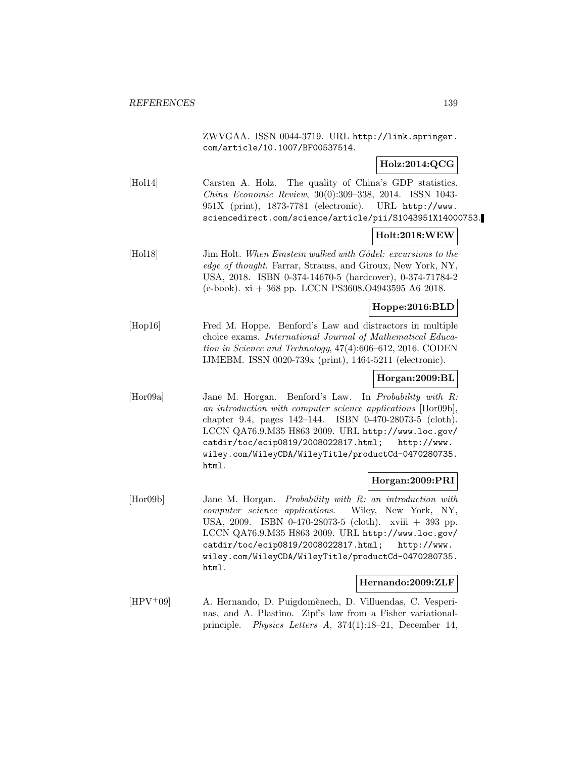ZWVGAA. ISSN 0044-3719. URL http://link.springer.com/article/10.1007/BF00537514.

**Holz:2014:QCG**

[Hol14] Carsten A. Holz. The quality of China's GDP statistics. *China Economic Review*, 30(0):309–338, 2014. ISSN 1043-951X (print), 1873-7781 (electronic). URL http://www.sciencedirect.com/science/article/pii/S1043951X14000753.

**Holt:2018:WEW**

[Hol18] Jim Holt. *When Einstein walked with Gödel: excursions to the edge of thought*. Farrar, Strauss, and Giroux, New York, NY, USA, 2018. ISBN 0-374-14670-5 (hardcover), 0-374-71784-2 (e-book). xi + 368 pp. LCCN PS3608.O4943595 A6 2018.

**Hoppe:2016:BLD**

[Hop16] Fred M. Hoppe. Benford's Law and distractors in multiple choice exams. *International Journal of Mathematical Education in Science and Technology*, 47(4):606–612, 2016. CODEN IJMEBM. ISSN 0020-739x (print), 1464-5211 (electronic).

**Horgan:2009:BL**

[Hor09a] Jane M. Horgan. Benford's Law. In *Probability with R: an introduction with computer science applications* [Hor09b], chapter 9.4, pages 142–144. ISBN 0-470-28073-5 (cloth). LCCN QA76.9.M35 H863 2009. URL http://www.loc.gov/catdir/toc/ecip0819/2008022817.html; http://www.wiley.com/WileyCDA/WileyTitle/productCd-0470280735.html.

**Horgan:2009:PRI**

[Hor09b] Jane M. Horgan. *Probability with R: an introduction with computer science applications*. Wiley, New York, NY, USA, 2009. ISBN 0-470-28073-5 (cloth). xviii + 393 pp. LCCN QA76.9.M35 H863 2009. URL http://www.loc.gov/catdir/toc/ecip0819/2008022817.html; http://www.wiley.com/WileyCDA/WileyTitle/productCd-0470280735.html.

**Hernando:2009:ZLF**

[HPV+09] A. Hernando, D. Puigdomènech, D. Villuendas, C. Vesperinas, and A. Plastino. Zipf's law from a Fisher variational-principle. *Physics Letters A*, 374(1):18–21, December 14,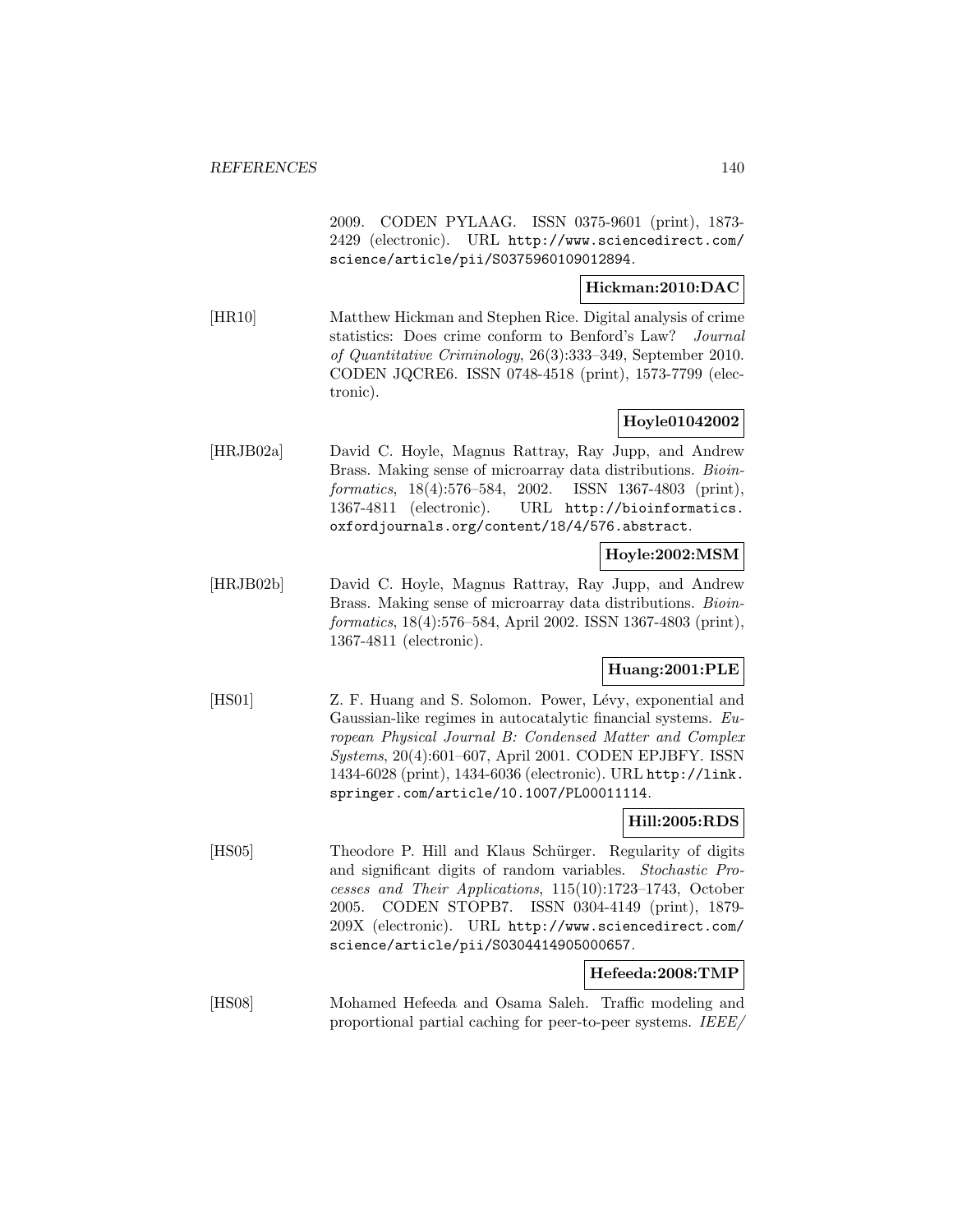2009. CODEN PYLAAG. ISSN 0375-9601 (print), 1873-2429 (electronic). URL http://www.sciencedirect.com/science/article/pii/S0375960109012894.

**Hickman:2010:DAC**

[HR10] Matthew Hickman and Stephen Rice. Digital analysis of crime statistics: Does crime conform to Benford's Law? *Journal of Quantitative Criminology*, 26(3):333–349, September 2010. CODEN JQCRE6. ISSN 0748-4518 (print), 1573-7799 (electronic).

**Hoyle01042002**

[HRJB02a] David C. Hoyle, Magnus Rattray, Ray Jupp, and Andrew Brass. Making sense of microarray data distributions. *Bioinformatics*, 18(4):576–584, 2002. ISSN 1367-4803 (print), 1367-4811 (electronic). URL http://bioinformatics.oxfordjournals.org/content/18/4/576.abstract.

**Hoyle:2002:MSM**

[HRJB02b] David C. Hoyle, Magnus Rattray, Ray Jupp, and Andrew Brass. Making sense of microarray data distributions. *Bioinformatics*, 18(4):576–584, April 2002. ISSN 1367-4803 (print), 1367-4811 (electronic).

**Huang:2001:PLE**

[HS01] Z. F. Huang and S. Solomon. Power, Lévy, exponential and Gaussian-like regimes in autocatalytic financial systems. *European Physical Journal B: Condensed Matter and Complex Systems*, 20(4):601–607, April 2001. CODEN EPJBFY. ISSN 1434-6028 (print), 1434-6036 (electronic). URL http://link.springer.com/article/10.1007/PL00011114.

**Hill:2005:RDS**

[HS05] Theodore P. Hill and Klaus Schürger. Regularity of digits and significant digits of random variables. *Stochastic Processes and Their Applications*, 115(10):1723–1743, October 2005. CODEN STOPB7. ISSN 0304-4149 (print), 1879-209X (electronic). URL http://www.sciencedirect.com/science/article/pii/S0304414905000657.

**Hefeeda:2008:TMP**

[HS08] Mohamed Hefeeda and Osama Saleh. Traffic modeling and proportional partial caching for peer-to-peer systems. *IEEE/*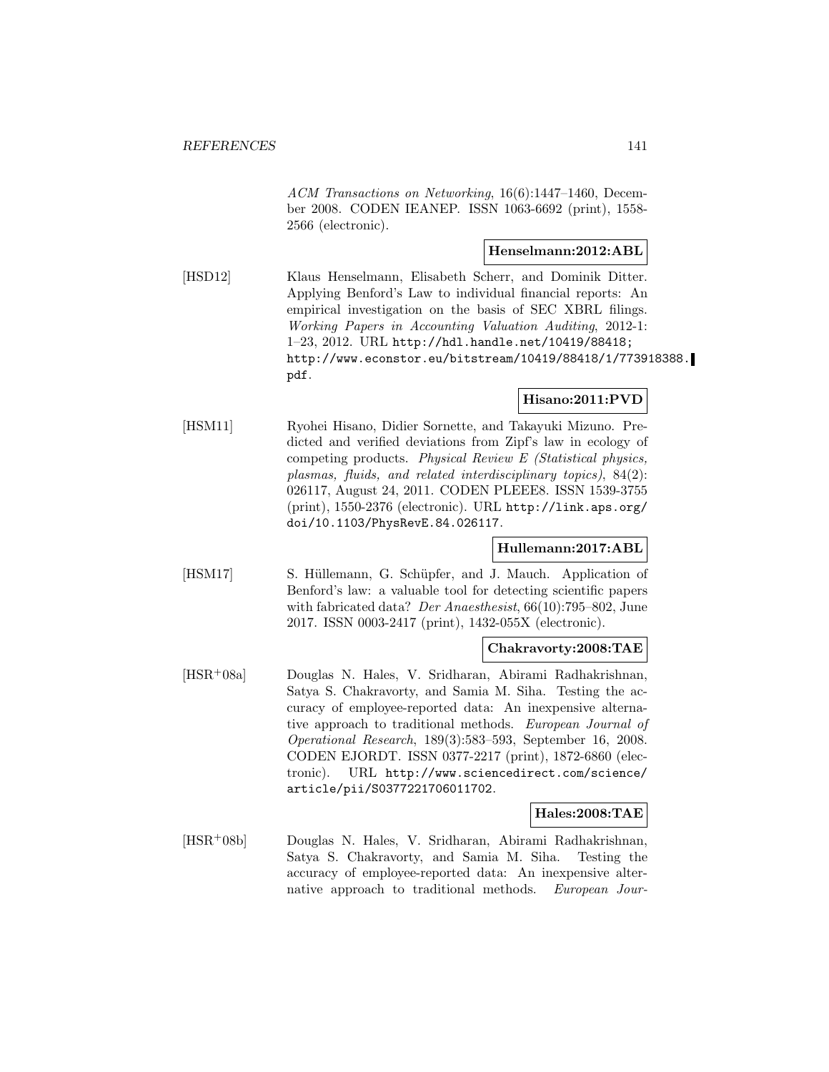*ACM Transactions on Networking*, 16(6):1447–1460, December 2008. CODEN IEANEP. ISSN 1063-6692 (print), 1558-2566 (electronic).

**Henselmann:2012:ABL**

[HSD12] Klaus Henselmann, Elisabeth Scherr, and Dominik Ditter. Applying Benford's Law to individual financial reports: An empirical investigation on the basis of SEC XBRL filings. *Working Papers in Accounting Valuation Auditing*, 2012-1: 1–23, 2012. URL `http://hdl.handle.net/10419/88418; http://www.econstor.eu/bitstream/10419/88418/1/773918388.pdf`.

**Hisano:2011:PVD**

[HSM11] Ryohei Hisano, Didier Sornette, and Takayuki Mizuno. Predicted and verified deviations from Zipf's law in ecology of competing products. *Physical Review E (Statistical physics, plasmas, fluids, and related interdisciplinary topics)*, 84(2): 026117, August 24, 2011. CODEN PLEEE8. ISSN 1539-3755 (print), 1550-2376 (electronic). URL `http://link.aps.org/doi/10.1103/PhysRevE.84.026117`.

**Hullemann:2017:ABL**

[HSM17] S. Hüllemann, G. Schüpfer, and J. Mauch. Application of Benford's law: a valuable tool for detecting scientific papers with fabricated data? *Der Anaesthesist*, 66(10):795–802, June 2017. ISSN 0003-2417 (print), 1432-055X (electronic).

**Chakravorty:2008:TAE**

[HSR+08a] Douglas N. Hales, V. Sridharan, Abirami Radhakrishnan, Satya S. Chakravorty, and Samia M. Siha. Testing the accuracy of employee-reported data: An inexpensive alternative approach to traditional methods. *European Journal of Operational Research*, 189(3):583–593, September 16, 2008. CODEN EJORDT. ISSN 0377-2217 (print), 1872-6860 (electronic). URL `http://www.sciencedirect.com/science/article/pii/S0377221706011702`.

**Hales:2008:TAE**

[HSR+08b] Douglas N. Hales, V. Sridharan, Abirami Radhakrishnan, Satya S. Chakravorty, and Samia M. Siha. Testing the accuracy of employee-reported data: An inexpensive alternative approach to traditional methods. *European Jour-*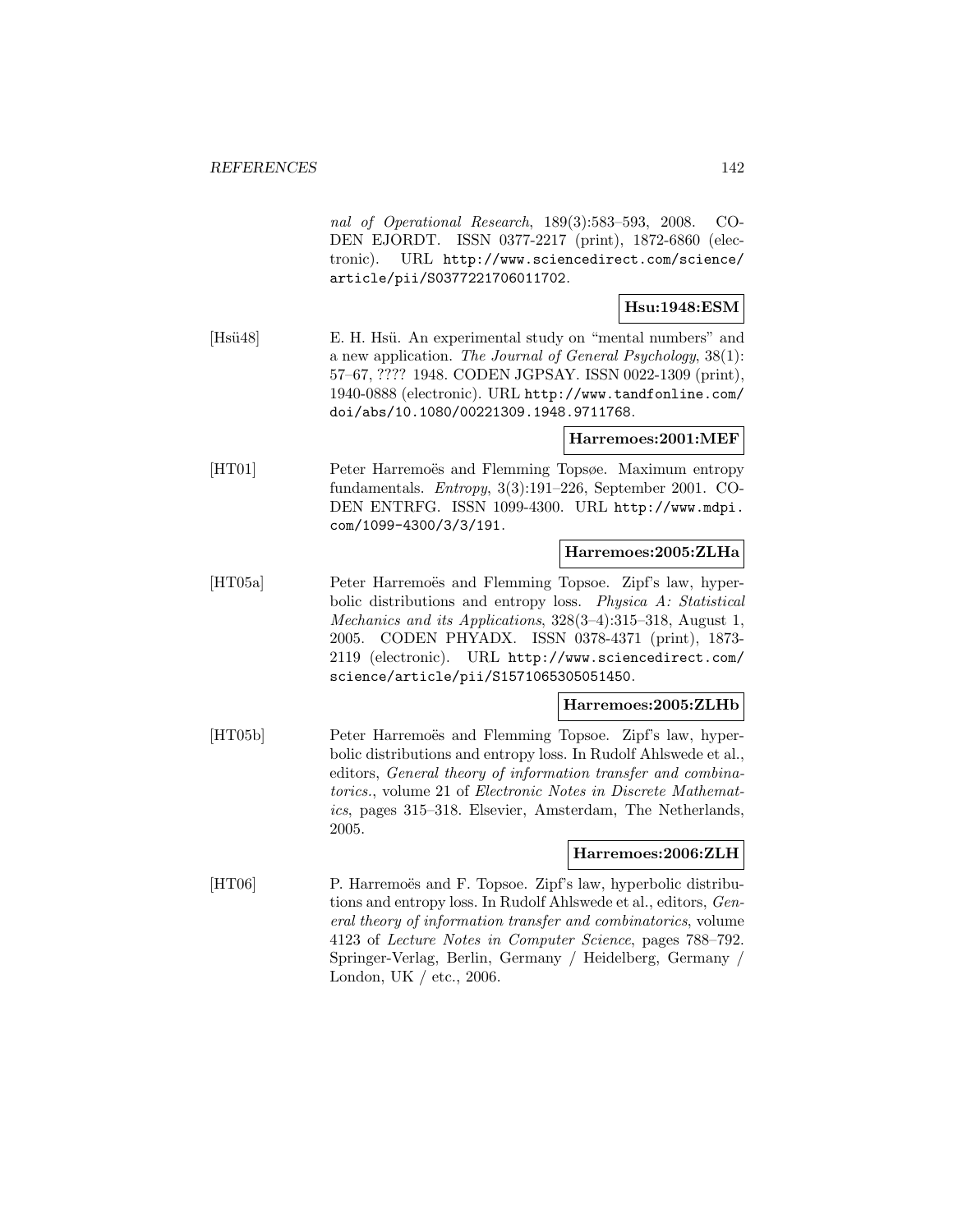*nal of Operational Research*, 189(3):583–593, 2008. CODEN EJORDT. ISSN 0377-2217 (print), 1872-6860 (electronic). URL http://www.sciencedirect.com/science/article/pii/S0377221706011702.

**Hsu:1948:ESM**

[Hsü48] E. H. Hsü. An experimental study on "mental numbers" and a new application. *The Journal of General Psychology*, 38(1): 57–67, ???? 1948. CODEN JGPSAY. ISSN 0022-1309 (print), 1940-0888 (electronic). URL http://www.tandfonline.com/doi/abs/10.1080/00221309.1948.9711768.

**Harremoes:2001:MEF**

[HT01] Peter Harremoës and Flemming Topsøe. Maximum entropy fundamentals. *Entropy*, 3(3):191–226, September 2001. CODEN ENTRFG. ISSN 1099-4300. URL http://www.mdpi.com/1099-4300/3/3/191.

**Harremoes:2005:ZLHa**

[HT05a] Peter Harremoës and Flemming Topsoe. Zipf's law, hyperbolic distributions and entropy loss. *Physica A: Statistical Mechanics and its Applications*, 328(3–4):315–318, August 1, 2005. CODEN PHYADX. ISSN 0378-4371 (print), 1873-2119 (electronic). URL http://www.sciencedirect.com/science/article/pii/S1571065305051450.

**Harremoes:2005:ZLHb**

[HT05b] Peter Harremoës and Flemming Topsoe. Zipf's law, hyperbolic distributions and entropy loss. In Rudolf Ahlswede et al., editors, *General theory of information transfer and combinatorics.*, volume 21 of *Electronic Notes in Discrete Mathematics*, pages 315–318. Elsevier, Amsterdam, The Netherlands, 2005.

**Harremoes:2006:ZLH**

[HT06] P. Harremoës and F. Topsoe. Zipf's law, hyperbolic distributions and entropy loss. In Rudolf Ahlswede et al., editors, *General theory of information transfer and combinatorics*, volume 4123 of *Lecture Notes in Computer Science*, pages 788–792. Springer-Verlag, Berlin, Germany / Heidelberg, Germany / London, UK / etc., 2006.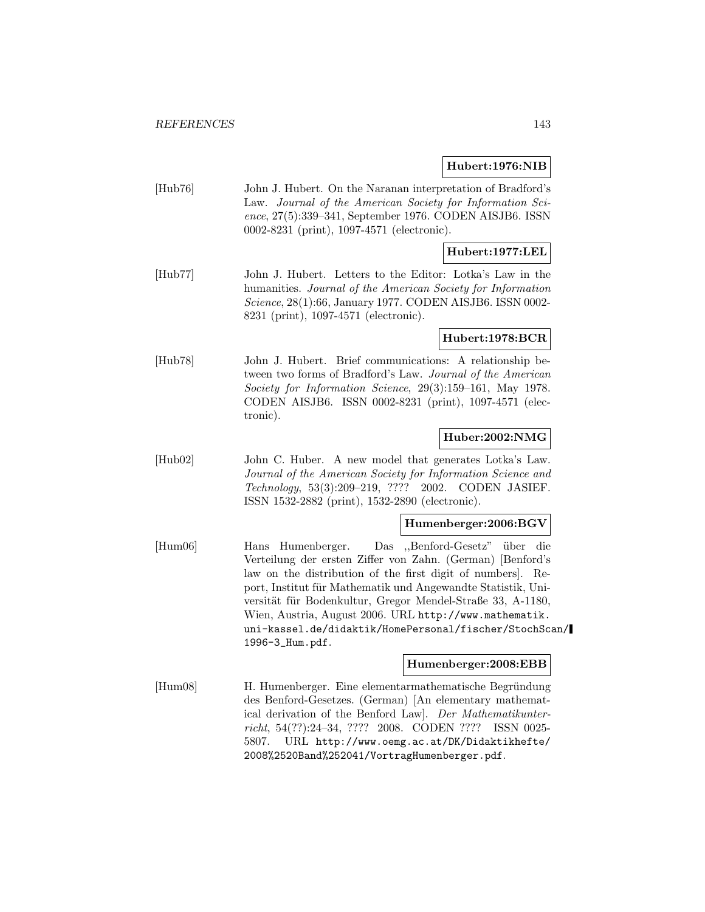**Hubert:1976:NIB**

[Hub76] John J. Hubert. On the Naranan interpretation of Bradford's Law. *Journal of the American Society for Information Science*, 27(5):339–341, September 1976. CODEN AISJB6. ISSN 0002-8231 (print), 1097-4571 (electronic).

**Hubert:1977:LEL**

[Hub77] John J. Hubert. Letters to the Editor: Lotka's Law in the humanities. *Journal of the American Society for Information Science*, 28(1):66, January 1977. CODEN AISJB6. ISSN 0002-8231 (print), 1097-4571 (electronic).

**Hubert:1978:BCR**

[Hub78] John J. Hubert. Brief communications: A relationship between two forms of Bradford's Law. *Journal of the American Society for Information Science*, 29(3):159–161, May 1978. CODEN AISJB6. ISSN 0002-8231 (print), 1097-4571 (electronic).

**Huber:2002:NMG**

[Hub02] John C. Huber. A new model that generates Lotka's Law. *Journal of the American Society for Information Science and Technology*, 53(3):209–219, ???? 2002. CODEN JASIEF. ISSN 1532-2882 (print), 1532-2890 (electronic).

**Humenberger:2006:BGV**

[Hum06] Hans Humenberger. Das ,,Benford-Gesetz" über die Verteilung der ersten Ziffer von Zahn. (German) [Benford's law on the distribution of the first digit of numbers]. Report, Institut für Mathematik und Angewandte Statistik, Universität für Bodenkultur, Gregor Mendel-Straße 33, A-1180, Wien, Austria, August 2006. URL http://www.mathematik.uni-kassel.de/didaktik/HomePersonal/fischer/StochScan/1996-3_Hum.pdf.

**Humenberger:2008:EBB**

[Hum08] H. Humenberger. Eine elementarmathematische Begründung des Benford-Gesetzes. (German) [An elementary mathematical derivation of the Benford Law]. *Der Mathematikunterricht*, 54(??):24–34, ???? 2008. CODEN ???? ISSN 0025-5807. URL http://www.oemg.ac.at/DK/Didaktikhefte/2008%2520Band%252041/VortragHumenberger.pdf.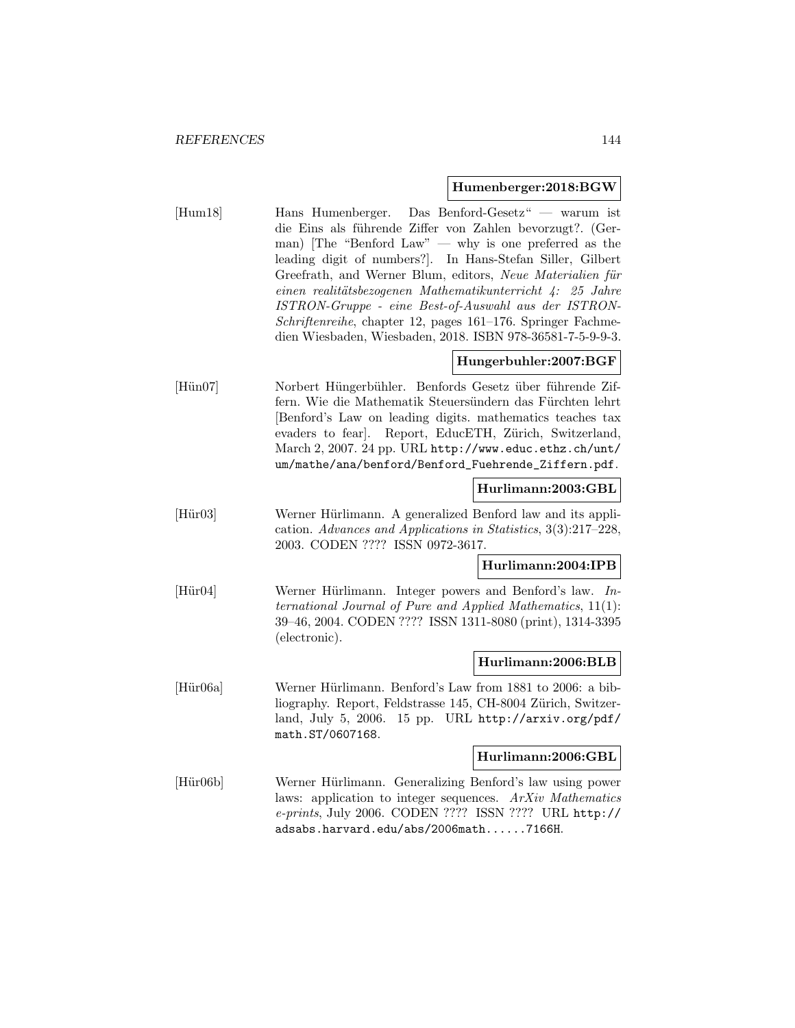**Humenberger:2018:BGW**

[Hum18] Hans Humenberger. Das Benford-Gesetz“ — warum ist die Eins als führende Ziffer von Zahlen bevorzugt?. (German) [The "Benford Law" — why is one preferred as the leading digit of numbers?]. In Hans-Stefan Siller, Gilbert Greefrath, and Werner Blum, editors, *Neue Materialien für einen realitätsbezogenen Mathematikunterricht 4: 25 Jahre ISTRON-Gruppe - eine Best-of-Auswahl aus der ISTRON-Schriftenreihe*, chapter 12, pages 161–176. Springer Fachmedien Wiesbaden, Wiesbaden, 2018. ISBN 978-36581-7-5-9-9-3.

**Hungerbuhler:2007:BGF**

[Hün07] Norbert Hüngerbühler. Benfords Gesetz über führende Ziffern. Wie die Mathematik Steuersündern das Fürchten lehrt [Benford's Law on leading digits. mathematics teaches tax evaders to fear]. Report, EducETH, Zürich, Switzerland, March 2, 2007. 24 pp. URL http://www.educ.ethz.ch/unt/um/mathe/ana/benford/Benford_Fuehrende_Ziffern.pdf.

**Hurlimann:2003:GBL**

[Hür03] Werner Hürlimann. A generalized Benford law and its application. *Advances and Applications in Statistics*, 3(3):217–228, 2003. CODEN ???? ISSN 0972-3617.

**Hurlimann:2004:IPB**

[Hür04] Werner Hürlimann. Integer powers and Benford's law. *International Journal of Pure and Applied Mathematics*, 11(1): 39–46, 2004. CODEN ???? ISSN 1311-8080 (print), 1314-3395 (electronic).

**Hurlimann:2006:BLB**

[Hür06a] Werner Hürlimann. Benford's Law from 1881 to 2006: a bibliography. Report, Feldstrasse 145, CH-8004 Zürich, Switzerland, July 5, 2006. 15 pp. URL http://arxiv.org/pdf/math.ST/0607168.

**Hurlimann:2006:GBL**

[Hür06b] Werner Hürlimann. Generalizing Benford's law using power laws: application to integer sequences. *ArXiv Mathematics e-prints*, July 2006. CODEN ???? ISSN ???? URL http://adsabs.harvard.edu/abs/2006math......7166H.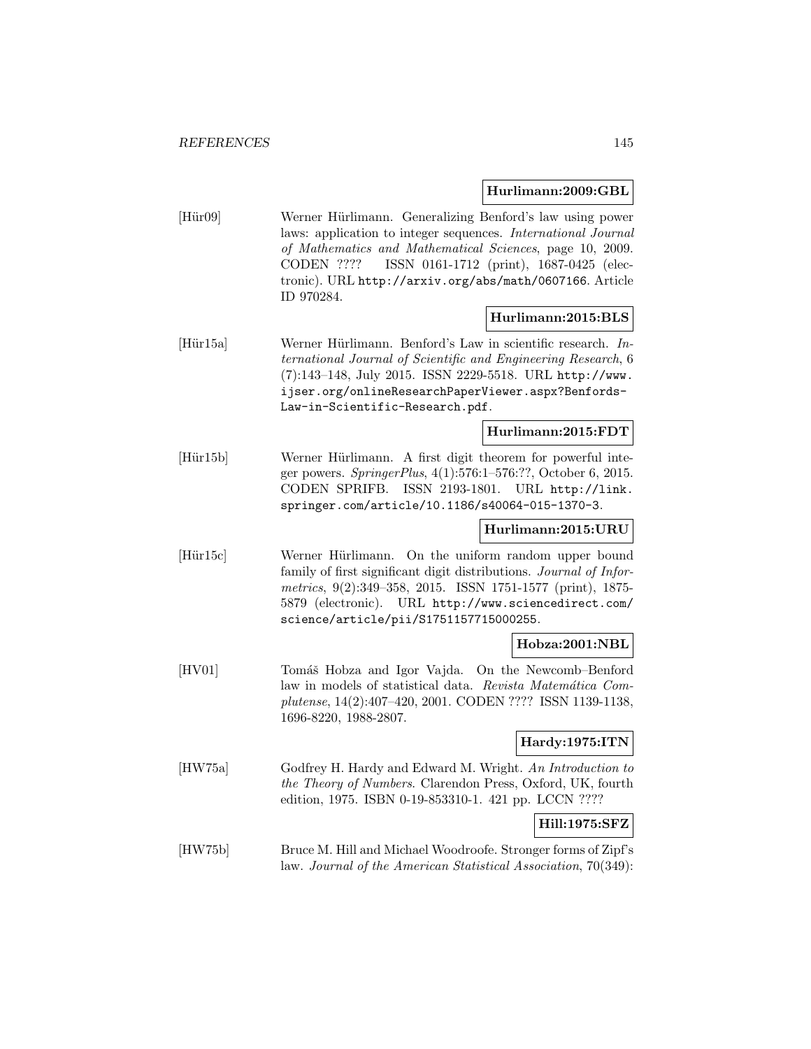**Hurlimann:2009:GBL**

[Hür09] Werner Hürlimann. Generalizing Benford's law using power laws: application to integer sequences. *International Journal of Mathematics and Mathematical Sciences*, page 10, 2009. CODEN ???? ISSN 0161-1712 (print), 1687-0425 (electronic). URL http://arxiv.org/abs/math/0607166. Article ID 970284.

**Hurlimann:2015:BLS**

[Hür15a] Werner Hürlimann. Benford's Law in scientific research. *International Journal of Scientific and Engineering Research*, 6 (7):143–148, July 2015. ISSN 2229-5518. URL http://www.ijser.org/onlineResearchPaperViewer.aspx?Benfords-Law-in-Scientific-Research.pdf.

**Hurlimann:2015:FDT**

[Hür15b] Werner Hürlimann. A first digit theorem for powerful integer powers. *SpringerPlus*, 4(1):576:1–576:??, October 6, 2015. CODEN SPRIFB. ISSN 2193-1801. URL http://link.springer.com/article/10.1186/s40064-015-1370-3.

**Hurlimann:2015:URU**

[Hür15c] Werner Hürlimann. On the uniform random upper bound family of first significant digit distributions. *Journal of Informetrics*, 9(2):349–358, 2015. ISSN 1751-1577 (print), 1875-5879 (electronic). URL http://www.sciencedirect.com/science/article/pii/S1751157715000255.

**Hobza:2001:NBL**

[HV01] Tomáš Hobza and Igor Vajda. On the Newcomb–Benford law in models of statistical data. *Revista Matemática Complutense*, 14(2):407–420, 2001. CODEN ???? ISSN 1139-1138, 1696-8220, 1988-2807.

**Hardy:1975:ITN**

[HW75a] Godfrey H. Hardy and Edward M. Wright. *An Introduction to the Theory of Numbers*. Clarendon Press, Oxford, UK, fourth edition, 1975. ISBN 0-19-853310-1. 421 pp. LCCN ????

**Hill:1975:SFZ**

[HW75b] Bruce M. Hill and Michael Woodroofe. Stronger forms of Zipf's law. *Journal of the American Statistical Association*, 70(349):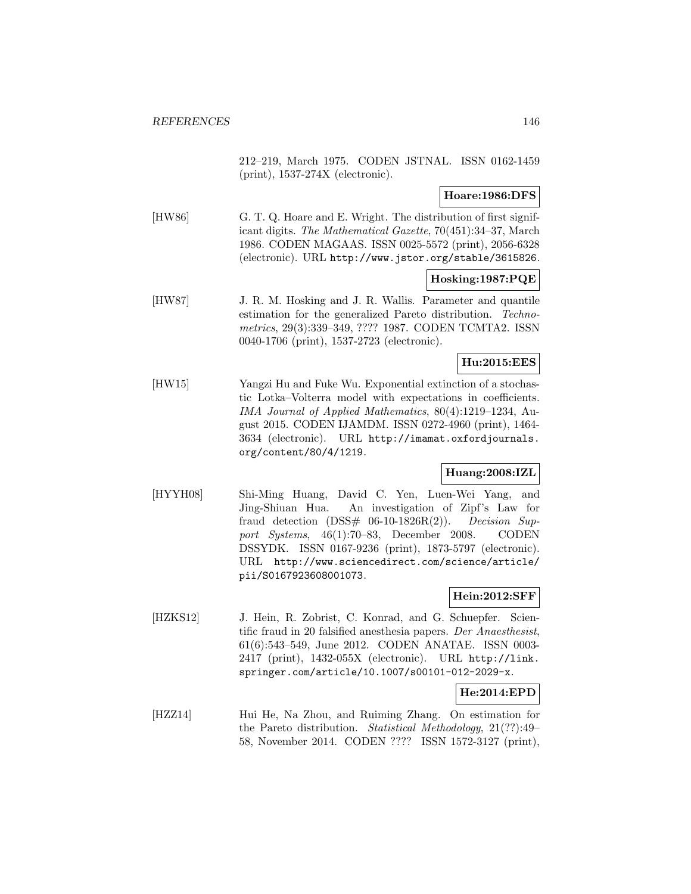212–219, March 1975. CODEN JSTNAL. ISSN 0162-1459 (print), 1537-274X (electronic).

**Hoare:1986:DFS**

[HW86] G. T. Q. Hoare and E. Wright. The distribution of first significant digits. *The Mathematical Gazette*, 70(451):34–37, March 1986. CODEN MAGAAS. ISSN 0025-5572 (print), 2056-6328 (electronic). URL http://www.jstor.org/stable/3615826.

**Hosking:1987:PQE**

[HW87] J. R. M. Hosking and J. R. Wallis. Parameter and quantile estimation for the generalized Pareto distribution. *Technometrics*, 29(3):339–349, ???? 1987. CODEN TCMTA2. ISSN 0040-1706 (print), 1537-2723 (electronic).

**Hu:2015:EES**

[HW15] Yangzi Hu and Fuke Wu. Exponential extinction of a stochastic Lotka–Volterra model with expectations in coefficients. *IMA Journal of Applied Mathematics*, 80(4):1219–1234, August 2015. CODEN IJAMDM. ISSN 0272-4960 (print), 1464-3634 (electronic). URL http://imamat.oxfordjournals.org/content/80/4/1219.

**Huang:2008:IZL**

[HYYH08] Shi-Ming Huang, David C. Yen, Luen-Wei Yang, and Jing-Shiuan Hua. An investigation of Zipf's Law for fraud detection (DSS# 06-10-1826R(2)). *Decision Support Systems*, 46(1):70–83, December 2008. CODEN DSSYDK. ISSN 0167-9236 (print), 1873-5797 (electronic). URL http://www.sciencedirect.com/science/article/pii/S0167923608001073.

**Hein:2012:SFF**

[HZKS12] J. Hein, R. Zobrist, C. Konrad, and G. Schuepfer. Scientific fraud in 20 falsified anesthesia papers. *Der Anaesthesist*, 61(6):543–549, June 2012. CODEN ANATAE. ISSN 0003-2417 (print), 1432-055X (electronic). URL http://link.springer.com/article/10.1007/s00101-012-2029-x.

**He:2014:EPD**

[HZZ14] Hui He, Na Zhou, and Ruiming Zhang. On estimation for the Pareto distribution. *Statistical Methodology*, 21(??):49–58, November 2014. CODEN ???? ISSN 1572-3127 (print),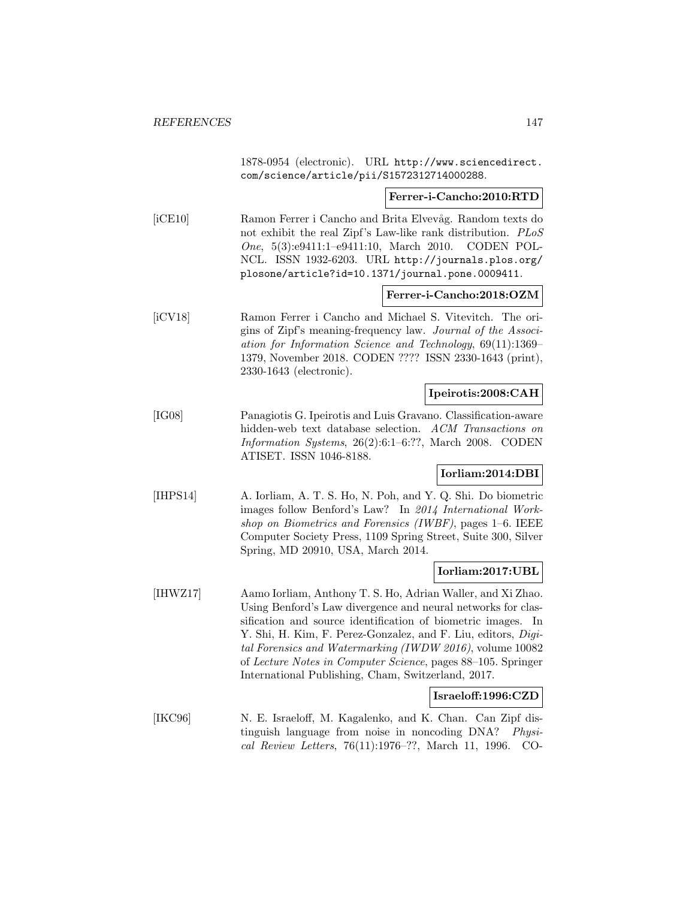1878-0954 (electronic). URL http://www.sciencedirect.com/science/article/pii/S1572312714000288.

**Ferrer-i-Cancho:2010:RTD**

[iCE10] Ramon Ferrer i Cancho and Brita Elvevåg. Random texts do not exhibit the real Zipf's Law-like rank distribution. *PLoS One*, 5(3):e9411:1–e9411:10, March 2010. CODEN POLNCL. ISSN 1932-6203. URL http://journals.plos.org/plosone/article?id=10.1371/journal.pone.0009411.

**Ferrer-i-Cancho:2018:OZM**

[iCV18] Ramon Ferrer i Cancho and Michael S. Vitevitch. The origins of Zipf's meaning-frequency law. *Journal of the Association for Information Science and Technology*, 69(11):1369–1379, November 2018. CODEN ???? ISSN 2330-1643 (print), 2330-1643 (electronic).

**Ipeirotis:2008:CAH**

[IG08] Panagiotis G. Ipeirotis and Luis Gravano. Classification-aware hidden-web text database selection. *ACM Transactions on Information Systems*, 26(2):6:1–6:??, March 2008. CODEN ATISET. ISSN 1046-8188.

**Iorliam:2014:DBI**

[IHPS14] A. Iorliam, A. T. S. Ho, N. Poh, and Y. Q. Shi. Do biometric images follow Benford's Law? In *2014 International Workshop on Biometrics and Forensics (IWBF)*, pages 1–6. IEEE Computer Society Press, 1109 Spring Street, Suite 300, Silver Spring, MD 20910, USA, March 2014.

**Iorliam:2017:UBL**

[IHWZ17] Aamo Iorliam, Anthony T. S. Ho, Adrian Waller, and Xi Zhao. Using Benford's Law divergence and neural networks for classification and source identification of biometric images. In Y. Shi, H. Kim, F. Perez-Gonzalez, and F. Liu, editors, *Digital Forensics and Watermarking (IWDW 2016)*, volume 10082 of *Lecture Notes in Computer Science*, pages 88–105. Springer International Publishing, Cham, Switzerland, 2017.

**Israeloff:1996:CZD**

[IKC96] N. E. Israeloff, M. Kagalenko, and K. Chan. Can Zipf distinguish language from noise in noncoding DNA? *Physical Review Letters*, 76(11):1976–??, March 11, 1996. CO-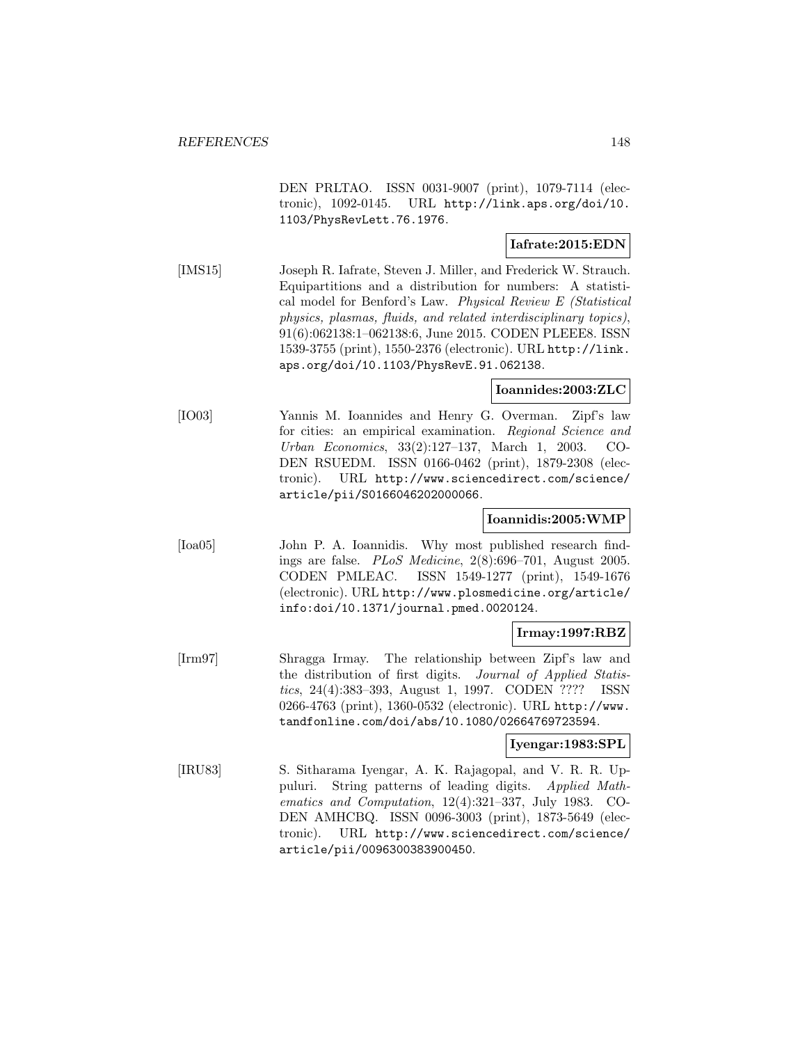DEN PRLTAO. ISSN 0031-9007 (print), 1079-7114 (electronic), 1092-0145. URL http://link.aps.org/doi/10.1103/PhysRevLett.76.1976.

**Iafrate:2015:EDN**

[IMS15] Joseph R. Iafrate, Steven J. Miller, and Frederick W. Strauch. Equipartitions and a distribution for numbers: A statistical model for Benford's Law. *Physical Review E (Statistical physics, plasmas, fluids, and related interdisciplinary topics)*, 91(6):062138:1–062138:6, June 2015. CODEN PLEEE8. ISSN 1539-3755 (print), 1550-2376 (electronic). URL http://link.aps.org/doi/10.1103/PhysRevE.91.062138.

**Ioannides:2003:ZLC**

[IO03] Yannis M. Ioannides and Henry G. Overman. Zipf's law for cities: an empirical examination. *Regional Science and Urban Economics*, 33(2):127–137, March 1, 2003. CODEN RSUEDM. ISSN 0166-0462 (print), 1879-2308 (electronic). URL http://www.sciencedirect.com/science/article/pii/S0166046202000066.

**Ioannidis:2005:WMP**

[Ioa05] John P. A. Ioannidis. Why most published research findings are false. *PLoS Medicine*, 2(8):696–701, August 2005. CODEN PMLEAC. ISSN 1549-1277 (print), 1549-1676 (electronic). URL http://www.plosmedicine.org/article/info:doi/10.1371/journal.pmed.0020124.

**Irmay:1997:RBZ**

[Irm97] Shragga Irmay. The relationship between Zipf's law and the distribution of first digits. *Journal of Applied Statistics*, 24(4):383–393, August 1, 1997. CODEN ???? ISSN 0266-4763 (print), 1360-0532 (electronic). URL http://www.tandfonline.com/doi/abs/10.1080/02664769723594.

**Iyengar:1983:SPL**

[IRU83] S. Sitharama Iyengar, A. K. Rajagopal, and V. R. R. Uppuluri. String patterns of leading digits. *Applied Mathematics and Computation*, 12(4):321–337, July 1983. CODEN AMHCBQ. ISSN 0096-3003 (print), 1873-5649 (electronic). URL http://www.sciencedirect.com/science/article/pii/0096300383900450.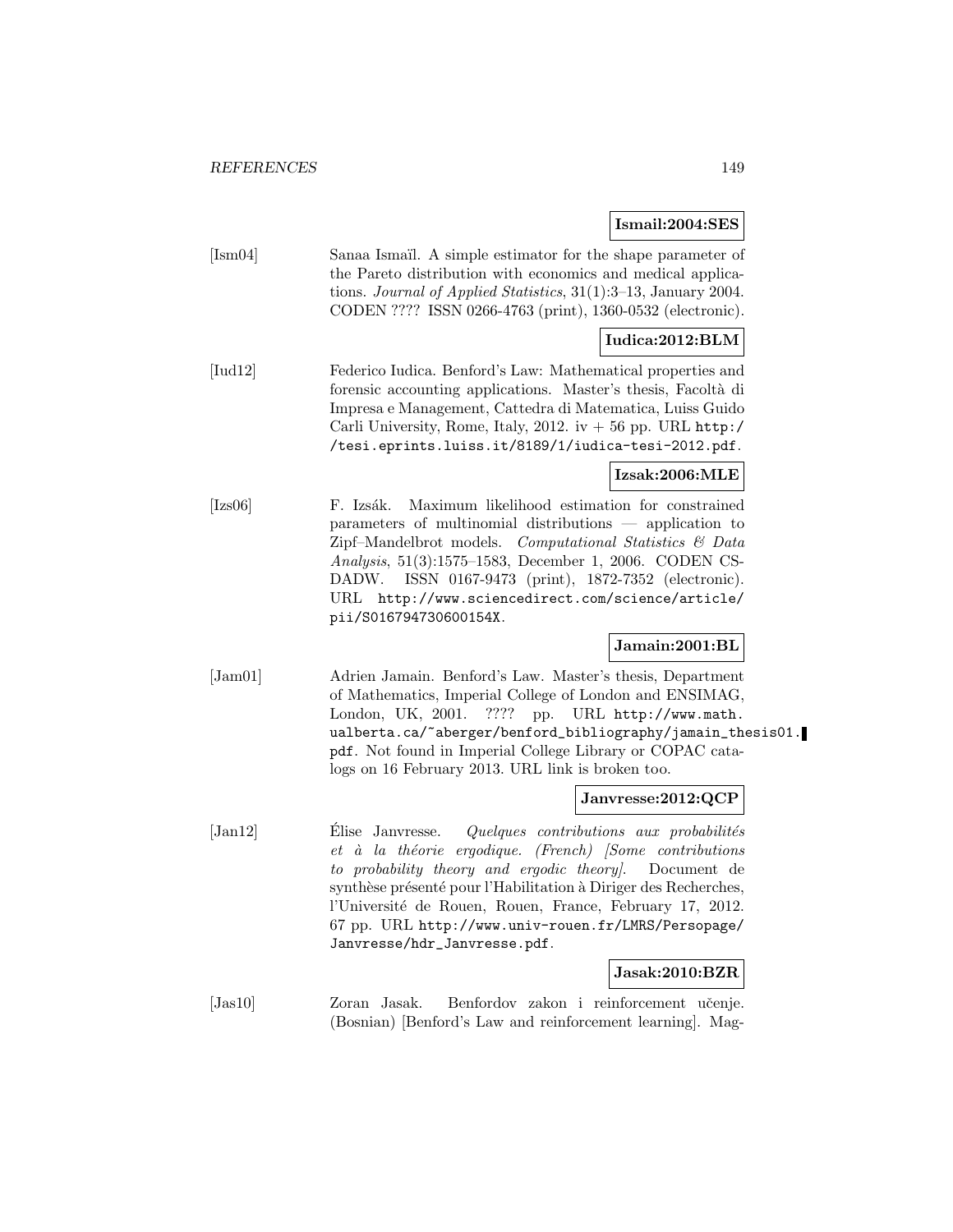**Ismail:2004:SES**

[Ism04] Sanaa Ismaïl. A simple estimator for the shape parameter of the Pareto distribution with economics and medical applications. *Journal of Applied Statistics*, 31(1):3–13, January 2004. CODEN ???? ISSN 0266-4763 (print), 1360-0532 (electronic).

**Iudica:2012:BLM**

[Iud12] Federico Iudica. Benford's Law: Mathematical properties and forensic accounting applications. Master's thesis, Facoltà di Impresa e Management, Cattedra di Matematica, Luiss Guido Carli University, Rome, Italy, 2012. iv + 56 pp. URL http://tesi.eprints.luiss.it/8189/1/iudica-tesi-2012.pdf.

**Izsak:2006:MLE**

[Izs06] F. Izsák. Maximum likelihood estimation for constrained parameters of multinomial distributions — application to Zipf–Mandelbrot models. *Computational Statistics & Data Analysis*, 51(3):1575–1583, December 1, 2006. CODEN CSDADW. ISSN 0167-9473 (print), 1872-7352 (electronic). URL http://www.sciencedirect.com/science/article/pii/S016794730600154X.

**Jamain:2001:BL**

[Jam01] Adrien Jamain. Benford's Law. Master's thesis, Department of Mathematics, Imperial College of London and ENSIMAG, London, UK, 2001. ???? pp. URL http://www.math.ualberta.ca/~aberger/benford_bibliography/jamain_thesis01.pdf. Not found in Imperial College Library or COPAC catalogs on 16 February 2013. URL link is broken too.

**Janvresse:2012:QCP**

[Jan12] Élise Janvresse. *Quelques contributions aux probabilités et à la théorie ergodique. (French) [Some contributions to probability theory and ergodic theory]*. Document de synthèse présenté pour l'Habilitation à Diriger des Recherches, l'Université de Rouen, Rouen, France, February 17, 2012. 67 pp. URL http://www.univ-rouen.fr/LMRS/Persopage/Janvresse/hdr_Janvresse.pdf.

**Jasak:2010:BZR**

[Jas10] Zoran Jasak. Benfordov zakon i reinforcement učenje. (Bosnian) [Benford's Law and reinforcement learning]. Mag-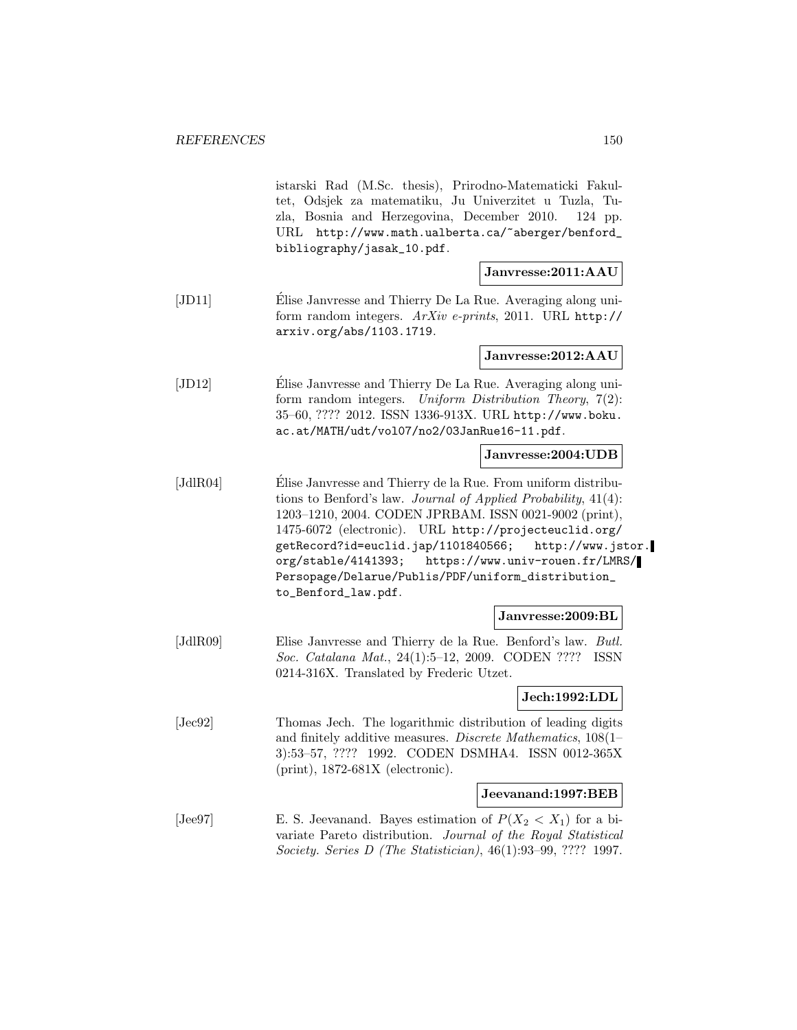istarski Rad (M.Sc. thesis), Prirodno-Matematicki Fakultet, Odsjek za matematiku, Ju Univerzitet u Tuzla, Tuzla, Bosnia and Herzegovina, December 2010. 124 pp. URL http://www.math.ualberta.ca/~aberger/benford_bibliography/jasak_10.pdf.

**Janvresse:2011:AAU**

[JD11] Élise Janvresse and Thierry De La Rue. Averaging along uniform random integers. *ArXiv e-prints*, 2011. URL http://arxiv.org/abs/1103.1719.

**Janvresse:2012:AAU**

[JD12] Élise Janvresse and Thierry De La Rue. Averaging along uniform random integers. *Uniform Distribution Theory*, 7(2): 35–60, ???? 2012. ISSN 1336-913X. URL http://www.boku.ac.at/MATH/udt/vol07/no2/03JanRue16-11.pdf.

**Janvresse:2004:UDB**

[JdlR04] Élise Janvresse and Thierry de la Rue. From uniform distributions to Benford's law. *Journal of Applied Probability*, 41(4): 1203–1210, 2004. CODEN JPRBAM. ISSN 0021-9002 (print), 1475-6072 (electronic). URL http://projecteuclid.org/getRecord?id=euclid.jap/1101840566; http://www.jstor.org/stable/4141393; https://www.univ-rouen.fr/LMRS/Persopage/Delarue/Publis/PDF/uniform_distribution_to_Benford_law.pdf.

**Janvresse:2009:BL**

[JdlR09] Elise Janvresse and Thierry de la Rue. Benford's law. *Butl. Soc. Catalana Mat.*, 24(1):5–12, 2009. CODEN ???? ISSN 0214-316X. Translated by Frederic Utzet.

**Jech:1992:LDL**

[Jec92] Thomas Jech. The logarithmic distribution of leading digits and finitely additive measures. *Discrete Mathematics*, 108(1–3):53–57, ???? 1992. CODEN DSMHA4. ISSN 0012-365X (print), 1872-681X (electronic).

**Jeevanand:1997:BEB**

[Jee97] E. S. Jeevanand. Bayes estimation of $P(X_2 < X_1)$ for a bivariate Pareto distribution. *Journal of the Royal Statistical Society. Series D (The Statistician)*, 46(1):93–99, ???? 1997.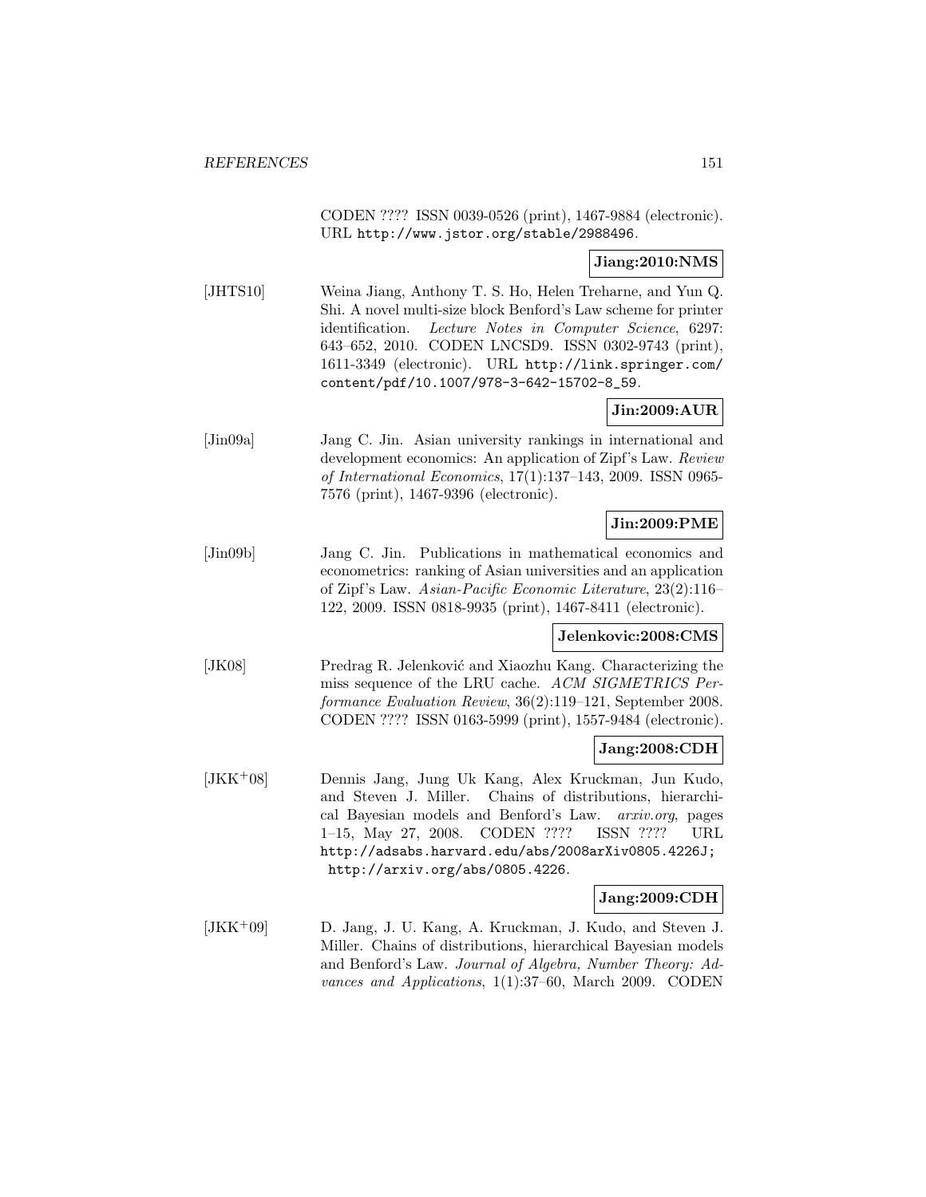CODEN ???? ISSN 0039-0526 (print), 1467-9884 (electronic). URL http://www.jstor.org/stable/2988496.

**Jiang:2010:NMS**

[JHTS10] Weina Jiang, Anthony T. S. Ho, Helen Treharne, and Yun Q. Shi. A novel multi-size block Benford's Law scheme for printer identification. *Lecture Notes in Computer Science*, 6297: 643–652, 2010. CODEN LNCSD9. ISSN 0302-9743 (print), 1611-3349 (electronic). URL http://link.springer.com/content/pdf/10.1007/978-3-642-15702-8_59.

**Jin:2009:AUR**

[Jin09a] Jang C. Jin. Asian university rankings in international and development economics: An application of Zipf's Law. *Review of International Economics*, 17(1):137–143, 2009. ISSN 0965-7576 (print), 1467-9396 (electronic).

**Jin:2009:PME**

[Jin09b] Jang C. Jin. Publications in mathematical economics and econometrics: ranking of Asian universities and an application of Zipf's Law. *Asian-Pacific Economic Literature*, 23(2):116–122, 2009. ISSN 0818-9935 (print), 1467-8411 (electronic).

**Jelenkovic:2008:CMS**

[JK08] Predrag R. Jelenković and Xiaozhu Kang. Characterizing the miss sequence of the LRU cache. *ACM SIGMETRICS Performance Evaluation Review*, 36(2):119–121, September 2008. CODEN ???? ISSN 0163-5999 (print), 1557-9484 (electronic).

**Jang:2008:CDH**

[JKK+08] Dennis Jang, Jung Uk Kang, Alex Kruckman, Jun Kudo, and Steven J. Miller. Chains of distributions, hierarchical Bayesian models and Benford's Law. *arxiv.org*, pages 1–15, May 27, 2008. CODEN ???? ISSN ???? URL http://adsabs.harvard.edu/abs/2008arXiv0805.4226J; http://arxiv.org/abs/0805.4226.

**Jang:2009:CDH**

[JKK+09] D. Jang, J. U. Kang, A. Kruckman, J. Kudo, and Steven J. Miller. Chains of distributions, hierarchical Bayesian models and Benford's Law. *Journal of Algebra, Number Theory: Advances and Applications*, 1(1):37–60, March 2009. CODEN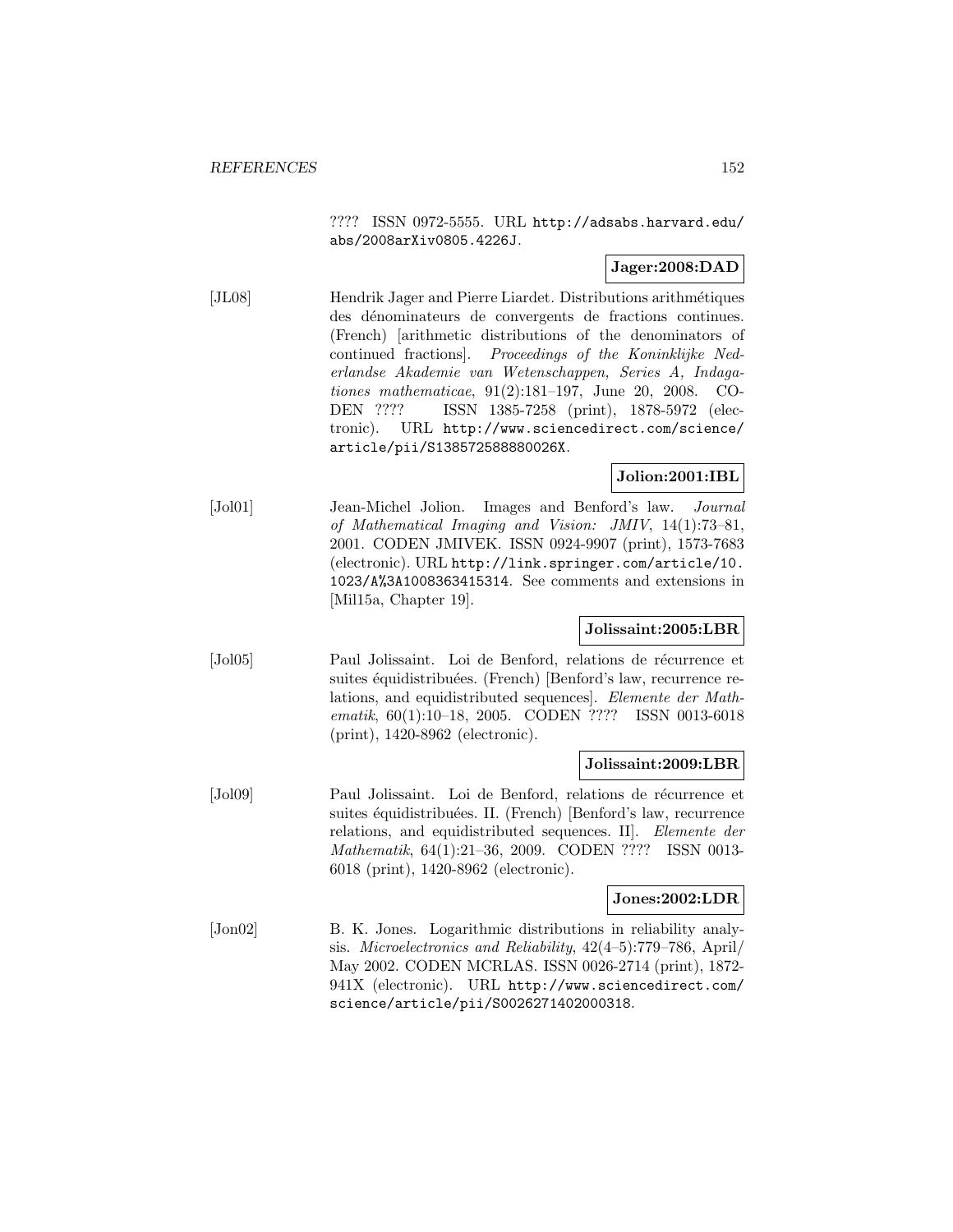???? ISSN 0972-5555. URL http://adsabs.harvard.edu/abs/2008arXiv0805.4226J.

**Jager:2008:DAD**

[JL08] Hendrik Jager and Pierre Liardet. Distributions arithmétiques des dénominateurs de convergents de fractions continues. (French) [arithmetic distributions of the denominators of continued fractions]. *Proceedings of the Koninklijke Nederlandse Akademie van Wetenschappen, Series A, Indagationes mathematicae*, 91(2):181–197, June 20, 2008. CODEN ???? ISSN 1385-7258 (print), 1878-5972 (electronic). URL http://www.sciencedirect.com/science/article/pii/S138572588880026X.

**Jolion:2001:IBL**

[Jol01] Jean-Michel Jolion. Images and Benford's law. *Journal of Mathematical Imaging and Vision: JMIV*, 14(1):73–81, 2001. CODEN JMIVEK. ISSN 0924-9907 (print), 1573-7683 (electronic). URL http://link.springer.com/article/10.1023/A%3A1008363415314. See comments and extensions in [Mil15a, Chapter 19].

**Jolissaint:2005:LBR**

[Jol05] Paul Jolissaint. Loi de Benford, relations de récurrence et suites équidistribuées. (French) [Benford's law, recurrence relations, and equidistributed sequences]. *Elemente der Mathematik*, 60(1):10–18, 2005. CODEN ???? ISSN 0013-6018 (print), 1420-8962 (electronic).

**Jolissaint:2009:LBR**

[Jol09] Paul Jolissaint. Loi de Benford, relations de récurrence et suites équidistribuées. II. (French) [Benford's law, recurrence relations, and equidistributed sequences. II]. *Elemente der Mathematik*, 64(1):21–36, 2009. CODEN ???? ISSN 0013-6018 (print), 1420-8962 (electronic).

**Jones:2002:LDR**

[Jon02] B. K. Jones. Logarithmic distributions in reliability analysis. *Microelectronics and Reliability*, 42(4–5):779–786, April/May 2002. CODEN MCRLAS. ISSN 0026-2714 (print), 1872-941X (electronic). URL http://www.sciencedirect.com/science/article/pii/S0026271402000318.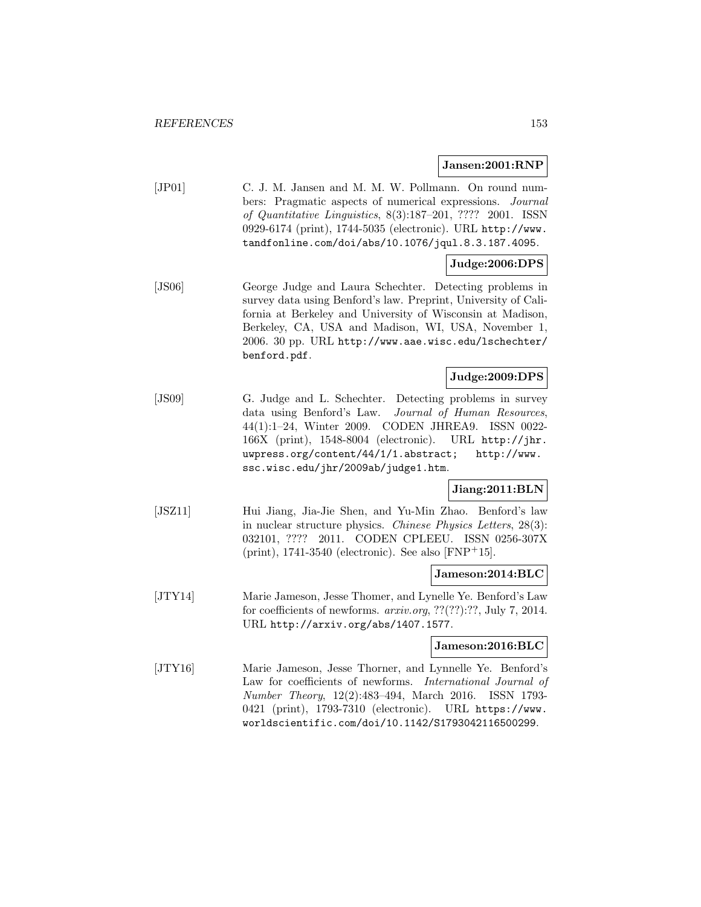**Jansen:2001:RNP**

[JP01] C. J. M. Jansen and M. M. W. Pollmann. On round numbers: Pragmatic aspects of numerical expressions. *Journal of Quantitative Linguistics*, 8(3):187–201, ???? 2001. ISSN 0929-6174 (print), 1744-5035 (electronic). URL http://www.tandfonline.com/doi/abs/10.1076/jqul.8.3.187.4095.

**Judge:2006:DPS**

[JS06] George Judge and Laura Schechter. Detecting problems in survey data using Benford's law. Preprint, University of California at Berkeley and University of Wisconsin at Madison, Berkeley, CA, USA and Madison, WI, USA, November 1, 2006. 30 pp. URL http://www.aae.wisc.edu/lschechter/benford.pdf.

**Judge:2009:DPS**

[JS09] G. Judge and L. Schechter. Detecting problems in survey data using Benford's Law. *Journal of Human Resources*, 44(1):1–24, Winter 2009. CODEN JHREA9. ISSN 0022-166X (print), 1548-8004 (electronic). URL http://jhr.uwpress.org/content/44/1/1.abstract; http://www.ssc.wisc.edu/jhr/2009ab/judge1.htm.

**Jiang:2011:BLN**

[JSZ11] Hui Jiang, Jia-Jie Shen, and Yu-Min Zhao. Benford's law in nuclear structure physics. *Chinese Physics Letters*, 28(3):032101, ???? 2011. CODEN CPLEEU. ISSN 0256-307X (print), 1741-3540 (electronic). See also [FNP+15].

**Jameson:2014:BLC**

[JTY14] Marie Jameson, Jesse Thomer, and Lynelle Ye. Benford's Law for coefficients of newforms. *arxiv.org*, ??(??):??, July 7, 2014. URL http://arxiv.org/abs/1407.1577.

**Jameson:2016:BLC**

[JTY16] Marie Jameson, Jesse Thorner, and Lynnelle Ye. Benford's Law for coefficients of newforms. *International Journal of Number Theory*, 12(2):483–494, March 2016. ISSN 1793-0421 (print), 1793-7310 (electronic). URL https://www.worldscientific.com/doi/10.1142/S1793042116500299.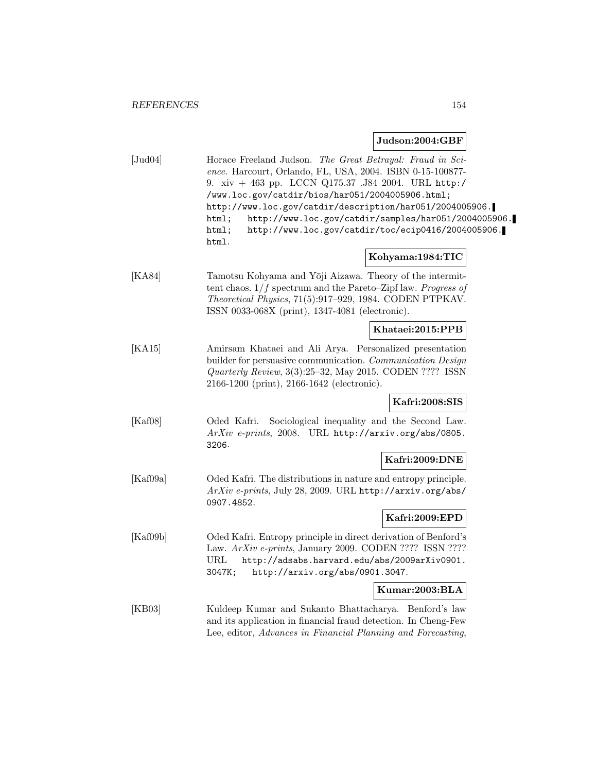**Judson:2004:GBF**

[Jud04] Horace Freeland Judson. *The Great Betrayal: Fraud in Science*. Harcourt, Orlando, FL, USA, 2004. ISBN 0-15-100877-9. xiv + 463 pp. LCCN Q175.37 .J84 2004. URL http://www.loc.gov/catdir/bios/har051/2004005906.html; http://www.loc.gov/catdir/description/har051/2004005906.html; http://www.loc.gov/catdir/samples/har051/2004005906.html; http://www.loc.gov/catdir/toc/ecip0416/2004005906.html.

**Kohyama:1984:TIC**

[KA84] Tamotsu Kohyama and Yōji Aizawa. Theory of the intermittent chaos. $1/f$ spectrum and the Pareto–Zipf law. *Progress of Theoretical Physics*, 71(5):917–929, 1984. CODEN PTPKAV. ISSN 0033-068X (print), 1347-4081 (electronic).

**Khataei:2015:PPB**

[KA15] Amirsam Khataei and Ali Arya. Personalized presentation builder for persuasive communication. *Communication Design Quarterly Review*, 3(3):25–32, May 2015. CODEN ???? ISSN 2166-1200 (print), 2166-1642 (electronic).

**Kafri:2008:SIS**

[Kaf08] Oded Kafri. Sociological inequality and the Second Law. *ArXiv e-prints*, 2008. URL http://arxiv.org/abs/0805.3206.

**Kafri:2009:DNE**

[Kaf09a] Oded Kafri. The distributions in nature and entropy principle. *ArXiv e-prints*, July 28, 2009. URL http://arxiv.org/abs/0907.4852.

**Kafri:2009:EPD**

[Kaf09b] Oded Kafri. Entropy principle in direct derivation of Benford's Law. *ArXiv e-prints*, January 2009. CODEN ???? ISSN ???? URL http://adsabs.harvard.edu/abs/2009arXiv0901.3047K; http://arxiv.org/abs/0901.3047.

**Kumar:2003:BLA**

[KB03] Kuldeep Kumar and Sukanto Bhattacharya. Benford's law and its application in financial fraud detection. In Cheng-Few Lee, editor, *Advances in Financial Planning and Forecasting*,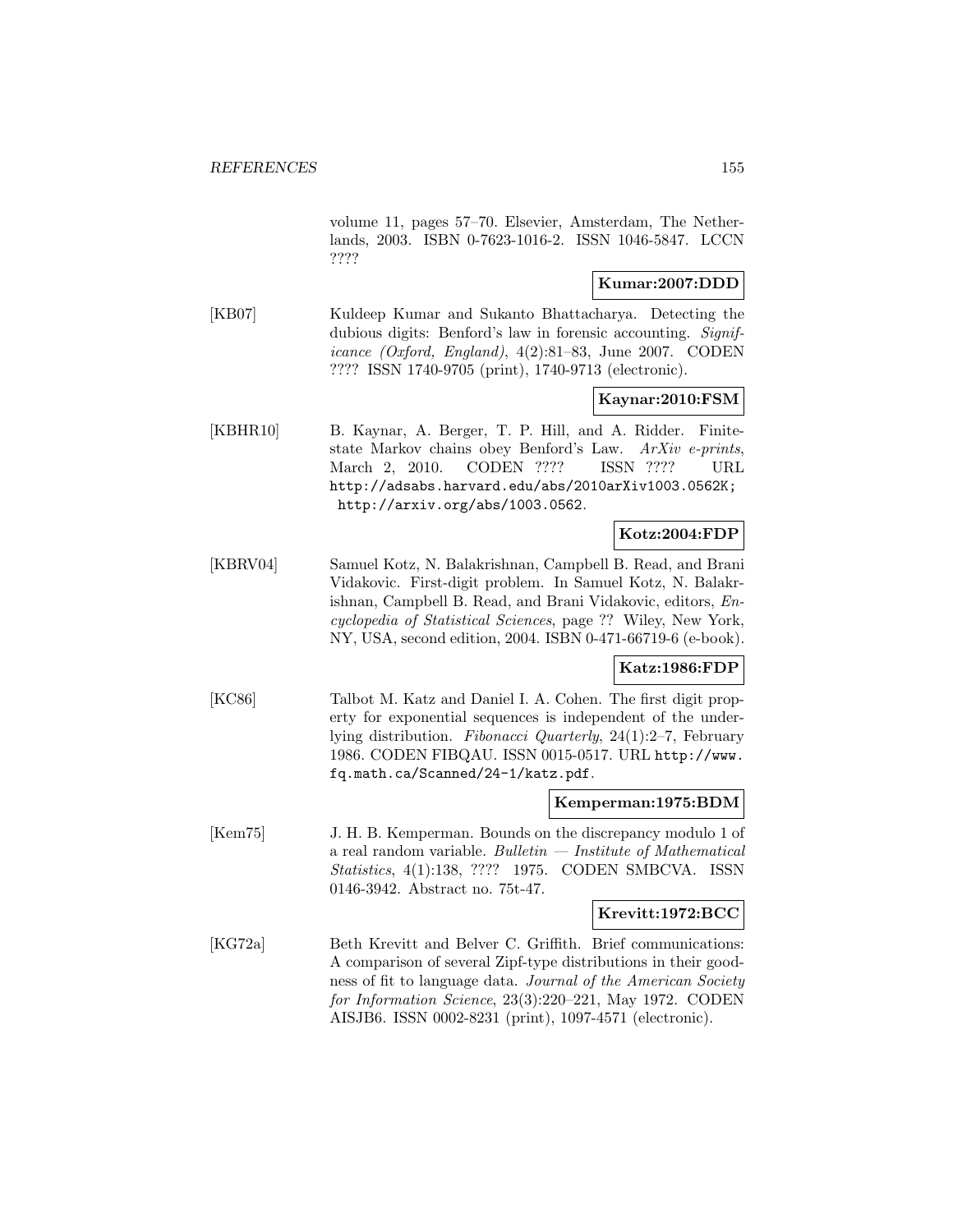volume 11, pages 57–70. Elsevier, Amsterdam, The Netherlands, 2003. ISBN 0-7623-1016-2. ISSN 1046-5847. LCCN ????

**Kumar:2007:DDD**

[KB07] Kuldeep Kumar and Sukanto Bhattacharya. Detecting the dubious digits: Benford's law in forensic accounting. *Significance (Oxford, England)*, 4(2):81–83, June 2007. CODEN ???? ISSN 1740-9705 (print), 1740-9713 (electronic).

**Kaynar:2010:FSM**

[KBHR10] B. Kaynar, A. Berger, T. P. Hill, and A. Ridder. Finite-state Markov chains obey Benford's Law. *ArXiv e-prints*, March 2, 2010. CODEN ???? ISSN ???? URL http://adsabs.harvard.edu/abs/2010arXiv1003.0562K; http://arxiv.org/abs/1003.0562.

**Kotz:2004:FDP**

[KBRV04] Samuel Kotz, N. Balakrishnan, Campbell B. Read, and Brani Vidakovic. First-digit problem. In Samuel Kotz, N. Balakrishnan, Campbell B. Read, and Brani Vidakovic, editors, *Encyclopedia of Statistical Sciences*, page ?? Wiley, New York, NY, USA, second edition, 2004. ISBN 0-471-66719-6 (e-book).

**Katz:1986:FDP**

[KC86] Talbot M. Katz and Daniel I. A. Cohen. The first digit property for exponential sequences is independent of the underlying distribution. *Fibonacci Quarterly*, 24(1):2–7, February 1986. CODEN FIBQAU. ISSN 0015-0517. URL http://www.fq.math.ca/Scanned/24-1/katz.pdf.

**Kemperman:1975:BDM**

[Kem75] J. H. B. Kemperman. Bounds on the discrepancy modulo 1 of a real random variable. *Bulletin — Institute of Mathematical Statistics*, 4(1):138, ???? 1975. CODEN SMBCVA. ISSN 0146-3942. Abstract no. 75t-47.

**Krevitt:1972:BCC**

[KG72a] Beth Krevitt and Belver C. Griffith. Brief communications: A comparison of several Zipf-type distributions in their goodness of fit to language data. *Journal of the American Society for Information Science*, 23(3):220–221, May 1972. CODEN AISJB6. ISSN 0002-8231 (print), 1097-4571 (electronic).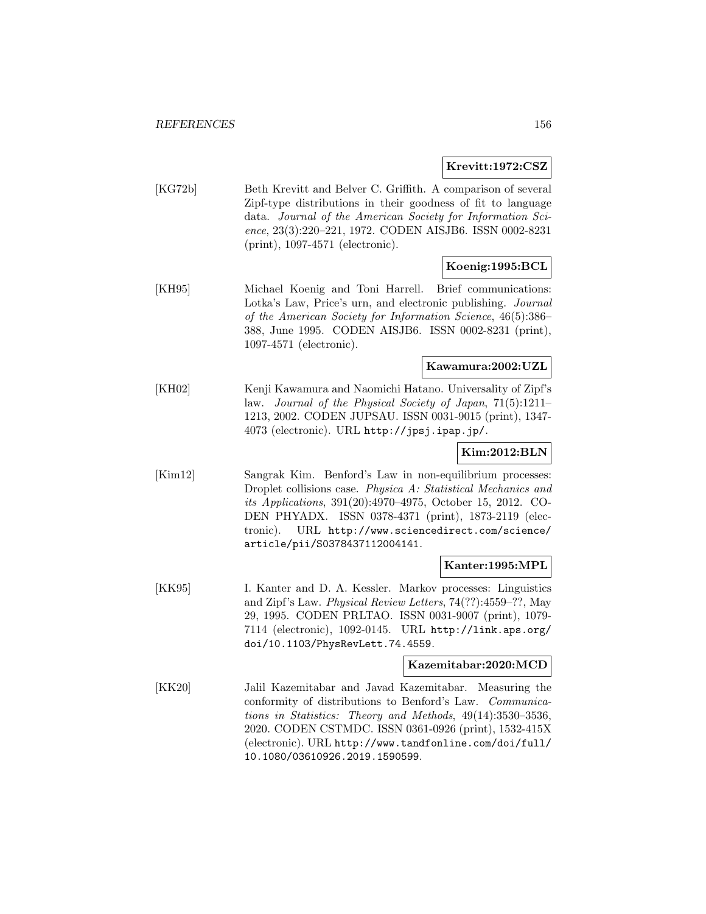**Krevitt:1972:CSZ**

[KG72b] Beth Krevitt and Belver C. Griffith. A comparison of several Zipf-type distributions in their goodness of fit to language data. *Journal of the American Society for Information Science*, 23(3):220–221, 1972. CODEN AISJB6. ISSN 0002-8231 (print), 1097-4571 (electronic).

**Koenig:1995:BCL**

[KH95] Michael Koenig and Toni Harrell. Brief communications: Lotka's Law, Price's urn, and electronic publishing. *Journal of the American Society for Information Science*, 46(5):386–388, June 1995. CODEN AISJB6. ISSN 0002-8231 (print), 1097-4571 (electronic).

**Kawamura:2002:UZL**

[KH02] Kenji Kawamura and Naomichi Hatano. Universality of Zipf's law. *Journal of the Physical Society of Japan*, 71(5):1211–1213, 2002. CODEN JUPSAU. ISSN 0031-9015 (print), 1347-4073 (electronic). URL `http://jpsj.ipap.jp/`.

**Kim:2012:BLN**

[Kim12] Sangrak Kim. Benford's Law in non-equilibrium processes: Droplet collisions case. *Physica A: Statistical Mechanics and its Applications*, 391(20):4970–4975, October 15, 2012. CODEN PHYADX. ISSN 0378-4371 (print), 1873-2119 (electronic). URL `http://www.sciencedirect.com/science/article/pii/S0378437112004141`.

**Kanter:1995:MPL**

[KK95] I. Kanter and D. A. Kessler. Markov processes: Linguistics and Zipf's Law. *Physical Review Letters*, 74(??):4559–??, May 29, 1995. CODEN PRLTAO. ISSN 0031-9007 (print), 1079-7114 (electronic), 1092-0145. URL `http://link.aps.org/doi/10.1103/PhysRevLett.74.4559`.

**Kazemitabar:2020:MCD**

[KK20] Jalil Kazemitabar and Javad Kazemitabar. Measuring the conformity of distributions to Benford's Law. *Communications in Statistics: Theory and Methods*, 49(14):3530–3536, 2020. CODEN CSTMDC. ISSN 0361-0926 (print), 1532-415X (electronic). URL `http://www.tandfonline.com/doi/full/10.1080/03610926.2019.1590599`.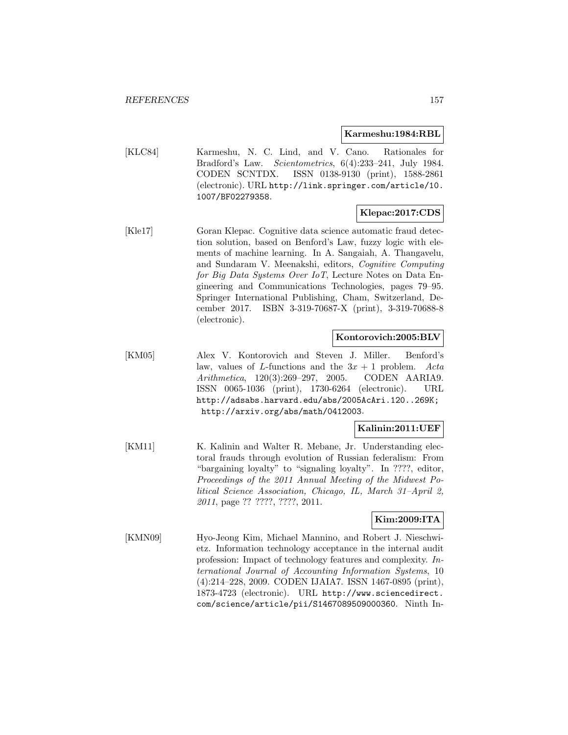**Karmeshu:1984:RBL**

[KLC84] Karmeshu, N. C. Lind, and V. Cano. Rationales for Bradford's Law. *Scientometrics*, 6(4):233–241, July 1984. CODEN SCNTDX. ISSN 0138-9130 (print), 1588-2861 (electronic). URL http://link.springer.com/article/10.1007/BF02279358.

**Klepac:2017:CDS**

[Kle17] Goran Klepac. Cognitive data science automatic fraud detection solution, based on Benford's Law, fuzzy logic with elements of machine learning. In A. Sangaiah, A. Thangavelu, and Sundaram V. Meenakshi, editors, *Cognitive Computing for Big Data Systems Over IoT*, Lecture Notes on Data Engineering and Communications Technologies, pages 79–95. Springer International Publishing, Cham, Switzerland, December 2017. ISBN 3-319-70687-X (print), 3-319-70688-8 (electronic).

**Kontorovich:2005:BLV**

[KM05] Alex V. Kontorovich and Steven J. Miller. Benford's law, values of $L$-functions and the $3x + 1$ problem. *Acta Arithmetica*, 120(3):269–297, 2005. CODEN AARIA9. ISSN 0065-1036 (print), 1730-6264 (electronic). URL http://adsabs.harvard.edu/abs/2005AcAri.120..269K; http://arxiv.org/abs/math/0412003.

**Kalinin:2011:UEF**

[KM11] K. Kalinin and Walter R. Mebane, Jr. Understanding electoral frauds through evolution of Russian federalism: From "bargaining loyalty" to "signaling loyalty". In ????, editor, *Proceedings of the 2011 Annual Meeting of the Midwest Political Science Association, Chicago, IL, March 31–April 2, 2011*, page ?? ????, ????, 2011.

**Kim:2009:ITA**

[KMN09] Hyo-Jeong Kim, Michael Mannino, and Robert J. Nieschwietz. Information technology acceptance in the internal audit profession: Impact of technology features and complexity. *International Journal of Accounting Information Systems*, 10 (4):214–228, 2009. CODEN IJAIA7. ISSN 1467-0895 (print), 1873-4723 (electronic). URL http://www.sciencedirect.com/science/article/pii/S1467089509000360. Ninth In-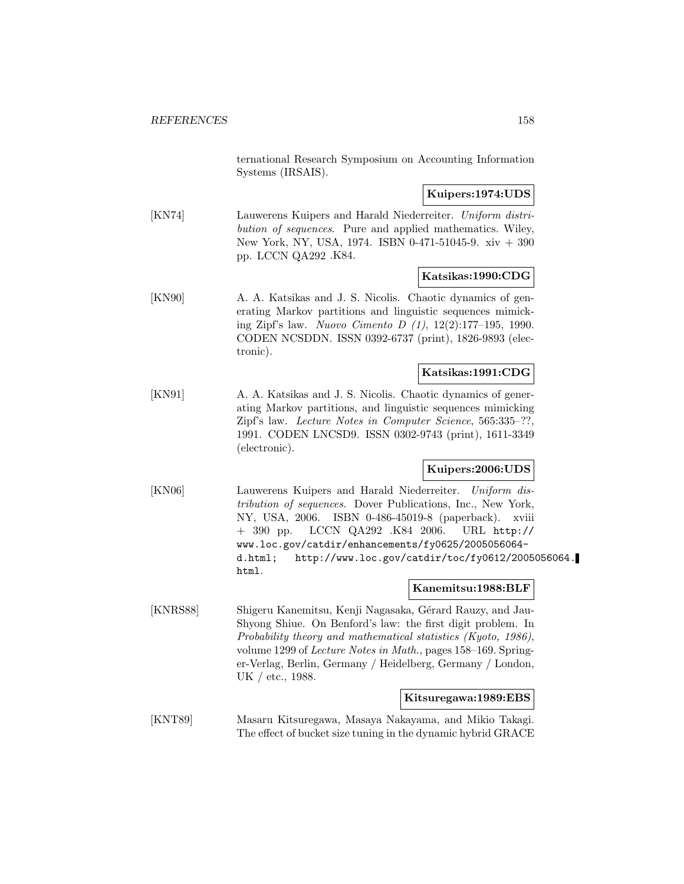ternational Research Symposium on Accounting Information Systems (IRSAIS).

**Kuipers:1974:UDS**

[KN74] Lauwerens Kuipers and Harald Niederreiter. *Uniform distribution of sequences*. Pure and applied mathematics. Wiley, New York, NY, USA, 1974. ISBN 0-471-51045-9. xiv + 390 pp. LCCN QA292 .K84.

**Katsikas:1990:CDG**

[KN90] A. A. Katsikas and J. S. Nicolis. Chaotic dynamics of generating Markov partitions and linguistic sequences mimicking Zipf's law. *Nuovo Cimento D (1)*, 12(2):177–195, 1990. CODEN NCSDDN. ISSN 0392-6737 (print), 1826-9893 (electronic).

**Katsikas:1991:CDG**

[KN91] A. A. Katsikas and J. S. Nicolis. Chaotic dynamics of generating Markov partitions, and linguistic sequences mimicking Zipf's law. *Lecture Notes in Computer Science*, 565:335–??, 1991. CODEN LNCSD9. ISSN 0302-9743 (print), 1611-3349 (electronic).

**Kuipers:2006:UDS**

[KN06] Lauwerens Kuipers and Harald Niederreiter. *Uniform distribution of sequences*. Dover Publications, Inc., New York, NY, USA, 2006. ISBN 0-486-45019-8 (paperback). xviii + 390 pp. LCCN QA292 .K84 2006. URL `http://www.loc.gov/catdir/enhancements/fy0625/2005056064-d.html; http://www.loc.gov/catdir/toc/fy0612/2005056064.html`.

**Kanemitsu:1988:BLF**

[KNRS88] Shigeru Kanemitsu, Kenji Nagasaka, Gérard Rauzy, and Jau-Shyong Shiue. On Benford's law: the first digit problem. In *Probability theory and mathematical statistics (Kyoto, 1986)*, volume 1299 of *Lecture Notes in Math.*, pages 158–169. Springer-Verlag, Berlin, Germany / Heidelberg, Germany / London, UK / etc., 1988.

**Kitsuregawa:1989:EBS**

[KNT89] Masaru Kitsuregawa, Masaya Nakayama, and Mikio Takagi. The effect of bucket size tuning in the dynamic hybrid GRACE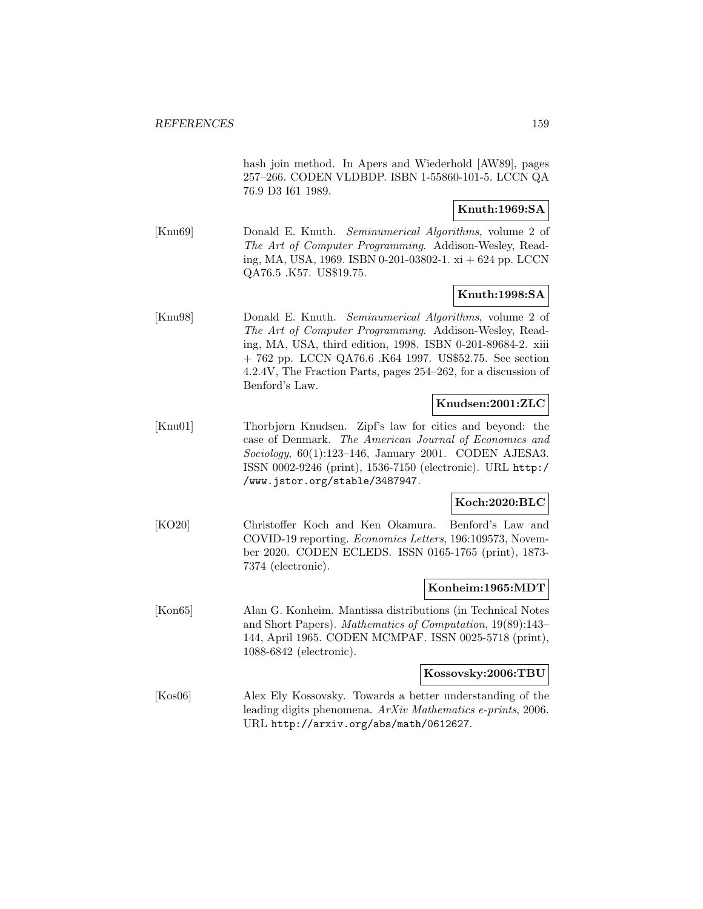hash join method. In Apers and Wiederhold [AW89], pages 257–266. CODEN VLDBDP. ISBN 1-55860-101-5. LCCN QA 76.9 D3 I61 1989.

**Knuth:1969:SA**

[Knu69] Donald E. Knuth. *Seminumerical Algorithms*, volume 2 of *The Art of Computer Programming*. Addison-Wesley, Reading, MA, USA, 1969. ISBN 0-201-03802-1. xi + 624 pp. LCCN QA76.5 .K57. US$19.75.

**Knuth:1998:SA**

[Knu98] Donald E. Knuth. *Seminumerical Algorithms*, volume 2 of *The Art of Computer Programming*. Addison-Wesley, Reading, MA, USA, third edition, 1998. ISBN 0-201-89684-2. xiii + 762 pp. LCCN QA76.6 .K64 1997. US$52.75. See section 4.2.4V, The Fraction Parts, pages 254–262, for a discussion of Benford's Law.

**Knudsen:2001:ZLC**

[Knu01] Thorbjørn Knudsen. Zipf's law for cities and beyond: the case of Denmark. *The American Journal of Economics and Sociology*, 60(1):123–146, January 2001. CODEN AJESA3. ISSN 0002-9246 (print), 1536-7150 (electronic). URL http://www.jstor.org/stable/3487947.

**Koch:2020:BLC**

[KO20] Christoffer Koch and Ken Okamura. Benford's Law and COVID-19 reporting. *Economics Letters*, 196:109573, November 2020. CODEN ECLEDS. ISSN 0165-1765 (print), 1873-7374 (electronic).

**Konheim:1965:MDT**

[Kon65] Alan G. Konheim. Mantissa distributions (in Technical Notes and Short Papers). *Mathematics of Computation*, 19(89):143–144, April 1965. CODEN MCMPAF. ISSN 0025-5718 (print), 1088-6842 (electronic).

**Kossovsky:2006:TBU**

[Kos06] Alex Ely Kossovsky. Towards a better understanding of the leading digits phenomena. *ArXiv Mathematics e-prints*, 2006. URL http://arxiv.org/abs/math/0612627.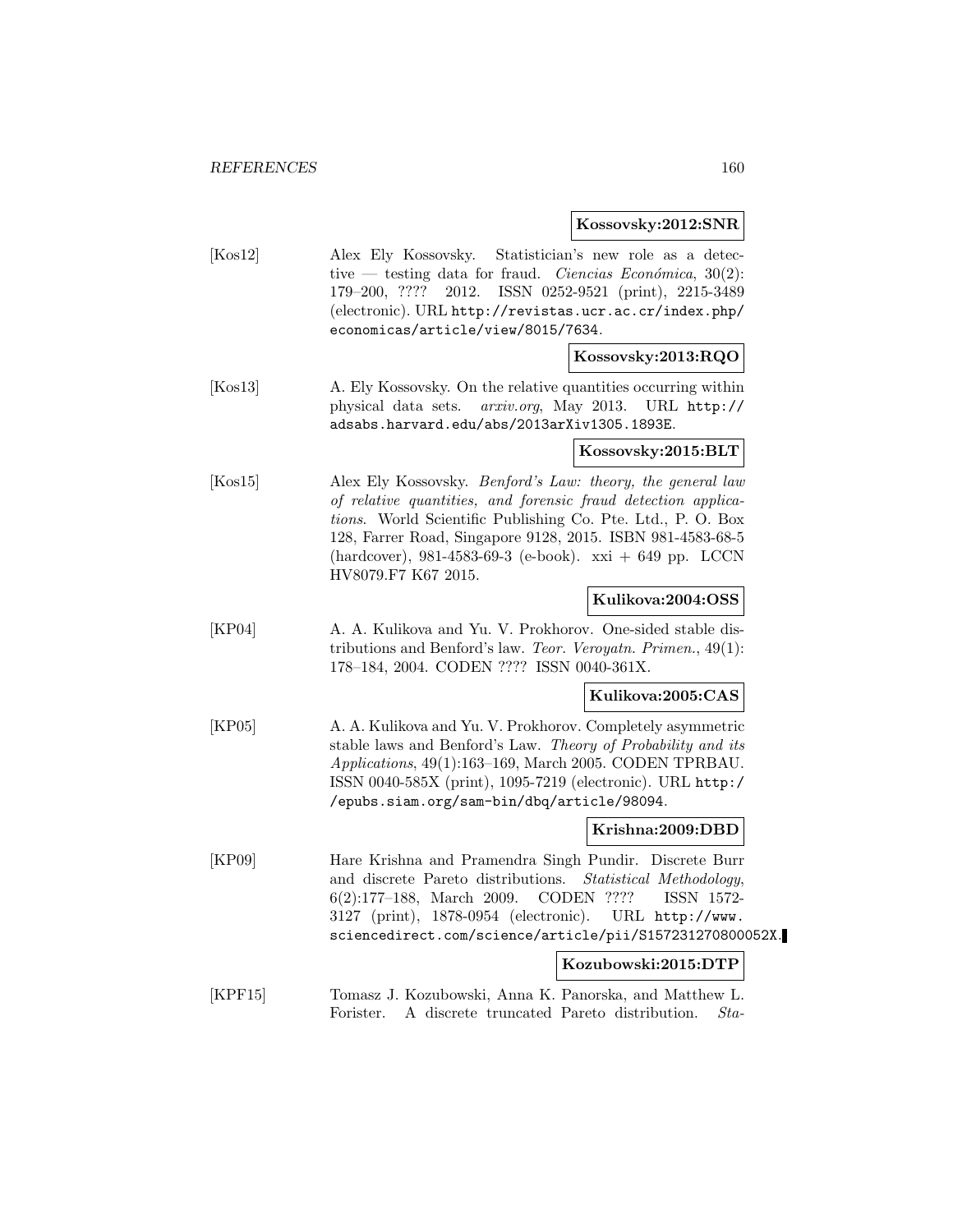**Kossovsky:2012:SNR**

[Kos12] Alex Ely Kossovsky. Statistician's new role as a detective — testing data for fraud. *Ciencias Económica*, 30(2): 179–200, ???? 2012. ISSN 0252-9521 (print), 2215-3489 (electronic). URL http://revistas.ucr.ac.cr/index.php/economicas/article/view/8015/7634.

**Kossovsky:2013:RQO**

[Kos13] A. Ely Kossovsky. On the relative quantities occurring within physical data sets. *arxiv.org*, May 2013. URL http://adsabs.harvard.edu/abs/2013arXiv1305.1893E.

**Kossovsky:2015:BLT**

[Kos15] Alex Ely Kossovsky. *Benford's Law: theory, the general law of relative quantities, and forensic fraud detection applications*. World Scientific Publishing Co. Pte. Ltd., P. O. Box 128, Farrer Road, Singapore 9128, 2015. ISBN 981-4583-68-5 (hardcover), 981-4583-69-3 (e-book). xxi + 649 pp. LCCN HV8079.F7 K67 2015.

**Kulikova:2004:OSS**

[KP04] A. A. Kulikova and Yu. V. Prokhorov. One-sided stable distributions and Benford's law. *Teor. Veroyatn. Primen.*, 49(1): 178–184, 2004. CODEN ???? ISSN 0040-361X.

**Kulikova:2005:CAS**

[KP05] A. A. Kulikova and Yu. V. Prokhorov. Completely asymmetric stable laws and Benford's Law. *Theory of Probability and its Applications*, 49(1):163–169, March 2005. CODEN TPRBAU. ISSN 0040-585X (print), 1095-7219 (electronic). URL http://epubs.siam.org/sam-bin/dbq/article/98094.

**Krishna:2009:DBD**

[KP09] Hare Krishna and Pramendra Singh Pundir. Discrete Burr and discrete Pareto distributions. *Statistical Methodology*, 6(2):177–188, March 2009. CODEN ???? ISSN 1572-3127 (print), 1878-0954 (electronic). URL http://www.sciencedirect.com/science/article/pii/S157231270800052X.

**Kozubowski:2015:DTP**

[KPF15] Tomasz J. Kozubowski, Anna K. Panorska, and Matthew L. Forister. A discrete truncated Pareto distribution. *Sta-*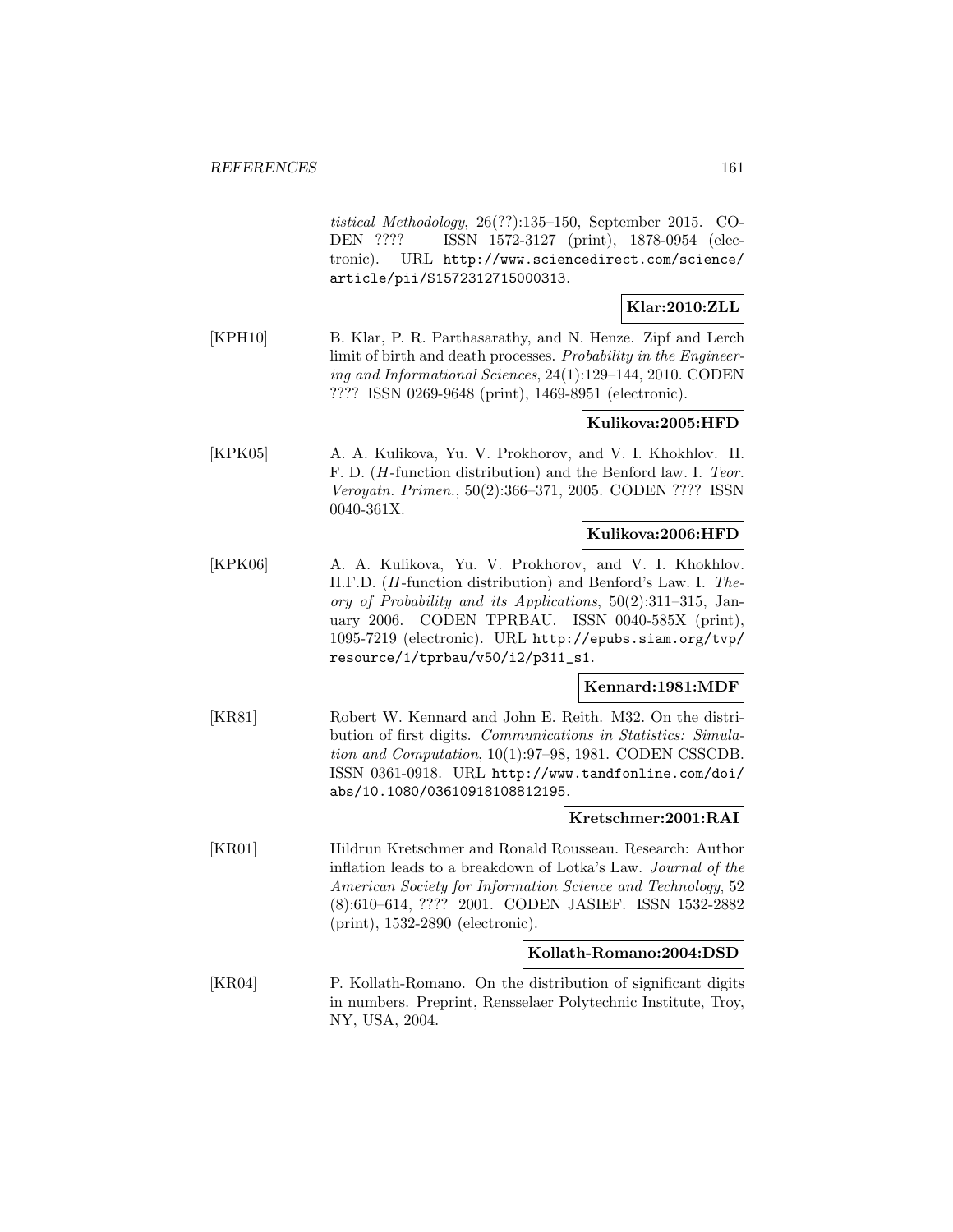*tistical Methodology*, 26(??):135–150, September 2015. CODEN ???? ISSN 1572-3127 (print), 1878-0954 (electronic). URL http://www.sciencedirect.com/science/article/pii/S1572312715000313.

**Klar:2010:ZLL**

[KPH10] B. Klar, P. R. Parthasarathy, and N. Henze. Zipf and Lerch limit of birth and death processes. *Probability in the Engineering and Informational Sciences*, 24(1):129–144, 2010. CODEN ???? ISSN 0269-9648 (print), 1469-8951 (electronic).

**Kulikova:2005:HFD**

[KPK05] A. A. Kulikova, Yu. V. Prokhorov, and V. I. Khokhlov. H. F. D. ($H$-function distribution) and the Benford law. I. *Teor. Veroyatn. Primen.*, 50(2):366–371, 2005. CODEN ???? ISSN 0040-361X.

**Kulikova:2006:HFD**

[KPK06] A. A. Kulikova, Yu. V. Prokhorov, and V. I. Khokhlov. H.F.D. ($H$-function distribution) and Benford's Law. I. *Theory of Probability and its Applications*, 50(2):311–315, January 2006. CODEN TPRBAU. ISSN 0040-585X (print), 1095-7219 (electronic). URL http://epubs.siam.org/tvp/resource/1/tprbau/v50/i2/p311_s1.

**Kennard:1981:MDF**

[KR81] Robert W. Kennard and John E. Reith. M32. On the distribution of first digits. *Communications in Statistics: Simulation and Computation*, 10(1):97–98, 1981. CODEN CSSCDB. ISSN 0361-0918. URL http://www.tandfonline.com/doi/abs/10.1080/03610918108812195.

**Kretschmer:2001:RAI**

[KR01] Hildrun Kretschmer and Ronald Rousseau. Research: Author inflation leads to a breakdown of Lotka's Law. *Journal of the American Society for Information Science and Technology*, 52 (8):610–614, ???? 2001. CODEN JASIEF. ISSN 1532-2882 (print), 1532-2890 (electronic).

**Kollath-Romano:2004:DSD**

[KR04] P. Kollath-Romano. On the distribution of significant digits in numbers. Preprint, Rensselaer Polytechnic Institute, Troy, NY, USA, 2004.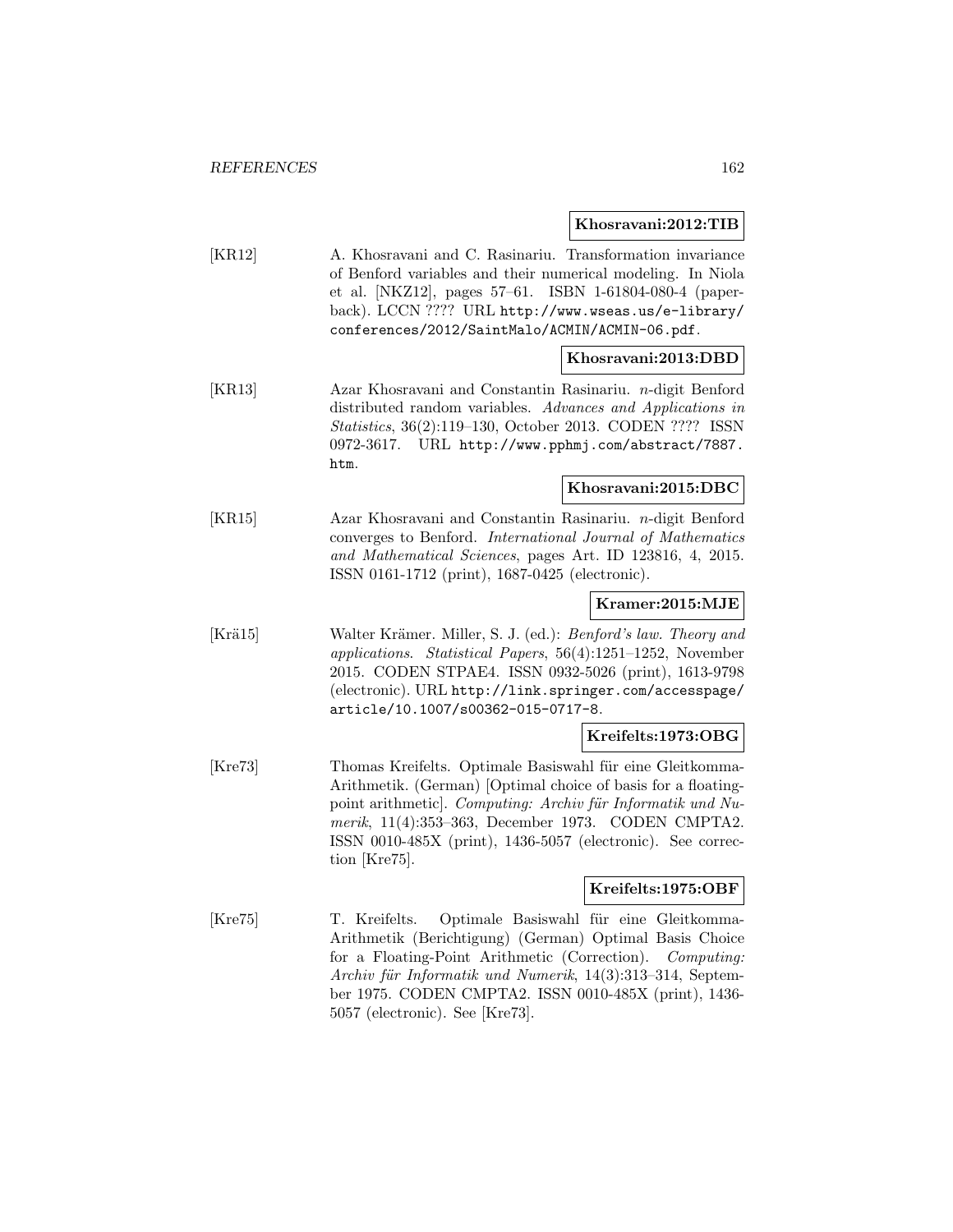**Khosravani:2012:TIB**

[KR12] A. Khosravani and C. Rasinariu. Transformation invariance of Benford variables and their numerical modeling. In Niola et al. [NKZ12], pages 57–61. ISBN 1-61804-080-4 (paperback). LCCN ???? URL http://www.wseas.us/e-library/conferences/2012/SaintMalo/ACMIN/ACMIN-06.pdf.

**Khosravani:2013:DBD**

[KR13] Azar Khosravani and Constantin Rasinariu. $n$-digit Benford distributed random variables. *Advances and Applications in Statistics*, 36(2):119–130, October 2013. CODEN ???? ISSN 0972-3617. URL http://www.pphmj.com/abstract/7887.htm.

**Khosravani:2015:DBC**

[KR15] Azar Khosravani and Constantin Rasinariu. $n$-digit Benford converges to Benford. *International Journal of Mathematics and Mathematical Sciences*, pages Art. ID 123816, 4, 2015. ISSN 0161-1712 (print), 1687-0425 (electronic).

**Kramer:2015:MJE**

[Krä15] Walter Krämer. Miller, S. J. (ed.): *Benford's law. Theory and applications*. *Statistical Papers*, 56(4):1251–1252, November 2015. CODEN STPAE4. ISSN 0932-5026 (print), 1613-9798 (electronic). URL http://link.springer.com/accesspage/article/10.1007/s00362-015-0717-8.

**Kreifelts:1973:OBG**

[Kre73] Thomas Kreifelts. Optimale Basiswahl für eine Gleitkomma-Arithmetik. (German) [Optimal choice of basis for a floating-point arithmetic]. *Computing: Archiv für Informatik und Numerik*, 11(4):353–363, December 1973. CODEN CMPTA2. ISSN 0010-485X (print), 1436-5057 (electronic). See correction [Kre75].

**Kreifelts:1975:OBF**

[Kre75] T. Kreifelts. Optimale Basiswahl für eine Gleitkomma-Arithmetik (Berichtigung) (German) Optimal Basis Choice for a Floating-Point Arithmetic (Correction). *Computing: Archiv für Informatik und Numerik*, 14(3):313–314, September 1975. CODEN CMPTA2. ISSN 0010-485X (print), 1436-5057 (electronic). See [Kre73].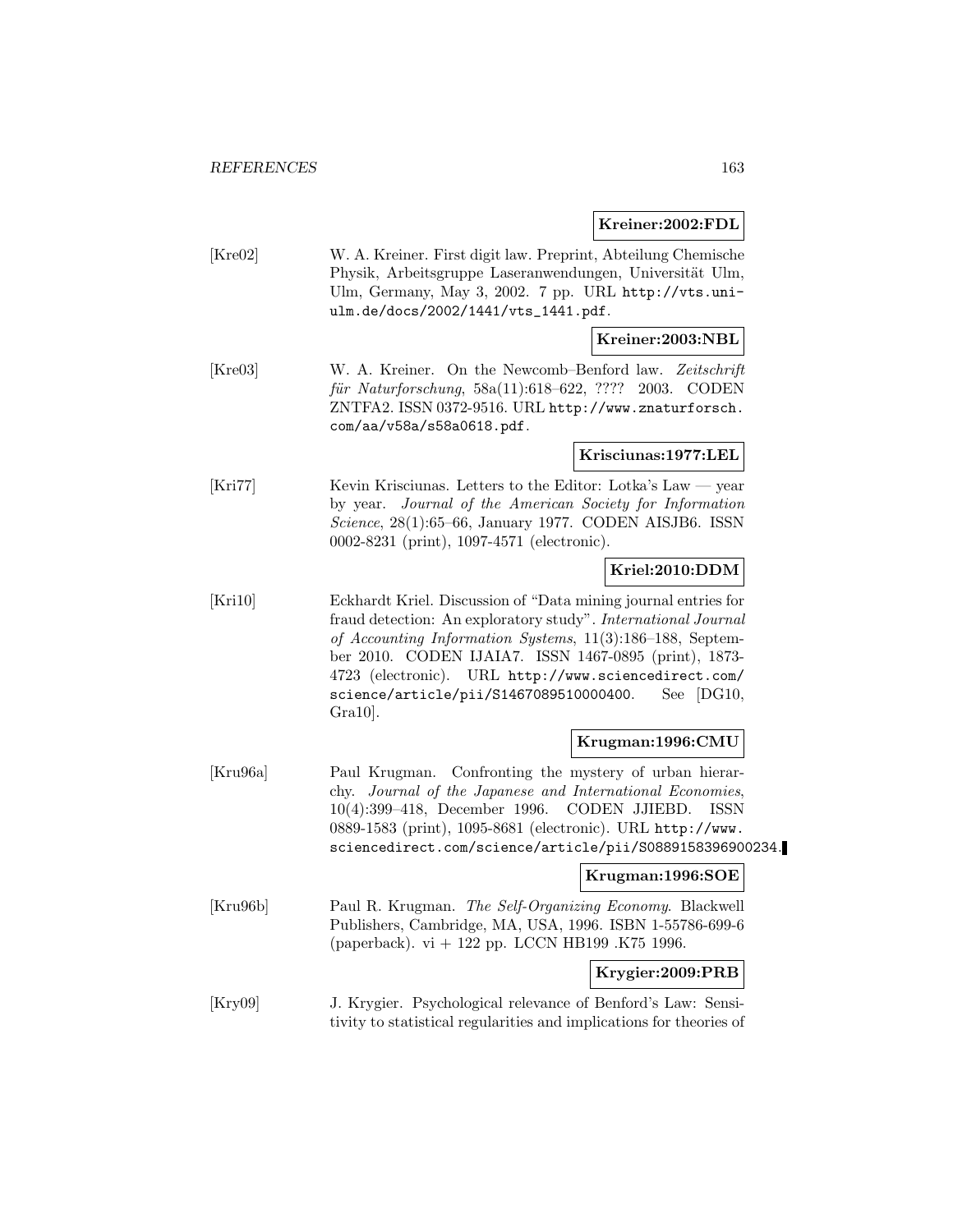**Kreiner:2002:FDL**

[Kre02] W. A. Kreiner. First digit law. Preprint, Abteilung Chemische Physik, Arbeitsgruppe Laseranwendungen, Universität Ulm, Ulm, Germany, May 3, 2002. 7 pp. URL http://vts.uni-ulm.de/docs/2002/1441/vts_1441.pdf.

**Kreiner:2003:NBL**

[Kre03] W. A. Kreiner. On the Newcomb–Benford law. *Zeitschrift für Naturforschung*, 58a(11):618–622, ???? 2003. CODEN ZNTFA2. ISSN 0372-9516. URL http://www.znaturforsch.com/aa/v58a/s58a0618.pdf.

**Krisciunas:1977:LEL**

[Kri77] Kevin Krisciunas. Letters to the Editor: Lotka's Law — year by year. *Journal of the American Society for Information Science*, 28(1):65–66, January 1977. CODEN AISJB6. ISSN 0002-8231 (print), 1097-4571 (electronic).

**Kriel:2010:DDM**

[Kri10] Eckhardt Kriel. Discussion of "Data mining journal entries for fraud detection: An exploratory study". *International Journal of Accounting Information Systems*, 11(3):186–188, September 2010. CODEN IJAIA7. ISSN 1467-0895 (print), 1873-4723 (electronic). URL http://www.sciencedirect.com/science/article/pii/S1467089510000400. See [DG10, Gra10].

**Krugman:1996:CMU**

[Kru96a] Paul Krugman. Confronting the mystery of urban hierarchy. *Journal of the Japanese and International Economies*, 10(4):399–418, December 1996. CODEN JJIEBD. ISSN 0889-1583 (print), 1095-8681 (electronic). URL http://www.sciencedirect.com/science/article/pii/S0889158396900234.

**Krugman:1996:SOE**

[Kru96b] Paul R. Krugman. *The Self-Organizing Economy*. Blackwell Publishers, Cambridge, MA, USA, 1996. ISBN 1-55786-699-6 (paperback). vi + 122 pp. LCCN HB199 .K75 1996.

**Krygier:2009:PRB**

[Kry09] J. Krygier. Psychological relevance of Benford's Law: Sensitivity to statistical regularities and implications for theories of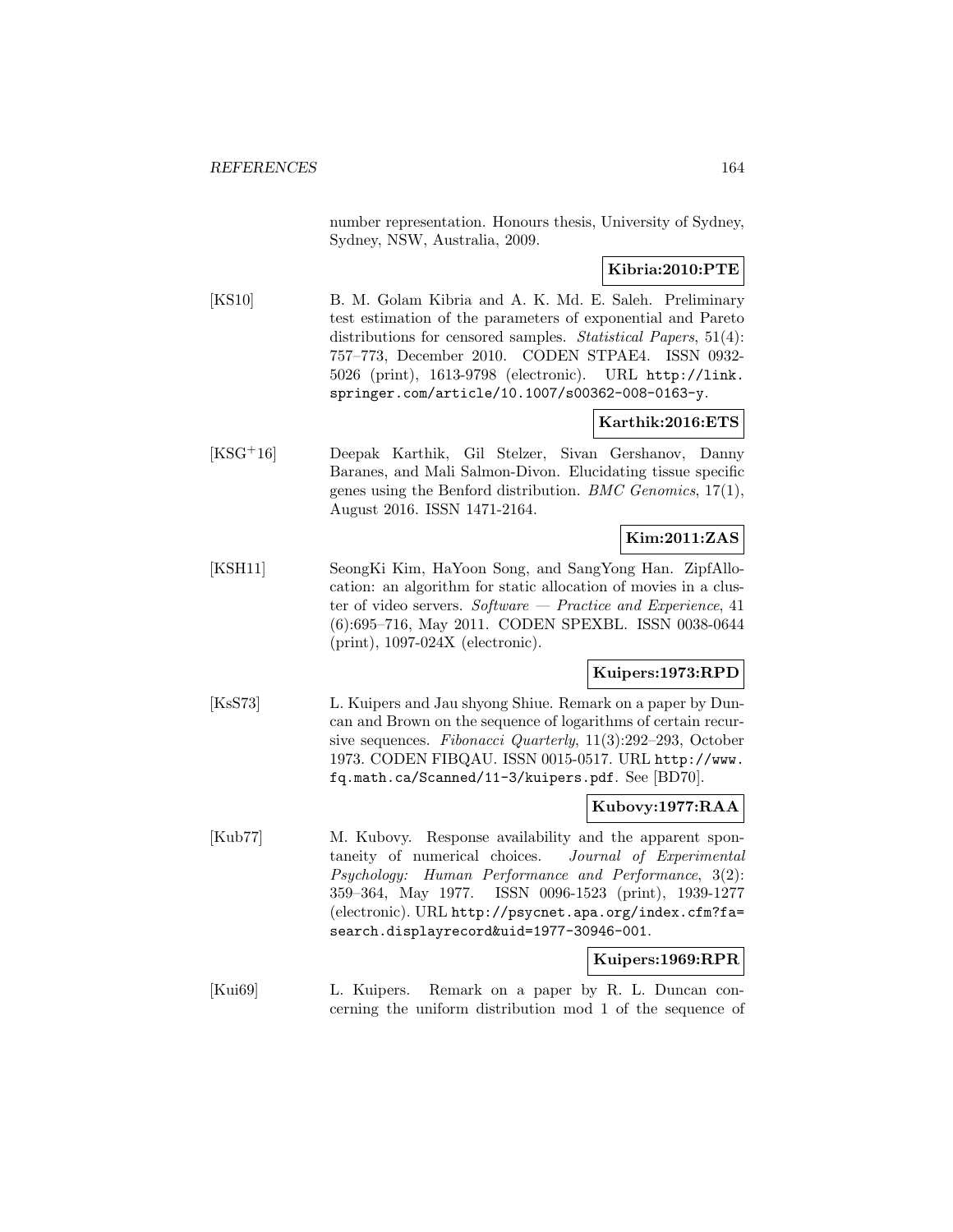number representation. Honours thesis, University of Sydney, Sydney, NSW, Australia, 2009.

**Kibria:2010:PTE**

[KS10] B. M. Golam Kibria and A. K. Md. E. Saleh. Preliminary test estimation of the parameters of exponential and Pareto distributions for censored samples. *Statistical Papers*, 51(4): 757–773, December 2010. CODEN STPAE4. ISSN 0932-5026 (print), 1613-9798 (electronic). URL `http://link.springer.com/article/10.1007/s00362-008-0163-y`.

**Karthik:2016:ETS**

[KSG+16] Deepak Karthik, Gil Stelzer, Sivan Gershanov, Danny Baranes, and Mali Salmon-Divon. Elucidating tissue specific genes using the Benford distribution. *BMC Genomics*, 17(1), August 2016. ISSN 1471-2164.

**Kim:2011:ZAS**

[KSH11] SeongKi Kim, HaYoon Song, and SangYong Han. ZipfAllocation: an algorithm for static allocation of movies in a cluster of video servers. *Software — Practice and Experience*, 41 (6):695–716, May 2011. CODEN SPEXBL. ISSN 0038-0644 (print), 1097-024X (electronic).

**Kuipers:1973:RPD**

[KsS73] L. Kuipers and Jau shyong Shiue. Remark on a paper by Duncan and Brown on the sequence of logarithms of certain recursive sequences. *Fibonacci Quarterly*, 11(3):292–293, October 1973. CODEN FIBQAU. ISSN 0015-0517. URL `http://www.fq.math.ca/Scanned/11-3/kuipers.pdf`. See [BD70].

**Kubovy:1977:RAA**

[Kub77] M. Kubovy. Response availability and the apparent spontaneity of numerical choices. *Journal of Experimental Psychology: Human Performance and Performance*, 3(2): 359–364, May 1977. ISSN 0096-1523 (print), 1939-1277 (electronic). URL `http://psycnet.apa.org/index.cfm?fa=search.displayrecord&uid=1977-30946-001`.

**Kuipers:1969:RPR**

[Kui69] L. Kuipers. Remark on a paper by R. L. Duncan concerning the uniform distribution mod 1 of the sequence of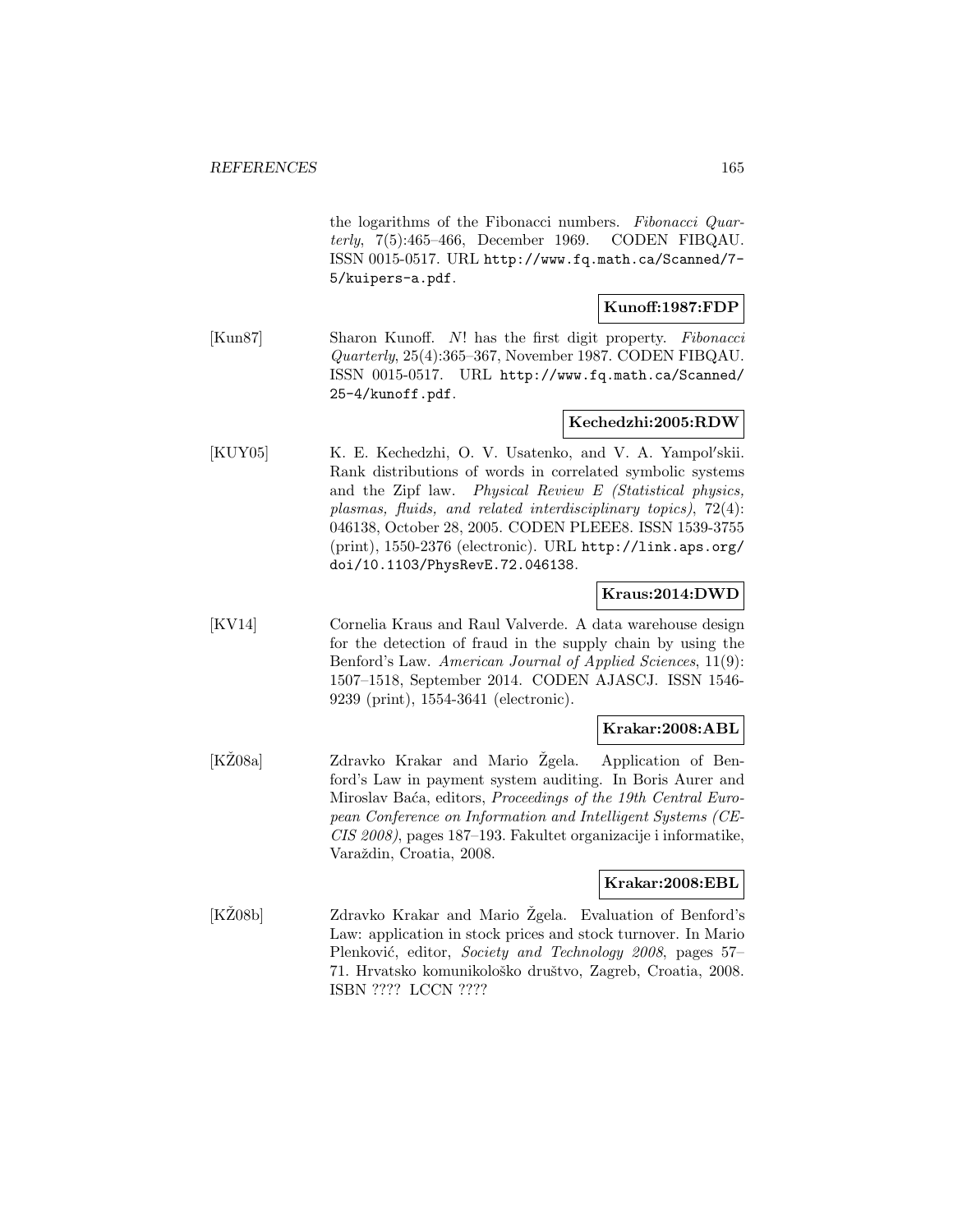the logarithms of the Fibonacci numbers. *Fibonacci Quarterly*, 7(5):465–466, December 1969. CODEN FIBQAU. ISSN 0015-0517. URL http://www.fq.math.ca/Scanned/7-5/kuipers-a.pdf.

**Kunoff:1987:FDP**

[Kun87] Sharon Kunoff. $N!$ has the first digit property. *Fibonacci Quarterly*, 25(4):365–367, November 1987. CODEN FIBQAU. ISSN 0015-0517. URL http://www.fq.math.ca/Scanned/25-4/kunoff.pdf.

**Kechedzhi:2005:RDW**

[KUY05] K. E. Kechedzhi, O. V. Usatenko, and V. A. Yampol′skii. Rank distributions of words in correlated symbolic systems and the Zipf law. *Physical Review E (Statistical physics, plasmas, fluids, and related interdisciplinary topics)*, 72(4): 046138, October 28, 2005. CODEN PLEEE8. ISSN 1539-3755 (print), 1550-2376 (electronic). URL http://link.aps.org/doi/10.1103/PhysRevE.72.046138.

**Kraus:2014:DWD**

[KV14] Cornelia Kraus and Raul Valverde. A data warehouse design for the detection of fraud in the supply chain by using the Benford's Law. *American Journal of Applied Sciences*, 11(9): 1507–1518, September 2014. CODEN AJASCJ. ISSN 1546-9239 (print), 1554-3641 (electronic).

**Krakar:2008:ABL**

[KŽ08a] Zdravko Krakar and Mario Žgela. Application of Benford's Law in payment system auditing. In Boris Aurer and Miroslav Baća, editors, *Proceedings of the 19th Central European Conference on Information and Intelligent Systems (CECIS 2008)*, pages 187–193. Fakultet organizacije i informatike, Varaždin, Croatia, 2008.

**Krakar:2008:EBL**

[KŽ08b] Zdravko Krakar and Mario Žgela. Evaluation of Benford's Law: application in stock prices and stock turnover. In Mario Plenković, editor, *Society and Technology 2008*, pages 57–71. Hrvatsko komunikološko društvo, Zagreb, Croatia, 2008. ISBN ???? LCCN ????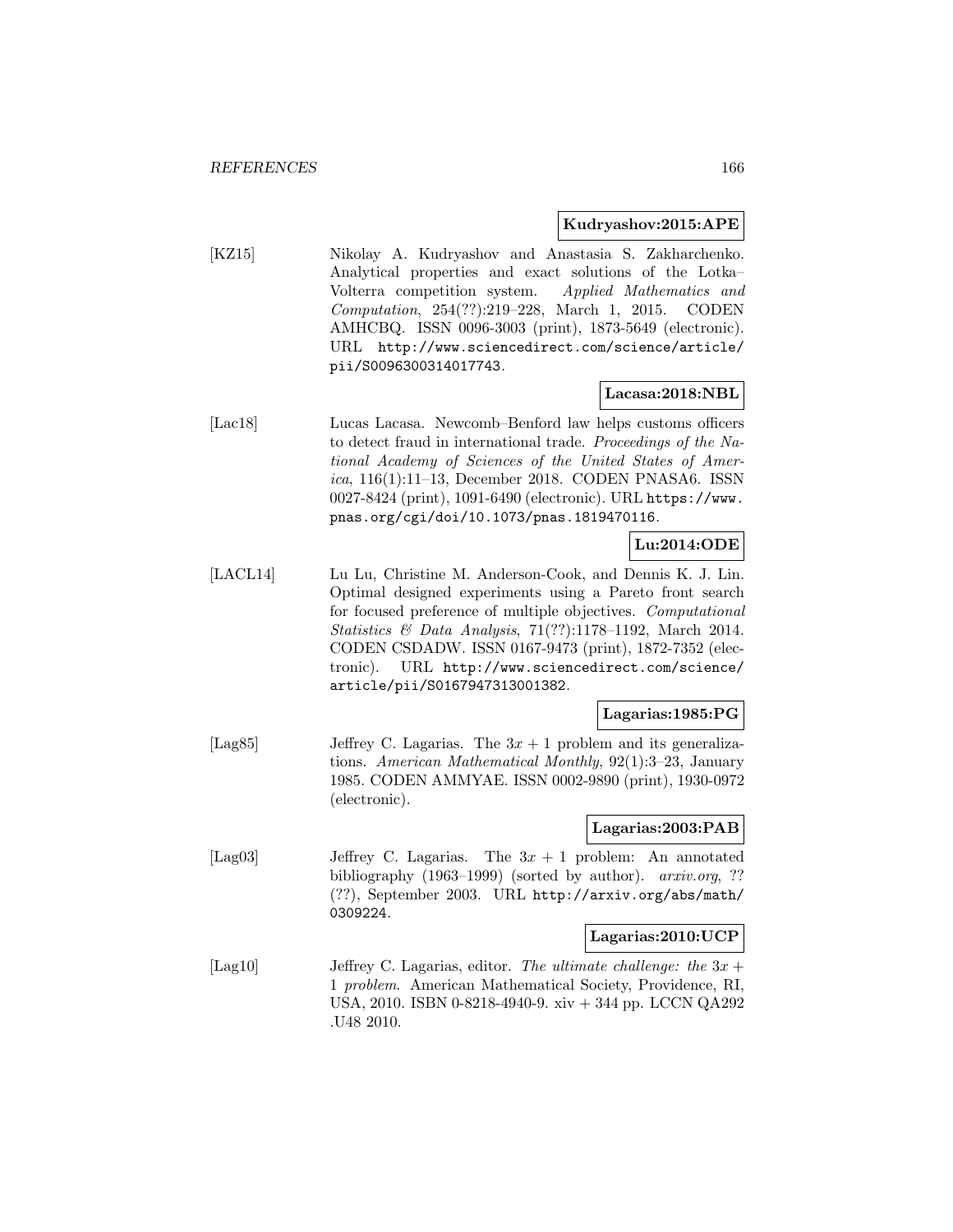**Kudryashov:2015:APE**

[KZ15] Nikolay A. Kudryashov and Anastasia S. Zakharchenko. Analytical properties and exact solutions of the Lotka–Volterra competition system. *Applied Mathematics and Computation*, 254(??):219–228, March 1, 2015. CODEN AMHCBQ. ISSN 0096-3003 (print), 1873-5649 (electronic). URL http://www.sciencedirect.com/science/article/pii/S0096300314017743.

**Lacasa:2018:NBL**

[Lac18] Lucas Lacasa. Newcomb–Benford law helps customs officers to detect fraud in international trade. *Proceedings of the National Academy of Sciences of the United States of America*, 116(1):11–13, December 2018. CODEN PNASA6. ISSN 0027-8424 (print), 1091-6490 (electronic). URL https://www.pnas.org/cgi/doi/10.1073/pnas.1819470116.

**Lu:2014:ODE**

[LACL14] Lu Lu, Christine M. Anderson-Cook, and Dennis K. J. Lin. Optimal designed experiments using a Pareto front search for focused preference of multiple objectives. *Computational Statistics & Data Analysis*, 71(??):1178–1192, March 2014. CODEN CSDADW. ISSN 0167-9473 (print), 1872-7352 (electronic). URL http://www.sciencedirect.com/science/article/pii/S0167947313001382.

**Lagarias:1985:PG**

[Lag85] Jeffrey C. Lagarias. The $3x + 1$ problem and its generalizations. *American Mathematical Monthly*, 92(1):3–23, January 1985. CODEN AMMYAE. ISSN 0002-9890 (print), 1930-0972 (electronic).

**Lagarias:2003:PAB**

[Lag03] Jeffrey C. Lagarias. The $3x + 1$ problem: An annotated bibliography (1963–1999) (sorted by author). *arxiv.org*, ?? (??), September 2003. URL http://arxiv.org/abs/math/0309224.

**Lagarias:2010:UCP**

[Lag10] Jeffrey C. Lagarias, editor. *The ultimate challenge: the $3x + 1$ problem*. American Mathematical Society, Providence, RI, USA, 2010. ISBN 0-8218-4940-9. xiv + 344 pp. LCCN QA292 .U48 2010.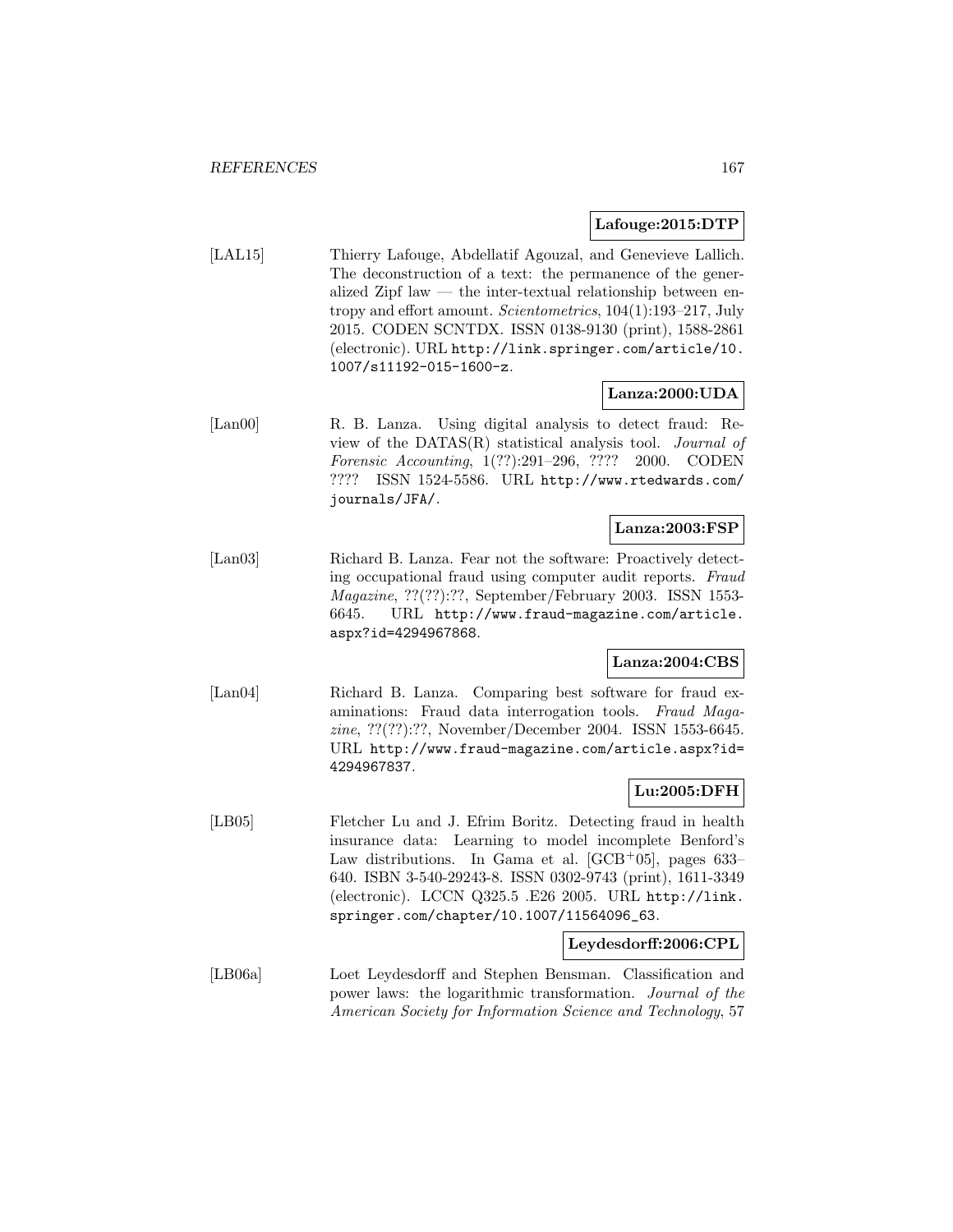**Lafouge:2015:DTP**

[LAL15] Thierry Lafouge, Abdellatif Agouzal, and Genevieve Lallich. The deconstruction of a text: the permanence of the generalized Zipf law — the inter-textual relationship between entropy and effort amount. *Scientometrics*, 104(1):193–217, July 2015. CODEN SCNTDX. ISSN 0138-9130 (print), 1588-2861 (electronic). URL http://link.springer.com/article/10.1007/s11192-015-1600-z.

**Lanza:2000:UDA**

[Lan00] R. B. Lanza. Using digital analysis to detect fraud: Review of the DATAS(R) statistical analysis tool. *Journal of Forensic Accounting*, 1(??):291–296, ???? 2000. CODEN ???? ISSN 1524-5586. URL http://www.rtedwards.com/journals/JFA/.

**Lanza:2003:FSP**

[Lan03] Richard B. Lanza. Fear not the software: Proactively detecting occupational fraud using computer audit reports. *Fraud Magazine*, ??(??):??, September/February 2003. ISSN 1553-6645. URL http://www.fraud-magazine.com/article.aspx?id=4294967868.

**Lanza:2004:CBS**

[Lan04] Richard B. Lanza. Comparing best software for fraud examinations: Fraud data interrogation tools. *Fraud Magazine*, ??(??):??, November/December 2004. ISSN 1553-6645. URL http://www.fraud-magazine.com/article.aspx?id=4294967837.

**Lu:2005:DFH**

[LB05] Fletcher Lu and J. Efrim Boritz. Detecting fraud in health insurance data: Learning to model incomplete Benford's Law distributions. In Gama et al. [GCB+05], pages 633–640. ISBN 3-540-29243-8. ISSN 0302-9743 (print), 1611-3349 (electronic). LCCN Q325.5 .E26 2005. URL http://link.springer.com/chapter/10.1007/11564096_63.

**Leydesdorff:2006:CPL**

[LB06a] Loet Leydesdorff and Stephen Bensman. Classification and power laws: the logarithmic transformation. *Journal of the American Society for Information Science and Technology*, 57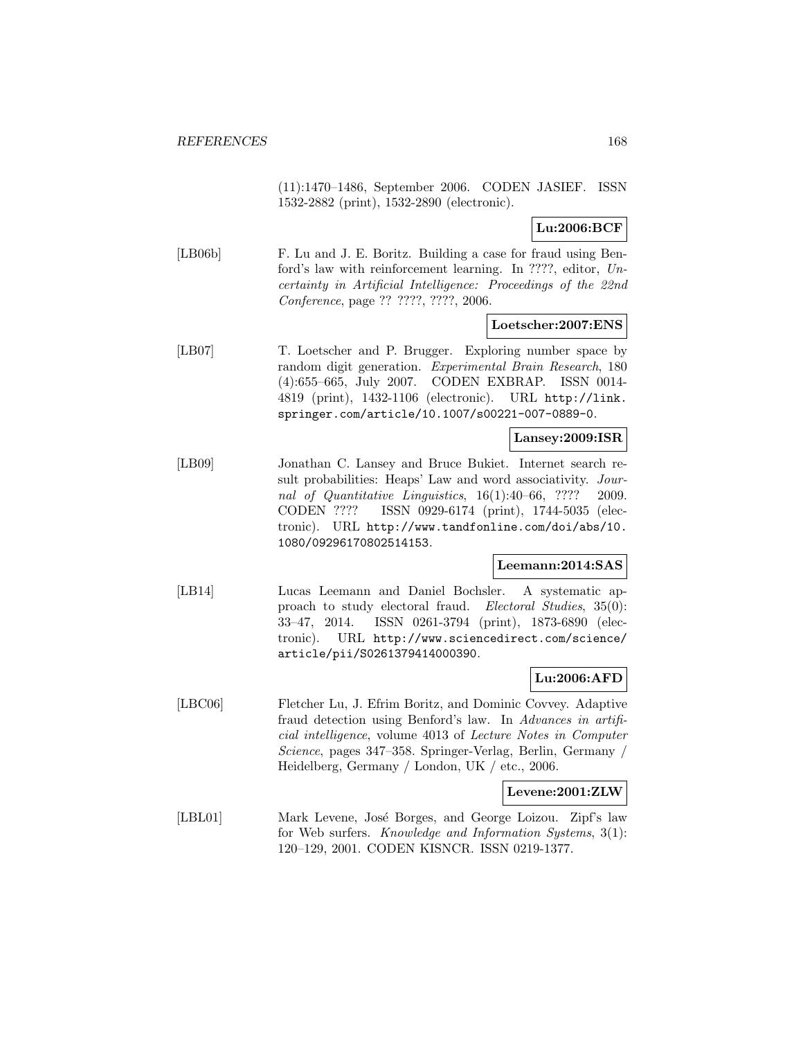(11):1470–1486, September 2006. CODEN JASIEF. ISSN 1532-2882 (print), 1532-2890 (electronic).

**Lu:2006:BCF**

[LB06b] F. Lu and J. E. Boritz. Building a case for fraud using Benford's law with reinforcement learning. In ????, editor, *Uncertainty in Artificial Intelligence: Proceedings of the 22nd Conference*, page ?? ????, ????, 2006.

**Loetscher:2007:ENS**

[LB07] T. Loetscher and P. Brugger. Exploring number space by random digit generation. *Experimental Brain Research*, 180 (4):655–665, July 2007. CODEN EXBRAP. ISSN 0014-4819 (print), 1432-1106 (electronic). URL http://link.springer.com/article/10.1007/s00221-007-0889-0.

**Lansey:2009:ISR**

[LB09] Jonathan C. Lansey and Bruce Bukiet. Internet search result probabilities: Heaps' Law and word associativity. *Journal of Quantitative Linguistics*, 16(1):40–66, ???? 2009. CODEN ???? ISSN 0929-6174 (print), 1744-5035 (electronic). URL http://www.tandfonline.com/doi/abs/10.1080/09296170802514153.

**Leemann:2014:SAS**

[LB14] Lucas Leemann and Daniel Bochsler. A systematic approach to study electoral fraud. *Electoral Studies*, 35(0): 33–47, 2014. ISSN 0261-3794 (print), 1873-6890 (electronic). URL http://www.sciencedirect.com/science/article/pii/S0261379414000390.

**Lu:2006:AFD**

[LBC06] Fletcher Lu, J. Efrim Boritz, and Dominic Covvey. Adaptive fraud detection using Benford's law. In *Advances in artificial intelligence*, volume 4013 of *Lecture Notes in Computer Science*, pages 347–358. Springer-Verlag, Berlin, Germany / Heidelberg, Germany / London, UK / etc., 2006.

**Levene:2001:ZLW**

[LBL01] Mark Levene, José Borges, and George Loizou. Zipf's law for Web surfers. *Knowledge and Information Systems*, 3(1): 120–129, 2001. CODEN KISNCR. ISSN 0219-1377.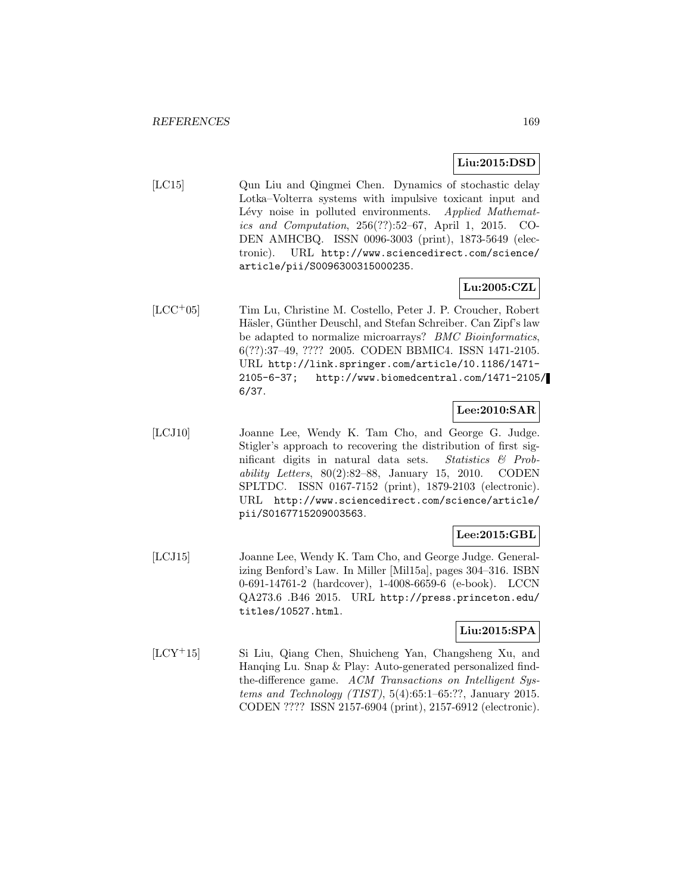**Liu:2015:DSD**

[LC15] Qun Liu and Qingmei Chen. Dynamics of stochastic delay Lotka–Volterra systems with impulsive toxicant input and Lévy noise in polluted environments. *Applied Mathematics and Computation*, 256(??):52–67, April 1, 2015. CODEN AMHCBQ. ISSN 0096-3003 (print), 1873-5649 (electronic). URL http://www.sciencedirect.com/science/article/pii/S0096300315000235.

**Lu:2005:CZL**

[LCC+05] Tim Lu, Christine M. Costello, Peter J. P. Croucher, Robert Häsler, Günther Deuschl, and Stefan Schreiber. Can Zipf's law be adapted to normalize microarrays? *BMC Bioinformatics*, 6(??):37–49, ???? 2005. CODEN BBMIC4. ISSN 1471-2105. URL http://link.springer.com/article/10.1186/1471-2105-6-37; http://www.biomedcentral.com/1471-2105/6/37.

**Lee:2010:SAR**

[LCJ10] Joanne Lee, Wendy K. Tam Cho, and George G. Judge. Stigler's approach to recovering the distribution of first significant digits in natural data sets. *Statistics & Probability Letters*, 80(2):82–88, January 15, 2010. CODEN SPLTDC. ISSN 0167-7152 (print), 1879-2103 (electronic). URL http://www.sciencedirect.com/science/article/pii/S0167715209003563.

**Lee:2015:GBL**

[LCJ15] Joanne Lee, Wendy K. Tam Cho, and George Judge. Generalizing Benford's Law. In Miller [Mil15a], pages 304–316. ISBN 0-691-14761-2 (hardcover), 1-4008-6659-6 (e-book). LCCN QA273.6 .B46 2015. URL http://press.princeton.edu/titles/10527.html.

**Liu:2015:SPA**

[LCY+15] Si Liu, Qiang Chen, Shuicheng Yan, Changsheng Xu, and Hanqing Lu. Snap & Play: Auto-generated personalized find-the-difference game. *ACM Transactions on Intelligent Systems and Technology (TIST)*, 5(4):65:1–65:??, January 2015. CODEN ???? ISSN 2157-6904 (print), 2157-6912 (electronic).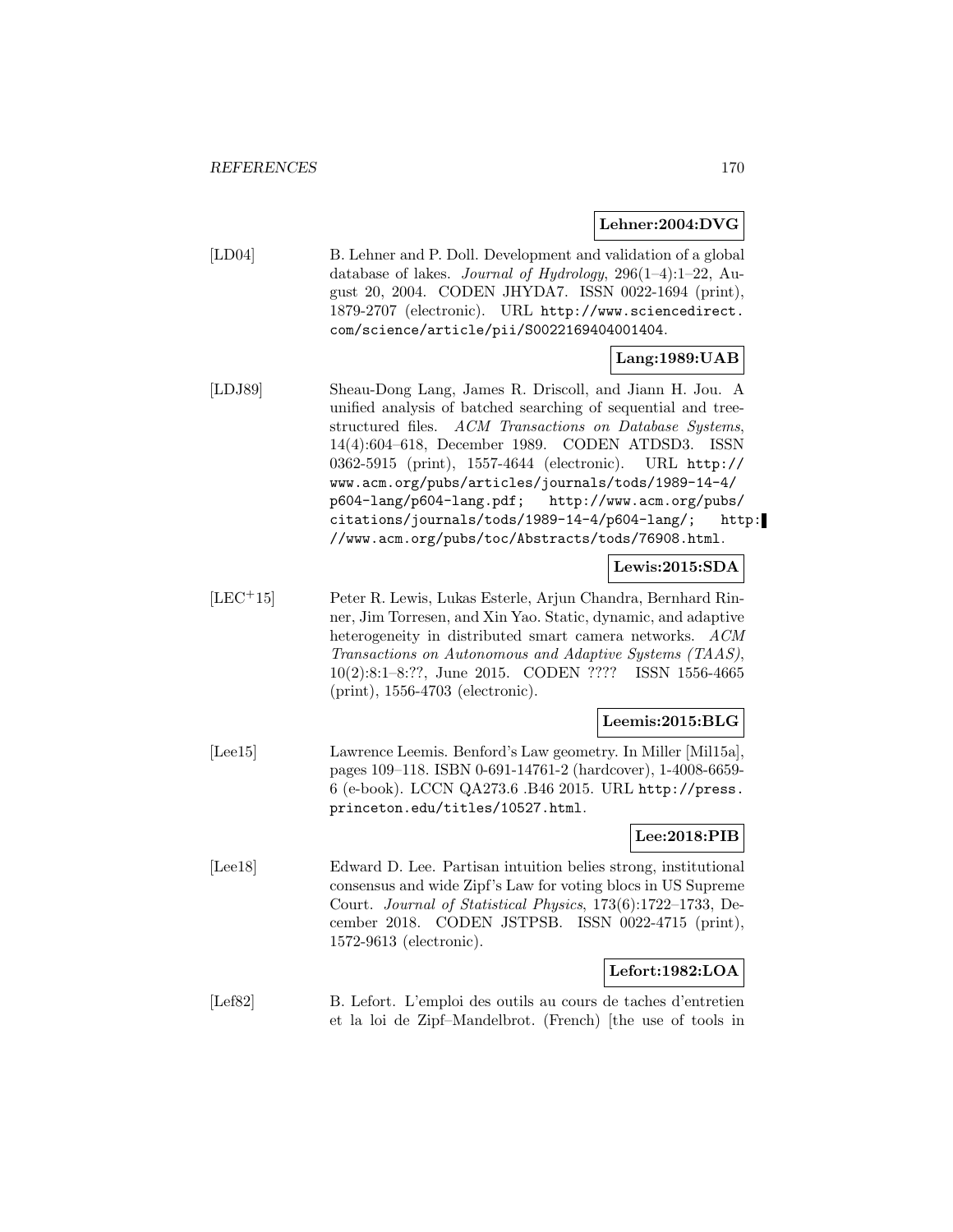**Lehner:2004:DVG**

[LD04] B. Lehner and P. Doll. Development and validation of a global database of lakes. *Journal of Hydrology*, 296(1–4):1–22, August 20, 2004. CODEN JHYDA7. ISSN 0022-1694 (print), 1879-2707 (electronic). URL http://www.sciencedirect.com/science/article/pii/S0022169404001404.

**Lang:1989:UAB**

[LDJ89] Sheau-Dong Lang, James R. Driscoll, and Jiann H. Jou. A unified analysis of batched searching of sequential and tree-structured files. *ACM Transactions on Database Systems*, 14(4):604–618, December 1989. CODEN ATDSD3. ISSN 0362-5915 (print), 1557-4644 (electronic). URL http://www.acm.org/pubs/articles/journals/tods/1989-14-4/p604-lang/p604-lang.pdf; http://www.acm.org/pubs/citations/journals/tods/1989-14-4/p604-lang/; http://www.acm.org/pubs/toc/Abstracts/tods/76908.html.

**Lewis:2015:SDA**

[LEC+15] Peter R. Lewis, Lukas Esterle, Arjun Chandra, Bernhard Rinner, Jim Torresen, and Xin Yao. Static, dynamic, and adaptive heterogeneity in distributed smart camera networks. *ACM Transactions on Autonomous and Adaptive Systems (TAAS)*, 10(2):8:1–8:??, June 2015. CODEN ???? ISSN 1556-4665 (print), 1556-4703 (electronic).

**Leemis:2015:BLG**

[Lee15] Lawrence Leemis. Benford's Law geometry. In Miller [Mil15a], pages 109–118. ISBN 0-691-14761-2 (hardcover), 1-4008-6659-6 (e-book). LCCN QA273.6 .B46 2015. URL http://press.princeton.edu/titles/10527.html.

**Lee:2018:PIB**

[Lee18] Edward D. Lee. Partisan intuition belies strong, institutional consensus and wide Zipf's Law for voting blocs in US Supreme Court. *Journal of Statistical Physics*, 173(6):1722–1733, December 2018. CODEN JSTPSB. ISSN 0022-4715 (print), 1572-9613 (electronic).

**Lefort:1982:LOA**

[Lef82] B. Lefort. L'emploi des outils au cours de taches d'entretien et la loi de Zipf–Mandelbrot. (French) [the use of tools in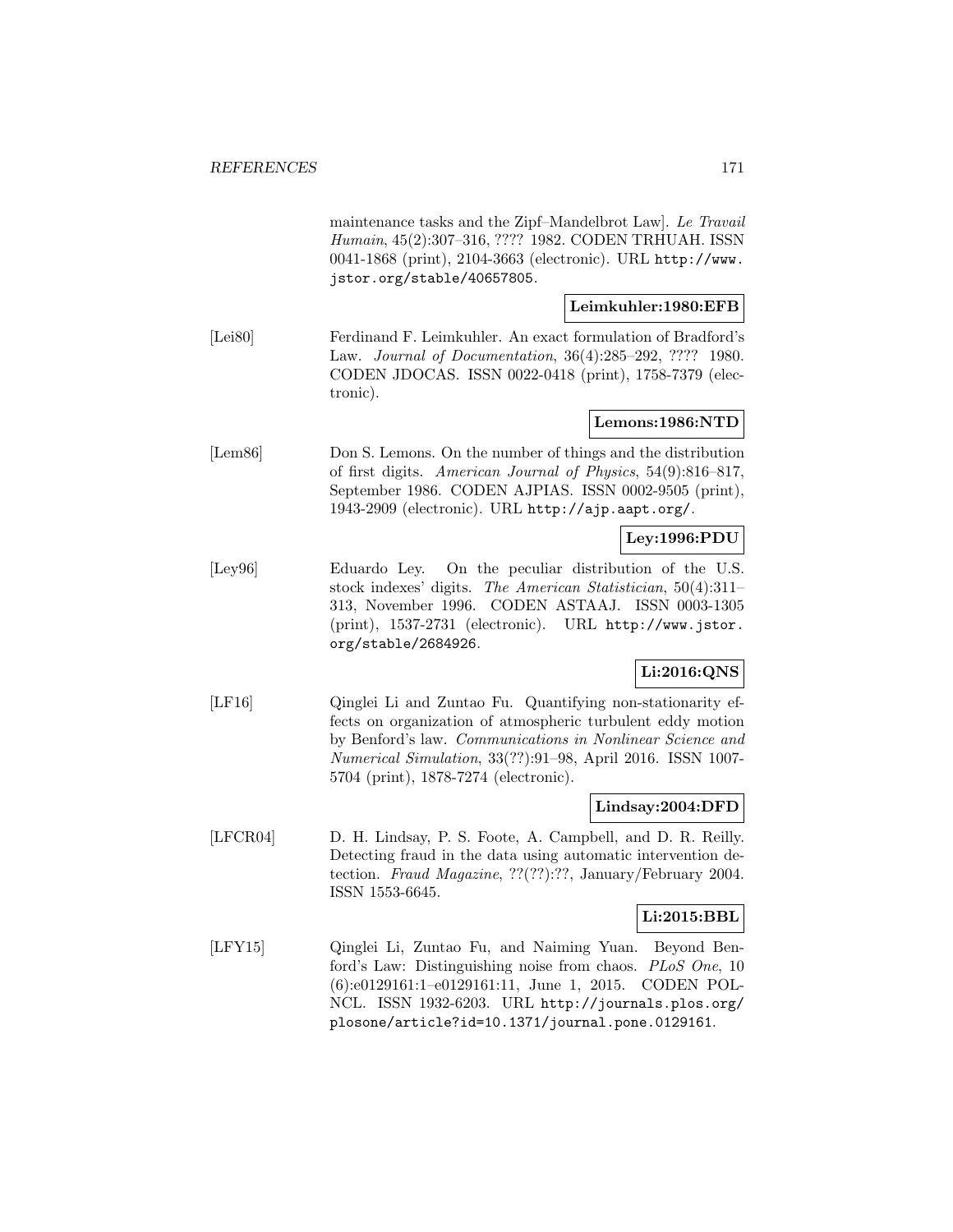maintenance tasks and the Zipf–Mandelbrot Law]. *Le Travail Humain*, 45(2):307–316, ???? 1982. CODEN TRHUAH. ISSN 0041-1868 (print), 2104-3663 (electronic). URL http://www.jstor.org/stable/40657805.

**Leimkuhler:1980:EFB**

[Lei80] Ferdinand F. Leimkuhler. An exact formulation of Bradford's Law. *Journal of Documentation*, 36(4):285–292, ???? 1980. CODEN JDOCAS. ISSN 0022-0418 (print), 1758-7379 (electronic).

**Lemons:1986:NTD**

[Lem86] Don S. Lemons. On the number of things and the distribution of first digits. *American Journal of Physics*, 54(9):816–817, September 1986. CODEN AJPIAS. ISSN 0002-9505 (print), 1943-2909 (electronic). URL http://ajp.aapt.org/.

**Ley:1996:PDU**

[Ley96] Eduardo Ley. On the peculiar distribution of the U.S. stock indexes' digits. *The American Statistician*, 50(4):311–313, November 1996. CODEN ASTAAJ. ISSN 0003-1305 (print), 1537-2731 (electronic). URL http://www.jstor.org/stable/2684926.

**Li:2016:QNS**

[LF16] Qinglei Li and Zuntao Fu. Quantifying non-stationarity effects on organization of atmospheric turbulent eddy motion by Benford's law. *Communications in Nonlinear Science and Numerical Simulation*, 33(??):91–98, April 2016. ISSN 1007-5704 (print), 1878-7274 (electronic).

**Lindsay:2004:DFD**

[LFCR04] D. H. Lindsay, P. S. Foote, A. Campbell, and D. R. Reilly. Detecting fraud in the data using automatic intervention detection. *Fraud Magazine*, ??(??):??, January/February 2004. ISSN 1553-6645.

**Li:2015:BBL**

[LFY15] Qinglei Li, Zuntao Fu, and Naiming Yuan. Beyond Benford's Law: Distinguishing noise from chaos. *PLoS One*, 10 (6):e0129161:1–e0129161:11, June 1, 2015. CODEN POLNCL. ISSN 1932-6203. URL http://journals.plos.org/plosone/article?id=10.1371/journal.pone.0129161.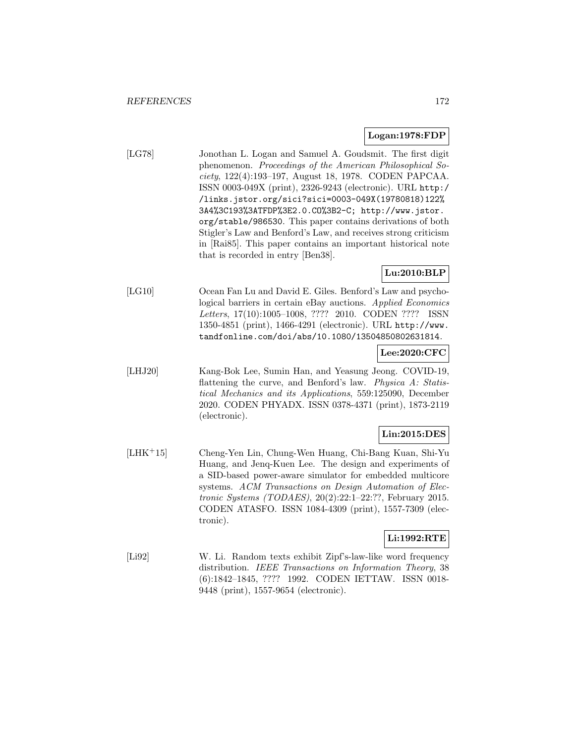**Logan:1978:FDP**

[LG78] Jonothan L. Logan and Samuel A. Goudsmit. The first digit phenomenon. *Proceedings of the American Philosophical Society*, 122(4):193–197, August 18, 1978. CODEN PAPCAA. ISSN 0003-049X (print), 2326-9243 (electronic). URL http://links.jstor.org/sici?sici=0003-049X(19780818)122%3A4%3C193%3ATFDP%3E2.0.CO%3B2-C; http://www.jstor.org/stable/986530. This paper contains derivations of both Stigler's Law and Benford's Law, and receives strong criticism in [Rai85]. This paper contains an important historical note that is recorded in entry [Ben38].

**Lu:2010:BLP**

[LG10] Ocean Fan Lu and David E. Giles. Benford's Law and psychological barriers in certain eBay auctions. *Applied Economics Letters*, 17(10):1005–1008, ???? 2010. CODEN ???? ISSN 1350-4851 (print), 1466-4291 (electronic). URL http://www.tandfonline.com/doi/abs/10.1080/13504850802631814.

**Lee:2020:CFC**

[LHJ20] Kang-Bok Lee, Sumin Han, and Yeasung Jeong. COVID-19, flattening the curve, and Benford's law. *Physica A: Statistical Mechanics and its Applications*, 559:125090, December 2020. CODEN PHYADX. ISSN 0378-4371 (print), 1873-2119 (electronic).

**Lin:2015:DES**

[LHK+15] Cheng-Yen Lin, Chung-Wen Huang, Chi-Bang Kuan, Shi-Yu Huang, and Jenq-Kuen Lee. The design and experiments of a SID-based power-aware simulator for embedded multicore systems. *ACM Transactions on Design Automation of Electronic Systems (TODAES)*, 20(2):22:1–22:??, February 2015. CODEN ATASFO. ISSN 1084-4309 (print), 1557-7309 (electronic).

**Li:1992:RTE**

[Li92] W. Li. Random texts exhibit Zipf's-law-like word frequency distribution. *IEEE Transactions on Information Theory*, 38 (6):1842–1845, ???? 1992. CODEN IETTAW. ISSN 0018-9448 (print), 1557-9654 (electronic).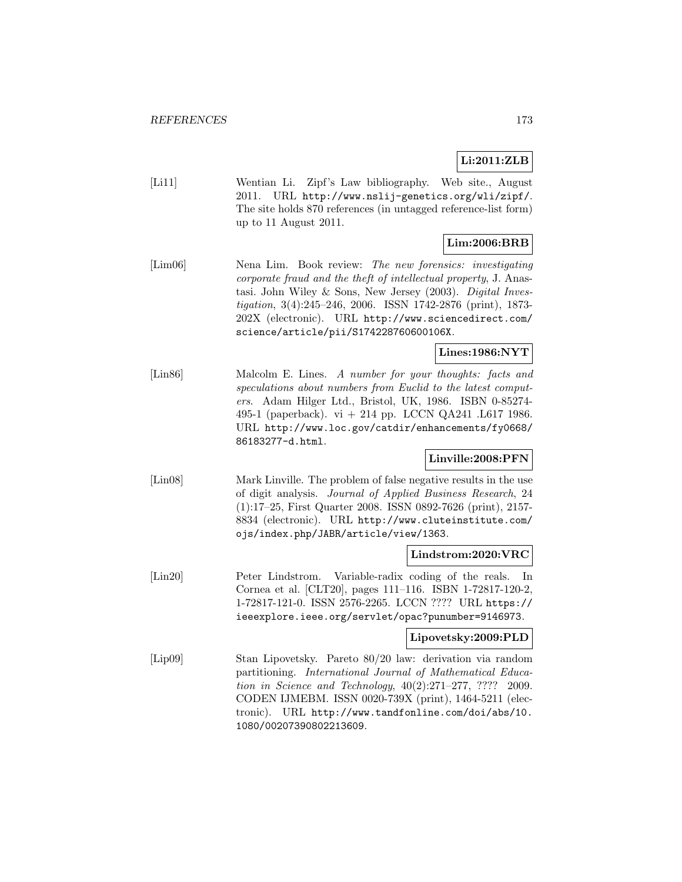**Li:2011:ZLB**

[Li11] Wentian Li. Zipf's Law bibliography. Web site., August 2011. URL http://www.nslij-genetics.org/wli/zipf/. The site holds 870 references (in untagged reference-list form) up to 11 August 2011.

**Lim:2006:BRB**

[Lim06] Nena Lim. Book review: *The new forensics: investigating corporate fraud and the theft of intellectual property*, J. Anastasi. John Wiley & Sons, New Jersey (2003). *Digital Investigation*, 3(4):245–246, 2006. ISSN 1742-2876 (print), 1873-202X (electronic). URL http://www.sciencedirect.com/science/article/pii/S174228760600106X.

**Lines:1986:NYT**

[Lin86] Malcolm E. Lines. *A number for your thoughts: facts and speculations about numbers from Euclid to the latest computers*. Adam Hilger Ltd., Bristol, UK, 1986. ISBN 0-85274-495-1 (paperback). vi + 214 pp. LCCN QA241 .L617 1986. URL http://www.loc.gov/catdir/enhancements/fy0668/86183277-d.html.

**Linville:2008:PFN**

[Lin08] Mark Linville. The problem of false negative results in the use of digit analysis. *Journal of Applied Business Research*, 24 (1):17–25, First Quarter 2008. ISSN 0892-7626 (print), 2157-8834 (electronic). URL http://www.cluteinstitute.com/ojs/index.php/JABR/article/view/1363.

**Lindstrom:2020:VRC**

[Lin20] Peter Lindstrom. Variable-radix coding of the reals. In Cornea et al. [CLT20], pages 111–116. ISBN 1-72817-120-2, 1-72817-121-0. ISSN 2576-2265. LCCN ???? URL https://ieeexplore.ieee.org/servlet/opac?punumber=9146973.

**Lipovetsky:2009:PLD**

[Lip09] Stan Lipovetsky. Pareto 80/20 law: derivation via random partitioning. *International Journal of Mathematical Education in Science and Technology*, 40(2):271–277, ???? 2009. CODEN IJMEBM. ISSN 0020-739X (print), 1464-5211 (electronic). URL http://www.tandfonline.com/doi/abs/10.1080/00207390802213609.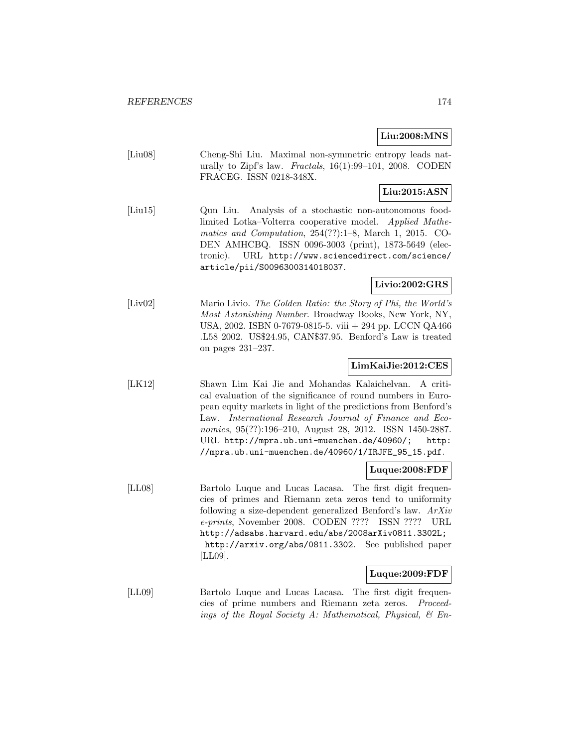**Liu:2008:MNS**

[Liu08] Cheng-Shi Liu. Maximal non-symmetric entropy leads naturally to Zipf's law. *Fractals*, 16(1):99–101, 2008. CODEN FRACEG. ISSN 0218-348X.

**Liu:2015:ASN**

[Liu15] Qun Liu. Analysis of a stochastic non-autonomous food-limited Lotka–Volterra cooperative model. *Applied Mathematics and Computation*, 254(??):1–8, March 1, 2015. CODEN AMHCBQ. ISSN 0096-3003 (print), 1873-5649 (electronic). URL http://www.sciencedirect.com/science/article/pii/S0096300314018037.

**Livio:2002:GRS**

[Liv02] Mario Livio. *The Golden Ratio: the Story of Phi, the World's Most Astonishing Number*. Broadway Books, New York, NY, USA, 2002. ISBN 0-7679-0815-5. viii + 294 pp. LCCN QA466 .L58 2002. US$24.95, CAN$37.95. Benford's Law is treated on pages 231–237.

**LimKaiJie:2012:CES**

[LK12] Shawn Lim Kai Jie and Mohandas Kalaichelvan. A critical evaluation of the significance of round numbers in European equity markets in light of the predictions from Benford's Law. *International Research Journal of Finance and Economics*, 95(??):196–210, August 28, 2012. ISSN 1450-2887. URL http://mpra.ub.uni-muenchen.de/40960/; http://mpra.ub.uni-muenchen.de/40960/1/IRJFE_95_15.pdf.

**Luque:2008:FDF**

[LL08] Bartolo Luque and Lucas Lacasa. The first digit frequencies of primes and Riemann zeta zeros tend to uniformity following a size-dependent generalized Benford's law. *ArXiv e-prints*, November 2008. CODEN ???? ISSN ???? URL http://adsabs.harvard.edu/abs/2008arXiv0811.3302L; http://arxiv.org/abs/0811.3302. See published paper [LL09].

**Luque:2009:FDF**

[LL09] Bartolo Luque and Lucas Lacasa. The first digit frequencies of prime numbers and Riemann zeta zeros. *Proceedings of the Royal Society A: Mathematical, Physical, & En-*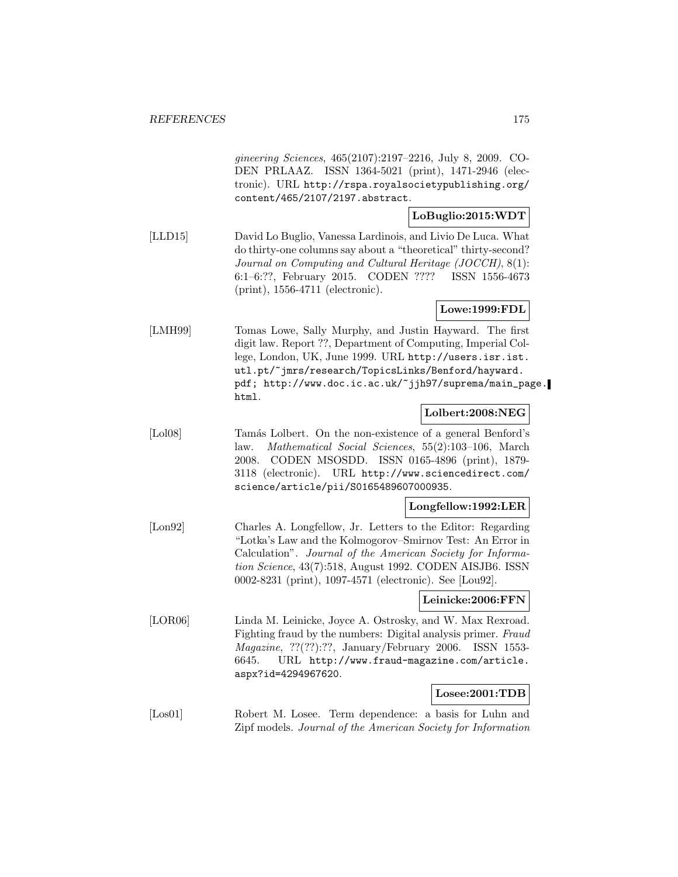*gineering Sciences*, 465(2107):2197–2216, July 8, 2009. CODEN PRLAAZ. ISSN 1364-5021 (print), 1471-2946 (electronic). URL http://rspa.royalsocietypublishing.org/content/465/2107/2197.abstract.

**LoBuglio:2015:WDT**

[LLD15] David Lo Buglio, Vanessa Lardinois, and Livio De Luca. What do thirty-one columns say about a "theoretical" thirty-second? *Journal on Computing and Cultural Heritage (JOCCH)*, 8(1): 6:1–6:??, February 2015. CODEN ???? ISSN 1556-4673 (print), 1556-4711 (electronic).

**Lowe:1999:FDL**

[LMH99] Tomas Lowe, Sally Murphy, and Justin Hayward. The first digit law. Report ??, Department of Computing, Imperial College, London, UK, June 1999. URL http://users.isr.ist.utl.pt/~jmrs/research/TopicsLinks/Benford/hayward.pdf; http://www.doc.ic.ac.uk/~jjh97/suprema/main_page.html.

**Lolbert:2008:NEG**

[Lol08] Tamás Lolbert. On the non-existence of a general Benford's law. *Mathematical Social Sciences*, 55(2):103–106, March 2008. CODEN MSOSDD. ISSN 0165-4896 (print), 1879-3118 (electronic). URL http://www.sciencedirect.com/science/article/pii/S0165489607000935.

**Longfellow:1992:LER**

[Lon92] Charles A. Longfellow, Jr. Letters to the Editor: Regarding "Lotka's Law and the Kolmogorov–Smirnov Test: An Error in Calculation". *Journal of the American Society for Information Science*, 43(7):518, August 1992. CODEN AISJB6. ISSN 0002-8231 (print), 1097-4571 (electronic). See [Lou92].

**Leinicke:2006:FFN**

[LOR06] Linda M. Leinicke, Joyce A. Ostrosky, and W. Max Rexroad. Fighting fraud by the numbers: Digital analysis primer. *Fraud Magazine*, ??(??):??, January/February 2006. ISSN 1553-6645. URL http://www.fraud-magazine.com/article.aspx?id=4294967620.

**Losee:2001:TDB**

[Los01] Robert M. Losee. Term dependence: a basis for Luhn and Zipf models. *Journal of the American Society for Information*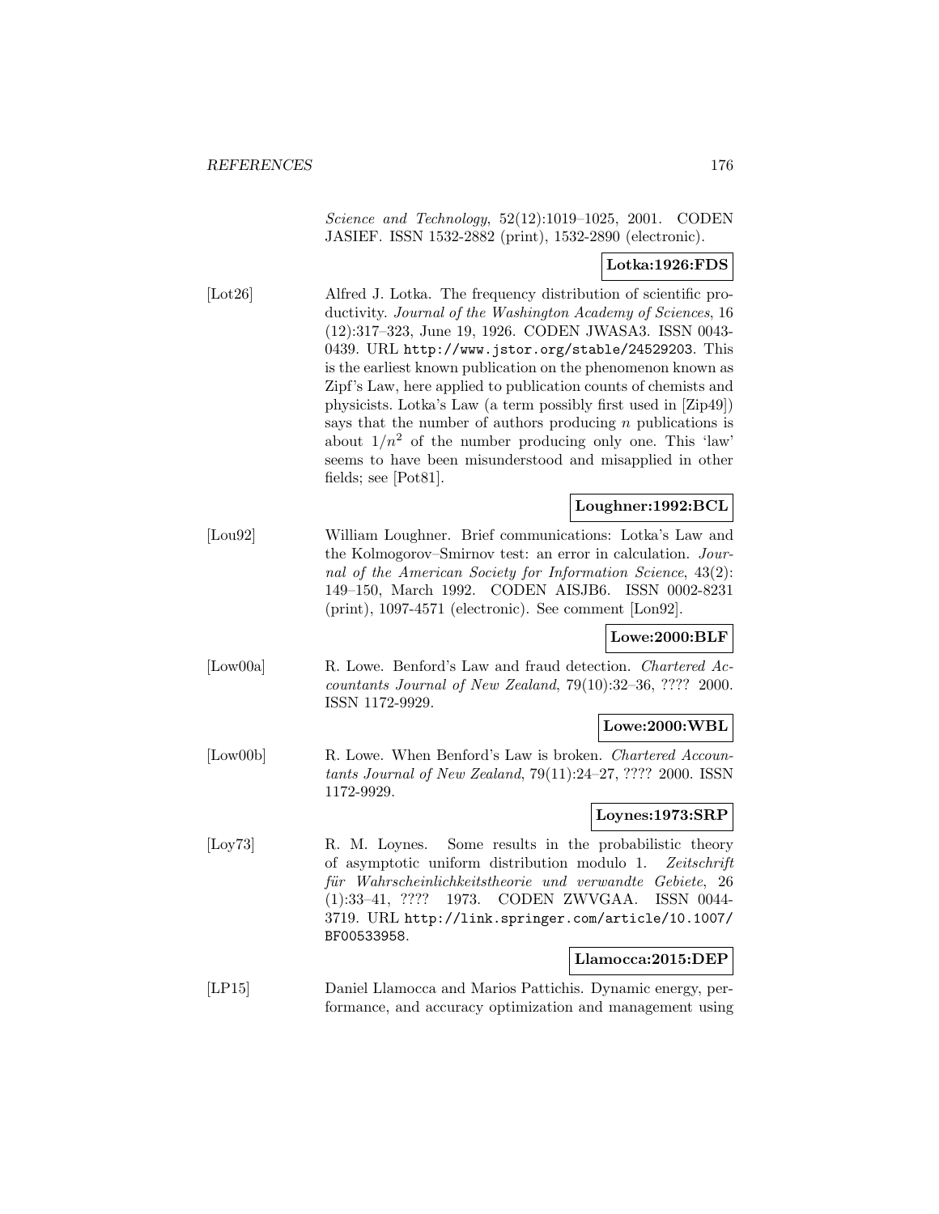*Science and Technology*, 52(12):1019–1025, 2001. CODEN JASIEF. ISSN 1532-2882 (print), 1532-2890 (electronic).

**Lotka:1926:FDS**

[Lot26] Alfred J. Lotka. The frequency distribution of scientific productivity. *Journal of the Washington Academy of Sciences*, 16 (12):317–323, June 19, 1926. CODEN JWASA3. ISSN 0043-0439. URL `http://www.jstor.org/stable/24529203`. This is the earliest known publication on the phenomenon known as Zipf's Law, here applied to publication counts of chemists and physicists. Lotka's Law (a term possibly first used in [Zip49]) says that the number of authors producing $n$ publications is about $1/n^2$ of the number producing only one. This 'law' seems to have been misunderstood and misapplied in other fields; see [Pot81].

**Loughner:1992:BCL**

[Lou92] William Loughner. Brief communications: Lotka's Law and the Kolmogorov–Smirnov test: an error in calculation. *Journal of the American Society for Information Science*, 43(2): 149–150, March 1992. CODEN AISJB6. ISSN 0002-8231 (print), 1097-4571 (electronic). See comment [Lon92].

**Lowe:2000:BLF**

[Low00a] R. Lowe. Benford's Law and fraud detection. *Chartered Accountants Journal of New Zealand*, 79(10):32–36, ???? 2000. ISSN 1172-9929.

**Lowe:2000:WBL**

[Low00b] R. Lowe. When Benford's Law is broken. *Chartered Accountants Journal of New Zealand*, 79(11):24–27, ???? 2000. ISSN 1172-9929.

**Loynes:1973:SRP**

[Loy73] R. M. Loynes. Some results in the probabilistic theory of asymptotic uniform distribution modulo 1. *Zeitschrift für Wahrscheinlichkeitstheorie und verwandte Gebiete*, 26 (1):33–41, ???? 1973. CODEN ZWVGAA. ISSN 0044-3719. URL `http://link.springer.com/article/10.1007/BF00533958`.

**Llamocca:2015:DEP**

[LP15] Daniel Llamocca and Marios Pattichis. Dynamic energy, performance, and accuracy optimization and management using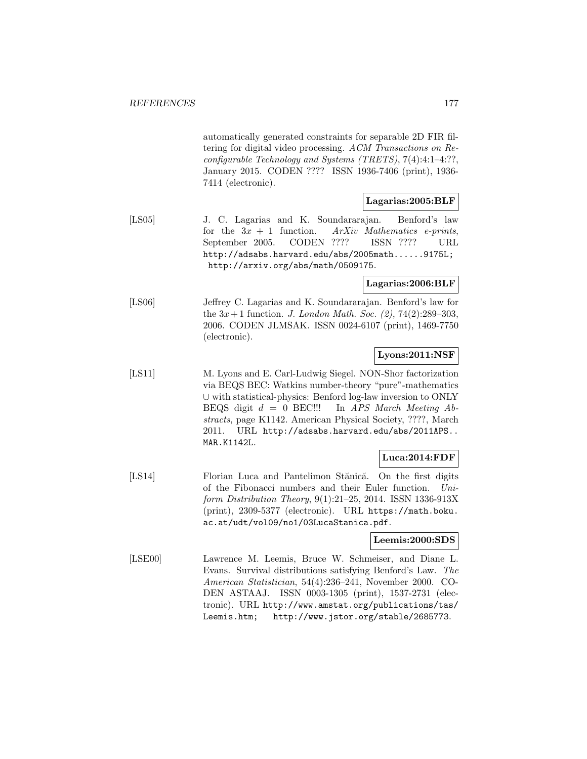automatically generated constraints for separable 2D FIR filtering for digital video processing. *ACM Transactions on Reconfigurable Technology and Systems (TRETS)*, 7(4):4:1–4:??, January 2015. CODEN ???? ISSN 1936-7406 (print), 1936-7414 (electronic).

**Lagarias:2005:BLF**

[LS05] J. C. Lagarias and K. Soundararajan. Benford's law for the $3x + 1$ function. *ArXiv Mathematics e-prints*, September 2005. CODEN ???? ISSN ???? URL http://adsabs.harvard.edu/abs/2005math......9175L; http://arxiv.org/abs/math/0509175.

**Lagarias:2006:BLF**

[LS06] Jeffrey C. Lagarias and K. Soundararajan. Benford's law for the $3x+1$ function. *J. London Math. Soc. (2)*, 74(2):289–303, 2006. CODEN JLMSAK. ISSN 0024-6107 (print), 1469-7750 (electronic).

**Lyons:2011:NSF**

[LS11] M. Lyons and E. Carl-Ludwig Siegel. NON-Shor factorization via BEQS BEC: Watkins number-theory "pure"-mathematics $\cup$ with statistical-physics: Benford log-law inversion to ONLY BEQS digit $d = 0$ BEC!!! In *APS March Meeting Abstracts*, page K1142. American Physical Society, ????, March 2011. URL http://adsabs.harvard.edu/abs/2011APS..MAR.K1142L.

**Luca:2014:FDF**

[LS14] Florian Luca and Pantelimon Stănică. On the first digits of the Fibonacci numbers and their Euler function. *Uniform Distribution Theory*, 9(1):21–25, 2014. ISSN 1336-913X (print), 2309-5377 (electronic). URL https://math.boku.ac.at/udt/vol09/no1/03LucaStanica.pdf.

**Leemis:2000:SDS**

[LSE00] Lawrence M. Leemis, Bruce W. Schmeiser, and Diane L. Evans. Survival distributions satisfying Benford's Law. *The American Statistician*, 54(4):236–241, November 2000. CODEN ASTAAJ. ISSN 0003-1305 (print), 1537-2731 (electronic). URL http://www.amstat.org/publications/tas/Leemis.htm; http://www.jstor.org/stable/2685773.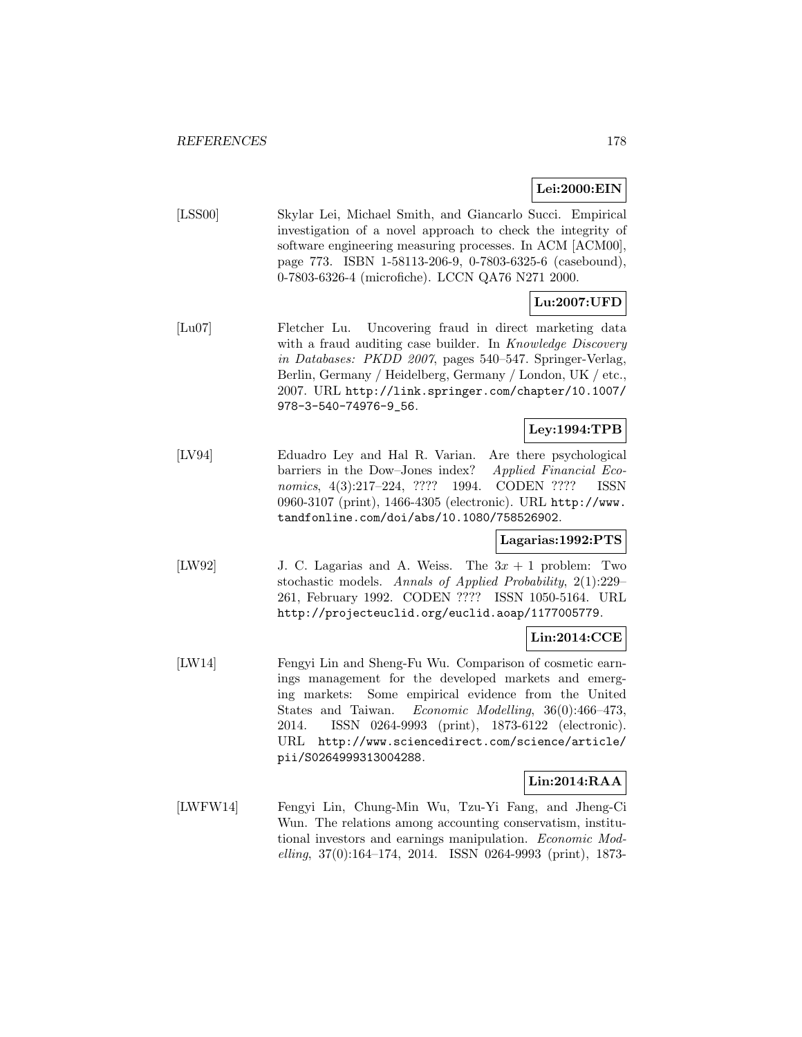**Lei:2000:EIN**

[LSS00] Skylar Lei, Michael Smith, and Giancarlo Succi. Empirical investigation of a novel approach to check the integrity of software engineering measuring processes. In ACM [ACM00], page 773. ISBN 1-58113-206-9, 0-7803-6325-6 (casebound), 0-7803-6326-4 (microfiche). LCCN QA76 N271 2000.

**Lu:2007:UFD**

[Lu07] Fletcher Lu. Uncovering fraud in direct marketing data with a fraud auditing case builder. In *Knowledge Discovery in Databases: PKDD 2007*, pages 540–547. Springer-Verlag, Berlin, Germany / Heidelberg, Germany / London, UK / etc., 2007. URL http://link.springer.com/chapter/10.1007/978-3-540-74976-9_56.

**Ley:1994:TPB**

[LV94] Eduadro Ley and Hal R. Varian. Are there psychological barriers in the Dow–Jones index? *Applied Financial Economics*, 4(3):217–224, ???? 1994. CODEN ???? ISSN 0960-3107 (print), 1466-4305 (electronic). URL http://www.tandfonline.com/doi/abs/10.1080/758526902.

**Lagarias:1992:PTS**

[LW92] J. C. Lagarias and A. Weiss. The $3x + 1$ problem: Two stochastic models. *Annals of Applied Probability*, 2(1):229–261, February 1992. CODEN ???? ISSN 1050-5164. URL http://projecteuclid.org/euclid.aoap/1177005779.

**Lin:2014:CCE**

[LW14] Fengyi Lin and Sheng-Fu Wu. Comparison of cosmetic earnings management for the developed markets and emerging markets: Some empirical evidence from the United States and Taiwan. *Economic Modelling*, 36(0):466–473, 2014. ISSN 0264-9993 (print), 1873-6122 (electronic). URL http://www.sciencedirect.com/science/article/pii/S0264999313004288.

**Lin:2014:RAA**

[LWFW14] Fengyi Lin, Chung-Min Wu, Tzu-Yi Fang, and Jheng-Ci Wun. The relations among accounting conservatism, institutional investors and earnings manipulation. *Economic Modelling*, 37(0):164–174, 2014. ISSN 0264-9993 (print), 1873-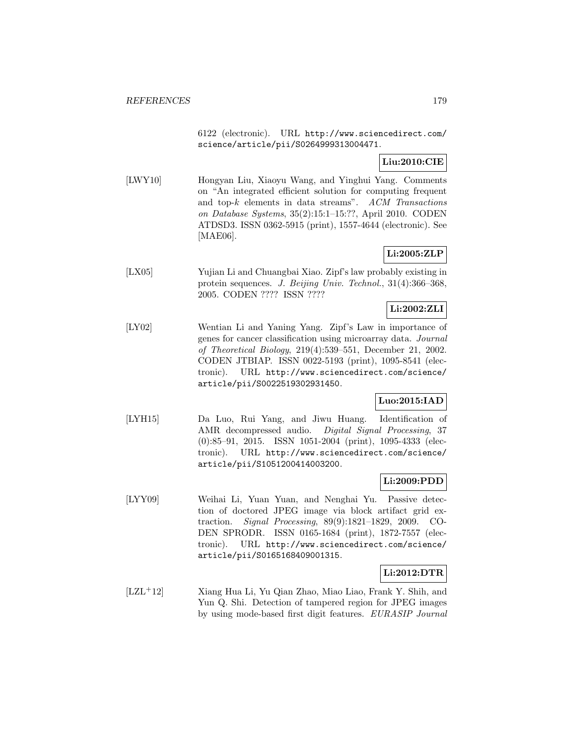6122 (electronic). URL http://www.sciencedirect.com/science/article/pii/S0264999313004471.

**Liu:2010:CIE**

[LWY10] Hongyan Liu, Xiaoyu Wang, and Yinghui Yang. Comments on "An integrated efficient solution for computing frequent and top-$k$ elements in data streams". *ACM Transactions on Database Systems*, 35(2):15:1–15:??, April 2010. CODEN ATDSD3. ISSN 0362-5915 (print), 1557-4644 (electronic). See [MAE06].

**Li:2005:ZLP**

[LX05] Yujian Li and Chuangbai Xiao. Zipf's law probably existing in protein sequences. *J. Beijing Univ. Technol.*, 31(4):366–368, 2005. CODEN ???? ISSN ????

**Li:2002:ZLI**

[LY02] Wentian Li and Yaning Yang. Zipf's Law in importance of genes for cancer classification using microarray data. *Journal of Theoretical Biology*, 219(4):539–551, December 21, 2002. CODEN JTBIAP. ISSN 0022-5193 (print), 1095-8541 (electronic). URL http://www.sciencedirect.com/science/article/pii/S0022519302931450.

**Luo:2015:IAD**

[LYH15] Da Luo, Rui Yang, and Jiwu Huang. Identification of AMR decompressed audio. *Digital Signal Processing*, 37 (0):85–91, 2015. ISSN 1051-2004 (print), 1095-4333 (electronic). URL http://www.sciencedirect.com/science/article/pii/S1051200414003200.

**Li:2009:PDD**

[LYY09] Weihai Li, Yuan Yuan, and Nenghai Yu. Passive detection of doctored JPEG image via block artifact grid extraction. *Signal Processing*, 89(9):1821–1829, 2009. CODEN SPRODR. ISSN 0165-1684 (print), 1872-7557 (electronic). URL http://www.sciencedirect.com/science/article/pii/S0165168409001315.

**Li:2012:DTR**

[LZL+12] Xiang Hua Li, Yu Qian Zhao, Miao Liao, Frank Y. Shih, and Yun Q. Shi. Detection of tampered region for JPEG images by using mode-based first digit features. *EURASIP Journal*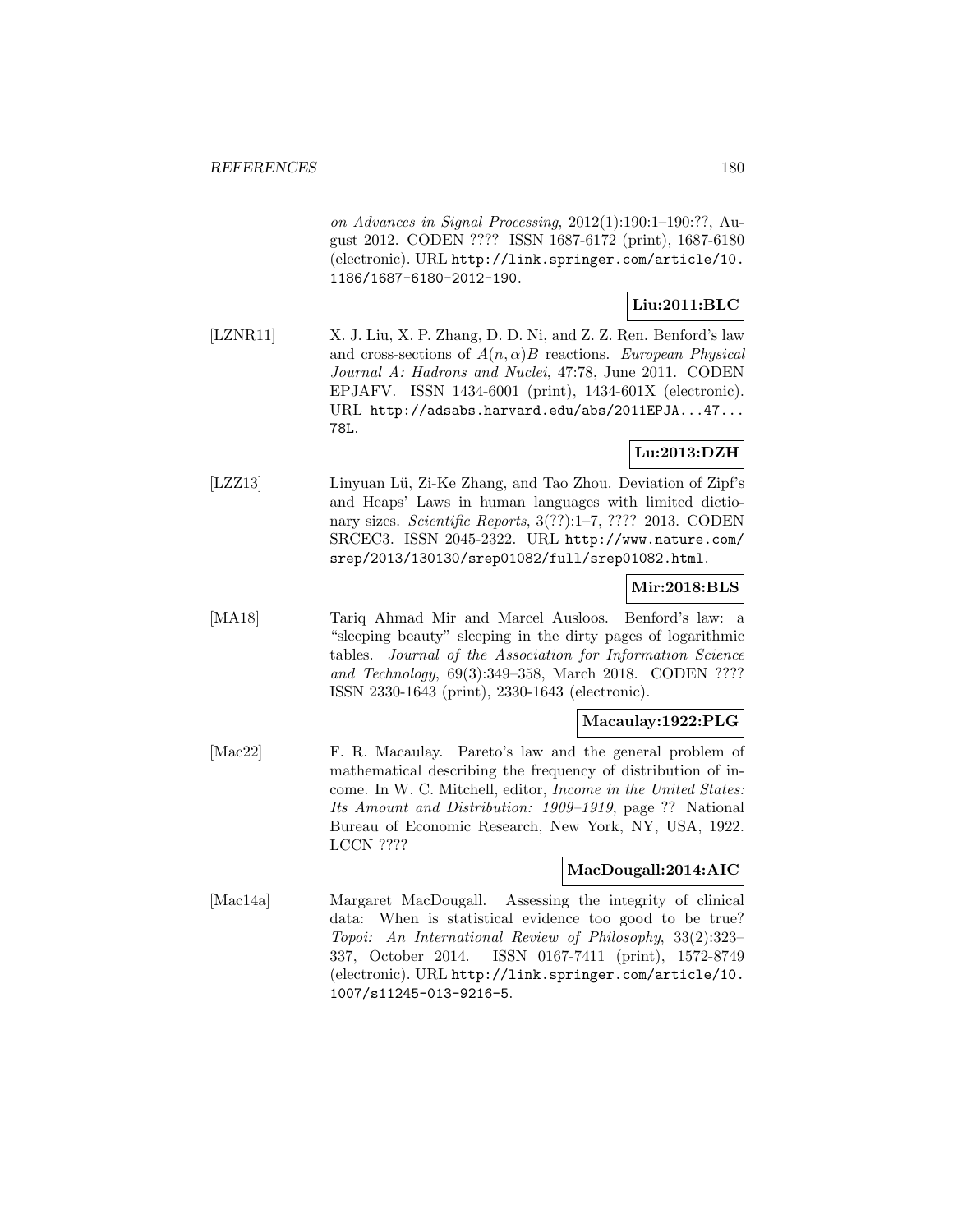*on Advances in Signal Processing*, 2012(1):190:1–190:??, August 2012. CODEN ???? ISSN 1687-6172 (print), 1687-6180 (electronic). URL http://link.springer.com/article/10.1186/1687-6180-2012-190.

**Liu:2011:BLC**

[LZNR11] X. J. Liu, X. P. Zhang, D. D. Ni, and Z. Z. Ren. Benford's law and cross-sections of $A(n, \alpha)B$ reactions. *European Physical Journal A: Hadrons and Nuclei*, 47:78, June 2011. CODEN EPJAFV. ISSN 1434-6001 (print), 1434-601X (electronic). URL http://adsabs.harvard.edu/abs/2011EPJA...47...78L.

**Lu:2013:DZH**

[LZZ13] Linyuan Lü, Zi-Ke Zhang, and Tao Zhou. Deviation of Zipf's and Heaps' Laws in human languages with limited dictionary sizes. *Scientific Reports*, 3(??):1–7, ???? 2013. CODEN SRCEC3. ISSN 2045-2322. URL http://www.nature.com/srep/2013/130130/srep01082/full/srep01082.html.

**Mir:2018:BLS**

[MA18] Tariq Ahmad Mir and Marcel Ausloos. Benford's law: a "sleeping beauty" sleeping in the dirty pages of logarithmic tables. *Journal of the Association for Information Science and Technology*, 69(3):349–358, March 2018. CODEN ???? ISSN 2330-1643 (print), 2330-1643 (electronic).

**Macaulay:1922:PLG**

[Mac22] F. R. Macaulay. Pareto's law and the general problem of mathematical describing the frequency of distribution of income. In W. C. Mitchell, editor, *Income in the United States: Its Amount and Distribution: 1909–1919*, page ?? National Bureau of Economic Research, New York, NY, USA, 1922. LCCN ????

**MacDougall:2014:AIC**

[Mac14a] Margaret MacDougall. Assessing the integrity of clinical data: When is statistical evidence too good to be true? *Topoi: An International Review of Philosophy*, 33(2):323–337, October 2014. ISSN 0167-7411 (print), 1572-8749 (electronic). URL http://link.springer.com/article/10.1007/s11245-013-9216-5.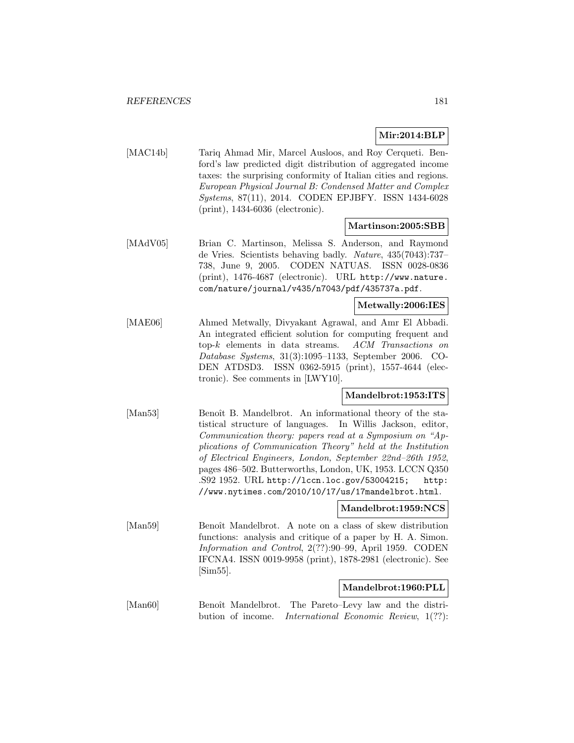**Mir:2014:BLP**

[MAC14b] Tariq Ahmad Mir, Marcel Ausloos, and Roy Cerqueti. Benford's law predicted digit distribution of aggregated income taxes: the surprising conformity of Italian cities and regions. *European Physical Journal B: Condensed Matter and Complex Systems*, 87(11), 2014. CODEN EPJBFY. ISSN 1434-6028 (print), 1434-6036 (electronic).

**Martinson:2005:SBB**

[MAdV05] Brian C. Martinson, Melissa S. Anderson, and Raymond de Vries. Scientists behaving badly. *Nature*, 435(7043):737–738, June 9, 2005. CODEN NATUAS. ISSN 0028-0836 (print), 1476-4687 (electronic). URL http://www.nature.com/nature/journal/v435/n7043/pdf/435737a.pdf.

**Metwally:2006:IES**

[MAE06] Ahmed Metwally, Divyakant Agrawal, and Amr El Abbadi. An integrated efficient solution for computing frequent and top-$k$ elements in data streams. *ACM Transactions on Database Systems*, 31(3):1095–1133, September 2006. CODEN ATDSD3. ISSN 0362-5915 (print), 1557-4644 (electronic). See comments in [LWY10].

**Mandelbrot:1953:ITS**

[Man53] Benoît B. Mandelbrot. An informational theory of the statistical structure of languages. In Willis Jackson, editor, *Communication theory: papers read at a Symposium on "Applications of Communication Theory" held at the Institution of Electrical Engineers, London, September 22nd–26th 1952*, pages 486–502. Butterworths, London, UK, 1953. LCCN Q350 .S92 1952. URL http://lccn.loc.gov/53004215; http://www.nytimes.com/2010/10/17/us/17mandelbrot.html.

**Mandelbrot:1959:NCS**

[Man59] Benoît Mandelbrot. A note on a class of skew distribution functions: analysis and critique of a paper by H. A. Simon. *Information and Control*, 2(??):90–99, April 1959. CODEN IFCNA4. ISSN 0019-9958 (print), 1878-2981 (electronic). See [Sim55].

**Mandelbrot:1960:PLL**

[Man60] Benoît Mandelbrot. The Pareto–Levy law and the distribution of income. *International Economic Review*, 1(??):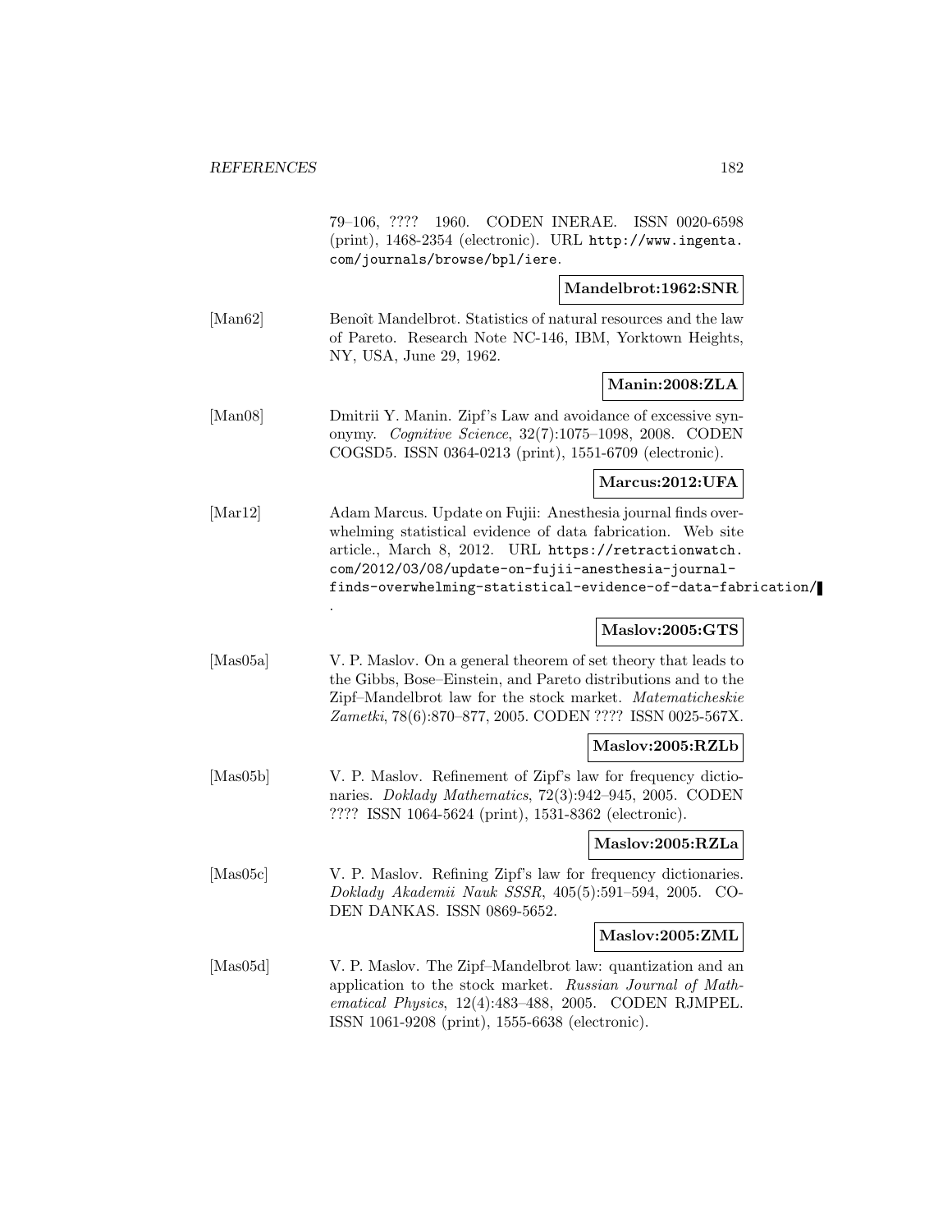79–106, ???? 1960. CODEN INERAE. ISSN 0020-6598 (print), 1468-2354 (electronic). URL http://www.ingenta.com/journals/browse/bpl/iere.

**Mandelbrot:1962:SNR**

[Man62] Benoît Mandelbrot. Statistics of natural resources and the law of Pareto. Research Note NC-146, IBM, Yorktown Heights, NY, USA, June 29, 1962.

**Manin:2008:ZLA**

[Man08] Dmitrii Y. Manin. Zipf's Law and avoidance of excessive synonymy. *Cognitive Science*, 32(7):1075–1098, 2008. CODEN COGSD5. ISSN 0364-0213 (print), 1551-6709 (electronic).

**Marcus:2012:UFA**

[Mar12] Adam Marcus. Update on Fujii: Anesthesia journal finds overwhelming statistical evidence of data fabrication. Web site article., March 8, 2012. URL https://retractionwatch.com/2012/03/08/update-on-fujii-anesthesia-journal-finds-overwhelming-statistical-evidence-of-data-fabrication/.

**Maslov:2005:GTS**

[Mas05a] V. P. Maslov. On a general theorem of set theory that leads to the Gibbs, Bose–Einstein, and Pareto distributions and to the Zipf–Mandelbrot law for the stock market. *Matematicheskie Zametki*, 78(6):870–877, 2005. CODEN ???? ISSN 0025-567X.

**Maslov:2005:RZLb**

[Mas05b] V. P. Maslov. Refinement of Zipf's law for frequency dictionaries. *Doklady Mathematics*, 72(3):942–945, 2005. CODEN ???? ISSN 1064-5624 (print), 1531-8362 (electronic).

**Maslov:2005:RZLa**

[Mas05c] V. P. Maslov. Refining Zipf's law for frequency dictionaries. *Doklady Akademii Nauk SSSR*, 405(5):591–594, 2005. CODEN DANKAS. ISSN 0869-5652.

**Maslov:2005:ZML**

[Mas05d] V. P. Maslov. The Zipf–Mandelbrot law: quantization and an application to the stock market. *Russian Journal of Mathematical Physics*, 12(4):483–488, 2005. CODEN RJMPEL. ISSN 1061-9208 (print), 1555-6638 (electronic).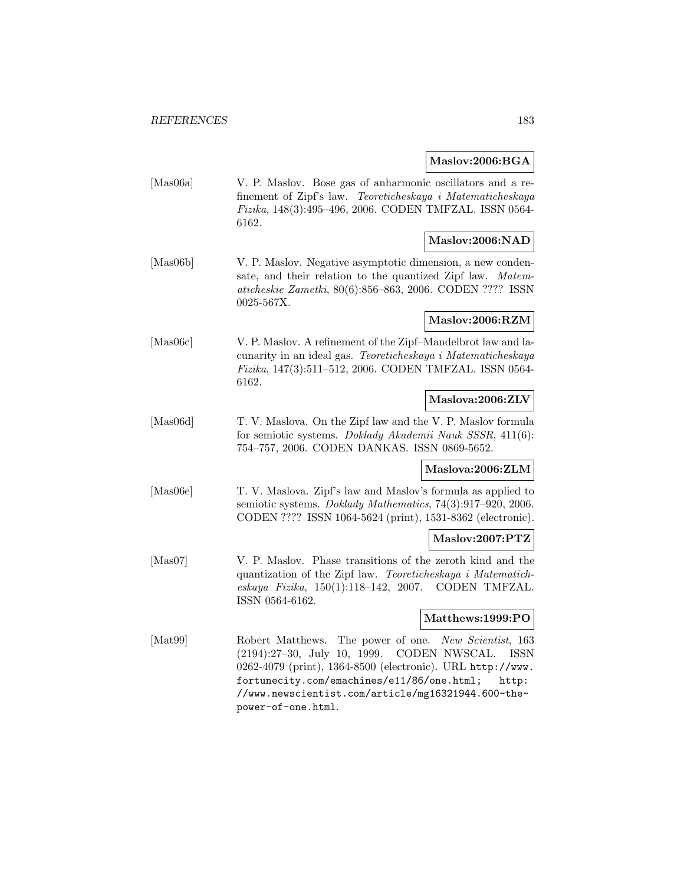**Maslov:2006:BGA**

[Mas06a] V. P. Maslov. Bose gas of anharmonic oscillators and a refinement of Zipf's law. *Teoreticheskaya i Matematicheskaya Fizika*, 148(3):495–496, 2006. CODEN TMFZAL. ISSN 0564-6162.

**Maslov:2006:NAD**

[Mas06b] V. P. Maslov. Negative asymptotic dimension, a new condensate, and their relation to the quantized Zipf law. *Matematicheskie Zametki*, 80(6):856–863, 2006. CODEN ???? ISSN 0025-567X.

**Maslov:2006:RZM**

[Mas06c] V. P. Maslov. A refinement of the Zipf–Mandelbrot law and lacunarity in an ideal gas. *Teoreticheskaya i Matematicheskaya Fizika*, 147(3):511–512, 2006. CODEN TMFZAL. ISSN 0564-6162.

**Maslova:2006:ZLV**

[Mas06d] T. V. Maslova. On the Zipf law and the V. P. Maslov formula for semiotic systems. *Doklady Akademii Nauk SSSR*, 411(6): 754–757, 2006. CODEN DANKAS. ISSN 0869-5652.

**Maslova:2006:ZLM**

[Mas06e] T. V. Maslova. Zipf's law and Maslov's formula as applied to semiotic systems. *Doklady Mathematics*, 74(3):917–920, 2006. CODEN ???? ISSN 1064-5624 (print), 1531-8362 (electronic).

**Maslov:2007:PTZ**

[Mas07] V. P. Maslov. Phase transitions of the zeroth kind and the quantization of the Zipf law. *Teoreticheskaya i Matematicheskaya Fizika*, 150(1):118–142, 2007. CODEN TMFZAL. ISSN 0564-6162.

**Matthews:1999:PO**

[Mat99] Robert Matthews. The power of one. *New Scientist*, 163 (2194):27–30, July 10, 1999. CODEN NWSCAL. ISSN 0262-4079 (print), 1364-8500 (electronic). URL `http://www.fortunecity.com/emachines/e11/86/one.html`; `http://www.newscientist.com/article/mg16321944.600-the-power-of-one.html`.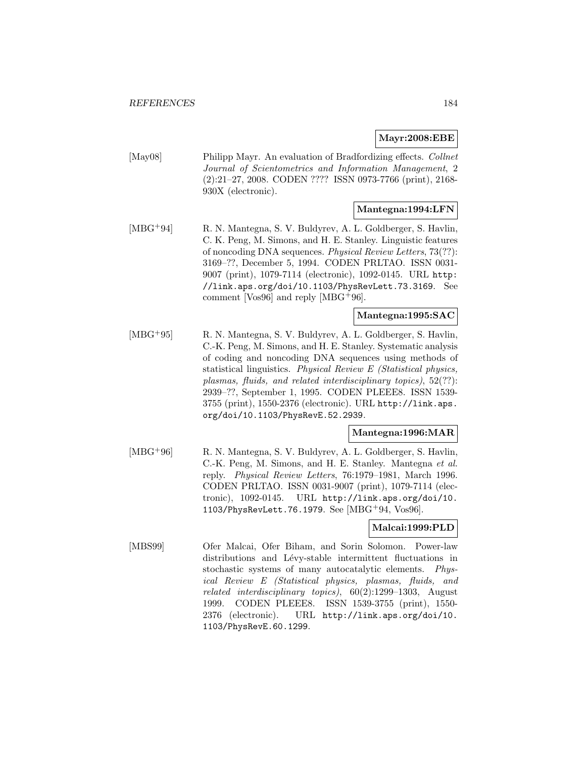**Mayr:2008:EBE**

[May08] Philipp Mayr. An evaluation of Bradfordizing effects. *Collnet Journal of Scientometrics and Information Management*, 2 (2):21–27, 2008. CODEN ???? ISSN 0973-7766 (print), 2168-930X (electronic).

**Mantegna:1994:LFN**

[MBG+94] R. N. Mantegna, S. V. Buldyrev, A. L. Goldberger, S. Havlin, C. K. Peng, M. Simons, and H. E. Stanley. Linguistic features of noncoding DNA sequences. *Physical Review Letters*, 73(??): 3169–??, December 5, 1994. CODEN PRLTAO. ISSN 0031-9007 (print), 1079-7114 (electronic), 1092-0145. URL `http://link.aps.org/doi/10.1103/PhysRevLett.73.3169`. See comment [Vos96] and reply [MBG+96].

**Mantegna:1995:SAC**

[MBG+95] R. N. Mantegna, S. V. Buldyrev, A. L. Goldberger, S. Havlin, C.-K. Peng, M. Simons, and H. E. Stanley. Systematic analysis of coding and noncoding DNA sequences using methods of statistical linguistics. *Physical Review E (Statistical physics, plasmas, fluids, and related interdisciplinary topics)*, 52(??): 2939–??, September 1, 1995. CODEN PLEEE8. ISSN 1539-3755 (print), 1550-2376 (electronic). URL `http://link.aps.org/doi/10.1103/PhysRevE.52.2939`.

**Mantegna:1996:MAR**

[MBG+96] R. N. Mantegna, S. V. Buldyrev, A. L. Goldberger, S. Havlin, C.-K. Peng, M. Simons, and H. E. Stanley. Mantegna *et al.* reply. *Physical Review Letters*, 76:1979–1981, March 1996. CODEN PRLTAO. ISSN 0031-9007 (print), 1079-7114 (electronic), 1092-0145. URL `http://link.aps.org/doi/10.1103/PhysRevLett.76.1979`. See [MBG+94, Vos96].

**Malcai:1999:PLD**

[MBS99] Ofer Malcai, Ofer Biham, and Sorin Solomon. Power-law distributions and Lévy-stable intermittent fluctuations in stochastic systems of many autocatalytic elements. *Physical Review E (Statistical physics, plasmas, fluids, and related interdisciplinary topics)*, 60(2):1299–1303, August 1999. CODEN PLEEE8. ISSN 1539-3755 (print), 1550-2376 (electronic). URL `http://link.aps.org/doi/10.1103/PhysRevE.60.1299`.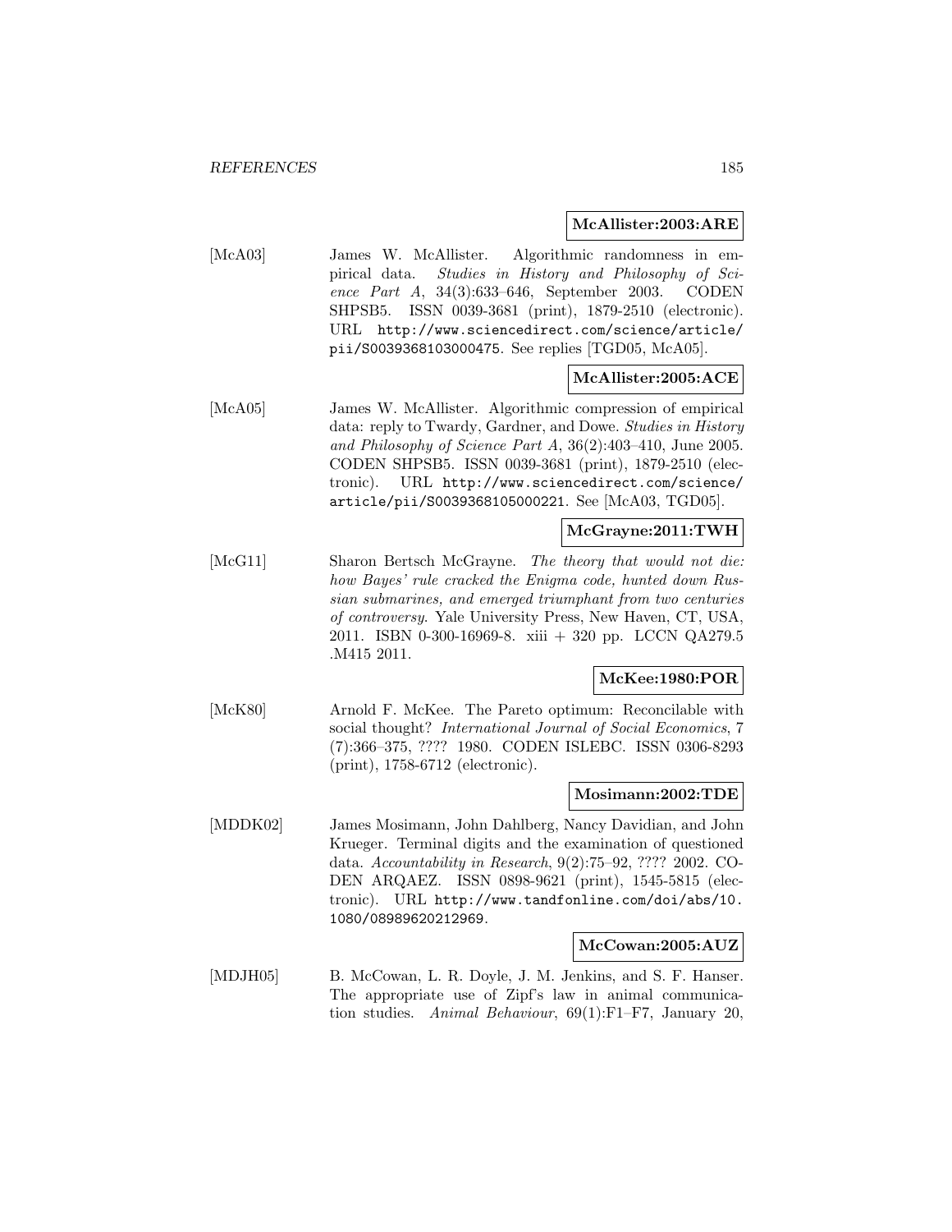**McAllister:2003:ARE**

[McA03] James W. McAllister. Algorithmic randomness in empirical data. *Studies in History and Philosophy of Science Part A*, 34(3):633–646, September 2003. CODEN SHPSB5. ISSN 0039-3681 (print), 1879-2510 (electronic). URL `http://www.sciencedirect.com/science/article/pii/S0039368103000475`. See replies [TGD05, McA05].

**McAllister:2005:ACE**

[McA05] James W. McAllister. Algorithmic compression of empirical data: reply to Twardy, Gardner, and Dowe. *Studies in History and Philosophy of Science Part A*, 36(2):403–410, June 2005. CODEN SHPSB5. ISSN 0039-3681 (print), 1879-2510 (electronic). URL `http://www.sciencedirect.com/science/article/pii/S0039368105000221`. See [McA03, TGD05].

**McGrayne:2011:TWH**

[McG11] Sharon Bertsch McGrayne. *The theory that would not die: how Bayes' rule cracked the Enigma code, hunted down Russian submarines, and emerged triumphant from two centuries of controversy*. Yale University Press, New Haven, CT, USA, 2011. ISBN 0-300-16969-8. xiii + 320 pp. LCCN QA279.5 .M415 2011.

**McKee:1980:POR**

[McK80] Arnold F. McKee. The Pareto optimum: Reconcilable with social thought? *International Journal of Social Economics*, 7 (7):366–375, ???? 1980. CODEN ISLEBC. ISSN 0306-8293 (print), 1758-6712 (electronic).

**Mosimann:2002:TDE**

[MDDK02] James Mosimann, John Dahlberg, Nancy Davidian, and John Krueger. Terminal digits and the examination of questioned data. *Accountability in Research*, 9(2):75–92, ???? 2002. CODEN ARQAEZ. ISSN 0898-9621 (print), 1545-5815 (electronic). URL `http://www.tandfonline.com/doi/abs/10.1080/08989620212969`.

**McCowan:2005:AUZ**

[MDJH05] B. McCowan, L. R. Doyle, J. M. Jenkins, and S. F. Hanser. The appropriate use of Zipf's law in animal communication studies. *Animal Behaviour*, 69(1):F1–F7, January 20,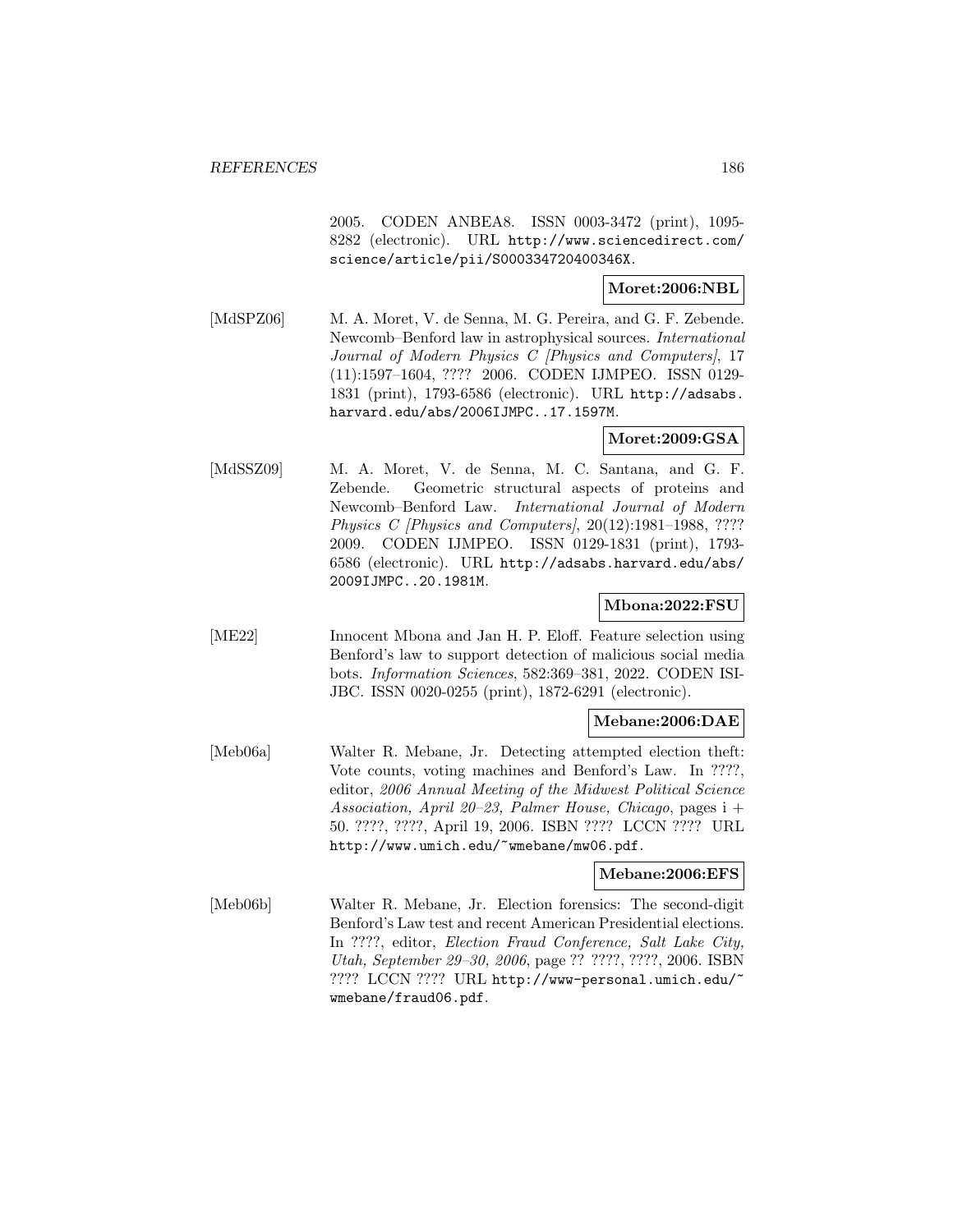2005. CODEN ANBEA8. ISSN 0003-3472 (print), 1095-8282 (electronic). URL http://www.sciencedirect.com/science/article/pii/S000334720400346X.

**Moret:2006:NBL**

[MdSPZ06] M. A. Moret, V. de Senna, M. G. Pereira, and G. F. Zebende. Newcomb–Benford law in astrophysical sources. *International Journal of Modern Physics C [Physics and Computers]*, 17 (11):1597–1604, ???? 2006. CODEN IJMPEO. ISSN 0129-1831 (print), 1793-6586 (electronic). URL http://adsabs.harvard.edu/abs/2006IJMPC..17.1597M.

**Moret:2009:GSA**

[MdSSZ09] M. A. Moret, V. de Senna, M. C. Santana, and G. F. Zebende. Geometric structural aspects of proteins and Newcomb–Benford Law. *International Journal of Modern Physics C [Physics and Computers]*, 20(12):1981–1988, ???? 2009. CODEN IJMPEO. ISSN 0129-1831 (print), 1793-6586 (electronic). URL http://adsabs.harvard.edu/abs/2009IJMPC..20.1981M.

**Mbona:2022:FSU**

[ME22] Innocent Mbona and Jan H. P. Eloff. Feature selection using Benford's law to support detection of malicious social media bots. *Information Sciences*, 582:369–381, 2022. CODEN ISIJBC. ISSN 0020-0255 (print), 1872-6291 (electronic).

**Mebane:2006:DAE**

[Meb06a] Walter R. Mebane, Jr. Detecting attempted election theft: Vote counts, voting machines and Benford's Law. In ????, editor, *2006 Annual Meeting of the Midwest Political Science Association, April 20–23, Palmer House, Chicago*, pages i + 50. ????, ????, April 19, 2006. ISBN ???? LCCN ???? URL http://www.umich.edu/~wmebane/mw06.pdf.

**Mebane:2006:EFS**

[Meb06b] Walter R. Mebane, Jr. Election forensics: The second-digit Benford's Law test and recent American Presidential elections. In ????, editor, *Election Fraud Conference, Salt Lake City, Utah, September 29–30, 2006*, page ?? ????, ????, 2006. ISBN ???? LCCN ???? URL http://www-personal.umich.edu/~wmebane/fraud06.pdf.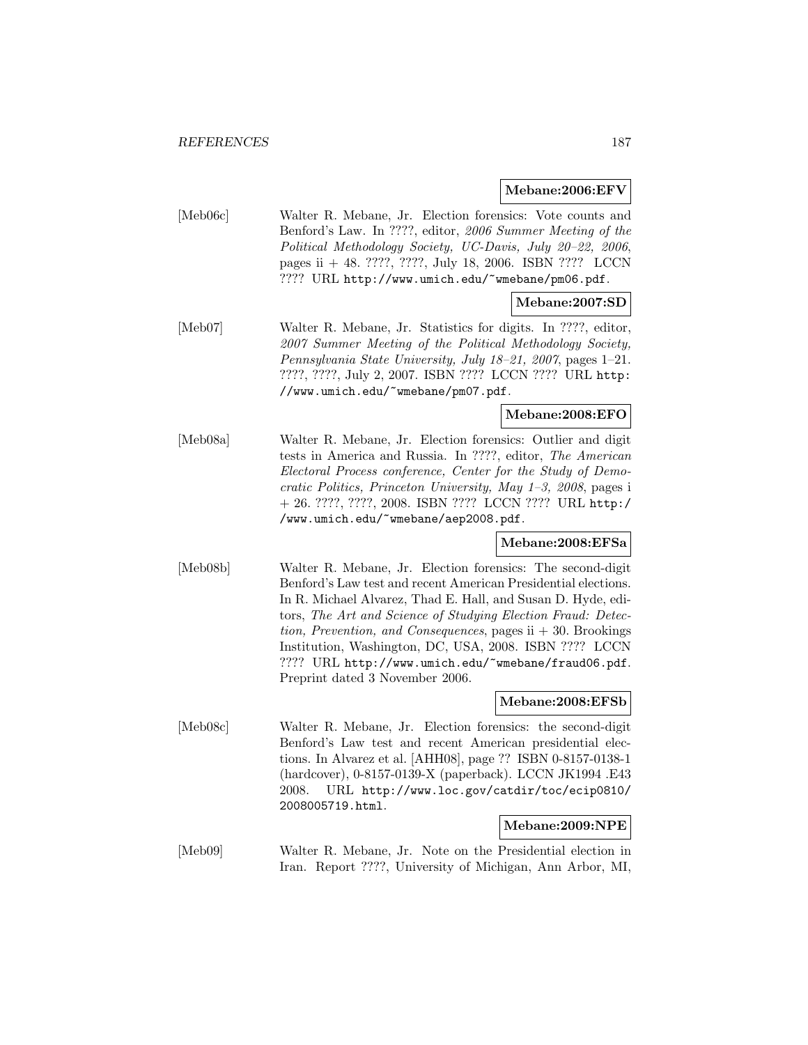**Mebane:2006:EFV**

[Meb06c] Walter R. Mebane, Jr. Election forensics: Vote counts and Benford's Law. In ????, editor, *2006 Summer Meeting of the Political Methodology Society, UC-Davis, July 20–22, 2006*, pages ii + 48. ????, ????, July 18, 2006. ISBN ???? LCCN ???? URL `http://www.umich.edu/~wmebane/pm06.pdf`.

**Mebane:2007:SD**

[Meb07] Walter R. Mebane, Jr. Statistics for digits. In ????, editor, *2007 Summer Meeting of the Political Methodology Society, Pennsylvania State University, July 18–21, 2007*, pages 1–21. ????, ????, July 2, 2007. ISBN ???? LCCN ???? URL `http://www.umich.edu/~wmebane/pm07.pdf`.

**Mebane:2008:EFO**

[Meb08a] Walter R. Mebane, Jr. Election forensics: Outlier and digit tests in America and Russia. In ????, editor, *The American Electoral Process conference, Center for the Study of Democratic Politics, Princeton University, May 1–3, 2008*, pages i + 26. ????, ????, 2008. ISBN ???? LCCN ???? URL `http://www.umich.edu/~wmebane/aep2008.pdf`.

**Mebane:2008:EFSa**

[Meb08b] Walter R. Mebane, Jr. Election forensics: The second-digit Benford's Law test and recent American Presidential elections. In R. Michael Alvarez, Thad E. Hall, and Susan D. Hyde, editors, *The Art and Science of Studying Election Fraud: Detection, Prevention, and Consequences*, pages ii + 30. Brookings Institution, Washington, DC, USA, 2008. ISBN ???? LCCN ???? URL `http://www.umich.edu/~wmebane/fraud06.pdf`. Preprint dated 3 November 2006.

**Mebane:2008:EFSb**

[Meb08c] Walter R. Mebane, Jr. Election forensics: the second-digit Benford's Law test and recent American presidential elections. In Alvarez et al. [AHH08], page ?? ISBN 0-8157-0138-1 (hardcover), 0-8157-0139-X (paperback). LCCN JK1994 .E43 2008. URL `http://www.loc.gov/catdir/toc/ecip0810/2008005719.html`.

**Mebane:2009:NPE**

[Meb09] Walter R. Mebane, Jr. Note on the Presidential election in Iran. Report ????, University of Michigan, Ann Arbor, MI,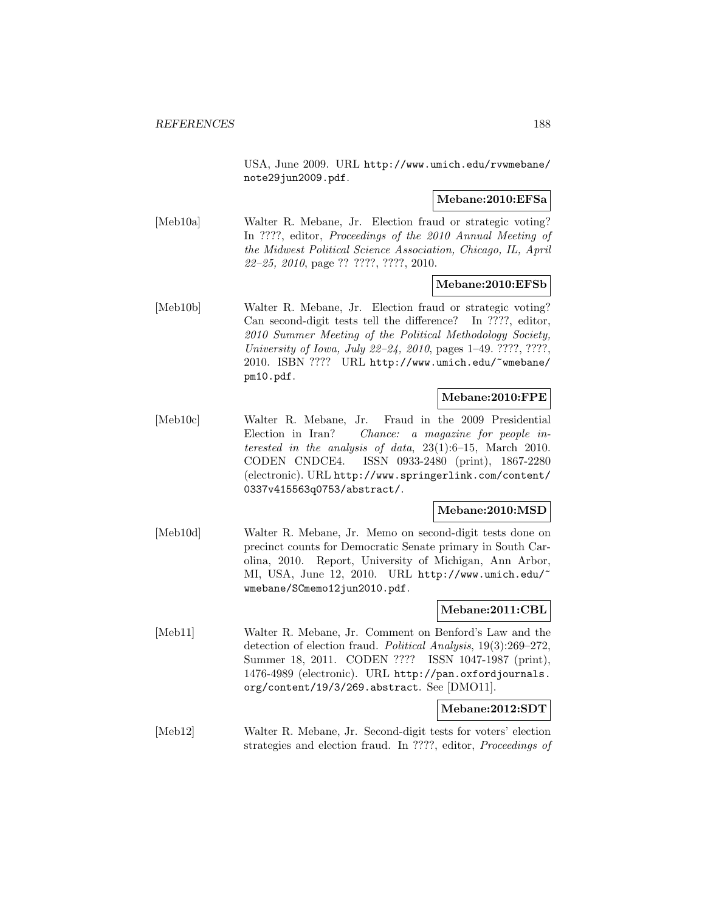USA, June 2009. URL http://www.umich.edu/rvwmebane/note29jun2009.pdf.

**Mebane:2010:EFSa**

[Meb10a] Walter R. Mebane, Jr. Election fraud or strategic voting? In ????, editor, *Proceedings of the 2010 Annual Meeting of the Midwest Political Science Association, Chicago, IL, April 22–25, 2010*, page ?? ????, ????, 2010.

**Mebane:2010:EFSb**

[Meb10b] Walter R. Mebane, Jr. Election fraud or strategic voting? Can second-digit tests tell the difference? In ????, editor, *2010 Summer Meeting of the Political Methodology Society, University of Iowa, July 22–24, 2010*, pages 1–49. ????, ????, 2010. ISBN ???? URL http://www.umich.edu/~wmebane/pm10.pdf.

**Mebane:2010:FPE**

[Meb10c] Walter R. Mebane, Jr. Fraud in the 2009 Presidential Election in Iran? *Chance: a magazine for people interested in the analysis of data*, 23(1):6–15, March 2010. CODEN CNDCE4. ISSN 0933-2480 (print), 1867-2280 (electronic). URL http://www.springerlink.com/content/0337v415563q0753/abstract/.

**Mebane:2010:MSD**

[Meb10d] Walter R. Mebane, Jr. Memo on second-digit tests done on precinct counts for Democratic Senate primary in South Carolina, 2010. Report, University of Michigan, Ann Arbor, MI, USA, June 12, 2010. URL http://www.umich.edu/~wmebane/SCmemo12jun2010.pdf.

**Mebane:2011:CBL**

[Meb11] Walter R. Mebane, Jr. Comment on Benford's Law and the detection of election fraud. *Political Analysis*, 19(3):269–272, Summer 18, 2011. CODEN ???? ISSN 1047-1987 (print), 1476-4989 (electronic). URL http://pan.oxfordjournals.org/content/19/3/269.abstract. See [DMO11].

**Mebane:2012:SDT**

[Meb12] Walter R. Mebane, Jr. Second-digit tests for voters' election strategies and election fraud. In ????, editor, *Proceedings of*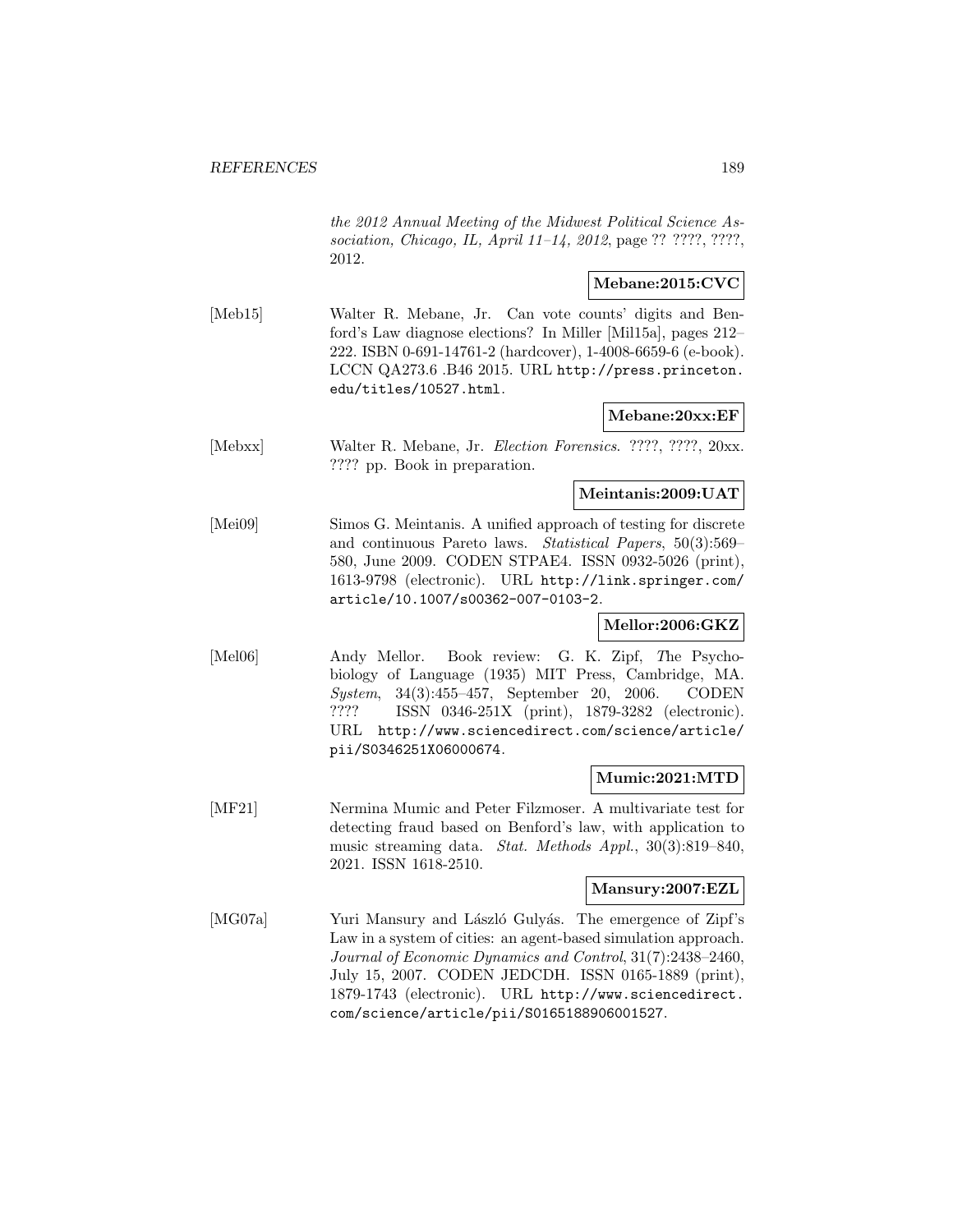*the 2012 Annual Meeting of the Midwest Political Science Association, Chicago, IL, April 11–14, 2012*, page ?? ????, ????, 2012.

**Mebane:2015:CVC**

[Meb15] Walter R. Mebane, Jr. Can vote counts' digits and Benford's Law diagnose elections? In Miller [Mil15a], pages 212–222. ISBN 0-691-14761-2 (hardcover), 1-4008-6659-6 (e-book). LCCN QA273.6 .B46 2015. URL http://press.princeton.edu/titles/10527.html.

**Mebane:20xx:EF**

[Mebxx] Walter R. Mebane, Jr. *Election Forensics*. ????, ????, 20xx. ???? pp. Book in preparation.

**Meintanis:2009:UAT**

[Mei09] Simos G. Meintanis. A unified approach of testing for discrete and continuous Pareto laws. *Statistical Papers*, 50(3):569–580, June 2009. CODEN STPAE4. ISSN 0932-5026 (print), 1613-9798 (electronic). URL http://link.springer.com/article/10.1007/s00362-007-0103-2.

**Mellor:2006:GKZ**

[Mel06] Andy Mellor. Book review: G. K. Zipf, *The Psycho-biology of Language* (1935) MIT Press, Cambridge, MA. *System*, 34(3):455–457, September 20, 2006. CODEN ???? ISSN 0346-251X (print), 1879-3282 (electronic). URL http://www.sciencedirect.com/science/article/pii/S0346251X06000674.

**Mumic:2021:MTD**

[MF21] Nermina Mumic and Peter Filzmoser. A multivariate test for detecting fraud based on Benford's law, with application to music streaming data. *Stat. Methods Appl.*, 30(3):819–840, 2021. ISSN 1618-2510.

**Mansury:2007:EZL**

[MG07a] Yuri Mansury and László Gulyás. The emergence of Zipf's Law in a system of cities: an agent-based simulation approach. *Journal of Economic Dynamics and Control*, 31(7):2438–2460, July 15, 2007. CODEN JEDCDH. ISSN 0165-1889 (print), 1879-1743 (electronic). URL http://www.sciencedirect.com/science/article/pii/S0165188906001527.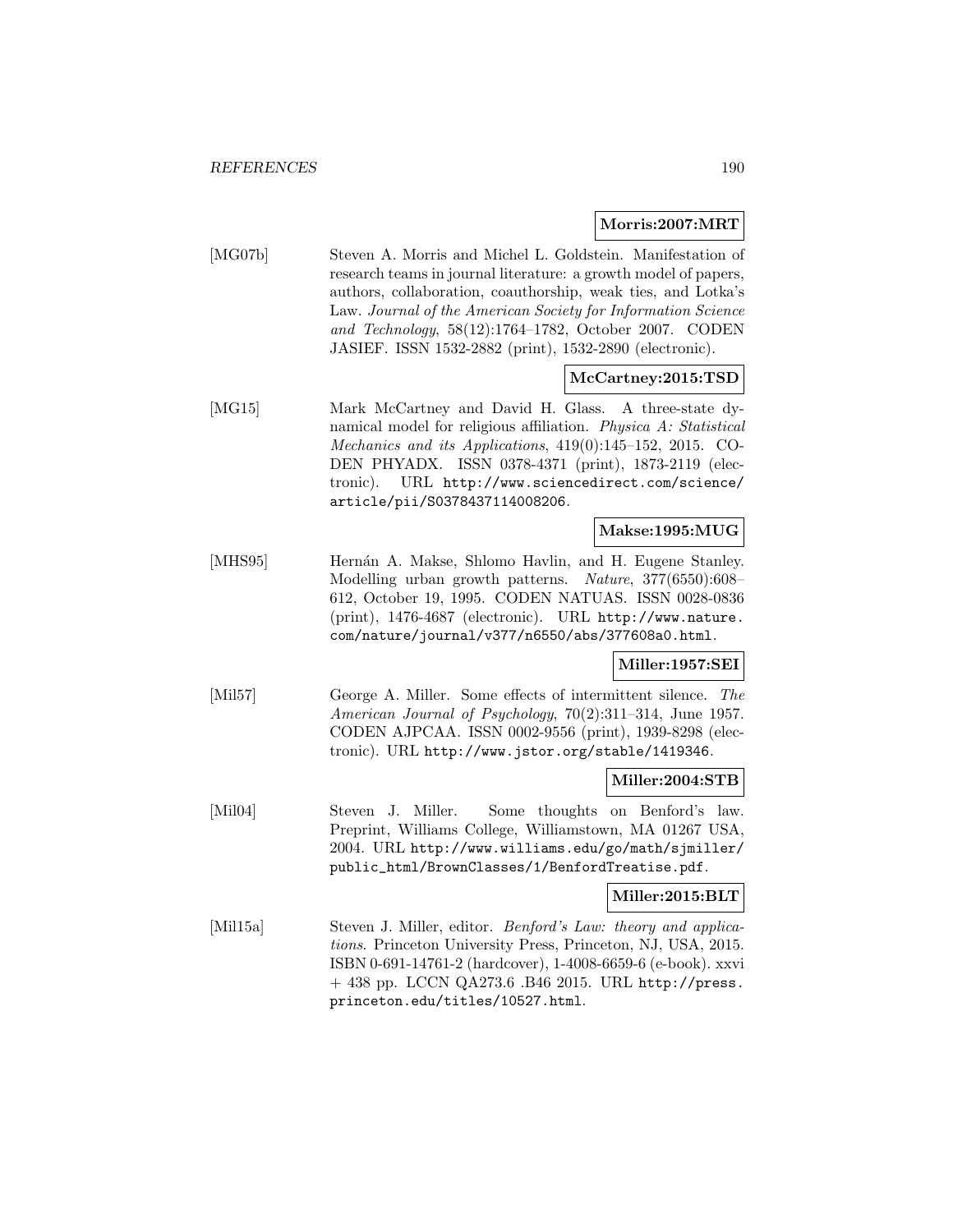**Morris:2007:MRT**

[MG07b] Steven A. Morris and Michel L. Goldstein. Manifestation of research teams in journal literature: a growth model of papers, authors, collaboration, coauthorship, weak ties, and Lotka's Law. *Journal of the American Society for Information Science and Technology*, 58(12):1764–1782, October 2007. CODEN JASIEF. ISSN 1532-2882 (print), 1532-2890 (electronic).

**McCartney:2015:TSD**

[MG15] Mark McCartney and David H. Glass. A three-state dynamical model for religious affiliation. *Physica A: Statistical Mechanics and its Applications*, 419(0):145–152, 2015. CODEN PHYADX. ISSN 0378-4371 (print), 1873-2119 (electronic). URL http://www.sciencedirect.com/science/article/pii/S0378437114008206.

**Makse:1995:MUG**

[MHS95] Hernán A. Makse, Shlomo Havlin, and H. Eugene Stanley. Modelling urban growth patterns. *Nature*, 377(6550):608–612, October 19, 1995. CODEN NATUAS. ISSN 0028-0836 (print), 1476-4687 (electronic). URL http://www.nature.com/nature/journal/v377/n6550/abs/377608a0.html.

**Miller:1957:SEI**

[Mil57] George A. Miller. Some effects of intermittent silence. *The American Journal of Psychology*, 70(2):311–314, June 1957. CODEN AJPCAA. ISSN 0002-9556 (print), 1939-8298 (electronic). URL http://www.jstor.org/stable/1419346.

**Miller:2004:STB**

[Mil04] Steven J. Miller. Some thoughts on Benford's law. Preprint, Williams College, Williamstown, MA 01267 USA, 2004. URL http://www.williams.edu/go/math/sjmiller/public_html/BrownClasses/1/BenfordTreatise.pdf.

**Miller:2015:BLT**

[Mil15a] Steven J. Miller, editor. *Benford's Law: theory and applications*. Princeton University Press, Princeton, NJ, USA, 2015. ISBN 0-691-14761-2 (hardcover), 1-4008-6659-6 (e-book). xxvi + 438 pp. LCCN QA273.6 .B46 2015. URL http://press.princeton.edu/titles/10527.html.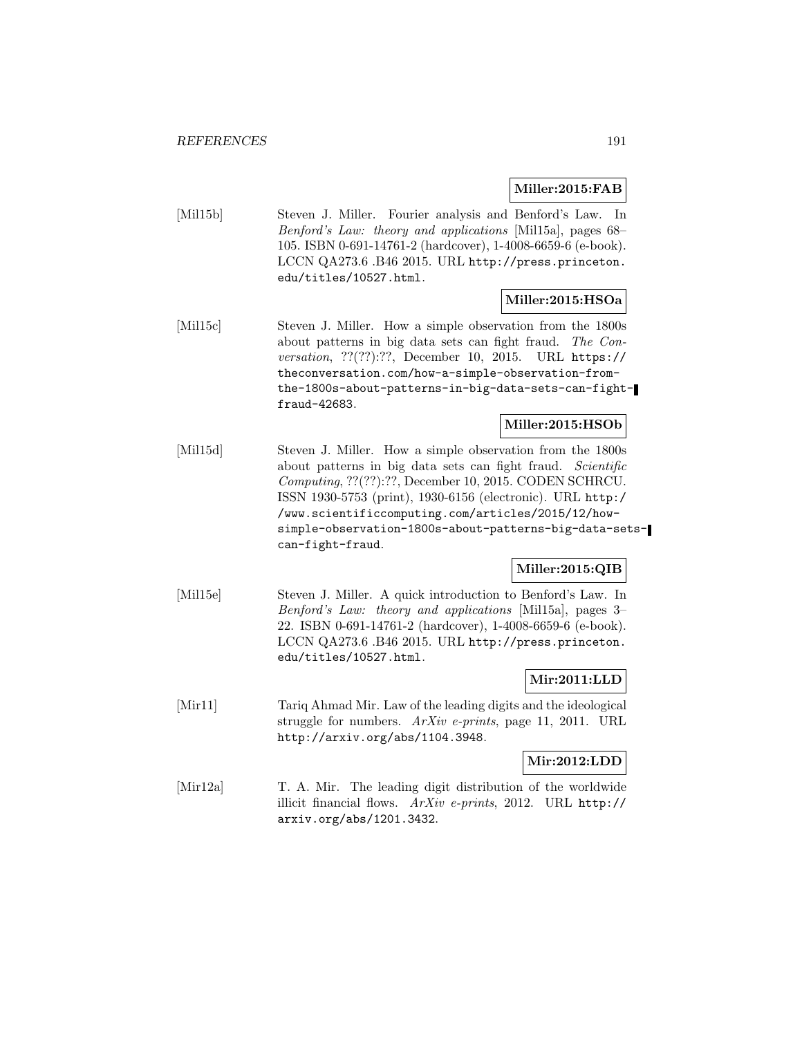**Miller:2015:FAB**

[Mil15b] Steven J. Miller. Fourier analysis and Benford's Law. In *Benford's Law: theory and applications* [Mil15a], pages 68–105. ISBN 0-691-14761-2 (hardcover), 1-4008-6659-6 (e-book). LCCN QA273.6 .B46 2015. URL `http://press.princeton.edu/titles/10527.html`.

**Miller:2015:HSOa**

[Mil15c] Steven J. Miller. How a simple observation from the 1800s about patterns in big data sets can fight fraud. *The Conversation*, ??(??):??, December 10, 2015. URL `https://theconversation.com/how-a-simple-observation-from-the-1800s-about-patterns-in-big-data-sets-can-fight-fraud-42683`.

**Miller:2015:HSOb**

[Mil15d] Steven J. Miller. How a simple observation from the 1800s about patterns in big data sets can fight fraud. *Scientific Computing*, ??(??):??, December 10, 2015. CODEN SCHRCU. ISSN 1930-5753 (print), 1930-6156 (electronic). URL `http://www.scientificcomputing.com/articles/2015/12/how-simple-observation-1800s-about-patterns-big-data-sets-can-fight-fraud`.

**Miller:2015:QIB**

[Mil15e] Steven J. Miller. A quick introduction to Benford's Law. In *Benford's Law: theory and applications* [Mil15a], pages 3–22. ISBN 0-691-14761-2 (hardcover), 1-4008-6659-6 (e-book). LCCN QA273.6 .B46 2015. URL `http://press.princeton.edu/titles/10527.html`.

**Mir:2011:LLD**

[Mir11] Tariq Ahmad Mir. Law of the leading digits and the ideological struggle for numbers. *ArXiv e-prints*, page 11, 2011. URL `http://arxiv.org/abs/1104.3948`.

**Mir:2012:LDD**

[Mir12a] T. A. Mir. The leading digit distribution of the worldwide illicit financial flows. *ArXiv e-prints*, 2012. URL `http://arxiv.org/abs/1201.3432`.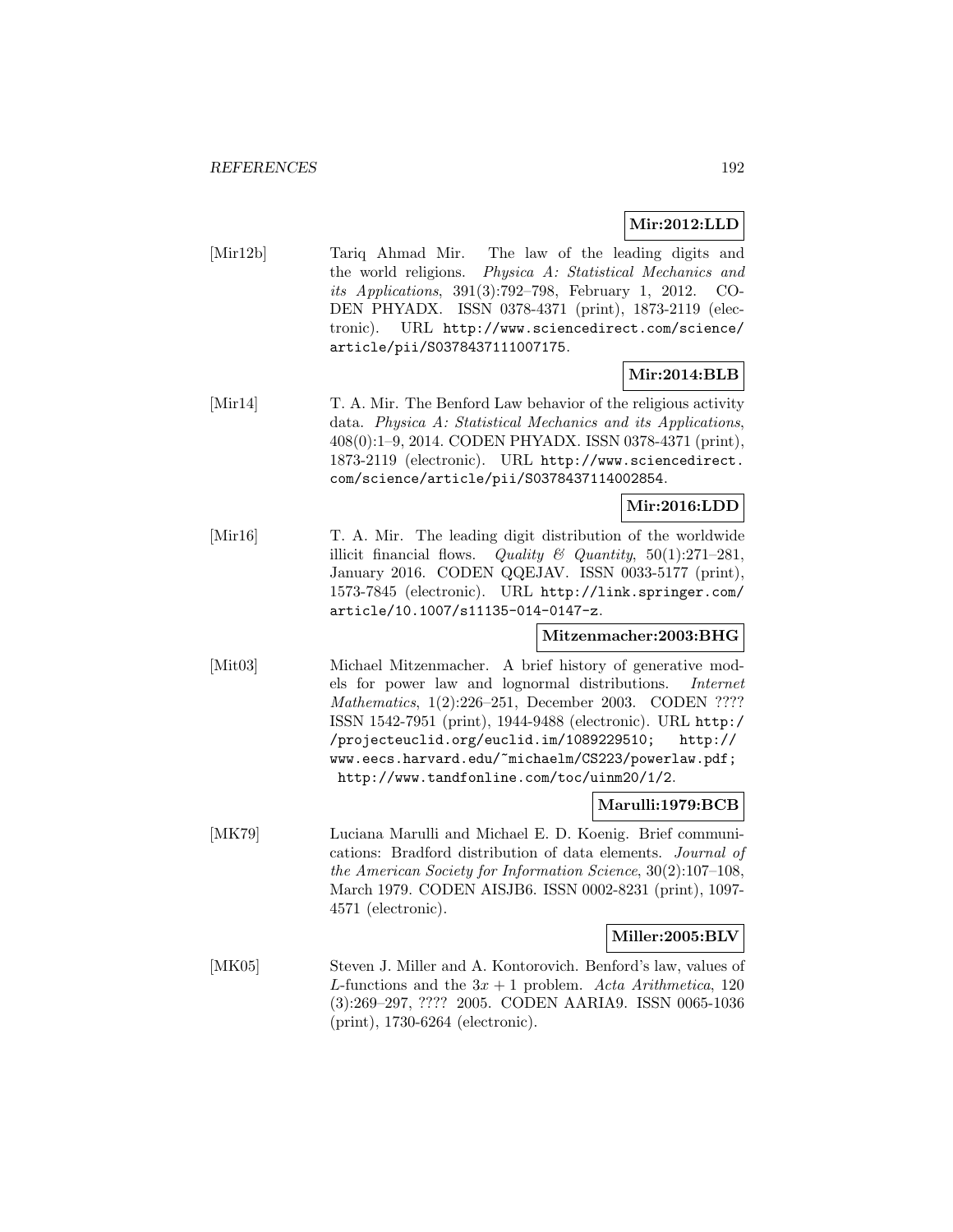**Mir:2012:LLD**

[Mir12b] Tariq Ahmad Mir. The law of the leading digits and the world religions. *Physica A: Statistical Mechanics and its Applications*, 391(3):792–798, February 1, 2012. CODEN PHYADX. ISSN 0378-4371 (print), 1873-2119 (electronic). URL http://www.sciencedirect.com/science/article/pii/S0378437111007175.

**Mir:2014:BLB**

[Mir14] T. A. Mir. The Benford Law behavior of the religious activity data. *Physica A: Statistical Mechanics and its Applications*, 408(0):1–9, 2014. CODEN PHYADX. ISSN 0378-4371 (print), 1873-2119 (electronic). URL http://www.sciencedirect.com/science/article/pii/S0378437114002854.

**Mir:2016:LDD**

[Mir16] T. A. Mir. The leading digit distribution of the worldwide illicit financial flows. *Quality & Quantity*, 50(1):271–281, January 2016. CODEN QQEJAV. ISSN 0033-5177 (print), 1573-7845 (electronic). URL http://link.springer.com/article/10.1007/s11135-014-0147-z.

**Mitzenmacher:2003:BHG**

[Mit03] Michael Mitzenmacher. A brief history of generative models for power law and lognormal distributions. *Internet Mathematics*, 1(2):226–251, December 2003. CODEN ???? ISSN 1542-7951 (print), 1944-9488 (electronic). URL http://projecteuclid.org/euclid.im/1089229510; http://www.eecs.harvard.edu/~michaelm/CS223/powerlaw.pdf; http://www.tandfonline.com/toc/uinm20/1/2.

**Marulli:1979:BCB**

[MK79] Luciana Marulli and Michael E. D. Koenig. Brief communications: Bradford distribution of data elements. *Journal of the American Society for Information Science*, 30(2):107–108, March 1979. CODEN AISJB6. ISSN 0002-8231 (print), 1097-4571 (electronic).

**Miller:2005:BLV**

[MK05] Steven J. Miller and A. Kontorovich. Benford's law, values of $L$-functions and the $3x + 1$ problem. *Acta Arithmetica*, 120 (3):269–297, ???? 2005. CODEN AARIA9. ISSN 0065-1036 (print), 1730-6264 (electronic).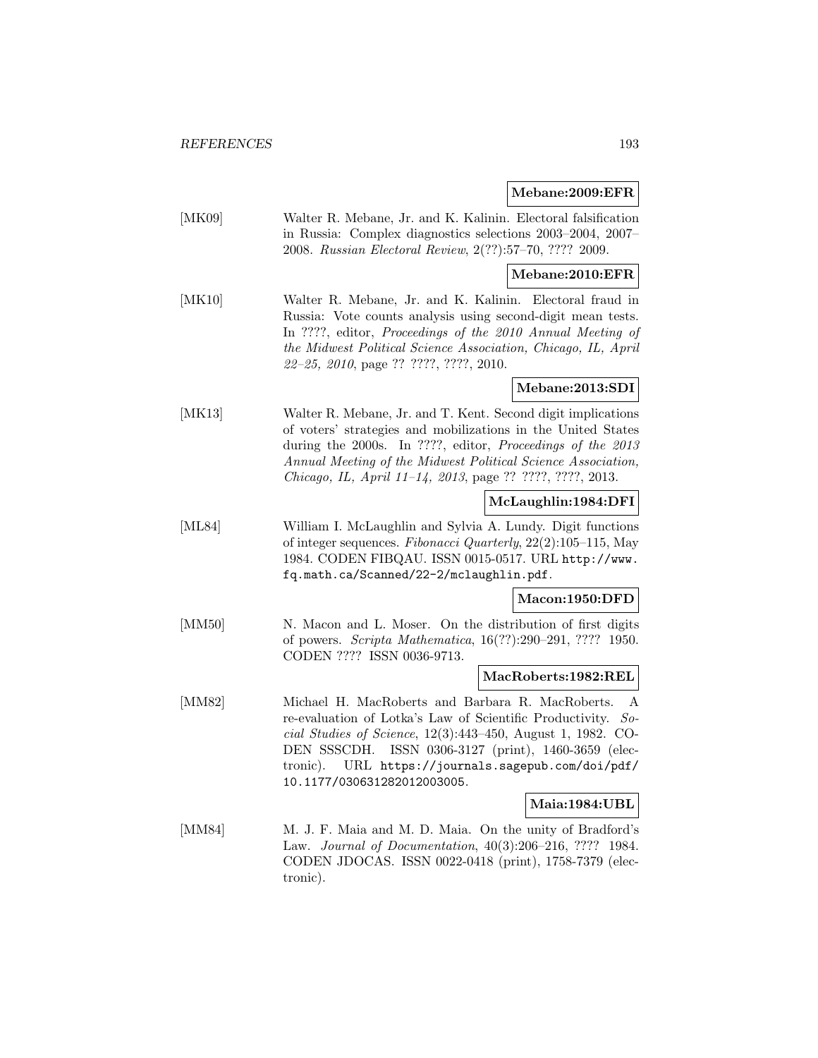**Mebane:2009:EFR**

[MK09] Walter R. Mebane, Jr. and K. Kalinin. Electoral falsification in Russia: Complex diagnostics selections 2003–2004, 2007–2008. *Russian Electoral Review*, 2(??):57–70, ???? 2009.

**Mebane:2010:EFR**

[MK10] Walter R. Mebane, Jr. and K. Kalinin. Electoral fraud in Russia: Vote counts analysis using second-digit mean tests. In ????, editor, *Proceedings of the 2010 Annual Meeting of the Midwest Political Science Association, Chicago, IL, April 22–25, 2010*, page ?? ????, ????, 2010.

**Mebane:2013:SDI**

[MK13] Walter R. Mebane, Jr. and T. Kent. Second digit implications of voters' strategies and mobilizations in the United States during the 2000s. In ????, editor, *Proceedings of the 2013 Annual Meeting of the Midwest Political Science Association, Chicago, IL, April 11–14, 2013*, page ?? ????, ????, 2013.

**McLaughlin:1984:DFI**

[ML84] William I. McLaughlin and Sylvia A. Lundy. Digit functions of integer sequences. *Fibonacci Quarterly*, 22(2):105–115, May 1984. CODEN FIBQAU. ISSN 0015-0517. URL http://www.fq.math.ca/Scanned/22-2/mclaughlin.pdf.

**Macon:1950:DFD**

[MM50] N. Macon and L. Moser. On the distribution of first digits of powers. *Scripta Mathematica*, 16(??):290–291, ???? 1950. CODEN ???? ISSN 0036-9713.

**MacRoberts:1982:REL**

[MM82] Michael H. MacRoberts and Barbara R. MacRoberts. A re-evaluation of Lotka's Law of Scientific Productivity. *Social Studies of Science*, 12(3):443–450, August 1, 1982. CODEN SSSCDH. ISSN 0306-3127 (print), 1460-3659 (electronic). URL https://journals.sagepub.com/doi/pdf/10.1177/030631282012003005.

**Maia:1984:UBL**

[MM84] M. J. F. Maia and M. D. Maia. On the unity of Bradford's Law. *Journal of Documentation*, 40(3):206–216, ???? 1984. CODEN JDOCAS. ISSN 0022-0418 (print), 1758-7379 (electronic).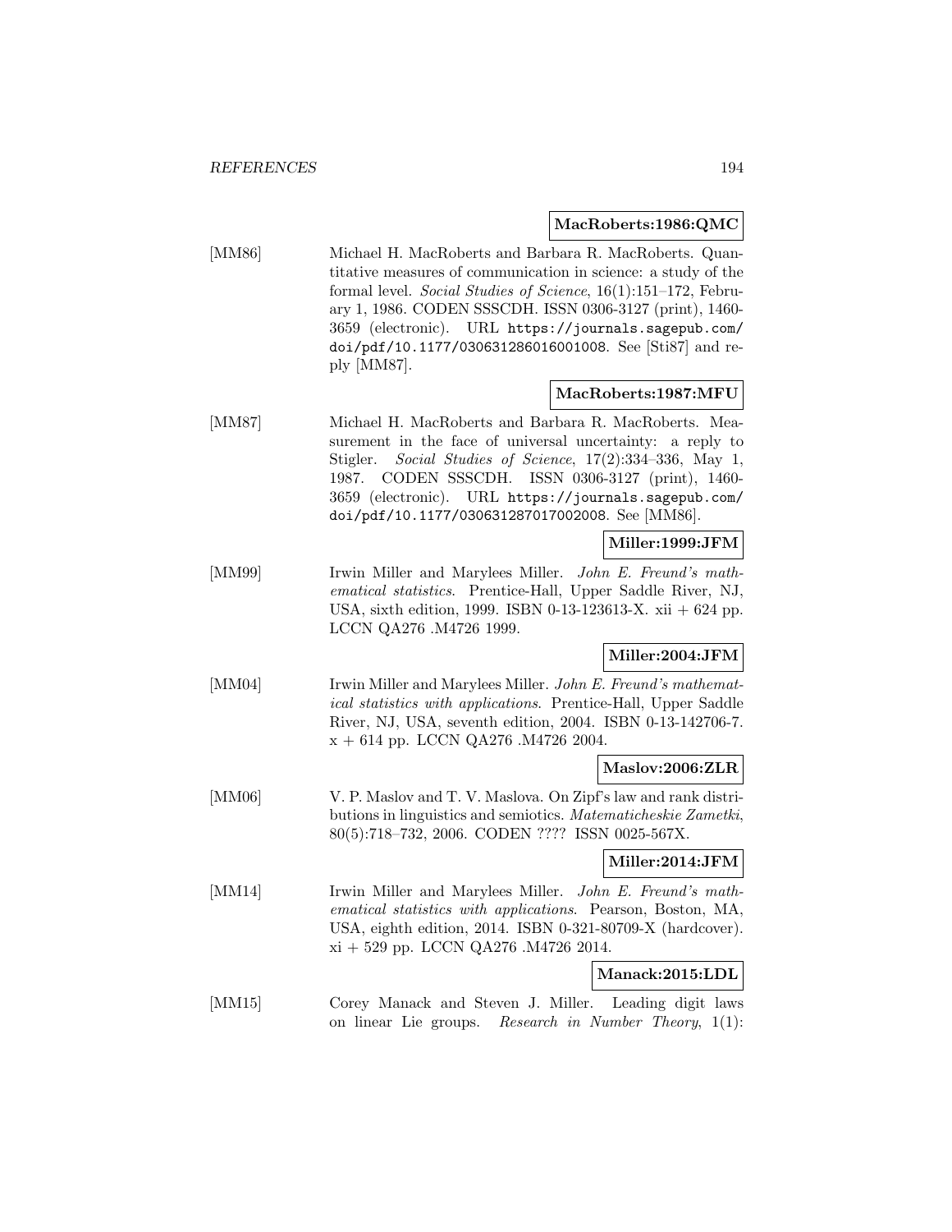**MacRoberts:1986:QMC**

[MM86] Michael H. MacRoberts and Barbara R. MacRoberts. Quantitative measures of communication in science: a study of the formal level. *Social Studies of Science*, 16(1):151–172, February 1, 1986. CODEN SSSCDH. ISSN 0306-3127 (print), 1460-3659 (electronic). URL `https://journals.sagepub.com/doi/pdf/10.1177/030631286016001008`. See [Sti87] and reply [MM87].

**MacRoberts:1987:MFU**

[MM87] Michael H. MacRoberts and Barbara R. MacRoberts. Measurement in the face of universal uncertainty: a reply to Stigler. *Social Studies of Science*, 17(2):334–336, May 1, 1987. CODEN SSSCDH. ISSN 0306-3127 (print), 1460-3659 (electronic). URL `https://journals.sagepub.com/doi/pdf/10.1177/030631287017002008`. See [MM86].

**Miller:1999:JFM**

[MM99] Irwin Miller and Marylees Miller. *John E. Freund's mathematical statistics*. Prentice-Hall, Upper Saddle River, NJ, USA, sixth edition, 1999. ISBN 0-13-123613-X. xii + 624 pp. LCCN QA276 .M4726 1999.

**Miller:2004:JFM**

[MM04] Irwin Miller and Marylees Miller. *John E. Freund's mathematical statistics with applications*. Prentice-Hall, Upper Saddle River, NJ, USA, seventh edition, 2004. ISBN 0-13-142706-7. x + 614 pp. LCCN QA276 .M4726 2004.

**Maslov:2006:ZLR**

[MM06] V. P. Maslov and T. V. Maslova. On Zipf's law and rank distributions in linguistics and semiotics. *Matematicheskie Zametki*, 80(5):718–732, 2006. CODEN ???? ISSN 0025-567X.

**Miller:2014:JFM**

[MM14] Irwin Miller and Marylees Miller. *John E. Freund's mathematical statistics with applications*. Pearson, Boston, MA, USA, eighth edition, 2014. ISBN 0-321-80709-X (hardcover). xi + 529 pp. LCCN QA276 .M4726 2014.

**Manack:2015:LDL**

[MM15] Corey Manack and Steven J. Miller. Leading digit laws on linear Lie groups. *Research in Number Theory*, 1(1):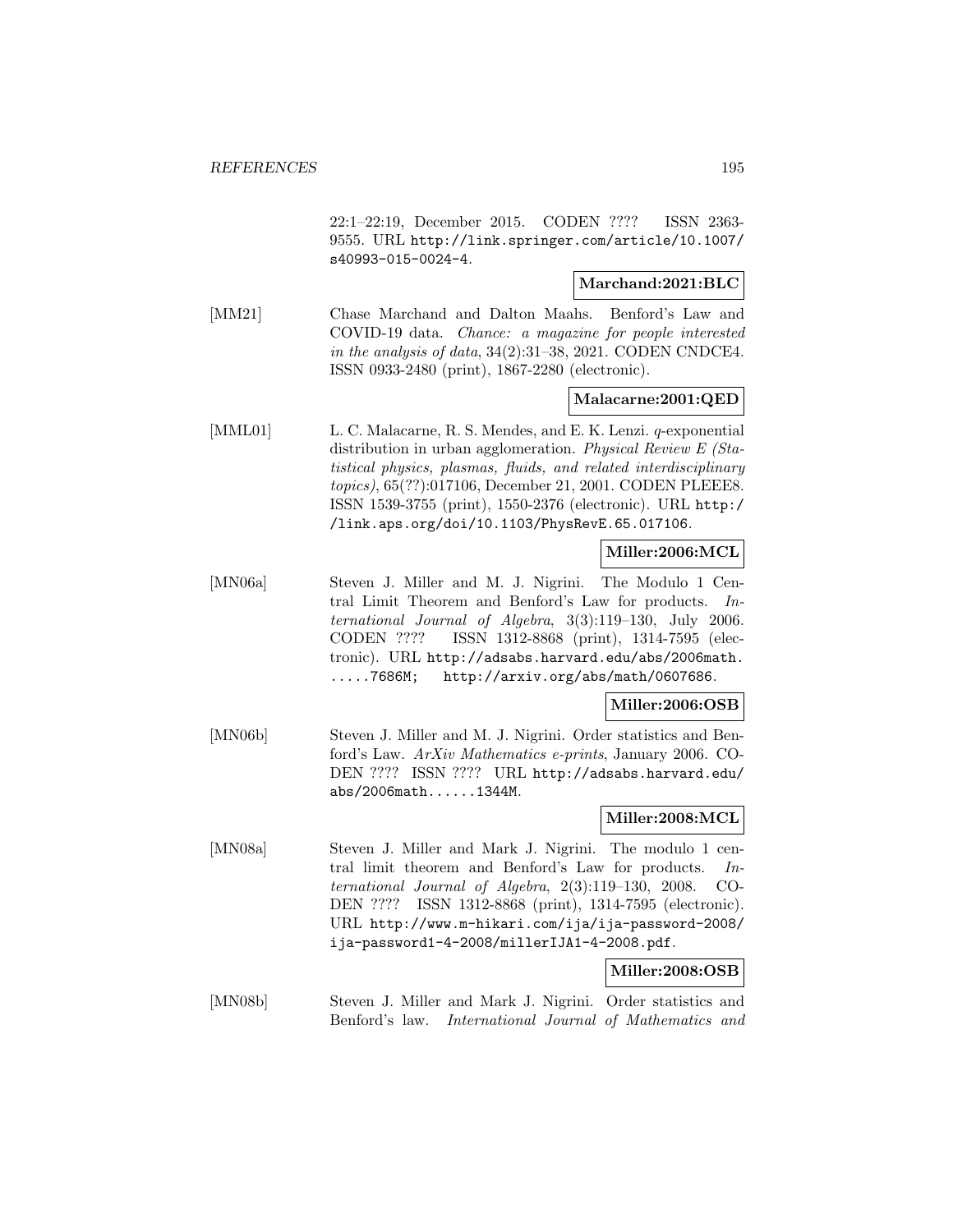22:1–22:19, December 2015. CODEN ???? ISSN 2363-9555. URL http://link.springer.com/article/10.1007/s40993-015-0024-4.

**Marchand:2021:BLC**

[MM21] Chase Marchand and Dalton Maahs. Benford's Law and COVID-19 data. *Chance: a magazine for people interested in the analysis of data*, 34(2):31–38, 2021. CODEN CNDCE4. ISSN 0933-2480 (print), 1867-2280 (electronic).

**Malacarne:2001:QED**

[MML01] L. C. Malacarne, R. S. Mendes, and E. K. Lenzi. $q$-exponential distribution in urban agglomeration. *Physical Review E (Statistical physics, plasmas, fluids, and related interdisciplinary topics)*, 65(??):017106, December 21, 2001. CODEN PLEEE8. ISSN 1539-3755 (print), 1550-2376 (electronic). URL http://link.aps.org/doi/10.1103/PhysRevE.65.017106.

**Miller:2006:MCL**

[MN06a] Steven J. Miller and M. J. Nigrini. The Modulo 1 Central Limit Theorem and Benford's Law for products. *International Journal of Algebra*, 3(3):119–130, July 2006. CODEN ???? ISSN 1312-8868 (print), 1314-7595 (electronic). URL http://adsabs.harvard.edu/abs/2006math......7686M; http://arxiv.org/abs/math/0607686.

**Miller:2006:OSB**

[MN06b] Steven J. Miller and M. J. Nigrini. Order statistics and Benford's Law. *ArXiv Mathematics e-prints*, January 2006. CODEN ???? ISSN ???? URL http://adsabs.harvard.edu/abs/2006math......1344M.

**Miller:2008:MCL**

[MN08a] Steven J. Miller and Mark J. Nigrini. The modulo 1 central limit theorem and Benford's Law for products. *International Journal of Algebra*, 2(3):119–130, 2008. CODEN ???? ISSN 1312-8868 (print), 1314-7595 (electronic). URL http://www.m-hikari.com/ija/ija-password-2008/ija-password1-4-2008/millerIJA1-4-2008.pdf.

**Miller:2008:OSB**

[MN08b] Steven J. Miller and Mark J. Nigrini. Order statistics and Benford's law. *International Journal of Mathematics and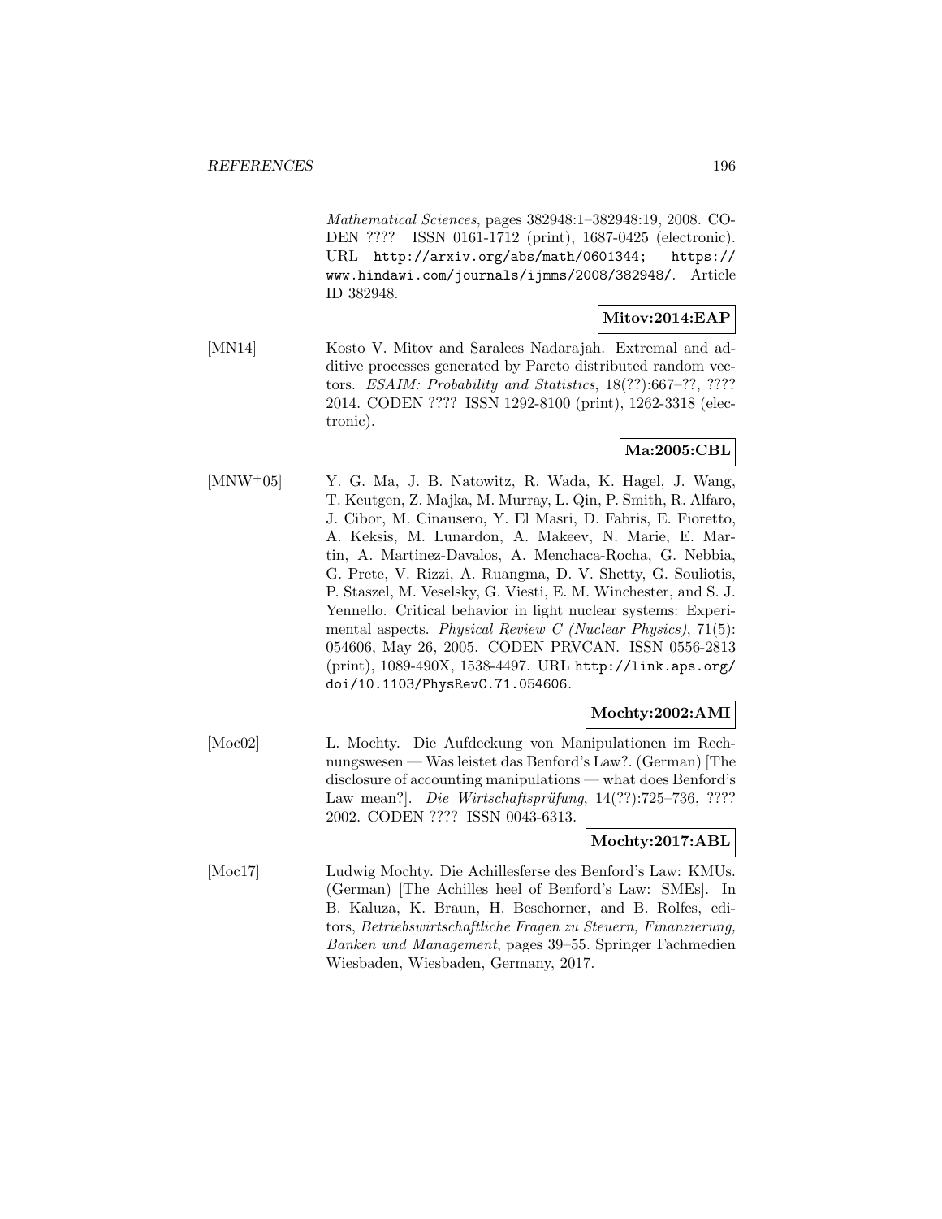*Mathematical Sciences*, pages 382948:1–382948:19, 2008. CODEN ???? ISSN 0161-1712 (print), 1687-0425 (electronic). URL http://arxiv.org/abs/math/0601344; https://www.hindawi.com/journals/ijmms/2008/382948/. Article ID 382948.

**Mitov:2014:EAP**

[MN14] Kosto V. Mitov and Saralees Nadarajah. Extremal and additive processes generated by Pareto distributed random vectors. *ESAIM: Probability and Statistics*, 18(??):667–??, ???? 2014. CODEN ???? ISSN 1292-8100 (print), 1262-3318 (electronic).

**Ma:2005:CBL**

[MNW+05] Y. G. Ma, J. B. Natowitz, R. Wada, K. Hagel, J. Wang, T. Keutgen, Z. Majka, M. Murray, L. Qin, P. Smith, R. Alfaro, J. Cibor, M. Cinausero, Y. El Masri, D. Fabris, E. Fioretto, A. Keksis, M. Lunardon, A. Makeev, N. Marie, E. Martin, A. Martinez-Davalos, A. Menchaca-Rocha, G. Nebbia, G. Prete, V. Rizzi, A. Ruangma, D. V. Shetty, G. Souliotis, P. Staszel, M. Veselsky, G. Viesti, E. M. Winchester, and S. J. Yennello. Critical behavior in light nuclear systems: Experimental aspects. *Physical Review C (Nuclear Physics)*, 71(5): 054606, May 26, 2005. CODEN PRVCAN. ISSN 0556-2813 (print), 1089-490X, 1538-4497. URL http://link.aps.org/doi/10.1103/PhysRevC.71.054606.

**Mochty:2002:AMI**

[Moc02] L. Mochty. Die Aufdeckung von Manipulationen im Rechnungswesen — Was leistet das Benford's Law?. (German) [The disclosure of accounting manipulations — what does Benford's Law mean?]. *Die Wirtschaftsprüfung*, 14(??):725–736, ???? 2002. CODEN ???? ISSN 0043-6313.

**Mochty:2017:ABL**

[Moc17] Ludwig Mochty. Die Achillesferse des Benford's Law: KMUs. (German) [The Achilles heel of Benford's Law: SMEs]. In B. Kaluza, K. Braun, H. Beschorner, and B. Rolfes, editors, *Betriebswirtschaftliche Fragen zu Steuern, Finanzierung, Banken und Management*, pages 39–55. Springer Fachmedien Wiesbaden, Wiesbaden, Germany, 2017.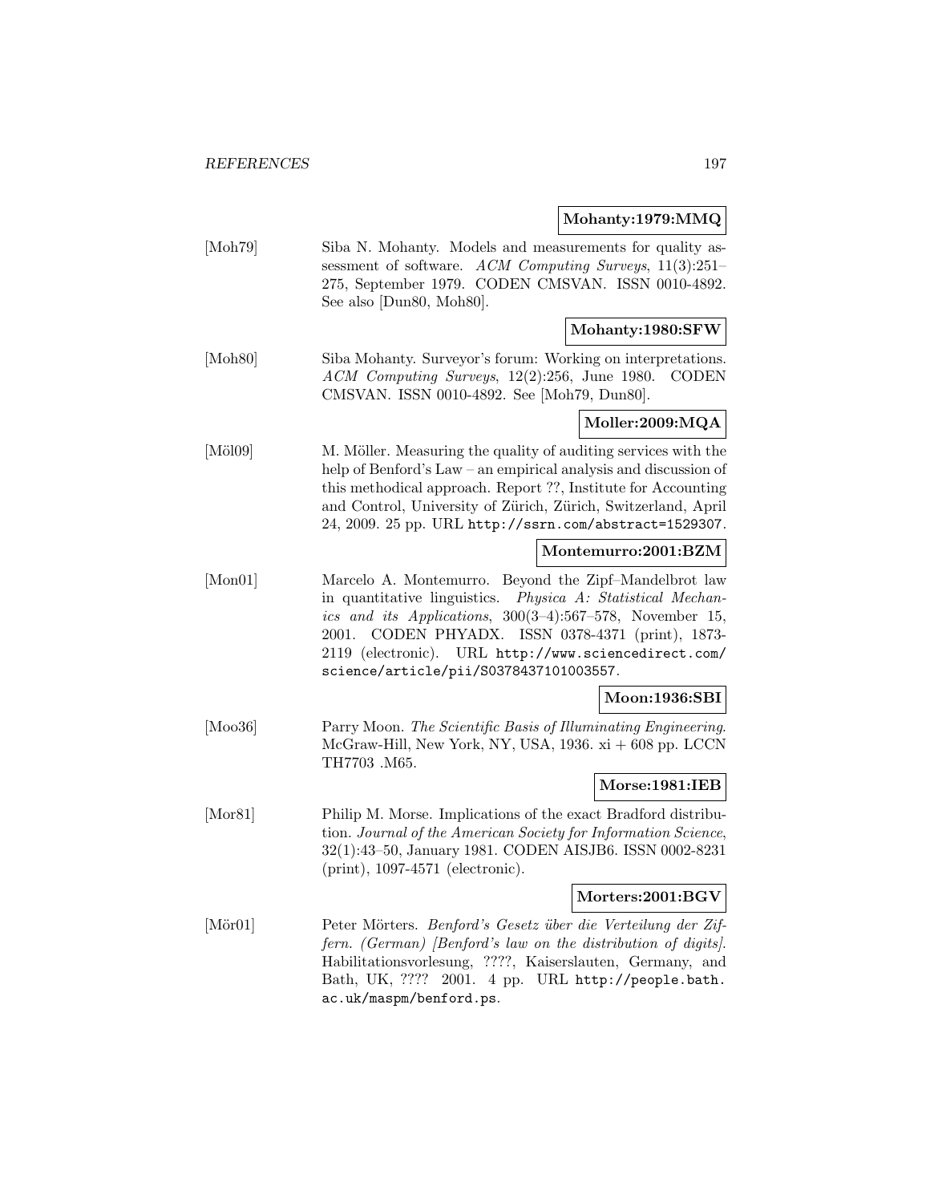**Mohanty:1979:MMQ**

[Moh79] Siba N. Mohanty. Models and measurements for quality assessment of software. *ACM Computing Surveys*, 11(3):251–275, September 1979. CODEN CMSVAN. ISSN 0010-4892. See also [Dun80, Moh80].

**Mohanty:1980:SFW**

[Moh80] Siba Mohanty. Surveyor's forum: Working on interpretations. *ACM Computing Surveys*, 12(2):256, June 1980. CODEN CMSVAN. ISSN 0010-4892. See [Moh79, Dun80].

**Moller:2009:MQA**

[Möl09] M. Möller. Measuring the quality of auditing services with the help of Benford's Law – an empirical analysis and discussion of this methodical approach. Report ??, Institute for Accounting and Control, University of Zürich, Zürich, Switzerland, April 24, 2009. 25 pp. URL http://ssrn.com/abstract=1529307.

**Montemurro:2001:BZM**

[Mon01] Marcelo A. Montemurro. Beyond the Zipf–Mandelbrot law in quantitative linguistics. *Physica A: Statistical Mechanics and its Applications*, 300(3–4):567–578, November 15, 2001. CODEN PHYADX. ISSN 0378-4371 (print), 1873-2119 (electronic). URL http://www.sciencedirect.com/science/article/pii/S0378437101003557.

**Moon:1936:SBI**

[Moo36] Parry Moon. *The Scientific Basis of Illuminating Engineering*. McGraw-Hill, New York, NY, USA, 1936. xi + 608 pp. LCCN TH7703 .M65.

**Morse:1981:IEB**

[Mor81] Philip M. Morse. Implications of the exact Bradford distribution. *Journal of the American Society for Information Science*, 32(1):43–50, January 1981. CODEN AISJB6. ISSN 0002-8231 (print), 1097-4571 (electronic).

**Morters:2001:BGV**

[Mör01] Peter Mörters. *Benford's Gesetz über die Verteilung der Ziffern. (German) [Benford's law on the distribution of digits]*. Habilitationsvorlesung, ????, Kaiserslauten, Germany, and Bath, UK, ???? 2001. 4 pp. URL http://people.bath.ac.uk/maspm/benford.ps.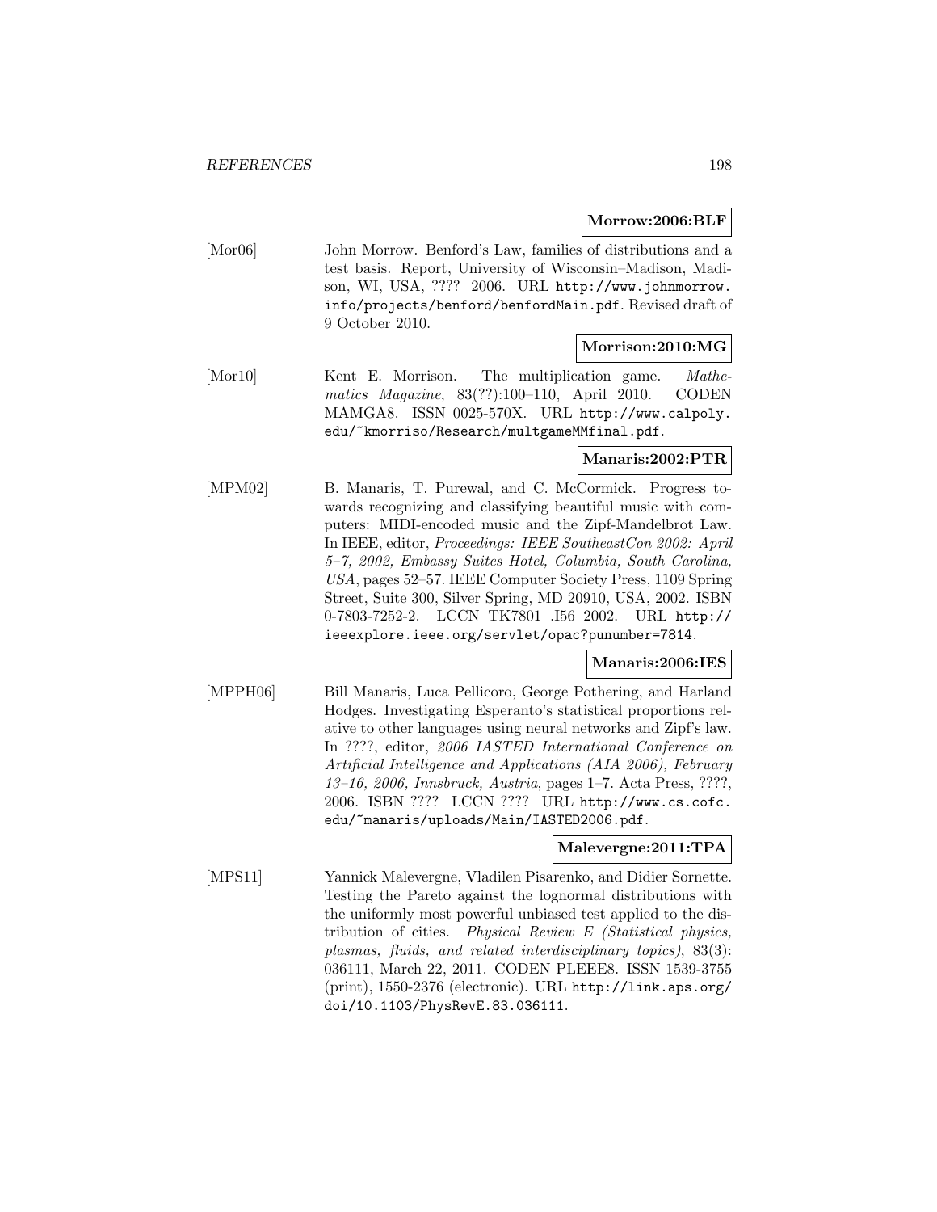**Morrow:2006:BLF**

[Mor06] John Morrow. Benford's Law, families of distributions and a test basis. Report, University of Wisconsin–Madison, Madison, WI, USA, ???? 2006. URL http://www.johnmorrow.info/projects/benford/benfordMain.pdf. Revised draft of 9 October 2010.

**Morrison:2010:MG**

[Mor10] Kent E. Morrison. The multiplication game. *Mathematics Magazine*, 83(??):100–110, April 2010. CODEN MAMGA8. ISSN 0025-570X. URL http://www.calpoly.edu/~kmorriso/Research/multgameMMfinal.pdf.

**Manaris:2002:PTR**

[MPM02] B. Manaris, T. Purewal, and C. McCormick. Progress towards recognizing and classifying beautiful music with computers: MIDI-encoded music and the Zipf-Mandelbrot Law. In IEEE, editor, *Proceedings: IEEE SoutheastCon 2002: April 5–7, 2002, Embassy Suites Hotel, Columbia, South Carolina, USA*, pages 52–57. IEEE Computer Society Press, 1109 Spring Street, Suite 300, Silver Spring, MD 20910, USA, 2002. ISBN 0-7803-7252-2. LCCN TK7801 .I56 2002. URL http://ieeexplore.ieee.org/servlet/opac?punumber=7814.

**Manaris:2006:IES**

[MPPH06] Bill Manaris, Luca Pellicoro, George Pothering, and Harland Hodges. Investigating Esperanto's statistical proportions relative to other languages using neural networks and Zipf's law. In ????, editor, *2006 IASTED International Conference on Artificial Intelligence and Applications (AIA 2006), February 13–16, 2006, Innsbruck, Austria*, pages 1–7. Acta Press, ????, 2006. ISBN ???? LCCN ???? URL http://www.cs.cofc.edu/~manaris/uploads/Main/IASTED2006.pdf.

**Malevergne:2011:TPA**

[MPS11] Yannick Malevergne, Vladilen Pisarenko, and Didier Sornette. Testing the Pareto against the lognormal distributions with the uniformly most powerful unbiased test applied to the distribution of cities. *Physical Review E (Statistical physics, plasmas, fluids, and related interdisciplinary topics)*, 83(3): 036111, March 22, 2011. CODEN PLEEE8. ISSN 1539-3755 (print), 1550-2376 (electronic). URL http://link.aps.org/doi/10.1103/PhysRevE.83.036111.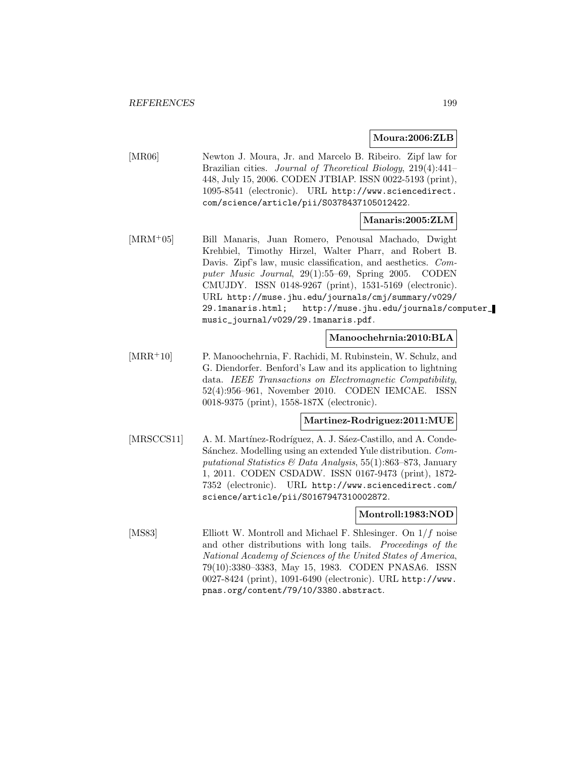**Moura:2006:ZLB**

[MR06] Newton J. Moura, Jr. and Marcelo B. Ribeiro. Zipf law for Brazilian cities. *Journal of Theoretical Biology*, 219(4):441–448, July 15, 2006. CODEN JTBIAP. ISSN 0022-5193 (print), 1095-8541 (electronic). URL http://www.sciencedirect.com/science/article/pii/S0378437105012422.

**Manaris:2005:ZLM**

[MRM+05] Bill Manaris, Juan Romero, Penousal Machado, Dwight Krehbiel, Timothy Hirzel, Walter Pharr, and Robert B. Davis. Zipf's law, music classification, and aesthetics. *Computer Music Journal*, 29(1):55–69, Spring 2005. CODEN CMUJDY. ISSN 0148-9267 (print), 1531-5169 (electronic). URL http://muse.jhu.edu/journals/cmj/summary/v029/29.1manaris.html; http://muse.jhu.edu/journals/computer_music_journal/v029/29.1manaris.pdf.

**Manoochehrnia:2010:BLA**

[MRR+10] P. Manoochehrnia, F. Rachidi, M. Rubinstein, W. Schulz, and G. Diendorfer. Benford's Law and its application to lightning data. *IEEE Transactions on Electromagnetic Compatibility*, 52(4):956–961, November 2010. CODEN IEMCAE. ISSN 0018-9375 (print), 1558-187X (electronic).

**Martinez-Rodriguez:2011:MUE**

[MRSCCS11] A. M. Martínez-Rodríguez, A. J. Sáez-Castillo, and A. Conde-Sánchez. Modelling using an extended Yule distribution. *Computational Statistics & Data Analysis*, 55(1):863–873, January 1, 2011. CODEN CSDADW. ISSN 0167-9473 (print), 1872-7352 (electronic). URL http://www.sciencedirect.com/science/article/pii/S0167947310002872.

**Montroll:1983:NOD**

[MS83] Elliott W. Montroll and Michael F. Shlesinger. On $1/f$ noise and other distributions with long tails. *Proceedings of the National Academy of Sciences of the United States of America*, 79(10):3380–3383, May 15, 1983. CODEN PNASA6. ISSN 0027-8424 (print), 1091-6490 (electronic). URL http://www.pnas.org/content/79/10/3380.abstract.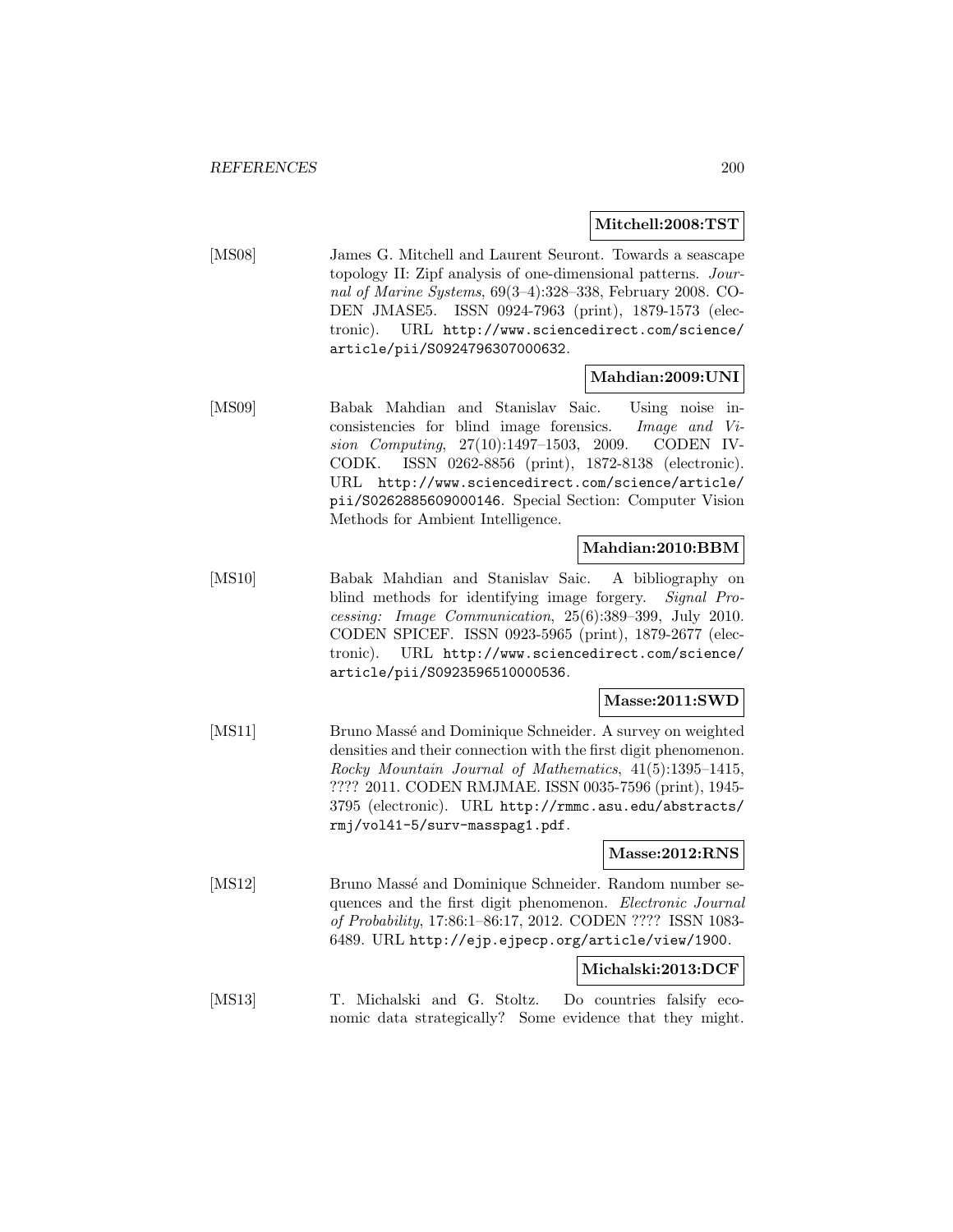**Mitchell:2008:TST**

[MS08] James G. Mitchell and Laurent Seuront. Towards a seascape topology II: Zipf analysis of one-dimensional patterns. *Journal of Marine Systems*, 69(3–4):328–338, February 2008. CODEN JMASE5. ISSN 0924-7963 (print), 1879-1573 (electronic). URL http://www.sciencedirect.com/science/article/pii/S0924796307000632.

**Mahdian:2009:UNI**

[MS09] Babak Mahdian and Stanislav Saic. Using noise inconsistencies for blind image forensics. *Image and Vision Computing*, 27(10):1497–1503, 2009. CODEN IVCODK. ISSN 0262-8856 (print), 1872-8138 (electronic). URL http://www.sciencedirect.com/science/article/pii/S0262885609000146. Special Section: Computer Vision Methods for Ambient Intelligence.

**Mahdian:2010:BBM**

[MS10] Babak Mahdian and Stanislav Saic. A bibliography on blind methods for identifying image forgery. *Signal Processing: Image Communication*, 25(6):389–399, July 2010. CODEN SPICEF. ISSN 0923-5965 (print), 1879-2677 (electronic). URL http://www.sciencedirect.com/science/article/pii/S0923596510000536.

**Masse:2011:SWD**

[MS11] Bruno Massé and Dominique Schneider. A survey on weighted densities and their connection with the first digit phenomenon. *Rocky Mountain Journal of Mathematics*, 41(5):1395–1415, ???? 2011. CODEN RMJMAE. ISSN 0035-7596 (print), 1945-3795 (electronic). URL http://rmmc.asu.edu/abstracts/rmj/vol41-5/surv-masspag1.pdf.

**Masse:2012:RNS**

[MS12] Bruno Massé and Dominique Schneider. Random number sequences and the first digit phenomenon. *Electronic Journal of Probability*, 17:86:1–86:17, 2012. CODEN ???? ISSN 1083-6489. URL http://ejp.ejpecp.org/article/view/1900.

**Michalski:2013:DCF**

[MS13] T. Michalski and G. Stoltz. Do countries falsify economic data strategically? Some evidence that they might.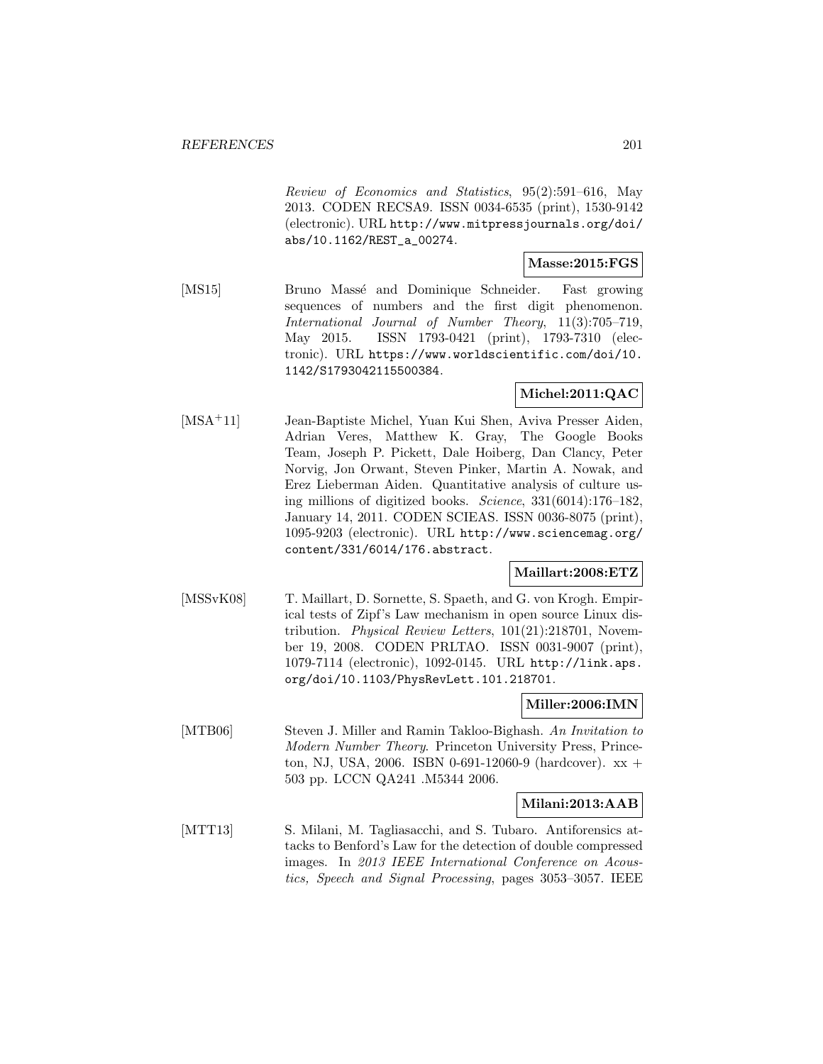*Review of Economics and Statistics*, 95(2):591–616, May 2013. CODEN RECSA9. ISSN 0034-6535 (print), 1530-9142 (electronic). URL http://www.mitpressjournals.org/doi/abs/10.1162/REST_a_00274.

**Masse:2015:FGS**

[MS15] Bruno Massé and Dominique Schneider. Fast growing sequences of numbers and the first digit phenomenon. *International Journal of Number Theory*, 11(3):705–719, May 2015. ISSN 1793-0421 (print), 1793-7310 (electronic). URL https://www.worldscientific.com/doi/10.1142/S1793042115500384.

**Michel:2011:QAC**

[MSA+11] Jean-Baptiste Michel, Yuan Kui Shen, Aviva Presser Aiden, Adrian Veres, Matthew K. Gray, The Google Books Team, Joseph P. Pickett, Dale Hoiberg, Dan Clancy, Peter Norvig, Jon Orwant, Steven Pinker, Martin A. Nowak, and Erez Lieberman Aiden. Quantitative analysis of culture using millions of digitized books. *Science*, 331(6014):176–182, January 14, 2011. CODEN SCIEAS. ISSN 0036-8075 (print), 1095-9203 (electronic). URL http://www.sciencemag.org/content/331/6014/176.abstract.

**Maillart:2008:ETZ**

[MSSvK08] T. Maillart, D. Sornette, S. Spaeth, and G. von Krogh. Empirical tests of Zipf's Law mechanism in open source Linux distribution. *Physical Review Letters*, 101(21):218701, November 19, 2008. CODEN PRLTAO. ISSN 0031-9007 (print), 1079-7114 (electronic), 1092-0145. URL http://link.aps.org/doi/10.1103/PhysRevLett.101.218701.

**Miller:2006:IMN**

[MTB06] Steven J. Miller and Ramin Takloo-Bighash. *An Invitation to Modern Number Theory*. Princeton University Press, Princeton, NJ, USA, 2006. ISBN 0-691-12060-9 (hardcover). xx + 503 pp. LCCN QA241 .M5344 2006.

**Milani:2013:AAB**

[MTT13] S. Milani, M. Tagliasacchi, and S. Tubaro. Antiforensics attacks to Benford's Law for the detection of double compressed images. In *2013 IEEE International Conference on Acoustics, Speech and Signal Processing*, pages 3053–3057. IEEE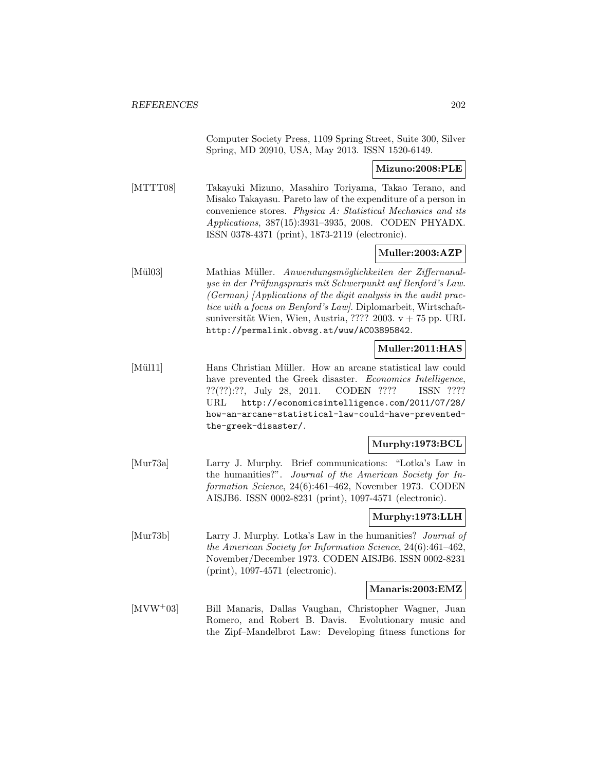Computer Society Press, 1109 Spring Street, Suite 300, Silver Spring, MD 20910, USA, May 2013. ISSN 1520-6149.

**Mizuno:2008:PLE**

[MTTT08] Takayuki Mizuno, Masahiro Toriyama, Takao Terano, and Misako Takayasu. Pareto law of the expenditure of a person in convenience stores. *Physica A: Statistical Mechanics and its Applications*, 387(15):3931–3935, 2008. CODEN PHYADX. ISSN 0378-4371 (print), 1873-2119 (electronic).

**Muller:2003:AZP**

[Mül03] Mathias Müller. *Anwendungsmöglichkeiten der Ziffernanalyse in der Prüfungspraxis mit Schwerpunkt auf Benford's Law. (German) [Applications of the digit analysis in the audit practice with a focus on Benford's Law]*. Diplomarbeit, Wirtschaftsuniversität Wien, Wien, Austria, ???? 2003. v + 75 pp. URL http://permalink.obvsg.at/wuw/AC03895842.

**Muller:2011:HAS**

[Mül11] Hans Christian Müller. How an arcane statistical law could have prevented the Greek disaster. *Economics Intelligence*, ??(??):??, July 28, 2011. CODEN ???? ISSN ???? URL http://economicsintelligence.com/2011/07/28/how-an-arcane-statistical-law-could-have-prevented-the-greek-disaster/.

**Murphy:1973:BCL**

[Mur73a] Larry J. Murphy. Brief communications: "Lotka's Law in the humanities?". *Journal of the American Society for Information Science*, 24(6):461–462, November 1973. CODEN AISJB6. ISSN 0002-8231 (print), 1097-4571 (electronic).

**Murphy:1973:LLH**

[Mur73b] Larry J. Murphy. Lotka's Law in the humanities? *Journal of the American Society for Information Science*, 24(6):461–462, November/December 1973. CODEN AISJB6. ISSN 0002-8231 (print), 1097-4571 (electronic).

**Manaris:2003:EMZ**

[MVW+03] Bill Manaris, Dallas Vaughan, Christopher Wagner, Juan Romero, and Robert B. Davis. Evolutionary music and the Zipf–Mandelbrot Law: Developing fitness functions for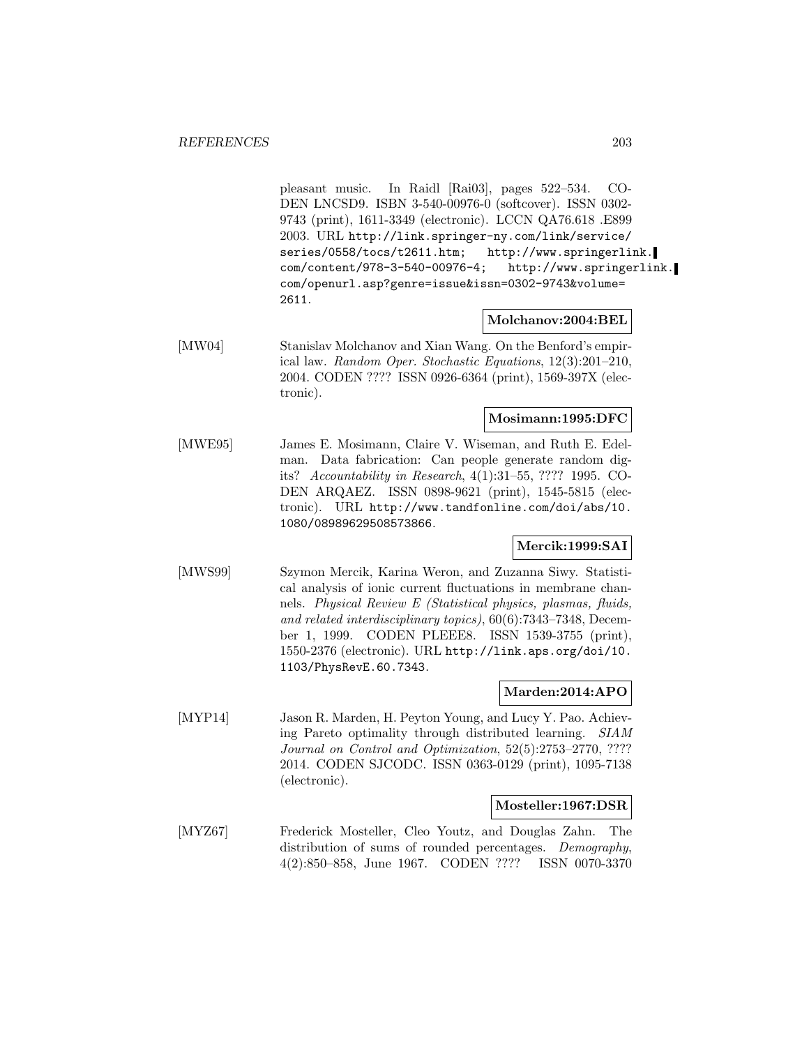pleasant music. In Raidl [Rai03], pages 522–534. CODEN LNCSD9. ISBN 3-540-00976-0 (softcover). ISSN 0302-9743 (print), 1611-3349 (electronic). LCCN QA76.618 .E899 2003. URL http://link.springer-ny.com/link/service/series/0558/tocs/t2611.htm; http://www.springerlink.com/content/978-3-540-00976-4; http://www.springerlink.com/openurl.asp?genre=issue&issn=0302-9743&volume=2611.

**Molchanov:2004:BEL**

[MW04] Stanislav Molchanov and Xian Wang. On the Benford's empirical law. *Random Oper. Stochastic Equations*, 12(3):201–210, 2004. CODEN ???? ISSN 0926-6364 (print), 1569-397X (electronic).

**Mosimann:1995:DFC**

[MWE95] James E. Mosimann, Claire V. Wiseman, and Ruth E. Edelman. Data fabrication: Can people generate random digits? *Accountability in Research*, 4(1):31–55, ???? 1995. CODEN ARQAEZ. ISSN 0898-9621 (print), 1545-5815 (electronic). URL http://www.tandfonline.com/doi/abs/10.1080/08989629508573866.

**Mercik:1999:SAI**

[MWS99] Szymon Mercik, Karina Weron, and Zuzanna Siwy. Statistical analysis of ionic current fluctuations in membrane channels. *Physical Review E (Statistical physics, plasmas, fluids, and related interdisciplinary topics)*, 60(6):7343–7348, December 1, 1999. CODEN PLEEE8. ISSN 1539-3755 (print), 1550-2376 (electronic). URL http://link.aps.org/doi/10.1103/PhysRevE.60.7343.

**Marden:2014:APO**

[MYP14] Jason R. Marden, H. Peyton Young, and Lucy Y. Pao. Achieving Pareto optimality through distributed learning. *SIAM Journal on Control and Optimization*, 52(5):2753–2770, ???? 2014. CODEN SJCODC. ISSN 0363-0129 (print), 1095-7138 (electronic).

**Mosteller:1967:DSR**

[MYZ67] Frederick Mosteller, Cleo Youtz, and Douglas Zahn. The distribution of sums of rounded percentages. *Demography*, 4(2):850–858, June 1967. CODEN ???? ISSN 0070-3370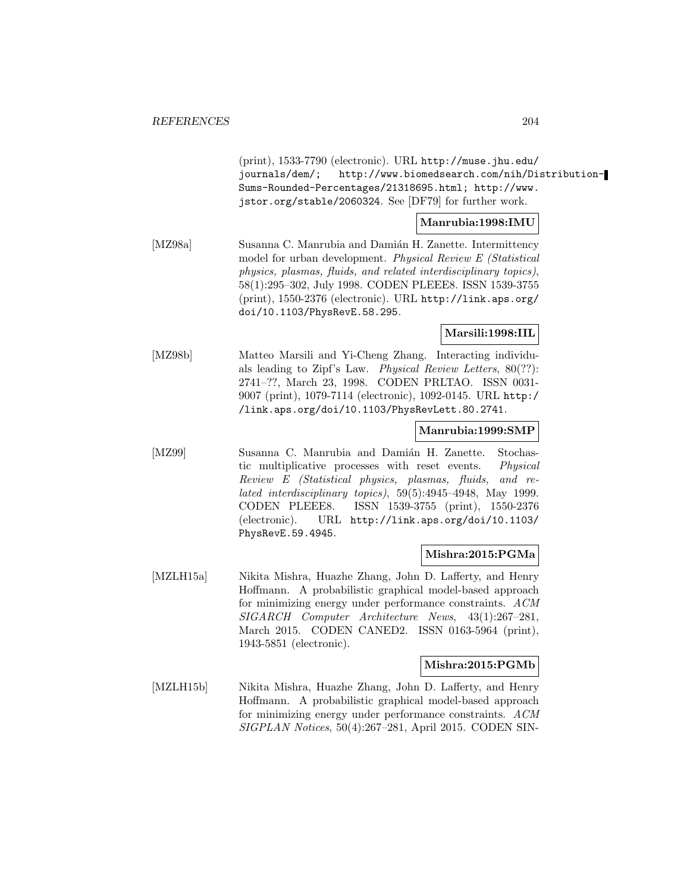(print), 1533-7790 (electronic). URL http://muse.jhu.edu/journals/dem/; http://www.biomedsearch.com/nih/Distribution-Sums-Rounded-Percentages/21318695.html; http://www.jstor.org/stable/2060324. See [DF79] for further work.

**Manrubia:1998:IMU**

[MZ98a] Susanna C. Manrubia and Damián H. Zanette. Intermittency model for urban development. *Physical Review E (Statistical physics, plasmas, fluids, and related interdisciplinary topics)*, 58(1):295–302, July 1998. CODEN PLEEE8. ISSN 1539-3755 (print), 1550-2376 (electronic). URL http://link.aps.org/doi/10.1103/PhysRevE.58.295.

**Marsili:1998:IIL**

[MZ98b] Matteo Marsili and Yi-Cheng Zhang. Interacting individuals leading to Zipf's Law. *Physical Review Letters*, 80(??): 2741–??, March 23, 1998. CODEN PRLTAO. ISSN 0031-9007 (print), 1079-7114 (electronic), 1092-0145. URL http://link.aps.org/doi/10.1103/PhysRevLett.80.2741.

**Manrubia:1999:SMP**

[MZ99] Susanna C. Manrubia and Damián H. Zanette. Stochastic multiplicative processes with reset events. *Physical Review E (Statistical physics, plasmas, fluids, and related interdisciplinary topics)*, 59(5):4945–4948, May 1999. CODEN PLEEE8. ISSN 1539-3755 (print), 1550-2376 (electronic). URL http://link.aps.org/doi/10.1103/PhysRevE.59.4945.

**Mishra:2015:PGMa**

[MZLH15a] Nikita Mishra, Huazhe Zhang, John D. Lafferty, and Henry Hoffmann. A probabilistic graphical model-based approach for minimizing energy under performance constraints. *ACM SIGARCH Computer Architecture News*, 43(1):267–281, March 2015. CODEN CANED2. ISSN 0163-5964 (print), 1943-5851 (electronic).

**Mishra:2015:PGMb**

[MZLH15b] Nikita Mishra, Huazhe Zhang, John D. Lafferty, and Henry Hoffmann. A probabilistic graphical model-based approach for minimizing energy under performance constraints. *ACM SIGPLAN Notices*, 50(4):267–281, April 2015. CODEN SIN-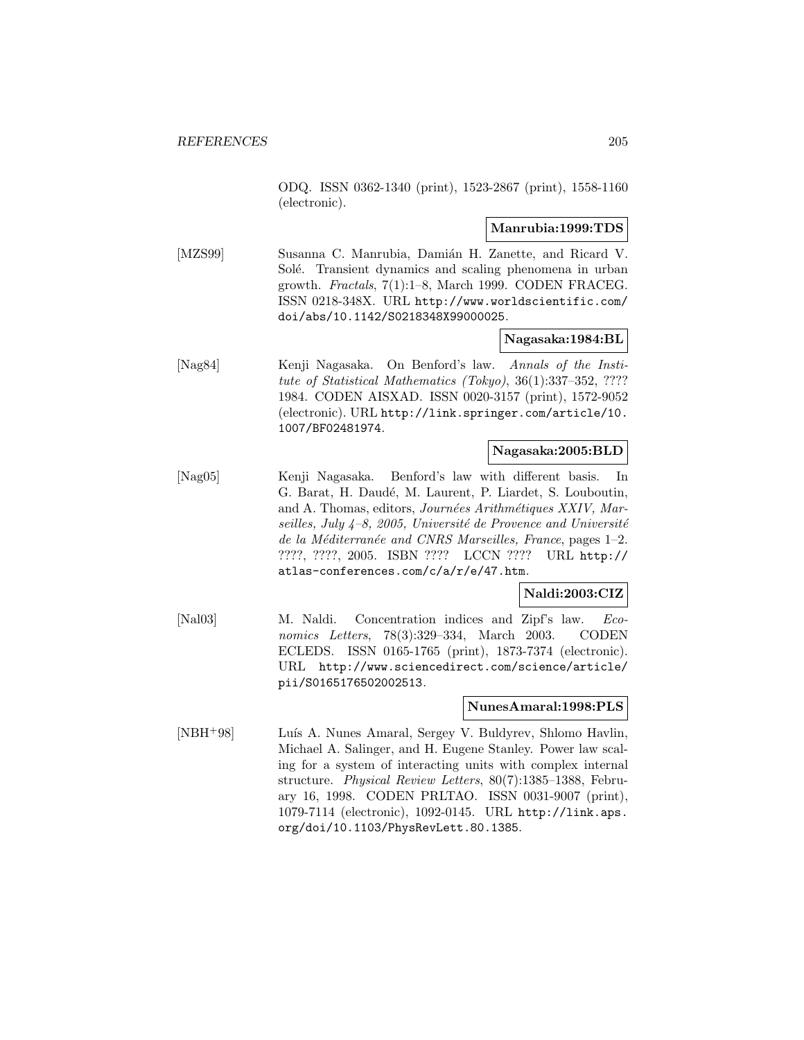ODQ. ISSN 0362-1340 (print), 1523-2867 (print), 1558-1160 (electronic).

**Manrubia:1999:TDS**

[MZS99] Susanna C. Manrubia, Damián H. Zanette, and Ricard V. Solé. Transient dynamics and scaling phenomena in urban growth. *Fractals*, 7(1):1–8, March 1999. CODEN FRACEG. ISSN 0218-348X. URL http://www.worldscientific.com/doi/abs/10.1142/S0218348X99000025.

**Nagasaka:1984:BL**

[Nag84] Kenji Nagasaka. On Benford's law. *Annals of the Institute of Statistical Mathematics (Tokyo)*, 36(1):337–352, ???? 1984. CODEN AISXAD. ISSN 0020-3157 (print), 1572-9052 (electronic). URL http://link.springer.com/article/10.1007/BF02481974.

**Nagasaka:2005:BLD**

[Nag05] Kenji Nagasaka. Benford's law with different basis. In G. Barat, H. Daudé, M. Laurent, P. Liardet, S. Louboutin, and A. Thomas, editors, *Journées Arithmétiques XXIV, Marseilles, July 4–8, 2005, Université de Provence and Université de la Méditerranée and CNRS Marseilles, France*, pages 1–2. ????, ????, 2005. ISBN ???? LCCN ???? URL http://atlas-conferences.com/c/a/r/e/47.htm.

**Naldi:2003:CIZ**

[Nal03] M. Naldi. Concentration indices and Zipf's law. *Economics Letters*, 78(3):329–334, March 2003. CODEN ECLEDS. ISSN 0165-1765 (print), 1873-7374 (electronic). URL http://www.sciencedirect.com/science/article/pii/S0165176502002513.

**NunesAmaral:1998:PLS**

[NBH+98] Luís A. Nunes Amaral, Sergey V. Buldyrev, Shlomo Havlin, Michael A. Salinger, and H. Eugene Stanley. Power law scaling for a system of interacting units with complex internal structure. *Physical Review Letters*, 80(7):1385–1388, February 16, 1998. CODEN PRLTAO. ISSN 0031-9007 (print), 1079-7114 (electronic), 1092-0145. URL http://link.aps.org/doi/10.1103/PhysRevLett.80.1385.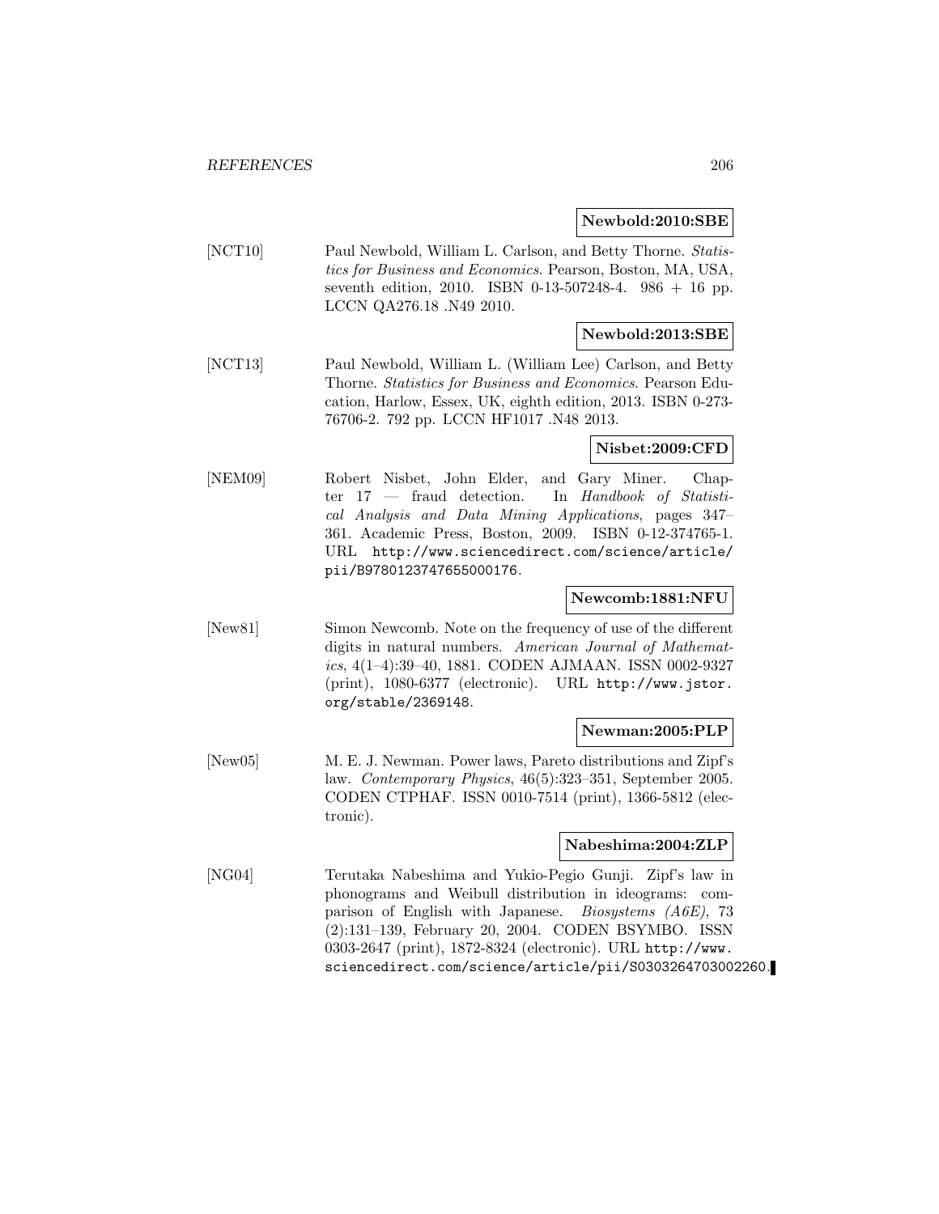**Newbold:2010:SBE**

[NCT10] Paul Newbold, William L. Carlson, and Betty Thorne. *Statistics for Business and Economics*. Pearson, Boston, MA, USA, seventh edition, 2010. ISBN 0-13-507248-4. 986 + 16 pp. LCCN QA276.18 .N49 2010.

**Newbold:2013:SBE**

[NCT13] Paul Newbold, William L. (William Lee) Carlson, and Betty Thorne. *Statistics for Business and Economics*. Pearson Education, Harlow, Essex, UK, eighth edition, 2013. ISBN 0-273-76706-2. 792 pp. LCCN HF1017 .N48 2013.

**Nisbet:2009:CFD**

[NEM09] Robert Nisbet, John Elder, and Gary Miner. Chapter 17 — fraud detection. In *Handbook of Statistical Analysis and Data Mining Applications*, pages 347–361. Academic Press, Boston, 2009. ISBN 0-12-374765-1. URL http://www.sciencedirect.com/science/article/pii/B9780123747655000176.

**Newcomb:1881:NFU**

[New81] Simon Newcomb. Note on the frequency of use of the different digits in natural numbers. *American Journal of Mathematics*, 4(1–4):39–40, 1881. CODEN AJMAAN. ISSN 0002-9327 (print), 1080-6377 (electronic). URL http://www.jstor.org/stable/2369148.

**Newman:2005:PLP**

[New05] M. E. J. Newman. Power laws, Pareto distributions and Zipf's law. *Contemporary Physics*, 46(5):323–351, September 2005. CODEN CTPHAF. ISSN 0010-7514 (print), 1366-5812 (electronic).

**Nabeshima:2004:ZLP**

[NG04] Terutaka Nabeshima and Yukio-Pegio Gunji. Zipf's law in phonograms and Weibull distribution in ideograms: comparison of English with Japanese. *Biosystems (A6E)*, 73 (2):131–139, February 20, 2004. CODEN BSYMBO. ISSN 0303-2647 (print), 1872-8324 (electronic). URL http://www.sciencedirect.com/science/article/pii/S0303264703002260.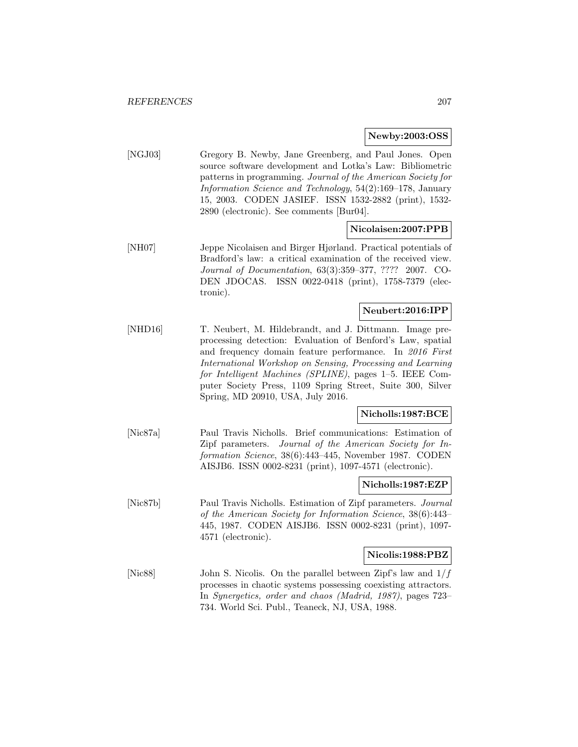**Newby:2003:OSS**

[NGJ03] Gregory B. Newby, Jane Greenberg, and Paul Jones. Open source software development and Lotka's Law: Bibliometric patterns in programming. *Journal of the American Society for Information Science and Technology*, 54(2):169–178, January 15, 2003. CODEN JASIEF. ISSN 1532-2882 (print), 1532-2890 (electronic). See comments [Bur04].

**Nicolaisen:2007:PPB**

[NH07] Jeppe Nicolaisen and Birger Hjørland. Practical potentials of Bradford's law: a critical examination of the received view. *Journal of Documentation*, 63(3):359–377, ???? 2007. CODEN JDOCAS. ISSN 0022-0418 (print), 1758-7379 (electronic).

**Neubert:2016:IPP**

[NHD16] T. Neubert, M. Hildebrandt, and J. Dittmann. Image preprocessing detection: Evaluation of Benford's Law, spatial and frequency domain feature performance. In *2016 First International Workshop on Sensing, Processing and Learning for Intelligent Machines (SPLINE)*, pages 1–5. IEEE Computer Society Press, 1109 Spring Street, Suite 300, Silver Spring, MD 20910, USA, July 2016.

**Nicholls:1987:BCE**

[Nic87a] Paul Travis Nicholls. Brief communications: Estimation of Zipf parameters. *Journal of the American Society for Information Science*, 38(6):443–445, November 1987. CODEN AISJB6. ISSN 0002-8231 (print), 1097-4571 (electronic).

**Nicholls:1987:EZP**

[Nic87b] Paul Travis Nicholls. Estimation of Zipf parameters. *Journal of the American Society for Information Science*, 38(6):443–445, 1987. CODEN AISJB6. ISSN 0002-8231 (print), 1097-4571 (electronic).

**Nicolis:1988:PBZ**

[Nic88] John S. Nicolis. On the parallel between Zipf's law and $1/f$ processes in chaotic systems possessing coexisting attractors. In *Synergetics, order and chaos (Madrid, 1987)*, pages 723–734. World Sci. Publ., Teaneck, NJ, USA, 1988.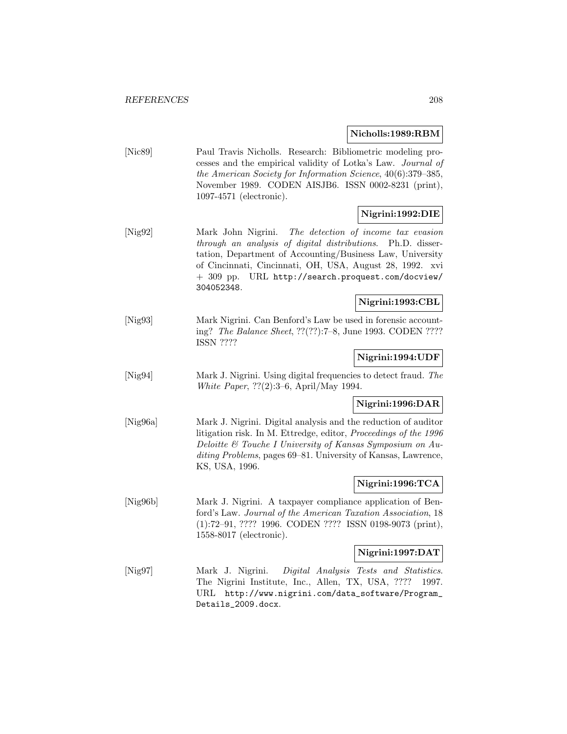**Nicholls:1989:RBM**

[Nic89] Paul Travis Nicholls. Research: Bibliometric modeling processes and the empirical validity of Lotka's Law. *Journal of the American Society for Information Science*, 40(6):379–385, November 1989. CODEN AISJB6. ISSN 0002-8231 (print), 1097-4571 (electronic).

**Nigrini:1992:DIE**

[Nig92] Mark John Nigrini. *The detection of income tax evasion through an analysis of digital distributions*. Ph.D. dissertation, Department of Accounting/Business Law, University of Cincinnati, Cincinnati, OH, USA, August 28, 1992. xvi + 309 pp. URL http://search.proquest.com/docview/304052348.

**Nigrini:1993:CBL**

[Nig93] Mark Nigrini. Can Benford's Law be used in forensic accounting? *The Balance Sheet*, ??(??):7–8, June 1993. CODEN ???? ISSN ????

**Nigrini:1994:UDF**

[Nig94] Mark J. Nigrini. Using digital frequencies to detect fraud. *The White Paper*, ??(2):3–6, April/May 1994.

**Nigrini:1996:DAR**

[Nig96a] Mark J. Nigrini. Digital analysis and the reduction of auditor litigation risk. In M. Ettredge, editor, *Proceedings of the 1996 Deloitte & Touche I University of Kansas Symposium on Auditing Problems*, pages 69–81. University of Kansas, Lawrence, KS, USA, 1996.

**Nigrini:1996:TCA**

[Nig96b] Mark J. Nigrini. A taxpayer compliance application of Benford's Law. *Journal of the American Taxation Association*, 18 (1):72–91, ???? 1996. CODEN ???? ISSN 0198-9073 (print), 1558-8017 (electronic).

**Nigrini:1997:DAT**

[Nig97] Mark J. Nigrini. *Digital Analysis Tests and Statistics*. The Nigrini Institute, Inc., Allen, TX, USA, ???? 1997. URL http://www.nigrini.com/data_software/Program_Details_2009.docx.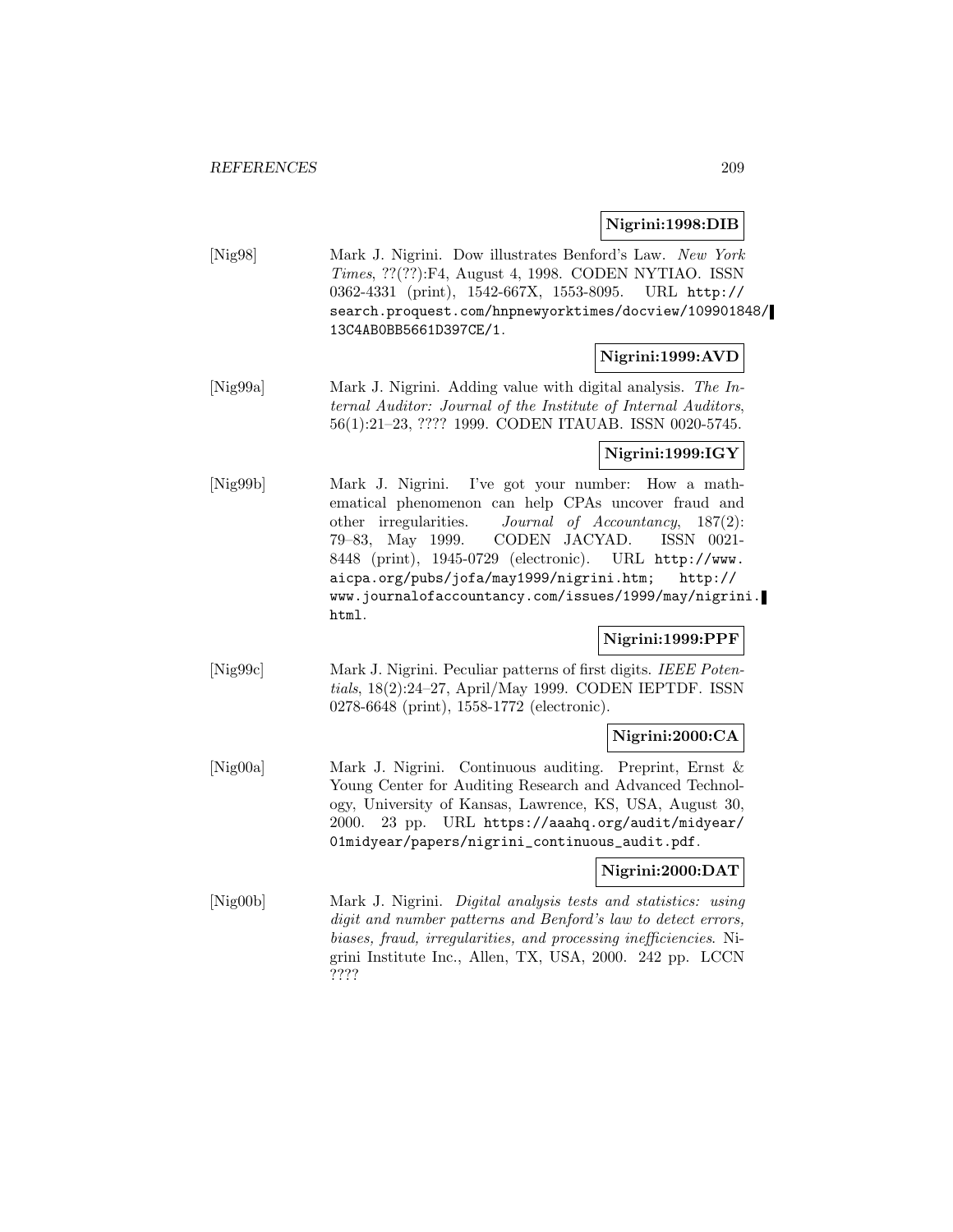**Nigrini:1998:DIB**

[Nig98] Mark J. Nigrini. Dow illustrates Benford's Law. *New York Times*, ??(??):F4, August 4, 1998. CODEN NYTIAO. ISSN 0362-4331 (print), 1542-667X, 1553-8095. URL http://search.proquest.com/hnpnewyorktimes/docview/109901848/13C4AB0BB5661D397CE/1.

**Nigrini:1999:AVD**

[Nig99a] Mark J. Nigrini. Adding value with digital analysis. *The Internal Auditor: Journal of the Institute of Internal Auditors*, 56(1):21–23, ???? 1999. CODEN ITAUAB. ISSN 0020-5745.

**Nigrini:1999:IGY**

[Nig99b] Mark J. Nigrini. I've got your number: How a mathematical phenomenon can help CPAs uncover fraud and other irregularities. *Journal of Accountancy*, 187(2): 79–83, May 1999. CODEN JACYAD. ISSN 0021-8448 (print), 1945-0729 (electronic). URL http://www.aicpa.org/pubs/jofa/may1999/nigrini.htm; http://www.journalofaccountancy.com/issues/1999/may/nigrini.html.

**Nigrini:1999:PPF**

[Nig99c] Mark J. Nigrini. Peculiar patterns of first digits. *IEEE Potentials*, 18(2):24–27, April/May 1999. CODEN IEPTDF. ISSN 0278-6648 (print), 1558-1772 (electronic).

**Nigrini:2000:CA**

[Nig00a] Mark J. Nigrini. Continuous auditing. Preprint, Ernst & Young Center for Auditing Research and Advanced Technology, University of Kansas, Lawrence, KS, USA, August 30, 2000. 23 pp. URL https://aaahq.org/audit/midyear/01midyear/papers/nigrini_continuous_audit.pdf.

**Nigrini:2000:DAT**

[Nig00b] Mark J. Nigrini. *Digital analysis tests and statistics: using digit and number patterns and Benford's law to detect errors, biases, fraud, irregularities, and processing inefficiencies*. Nigrini Institute Inc., Allen, TX, USA, 2000. 242 pp. LCCN ????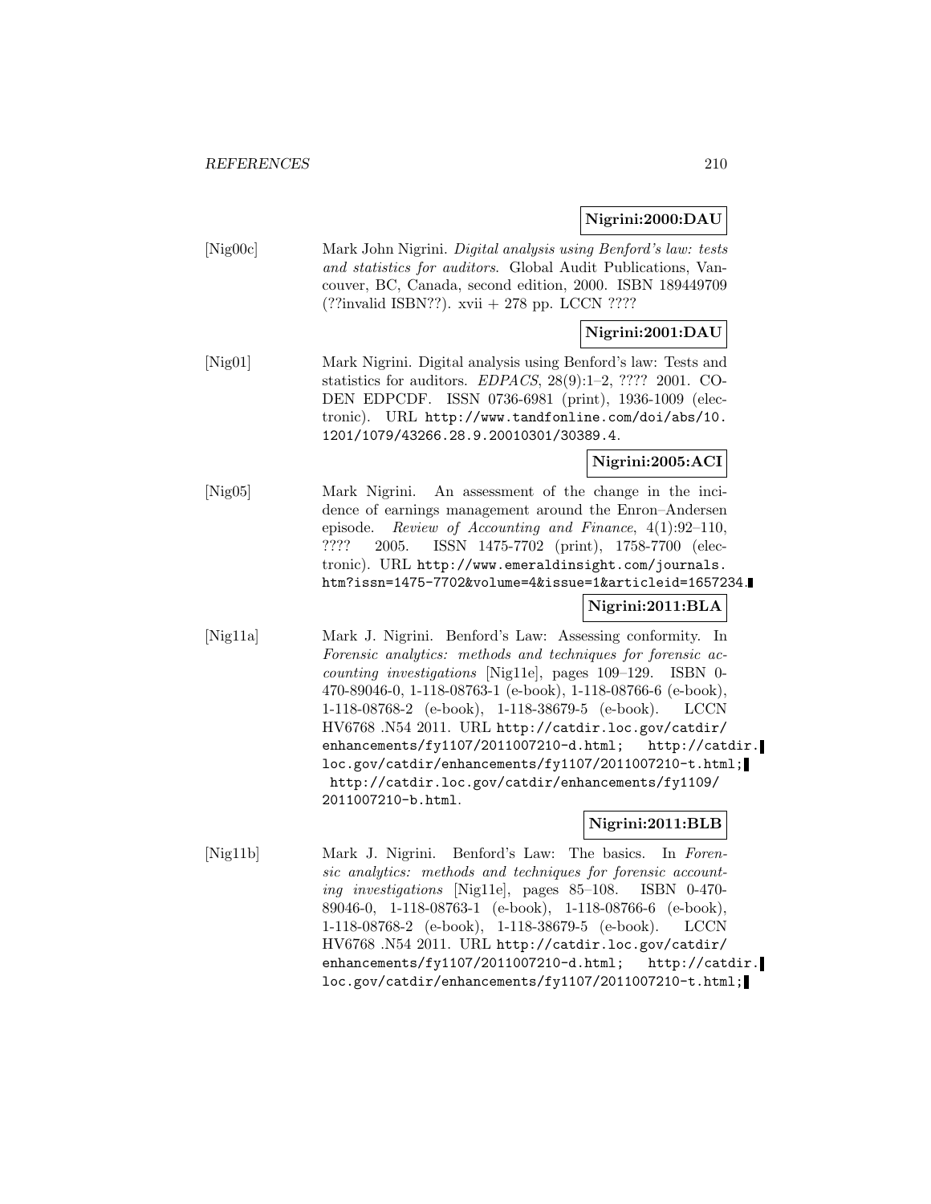**Nigrini:2000:DAU**

[Nig00c] Mark John Nigrini. *Digital analysis using Benford's law: tests and statistics for auditors*. Global Audit Publications, Vancouver, BC, Canada, second edition, 2000. ISBN 189449709 (??invalid ISBN??). xvii + 278 pp. LCCN ????

**Nigrini:2001:DAU**

[Nig01] Mark Nigrini. Digital analysis using Benford's law: Tests and statistics for auditors. *EDPACS*, 28(9):1–2, ???? 2001. CODEN EDPCDF. ISSN 0736-6981 (print), 1936-1009 (electronic). URL http://www.tandfonline.com/doi/abs/10.1201/1079/43266.28.9.20010301/30389.4.

**Nigrini:2005:ACI**

[Nig05] Mark Nigrini. An assessment of the change in the incidence of earnings management around the Enron–Andersen episode. *Review of Accounting and Finance*, 4(1):92–110, ???? 2005. ISSN 1475-7702 (print), 1758-7700 (electronic). URL http://www.emeraldinsight.com/journals.htm?issn=1475-7702&volume=4&issue=1&articleid=1657234.

**Nigrini:2011:BLA**

[Nig11a] Mark J. Nigrini. Benford's Law: Assessing conformity. In *Forensic analytics: methods and techniques for forensic accounting investigations* [Nig11e], pages 109–129. ISBN 0-470-89046-0, 1-118-08763-1 (e-book), 1-118-08766-6 (e-book), 1-118-08768-2 (e-book), 1-118-38679-5 (e-book). LCCN HV6768 .N54 2011. URL http://catdir.loc.gov/catdir/enhancements/fy1107/2011007210-d.html; http://catdir.loc.gov/catdir/enhancements/fy1107/2011007210-t.html; http://catdir.loc.gov/catdir/enhancements/fy1109/2011007210-b.html.

**Nigrini:2011:BLB**

[Nig11b] Mark J. Nigrini. Benford's Law: The basics. In *Forensic analytics: methods and techniques for forensic accounting investigations* [Nig11e], pages 85–108. ISBN 0-470-89046-0, 1-118-08763-1 (e-book), 1-118-08766-6 (e-book), 1-118-08768-2 (e-book), 1-118-38679-5 (e-book). LCCN HV6768 .N54 2011. URL http://catdir.loc.gov/catdir/enhancements/fy1107/2011007210-d.html; http://catdir.loc.gov/catdir/enhancements/fy1107/2011007210-t.html;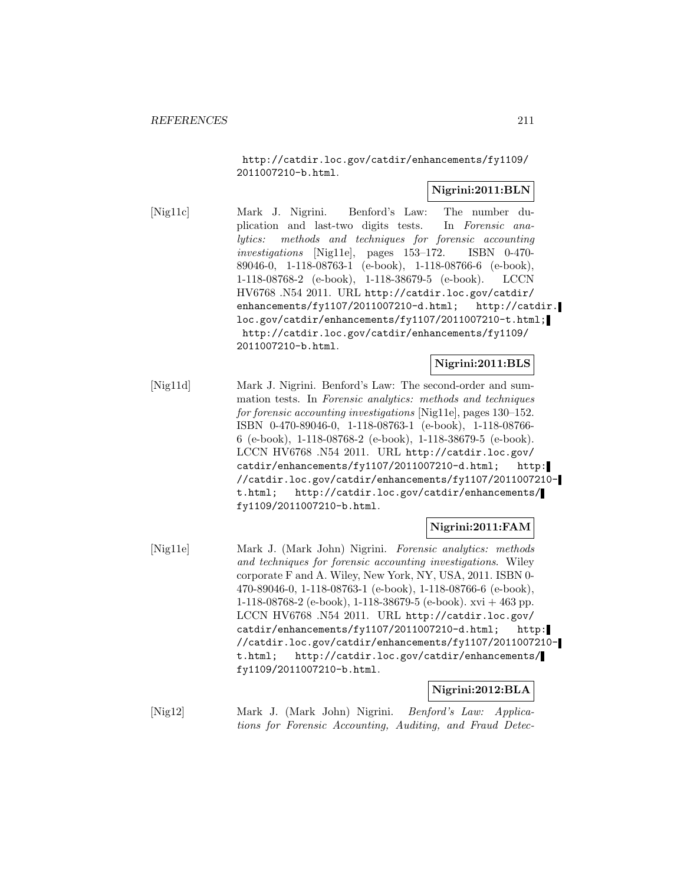http://catdir.loc.gov/catdir/enhancements/fy1109/2011007210-b.html.

**Nigrini:2011:BLN**

[Nig11c] Mark J. Nigrini. Benford's Law: The number duplication and last-two digits tests. In *Forensic analytics: methods and techniques for forensic accounting investigations* [Nig11e], pages 153–172. ISBN 0-470-89046-0, 1-118-08763-1 (e-book), 1-118-08766-6 (e-book), 1-118-08768-2 (e-book), 1-118-38679-5 (e-book). LCCN HV6768 .N54 2011. URL http://catdir.loc.gov/catdir/enhancements/fy1107/2011007210-d.html; http://catdir.loc.gov/catdir/enhancements/fy1107/2011007210-t.html; http://catdir.loc.gov/catdir/enhancements/fy1109/2011007210-b.html.

**Nigrini:2011:BLS**

[Nig11d] Mark J. Nigrini. Benford's Law: The second-order and summation tests. In *Forensic analytics: methods and techniques for forensic accounting investigations* [Nig11e], pages 130–152. ISBN 0-470-89046-0, 1-118-08763-1 (e-book), 1-118-08766-6 (e-book), 1-118-08768-2 (e-book), 1-118-38679-5 (e-book). LCCN HV6768 .N54 2011. URL http://catdir.loc.gov/catdir/enhancements/fy1107/2011007210-d.html; http://catdir.loc.gov/catdir/enhancements/fy1107/2011007210-t.html; http://catdir.loc.gov/catdir/enhancements/fy1109/2011007210-b.html.

**Nigrini:2011:FAM**

[Nig11e] Mark J. (Mark John) Nigrini. *Forensic analytics: methods and techniques for forensic accounting investigations*. Wiley corporate F and A. Wiley, New York, NY, USA, 2011. ISBN 0-470-89046-0, 1-118-08763-1 (e-book), 1-118-08766-6 (e-book), 1-118-08768-2 (e-book), 1-118-38679-5 (e-book). xvi + 463 pp. LCCN HV6768 .N54 2011. URL http://catdir.loc.gov/catdir/enhancements/fy1107/2011007210-d.html; http://catdir.loc.gov/catdir/enhancements/fy1107/2011007210-t.html; http://catdir.loc.gov/catdir/enhancements/fy1109/2011007210-b.html.

**Nigrini:2012:BLA**

[Nig12] Mark J. (Mark John) Nigrini. *Benford's Law: Applications for Forensic Accounting, Auditing, and Fraud Detec-*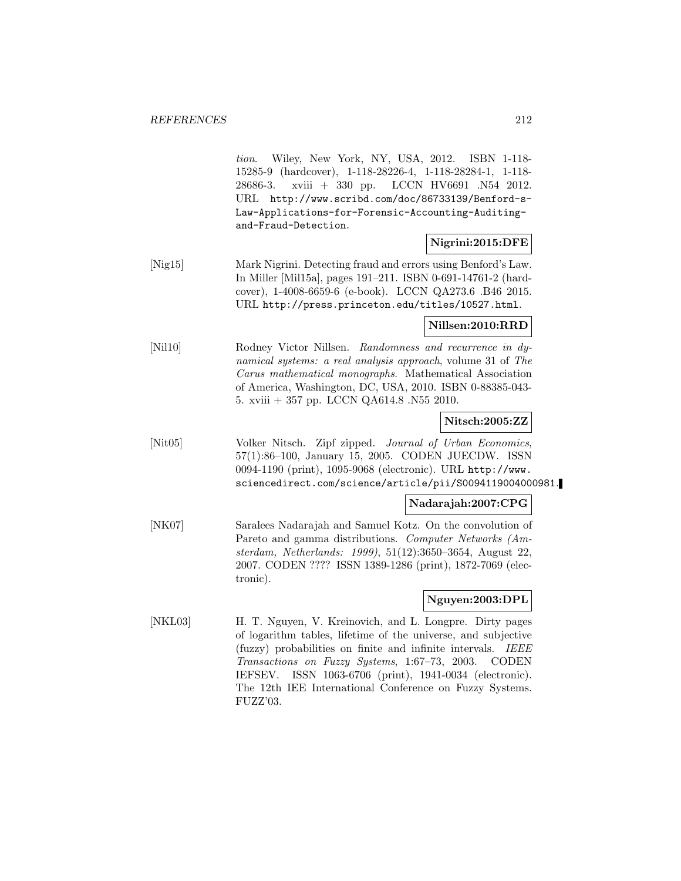*tion*. Wiley, New York, NY, USA, 2012. ISBN 1-118-15285-9 (hardcover), 1-118-28226-4, 1-118-28284-1, 1-118-28686-3. xviii + 330 pp. LCCN HV6691 .N54 2012. URL http://www.scribd.com/doc/86733139/Benford-s-Law-Applications-for-Forensic-Accounting-Auditing-and-Fraud-Detection.

**Nigrini:2015:DFE**

[Nig15] Mark Nigrini. Detecting fraud and errors using Benford's Law. In Miller [Mil15a], pages 191–211. ISBN 0-691-14761-2 (hardcover), 1-4008-6659-6 (e-book). LCCN QA273.6 .B46 2015. URL http://press.princeton.edu/titles/10527.html.

**Nillsen:2010:RRD**

[Nil10] Rodney Victor Nillsen. *Randomness and recurrence in dynamical systems: a real analysis approach*, volume 31 of *The Carus mathematical monographs*. Mathematical Association of America, Washington, DC, USA, 2010. ISBN 0-88385-043-5. xviii + 357 pp. LCCN QA614.8 .N55 2010.

**Nitsch:2005:ZZ**

[Nit05] Volker Nitsch. Zipf zipped. *Journal of Urban Economics*, 57(1):86–100, January 15, 2005. CODEN JUECDW. ISSN 0094-1190 (print), 1095-9068 (electronic). URL http://www.sciencedirect.com/science/article/pii/S0094119004000981.

**Nadarajah:2007:CPG**

[NK07] Saralees Nadarajah and Samuel Kotz. On the convolution of Pareto and gamma distributions. *Computer Networks (Amsterdam, Netherlands: 1999)*, 51(12):3650–3654, August 22, 2007. CODEN ???? ISSN 1389-1286 (print), 1872-7069 (electronic).

**Nguyen:2003:DPL**

[NKL03] H. T. Nguyen, V. Kreinovich, and L. Longpre. Dirty pages of logarithm tables, lifetime of the universe, and subjective (fuzzy) probabilities on finite and infinite intervals. *IEEE Transactions on Fuzzy Systems*, 1:67–73, 2003. CODEN IEFSEV. ISSN 1063-6706 (print), 1941-0034 (electronic). The 12th IEE International Conference on Fuzzy Systems. FUZZ'03.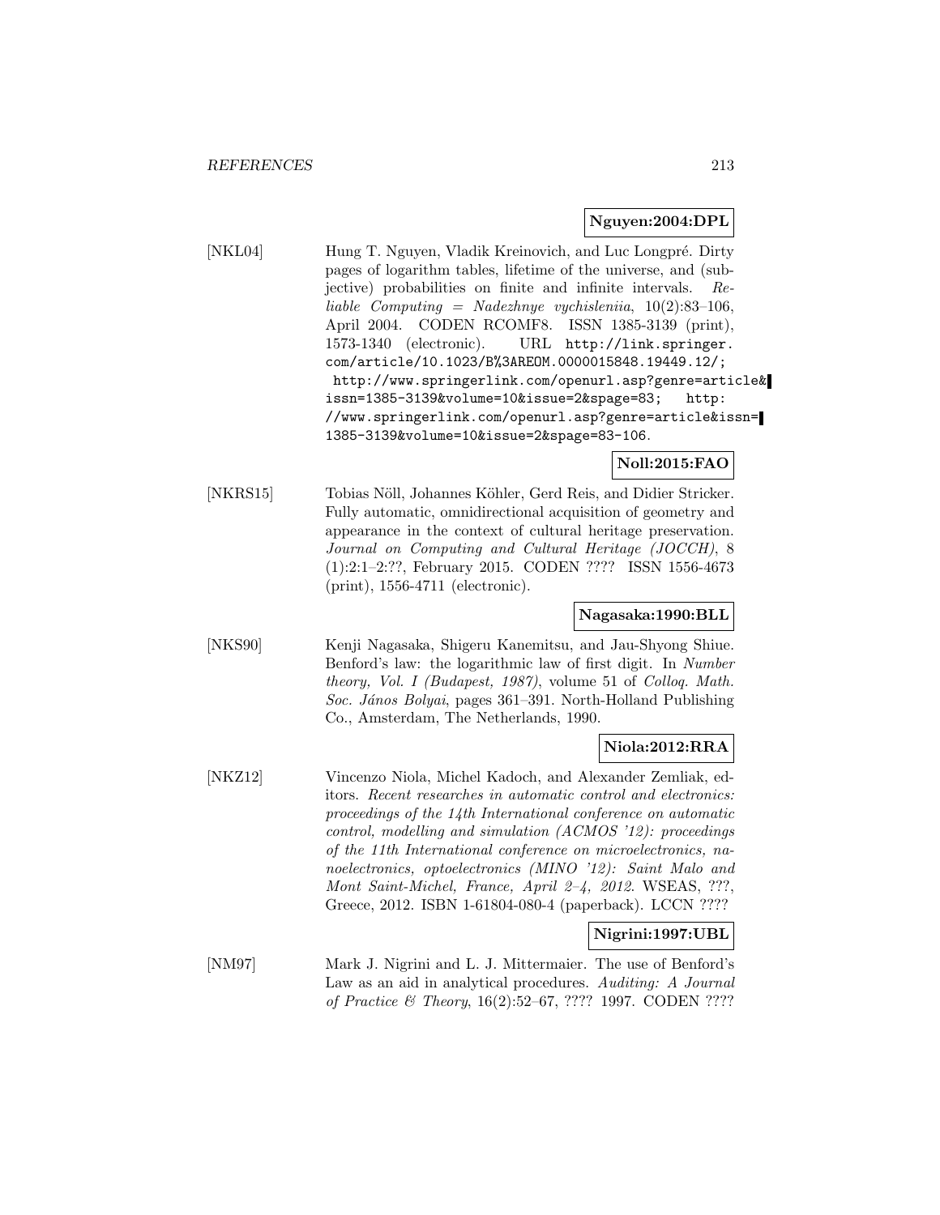**Nguyen:2004:DPL**

[NKL04] Hung T. Nguyen, Vladik Kreinovich, and Luc Longpré. Dirty pages of logarithm tables, lifetime of the universe, and (subjective) probabilities on finite and infinite intervals. *Reliable Computing = Nadezhnye vychisleniia*, 10(2):83–106, April 2004. CODEN RCOMF8. ISSN 1385-3139 (print), 1573-1340 (electronic). URL http://link.springer.com/article/10.1023/B%3AREOM.0000015848.19449.12/; http://www.springerlink.com/openurl.asp?genre=article&issn=1385-3139&volume=10&issue=2&spage=83; http://www.springerlink.com/openurl.asp?genre=article&issn=1385-3139&volume=10&issue=2&spage=83-106.

**Noll:2015:FAO**

[NKRS15] Tobias Nöll, Johannes Köhler, Gerd Reis, and Didier Stricker. Fully automatic, omnidirectional acquisition of geometry and appearance in the context of cultural heritage preservation. *Journal on Computing and Cultural Heritage (JOCCH)*, 8 (1):2:1–2:??, February 2015. CODEN ???? ISSN 1556-4673 (print), 1556-4711 (electronic).

**Nagasaka:1990:BLL**

[NKS90] Kenji Nagasaka, Shigeru Kanemitsu, and Jau-Shyong Shiue. Benford's law: the logarithmic law of first digit. In *Number theory, Vol. I (Budapest, 1987)*, volume 51 of *Colloq. Math. Soc. János Bolyai*, pages 361–391. North-Holland Publishing Co., Amsterdam, The Netherlands, 1990.

**Niola:2012:RRA**

[NKZ12] Vincenzo Niola, Michel Kadoch, and Alexander Zemliak, editors. *Recent researches in automatic control and electronics: proceedings of the 14th International conference on automatic control, modelling and simulation (ACMOS '12): proceedings of the 11th International conference on microelectronics, nanoelectronics, optoelectronics (MINO '12): Saint Malo and Mont Saint-Michel, France, April 2–4, 2012*. WSEAS, ???, Greece, 2012. ISBN 1-61804-080-4 (paperback). LCCN ????

**Nigrini:1997:UBL**

[NM97] Mark J. Nigrini and L. J. Mittermaier. The use of Benford's Law as an aid in analytical procedures. *Auditing: A Journal of Practice & Theory*, 16(2):52–67, ???? 1997. CODEN ????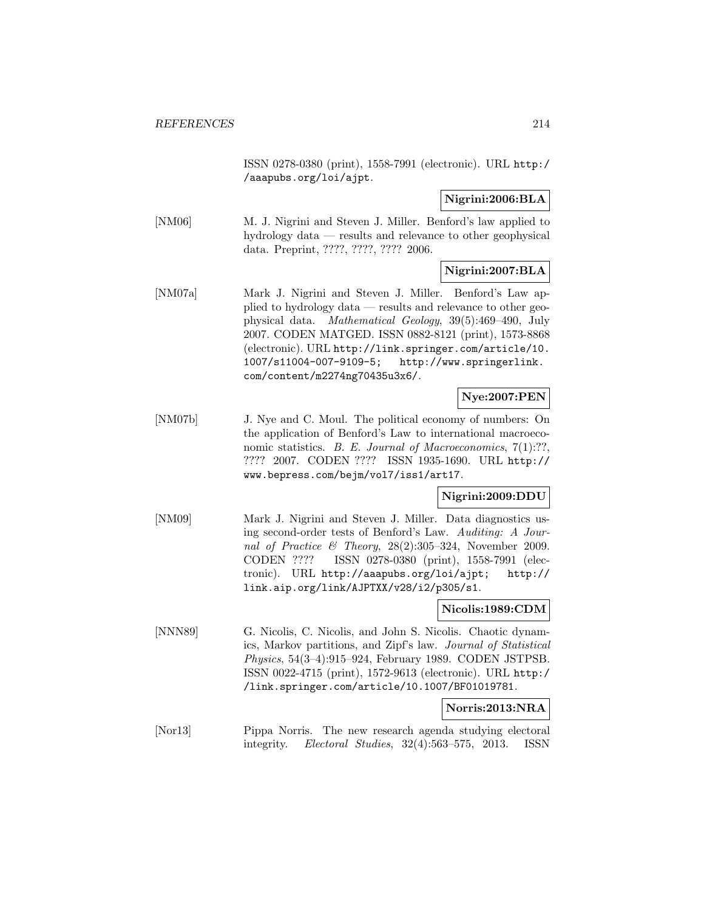ISSN 0278-0380 (print), 1558-7991 (electronic). URL http://aaapubs.org/loi/ajpt.

**Nigrini:2006:BLA**

[NM06] M. J. Nigrini and Steven J. Miller. Benford's law applied to hydrology data — results and relevance to other geophysical data. Preprint, ????, ????, ???? 2006.

**Nigrini:2007:BLA**

[NM07a] Mark J. Nigrini and Steven J. Miller. Benford's Law applied to hydrology data — results and relevance to other geophysical data. *Mathematical Geology*, 39(5):469–490, July 2007. CODEN MATGED. ISSN 0882-8121 (print), 1573-8868 (electronic). URL http://link.springer.com/article/10.1007/s11004-007-9109-5; http://www.springerlink.com/content/m2274ng70435u3x6/.

**Nye:2007:PEN**

[NM07b] J. Nye and C. Moul. The political economy of numbers: On the application of Benford's Law to international macroeconomic statistics. *B. E. Journal of Macroeconomics*, 7(1):??, ???? 2007. CODEN ???? ISSN 1935-1690. URL http://www.bepress.com/bejm/vol7/iss1/art17.

**Nigrini:2009:DDU**

[NM09] Mark J. Nigrini and Steven J. Miller. Data diagnostics using second-order tests of Benford's Law. *Auditing: A Journal of Practice & Theory*, 28(2):305–324, November 2009. CODEN ???? ISSN 0278-0380 (print), 1558-7991 (electronic). URL http://aaapubs.org/loi/ajpt; http://link.aip.org/link/AJPTXX/v28/i2/p305/s1.

**Nicolis:1989:CDM**

[NNN89] G. Nicolis, C. Nicolis, and John S. Nicolis. Chaotic dynamics, Markov partitions, and Zipf's law. *Journal of Statistical Physics*, 54(3–4):915–924, February 1989. CODEN JSTPSB. ISSN 0022-4715 (print), 1572-9613 (electronic). URL http://link.springer.com/article/10.1007/BF01019781.

**Norris:2013:NRA**

[Nor13] Pippa Norris. The new research agenda studying electoral integrity. *Electoral Studies*, 32(4):563–575, 2013. ISSN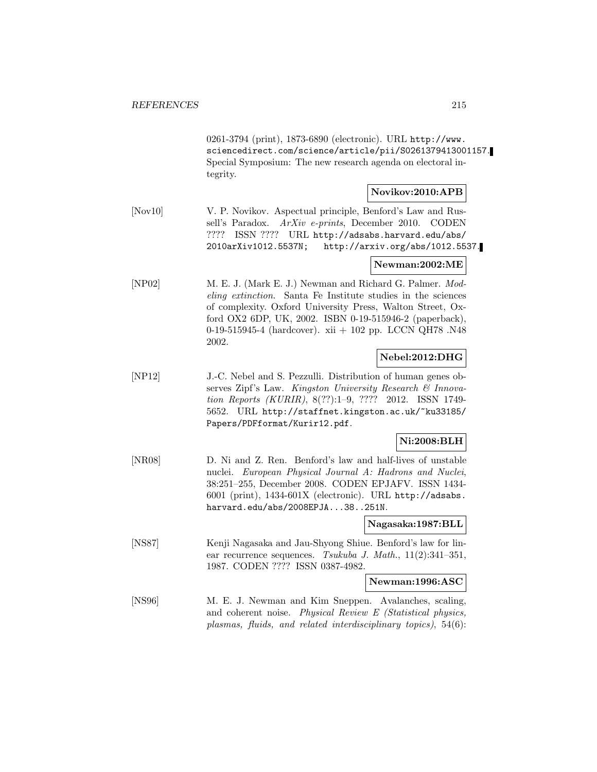0261-3794 (print), 1873-6890 (electronic). URL http://www.sciencedirect.com/science/article/pii/S0261379413001157. Special Symposium: The new research agenda on electoral integrity.

**Novikov:2010:APB**

[Nov10] V. P. Novikov. Aspectual principle, Benford's Law and Russell's Paradox. *ArXiv e-prints*, December 2010. CODEN ???? ISSN ???? URL http://adsabs.harvard.edu/abs/2010arXiv1012.5537N; http://arxiv.org/abs/1012.5537.

**Newman:2002:ME**

[NP02] M. E. J. (Mark E. J.) Newman and Richard G. Palmer. *Modeling extinction*. Santa Fe Institute studies in the sciences of complexity. Oxford University Press, Walton Street, Oxford OX2 6DP, UK, 2002. ISBN 0-19-515946-2 (paperback), 0-19-515945-4 (hardcover). xii + 102 pp. LCCN QH78 .N48 2002.

**Nebel:2012:DHG**

[NP12] J.-C. Nebel and S. Pezzulli. Distribution of human genes observes Zipf's Law. *Kingston University Research & Innovation Reports (KURIR)*, 8(??):1–9, ???? 2012. ISSN 1749-5652. URL http://staffnet.kingston.ac.uk/~ku33185/Papers/PDFformat/Kurir12.pdf.

**Ni:2008:BLH**

[NR08] D. Ni and Z. Ren. Benford's law and half-lives of unstable nuclei. *European Physical Journal A: Hadrons and Nuclei*, 38:251–255, December 2008. CODEN EPJAFV. ISSN 1434-6001 (print), 1434-601X (electronic). URL http://adsabs.harvard.edu/abs/2008EPJA...38..251N.

**Nagasaka:1987:BLL**

[NS87] Kenji Nagasaka and Jau-Shyong Shiue. Benford's law for linear recurrence sequences. *Tsukuba J. Math.*, 11(2):341–351, 1987. CODEN ???? ISSN 0387-4982.

**Newman:1996:ASC**

[NS96] M. E. J. Newman and Kim Sneppen. Avalanches, scaling, and coherent noise. *Physical Review E (Statistical physics, plasmas, fluids, and related interdisciplinary topics)*, 54(6):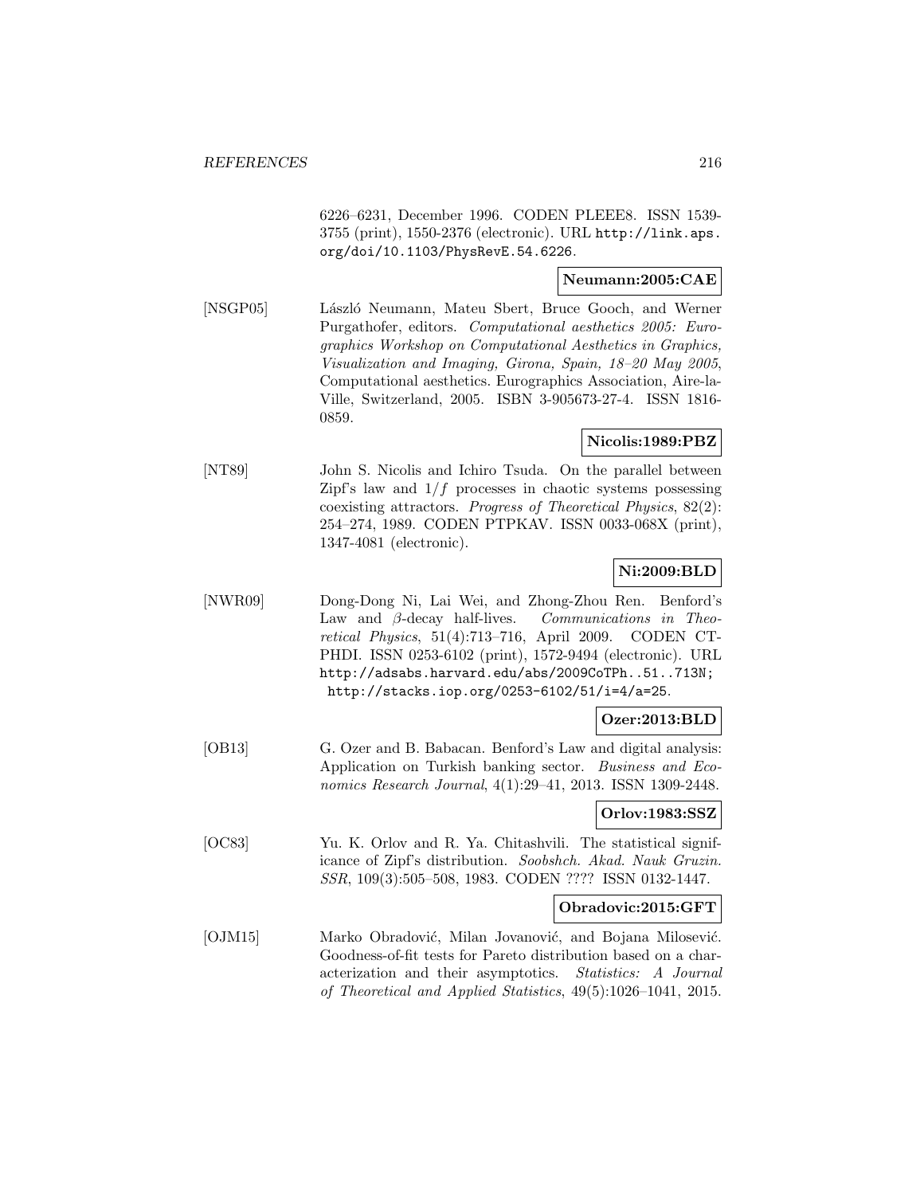6226–6231, December 1996. CODEN PLEEE8. ISSN 1539-3755 (print), 1550-2376 (electronic). URL http://link.aps.org/doi/10.1103/PhysRevE.54.6226.

**Neumann:2005:CAE**

[NSGP05] László Neumann, Mateu Sbert, Bruce Gooch, and Werner Purgathofer, editors. *Computational aesthetics 2005: Eurographics Workshop on Computational Aesthetics in Graphics, Visualization and Imaging, Girona, Spain, 18–20 May 2005*, Computational aesthetics. Eurographics Association, Aire-la-Ville, Switzerland, 2005. ISBN 3-905673-27-4. ISSN 1816-0859.

**Nicolis:1989:PBZ**

[NT89] John S. Nicolis and Ichiro Tsuda. On the parallel between Zipf's law and $1/f$ processes in chaotic systems possessing coexisting attractors. *Progress of Theoretical Physics*, 82(2): 254–274, 1989. CODEN PTPKAV. ISSN 0033-068X (print), 1347-4081 (electronic).

**Ni:2009:BLD**

[NWR09] Dong-Dong Ni, Lai Wei, and Zhong-Zhou Ren. Benford's Law and $\beta$-decay half-lives. *Communications in Theoretical Physics*, 51(4):713–716, April 2009. CODEN CTPHDI. ISSN 0253-6102 (print), 1572-9494 (electronic). URL http://adsabs.harvard.edu/abs/2009CoTPh..51..713N; http://stacks.iop.org/0253-6102/51/i=4/a=25.

**Ozer:2013:BLD**

[OB13] G. Ozer and B. Babacan. Benford's Law and digital analysis: Application on Turkish banking sector. *Business and Economics Research Journal*, 4(1):29–41, 2013. ISSN 1309-2448.

**Orlov:1983:SSZ**

[OC83] Yu. K. Orlov and R. Ya. Chitashvili. The statistical significance of Zipf's distribution. *Soobshch. Akad. Nauk Gruzin. SSR*, 109(3):505–508, 1983. CODEN ???? ISSN 0132-1447.

**Obradovic:2015:GFT**

[OJM15] Marko Obradović, Milan Jovanović, and Bojana Milosević. Goodness-of-fit tests for Pareto distribution based on a characterization and their asymptotics. *Statistics: A Journal of Theoretical and Applied Statistics*, 49(5):1026–1041, 2015.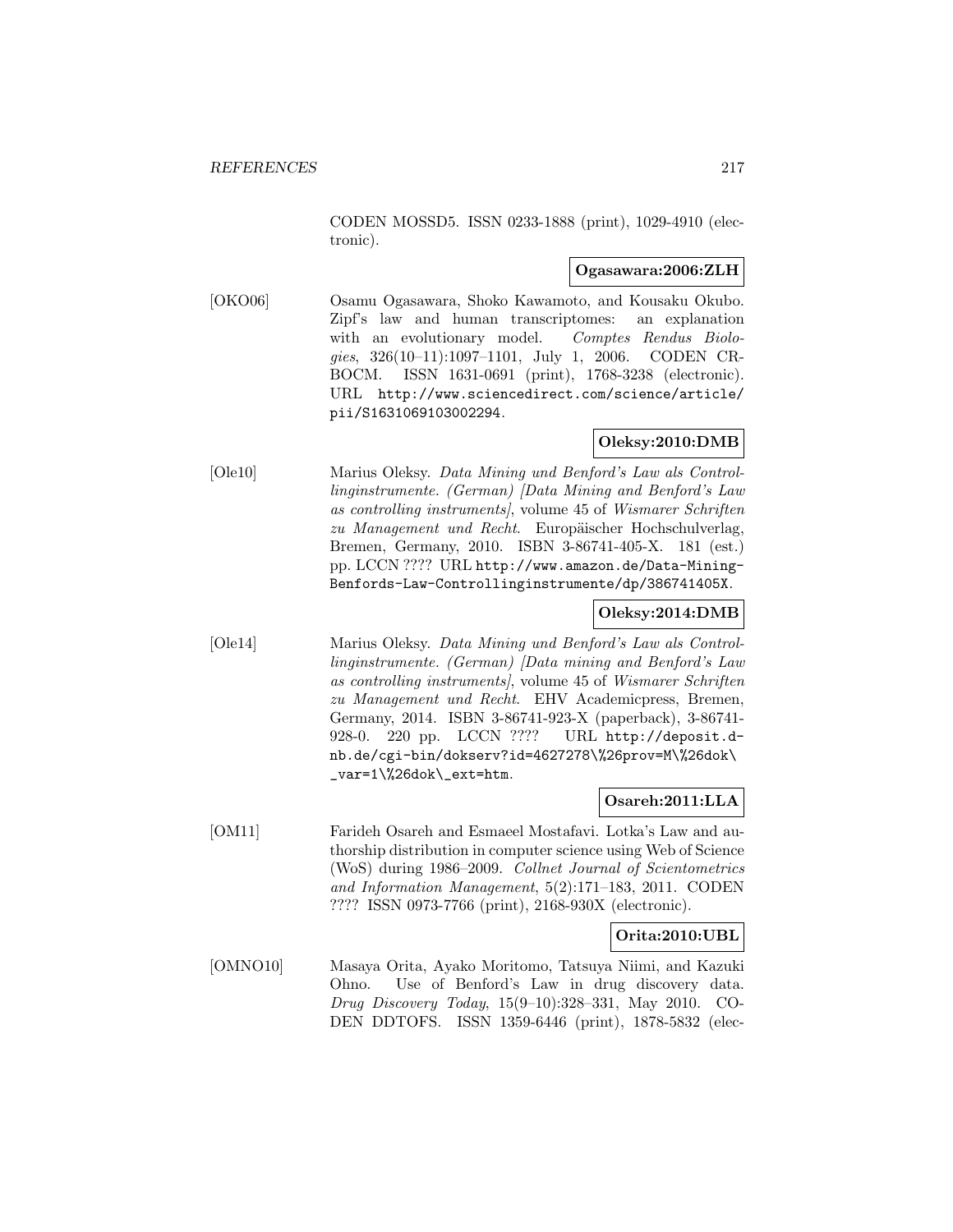CODEN MOSSD5. ISSN 0233-1888 (print), 1029-4910 (electronic).

**Ogasawara:2006:ZLH**

[OKO06] Osamu Ogasawara, Shoko Kawamoto, and Kousaku Okubo. Zipf's law and human transcriptomes: an explanation with an evolutionary model. *Comptes Rendus Biologies*, 326(10–11):1097–1101, July 1, 2006. CODEN CRBOCM. ISSN 1631-0691 (print), 1768-3238 (electronic). URL http://www.sciencedirect.com/science/article/pii/S1631069103002294.

**Oleksy:2010:DMB**

[Ole10] Marius Oleksy. *Data Mining und Benford's Law als Controllinginstrumente. (German) [Data Mining and Benford's Law as controlling instruments]*, volume 45 of *Wismarer Schriften zu Management und Recht*. Europäischer Hochschulverlag, Bremen, Germany, 2010. ISBN 3-86741-405-X. 181 (est.) pp. LCCN ???? URL http://www.amazon.de/Data-Mining-Benfords-Law-Controllinginstrumente/dp/386741405X.

**Oleksy:2014:DMB**

[Ole14] Marius Oleksy. *Data Mining und Benford's Law als Controllinginstrumente. (German) [Data mining and Benford's Law as controlling instruments]*, volume 45 of *Wismarer Schriften zu Management und Recht*. EHV Academicpress, Bremen, Germany, 2014. ISBN 3-86741-923-X (paperback), 3-86741-928-0. 220 pp. LCCN ???? URL http://deposit.d-nb.de/cgi-bin/dokserv?id=4627278\%26prov=M\%26dok\_var=1\%26dok\_ext=htm.

**Osareh:2011:LLA**

[OM11] Farideh Osareh and Esmaeel Mostafavi. Lotka's Law and authorship distribution in computer science using Web of Science (WoS) during 1986–2009. *Collnet Journal of Scientometrics and Information Management*, 5(2):171–183, 2011. CODEN ???? ISSN 0973-7766 (print), 2168-930X (electronic).

**Orita:2010:UBL**

[OMNO10] Masaya Orita, Ayako Moritomo, Tatsuya Niimi, and Kazuki Ohno. Use of Benford's Law in drug discovery data. *Drug Discovery Today*, 15(9–10):328–331, May 2010. CODEN DDTOFS. ISSN 1359-6446 (print), 1878-5832 (elec-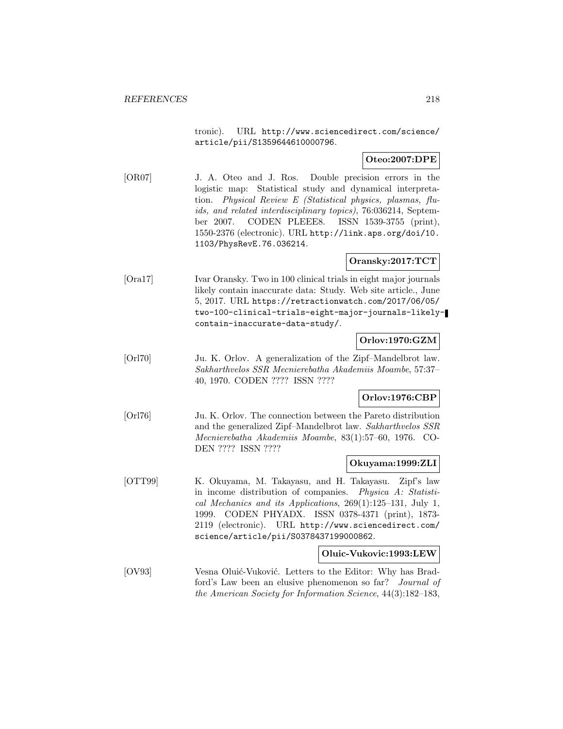tronic). URL http://www.sciencedirect.com/science/article/pii/S1359644610000796.

**Oteo:2007:DPE**

[OR07] J. A. Oteo and J. Ros. Double precision errors in the logistic map: Statistical study and dynamical interpretation. *Physical Review E (Statistical physics, plasmas, fluids, and related interdisciplinary topics)*, 76:036214, September 2007. CODEN PLEEE8. ISSN 1539-3755 (print), 1550-2376 (electronic). URL http://link.aps.org/doi/10.1103/PhysRevE.76.036214.

**Oransky:2017:TCT**

[Ora17] Ivar Oransky. Two in 100 clinical trials in eight major journals likely contain inaccurate data: Study. Web site article., June 5, 2017. URL https://retractionwatch.com/2017/06/05/two-100-clinical-trials-eight-major-journals-likely-contain-inaccurate-data-study/.

**Orlov:1970:GZM**

[Orl70] Ju. K. Orlov. A generalization of the Zipf–Mandelbrot law. *Sakharthvelos SSR Mecnierebatha Akademiis Moambe*, 57:37–40, 1970. CODEN ???? ISSN ????

**Orlov:1976:CBP**

[Orl76] Ju. K. Orlov. The connection between the Pareto distribution and the generalized Zipf–Mandelbrot law. *Sakharthvelos SSR Mecnierebatha Akademiis Moambe*, 83(1):57–60, 1976. CODEN ???? ISSN ????

**Okuyama:1999:ZLI**

[OTT99] K. Okuyama, M. Takayasu, and H. Takayasu. Zipf's law in income distribution of companies. *Physica A: Statistical Mechanics and its Applications*, 269(1):125–131, July 1, 1999. CODEN PHYADX. ISSN 0378-4371 (print), 1873-2119 (electronic). URL http://www.sciencedirect.com/science/article/pii/S0378437199000862.

**Oluic-Vukovic:1993:LEW**

[OV93] Vesna Oluić-Vuković. Letters to the Editor: Why has Bradford's Law been an elusive phenomenon so far? *Journal of the American Society for Information Science*, 44(3):182–183,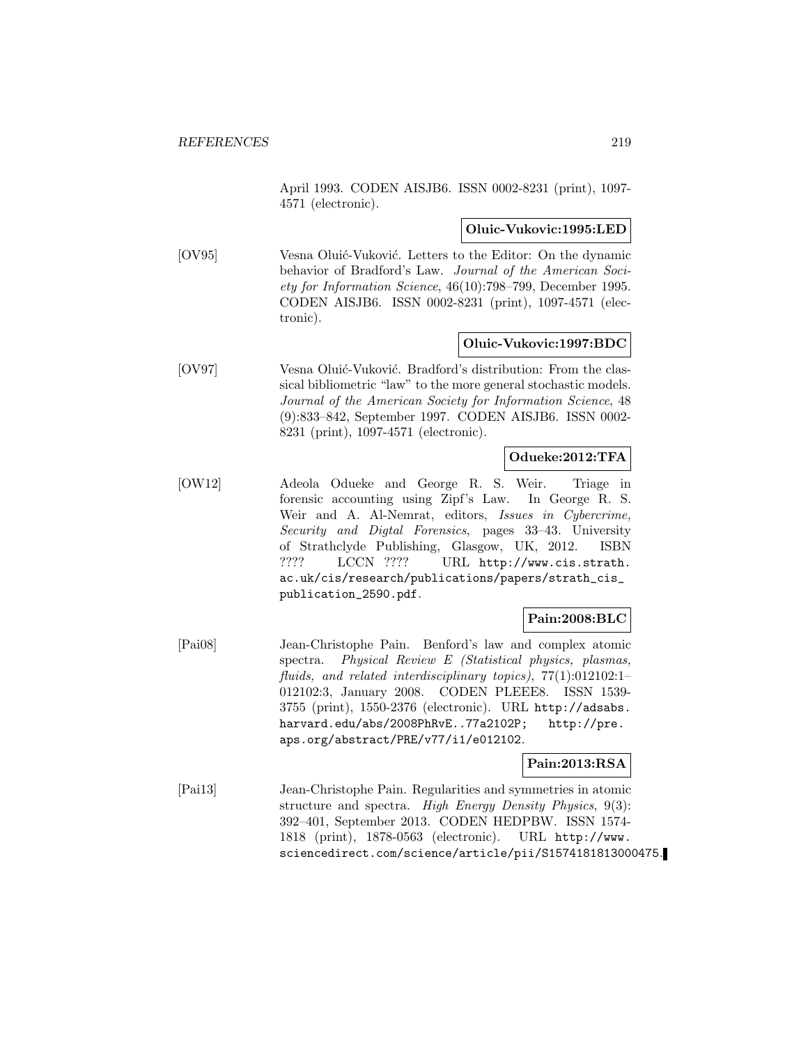April 1993. CODEN AISJB6. ISSN 0002-8231 (print), 1097-4571 (electronic).

**Oluic-Vukovic:1995:LED**

[OV95] Vesna Oluić-Vuković. Letters to the Editor: On the dynamic behavior of Bradford's Law. *Journal of the American Society for Information Science*, 46(10):798–799, December 1995. CODEN AISJB6. ISSN 0002-8231 (print), 1097-4571 (electronic).

**Oluic-Vukovic:1997:BDC**

[OV97] Vesna Oluić-Vuković. Bradford's distribution: From the classical bibliometric "law" to the more general stochastic models. *Journal of the American Society for Information Science*, 48 (9):833–842, September 1997. CODEN AISJB6. ISSN 0002-8231 (print), 1097-4571 (electronic).

**Odueke:2012:TFA**

[OW12] Adeola Odueke and George R. S. Weir. Triage in forensic accounting using Zipf's Law. In George R. S. Weir and A. Al-Nemrat, editors, *Issues in Cybercrime, Security and Digtal Forensics*, pages 33–43. University of Strathclyde Publishing, Glasgow, UK, 2012. ISBN ???? LCCN ???? URL http://www.cis.strath.ac.uk/cis/research/publications/papers/strath_cis_publication_2590.pdf.

**Pain:2008:BLC**

[Pai08] Jean-Christophe Pain. Benford's law and complex atomic spectra. *Physical Review E (Statistical physics, plasmas, fluids, and related interdisciplinary topics)*, 77(1):012102:1–012102:3, January 2008. CODEN PLEEE8. ISSN 1539-3755 (print), 1550-2376 (electronic). URL http://adsabs.harvard.edu/abs/2008PhRvE..77a2102P; http://pre.aps.org/abstract/PRE/v77/i1/e012102.

**Pain:2013:RSA**

[Pai13] Jean-Christophe Pain. Regularities and symmetries in atomic structure and spectra. *High Energy Density Physics*, 9(3): 392–401, September 2013. CODEN HEDPBW. ISSN 1574-1818 (print), 1878-0563 (electronic). URL http://www.sciencedirect.com/science/article/pii/S1574181813000475.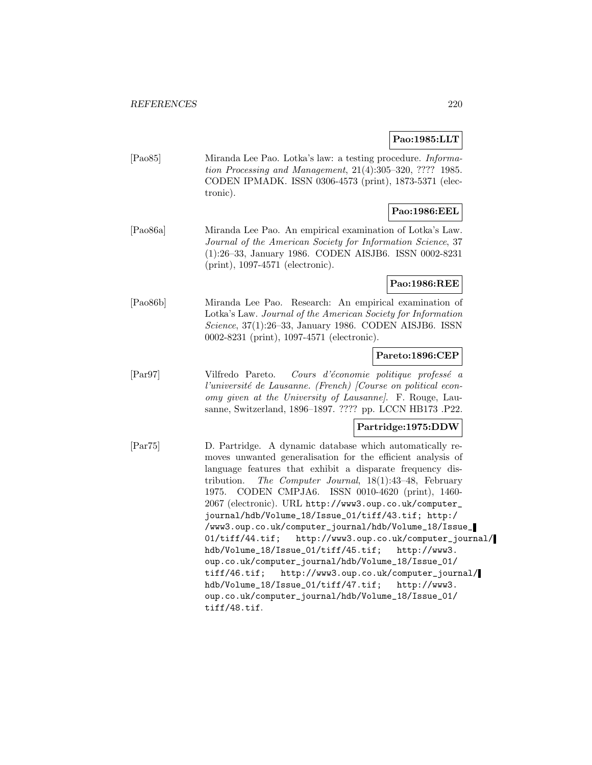**Pao:1985:LLT**

[Pao85] Miranda Lee Pao. Lotka's law: a testing procedure. *Information Processing and Management*, 21(4):305–320, ???? 1985. CODEN IPMADK. ISSN 0306-4573 (print), 1873-5371 (electronic).

**Pao:1986:EEL**

[Pao86a] Miranda Lee Pao. An empirical examination of Lotka's Law. *Journal of the American Society for Information Science*, 37 (1):26–33, January 1986. CODEN AISJB6. ISSN 0002-8231 (print), 1097-4571 (electronic).

**Pao:1986:REE**

[Pao86b] Miranda Lee Pao. Research: An empirical examination of Lotka's Law. *Journal of the American Society for Information Science*, 37(1):26–33, January 1986. CODEN AISJB6. ISSN 0002-8231 (print), 1097-4571 (electronic).

**Pareto:1896:CEP**

[Par97] Vilfredo Pareto. *Cours d'économie politique professé a l'université de Lausanne. (French) [Course on political economy given at the University of Lausanne]*. F. Rouge, Lausanne, Switzerland, 1896–1897. ???? pp. LCCN HB173 .P22.

**Partridge:1975:DDW**

[Par75] D. Partridge. A dynamic database which automatically removes unwanted generalisation for the efficient analysis of language features that exhibit a disparate frequency distribution. *The Computer Journal*, 18(1):43–48, February 1975. CODEN CMPJA6. ISSN 0010-4620 (print), 1460-2067 (electronic). URL http://www3.oup.co.uk/computer_journal/hdb/Volume_18/Issue_01/tiff/43.tif; http://www3.oup.co.uk/computer_journal/hdb/Volume_18/Issue_01/tiff/44.tif; http://www3.oup.co.uk/computer_journal/hdb/Volume_18/Issue_01/tiff/45.tif; http://www3.oup.co.uk/computer_journal/hdb/Volume_18/Issue_01/tiff/46.tif; http://www3.oup.co.uk/computer_journal/hdb/Volume_18/Issue_01/tiff/47.tif; http://www3.oup.co.uk/computer_journal/hdb/Volume_18/Issue_01/tiff/48.tif.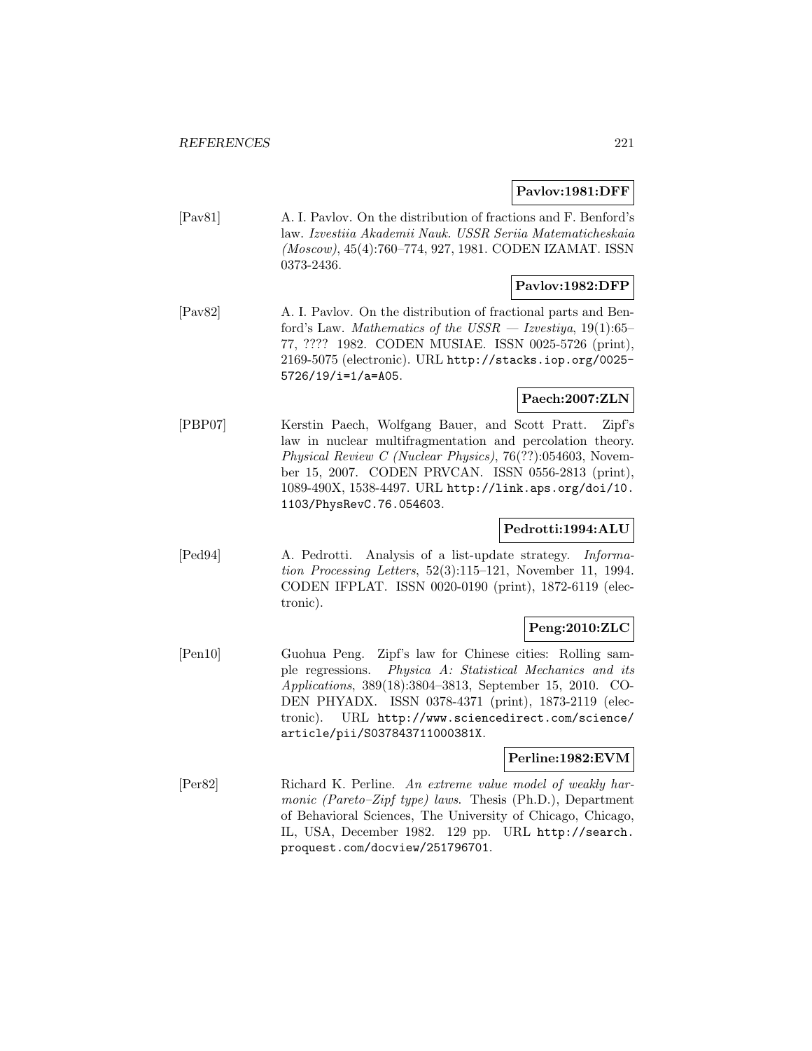**Pavlov:1981:DFF**

[Pav81] A. I. Pavlov. On the distribution of fractions and F. Benford's law. *Izvestiia Akademii Nauk. USSR Seriia Matematicheskaia (Moscow)*, 45(4):760–774, 927, 1981. CODEN IZAMAT. ISSN 0373-2436.

**Pavlov:1982:DFP**

[Pav82] A. I. Pavlov. On the distribution of fractional parts and Benford's Law. *Mathematics of the USSR — Izvestiya*, 19(1):65–77, ???? 1982. CODEN MUSIAE. ISSN 0025-5726 (print), 2169-5075 (electronic). URL http://stacks.iop.org/0025-5726/19/i=1/a=A05.

**Paech:2007:ZLN**

[PBP07] Kerstin Paech, Wolfgang Bauer, and Scott Pratt. Zipf's law in nuclear multifragmentation and percolation theory. *Physical Review C (Nuclear Physics)*, 76(??):054603, November 15, 2007. CODEN PRVCAN. ISSN 0556-2813 (print), 1089-490X, 1538-4497. URL http://link.aps.org/doi/10.1103/PhysRevC.76.054603.

**Pedrotti:1994:ALU**

[Ped94] A. Pedrotti. Analysis of a list-update strategy. *Information Processing Letters*, 52(3):115–121, November 11, 1994. CODEN IFPLAT. ISSN 0020-0190 (print), 1872-6119 (electronic).

**Peng:2010:ZLC**

[Pen10] Guohua Peng. Zipf's law for Chinese cities: Rolling sample regressions. *Physica A: Statistical Mechanics and its Applications*, 389(18):3804–3813, September 15, 2010. CODEN PHYADX. ISSN 0378-4371 (print), 1873-2119 (electronic). URL http://www.sciencedirect.com/science/article/pii/S037843711000381X.

**Perline:1982:EVM**

[Per82] Richard K. Perline. *An extreme value model of weakly harmonic (Pareto–Zipf type) laws*. Thesis (Ph.D.), Department of Behavioral Sciences, The University of Chicago, Chicago, IL, USA, December 1982. 129 pp. URL http://search.proquest.com/docview/251796701.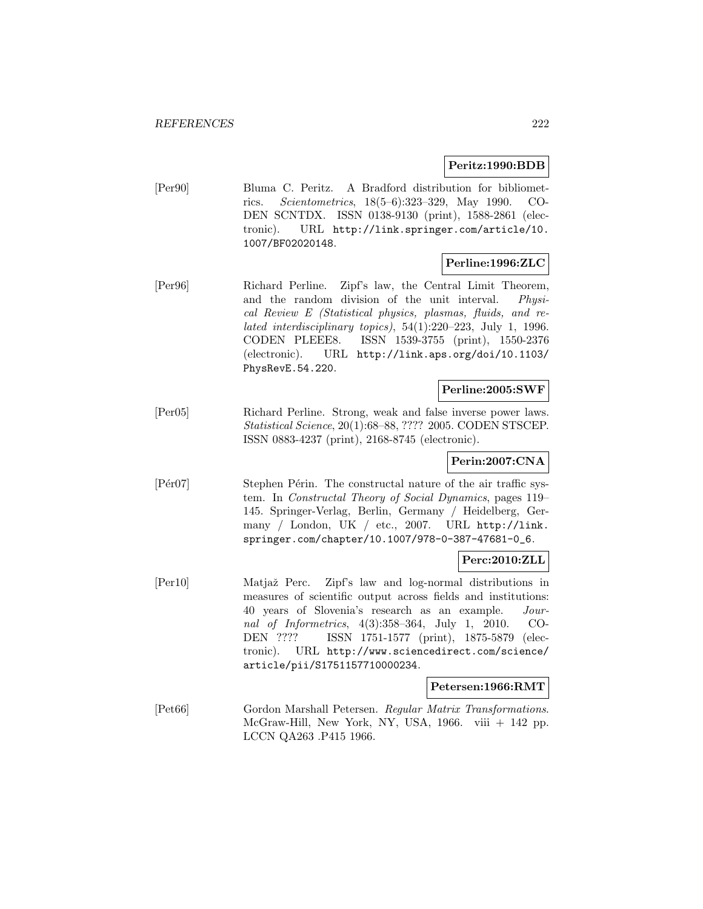**Peritz:1990:BDB**

[Per90] Bluma C. Peritz. A Bradford distribution for bibliometrics. *Scientometrics*, 18(5–6):323–329, May 1990. CODEN SCNTDX. ISSN 0138-9130 (print), 1588-2861 (electronic). URL http://link.springer.com/article/10.1007/BF02020148.

**Perline:1996:ZLC**

[Per96] Richard Perline. Zipf's law, the Central Limit Theorem, and the random division of the unit interval. *Physical Review E (Statistical physics, plasmas, fluids, and related interdisciplinary topics)*, 54(1):220–223, July 1, 1996. CODEN PLEEE8. ISSN 1539-3755 (print), 1550-2376 (electronic). URL http://link.aps.org/doi/10.1103/PhysRevE.54.220.

**Perline:2005:SWF**

[Per05] Richard Perline. Strong, weak and false inverse power laws. *Statistical Science*, 20(1):68–88, ???? 2005. CODEN STSCEP. ISSN 0883-4237 (print), 2168-8745 (electronic).

**Perin:2007:CNA**

[Pér07] Stephen Périn. The constructal nature of the air traffic system. In *Constructal Theory of Social Dynamics*, pages 119–145. Springer-Verlag, Berlin, Germany / Heidelberg, Germany / London, UK / etc., 2007. URL http://link.springer.com/chapter/10.1007/978-0-387-47681-0_6.

**Perc:2010:ZLL**

[Per10] Matjaž Perc. Zipf's law and log-normal distributions in measures of scientific output across fields and institutions: 40 years of Slovenia's research as an example. *Journal of Informetrics*, 4(3):358–364, July 1, 2010. CODEN ???? ISSN 1751-1577 (print), 1875-5879 (electronic). URL http://www.sciencedirect.com/science/article/pii/S1751157710000234.

**Petersen:1966:RMT**

[Pet66] Gordon Marshall Petersen. *Regular Matrix Transformations*. McGraw-Hill, New York, NY, USA, 1966. viii + 142 pp. LCCN QA263 .P415 1966.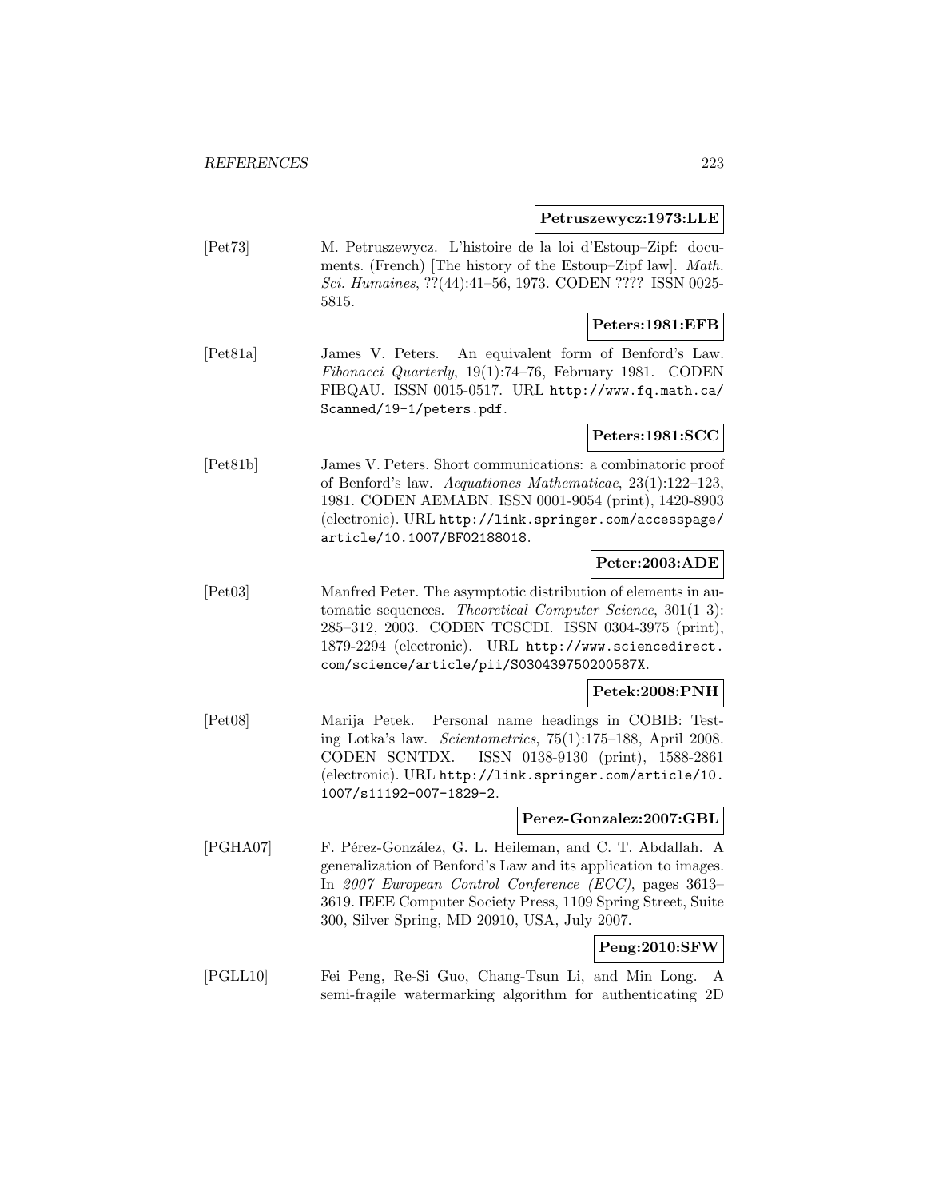**Petruszewycz:1973:LLE**

[Pet73] M. Petruszewycz. L'histoire de la loi d'Estoup–Zipf: documents. (French) [The history of the Estoup–Zipf law]. *Math. Sci. Humaines*, ??(44):41–56, 1973. CODEN ???? ISSN 0025-5815.

**Peters:1981:EFB**

[Pet81a] James V. Peters. An equivalent form of Benford's Law. *Fibonacci Quarterly*, 19(1):74–76, February 1981. CODEN FIBQAU. ISSN 0015-0517. URL http://www.fq.math.ca/Scanned/19-1/peters.pdf.

**Peters:1981:SCC**

[Pet81b] James V. Peters. Short communications: a combinatoric proof of Benford's law. *Aequationes Mathematicae*, 23(1):122–123, 1981. CODEN AEMABN. ISSN 0001-9054 (print), 1420-8903 (electronic). URL http://link.springer.com/accesspage/article/10.1007/BF02188018.

**Peter:2003:ADE**

[Pet03] Manfred Peter. The asymptotic distribution of elements in automatic sequences. *Theoretical Computer Science*, 301(1 3): 285–312, 2003. CODEN TCSCDI. ISSN 0304-3975 (print), 1879-2294 (electronic). URL http://www.sciencedirect.com/science/article/pii/S030439750200587X.

**Petek:2008:PNH**

[Pet08] Marija Petek. Personal name headings in COBIB: Testing Lotka's law. *Scientometrics*, 75(1):175–188, April 2008. CODEN SCNTDX. ISSN 0138-9130 (print), 1588-2861 (electronic). URL http://link.springer.com/article/10.1007/s11192-007-1829-2.

**Perez-Gonzalez:2007:GBL**

[PGHA07] F. Pérez-González, G. L. Heileman, and C. T. Abdallah. A generalization of Benford's Law and its application to images. In *2007 European Control Conference (ECC)*, pages 3613–3619. IEEE Computer Society Press, 1109 Spring Street, Suite 300, Silver Spring, MD 20910, USA, July 2007.

**Peng:2010:SFW**

[PGLL10] Fei Peng, Re-Si Guo, Chang-Tsun Li, and Min Long. A semi-fragile watermarking algorithm for authenticating 2D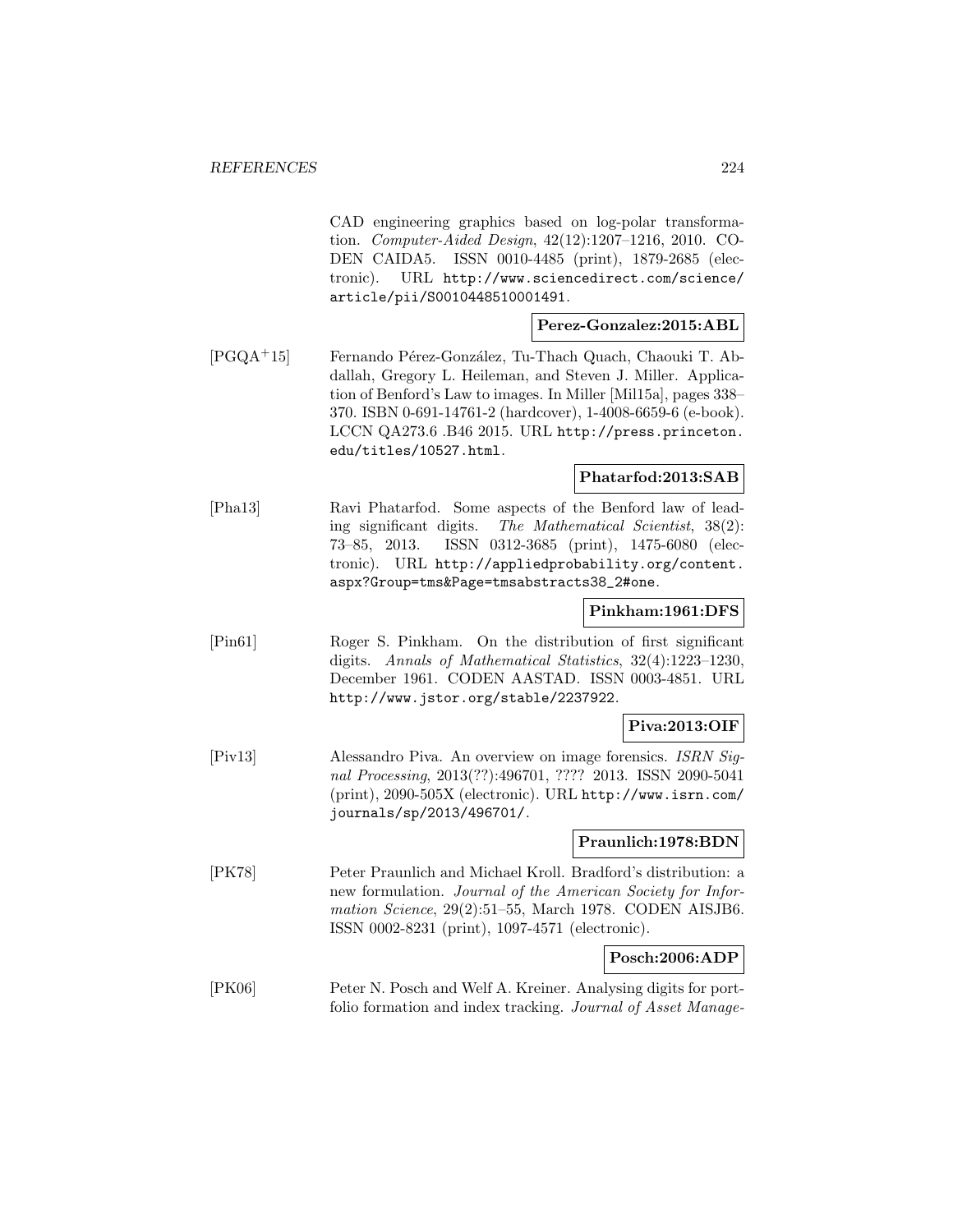CAD engineering graphics based on log-polar transformation. *Computer-Aided Design*, 42(12):1207–1216, 2010. CODEN CAIDA5. ISSN 0010-4485 (print), 1879-2685 (electronic). URL http://www.sciencedirect.com/science/article/pii/S0010448510001491.

**Perez-Gonzalez:2015:ABL**

[PGQA+15] Fernando Pérez-González, Tu-Thach Quach, Chaouki T. Abdallah, Gregory L. Heileman, and Steven J. Miller. Application of Benford's Law to images. In Miller [Mil15a], pages 338–370. ISBN 0-691-14761-2 (hardcover), 1-4008-6659-6 (e-book). LCCN QA273.6 .B46 2015. URL http://press.princeton.edu/titles/10527.html.

**Phatarfod:2013:SAB**

[Pha13] Ravi Phatarfod. Some aspects of the Benford law of leading significant digits. *The Mathematical Scientist*, 38(2): 73–85, 2013. ISSN 0312-3685 (print), 1475-6080 (electronic). URL http://appliedprobability.org/content.aspx?Group=tms&Page=tmsabstracts38_2#one.

**Pinkham:1961:DFS**

[Pin61] Roger S. Pinkham. On the distribution of first significant digits. *Annals of Mathematical Statistics*, 32(4):1223–1230, December 1961. CODEN AASTAD. ISSN 0003-4851. URL http://www.jstor.org/stable/2237922.

**Piva:2013:OIF**

[Piv13] Alessandro Piva. An overview on image forensics. *ISRN Signal Processing*, 2013(??):496701, ???? 2013. ISSN 2090-5041 (print), 2090-505X (electronic). URL http://www.isrn.com/journals/sp/2013/496701/.

**Praunlich:1978:BDN**

[PK78] Peter Praunlich and Michael Kroll. Bradford's distribution: a new formulation. *Journal of the American Society for Information Science*, 29(2):51–55, March 1978. CODEN AISJB6. ISSN 0002-8231 (print), 1097-4571 (electronic).

**Posch:2006:ADP**

[PK06] Peter N. Posch and Welf A. Kreiner. Analysing digits for portfolio formation and index tracking. *Journal of Asset Manage-*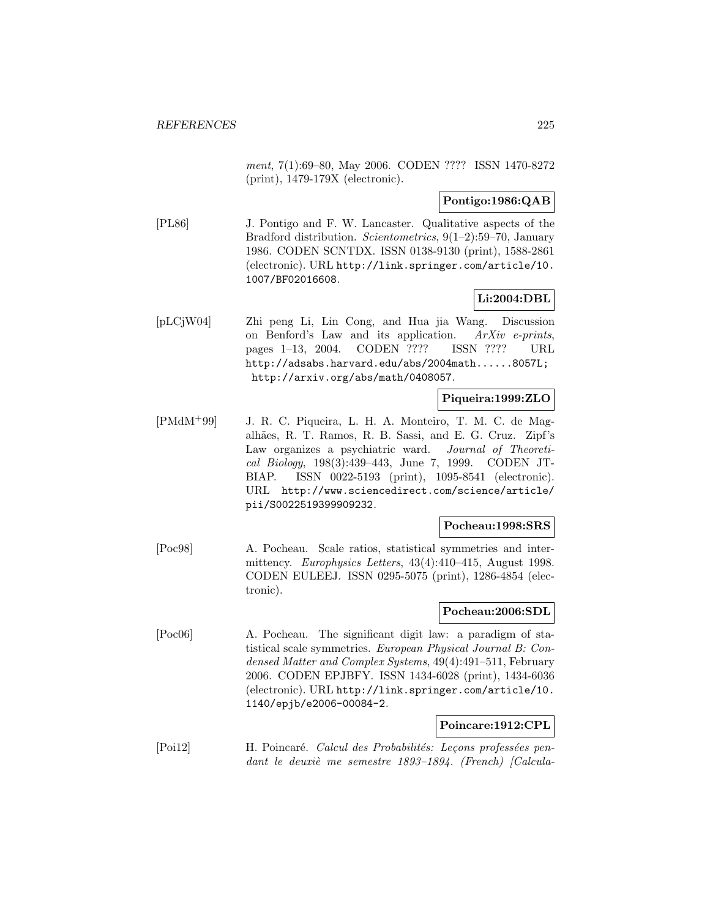*ment*, 7(1):69–80, May 2006. CODEN ???? ISSN 1470-8272 (print), 1479-179X (electronic).

**Pontigo:1986:QAB**

[PL86] J. Pontigo and F. W. Lancaster. Qualitative aspects of the Bradford distribution. *Scientometrics*, 9(1–2):59–70, January 1986. CODEN SCNTDX. ISSN 0138-9130 (print), 1588-2861 (electronic). URL http://link.springer.com/article/10.1007/BF02016608.

**Li:2004:DBL**

[pLCjW04] Zhi peng Li, Lin Cong, and Hua jia Wang. Discussion on Benford's Law and its application. *ArXiv e-prints*, pages 1–13, 2004. CODEN ???? ISSN ???? URL http://adsabs.harvard.edu/abs/2004math......8057L; http://arxiv.org/abs/math/0408057.

**Piqueira:1999:ZLO**

[PMdM+99] J. R. C. Piqueira, L. H. A. Monteiro, T. M. C. de Magalhães, R. T. Ramos, R. B. Sassi, and E. G. Cruz. Zipf's Law organizes a psychiatric ward. *Journal of Theoretical Biology*, 198(3):439–443, June 7, 1999. CODEN JTBIAP. ISSN 0022-5193 (print), 1095-8541 (electronic). URL http://www.sciencedirect.com/science/article/pii/S0022519399909232.

**Pocheau:1998:SRS**

[Poc98] A. Pocheau. Scale ratios, statistical symmetries and intermittency. *Europhysics Letters*, 43(4):410–415, August 1998. CODEN EULEEJ. ISSN 0295-5075 (print), 1286-4854 (electronic).

**Pocheau:2006:SDL**

[Poc06] A. Pocheau. The significant digit law: a paradigm of statistical scale symmetries. *European Physical Journal B: Condensed Matter and Complex Systems*, 49(4):491–511, February 2006. CODEN EPJBFY. ISSN 1434-6028 (print), 1434-6036 (electronic). URL http://link.springer.com/article/10.1140/epjb/e2006-00084-2.

**Poincare:1912:CPL**

[Poi12] H. Poincaré. *Calcul des Probabilités: Leçons professées pendant le deuxiè me semestre 1893–1894. (French) [Calcula-*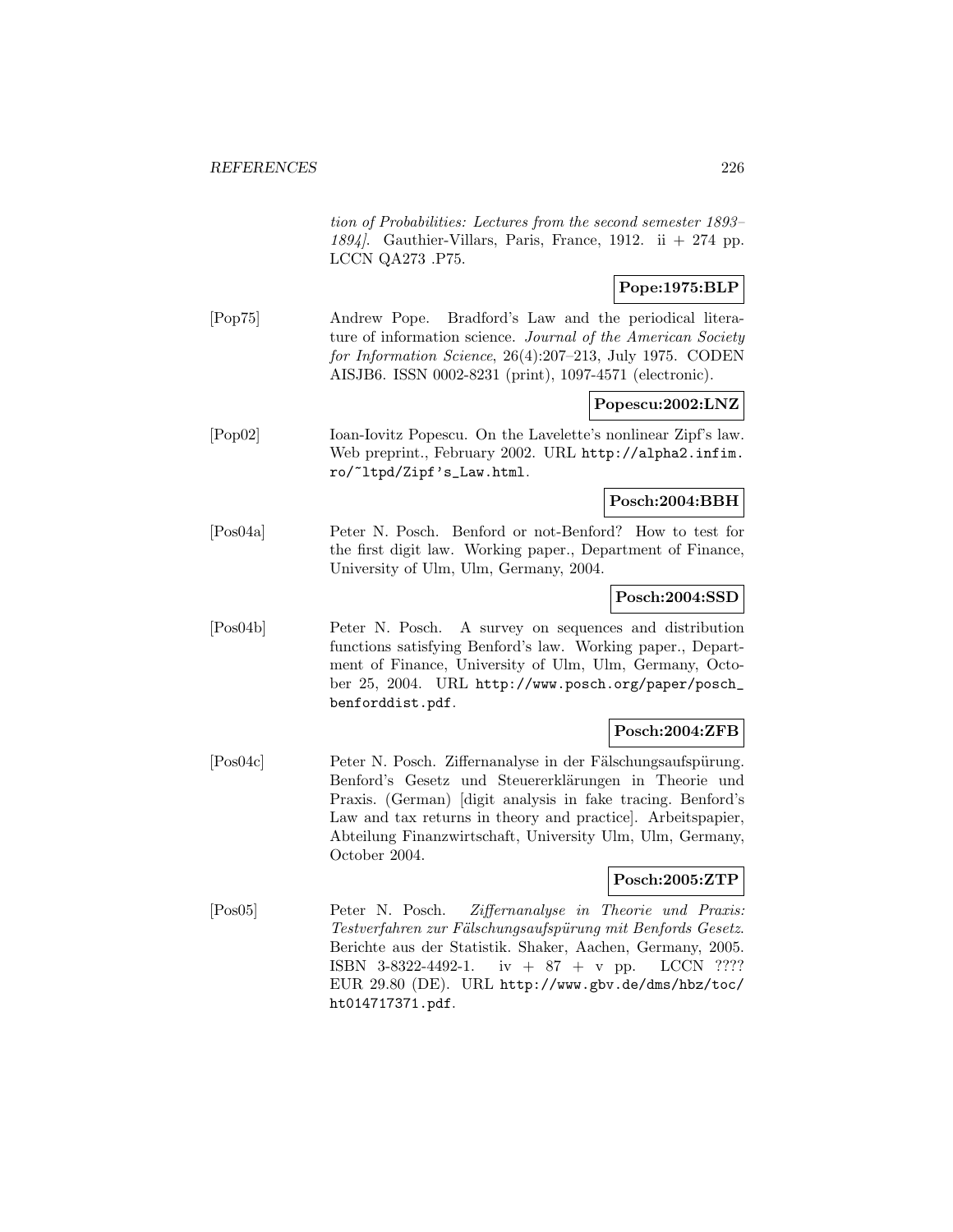*tion of Probabilities: Lectures from the second semester 1893–1894]*. Gauthier-Villars, Paris, France, 1912. ii + 274 pp. LCCN QA273 .P75.

**Pope:1975:BLP**

[Pop75] Andrew Pope. Bradford's Law and the periodical literature of information science. *Journal of the American Society for Information Science*, 26(4):207–213, July 1975. CODEN AISJB6. ISSN 0002-8231 (print), 1097-4571 (electronic).

**Popescu:2002:LNZ**

[Pop02] Ioan-Iovitz Popescu. On the Lavelette's nonlinear Zipf's law. Web preprint., February 2002. URL http://alpha2.infim.ro/~ltpd/Zipf's_Law.html.

**Posch:2004:BBH**

[Pos04a] Peter N. Posch. Benford or not-Benford? How to test for the first digit law. Working paper., Department of Finance, University of Ulm, Ulm, Germany, 2004.

**Posch:2004:SSD**

[Pos04b] Peter N. Posch. A survey on sequences and distribution functions satisfying Benford's law. Working paper., Department of Finance, University of Ulm, Ulm, Germany, October 25, 2004. URL http://www.posch.org/paper/posch_benforddist.pdf.

**Posch:2004:ZFB**

[Pos04c] Peter N. Posch. Ziffernanalyse in der Fälschungsaufspürung. Benford's Gesetz und Steuererklärungen in Theorie und Praxis. (German) [digit analysis in fake tracing. Benford's Law and tax returns in theory and practice]. Arbeitspapier, Abteilung Finanzwirtschaft, University Ulm, Ulm, Germany, October 2004.

**Posch:2005:ZTP**

[Pos05] Peter N. Posch. *Ziffernanalyse in Theorie und Praxis: Testverfahren zur Fälschungsaufspürung mit Benfords Gesetz*. Berichte aus der Statistik. Shaker, Aachen, Germany, 2005. ISBN 3-8322-4492-1. iv + 87 + v pp. LCCN ???? EUR 29.80 (DE). URL http://www.gbv.de/dms/hbz/toc/ht014717371.pdf.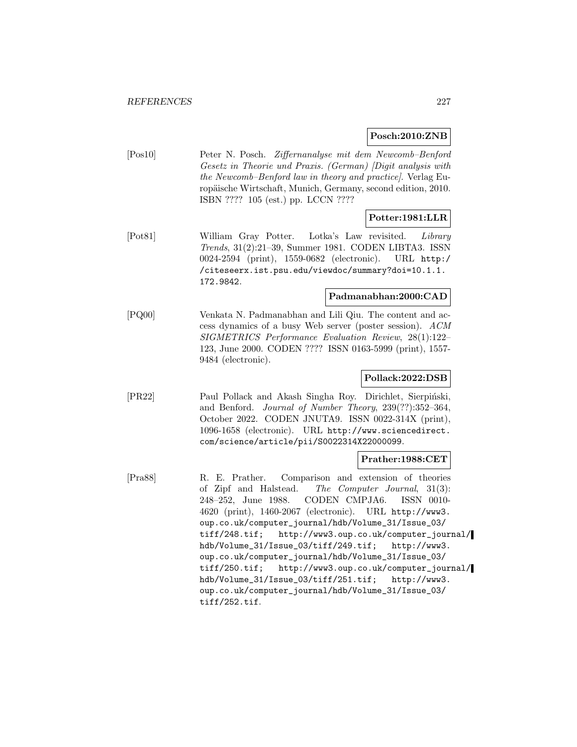**Posch:2010:ZNB**

[Pos10] Peter N. Posch. *Ziffernanalyse mit dem Newcomb–Benford Gesetz in Theorie und Praxis. (German) [Digit analysis with the Newcomb–Benford law in theory and practice]*. Verlag Europäische Wirtschaft, Munich, Germany, second edition, 2010. ISBN ???? 105 (est.) pp. LCCN ????

**Potter:1981:LLR**

[Pot81] William Gray Potter. Lotka's Law revisited. *Library Trends*, 31(2):21–39, Summer 1981. CODEN LIBTA3. ISSN 0024-2594 (print), 1559-0682 (electronic). URL http://citeseerx.ist.psu.edu/viewdoc/summary?doi=10.1.1.172.9842.

**Padmanabhan:2000:CAD**

[PQ00] Venkata N. Padmanabhan and Lili Qiu. The content and access dynamics of a busy Web server (poster session). *ACM SIGMETRICS Performance Evaluation Review*, 28(1):122–123, June 2000. CODEN ???? ISSN 0163-5999 (print), 1557-9484 (electronic).

**Pollack:2022:DSB**

[PR22] Paul Pollack and Akash Singha Roy. Dirichlet, Sierpiński, and Benford. *Journal of Number Theory*, 239(??):352–364, October 2022. CODEN JNUTA9. ISSN 0022-314X (print), 1096-1658 (electronic). URL http://www.sciencedirect.com/science/article/pii/S0022314X22000099.

**Prather:1988:CET**

[Pra88] R. E. Prather. Comparison and extension of theories of Zipf and Halstead. *The Computer Journal*, 31(3): 248–252, June 1988. CODEN CMPJA6. ISSN 0010-4620 (print), 1460-2067 (electronic). URL http://www3.oup.co.uk/computer_journal/hdb/Volume_31/Issue_03/tiff/248.tif; http://www3.oup.co.uk/computer_journal/hdb/Volume_31/Issue_03/tiff/249.tif; http://www3.oup.co.uk/computer_journal/hdb/Volume_31/Issue_03/tiff/250.tif; http://www3.oup.co.uk/computer_journal/hdb/Volume_31/Issue_03/tiff/251.tif; http://www3.oup.co.uk/computer_journal/hdb/Volume_31/Issue_03/tiff/252.tif.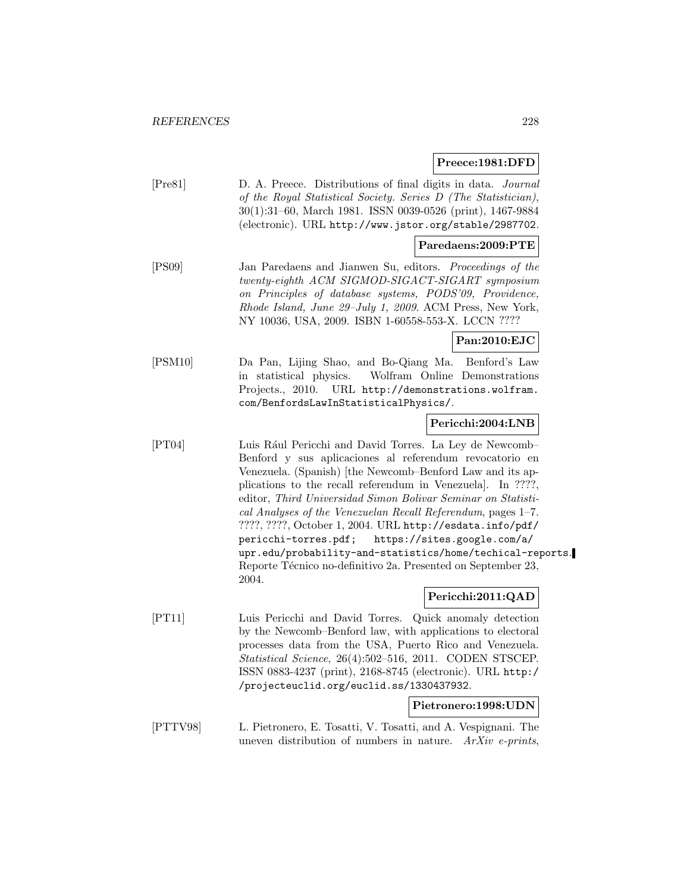**Preece:1981:DFD**

[Pre81] D. A. Preece. Distributions of final digits in data. *Journal of the Royal Statistical Society. Series D (The Statistician)*, 30(1):31–60, March 1981. ISSN 0039-0526 (print), 1467-9884 (electronic). URL `http://www.jstor.org/stable/2987702`.

**Paredaens:2009:PTE**

[PS09] Jan Paredaens and Jianwen Su, editors. *Proceedings of the twenty-eighth ACM SIGMOD-SIGACT-SIGART symposium on Principles of database systems, PODS'09, Providence, Rhode Island, June 29–July 1, 2009*. ACM Press, New York, NY 10036, USA, 2009. ISBN 1-60558-553-X. LCCN ????

**Pan:2010:EJC**

[PSM10] Da Pan, Lijing Shao, and Bo-Qiang Ma. Benford's Law in statistical physics. Wolfram Online Demonstrations Projects., 2010. URL `http://demonstrations.wolfram.com/BenfordsLawInStatisticalPhysics/`.

**Pericchi:2004:LNB**

[PT04] Luis Rául Pericchi and David Torres. La Ley de Newcomb–Benford y sus aplicaciones al referendum revocatorio en Venezuela. (Spanish) [the Newcomb–Benford Law and its applications to the recall referendum in Venezuela]. In ????, editor, *Third Universidad Simon Bolivar Seminar on Statistical Analyses of the Venezuelan Recall Referendum*, pages 1–7. ????, ????, October 1, 2004. URL `http://esdata.info/pdf/pericchi-torres.pdf; https://sites.google.com/a/upr.edu/probability-and-statistics/home/techical-reports`. Reporte Técnico no-definitivo 2a. Presented on September 23, 2004.

**Pericchi:2011:QAD**

[PT11] Luis Pericchi and David Torres. Quick anomaly detection by the Newcomb–Benford law, with applications to electoral processes data from the USA, Puerto Rico and Venezuela. *Statistical Science*, 26(4):502–516, 2011. CODEN STSCEP. ISSN 0883-4237 (print), 2168-8745 (electronic). URL `http://projecteuclid.org/euclid.ss/1330437932`.

**Pietronero:1998:UDN**

[PTTV98] L. Pietronero, E. Tosatti, V. Tosatti, and A. Vespignani. The uneven distribution of numbers in nature. *ArXiv e-prints*,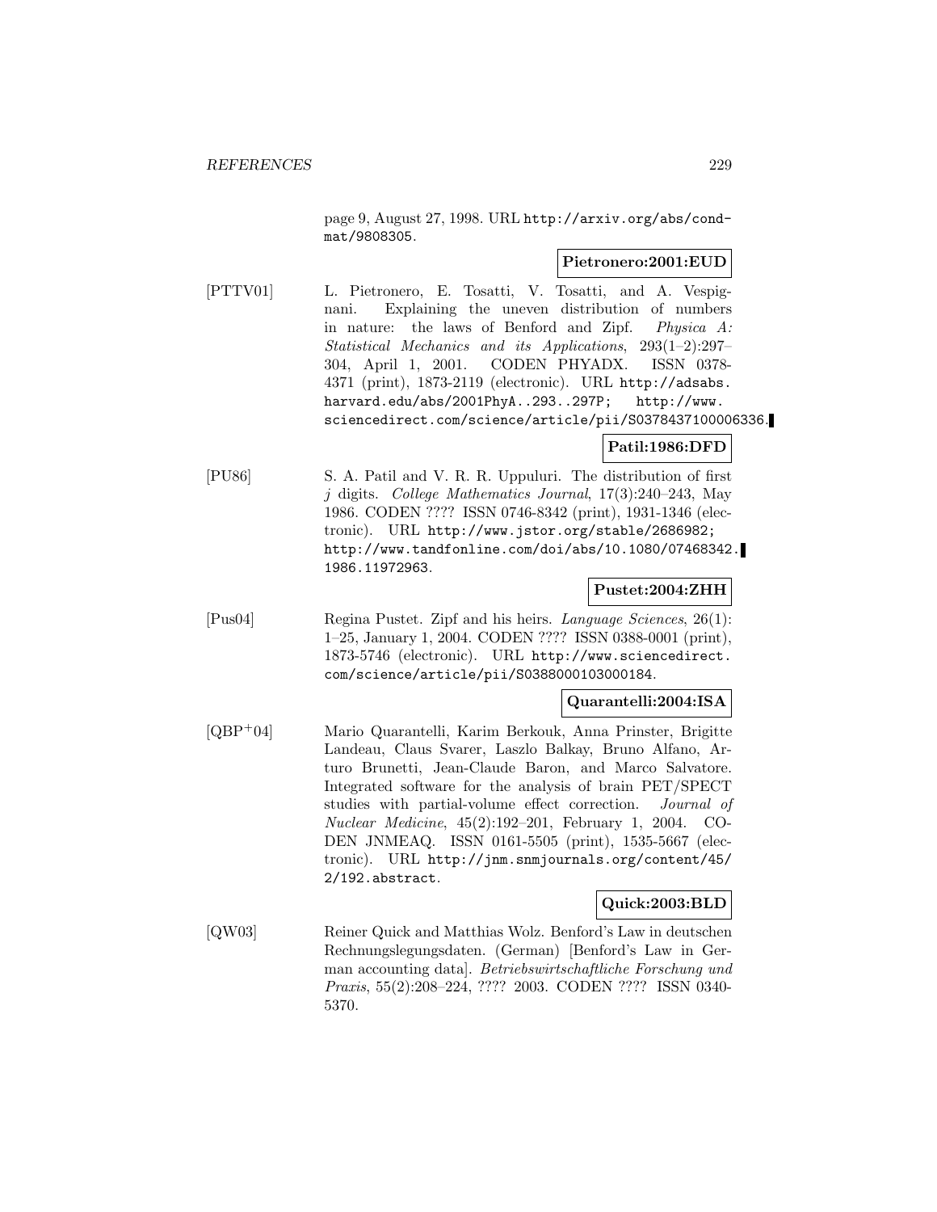page 9, August 27, 1998. URL http://arxiv.org/abs/cond-mat/9808305.

**Pietronero:2001:EUD**

[PTTV01] L. Pietronero, E. Tosatti, V. Tosatti, and A. Vespignani. Explaining the uneven distribution of numbers in nature: the laws of Benford and Zipf. *Physica A: Statistical Mechanics and its Applications*, 293(1–2):297–304, April 1, 2001. CODEN PHYADX. ISSN 0378-4371 (print), 1873-2119 (electronic). URL http://adsabs.harvard.edu/abs/2001PhyA..293..297P; http://www.sciencedirect.com/science/article/pii/S0378437100006336.

**Patil:1986:DFD**

[PU86] S. A. Patil and V. R. R. Uppuluri. The distribution of first $j$ digits. *College Mathematics Journal*, 17(3):240–243, May 1986. CODEN ???? ISSN 0746-8342 (print), 1931-1346 (electronic). URL http://www.jstor.org/stable/2686982; http://www.tandfonline.com/doi/abs/10.1080/07468342.1986.11972963.

**Pustet:2004:ZHH**

[Pus04] Regina Pustet. Zipf and his heirs. *Language Sciences*, 26(1):1–25, January 1, 2004. CODEN ???? ISSN 0388-0001 (print), 1873-5746 (electronic). URL http://www.sciencedirect.com/science/article/pii/S0388000103000184.

**Quarantelli:2004:ISA**

[QBP+04] Mario Quarantelli, Karim Berkouk, Anna Prinster, Brigitte Landeau, Claus Svarer, Laszlo Balkay, Bruno Alfano, Arturo Brunetti, Jean-Claude Baron, and Marco Salvatore. Integrated software for the analysis of brain PET/SPECT studies with partial-volume effect correction. *Journal of Nuclear Medicine*, 45(2):192–201, February 1, 2004. CODEN JNMEAQ. ISSN 0161-5505 (print), 1535-5667 (electronic). URL http://jnm.snmjournals.org/content/45/2/192.abstract.

**Quick:2003:BLD**

[QW03] Reiner Quick and Matthias Wolz. Benford's Law in deutschen Rechnungslegungsdaten. (German) [Benford's Law in German accounting data]. *Betriebswirtschaftliche Forschung und Praxis*, 55(2):208–224, ???? 2003. CODEN ???? ISSN 0340-5370.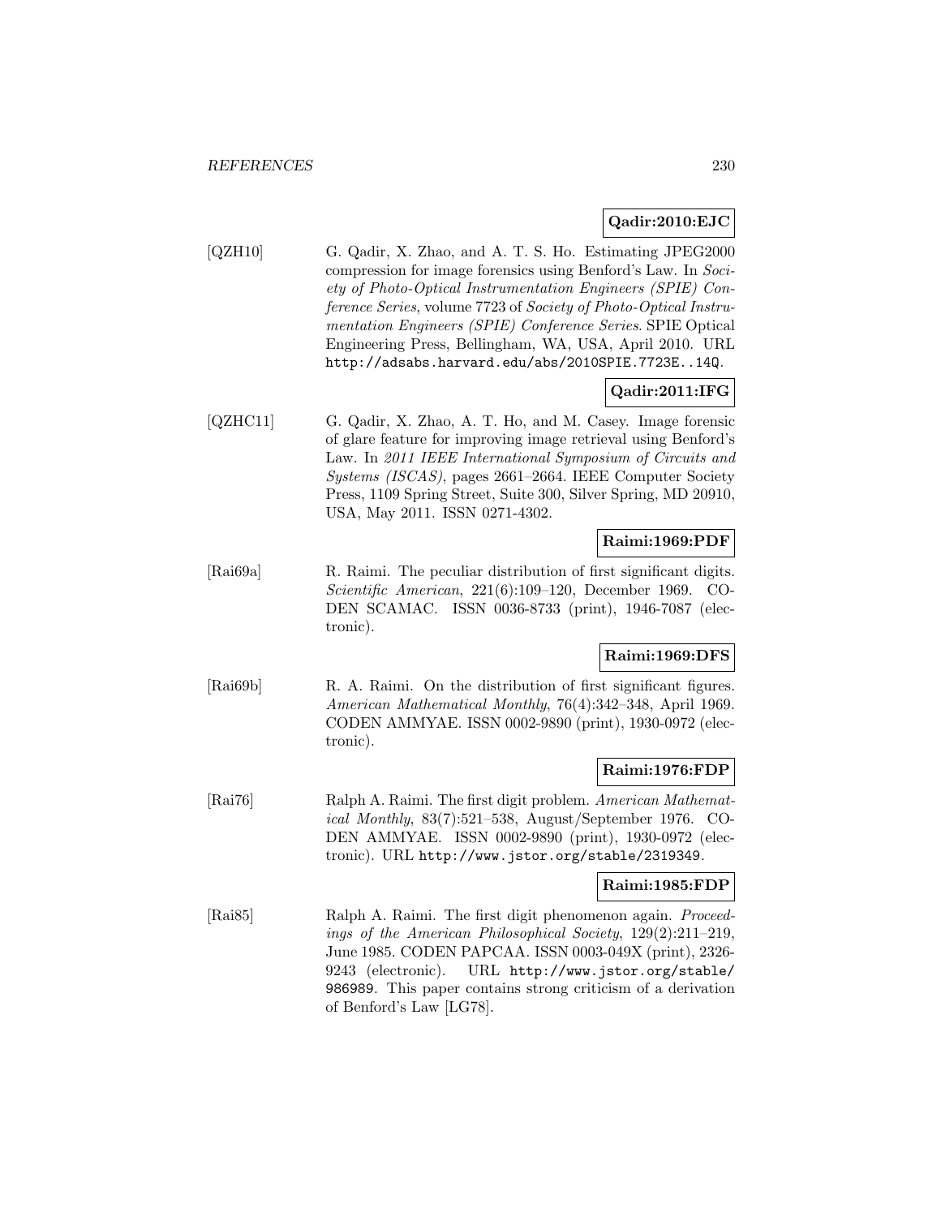**Qadir:2010:EJC**

[QZH10] G. Qadir, X. Zhao, and A. T. S. Ho. Estimating JPEG2000 compression for image forensics using Benford's Law. In *Society of Photo-Optical Instrumentation Engineers (SPIE) Conference Series*, volume 7723 of *Society of Photo-Optical Instrumentation Engineers (SPIE) Conference Series*. SPIE Optical Engineering Press, Bellingham, WA, USA, April 2010. URL http://adsabs.harvard.edu/abs/2010SPIE.7723E..14Q.

**Qadir:2011:IFG**

[QZHC11] G. Qadir, X. Zhao, A. T. Ho, and M. Casey. Image forensic of glare feature for improving image retrieval using Benford's Law. In *2011 IEEE International Symposium of Circuits and Systems (ISCAS)*, pages 2661–2664. IEEE Computer Society Press, 1109 Spring Street, Suite 300, Silver Spring, MD 20910, USA, May 2011. ISSN 0271-4302.

**Raimi:1969:PDF**

[Rai69a] R. Raimi. The peculiar distribution of first significant digits. *Scientific American*, 221(6):109–120, December 1969. CODEN SCAMAC. ISSN 0036-8733 (print), 1946-7087 (electronic).

**Raimi:1969:DFS**

[Rai69b] R. A. Raimi. On the distribution of first significant figures. *American Mathematical Monthly*, 76(4):342–348, April 1969. CODEN AMMYAE. ISSN 0002-9890 (print), 1930-0972 (electronic).

**Raimi:1976:FDP**

[Rai76] Ralph A. Raimi. The first digit problem. *American Mathematical Monthly*, 83(7):521–538, August/September 1976. CODEN AMMYAE. ISSN 0002-9890 (print), 1930-0972 (electronic). URL http://www.jstor.org/stable/2319349.

**Raimi:1985:FDP**

[Rai85] Ralph A. Raimi. The first digit phenomenon again. *Proceedings of the American Philosophical Society*, 129(2):211–219, June 1985. CODEN PAPCAA. ISSN 0003-049X (print), 2326-9243 (electronic). URL http://www.jstor.org/stable/986989. This paper contains strong criticism of a derivation of Benford's Law [LG78].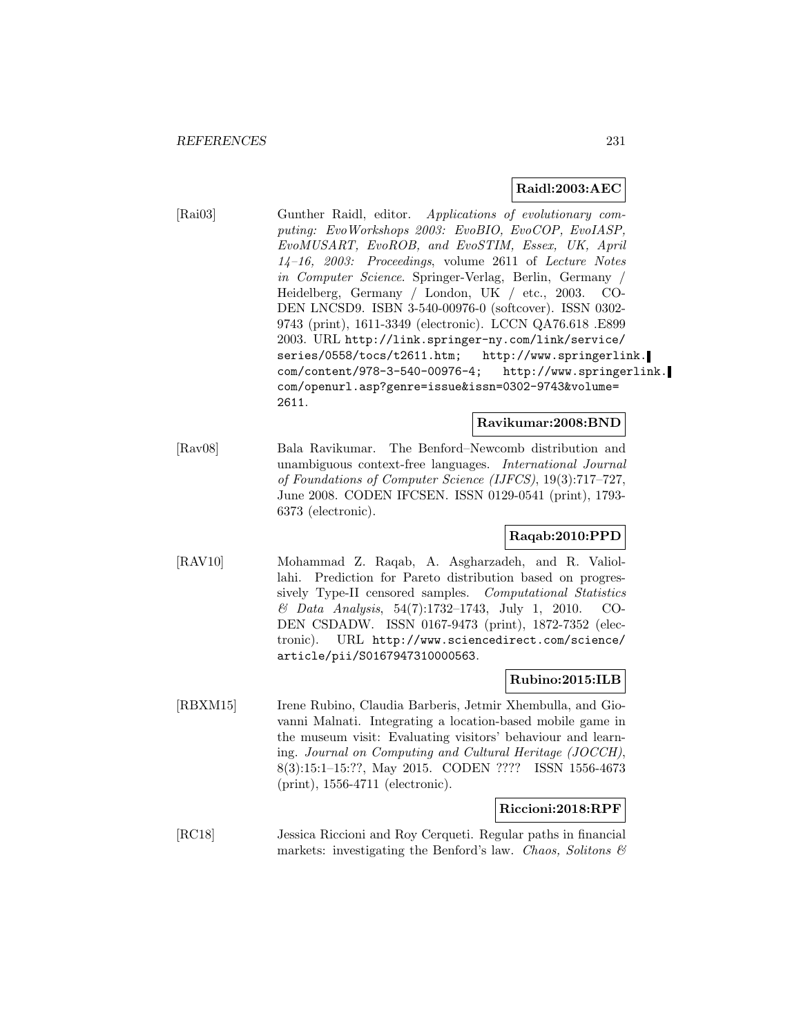**Raidl:2003:AEC**

[Rai03] Gunther Raidl, editor. *Applications of evolutionary computing: EvoWorkshops 2003: EvoBIO, EvoCOP, EvoIASP, EvoMUSART, EvoROB, and EvoSTIM, Essex, UK, April 14–16, 2003: Proceedings*, volume 2611 of *Lecture Notes in Computer Science*. Springer-Verlag, Berlin, Germany / Heidelberg, Germany / London, UK / etc., 2003. CODEN LNCSD9. ISBN 3-540-00976-0 (softcover). ISSN 0302-9743 (print), 1611-3349 (electronic). LCCN QA76.618 .E899 2003. URL http://link.springer-ny.com/link/service/series/0558/tocs/t2611.htm; http://www.springerlink.com/content/978-3-540-00976-4; http://www.springerlink.com/openurl.asp?genre=issue&issn=0302-9743&volume=2611.

**Ravikumar:2008:BND**

[Rav08] Bala Ravikumar. The Benford–Newcomb distribution and unambiguous context-free languages. *International Journal of Foundations of Computer Science (IJFCS)*, 19(3):717–727, June 2008. CODEN IFCSEN. ISSN 0129-0541 (print), 1793-6373 (electronic).

**Raqab:2010:PPD**

[RAV10] Mohammad Z. Raqab, A. Asgharzadeh, and R. Valiollahi. Prediction for Pareto distribution based on progressively Type-II censored samples. *Computational Statistics & Data Analysis*, 54(7):1732–1743, July 1, 2010. CODEN CSDADW. ISSN 0167-9473 (print), 1872-7352 (electronic). URL http://www.sciencedirect.com/science/article/pii/S0167947310000563.

**Rubino:2015:ILB**

[RBXM15] Irene Rubino, Claudia Barberis, Jetmir Xhembulla, and Giovanni Malnati. Integrating a location-based mobile game in the museum visit: Evaluating visitors' behaviour and learning. *Journal on Computing and Cultural Heritage (JOCCH)*, 8(3):15:1–15:??, May 2015. CODEN ???? ISSN 1556-4673 (print), 1556-4711 (electronic).

**Riccioni:2018:RPF**

[RC18] Jessica Riccioni and Roy Cerqueti. Regular paths in financial markets: investigating the Benford's law. *Chaos, Solitons &*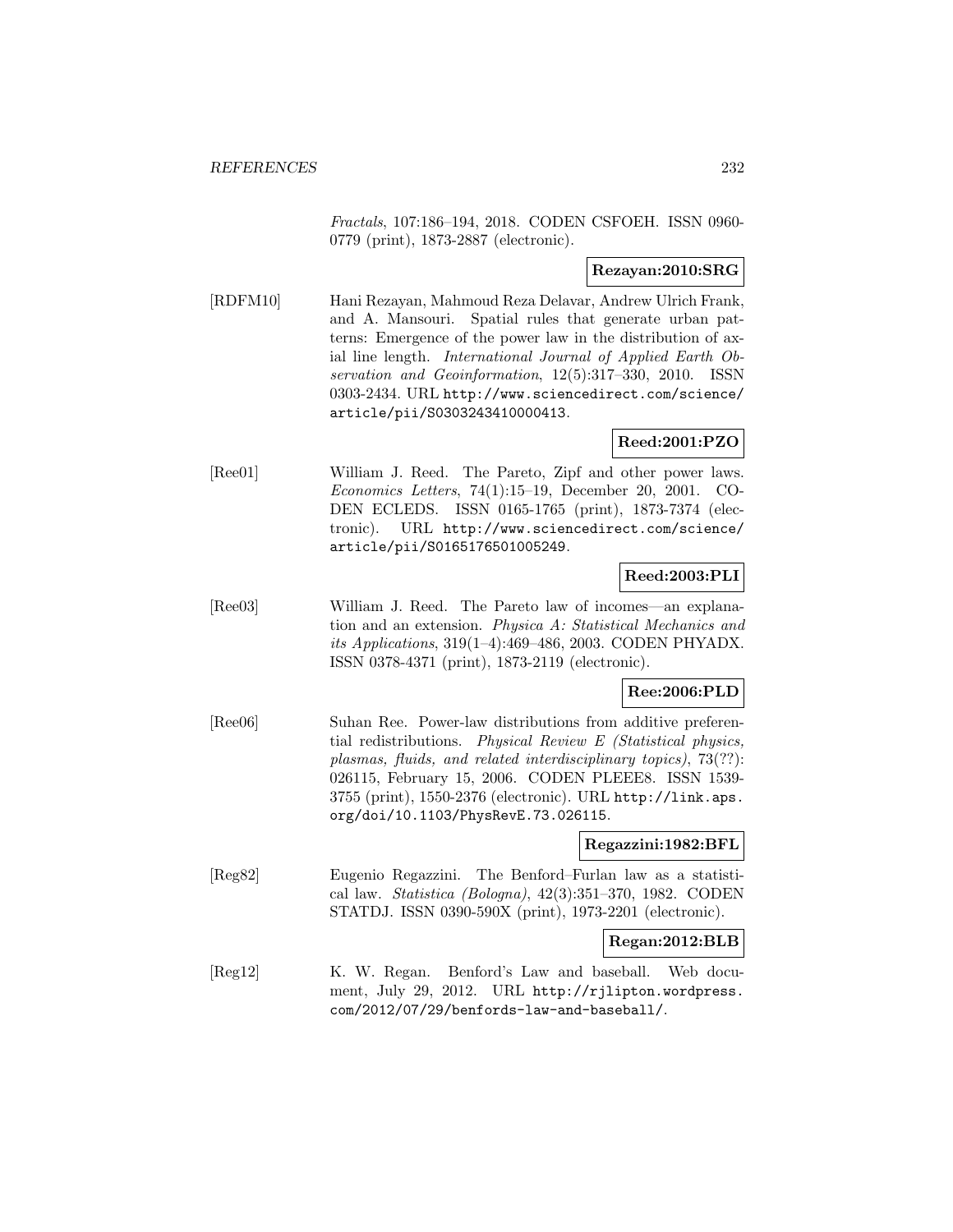*Fractals*, 107:186–194, 2018. CODEN CSFOEH. ISSN 0960-0779 (print), 1873-2887 (electronic).

**Rezayan:2010:SRG**

[RDFM10] Hani Rezayan, Mahmoud Reza Delavar, Andrew Ulrich Frank, and A. Mansouri. Spatial rules that generate urban patterns: Emergence of the power law in the distribution of axial line length. *International Journal of Applied Earth Observation and Geoinformation*, 12(5):317–330, 2010. ISSN 0303-2434. URL http://www.sciencedirect.com/science/article/pii/S0303243410000413.

**Reed:2001:PZO**

[Ree01] William J. Reed. The Pareto, Zipf and other power laws. *Economics Letters*, 74(1):15–19, December 20, 2001. CODEN ECLEDS. ISSN 0165-1765 (print), 1873-7374 (electronic). URL http://www.sciencedirect.com/science/article/pii/S0165176501005249.

**Reed:2003:PLI**

[Ree03] William J. Reed. The Pareto law of incomes—an explanation and an extension. *Physica A: Statistical Mechanics and its Applications*, 319(1–4):469–486, 2003. CODEN PHYADX. ISSN 0378-4371 (print), 1873-2119 (electronic).

**Ree:2006:PLD**

[Ree06] Suhan Ree. Power-law distributions from additive preferential redistributions. *Physical Review E (Statistical physics, plasmas, fluids, and related interdisciplinary topics)*, 73(??):026115, February 15, 2006. CODEN PLEEE8. ISSN 1539-3755 (print), 1550-2376 (electronic). URL http://link.aps.org/doi/10.1103/PhysRevE.73.026115.

**Regazzini:1982:BFL**

[Reg82] Eugenio Regazzini. The Benford–Furlan law as a statistical law. *Statistica (Bologna)*, 42(3):351–370, 1982. CODEN STATDJ. ISSN 0390-590X (print), 1973-2201 (electronic).

**Regan:2012:BLB**

[Reg12] K. W. Regan. Benford's Law and baseball. Web document, July 29, 2012. URL http://rjlipton.wordpress.com/2012/07/29/benfords-law-and-baseball/.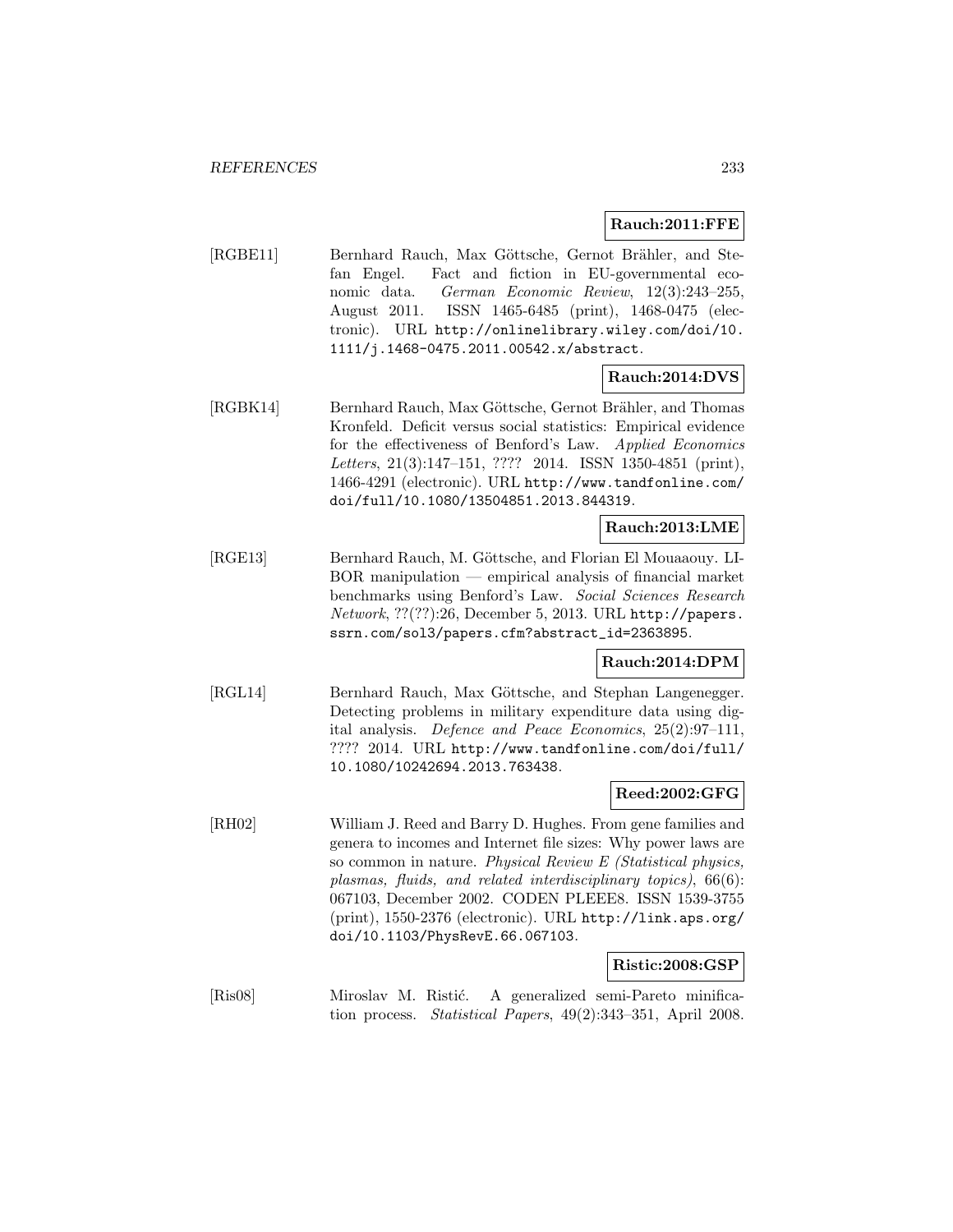**Rauch:2011:FFE**

[RGBE11] Bernhard Rauch, Max Göttsche, Gernot Brähler, and Stefan Engel. Fact and fiction in EU-governmental economic data. *German Economic Review*, 12(3):243–255, August 2011. ISSN 1465-6485 (print), 1468-0475 (electronic). URL http://onlinelibrary.wiley.com/doi/10.1111/j.1468-0475.2011.00542.x/abstract.

**Rauch:2014:DVS**

[RGBK14] Bernhard Rauch, Max Göttsche, Gernot Brähler, and Thomas Kronfeld. Deficit versus social statistics: Empirical evidence for the effectiveness of Benford's Law. *Applied Economics Letters*, 21(3):147–151, ???? 2014. ISSN 1350-4851 (print), 1466-4291 (electronic). URL http://www.tandfonline.com/doi/full/10.1080/13504851.2013.844319.

**Rauch:2013:LME**

[RGE13] Bernhard Rauch, M. Göttsche, and Florian El Mouaaouy. LIBOR manipulation — empirical analysis of financial market benchmarks using Benford's Law. *Social Sciences Research Network*, ??(??):26, December 5, 2013. URL http://papers.ssrn.com/sol3/papers.cfm?abstract_id=2363895.

**Rauch:2014:DPM**

[RGL14] Bernhard Rauch, Max Göttsche, and Stephan Langenegger. Detecting problems in military expenditure data using digital analysis. *Defence and Peace Economics*, 25(2):97–111, ???? 2014. URL http://www.tandfonline.com/doi/full/10.1080/10242694.2013.763438.

**Reed:2002:GFG**

[RH02] William J. Reed and Barry D. Hughes. From gene families and genera to incomes and Internet file sizes: Why power laws are so common in nature. *Physical Review E (Statistical physics, plasmas, fluids, and related interdisciplinary topics)*, 66(6): 067103, December 2002. CODEN PLEEE8. ISSN 1539-3755 (print), 1550-2376 (electronic). URL http://link.aps.org/doi/10.1103/PhysRevE.66.067103.

**Ristic:2008:GSP**

[Ris08] Miroslav M. Ristić. A generalized semi-Pareto minification process. *Statistical Papers*, 49(2):343–351, April 2008.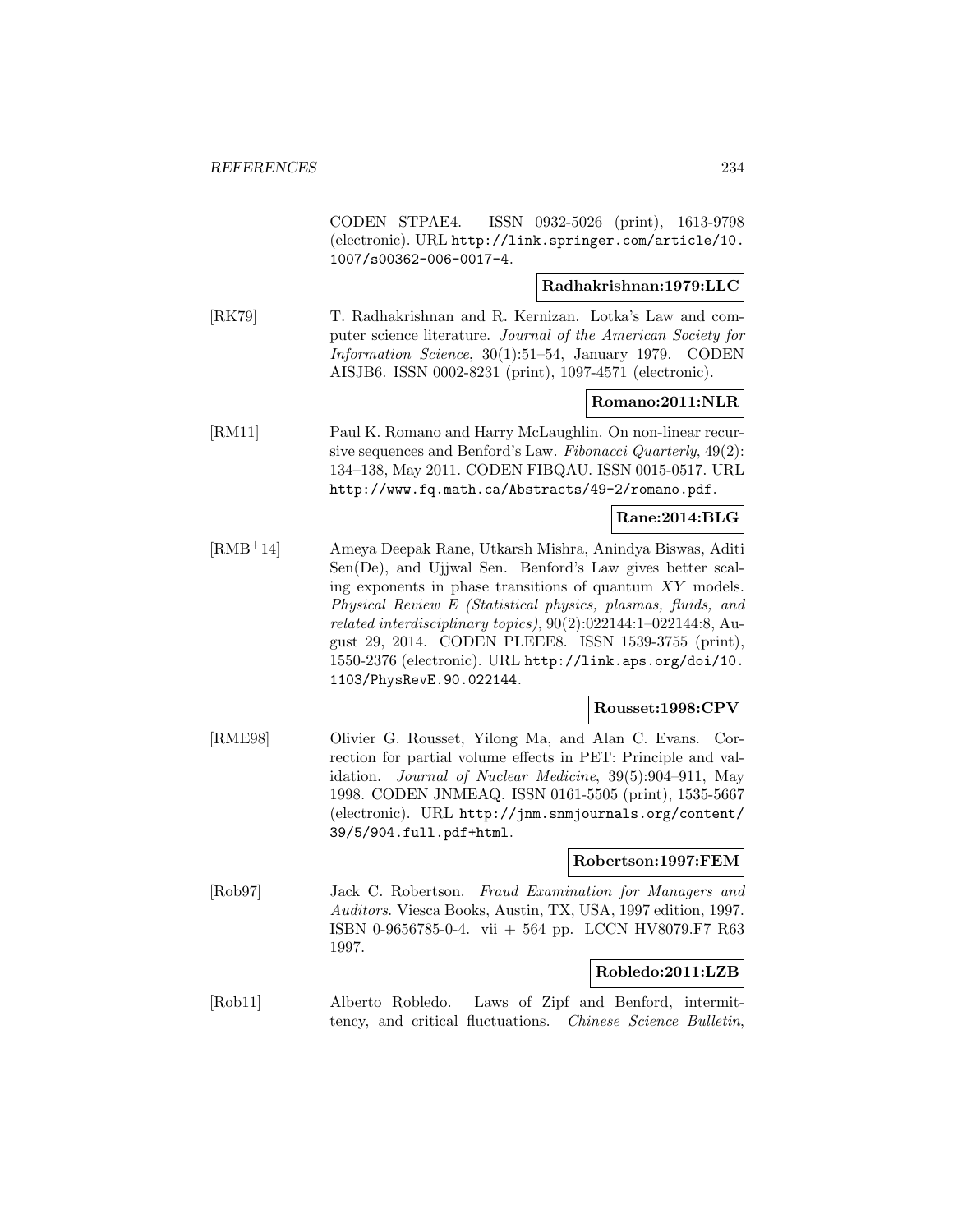CODEN STPAE4. ISSN 0932-5026 (print), 1613-9798 (electronic). URL http://link.springer.com/article/10.1007/s00362-006-0017-4.

**Radhakrishnan:1979:LLC**

[RK79] T. Radhakrishnan and R. Kernizan. Lotka's Law and computer science literature. *Journal of the American Society for Information Science*, 30(1):51–54, January 1979. CODEN AISJB6. ISSN 0002-8231 (print), 1097-4571 (electronic).

**Romano:2011:NLR**

[RM11] Paul K. Romano and Harry McLaughlin. On non-linear recursive sequences and Benford's Law. *Fibonacci Quarterly*, 49(2): 134–138, May 2011. CODEN FIBQAU. ISSN 0015-0517. URL http://www.fq.math.ca/Abstracts/49-2/romano.pdf.

**Rane:2014:BLG**

[RMB+14] Ameya Deepak Rane, Utkarsh Mishra, Anindya Biswas, Aditi Sen(De), and Ujjwal Sen. Benford's Law gives better scaling exponents in phase transitions of quantum $XY$ models. *Physical Review E (Statistical physics, plasmas, fluids, and related interdisciplinary topics)*, 90(2):022144:1–022144:8, August 29, 2014. CODEN PLEEE8. ISSN 1539-3755 (print), 1550-2376 (electronic). URL http://link.aps.org/doi/10.1103/PhysRevE.90.022144.

**Rousset:1998:CPV**

[RME98] Olivier G. Rousset, Yilong Ma, and Alan C. Evans. Correction for partial volume effects in PET: Principle and validation. *Journal of Nuclear Medicine*, 39(5):904–911, May 1998. CODEN JNMEAQ. ISSN 0161-5505 (print), 1535-5667 (electronic). URL http://jnm.snmjournals.org/content/39/5/904.full.pdf+html.

**Robertson:1997:FEM**

[Rob97] Jack C. Robertson. *Fraud Examination for Managers and Auditors*. Viesca Books, Austin, TX, USA, 1997 edition, 1997. ISBN 0-9656785-0-4. vii + 564 pp. LCCN HV8079.F7 R63 1997.

**Robledo:2011:LZB**

[Rob11] Alberto Robledo. Laws of Zipf and Benford, intermittency, and critical fluctuations. *Chinese Science Bulletin*,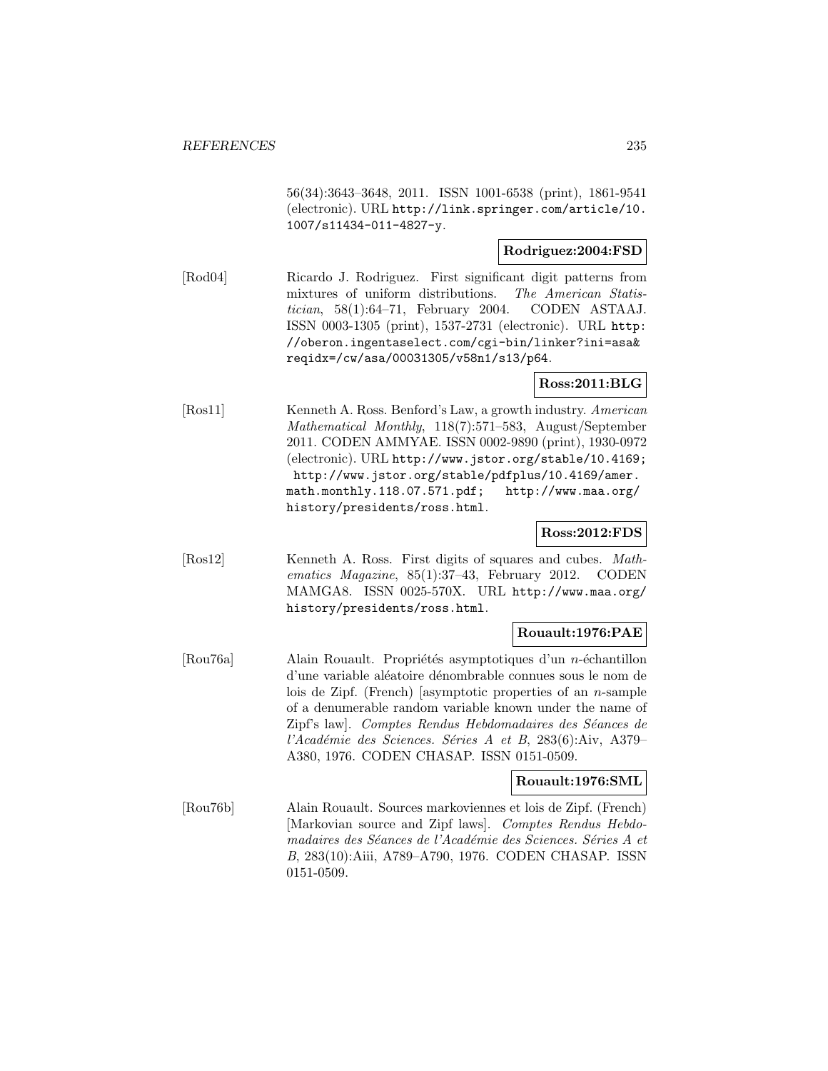56(34):3643–3648, 2011. ISSN 1001-6538 (print), 1861-9541 (electronic). URL http://link.springer.com/article/10.1007/s11434-011-4827-y.

**Rodriguez:2004:FSD**

[Rod04] Ricardo J. Rodriguez. First significant digit patterns from mixtures of uniform distributions. *The American Statistician*, 58(1):64–71, February 2004. CODEN ASTAAJ. ISSN 0003-1305 (print), 1537-2731 (electronic). URL http://oberon.ingentaselect.com/cgi-bin/linker?ini=asa&reqidx=/cw/asa/00031305/v58n1/s13/p64.

**Ross:2011:BLG**

[Ros11] Kenneth A. Ross. Benford's Law, a growth industry. *American Mathematical Monthly*, 118(7):571–583, August/September 2011. CODEN AMMYAE. ISSN 0002-9890 (print), 1930-0972 (electronic). URL http://www.jstor.org/stable/10.4169; http://www.jstor.org/stable/pdfplus/10.4169/amer.math.monthly.118.07.571.pdf; http://www.maa.org/history/presidents/ross.html.

**Ross:2012:FDS**

[Ros12] Kenneth A. Ross. First digits of squares and cubes. *Mathematics Magazine*, 85(1):37–43, February 2012. CODEN MAMGA8. ISSN 0025-570X. URL http://www.maa.org/history/presidents/ross.html.

**Rouault:1976:PAE**

[Rou76a] Alain Rouault. Propriétés asymptotiques d'un $n$-échantillon d'une variable aléatoire dénombrable connues sous le nom de lois de Zipf. (French) [asymptotic properties of an $n$-sample of a denumerable random variable known under the name of Zipf's law]. *Comptes Rendus Hebdomadaires des Séances de l'Académie des Sciences. Séries A et B*, 283(6):Aiv, A379–A380, 1976. CODEN CHASAP. ISSN 0151-0509.

**Rouault:1976:SML**

[Rou76b] Alain Rouault. Sources markoviennes et lois de Zipf. (French) [Markovian source and Zipf laws]. *Comptes Rendus Hebdomadaires des Séances de l'Académie des Sciences. Séries A et B*, 283(10):Aiii, A789–A790, 1976. CODEN CHASAP. ISSN 0151-0509.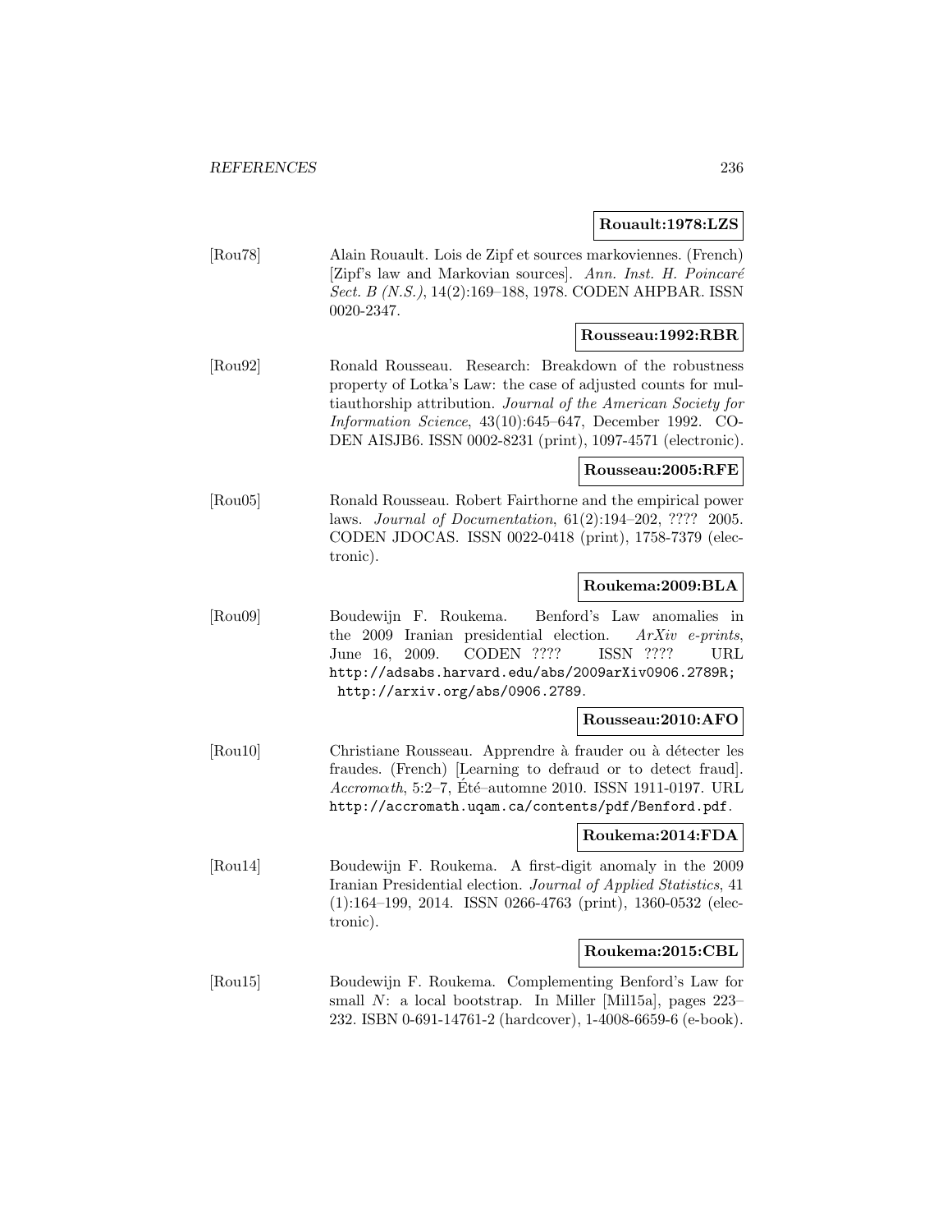**Rouault:1978:LZS**

[Rou78] Alain Rouault. Lois de Zipf et sources markoviennes. (French) [Zipf's law and Markovian sources]. *Ann. Inst. H. Poincaré Sect. B (N.S.)*, 14(2):169–188, 1978. CODEN AHPBAR. ISSN 0020-2347.

**Rousseau:1992:RBR**

[Rou92] Ronald Rousseau. Research: Breakdown of the robustness property of Lotka's Law: the case of adjusted counts for multiauthorship attribution. *Journal of the American Society for Information Science*, 43(10):645–647, December 1992. CODEN AISJB6. ISSN 0002-8231 (print), 1097-4571 (electronic).

**Rousseau:2005:RFE**

[Rou05] Ronald Rousseau. Robert Fairthorne and the empirical power laws. *Journal of Documentation*, 61(2):194–202, ???? 2005. CODEN JDOCAS. ISSN 0022-0418 (print), 1758-7379 (electronic).

**Roukema:2009:BLA**

[Rou09] Boudewijn F. Roukema. Benford's Law anomalies in the 2009 Iranian presidential election. *ArXiv e-prints*, June 16, 2009. CODEN ???? ISSN ???? URL http://adsabs.harvard.edu/abs/2009arXiv0906.2789R; http://arxiv.org/abs/0906.2789.

**Rousseau:2010:AFO**

[Rou10] Christiane Rousseau. Apprendre à frauder ou à détecter les fraudes. (French) [Learning to defraud or to detect fraud]. *Accromαth*, 5:2–7, Été–automne 2010. ISSN 1911-0197. URL http://accromath.uqam.ca/contents/pdf/Benford.pdf.

**Roukema:2014:FDA**

[Rou14] Boudewijn F. Roukema. A first-digit anomaly in the 2009 Iranian Presidential election. *Journal of Applied Statistics*, 41 (1):164–199, 2014. ISSN 0266-4763 (print), 1360-0532 (electronic).

**Roukema:2015:CBL**

[Rou15] Boudewijn F. Roukema. Complementing Benford's Law for small $N$: a local bootstrap. In Miller [Mil15a], pages 223–232. ISBN 0-691-14761-2 (hardcover), 1-4008-6659-6 (e-book).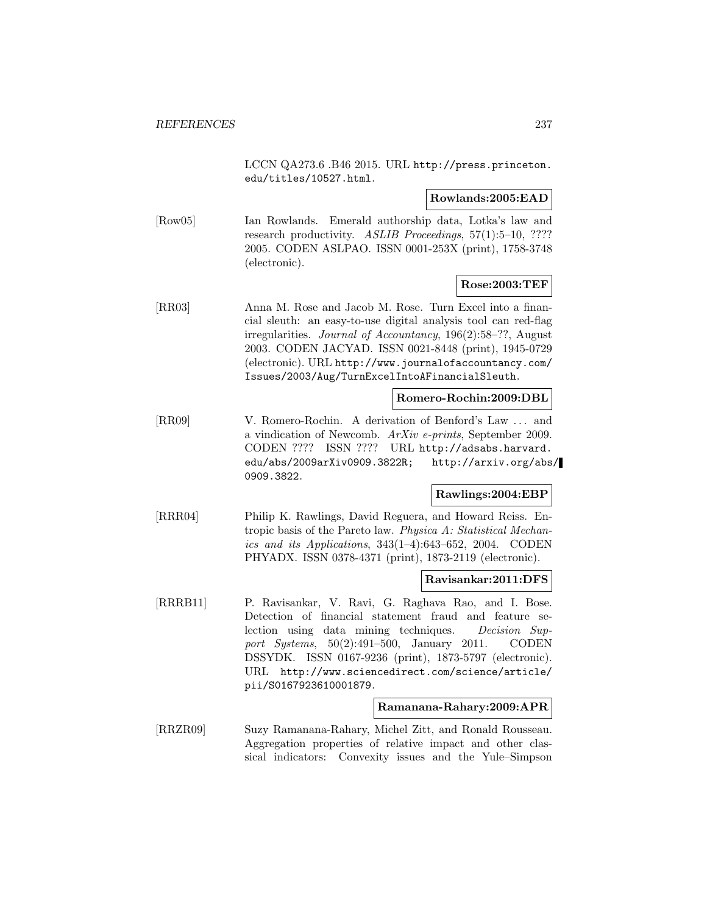LCCN QA273.6 .B46 2015. URL http://press.princeton.edu/titles/10527.html.

**Rowlands:2005:EAD**

[Row05] Ian Rowlands. Emerald authorship data, Lotka's law and research productivity. *ASLIB Proceedings*, 57(1):5–10, ???? 2005. CODEN ASLPAO. ISSN 0001-253X (print), 1758-3748 (electronic).

**Rose:2003:TEF**

[RR03] Anna M. Rose and Jacob M. Rose. Turn Excel into a financial sleuth: an easy-to-use digital analysis tool can red-flag irregularities. *Journal of Accountancy*, 196(2):58–??, August 2003. CODEN JACYAD. ISSN 0021-8448 (print), 1945-0729 (electronic). URL http://www.journalofaccountancy.com/Issues/2003/Aug/TurnExcelIntoAFinancialSleuth.

**Romero-Rochin:2009:DBL**

[RR09] V. Romero-Rochin. A derivation of Benford's Law ... and a vindication of Newcomb. *ArXiv e-prints*, September 2009. CODEN ???? ISSN ???? URL http://adsabs.harvard.edu/abs/2009arXiv0909.3822R; http://arxiv.org/abs/0909.3822.

**Rawlings:2004:EBP**

[RRR04] Philip K. Rawlings, David Reguera, and Howard Reiss. Entropic basis of the Pareto law. *Physica A: Statistical Mechanics and its Applications*, 343(1–4):643–652, 2004. CODEN PHYADX. ISSN 0378-4371 (print), 1873-2119 (electronic).

**Ravisankar:2011:DFS**

[RRRB11] P. Ravisankar, V. Ravi, G. Raghava Rao, and I. Bose. Detection of financial statement fraud and feature selection using data mining techniques. *Decision Support Systems*, 50(2):491–500, January 2011. CODEN DSSYDK. ISSN 0167-9236 (print), 1873-5797 (electronic). URL http://www.sciencedirect.com/science/article/pii/S0167923610001879.

**Ramanana-Rahary:2009:APR**

[RRZR09] Suzy Ramanana-Rahary, Michel Zitt, and Ronald Rousseau. Aggregation properties of relative impact and other classical indicators: Convexity issues and the Yule–Simpson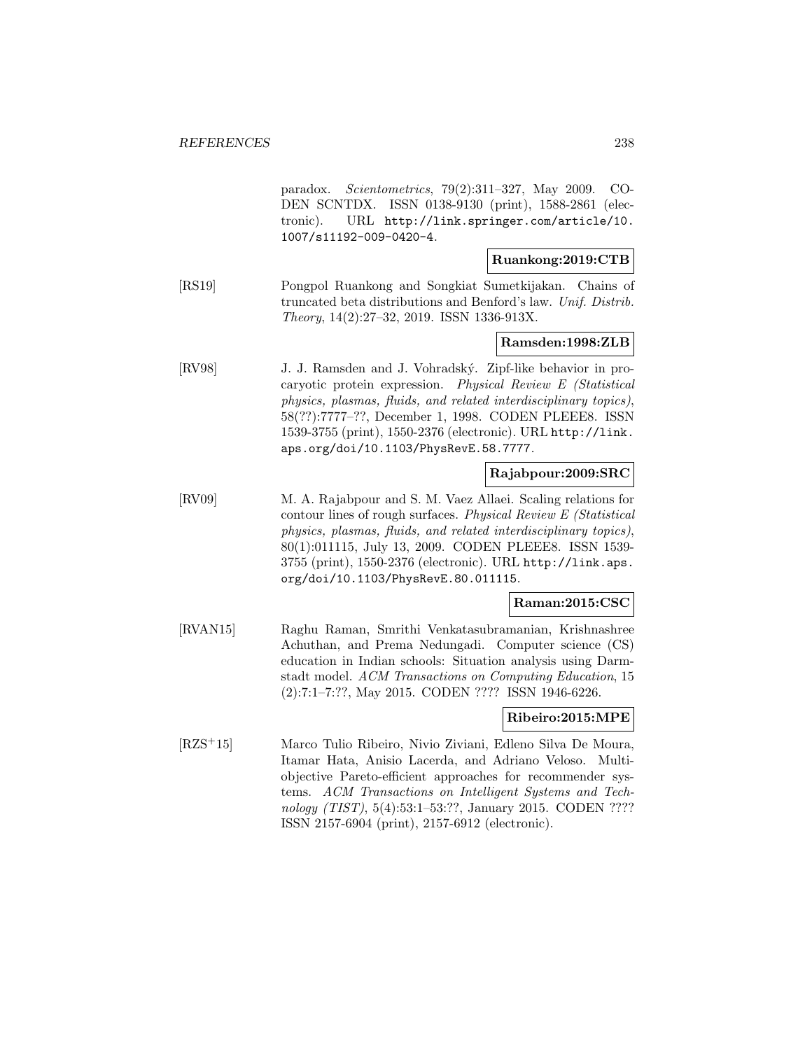paradox. *Scientometrics*, 79(2):311–327, May 2009. CODEN SCNTDX. ISSN 0138-9130 (print), 1588-2861 (electronic). URL http://link.springer.com/article/10.1007/s11192-009-0420-4.

**Ruankong:2019:CTB**

[RS19] Pongpol Ruankong and Songkiat Sumetkijakan. Chains of truncated beta distributions and Benford's law. *Unif. Distrib. Theory*, 14(2):27–32, 2019. ISSN 1336-913X.

**Ramsden:1998:ZLB**

[RV98] J. J. Ramsden and J. Vohradský. Zipf-like behavior in procaryotic protein expression. *Physical Review E (Statistical physics, plasmas, fluids, and related interdisciplinary topics)*, 58(??):7777–??, December 1, 1998. CODEN PLEEE8. ISSN 1539-3755 (print), 1550-2376 (electronic). URL http://link.aps.org/doi/10.1103/PhysRevE.58.7777.

**Rajabpour:2009:SRC**

[RV09] M. A. Rajabpour and S. M. Vaez Allaei. Scaling relations for contour lines of rough surfaces. *Physical Review E (Statistical physics, plasmas, fluids, and related interdisciplinary topics)*, 80(1):011115, July 13, 2009. CODEN PLEEE8. ISSN 1539-3755 (print), 1550-2376 (electronic). URL http://link.aps.org/doi/10.1103/PhysRevE.80.011115.

**Raman:2015:CSC**

[RVAN15] Raghu Raman, Smrithi Venkatasubramanian, Krishnashree Achuthan, and Prema Nedungadi. Computer science (CS) education in Indian schools: Situation analysis using Darmstadt model. *ACM Transactions on Computing Education*, 15 (2):7:1–7:??, May 2015. CODEN ???? ISSN 1946-6226.

**Ribeiro:2015:MPE**

[RZS+15] Marco Tulio Ribeiro, Nivio Ziviani, Edleno Silva De Moura, Itamar Hata, Anisio Lacerda, and Adriano Veloso. Multiobjective Pareto-efficient approaches for recommender systems. *ACM Transactions on Intelligent Systems and Technology (TIST)*, 5(4):53:1–53:??, January 2015. CODEN ???? ISSN 2157-6904 (print), 2157-6912 (electronic).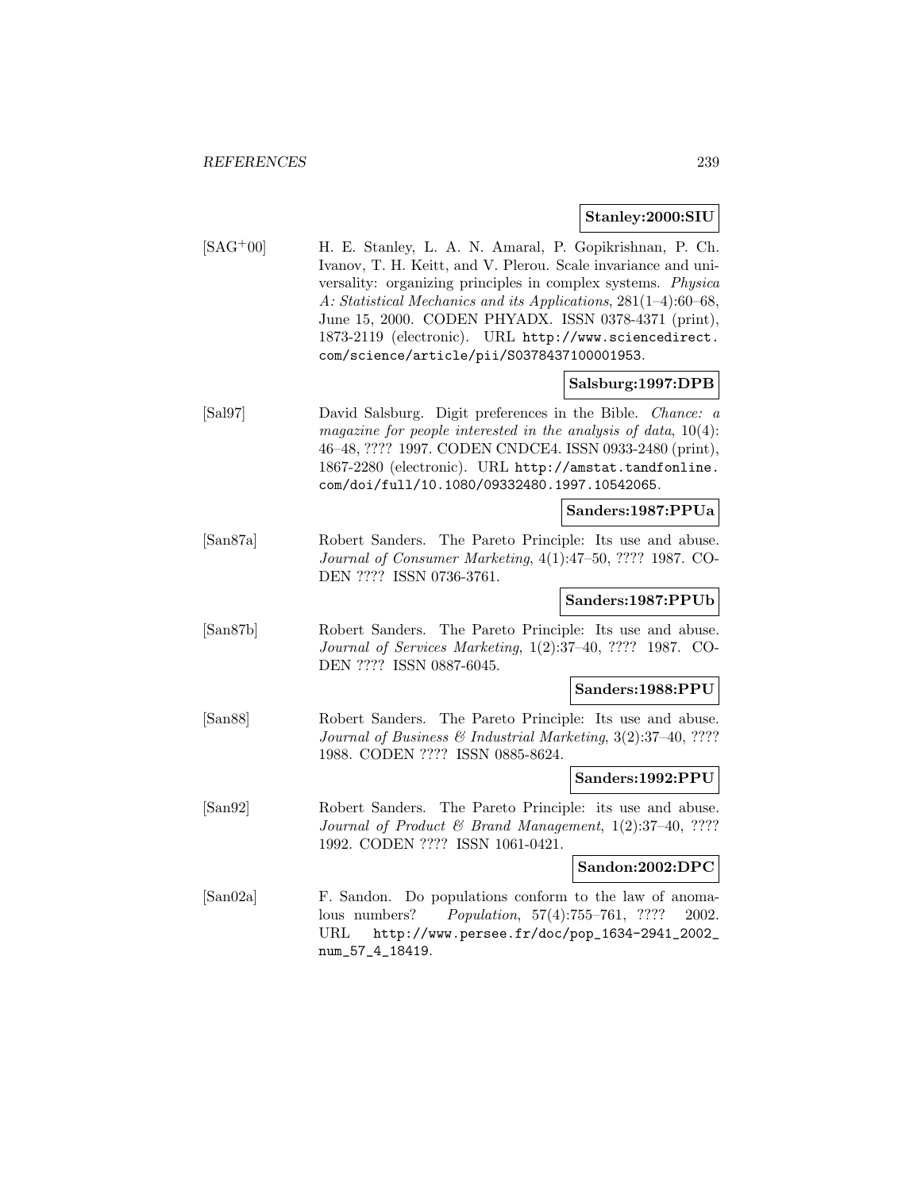**Stanley:2000:SIU**

[SAG+00] H. E. Stanley, L. A. N. Amaral, P. Gopikrishnan, P. Ch. Ivanov, T. H. Keitt, and V. Plerou. Scale invariance and universality: organizing principles in complex systems. *Physica A: Statistical Mechanics and its Applications*, 281(1–4):60–68, June 15, 2000. CODEN PHYADX. ISSN 0378-4371 (print), 1873-2119 (electronic). URL http://www.sciencedirect.com/science/article/pii/S0378437100001953.

**Salsburg:1997:DPB**

[Sal97] David Salsburg. Digit preferences in the Bible. *Chance: a magazine for people interested in the analysis of data*, 10(4): 46–48, ???? 1997. CODEN CNDCE4. ISSN 0933-2480 (print), 1867-2280 (electronic). URL http://amstat.tandfonline.com/doi/full/10.1080/09332480.1997.10542065.

**Sanders:1987:PPUa**

[San87a] Robert Sanders. The Pareto Principle: Its use and abuse. *Journal of Consumer Marketing*, 4(1):47–50, ???? 1987. CODEN ???? ISSN 0736-3761.

**Sanders:1987:PPUb**

[San87b] Robert Sanders. The Pareto Principle: Its use and abuse. *Journal of Services Marketing*, 1(2):37–40, ???? 1987. CODEN ???? ISSN 0887-6045.

**Sanders:1988:PPU**

[San88] Robert Sanders. The Pareto Principle: Its use and abuse. *Journal of Business & Industrial Marketing*, 3(2):37–40, ???? 1988. CODEN ???? ISSN 0885-8624.

**Sanders:1992:PPU**

[San92] Robert Sanders. The Pareto Principle: its use and abuse. *Journal of Product & Brand Management*, 1(2):37–40, ???? 1992. CODEN ???? ISSN 1061-0421.

**Sandon:2002:DPC**

[San02a] F. Sandon. Do populations conform to the law of anomalous numbers? *Population*, 57(4):755–761, ???? 2002. URL http://www.persee.fr/doc/pop_1634-2941_2002_num_57_4_18419.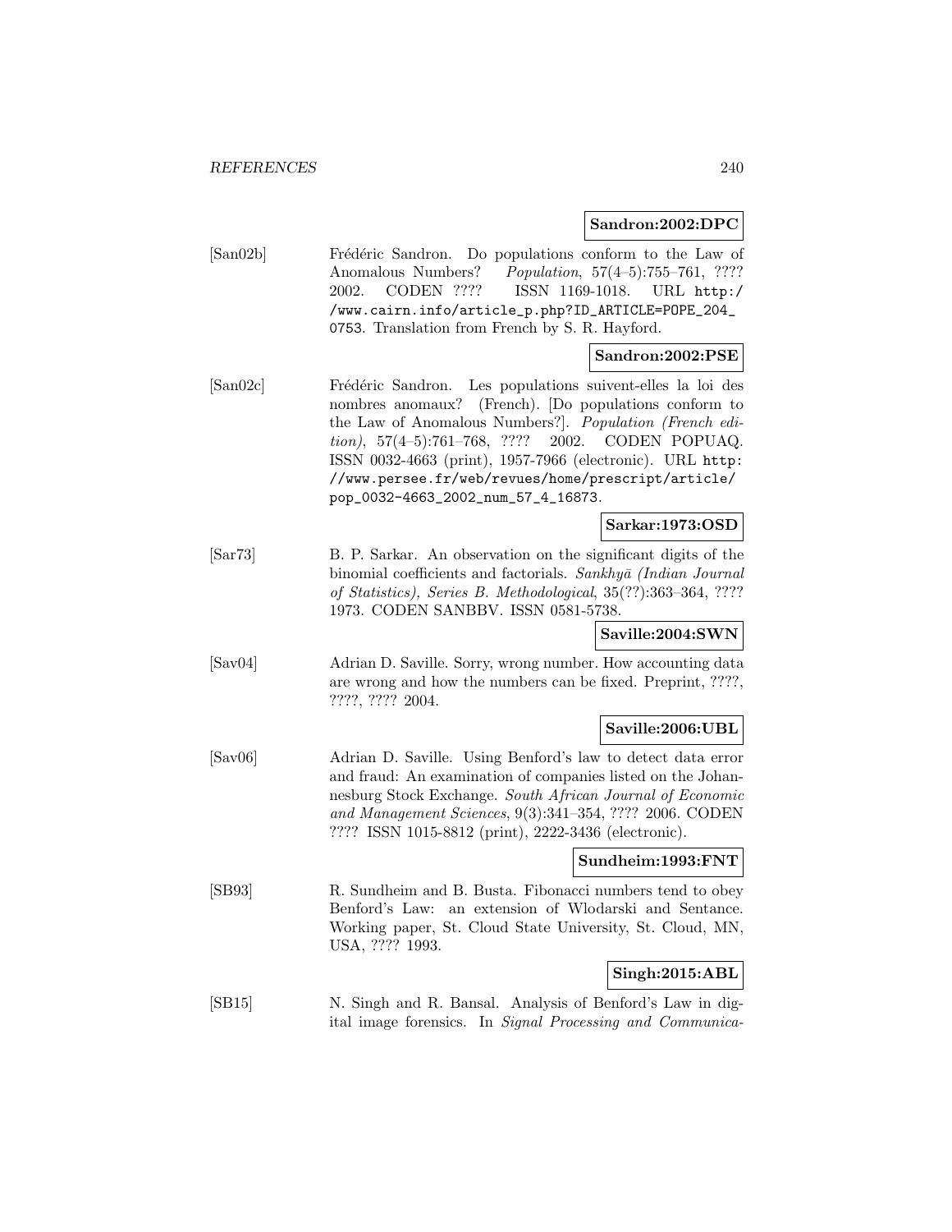**Sandron:2002:DPC**

[San02b] Frédéric Sandron. Do populations conform to the Law of Anomalous Numbers? *Population*, 57(4–5):755–761, ???? 2002. CODEN ???? ISSN 1169-1018. URL http://www.cairn.info/article_p.php?ID_ARTICLE=POPE_204_0753. Translation from French by S. R. Hayford.

**Sandron:2002:PSE**

[San02c] Frédéric Sandron. Les populations suivent-elles la loi des nombres anomaux? (French). [Do populations conform to the Law of Anomalous Numbers?]. *Population (French edition)*, 57(4–5):761–768, ???? 2002. CODEN POPUAQ. ISSN 0032-4663 (print), 1957-7966 (electronic). URL http://www.persee.fr/web/revues/home/prescript/article/pop_0032-4663_2002_num_57_4_16873.

**Sarkar:1973:OSD**

[Sar73] B. P. Sarkar. An observation on the significant digits of the binomial coefficients and factorials. *Sankhyā (Indian Journal of Statistics), Series B. Methodological*, 35(??):363–364, ???? 1973. CODEN SANBBV. ISSN 0581-5738.

**Saville:2004:SWN**

[Sav04] Adrian D. Saville. Sorry, wrong number. How accounting data are wrong and how the numbers can be fixed. Preprint, ????, ????, ???? 2004.

**Saville:2006:UBL**

[Sav06] Adrian D. Saville. Using Benford's law to detect data error and fraud: An examination of companies listed on the Johannesburg Stock Exchange. *South African Journal of Economic and Management Sciences*, 9(3):341–354, ???? 2006. CODEN ???? ISSN 1015-8812 (print), 2222-3436 (electronic).

**Sundheim:1993:FNT**

[SB93] R. Sundheim and B. Busta. Fibonacci numbers tend to obey Benford's Law: an extension of Wlodarski and Sentance. Working paper, St. Cloud State University, St. Cloud, MN, USA, ???? 1993.

**Singh:2015:ABL**

[SB15] N. Singh and R. Bansal. Analysis of Benford's Law in digital image forensics. In *Signal Processing and Communica-*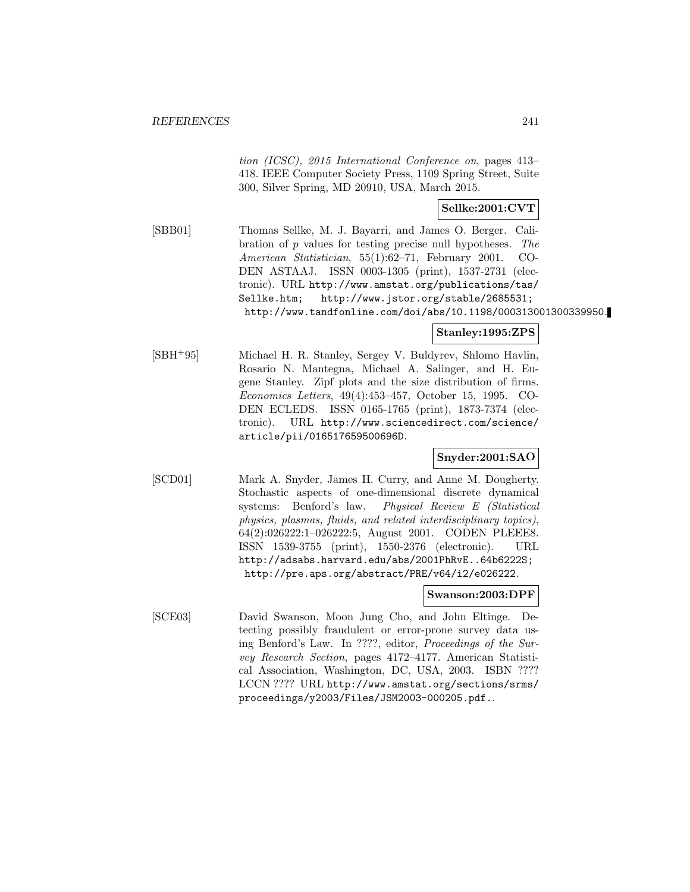tion (ICSC), 2015 International Conference on*, pages 413–418. IEEE Computer Society Press, 1109 Spring Street, Suite 300, Silver Spring, MD 20910, USA, March 2015.

**Sellke:2001:CVT**

[SBB01] Thomas Sellke, M. J. Bayarri, and James O. Berger. Calibration of $p$ values for testing precise null hypotheses. *The American Statistician*, 55(1):62–71, February 2001. CODEN ASTAAJ. ISSN 0003-1305 (print), 1537-2731 (electronic). URL http://www.amstat.org/publications/tas/Sellke.htm; http://www.jstor.org/stable/2685531; http://www.tandfonline.com/doi/abs/10.1198/000313001300339950.

**Stanley:1995:ZPS**

[SBH+95] Michael H. R. Stanley, Sergey V. Buldyrev, Shlomo Havlin, Rosario N. Mantegna, Michael A. Salinger, and H. Eugene Stanley. Zipf plots and the size distribution of firms. *Economics Letters*, 49(4):453–457, October 15, 1995. CODEN ECLEDS. ISSN 0165-1765 (print), 1873-7374 (electronic). URL http://www.sciencedirect.com/science/article/pii/016517659500696D.

**Snyder:2001:SAO**

[SCD01] Mark A. Snyder, James H. Curry, and Anne M. Dougherty. Stochastic aspects of one-dimensional discrete dynamical systems: Benford's law. *Physical Review E (Statistical physics, plasmas, fluids, and related interdisciplinary topics)*, 64(2):026222:1–026222:5, August 2001. CODEN PLEEE8. ISSN 1539-3755 (print), 1550-2376 (electronic). URL http://adsabs.harvard.edu/abs/2001PhRvE..64b6222S; http://pre.aps.org/abstract/PRE/v64/i2/e026222.

**Swanson:2003:DPF**

[SCE03] David Swanson, Moon Jung Cho, and John Eltinge. Detecting possibly fraudulent or error-prone survey data using Benford's Law. In ????, editor, *Proceedings of the Survey Research Section*, pages 4172–4177. American Statistical Association, Washington, DC, USA, 2003. ISBN ???? LCCN ???? URL http://www.amstat.org/sections/srms/proceedings/y2003/Files/JSM2003-000205.pdf..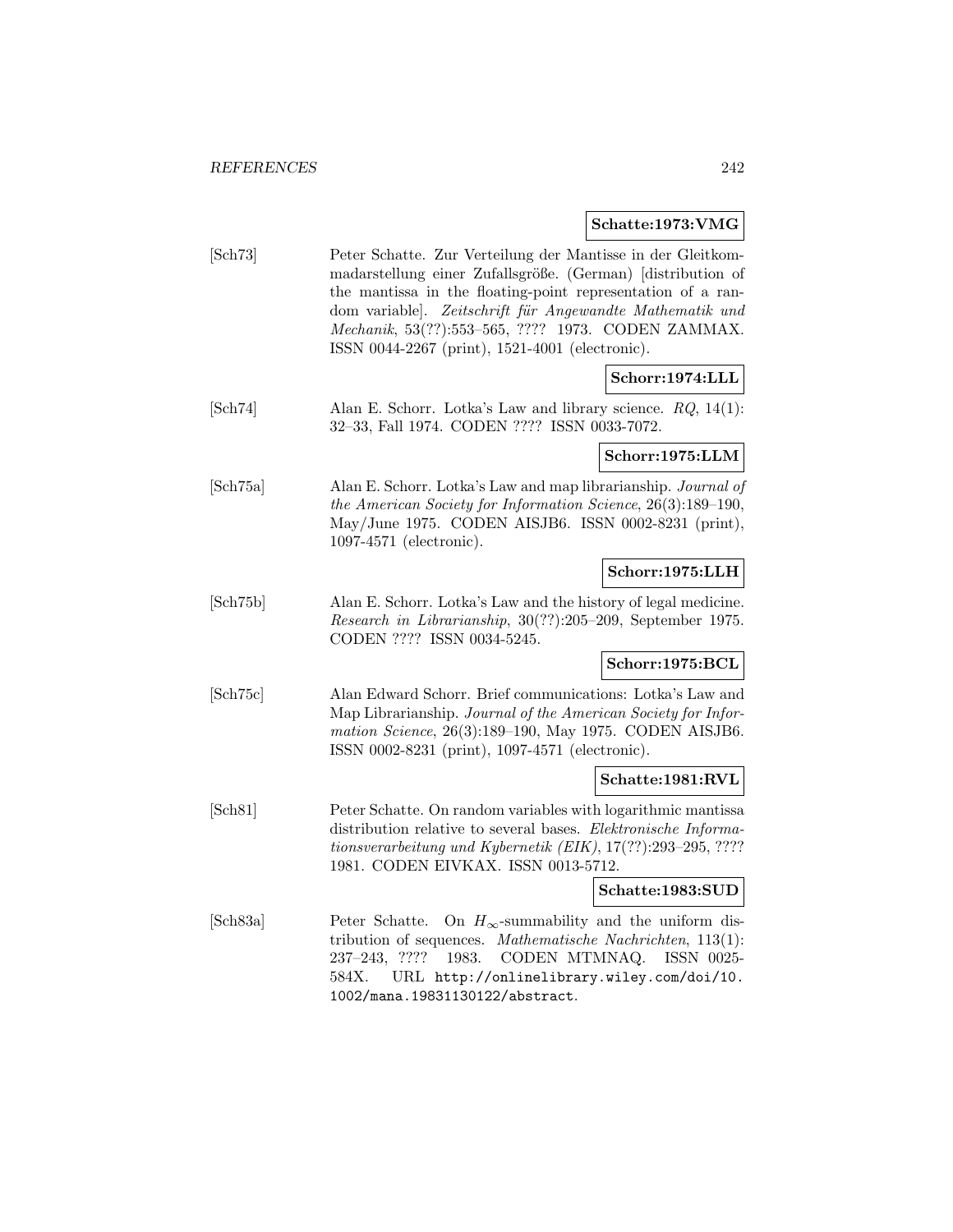**Schatte:1973:VMG**

[Sch73] Peter Schatte. Zur Verteilung der Mantisse in der Gleitkommadarstellung einer Zufallsgröße. (German) [distribution of the mantissa in the floating-point representation of a random variable]. *Zeitschrift für Angewandte Mathematik und Mechanik*, 53(??):553–565, ???? 1973. CODEN ZAMMAX. ISSN 0044-2267 (print), 1521-4001 (electronic).

**Schorr:1974:LLL**

[Sch74] Alan E. Schorr. Lotka's Law and library science. *RQ*, 14(1): 32–33, Fall 1974. CODEN ???? ISSN 0033-7072.

**Schorr:1975:LLM**

[Sch75a] Alan E. Schorr. Lotka's Law and map librarianship. *Journal of the American Society for Information Science*, 26(3):189–190, May/June 1975. CODEN AISJB6. ISSN 0002-8231 (print), 1097-4571 (electronic).

**Schorr:1975:LLH**

[Sch75b] Alan E. Schorr. Lotka's Law and the history of legal medicine. *Research in Librarianship*, 30(??):205–209, September 1975. CODEN ???? ISSN 0034-5245.

**Schorr:1975:BCL**

[Sch75c] Alan Edward Schorr. Brief communications: Lotka's Law and Map Librarianship. *Journal of the American Society for Information Science*, 26(3):189–190, May 1975. CODEN AISJB6. ISSN 0002-8231 (print), 1097-4571 (electronic).

**Schatte:1981:RVL**

[Sch81] Peter Schatte. On random variables with logarithmic mantissa distribution relative to several bases. *Elektronische Informationsverarbeitung und Kybernetik (EIK)*, 17(??):293–295, ???? 1981. CODEN EIVKAX. ISSN 0013-5712.

**Schatte:1983:SUD**

[Sch83a] Peter Schatte. On $H_\infty$-summability and the uniform distribution of sequences. *Mathematische Nachrichten*, 113(1): 237–243, ???? 1983. CODEN MTMNAQ. ISSN 0025-584X. URL http://onlinelibrary.wiley.com/doi/10.1002/mana.19831130122/abstract.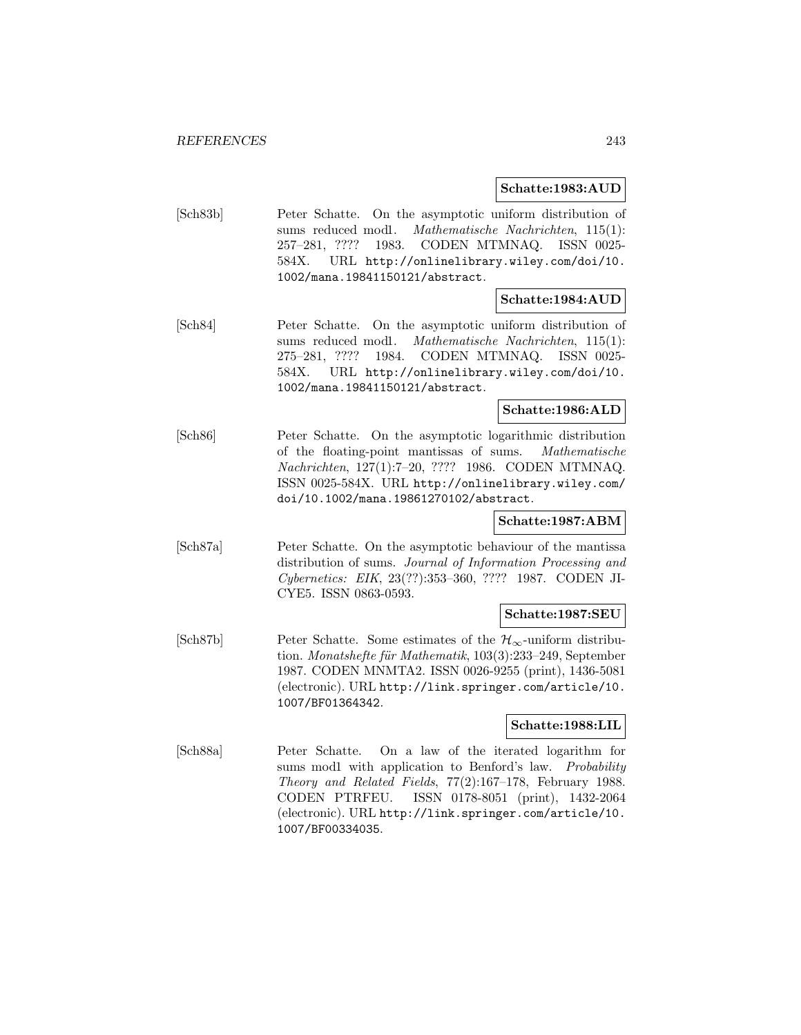**Schatte:1983:AUD**

[Sch83b] Peter Schatte. On the asymptotic uniform distribution of sums reduced mod1. *Mathematische Nachrichten*, 115(1): 257–281, ???? 1983. CODEN MTMNAQ. ISSN 0025-584X. URL http://onlinelibrary.wiley.com/doi/10.1002/mana.19841150121/abstract.

**Schatte:1984:AUD**

[Sch84] Peter Schatte. On the asymptotic uniform distribution of sums reduced mod1. *Mathematische Nachrichten*, 115(1): 275–281, ???? 1984. CODEN MTMNAQ. ISSN 0025-584X. URL http://onlinelibrary.wiley.com/doi/10.1002/mana.19841150121/abstract.

**Schatte:1986:ALD**

[Sch86] Peter Schatte. On the asymptotic logarithmic distribution of the floating-point mantissas of sums. *Mathematische Nachrichten*, 127(1):7–20, ???? 1986. CODEN MTMNAQ. ISSN 0025-584X. URL http://onlinelibrary.wiley.com/doi/10.1002/mana.19861270102/abstract.

**Schatte:1987:ABM**

[Sch87a] Peter Schatte. On the asymptotic behaviour of the mantissa distribution of sums. *Journal of Information Processing and Cybernetics: EIK*, 23(??):353–360, ???? 1987. CODEN JICYE5. ISSN 0863-0593.

**Schatte:1987:SEU**

[Sch87b] Peter Schatte. Some estimates of the $\mathcal{H}_\infty$-uniform distribution. *Monatshefte für Mathematik*, 103(3):233–249, September 1987. CODEN MNMTA2. ISSN 0026-9255 (print), 1436-5081 (electronic). URL http://link.springer.com/article/10.1007/BF01364342.

**Schatte:1988:LIL**

[Sch88a] Peter Schatte. On a law of the iterated logarithm for sums mod1 with application to Benford's law. *Probability Theory and Related Fields*, 77(2):167–178, February 1988. CODEN PTRFEU. ISSN 0178-8051 (print), 1432-2064 (electronic). URL http://link.springer.com/article/10.1007/BF00334035.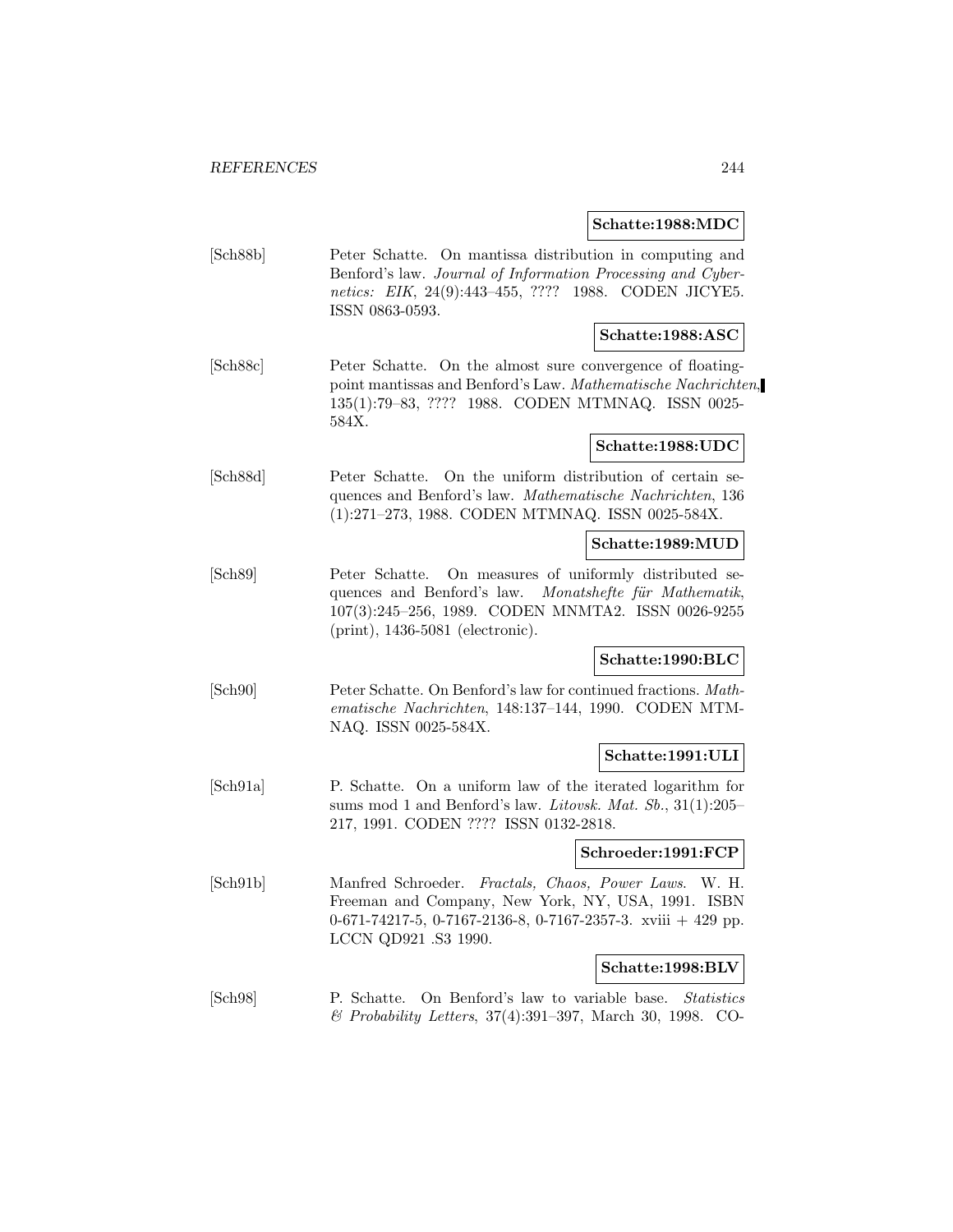**Schatte:1988:MDC**

[Sch88b] Peter Schatte. On mantissa distribution in computing and Benford's law. *Journal of Information Processing and Cybernetics: EIK*, 24(9):443–455, ???? 1988. CODEN JICYE5. ISSN 0863-0593.

**Schatte:1988:ASC**

[Sch88c] Peter Schatte. On the almost sure convergence of floating-point mantissas and Benford's Law. *Mathematische Nachrichten*, 135(1):79–83, ???? 1988. CODEN MTMNAQ. ISSN 0025-584X.

**Schatte:1988:UDC**

[Sch88d] Peter Schatte. On the uniform distribution of certain sequences and Benford's law. *Mathematische Nachrichten*, 136 (1):271–273, 1988. CODEN MTMNAQ. ISSN 0025-584X.

**Schatte:1989:MUD**

[Sch89] Peter Schatte. On measures of uniformly distributed sequences and Benford's law. *Monatshefte für Mathematik*, 107(3):245–256, 1989. CODEN MNMTA2. ISSN 0026-9255 (print), 1436-5081 (electronic).

**Schatte:1990:BLC**

[Sch90] Peter Schatte. On Benford's law for continued fractions. *Mathematische Nachrichten*, 148:137–144, 1990. CODEN MTMNAQ. ISSN 0025-584X.

**Schatte:1991:ULI**

[Sch91a] P. Schatte. On a uniform law of the iterated logarithm for sums mod 1 and Benford's law. *Litovsk. Mat. Sb.*, 31(1):205–217, 1991. CODEN ???? ISSN 0132-2818.

**Schroeder:1991:FCP**

[Sch91b] Manfred Schroeder. *Fractals, Chaos, Power Laws*. W. H. Freeman and Company, New York, NY, USA, 1991. ISBN 0-671-74217-5, 0-7167-2136-8, 0-7167-2357-3. xviii + 429 pp. LCCN QD921 .S3 1990.

**Schatte:1998:BLV**

[Sch98] P. Schatte. On Benford's law to variable base. *Statistics & Probability Letters*, 37(4):391–397, March 30, 1998. CO-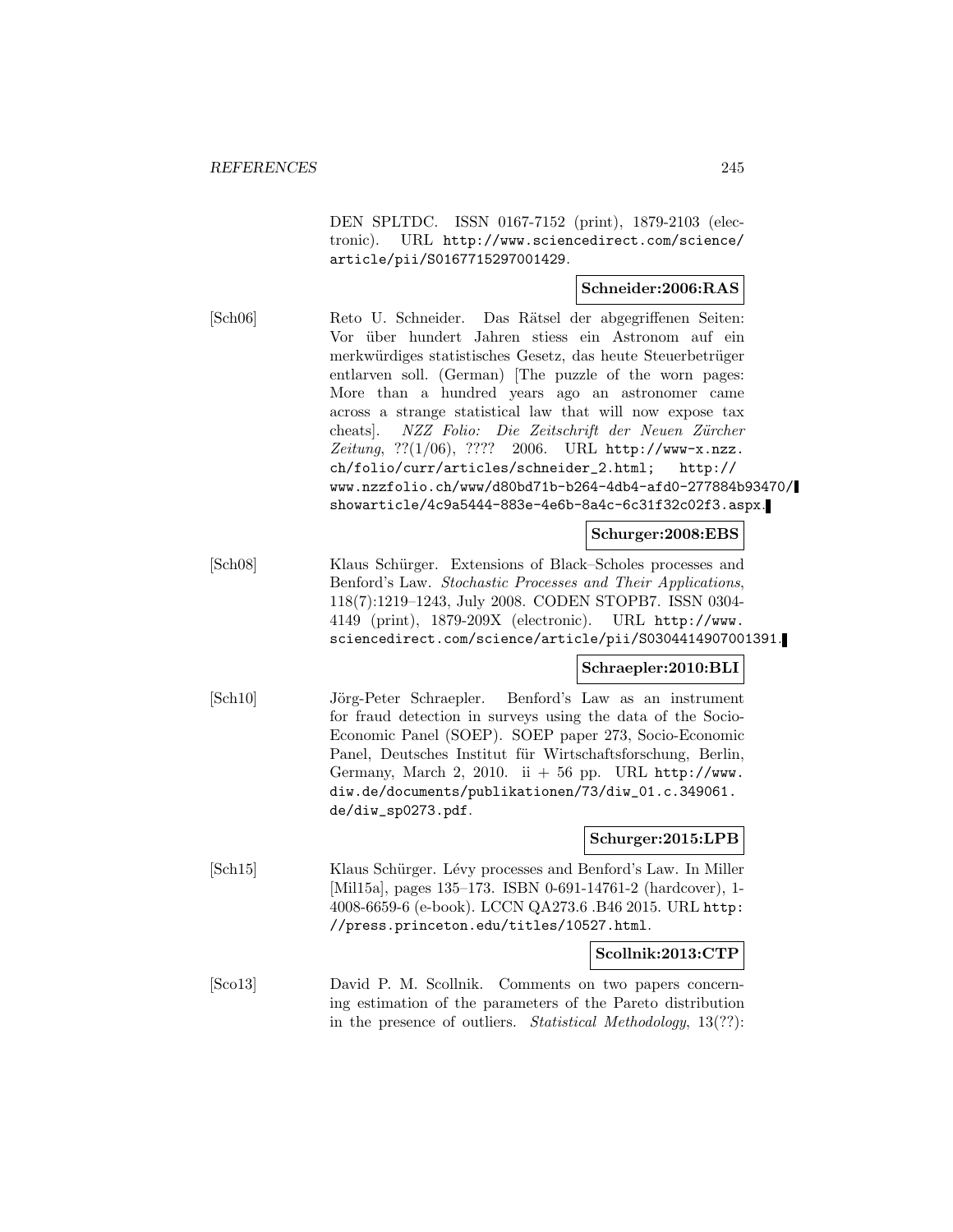DEN SPLTDC. ISSN 0167-7152 (print), 1879-2103 (electronic). URL http://www.sciencedirect.com/science/article/pii/S0167715297001429.

**Schneider:2006:RAS**

[Sch06] Reto U. Schneider. Das Rätsel der abgegriffenen Seiten: Vor über hundert Jahren stiess ein Astronom auf ein merkwürdiges statistisches Gesetz, das heute Steuerbetrüger entlarven soll. (German) [The puzzle of the worn pages: More than a hundred years ago an astronomer came across a strange statistical law that will now expose tax cheats]. *NZZ Folio: Die Zeitschrift der Neuen Zürcher Zeitung*, ??(1/06), ???? 2006. URL http://www-x.nzz.ch/folio/curr/articles/schneider_2.html; http://www.nzzfolio.ch/www/d80bd71b-b264-4db4-afd0-277884b93470/showarticle/4c9a5444-883e-4e6b-8a4c-6c31f32c02f3.aspx.

**Schurger:2008:EBS**

[Sch08] Klaus Schürger. Extensions of Black–Scholes processes and Benford's Law. *Stochastic Processes and Their Applications*, 118(7):1219–1243, July 2008. CODEN STOPB7. ISSN 0304-4149 (print), 1879-209X (electronic). URL http://www.sciencedirect.com/science/article/pii/S0304414907001391.

**Schraepler:2010:BLI**

[Sch10] Jörg-Peter Schraepler. Benford's Law as an instrument for fraud detection in surveys using the data of the Socio-Economic Panel (SOEP). SOEP paper 273, Socio-Economic Panel, Deutsches Institut für Wirtschaftsforschung, Berlin, Germany, March 2, 2010. ii + 56 pp. URL http://www.diw.de/documents/publikationen/73/diw_01.c.349061.de/diw_sp0273.pdf.

**Schurger:2015:LPB**

[Sch15] Klaus Schürger. Lévy processes and Benford's Law. In Miller [Mil15a], pages 135–173. ISBN 0-691-14761-2 (hardcover), 1-4008-6659-6 (e-book). LCCN QA273.6 .B46 2015. URL http://press.princeton.edu/titles/10527.html.

**Scollnik:2013:CTP**

[Sco13] David P. M. Scollnik. Comments on two papers concerning estimation of the parameters of the Pareto distribution in the presence of outliers. *Statistical Methodology*, 13(??):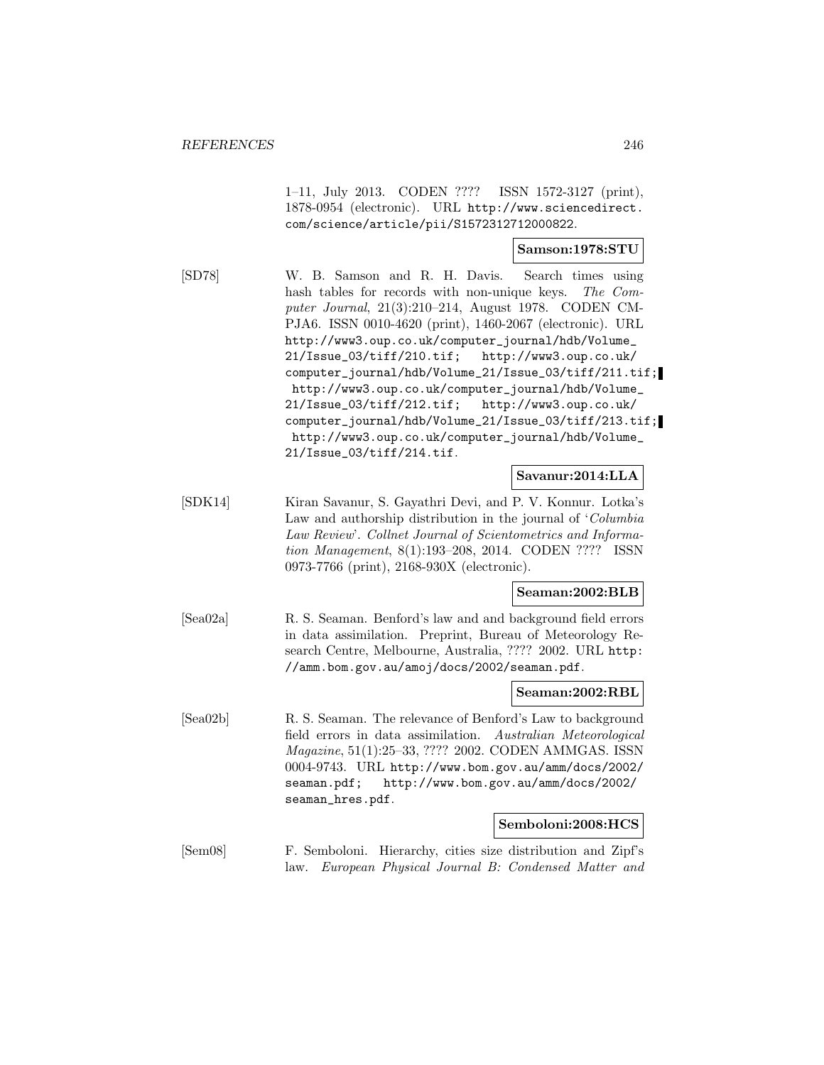1–11, July 2013. CODEN ???? ISSN 1572-3127 (print), 1878-0954 (electronic). URL http://www.sciencedirect.com/science/article/pii/S1572312712000822.

**Samson:1978:STU**

[SD78] W. B. Samson and R. H. Davis. Search times using hash tables for records with non-unique keys. *The Computer Journal*, 21(3):210–214, August 1978. CODEN CMPJA6. ISSN 0010-4620 (print), 1460-2067 (electronic). URL http://www3.oup.co.uk/computer_journal/hdb/Volume_21/Issue_03/tiff/210.tif; http://www3.oup.co.uk/computer_journal/hdb/Volume_21/Issue_03/tiff/211.tif; http://www3.oup.co.uk/computer_journal/hdb/Volume_21/Issue_03/tiff/212.tif; http://www3.oup.co.uk/computer_journal/hdb/Volume_21/Issue_03/tiff/213.tif; http://www3.oup.co.uk/computer_journal/hdb/Volume_21/Issue_03/tiff/214.tif.

**Savanur:2014:LLA**

[SDK14] Kiran Savanur, S. Gayathri Devi, and P. V. Konnur. Lotka's Law and authorship distribution in the journal of '*Columbia Law Review*'. *Collnet Journal of Scientometrics and Information Management*, 8(1):193–208, 2014. CODEN ???? ISSN 0973-7766 (print), 2168-930X (electronic).

**Seaman:2002:BLB**

[Sea02a] R. S. Seaman. Benford's law and and background field errors in data assimilation. Preprint, Bureau of Meteorology Research Centre, Melbourne, Australia, ???? 2002. URL http://amm.bom.gov.au/amoj/docs/2002/seaman.pdf.

**Seaman:2002:RBL**

[Sea02b] R. S. Seaman. The relevance of Benford's Law to background field errors in data assimilation. *Australian Meteorological Magazine*, 51(1):25–33, ???? 2002. CODEN AMMGAS. ISSN 0004-9743. URL http://www.bom.gov.au/amm/docs/2002/seaman.pdf; http://www.bom.gov.au/amm/docs/2002/seaman_hres.pdf.

**Semboloni:2008:HCS**

[Sem08] F. Semboloni. Hierarchy, cities size distribution and Zipf's law. *European Physical Journal B: Condensed Matter and*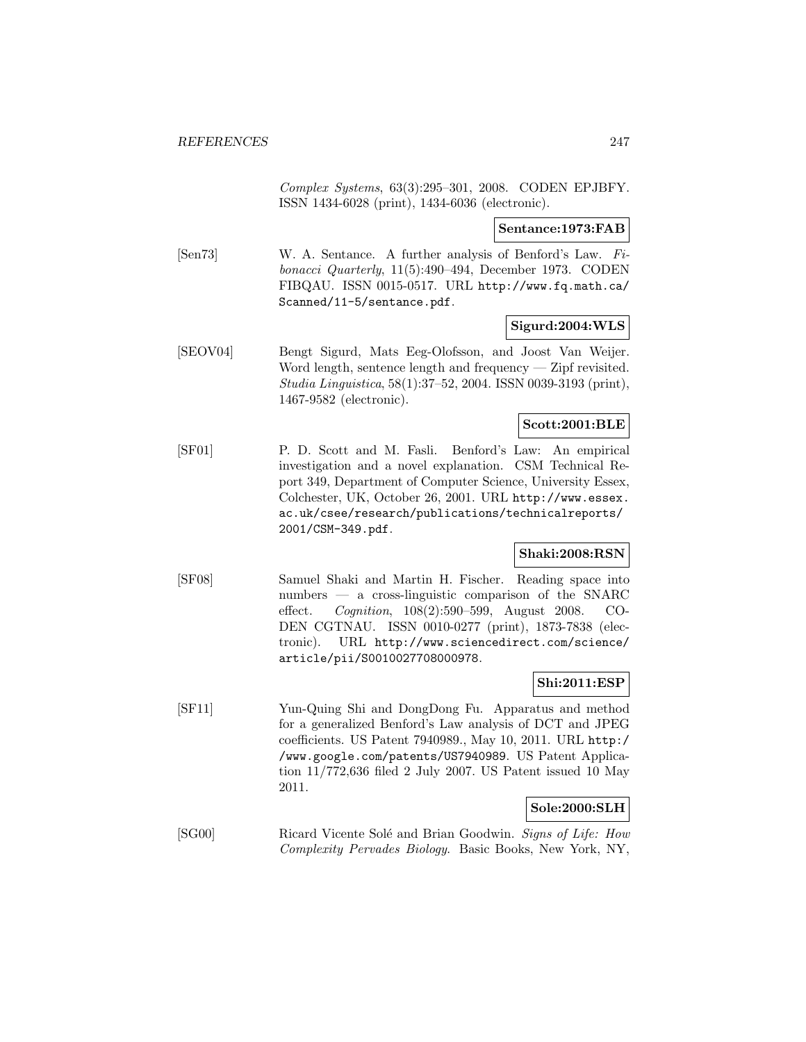*Complex Systems*, 63(3):295–301, 2008. CODEN EPJBFY. ISSN 1434-6028 (print), 1434-6036 (electronic).

**Sentance:1973:FAB**

[Sen73] W. A. Sentance. A further analysis of Benford's Law. *Fibonacci Quarterly*, 11(5):490–494, December 1973. CODEN FIBQAU. ISSN 0015-0517. URL `http://www.fq.math.ca/Scanned/11-5/sentance.pdf`.

**Sigurd:2004:WLS**

[SEOV04] Bengt Sigurd, Mats Eeg-Olofsson, and Joost Van Weijer. Word length, sentence length and frequency — Zipf revisited. *Studia Linguistica*, 58(1):37–52, 2004. ISSN 0039-3193 (print), 1467-9582 (electronic).

**Scott:2001:BLE**

[SF01] P. D. Scott and M. Fasli. Benford's Law: An empirical investigation and a novel explanation. CSM Technical Report 349, Department of Computer Science, University Essex, Colchester, UK, October 26, 2001. URL `http://www.essex.ac.uk/csee/research/publications/technicalreports/2001/CSM-349.pdf`.

**Shaki:2008:RSN**

[SF08] Samuel Shaki and Martin H. Fischer. Reading space into numbers — a cross-linguistic comparison of the SNARC effect. *Cognition*, 108(2):590–599, August 2008. CODEN CGTNAU. ISSN 0010-0277 (print), 1873-7838 (electronic). URL `http://www.sciencedirect.com/science/article/pii/S0010027708000978`.

**Shi:2011:ESP**

[SF11] Yun-Quing Shi and DongDong Fu. Apparatus and method for a generalized Benford's Law analysis of DCT and JPEG coefficients. US Patent 7940989., May 10, 2011. URL `http://www.google.com/patents/US7940989`. US Patent Application 11/772,636 filed 2 July 2007. US Patent issued 10 May 2011.

**Sole:2000:SLH**

[SG00] Ricard Vicente Solé and Brian Goodwin. *Signs of Life: How Complexity Pervades Biology*. Basic Books, New York, NY,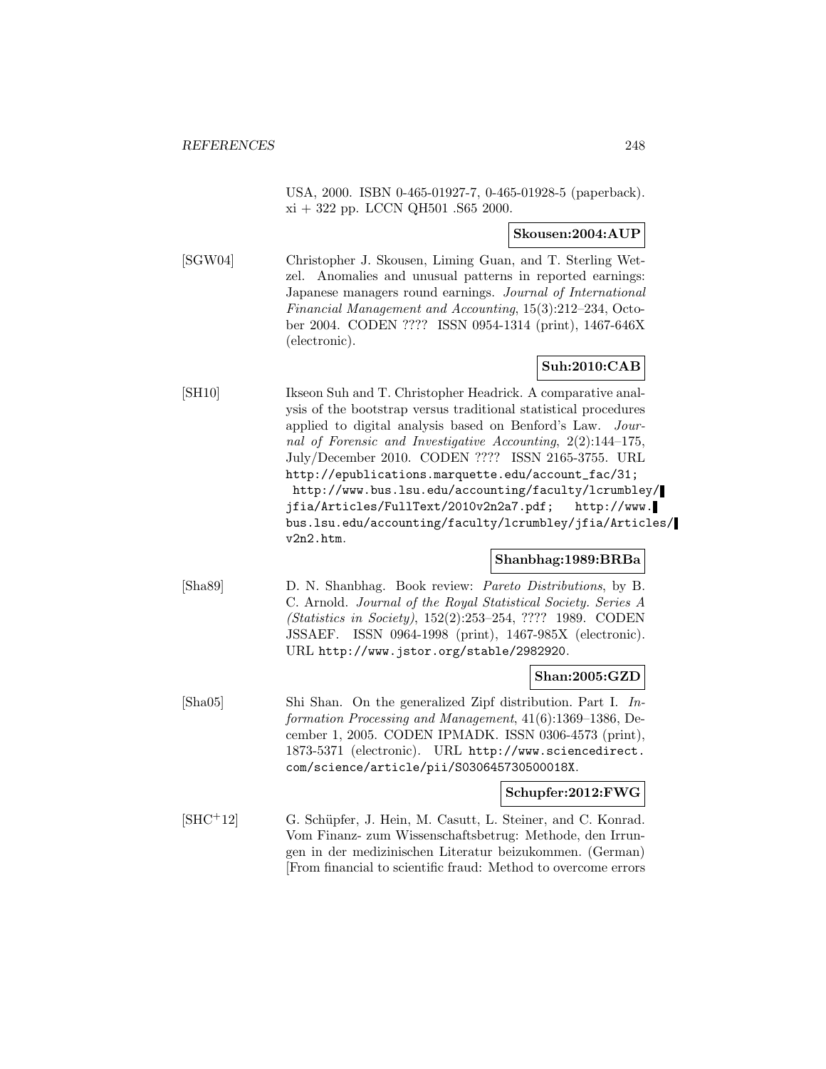USA, 2000. ISBN 0-465-01927-7, 0-465-01928-5 (paperback). xi + 322 pp. LCCN QH501 .S65 2000.

**Skousen:2004:AUP**

[SGW04] Christopher J. Skousen, Liming Guan, and T. Sterling Wetzel. Anomalies and unusual patterns in reported earnings: Japanese managers round earnings. *Journal of International Financial Management and Accounting*, 15(3):212–234, October 2004. CODEN ???? ISSN 0954-1314 (print), 1467-646X (electronic).

**Suh:2010:CAB**

[SH10] Ikseon Suh and T. Christopher Headrick. A comparative analysis of the bootstrap versus traditional statistical procedures applied to digital analysis based on Benford's Law. *Journal of Forensic and Investigative Accounting*, 2(2):144–175, July/December 2010. CODEN ???? ISSN 2165-3755. URL http://epublications.marquette.edu/account_fac/31; http://www.bus.lsu.edu/accounting/faculty/lcrumbley/jfia/Articles/FullText/2010v2n2a7.pdf; http://www.bus.lsu.edu/accounting/faculty/lcrumbley/jfia/Articles/v2n2.htm.

**Shanbhag:1989:BRBa**

[Sha89] D. N. Shanbhag. Book review: *Pareto Distributions*, by B. C. Arnold. *Journal of the Royal Statistical Society. Series A (Statistics in Society)*, 152(2):253–254, ???? 1989. CODEN JSSAEF. ISSN 0964-1998 (print), 1467-985X (electronic). URL http://www.jstor.org/stable/2982920.

**Shan:2005:GZD**

[Sha05] Shi Shan. On the generalized Zipf distribution. Part I. *Information Processing and Management*, 41(6):1369–1386, December 1, 2005. CODEN IPMADK. ISSN 0306-4573 (print), 1873-5371 (electronic). URL http://www.sciencedirect.com/science/article/pii/S030645730500018X.

**Schupfer:2012:FWG**

[SHC+12] G. Schüpfer, J. Hein, M. Casutt, L. Steiner, and C. Konrad. Vom Finanz- zum Wissenschaftsbetrug: Methode, den Irrungen in der medizinischen Literatur beizukommen. (German) [From financial to scientific fraud: Method to overcome errors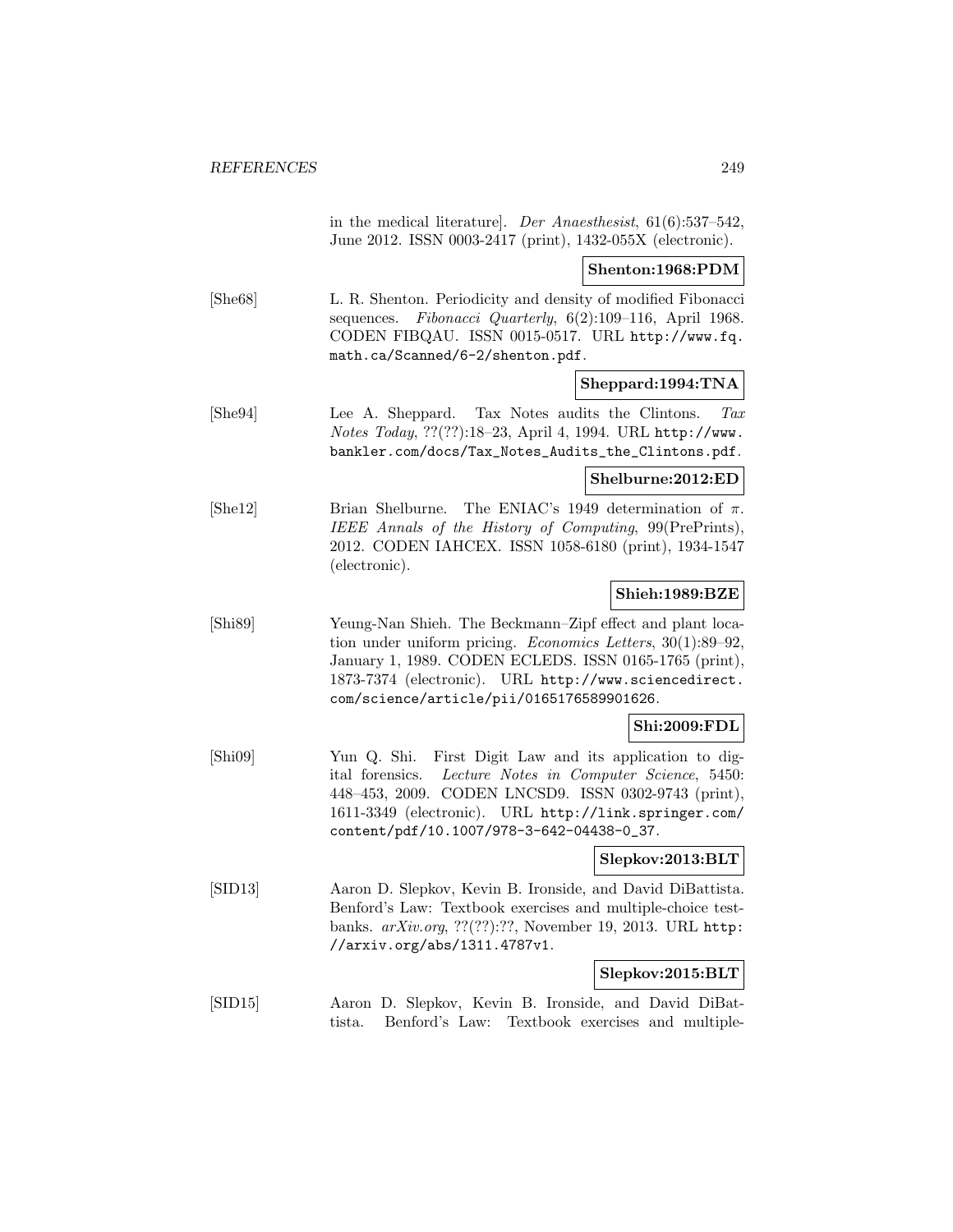in the medical literature]. *Der Anaesthesist*, 61(6):537–542, June 2012. ISSN 0003-2417 (print), 1432-055X (electronic).

**Shenton:1968:PDM**

[She68] L. R. Shenton. Periodicity and density of modified Fibonacci sequences. *Fibonacci Quarterly*, 6(2):109–116, April 1968. CODEN FIBQAU. ISSN 0015-0517. URL http://www.fq.math.ca/Scanned/6-2/shenton.pdf.

**Sheppard:1994:TNA**

[She94] Lee A. Sheppard. Tax Notes audits the Clintons. *Tax Notes Today*, ??(??):18–23, April 4, 1994. URL http://www.bankler.com/docs/Tax_Notes_Audits_the_Clintons.pdf.

**Shelburne:2012:ED**

[She12] Brian Shelburne. The ENIAC's 1949 determination of $\pi$. *IEEE Annals of the History of Computing*, 99(PrePrints), 2012. CODEN IAHCEX. ISSN 1058-6180 (print), 1934-1547 (electronic).

**Shieh:1989:BZE**

[Shi89] Yeung-Nan Shieh. The Beckmann–Zipf effect and plant location under uniform pricing. *Economics Letters*, 30(1):89–92, January 1, 1989. CODEN ECLEDS. ISSN 0165-1765 (print), 1873-7374 (electronic). URL http://www.sciencedirect.com/science/article/pii/0165176589901626.

**Shi:2009:FDL**

[Shi09] Yun Q. Shi. First Digit Law and its application to digital forensics. *Lecture Notes in Computer Science*, 5450: 448–453, 2009. CODEN LNCSD9. ISSN 0302-9743 (print), 1611-3349 (electronic). URL http://link.springer.com/content/pdf/10.1007/978-3-642-04438-0_37.

**Slepkov:2013:BLT**

[SID13] Aaron D. Slepkov, Kevin B. Ironside, and David DiBattista. Benford's Law: Textbook exercises and multiple-choice test-banks. *arXiv.org*, ??(??):??, November 19, 2013. URL http://arxiv.org/abs/1311.4787v1.

**Slepkov:2015:BLT**

[SID15] Aaron D. Slepkov, Kevin B. Ironside, and David DiBattista. Benford's Law: Textbook exercises and multiple-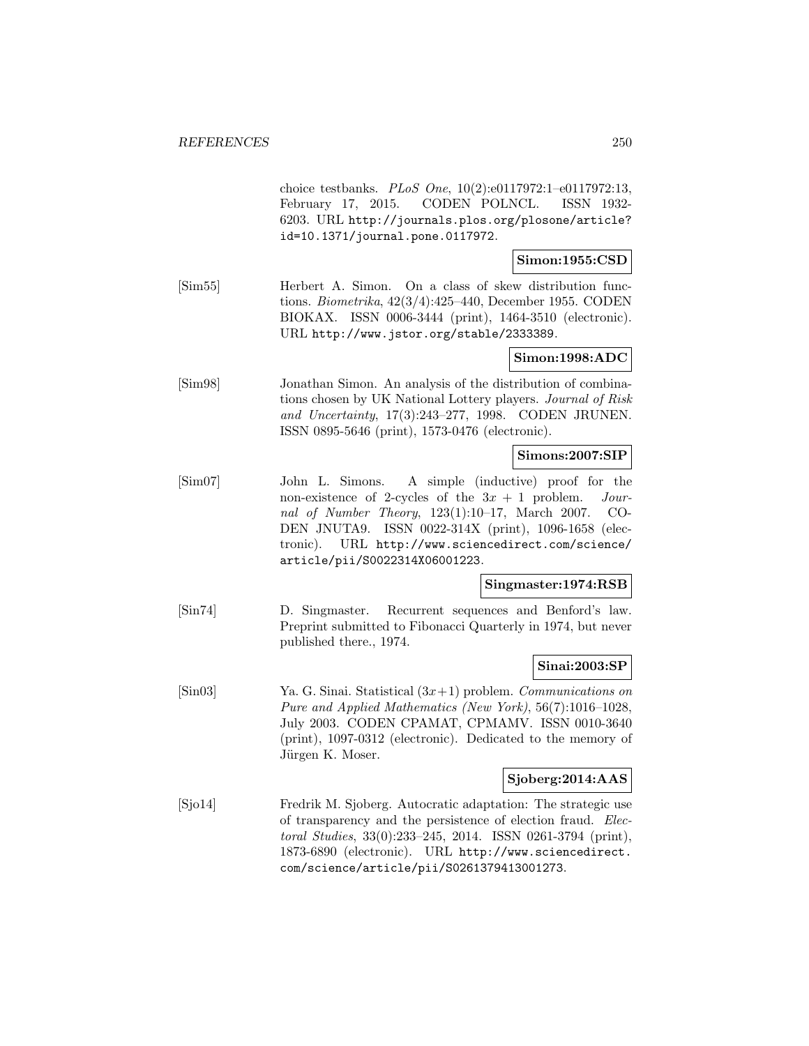choice testbanks. *PLoS One*, 10(2):e0117972:1–e0117972:13, February 17, 2015. CODEN POLNCL. ISSN 1932-6203. URL http://journals.plos.org/plosone/article?id=10.1371/journal.pone.0117972.

**Simon:1955:CSD**

[Sim55] Herbert A. Simon. On a class of skew distribution functions. *Biometrika*, 42(3/4):425–440, December 1955. CODEN BIOKAX. ISSN 0006-3444 (print), 1464-3510 (electronic). URL http://www.jstor.org/stable/2333389.

**Simon:1998:ADC**

[Sim98] Jonathan Simon. An analysis of the distribution of combinations chosen by UK National Lottery players. *Journal of Risk and Uncertainty*, 17(3):243–277, 1998. CODEN JRUNEN. ISSN 0895-5646 (print), 1573-0476 (electronic).

**Simons:2007:SIP**

[Sim07] John L. Simons. A simple (inductive) proof for the non-existence of 2-cycles of the $3x + 1$ problem. *Journal of Number Theory*, 123(1):10–17, March 2007. CODEN JNUTA9. ISSN 0022-314X (print), 1096-1658 (electronic). URL http://www.sciencedirect.com/science/article/pii/S0022314X06001223.

**Singmaster:1974:RSB**

[Sin74] D. Singmaster. Recurrent sequences and Benford's law. Preprint submitted to Fibonacci Quarterly in 1974, but never published there., 1974.

**Sinai:2003:SP**

[Sin03] Ya. G. Sinai. Statistical $(3x+1)$ problem. *Communications on Pure and Applied Mathematics (New York)*, 56(7):1016–1028, July 2003. CODEN CPAMAT, CPMAMV. ISSN 0010-3640 (print), 1097-0312 (electronic). Dedicated to the memory of Jürgen K. Moser.

**Sjoberg:2014:AAS**

[Sjo14] Fredrik M. Sjoberg. Autocratic adaptation: The strategic use of transparency and the persistence of election fraud. *Electoral Studies*, 33(0):233–245, 2014. ISSN 0261-3794 (print), 1873-6890 (electronic). URL http://www.sciencedirect.com/science/article/pii/S0261379413001273.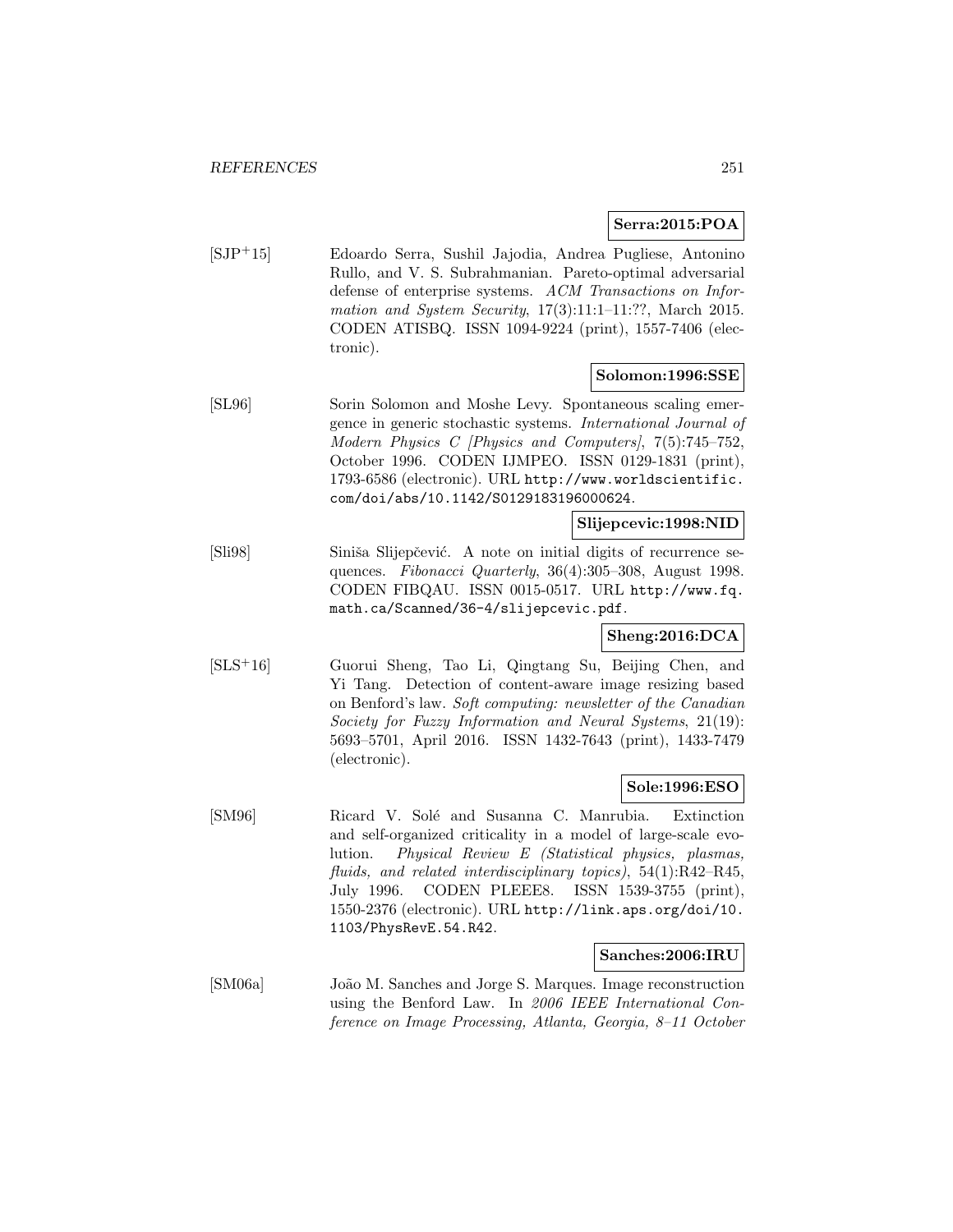**Serra:2015:POA**

[SJP+15] Edoardo Serra, Sushil Jajodia, Andrea Pugliese, Antonino Rullo, and V. S. Subrahmanian. Pareto-optimal adversarial defense of enterprise systems. *ACM Transactions on Information and System Security*, 17(3):11:1–11:??, March 2015. CODEN ATISBQ. ISSN 1094-9224 (print), 1557-7406 (electronic).

**Solomon:1996:SSE**

[SL96] Sorin Solomon and Moshe Levy. Spontaneous scaling emergence in generic stochastic systems. *International Journal of Modern Physics C [Physics and Computers]*, 7(5):745–752, October 1996. CODEN IJMPEO. ISSN 0129-1831 (print), 1793-6586 (electronic). URL http://www.worldscientific.com/doi/abs/10.1142/S0129183196000624.

**Slijepcevic:1998:NID**

[Sli98] Siniša Slijepčević. A note on initial digits of recurrence sequences. *Fibonacci Quarterly*, 36(4):305–308, August 1998. CODEN FIBQAU. ISSN 0015-0517. URL http://www.fq.math.ca/Scanned/36-4/slijepcevic.pdf.

**Sheng:2016:DCA**

[SLS+16] Guorui Sheng, Tao Li, Qingtang Su, Beijing Chen, and Yi Tang. Detection of content-aware image resizing based on Benford's law. *Soft computing: newsletter of the Canadian Society for Fuzzy Information and Neural Systems*, 21(19): 5693–5701, April 2016. ISSN 1432-7643 (print), 1433-7479 (electronic).

**Sole:1996:ESO**

[SM96] Ricard V. Solé and Susanna C. Manrubia. Extinction and self-organized criticality in a model of large-scale evolution. *Physical Review E (Statistical physics, plasmas, fluids, and related interdisciplinary topics)*, 54(1):R42–R45, July 1996. CODEN PLEEE8. ISSN 1539-3755 (print), 1550-2376 (electronic). URL http://link.aps.org/doi/10.1103/PhysRevE.54.R42.

**Sanches:2006:IRU**

[SM06a] João M. Sanches and Jorge S. Marques. Image reconstruction using the Benford Law. In *2006 IEEE International Conference on Image Processing, Atlanta, Georgia, 8–11 October*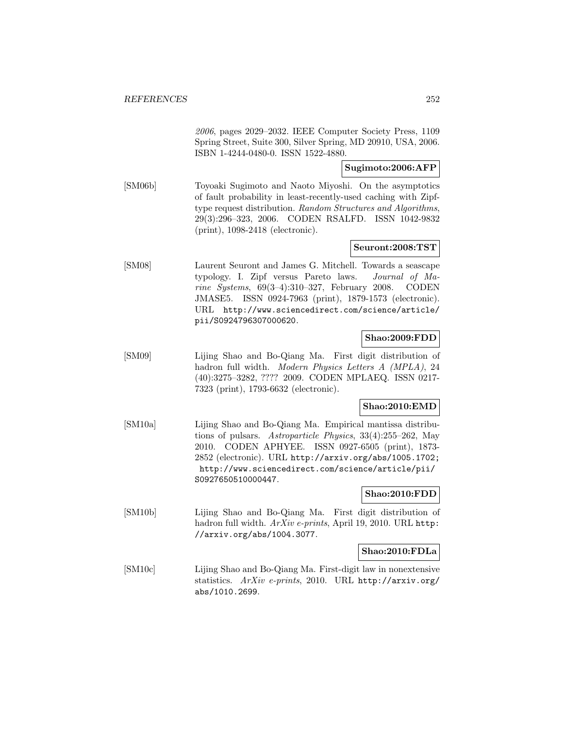*2006*, pages 2029–2032. IEEE Computer Society Press, 1109 Spring Street, Suite 300, Silver Spring, MD 20910, USA, 2006. ISBN 1-4244-0480-0. ISSN 1522-4880.

**Sugimoto:2006:AFP**

[SM06b] Toyoaki Sugimoto and Naoto Miyoshi. On the asymptotics of fault probability in least-recently-used caching with Zipf-type request distribution. *Random Structures and Algorithms*, 29(3):296–323, 2006. CODEN RSALFD. ISSN 1042-9832 (print), 1098-2418 (electronic).

**Seuront:2008:TST**

[SM08] Laurent Seuront and James G. Mitchell. Towards a seascape typology. I. Zipf versus Pareto laws. *Journal of Marine Systems*, 69(3–4):310–327, February 2008. CODEN JMASE5. ISSN 0924-7963 (print), 1879-1573 (electronic). URL http://www.sciencedirect.com/science/article/pii/S0924796307000620.

**Shao:2009:FDD**

[SM09] Lijing Shao and Bo-Qiang Ma. First digit distribution of hadron full width. *Modern Physics Letters A (MPLA)*, 24 (40):3275–3282, ???? 2009. CODEN MPLAEQ. ISSN 0217-7323 (print), 1793-6632 (electronic).

**Shao:2010:EMD**

[SM10a] Lijing Shao and Bo-Qiang Ma. Empirical mantissa distributions of pulsars. *Astroparticle Physics*, 33(4):255–262, May 2010. CODEN APHYEE. ISSN 0927-6505 (print), 1873-2852 (electronic). URL http://arxiv.org/abs/1005.1702; http://www.sciencedirect.com/science/article/pii/S0927650510000447.

**Shao:2010:FDD**

[SM10b] Lijing Shao and Bo-Qiang Ma. First digit distribution of hadron full width. *ArXiv e-prints*, April 19, 2010. URL http://arxiv.org/abs/1004.3077.

**Shao:2010:FDLa**

[SM10c] Lijing Shao and Bo-Qiang Ma. First-digit law in nonextensive statistics. *ArXiv e-prints*, 2010. URL http://arxiv.org/abs/1010.2699.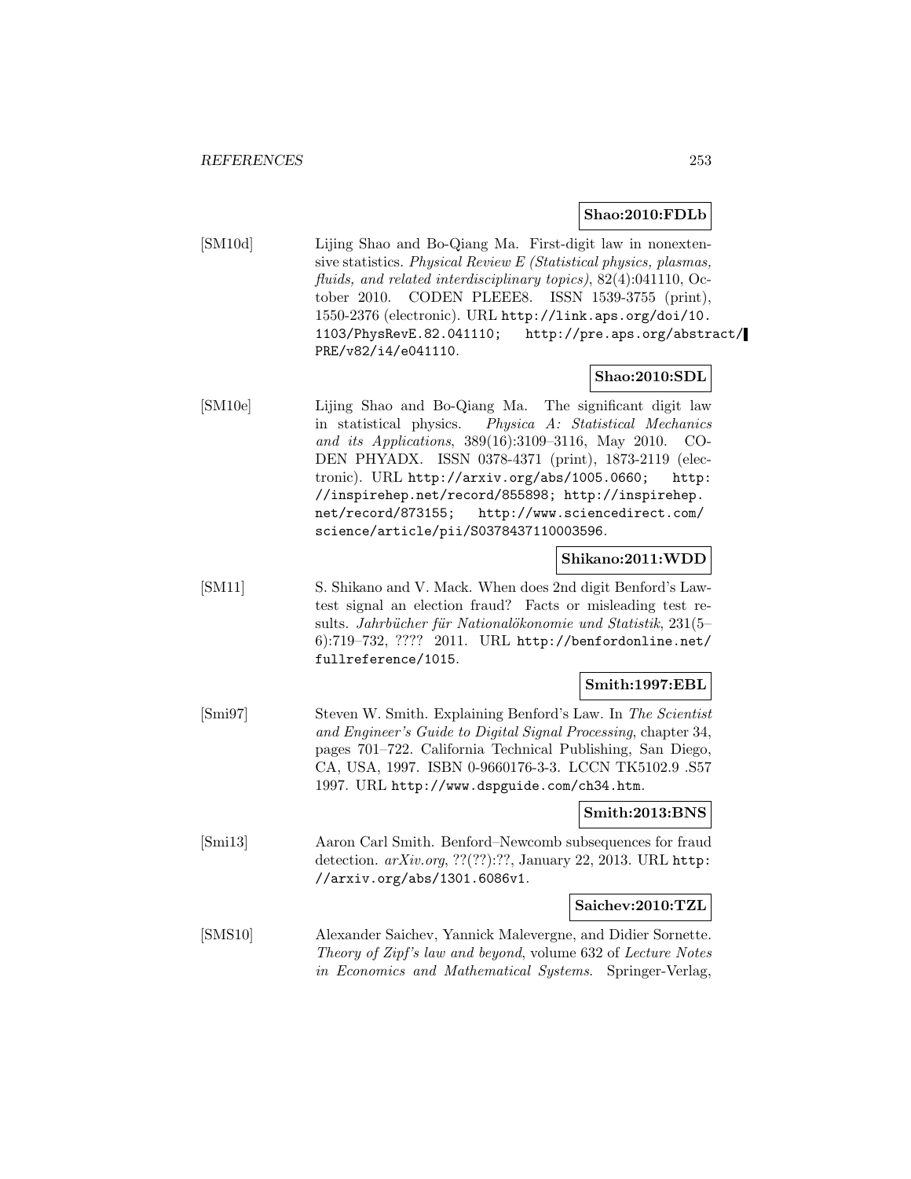**Shao:2010:FDLb**

[SM10d] Lijing Shao and Bo-Qiang Ma. First-digit law in nonextensive statistics. *Physical Review E (Statistical physics, plasmas, fluids, and related interdisciplinary topics)*, 82(4):041110, October 2010. CODEN PLEEE8. ISSN 1539-3755 (print), 1550-2376 (electronic). URL http://link.aps.org/doi/10.1103/PhysRevE.82.041110; http://pre.aps.org/abstract/PRE/v82/i4/e041110.

**Shao:2010:SDL**

[SM10e] Lijing Shao and Bo-Qiang Ma. The significant digit law in statistical physics. *Physica A: Statistical Mechanics and its Applications*, 389(16):3109–3116, May 2010. CODEN PHYADX. ISSN 0378-4371 (print), 1873-2119 (electronic). URL http://arxiv.org/abs/1005.0660; http://inspirehep.net/record/855898; http://inspirehep.net/record/873155; http://www.sciencedirect.com/science/article/pii/S0378437110003596.

**Shikano:2011:WDD**

[SM11] S. Shikano and V. Mack. When does 2nd digit Benford's Law-test signal an election fraud? Facts or misleading test results. *Jahrbücher für Nationalökonomie und Statistik*, 231(5–6):719–732, ???? 2011. URL http://benfordonline.net/fullreference/1015.

**Smith:1997:EBL**

[Smi97] Steven W. Smith. Explaining Benford's Law. In *The Scientist and Engineer's Guide to Digital Signal Processing*, chapter 34, pages 701–722. California Technical Publishing, San Diego, CA, USA, 1997. ISBN 0-9660176-3-3. LCCN TK5102.9 .S57 1997. URL http://www.dspguide.com/ch34.htm.

**Smith:2013:BNS**

[Smi13] Aaron Carl Smith. Benford–Newcomb subsequences for fraud detection. *arXiv.org*, ??(??):??, January 22, 2013. URL http://arxiv.org/abs/1301.6086v1.

**Saichev:2010:TZL**

[SMS10] Alexander Saichev, Yannick Malevergne, and Didier Sornette. *Theory of Zipf's law and beyond*, volume 632 of *Lecture Notes in Economics and Mathematical Systems*. Springer-Verlag,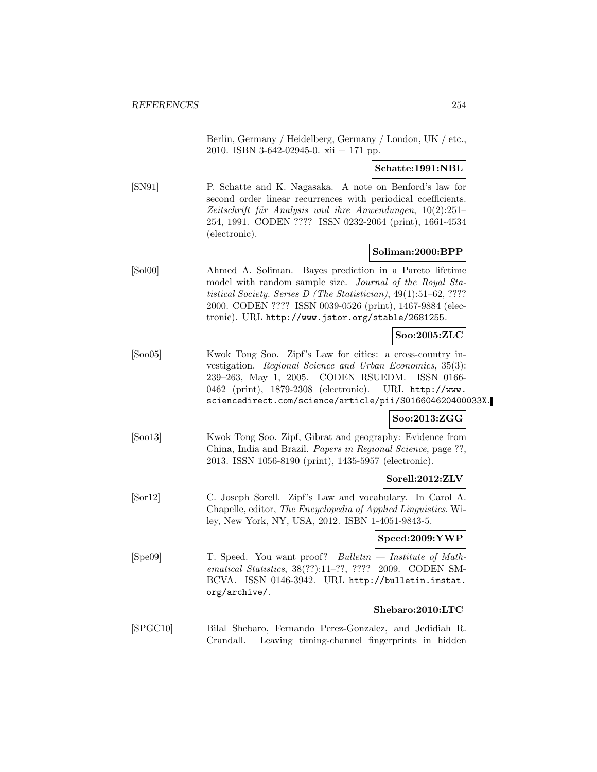Berlin, Germany / Heidelberg, Germany / London, UK / etc., 2010. ISBN 3-642-02945-0. xii + 171 pp.

**Schatte:1991:NBL**

[SN91] P. Schatte and K. Nagasaka. A note on Benford's law for second order linear recurrences with periodical coefficients. *Zeitschrift für Analysis und ihre Anwendungen*, 10(2):251–254, 1991. CODEN ???? ISSN 0232-2064 (print), 1661-4534 (electronic).

**Soliman:2000:BPP**

[Sol00] Ahmed A. Soliman. Bayes prediction in a Pareto lifetime model with random sample size. *Journal of the Royal Statistical Society. Series D (The Statistician)*, 49(1):51–62, ???? 2000. CODEN ???? ISSN 0039-0526 (print), 1467-9884 (electronic). URL http://www.jstor.org/stable/2681255.

**Soo:2005:ZLC**

[Soo05] Kwok Tong Soo. Zipf's Law for cities: a cross-country investigation. *Regional Science and Urban Economics*, 35(3): 239–263, May 1, 2005. CODEN RSUEDM. ISSN 0166-0462 (print), 1879-2308 (electronic). URL http://www.sciencedirect.com/science/article/pii/S016604620400033X.

**Soo:2013:ZGG**

[Soo13] Kwok Tong Soo. Zipf, Gibrat and geography: Evidence from China, India and Brazil. *Papers in Regional Science*, page ??, 2013. ISSN 1056-8190 (print), 1435-5957 (electronic).

**Sorell:2012:ZLV**

[Sor12] C. Joseph Sorell. Zipf's Law and vocabulary. In Carol A. Chapelle, editor, *The Encyclopedia of Applied Linguistics*. Wiley, New York, NY, USA, 2012. ISBN 1-4051-9843-5.

**Speed:2009:YWP**

[Spe09] T. Speed. You want proof? *Bulletin — Institute of Mathematical Statistics*, 38(??):11–??, ???? 2009. CODEN SMBCVA. ISSN 0146-3942. URL http://bulletin.imstat.org/archive/.

**Shebaro:2010:LTC**

[SPGC10] Bilal Shebaro, Fernando Perez-Gonzalez, and Jedidiah R. Crandall. Leaving timing-channel fingerprints in hidden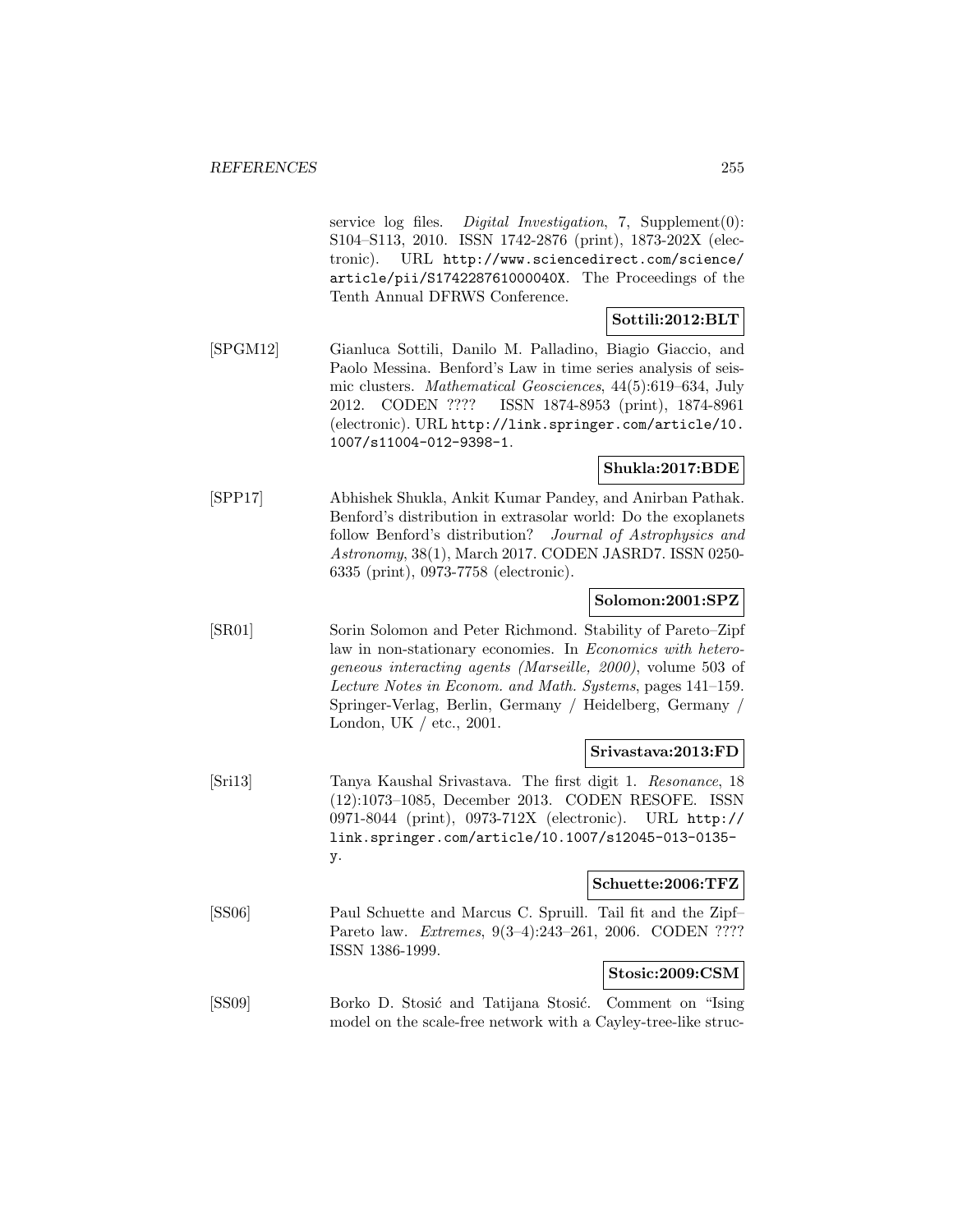service log files. *Digital Investigation*, 7, Supplement(0): S104–S113, 2010. ISSN 1742-2876 (print), 1873-202X (electronic). URL http://www.sciencedirect.com/science/article/pii/S174228761000040X. The Proceedings of the Tenth Annual DFRWS Conference.

**Sottili:2012:BLT**

[SPGM12] Gianluca Sottili, Danilo M. Palladino, Biagio Giaccio, and Paolo Messina. Benford's Law in time series analysis of seismic clusters. *Mathematical Geosciences*, 44(5):619–634, July 2012. CODEN ???? ISSN 1874-8953 (print), 1874-8961 (electronic). URL http://link.springer.com/article/10.1007/s11004-012-9398-1.

**Shukla:2017:BDE**

[SPP17] Abhishek Shukla, Ankit Kumar Pandey, and Anirban Pathak. Benford's distribution in extrasolar world: Do the exoplanets follow Benford's distribution? *Journal of Astrophysics and Astronomy*, 38(1), March 2017. CODEN JASRD7. ISSN 0250-6335 (print), 0973-7758 (electronic).

**Solomon:2001:SPZ**

[SR01] Sorin Solomon and Peter Richmond. Stability of Pareto–Zipf law in non-stationary economies. In *Economics with heterogeneous interacting agents (Marseille, 2000)*, volume 503 of *Lecture Notes in Econom. and Math. Systems*, pages 141–159. Springer-Verlag, Berlin, Germany / Heidelberg, Germany / London, UK / etc., 2001.

**Srivastava:2013:FD**

[Sri13] Tanya Kaushal Srivastava. The first digit 1. *Resonance*, 18 (12):1073–1085, December 2013. CODEN RESOFE. ISSN 0971-8044 (print), 0973-712X (electronic). URL http://link.springer.com/article/10.1007/s12045-013-0135-y.

**Schuette:2006:TFZ**

[SS06] Paul Schuette and Marcus C. Spruill. Tail fit and the Zipf–Pareto law. *Extremes*, 9(3–4):243–261, 2006. CODEN ???? ISSN 1386-1999.

**Stosic:2009:CSM**

[SS09] Borko D. Stosić and Tatijana Stosić. Comment on "Ising model on the scale-free network with a Cayley-tree-like struc-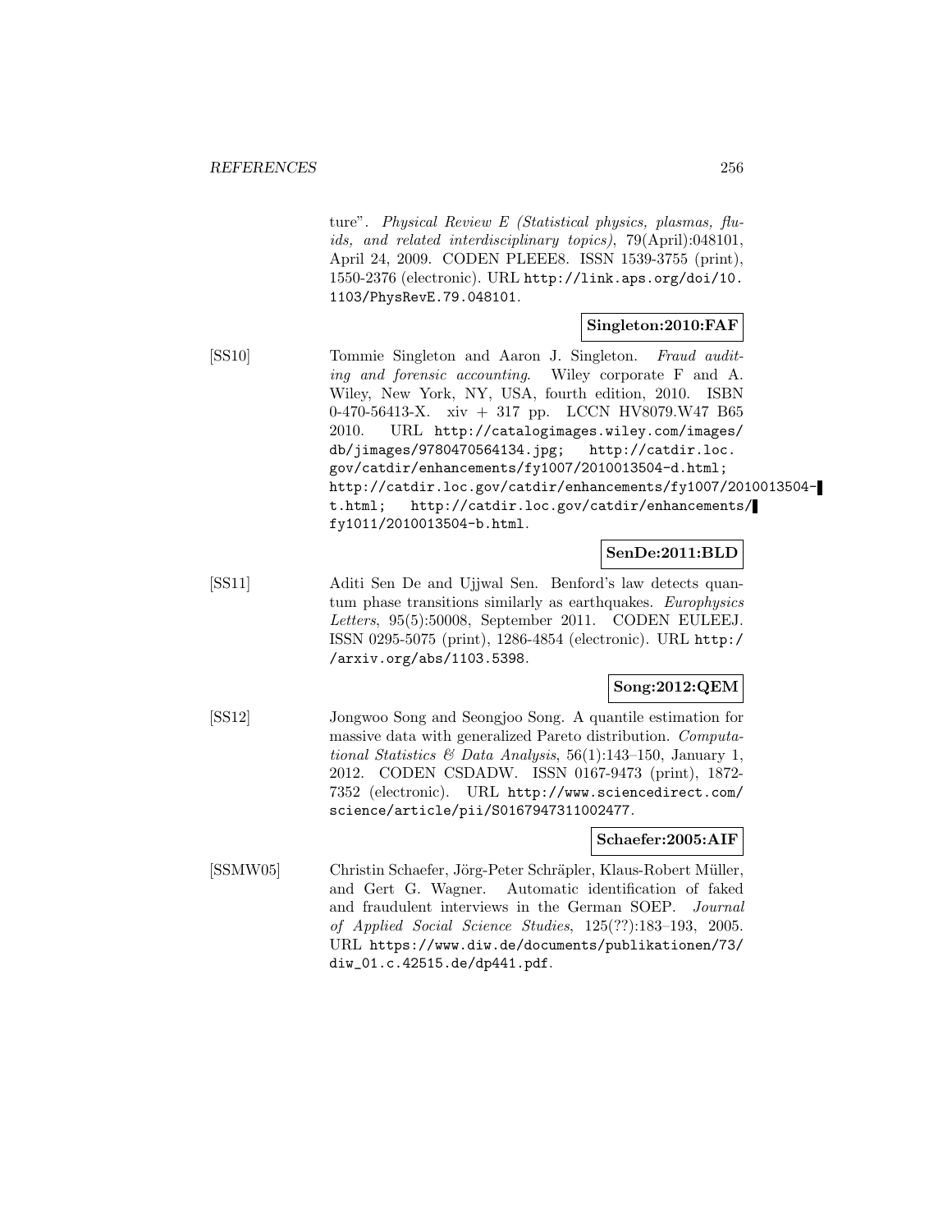ture". *Physical Review E (Statistical physics, plasmas, fluids, and related interdisciplinary topics)*, 79(April):048101, April 24, 2009. CODEN PLEEE8. ISSN 1539-3755 (print), 1550-2376 (electronic). URL http://link.aps.org/doi/10.1103/PhysRevE.79.048101.

**Singleton:2010:FAF**

[SS10] Tommie Singleton and Aaron J. Singleton. *Fraud auditing and forensic accounting*. Wiley corporate F and A. Wiley, New York, NY, USA, fourth edition, 2010. ISBN 0-470-56413-X. xiv + 317 pp. LCCN HV8079.W47 B65 2010. URL http://catalogimages.wiley.com/images/db/jimages/9780470564134.jpg; http://catdir.loc.gov/catdir/enhancements/fy1007/2010013504-d.html; http://catdir.loc.gov/catdir/enhancements/fy1007/2010013504-t.html; http://catdir.loc.gov/catdir/enhancements/fy1011/2010013504-b.html.

**SenDe:2011:BLD**

[SS11] Aditi Sen De and Ujjwal Sen. Benford's law detects quantum phase transitions similarly as earthquakes. *Europhysics Letters*, 95(5):50008, September 2011. CODEN EULEEJ. ISSN 0295-5075 (print), 1286-4854 (electronic). URL http://arxiv.org/abs/1103.5398.

**Song:2012:QEM**

[SS12] Jongwoo Song and Seongjoo Song. A quantile estimation for massive data with generalized Pareto distribution. *Computational Statistics & Data Analysis*, 56(1):143–150, January 1, 2012. CODEN CSDADW. ISSN 0167-9473 (print), 1872-7352 (electronic). URL http://www.sciencedirect.com/science/article/pii/S0167947311002477.

**Schaefer:2005:AIF**

[SSMW05] Christin Schaefer, Jörg-Peter Schräpler, Klaus-Robert Müller, and Gert G. Wagner. Automatic identification of faked and fraudulent interviews in the German SOEP. *Journal of Applied Social Science Studies*, 125(??):183–193, 2005. URL https://www.diw.de/documents/publikationen/73/diw_01.c.42515.de/dp441.pdf.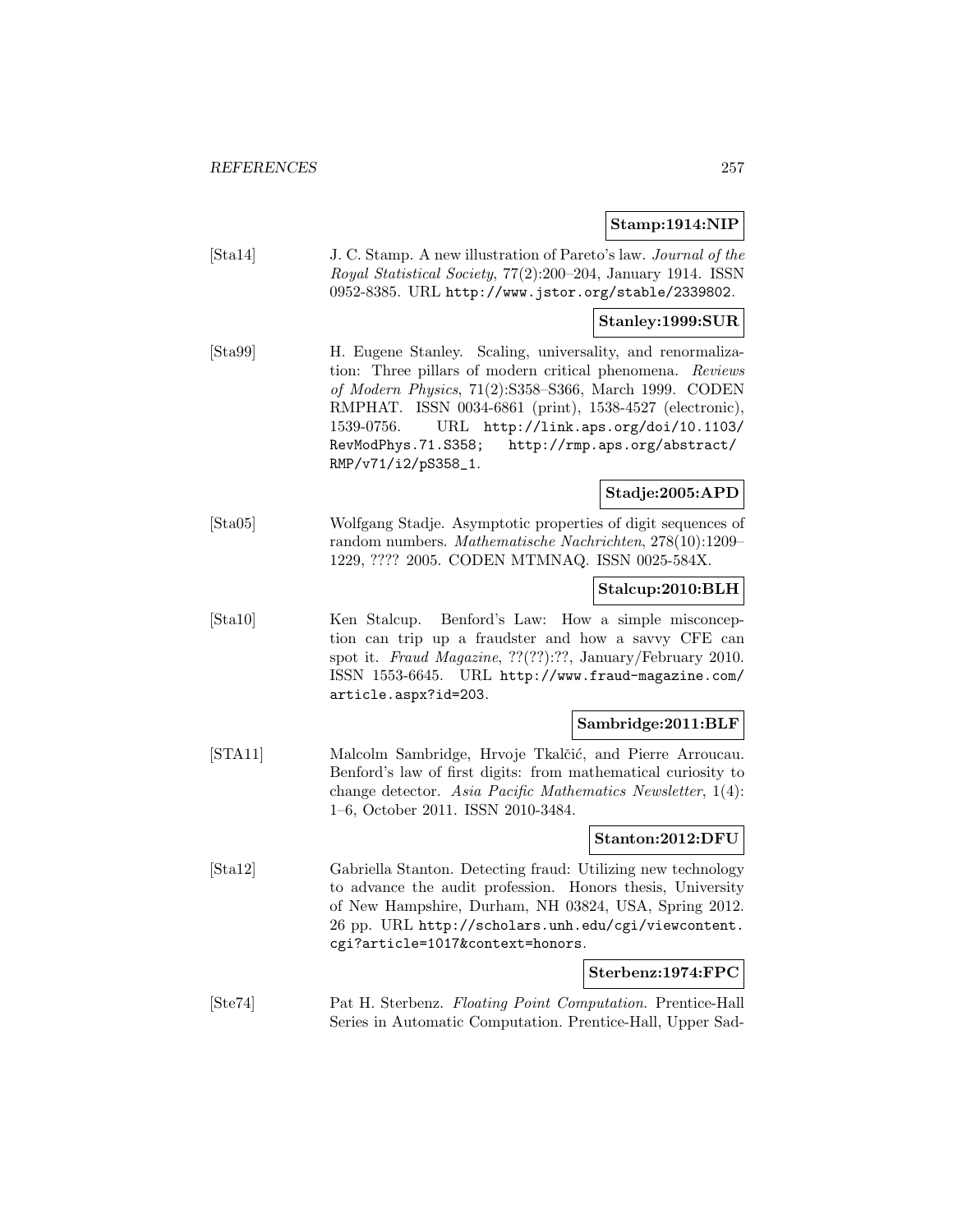**Stamp:1914:NIP**

[Sta14] J. C. Stamp. A new illustration of Pareto's law. *Journal of the Royal Statistical Society*, 77(2):200–204, January 1914. ISSN 0952-8385. URL http://www.jstor.org/stable/2339802.

**Stanley:1999:SUR**

[Sta99] H. Eugene Stanley. Scaling, universality, and renormalization: Three pillars of modern critical phenomena. *Reviews of Modern Physics*, 71(2):S358–S366, March 1999. CODEN RMPHAT. ISSN 0034-6861 (print), 1538-4527 (electronic), 1539-0756. URL http://link.aps.org/doi/10.1103/RevModPhys.71.S358; http://rmp.aps.org/abstract/RMP/v71/i2/pS358_1.

**Stadje:2005:APD**

[Sta05] Wolfgang Stadje. Asymptotic properties of digit sequences of random numbers. *Mathematische Nachrichten*, 278(10):1209–1229, ???? 2005. CODEN MTMNAQ. ISSN 0025-584X.

**Stalcup:2010:BLH**

[Sta10] Ken Stalcup. Benford's Law: How a simple misconception can trip up a fraudster and how a savvy CFE can spot it. *Fraud Magazine*, ??(??):??, January/February 2010. ISSN 1553-6645. URL http://www.fraud-magazine.com/article.aspx?id=203.

**Sambridge:2011:BLF**

[STA11] Malcolm Sambridge, Hrvoje Tkalčić, and Pierre Arroucau. Benford's law of first digits: from mathematical curiosity to change detector. *Asia Pacific Mathematics Newsletter*, 1(4):1–6, October 2011. ISSN 2010-3484.

**Stanton:2012:DFU**

[Sta12] Gabriella Stanton. Detecting fraud: Utilizing new technology to advance the audit profession. Honors thesis, University of New Hampshire, Durham, NH 03824, USA, Spring 2012. 26 pp. URL http://scholars.unh.edu/cgi/viewcontent.cgi?article=1017&context=honors.

**Sterbenz:1974:FPC**

[Ste74] Pat H. Sterbenz. *Floating Point Computation*. Prentice-Hall Series in Automatic Computation. Prentice-Hall, Upper Sad-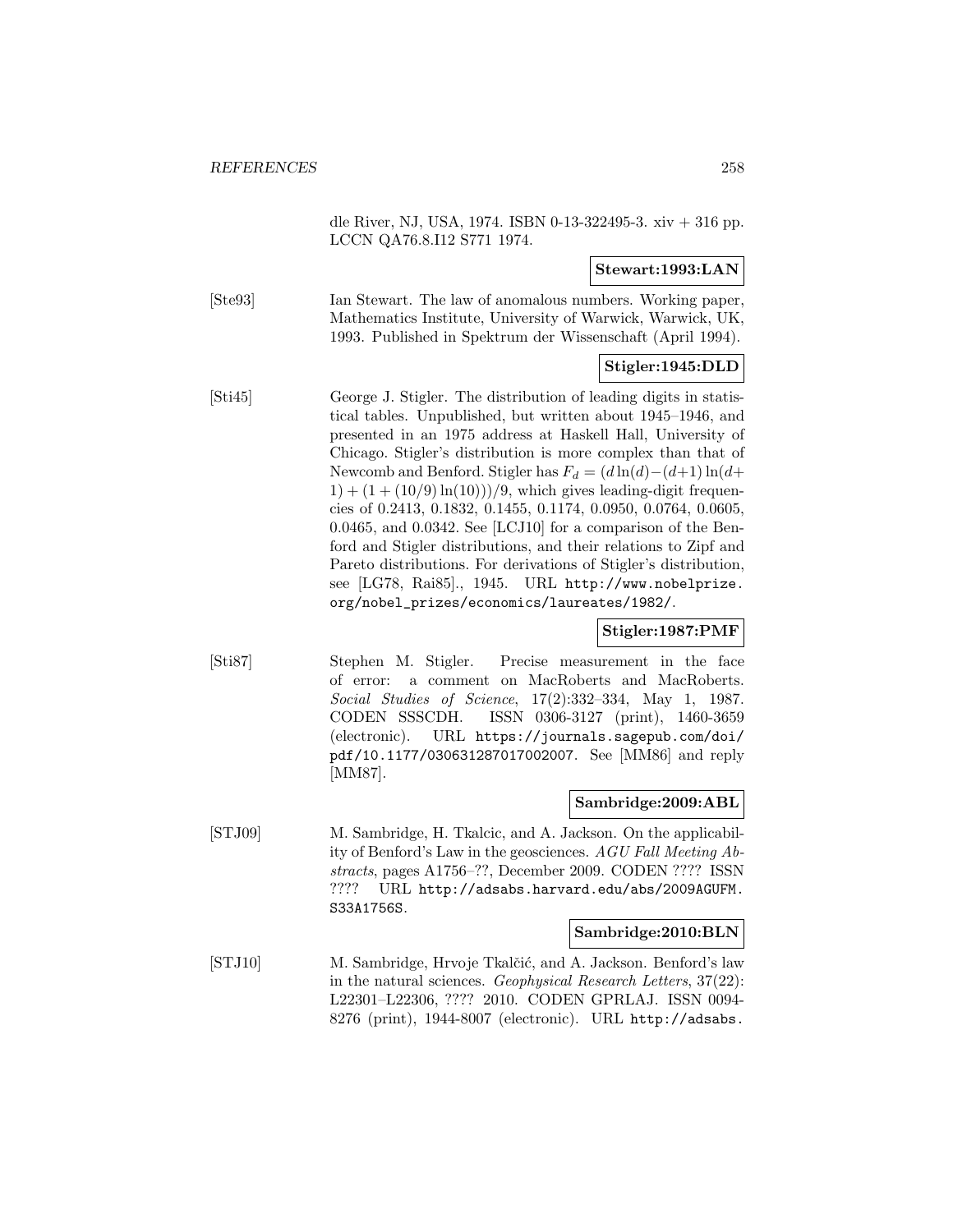dle River, NJ, USA, 1974. ISBN 0-13-322495-3. xiv + 316 pp. LCCN QA76.8.I12 S771 1974.

**Stewart:1993:LAN**

[Ste93] Ian Stewart. The law of anomalous numbers. Working paper, Mathematics Institute, University of Warwick, Warwick, UK, 1993. Published in Spektrum der Wissenschaft (April 1994).

**Stigler:1945:DLD**

[Sti45] George J. Stigler. The distribution of leading digits in statistical tables. Unpublished, but written about 1945–1946, and presented in an 1975 address at Haskell Hall, University of Chicago. Stigler's distribution is more complex than that of Newcomb and Benford. Stigler has $F_d = (d \ln(d) - (d+1) \ln(d+1) + (1 + (10/9) \ln(10)))/9$, which gives leading-digit frequencies of 0.2413, 0.1832, 0.1455, 0.1174, 0.0950, 0.0764, 0.0605, 0.0465, and 0.0342. See [LCJ10] for a comparison of the Benford and Stigler distributions, and their relations to Zipf and Pareto distributions. For derivations of Stigler's distribution, see [LG78, Rai85]., 1945. URL http://www.nobelprize.org/nobel_prizes/economics/laureates/1982/.

**Stigler:1987:PMF**

[Sti87] Stephen M. Stigler. Precise measurement in the face of error: a comment on MacRoberts and MacRoberts. *Social Studies of Science*, 17(2):332–334, May 1, 1987. CODEN SSSCDH. ISSN 0306-3127 (print), 1460-3659 (electronic). URL https://journals.sagepub.com/doi/pdf/10.1177/030631287017002007. See [MM86] and reply [MM87].

**Sambridge:2009:ABL**

[STJ09] M. Sambridge, H. Tkalcic, and A. Jackson. On the applicability of Benford's Law in the geosciences. *AGU Fall Meeting Abstracts*, pages A1756–??, December 2009. CODEN ???? ISSN ???? URL http://adsabs.harvard.edu/abs/2009AGUFM.S33A1756S.

**Sambridge:2010:BLN**

[STJ10] M. Sambridge, Hrvoje Tkalčić, and A. Jackson. Benford's law in the natural sciences. *Geophysical Research Letters*, 37(22): L22301–L22306, ???? 2010. CODEN GPRLAJ. ISSN 0094-8276 (print), 1944-8007 (electronic). URL http://adsabs.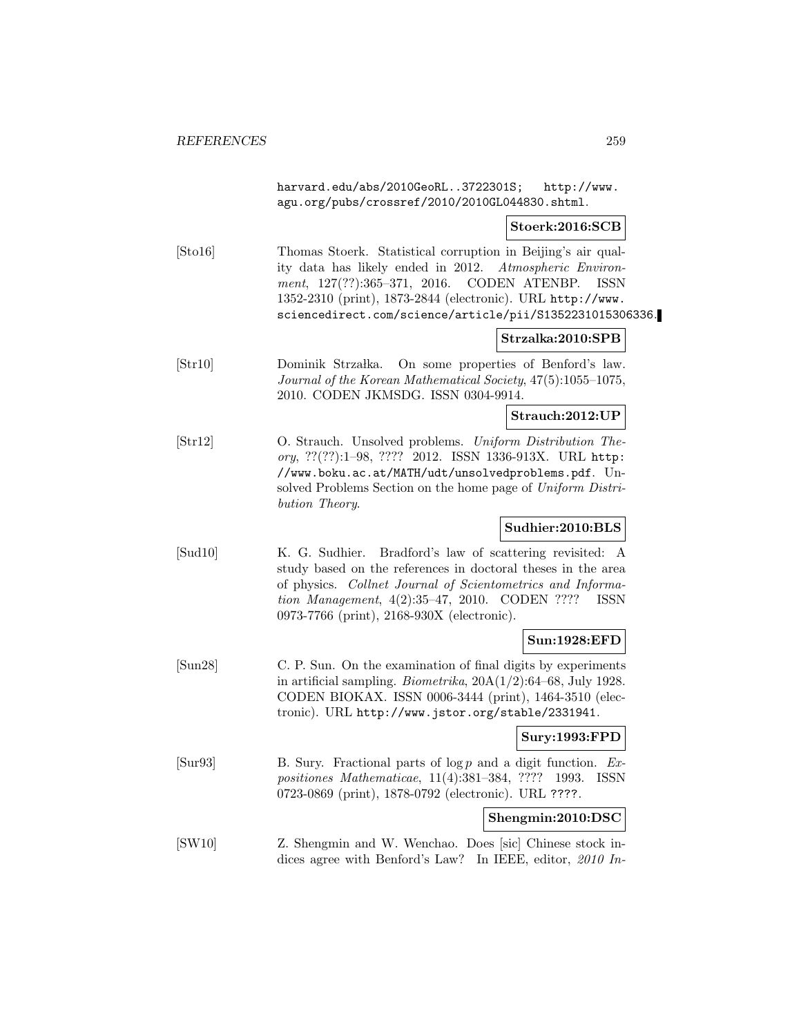harvard.edu/abs/2010GeoRL..3722301S; http://www.agu.org/pubs/crossref/2010/2010GL044830.shtml.

**Stoerk:2016:SCB**

[Sto16] Thomas Stoerk. Statistical corruption in Beijing's air quality data has likely ended in 2012. *Atmospheric Environment*, 127(??):365–371, 2016. CODEN ATENBP. ISSN 1352-2310 (print), 1873-2844 (electronic). URL http://www.sciencedirect.com/science/article/pii/S1352231015306336.

**Strzalka:2010:SPB**

[Str10] Dominik Strzałka. On some properties of Benford's law. *Journal of the Korean Mathematical Society*, 47(5):1055–1075, 2010. CODEN JKMSDG. ISSN 0304-9914.

**Strauch:2012:UP**

[Str12] O. Strauch. Unsolved problems. *Uniform Distribution Theory*, ??(??):1–98, ???? 2012. ISSN 1336-913X. URL http://www.boku.ac.at/MATH/udt/unsolvedproblems.pdf. Unsolved Problems Section on the home page of *Uniform Distribution Theory*.

**Sudhier:2010:BLS**

[Sud10] K. G. Sudhier. Bradford's law of scattering revisited: A study based on the references in doctoral theses in the area of physics. *Collnet Journal of Scientometrics and Information Management*, 4(2):35–47, 2010. CODEN ???? ISSN 0973-7766 (print), 2168-930X (electronic).

**Sun:1928:EFD**

[Sun28] C. P. Sun. On the examination of final digits by experiments in artificial sampling. *Biometrika*, 20A(1/2):64–68, July 1928. CODEN BIOKAX. ISSN 0006-3444 (print), 1464-3510 (electronic). URL http://www.jstor.org/stable/2331941.

**Sury:1993:FPD**

[Sur93] B. Sury. Fractional parts of $\log p$ and a digit function. *Expositiones Mathematicae*, 11(4):381–384, ???? 1993. ISSN 0723-0869 (print), 1878-0792 (electronic). URL ????.

**Shengmin:2010:DSC**

[SW10] Z. Shengmin and W. Wenchao. Does [sic] Chinese stock indices agree with Benford's Law? In IEEE, editor, *2010 In-*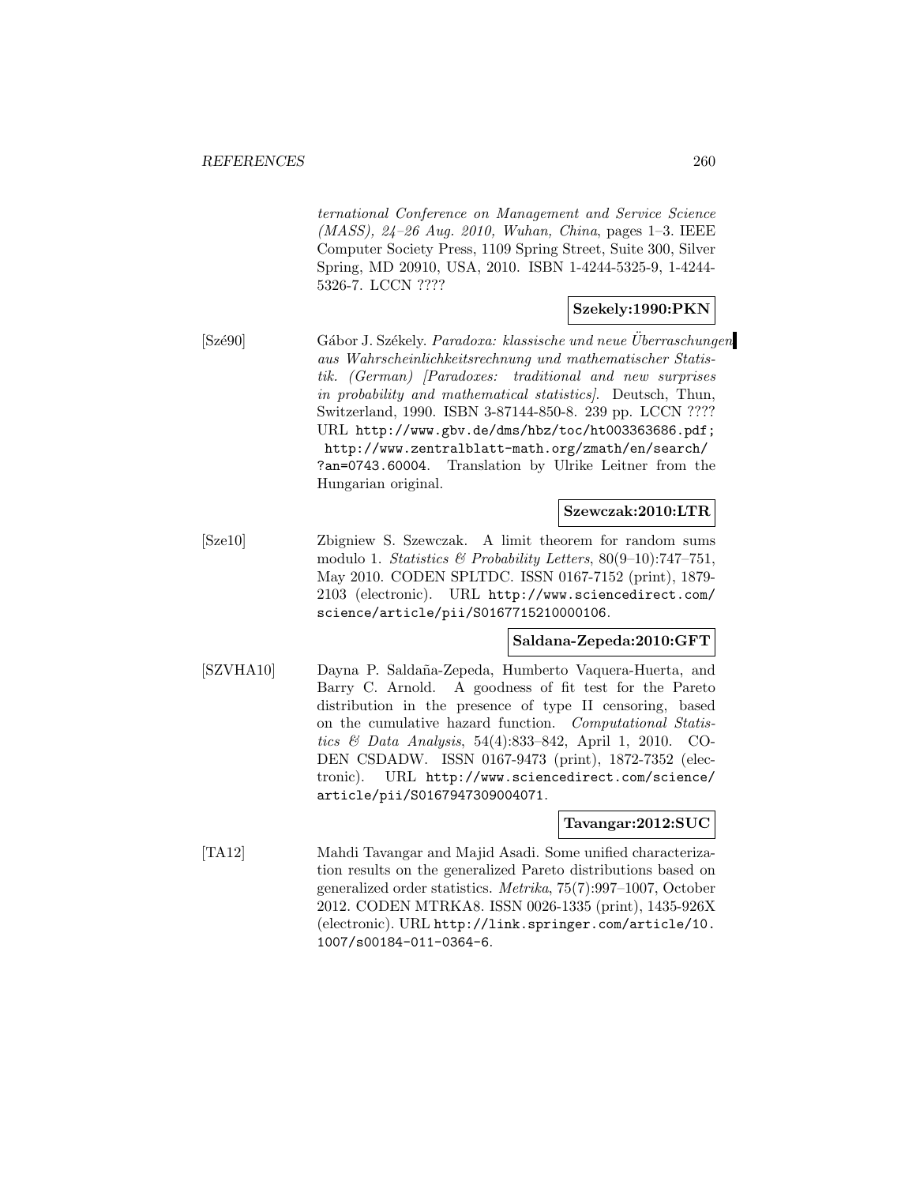*ternational Conference on Management and Service Science (MASS), 24–26 Aug. 2010, Wuhan, China*, pages 1–3. IEEE Computer Society Press, 1109 Spring Street, Suite 300, Silver Spring, MD 20910, USA, 2010. ISBN 1-4244-5325-9, 1-4244-5326-7. LCCN ????

**Szekely:1990:PKN**

[Szé90] Gábor J. Székely. *Paradoxa: klassische und neue Überraschungen aus Wahrscheinlichkeitsrechnung und mathematischer Statistik. (German) [Paradoxes: traditional and new surprises in probability and mathematical statistics]*. Deutsch, Thun, Switzerland, 1990. ISBN 3-87144-850-8. 239 pp. LCCN ???? URL `http://www.gbv.de/dms/hbz/toc/ht003363686.pdf; http://www.zentralblatt-math.org/zmath/en/search/?an=0743.60004`. Translation by Ulrike Leitner from the Hungarian original.

**Szewczak:2010:LTR**

[Sze10] Zbigniew S. Szewczak. A limit theorem for random sums modulo 1. *Statistics & Probability Letters*, 80(9–10):747–751, May 2010. CODEN SPLTDC. ISSN 0167-7152 (print), 1879-2103 (electronic). URL `http://www.sciencedirect.com/science/article/pii/S0167715210000106`.

**Saldana-Zepeda:2010:GFT**

[SZVHA10] Dayna P. Saldaña-Zepeda, Humberto Vaquera-Huerta, and Barry C. Arnold. A goodness of fit test for the Pareto distribution in the presence of type II censoring, based on the cumulative hazard function. *Computational Statistics & Data Analysis*, 54(4):833–842, April 1, 2010. CODEN CSDADW. ISSN 0167-9473 (print), 1872-7352 (electronic). URL `http://www.sciencedirect.com/science/article/pii/S0167947309004071`.

**Tavangar:2012:SUC**

[TA12] Mahdi Tavangar and Majid Asadi. Some unified characterization results on the generalized Pareto distributions based on generalized order statistics. *Metrika*, 75(7):997–1007, October 2012. CODEN MTRKA8. ISSN 0026-1335 (print), 1435-926X (electronic). URL `http://link.springer.com/article/10.1007/s00184-011-0364-6`.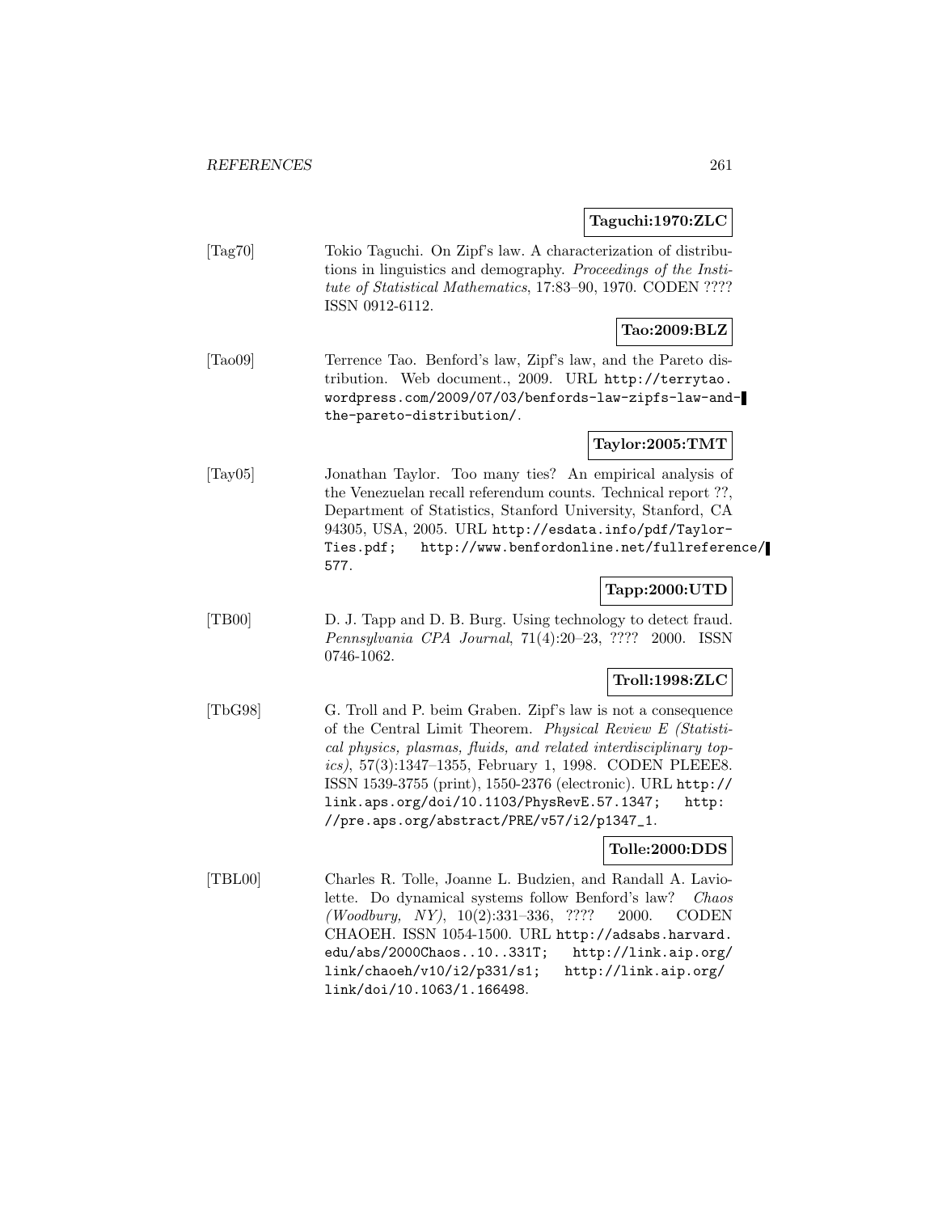**Taguchi:1970:ZLC**

[Tag70] Tokio Taguchi. On Zipf's law. A characterization of distributions in linguistics and demography. *Proceedings of the Institute of Statistical Mathematics*, 17:83–90, 1970. CODEN ???? ISSN 0912-6112.

**Tao:2009:BLZ**

[Tao09] Terrence Tao. Benford's law, Zipf's law, and the Pareto distribution. Web document., 2009. URL http://terrytao.wordpress.com/2009/07/03/benfords-law-zipfs-law-and-the-pareto-distribution/.

**Taylor:2005:TMT**

[Tay05] Jonathan Taylor. Too many ties? An empirical analysis of the Venezuelan recall referendum counts. Technical report ??, Department of Statistics, Stanford University, Stanford, CA 94305, USA, 2005. URL http://esdata.info/pdf/Taylor-Ties.pdf; http://www.benfordonline.net/fullreference/577.

**Tapp:2000:UTD**

[TB00] D. J. Tapp and D. B. Burg. Using technology to detect fraud. *Pennsylvania CPA Journal*, 71(4):20–23, ???? 2000. ISSN 0746-1062.

**Troll:1998:ZLC**

[TbG98] G. Troll and P. beim Graben. Zipf's law is not a consequence of the Central Limit Theorem. *Physical Review E (Statistical physics, plasmas, fluids, and related interdisciplinary topics)*, 57(3):1347–1355, February 1, 1998. CODEN PLEEE8. ISSN 1539-3755 (print), 1550-2376 (electronic). URL http://link.aps.org/doi/10.1103/PhysRevE.57.1347; http://pre.aps.org/abstract/PRE/v57/i2/p1347_1.

**Tolle:2000:DDS**

[TBL00] Charles R. Tolle, Joanne L. Budzien, and Randall A. Laviolette. Do dynamical systems follow Benford's law? *Chaos (Woodbury, NY)*, 10(2):331–336, ???? 2000. CODEN CHAOEH. ISSN 1054-1500. URL http://adsabs.harvard.edu/abs/2000Chaos..10..331T; http://link.aip.org/link/chaoeh/v10/i2/p331/s1; http://link.aip.org/link/doi/10.1063/1.166498.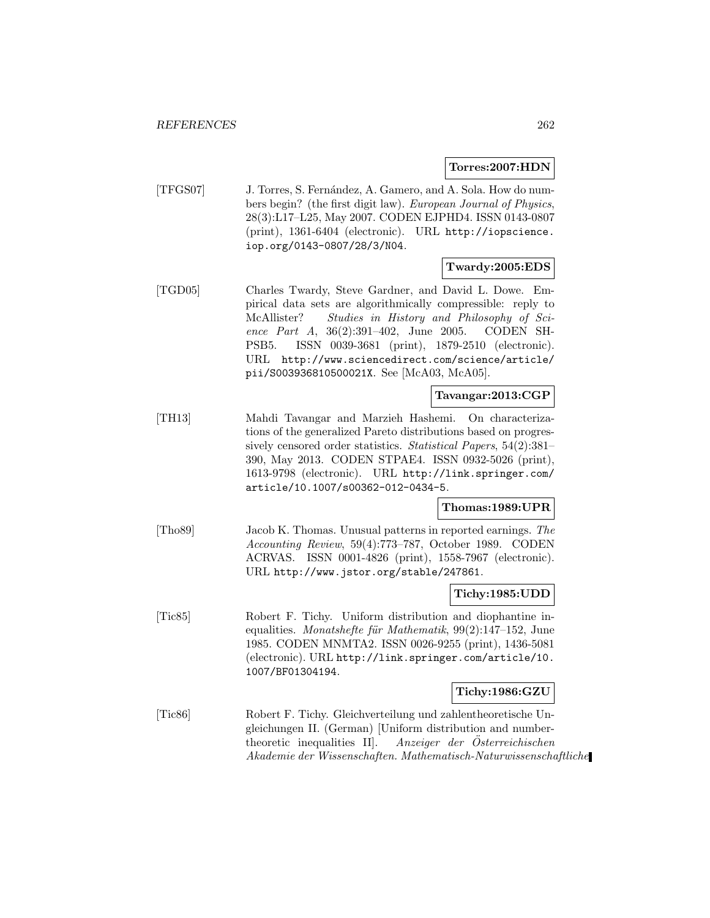**Torres:2007:HDN**

[TFGS07] J. Torres, S. Fernández, A. Gamero, and A. Sola. How do numbers begin? (the first digit law). *European Journal of Physics*, 28(3):L17–L25, May 2007. CODEN EJPHD4. ISSN 0143-0807 (print), 1361-6404 (electronic). URL `http://iopscience.iop.org/0143-0807/28/3/N04`.

**Twardy:2005:EDS**

[TGD05] Charles Twardy, Steve Gardner, and David L. Dowe. Empirical data sets are algorithmically compressible: reply to McAllister? *Studies in History and Philosophy of Science Part A*, 36(2):391–402, June 2005. CODEN SHPSB5. ISSN 0039-3681 (print), 1879-2510 (electronic). URL `http://www.sciencedirect.com/science/article/pii/S003936810500021X`. See [McA03, McA05].

**Tavangar:2013:CGP**

[TH13] Mahdi Tavangar and Marzieh Hashemi. On characterizations of the generalized Pareto distributions based on progressively censored order statistics. *Statistical Papers*, 54(2):381–390, May 2013. CODEN STPAE4. ISSN 0932-5026 (print), 1613-9798 (electronic). URL `http://link.springer.com/article/10.1007/s00362-012-0434-5`.

**Thomas:1989:UPR**

[Tho89] Jacob K. Thomas. Unusual patterns in reported earnings. *The Accounting Review*, 59(4):773–787, October 1989. CODEN ACRVAS. ISSN 0001-4826 (print), 1558-7967 (electronic). URL `http://www.jstor.org/stable/247861`.

**Tichy:1985:UDD**

[Tic85] Robert F. Tichy. Uniform distribution and diophantine inequalities. *Monatshefte für Mathematik*, 99(2):147–152, June 1985. CODEN MNMTA2. ISSN 0026-9255 (print), 1436-5081 (electronic). URL `http://link.springer.com/article/10.1007/BF01304194`.

**Tichy:1986:GZU**

[Tic86] Robert F. Tichy. Gleichverteilung und zahlentheoretische Ungleichungen II. (German) [Uniform distribution and number-theoretic inequalities II]. *Anzeiger der Österreichischen Akademie der Wissenschaften. Mathematisch-Naturwissenschaftliche*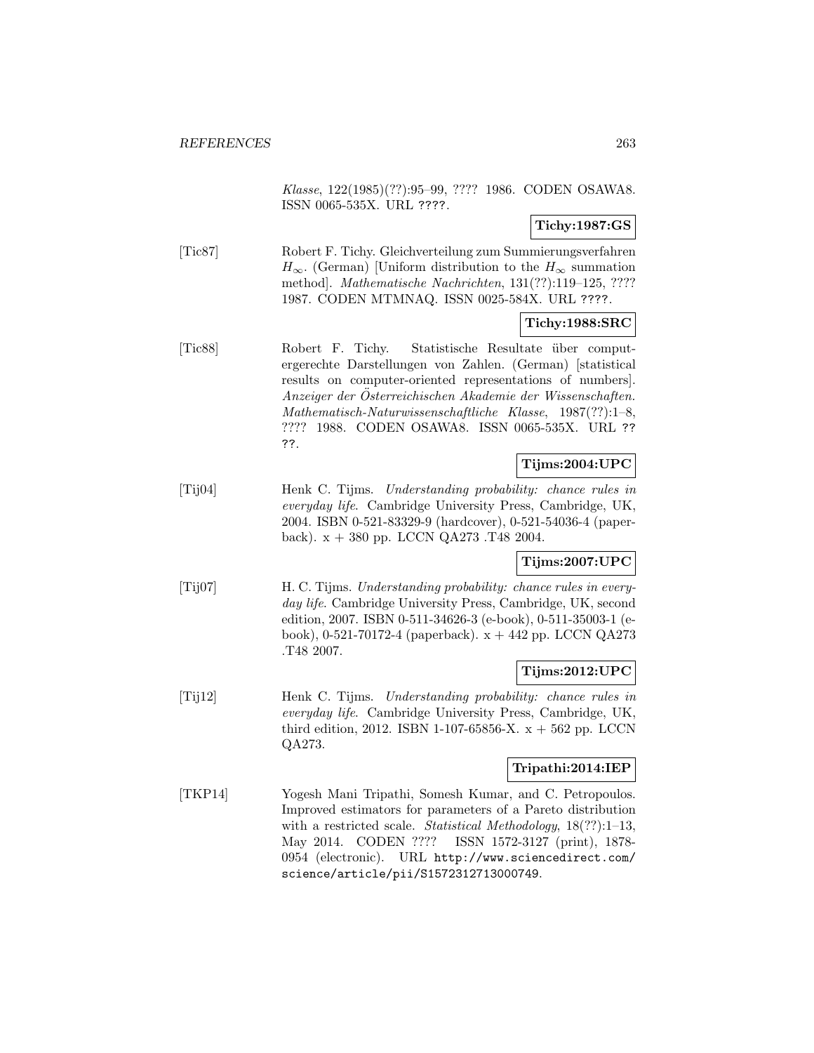*Klasse*, 122(1985)(??):95–99, ???? 1986. CODEN OSAWA8. ISSN 0065-535X. URL ????.

**Tichy:1987:GS**

[Tic87] Robert F. Tichy. Gleichverteilung zum Summierungsverfahren $H_\infty$. (German) [Uniform distribution to the $H_\infty$ summation method]. *Mathematische Nachrichten*, 131(??):119–125, ???? 1987. CODEN MTMNAQ. ISSN 0025-584X. URL ????.

**Tichy:1988:SRC**

[Tic88] Robert F. Tichy. Statistische Resultate über computergerechte Darstellungen von Zahlen. (German) [statistical results on computer-oriented representations of numbers]. *Anzeiger der Österreichischen Akademie der Wissenschaften. Mathematisch-Naturwissenschaftliche Klasse*, 1987(??):1–8, ???? 1988. CODEN OSAWA8. ISSN 0065-535X. URL ????.

**Tijms:2004:UPC**

[Tij04] Henk C. Tijms. *Understanding probability: chance rules in everyday life*. Cambridge University Press, Cambridge, UK, 2004. ISBN 0-521-83329-9 (hardcover), 0-521-54036-4 (paperback). x + 380 pp. LCCN QA273 .T48 2004.

**Tijms:2007:UPC**

[Tij07] H. C. Tijms. *Understanding probability: chance rules in everyday life*. Cambridge University Press, Cambridge, UK, second edition, 2007. ISBN 0-511-34626-3 (e-book), 0-511-35003-1 (e-book), 0-521-70172-4 (paperback). x + 442 pp. LCCN QA273 .T48 2007.

**Tijms:2012:UPC**

[Tij12] Henk C. Tijms. *Understanding probability: chance rules in everyday life*. Cambridge University Press, Cambridge, UK, third edition, 2012. ISBN 1-107-65856-X. x + 562 pp. LCCN QA273.

**Tripathi:2014:IEP**

[TKP14] Yogesh Mani Tripathi, Somesh Kumar, and C. Petropoulos. Improved estimators for parameters of a Pareto distribution with a restricted scale. *Statistical Methodology*, 18(??):1–13, May 2014. CODEN ???? ISSN 1572-3127 (print), 1878-0954 (electronic). URL http://www.sciencedirect.com/science/article/pii/S1572312713000749.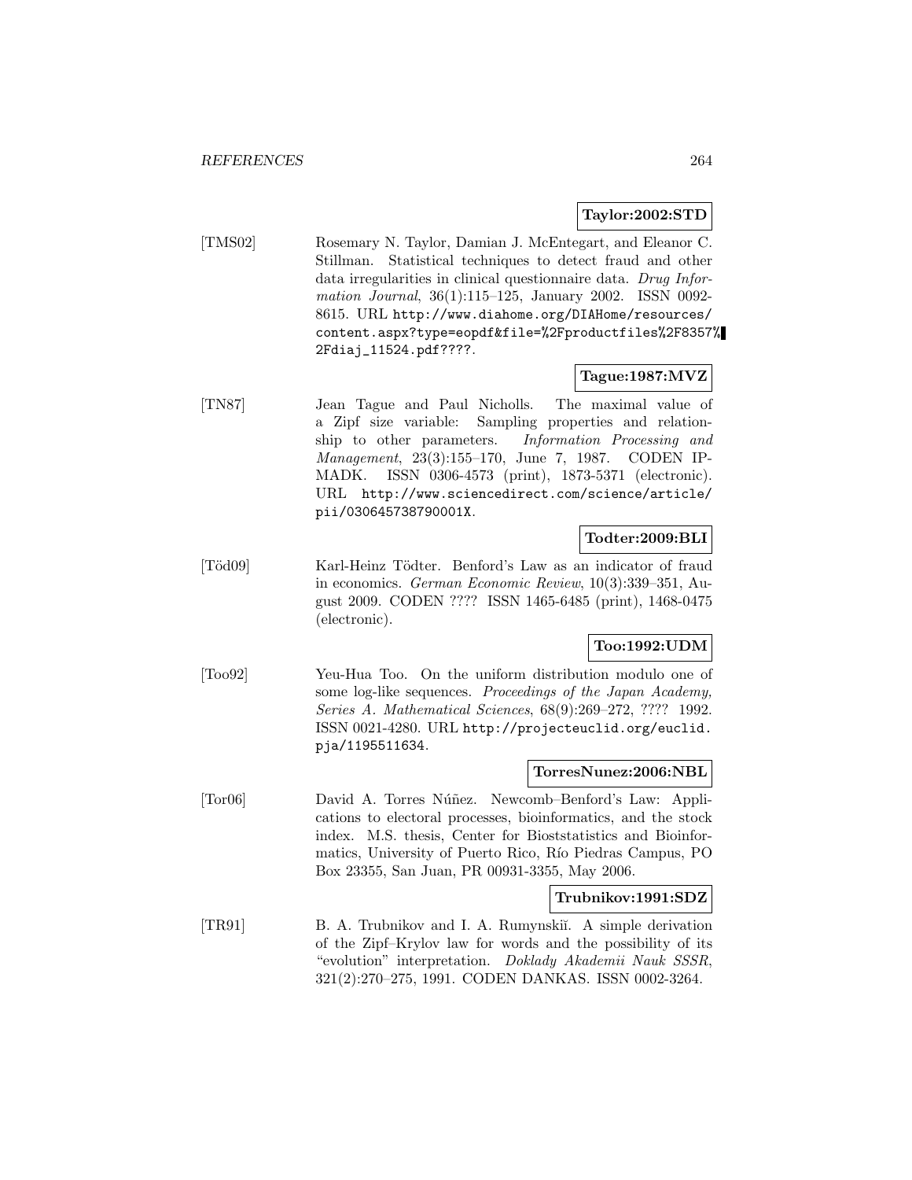**Taylor:2002:STD**

[TMS02] Rosemary N. Taylor, Damian J. McEntegart, and Eleanor C. Stillman. Statistical techniques to detect fraud and other data irregularities in clinical questionnaire data. *Drug Information Journal*, 36(1):115–125, January 2002. ISSN 0092-8615. URL http://www.diahome.org/DIAHome/resources/content.aspx?type=eopdf&file=%2Fproductfiles%2F8357%2Fdiaj_11524.pdf????.

**Tague:1987:MVZ**

[TN87] Jean Tague and Paul Nicholls. The maximal value of a Zipf size variable: Sampling properties and relationship to other parameters. *Information Processing and Management*, 23(3):155–170, June 7, 1987. CODEN IPMADK. ISSN 0306-4573 (print), 1873-5371 (electronic). URL http://www.sciencedirect.com/science/article/pii/030645738790001X.

**Todter:2009:BLI**

[Töd09] Karl-Heinz Tödter. Benford's Law as an indicator of fraud in economics. *German Economic Review*, 10(3):339–351, August 2009. CODEN ???? ISSN 1465-6485 (print), 1468-0475 (electronic).

**Too:1992:UDM**

[Too92] Yeu-Hua Too. On the uniform distribution modulo one of some log-like sequences. *Proceedings of the Japan Academy, Series A. Mathematical Sciences*, 68(9):269–272, ???? 1992. ISSN 0021-4280. URL http://projecteuclid.org/euclid.pja/1195511634.

**TorresNunez:2006:NBL**

[Tor06] David A. Torres Núñez. Newcomb–Benford's Law: Applications to electoral processes, bioinformatics, and the stock index. M.S. thesis, Center for Bioststatistics and Bioinformatics, University of Puerto Rico, Río Piedras Campus, PO Box 23355, San Juan, PR 00931-3355, May 2006.

**Trubnikov:1991:SDZ**

[TR91] B. A. Trubnikov and I. A. Rumynskiĭ. A simple derivation of the Zipf–Krylov law for words and the possibility of its "evolution" interpretation. *Doklady Akademii Nauk SSSR*, 321(2):270–275, 1991. CODEN DANKAS. ISSN 0002-3264.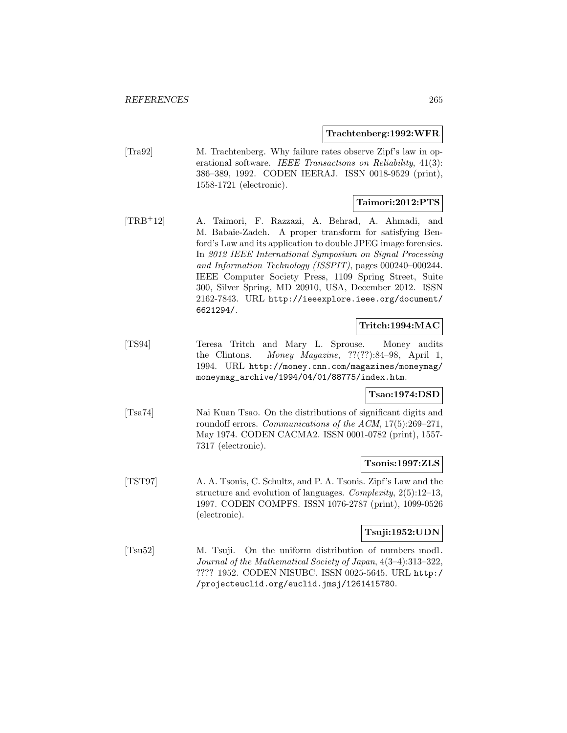**Trachtenberg:1992:WFR**

[Tra92] M. Trachtenberg. Why failure rates observe Zipf's law in operational software. *IEEE Transactions on Reliability*, 41(3): 386–389, 1992. CODEN IEERAJ. ISSN 0018-9529 (print), 1558-1721 (electronic).

**Taimori:2012:PTS**

[TRB+12] A. Taimori, F. Razzazi, A. Behrad, A. Ahmadi, and M. Babaie-Zadeh. A proper transform for satisfying Benford's Law and its application to double JPEG image forensics. In *2012 IEEE International Symposium on Signal Processing and Information Technology (ISSPIT)*, pages 000240–000244. IEEE Computer Society Press, 1109 Spring Street, Suite 300, Silver Spring, MD 20910, USA, December 2012. ISSN 2162-7843. URL http://ieeexplore.ieee.org/document/6621294/.

**Tritch:1994:MAC**

[TS94] Teresa Tritch and Mary L. Sprouse. Money audits the Clintons. *Money Magazine*, ??(??):84–98, April 1, 1994. URL http://money.cnn.com/magazines/moneymag/moneymag_archive/1994/04/01/88775/index.htm.

**Tsao:1974:DSD**

[Tsa74] Nai Kuan Tsao. On the distributions of significant digits and roundoff errors. *Communications of the ACM*, 17(5):269–271, May 1974. CODEN CACMA2. ISSN 0001-0782 (print), 1557-7317 (electronic).

**Tsonis:1997:ZLS**

[TST97] A. A. Tsonis, C. Schultz, and P. A. Tsonis. Zipf's Law and the structure and evolution of languages. *Complexity*, 2(5):12–13, 1997. CODEN COMPFS. ISSN 1076-2787 (print), 1099-0526 (electronic).

**Tsuji:1952:UDN**

[Tsu52] M. Tsuji. On the uniform distribution of numbers mod1. *Journal of the Mathematical Society of Japan*, 4(3–4):313–322, ???? 1952. CODEN NISUBC. ISSN 0025-5645. URL http://projecteuclid.org/euclid.jmsj/1261415780.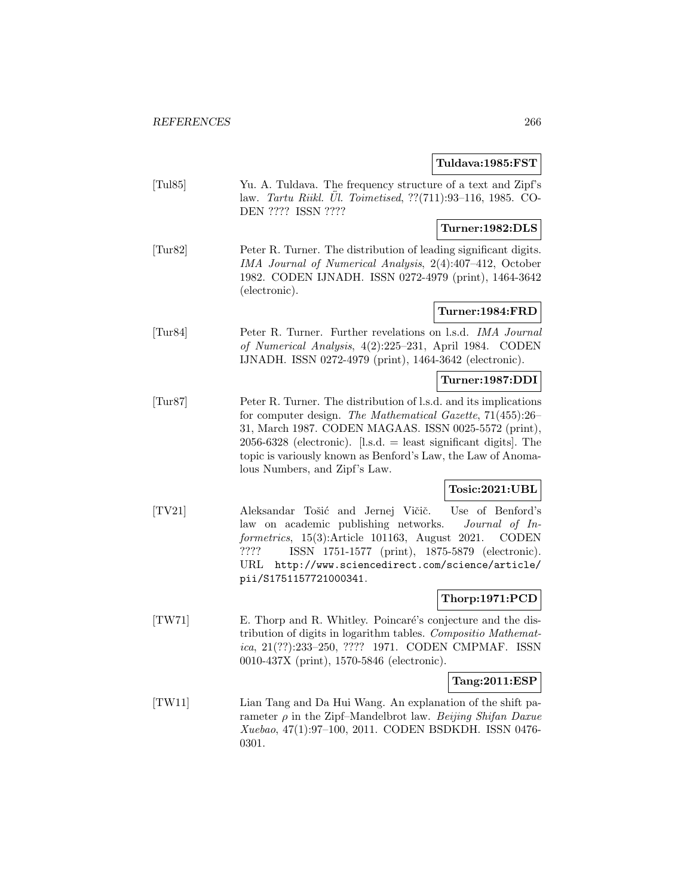**Tuldava:1985:FST**

[Tul85] Yu. A. Tuldava. The frequency structure of a text and Zipf's law. *Tartu Riikl. Ül. Toimetised*, ??(711):93–116, 1985. CODEN ???? ISSN ????

**Turner:1982:DLS**

[Tur82] Peter R. Turner. The distribution of leading significant digits. *IMA Journal of Numerical Analysis*, 2(4):407–412, October 1982. CODEN IJNADH. ISSN 0272-4979 (print), 1464-3642 (electronic).

**Turner:1984:FRD**

[Tur84] Peter R. Turner. Further revelations on l.s.d. *IMA Journal of Numerical Analysis*, 4(2):225–231, April 1984. CODEN IJNADH. ISSN 0272-4979 (print), 1464-3642 (electronic).

**Turner:1987:DDI**

[Tur87] Peter R. Turner. The distribution of l.s.d. and its implications for computer design. *The Mathematical Gazette*, 71(455):26–31, March 1987. CODEN MAGAAS. ISSN 0025-5572 (print), 2056-6328 (electronic). [l.s.d. = least significant digits]. The topic is variously known as Benford's Law, the Law of Anomalous Numbers, and Zipf's Law.

**Tosic:2021:UBL**

[TV21] Aleksandar Tošić and Jernej Vičič. Use of Benford's law on academic publishing networks. *Journal of Informetrics*, 15(3):Article 101163, August 2021. CODEN ???? ISSN 1751-1577 (print), 1875-5879 (electronic). URL http://www.sciencedirect.com/science/article/pii/S1751157721000341.

**Thorp:1971:PCD**

[TW71] E. Thorp and R. Whitley. Poincaré's conjecture and the distribution of digits in logarithm tables. *Compositio Mathematica*, 21(??):233–250, ???? 1971. CODEN CMPMAF. ISSN 0010-437X (print), 1570-5846 (electronic).

**Tang:2011:ESP**

[TW11] Lian Tang and Da Hui Wang. An explanation of the shift parameter $\rho$ in the Zipf–Mandelbrot law. *Beijing Shifan Daxue Xuebao*, 47(1):97–100, 2011. CODEN BSDKDH. ISSN 0476-0301.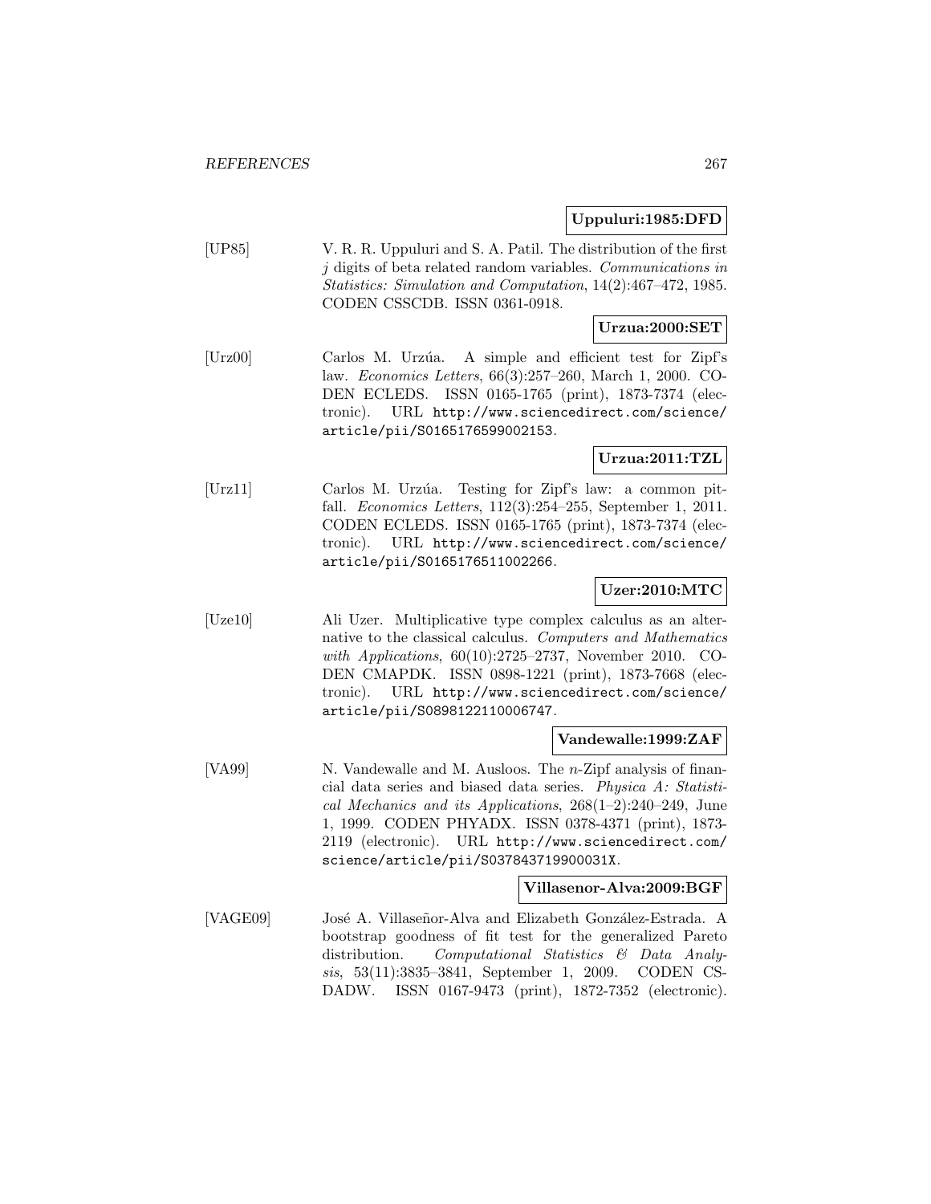**Uppuluri:1985:DFD**

[UP85] V. R. R. Uppuluri and S. A. Patil. The distribution of the first $j$ digits of beta related random variables. *Communications in Statistics: Simulation and Computation*, 14(2):467–472, 1985. CODEN CSSCDB. ISSN 0361-0918.

**Urzua:2000:SET**

[Urz00] Carlos M. Urzúa. A simple and efficient test for Zipf's law. *Economics Letters*, 66(3):257–260, March 1, 2000. CODEN ECLEDS. ISSN 0165-1765 (print), 1873-7374 (electronic). URL http://www.sciencedirect.com/science/article/pii/S0165176599002153.

**Urzua:2011:TZL**

[Urz11] Carlos M. Urzúa. Testing for Zipf's law: a common pitfall. *Economics Letters*, 112(3):254–255, September 1, 2011. CODEN ECLEDS. ISSN 0165-1765 (print), 1873-7374 (electronic). URL http://www.sciencedirect.com/science/article/pii/S0165176511002266.

**Uzer:2010:MTC**

[Uze10] Ali Uzer. Multiplicative type complex calculus as an alternative to the classical calculus. *Computers and Mathematics with Applications*, 60(10):2725–2737, November 2010. CODEN CMAPDK. ISSN 0898-1221 (print), 1873-7668 (electronic). URL http://www.sciencedirect.com/science/article/pii/S0898122110006747.

**Vandewalle:1999:ZAF**

[VA99] N. Vandewalle and M. Ausloos. The $n$-Zipf analysis of financial data series and biased data series. *Physica A: Statistical Mechanics and its Applications*, 268(1–2):240–249, June 1, 1999. CODEN PHYADX. ISSN 0378-4371 (print), 1873-2119 (electronic). URL http://www.sciencedirect.com/science/article/pii/S037843719900031X.

**Villasenor-Alva:2009:BGF**

[VAGE09] José A. Villaseñor-Alva and Elizabeth González-Estrada. A bootstrap goodness of fit test for the generalized Pareto distribution. *Computational Statistics & Data Analysis*, 53(11):3835–3841, September 1, 2009. CODEN CSDADW. ISSN 0167-9473 (print), 1872-7352 (electronic).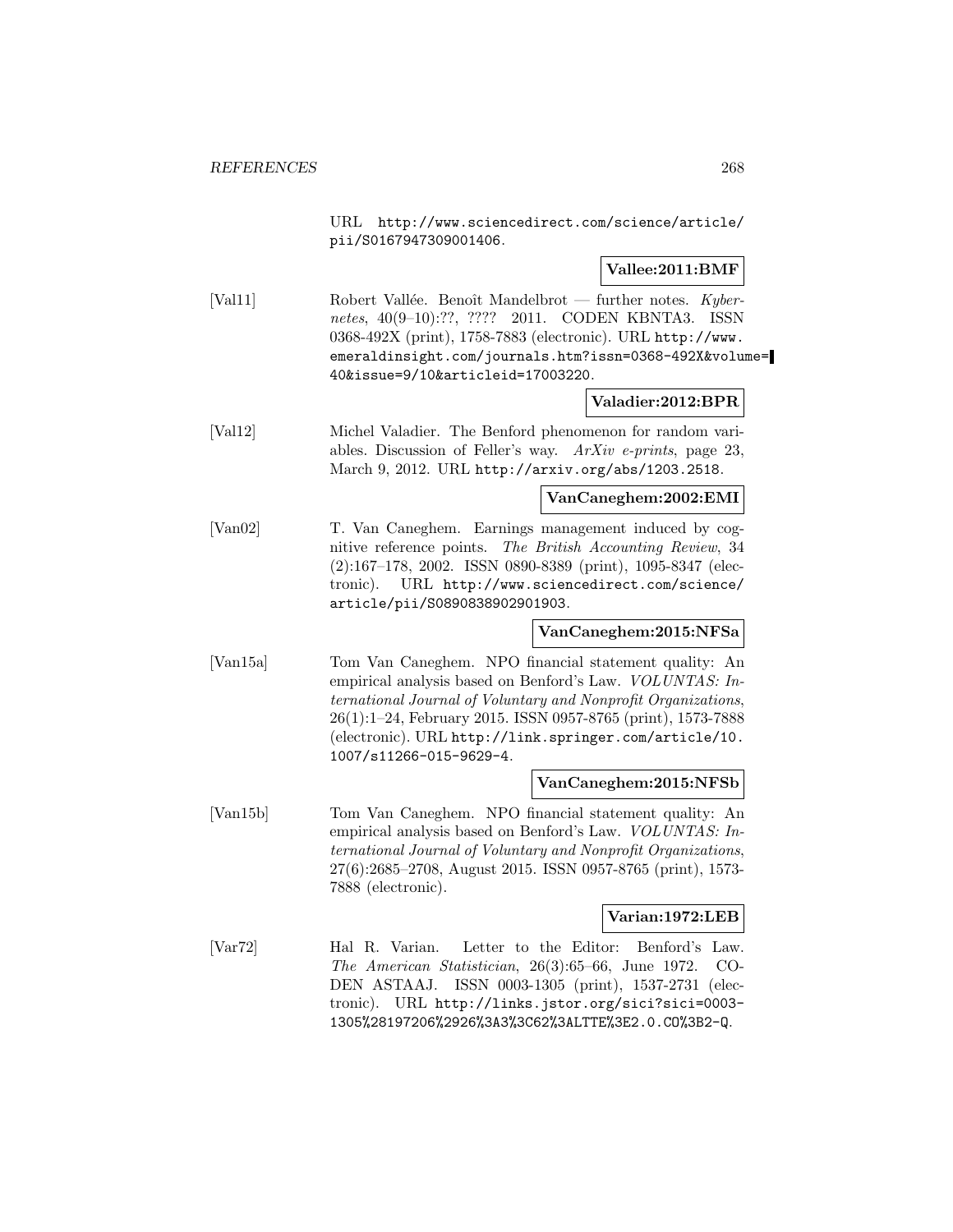URL http://www.sciencedirect.com/science/article/pii/S0167947309001406.

**Vallee:2011:BMF**

[Val11] Robert Vallée. Benoît Mandelbrot — further notes. *Kybernetes*, 40(9–10):??, ???? 2011. CODEN KBNTA3. ISSN 0368-492X (print), 1758-7883 (electronic). URL http://www.emeraldinsight.com/journals.htm?issn=0368-492X&volume=40&issue=9/10&articleid=17003220.

**Valadier:2012:BPR**

[Val12] Michel Valadier. The Benford phenomenon for random variables. Discussion of Feller's way. *ArXiv e-prints*, page 23, March 9, 2012. URL http://arxiv.org/abs/1203.2518.

**VanCaneghem:2002:EMI**

[Van02] T. Van Caneghem. Earnings management induced by cognitive reference points. *The British Accounting Review*, 34 (2):167–178, 2002. ISSN 0890-8389 (print), 1095-8347 (electronic). URL http://www.sciencedirect.com/science/article/pii/S0890838902901903.

**VanCaneghem:2015:NFSa**

[Van15a] Tom Van Caneghem. NPO financial statement quality: An empirical analysis based on Benford's Law. *VOLUNTAS: International Journal of Voluntary and Nonprofit Organizations*, 26(1):1–24, February 2015. ISSN 0957-8765 (print), 1573-7888 (electronic). URL http://link.springer.com/article/10.1007/s11266-015-9629-4.

**VanCaneghem:2015:NFSb**

[Van15b] Tom Van Caneghem. NPO financial statement quality: An empirical analysis based on Benford's Law. *VOLUNTAS: International Journal of Voluntary and Nonprofit Organizations*, 27(6):2685–2708, August 2015. ISSN 0957-8765 (print), 1573-7888 (electronic).

**Varian:1972:LEB**

[Var72] Hal R. Varian. Letter to the Editor: Benford's Law. *The American Statistician*, 26(3):65–66, June 1972. CODEN ASTAAJ. ISSN 0003-1305 (print), 1537-2731 (electronic). URL http://links.jstor.org/sici?sici=0003-1305%28197206%2926%3A3%3C62%3ALTTE%3E2.0.CO%3B2-Q.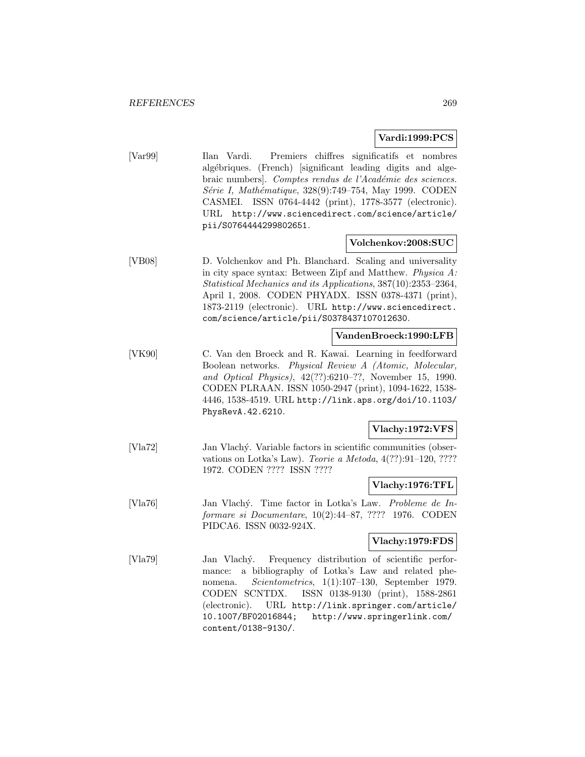**Vardi:1999:PCS**

[Var99] Ilan Vardi. Premiers chiffres significatifs et nombres algébriques. (French) [significant leading digits and algebraic numbers]. *Comptes rendus de l'Académie des sciences. Série I, Mathématique*, 328(9):749–754, May 1999. CODEN CASMEI. ISSN 0764-4442 (print), 1778-3577 (electronic). URL http://www.sciencedirect.com/science/article/pii/S0764444299802651.

**Volchenkov:2008:SUC**

[VB08] D. Volchenkov and Ph. Blanchard. Scaling and universality in city space syntax: Between Zipf and Matthew. *Physica A: Statistical Mechanics and its Applications*, 387(10):2353–2364, April 1, 2008. CODEN PHYADX. ISSN 0378-4371 (print), 1873-2119 (electronic). URL http://www.sciencedirect.com/science/article/pii/S0378437107012630.

**VandenBroeck:1990:LFB**

[VK90] C. Van den Broeck and R. Kawai. Learning in feedforward Boolean networks. *Physical Review A (Atomic, Molecular, and Optical Physics)*, 42(??):6210–??, November 15, 1990. CODEN PLRAAN. ISSN 1050-2947 (print), 1094-1622, 1538-4446, 1538-4519. URL http://link.aps.org/doi/10.1103/PhysRevA.42.6210.

**Vlachy:1972:VFS**

[Vla72] Jan Vlachý. Variable factors in scientific communities (observations on Lotka's Law). *Teorie a Metoda*, 4(??):91–120, ???? 1972. CODEN ???? ISSN ????

**Vlachy:1976:TFL**

[Vla76] Jan Vlachý. Time factor in Lotka's Law. *Probleme de Informare si Documentare*, 10(2):44–87, ???? 1976. CODEN PIDCA6. ISSN 0032-924X.

**Vlachy:1979:FDS**

[Vla79] Jan Vlachý. Frequency distribution of scientific performance: a bibliography of Lotka's Law and related phenomena. *Scientometrics*, 1(1):107–130, September 1979. CODEN SCNTDX. ISSN 0138-9130 (print), 1588-2861 (electronic). URL http://link.springer.com/article/10.1007/BF02016844; http://www.springerlink.com/content/0138-9130/.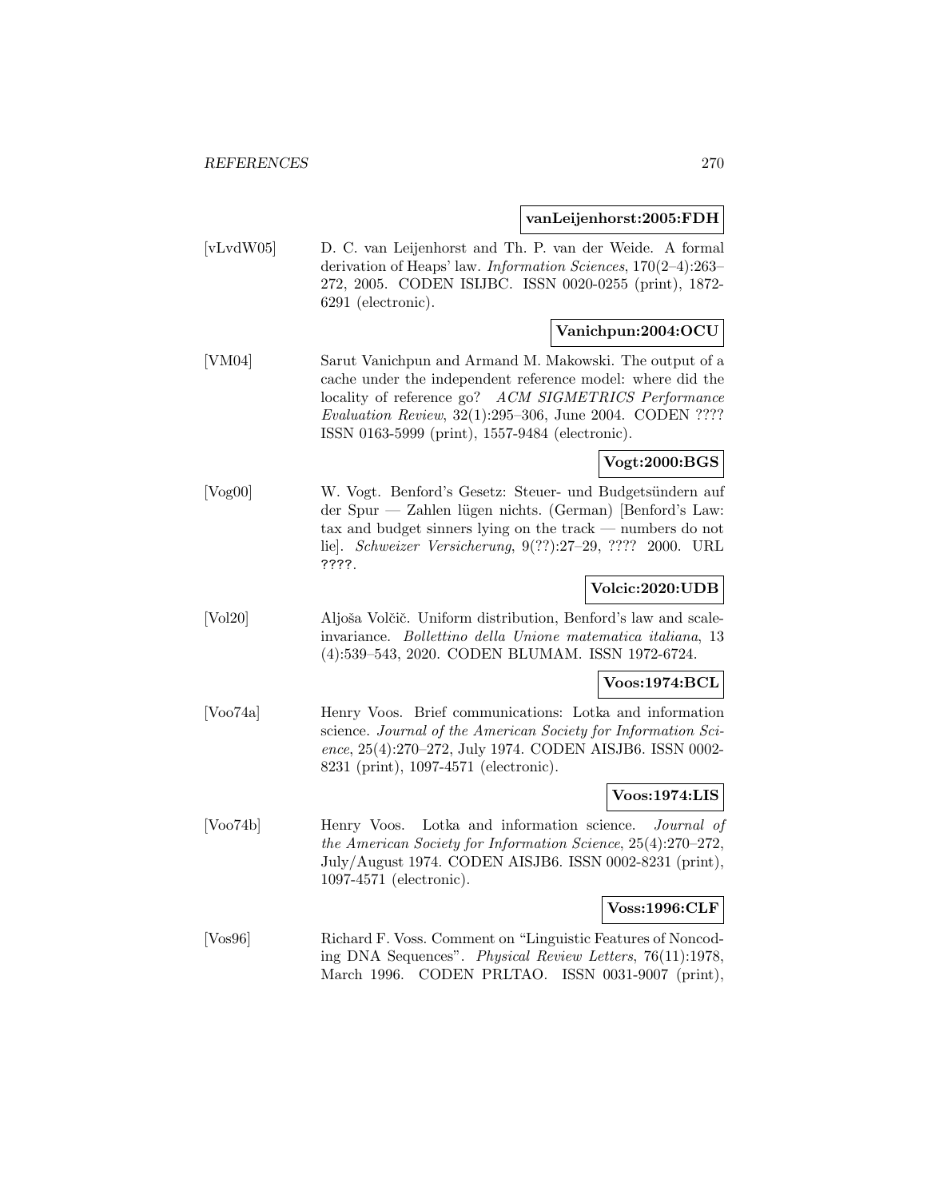**vanLeijenhorst:2005:FDH**

[vLvdW05] D. C. van Leijenhorst and Th. P. van der Weide. A formal derivation of Heaps' law. *Information Sciences*, 170(2–4):263–272, 2005. CODEN ISIJBC. ISSN 0020-0255 (print), 1872-6291 (electronic).

**Vanichpun:2004:OCU**

[VM04] Sarut Vanichpun and Armand M. Makowski. The output of a cache under the independent reference model: where did the locality of reference go? *ACM SIGMETRICS Performance Evaluation Review*, 32(1):295–306, June 2004. CODEN ???? ISSN 0163-5999 (print), 1557-9484 (electronic).

**Vogt:2000:BGS**

[Vog00] W. Vogt. Benford's Gesetz: Steuer- und Budgetsündern auf der Spur — Zahlen lügen nichts. (German) [Benford's Law: tax and budget sinners lying on the track — numbers do not lie]. *Schweizer Versicherung*, 9(??):27–29, ???? 2000. URL ????.

**Volcic:2020:UDB**

[Vol20] Aljoša Volčič. Uniform distribution, Benford's law and scale-invariance. *Bollettino della Unione matematica italiana*, 13 (4):539–543, 2020. CODEN BLUMAM. ISSN 1972-6724.

**Voos:1974:BCL**

[Voo74a] Henry Voos. Brief communications: Lotka and information science. *Journal of the American Society for Information Science*, 25(4):270–272, July 1974. CODEN AISJB6. ISSN 0002-8231 (print), 1097-4571 (electronic).

**Voos:1974:LIS**

[Voo74b] Henry Voos. Lotka and information science. *Journal of the American Society for Information Science*, 25(4):270–272, July/August 1974. CODEN AISJB6. ISSN 0002-8231 (print), 1097-4571 (electronic).

**Voss:1996:CLF**

[Vos96] Richard F. Voss. Comment on "Linguistic Features of Noncoding DNA Sequences". *Physical Review Letters*, 76(11):1978, March 1996. CODEN PRLTAO. ISSN 0031-9007 (print),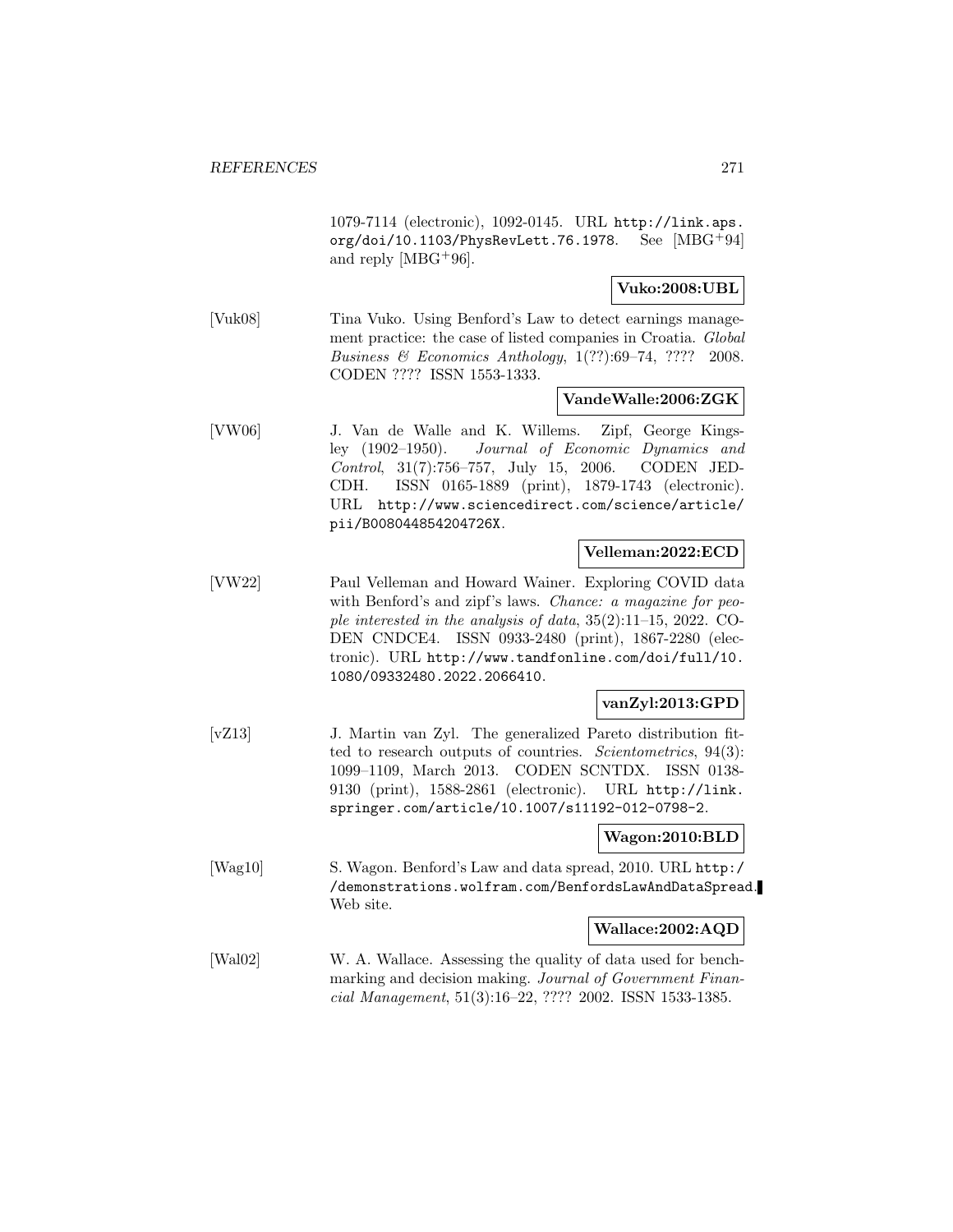1079-7114 (electronic), 1092-0145. URL http://link.aps.org/doi/10.1103/PhysRevLett.76.1978. See [MBG+94] and reply [MBG+96].

**Vuko:2008:UBL**

[Vuk08] Tina Vuko. Using Benford's Law to detect earnings management practice: the case of listed companies in Croatia. *Global Business & Economics Anthology*, 1(??):69–74, ???? 2008. CODEN ???? ISSN 1553-1333.

**VandeWalle:2006:ZGK**

[VW06] J. Van de Walle and K. Willems. Zipf, George Kingsley (1902–1950). *Journal of Economic Dynamics and Control*, 31(7):756–757, July 15, 2006. CODEN JEDCDH. ISSN 0165-1889 (print), 1879-1743 (electronic). URL http://www.sciencedirect.com/science/article/pii/B008044854204726X.

**Velleman:2022:ECD**

[VW22] Paul Velleman and Howard Wainer. Exploring COVID data with Benford's and zipf's laws. *Chance: a magazine for people interested in the analysis of data*, 35(2):11–15, 2022. CODEN CNDCE4. ISSN 0933-2480 (print), 1867-2280 (electronic). URL http://www.tandfonline.com/doi/full/10.1080/09332480.2022.2066410.

**vanZyl:2013:GPD**

[vZ13] J. Martin van Zyl. The generalized Pareto distribution fitted to research outputs of countries. *Scientometrics*, 94(3):1099–1109, March 2013. CODEN SCNTDX. ISSN 0138-9130 (print), 1588-2861 (electronic). URL http://link.springer.com/article/10.1007/s11192-012-0798-2.

**Wagon:2010:BLD**

[Wag10] S. Wagon. Benford's Law and data spread, 2010. URL http://demonstrations.wolfram.com/BenfordsLawAndDataSpread. Web site.

**Wallace:2002:AQD**

[Wal02] W. A. Wallace. Assessing the quality of data used for benchmarking and decision making. *Journal of Government Financial Management*, 51(3):16–22, ???? 2002. ISSN 1533-1385.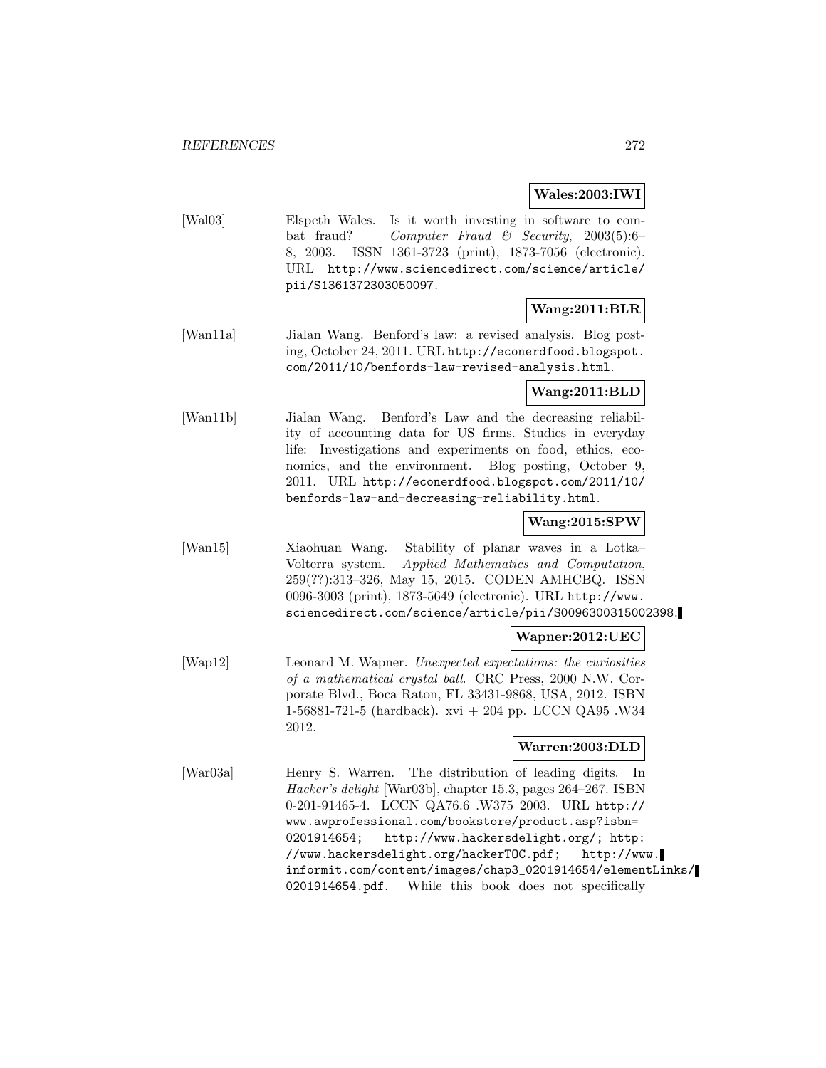**Wales:2003:IWI**

[Wal03] Elspeth Wales. Is it worth investing in software to combat fraud? *Computer Fraud & Security*, 2003(5):6–8, 2003. ISSN 1361-3723 (print), 1873-7056 (electronic). URL http://www.sciencedirect.com/science/article/pii/S1361372303050097.

**Wang:2011:BLR**

[Wan11a] Jialan Wang. Benford's law: a revised analysis. Blog posting, October 24, 2011. URL http://econerdfood.blogspot.com/2011/10/benfords-law-revised-analysis.html.

**Wang:2011:BLD**

[Wan11b] Jialan Wang. Benford's Law and the decreasing reliability of accounting data for US firms. Studies in everyday life: Investigations and experiments on food, ethics, economics, and the environment. Blog posting, October 9, 2011. URL http://econerdfood.blogspot.com/2011/10/benfords-law-and-decreasing-reliability.html.

**Wang:2015:SPW**

[Wan15] Xiaohuan Wang. Stability of planar waves in a Lotka–Volterra system. *Applied Mathematics and Computation*, 259(??):313–326, May 15, 2015. CODEN AMHCBQ. ISSN 0096-3003 (print), 1873-5649 (electronic). URL http://www.sciencedirect.com/science/article/pii/S0096300315002398.

**Wapner:2012:UEC**

[Wap12] Leonard M. Wapner. *Unexpected expectations: the curiosities of a mathematical crystal ball*. CRC Press, 2000 N.W. Corporate Blvd., Boca Raton, FL 33431-9868, USA, 2012. ISBN 1-56881-721-5 (hardback). xvi + 204 pp. LCCN QA95 .W34 2012.

**Warren:2003:DLD**

[War03a] Henry S. Warren. The distribution of leading digits. In *Hacker's delight* [War03b], chapter 15.3, pages 264–267. ISBN 0-201-91465-4. LCCN QA76.6 .W375 2003. URL http://www.awprofessional.com/bookstore/product.asp?isbn=0201914654; http://www.hackersdelight.org/; http://www.hackersdelight.org/hackerTOC.pdf; http://www.informit.com/content/images/chap3_0201914654/elementLinks/0201914654.pdf. While this book does not specifically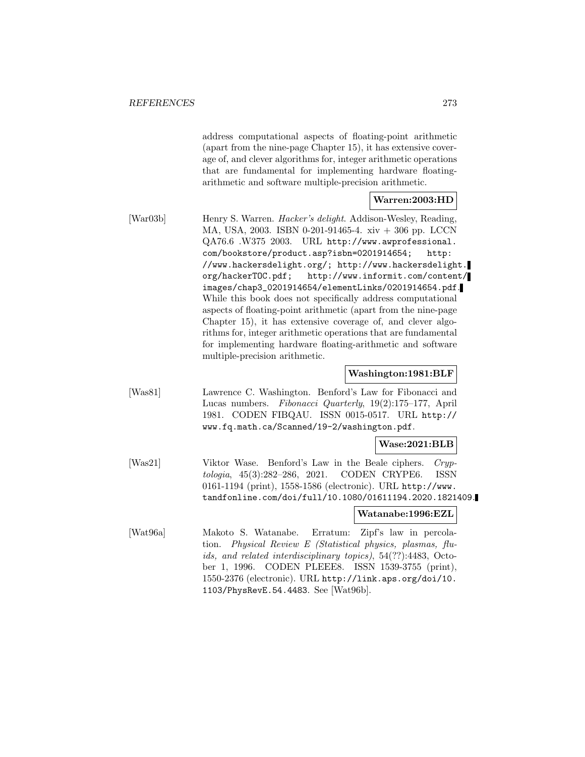address computational aspects of floating-point arithmetic (apart from the nine-page Chapter 15), it has extensive coverage of, and clever algorithms for, integer arithmetic operations that are fundamental for implementing hardware floating-arithmetic and software multiple-precision arithmetic.

**Warren:2003:HD**

[War03b] Henry S. Warren. *Hacker's delight*. Addison-Wesley, Reading, MA, USA, 2003. ISBN 0-201-91465-4. xiv + 306 pp. LCCN QA76.6 .W375 2003. URL `http://www.awprofessional.com/bookstore/product.asp?isbn=0201914654`; `http://www.hackersdelight.org/`; `http://www.hackersdelight.org/hackerTOC.pdf`; `http://www.informit.com/content/images/chap3_0201914654/elementLinks/0201914654.pdf`. While this book does not specifically address computational aspects of floating-point arithmetic (apart from the nine-page Chapter 15), it has extensive coverage of, and clever algorithms for, integer arithmetic operations that are fundamental for implementing hardware floating-arithmetic and software multiple-precision arithmetic.

**Washington:1981:BLF**

[Was81] Lawrence C. Washington. Benford's Law for Fibonacci and Lucas numbers. *Fibonacci Quarterly*, 19(2):175–177, April 1981. CODEN FIBQAU. ISSN 0015-0517. URL `http://www.fq.math.ca/Scanned/19-2/washington.pdf`.

**Wase:2021:BLB**

[Was21] Viktor Wase. Benford's Law in the Beale ciphers. *Cryptologia*, 45(3):282–286, 2021. CODEN CRYPE6. ISSN 0161-1194 (print), 1558-1586 (electronic). URL `http://www.tandfonline.com/doi/full/10.1080/01611194.2020.1821409`.

**Watanabe:1996:EZL**

[Wat96a] Makoto S. Watanabe. Erratum: Zipf's law in percolation. *Physical Review E (Statistical physics, plasmas, fluids, and related interdisciplinary topics)*, 54(??):4483, October 1, 1996. CODEN PLEEE8. ISSN 1539-3755 (print), 1550-2376 (electronic). URL `http://link.aps.org/doi/10.1103/PhysRevE.54.4483`. See [Wat96b].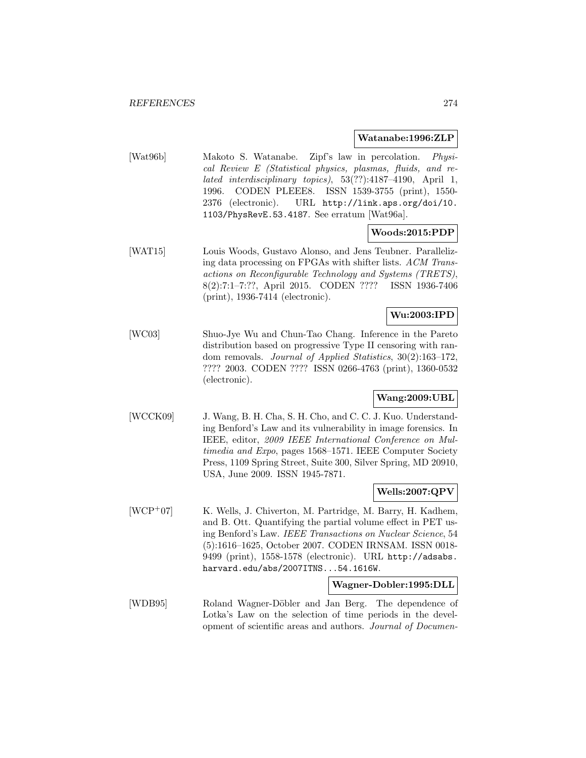**Watanabe:1996:ZLP**

[Wat96b] Makoto S. Watanabe. Zipf's law in percolation. *Physical Review E (Statistical physics, plasmas, fluids, and related interdisciplinary topics)*, 53(??):4187–4190, April 1, 1996. CODEN PLEEE8. ISSN 1539-3755 (print), 1550-2376 (electronic). URL `http://link.aps.org/doi/10.1103/PhysRevE.53.4187`. See erratum [Wat96a].

**Woods:2015:PDP**

[WAT15] Louis Woods, Gustavo Alonso, and Jens Teubner. Parallelizing data processing on FPGAs with shifter lists. *ACM Transactions on Reconfigurable Technology and Systems (TRETS)*, 8(2):7:1–7:??, April 2015. CODEN ???? ISSN 1936-7406 (print), 1936-7414 (electronic).

**Wu:2003:IPD**

[WC03] Shuo-Jye Wu and Chun-Tao Chang. Inference in the Pareto distribution based on progressive Type II censoring with random removals. *Journal of Applied Statistics*, 30(2):163–172, ???? 2003. CODEN ???? ISSN 0266-4763 (print), 1360-0532 (electronic).

**Wang:2009:UBL**

[WCCK09] J. Wang, B. H. Cha, S. H. Cho, and C. C. J. Kuo. Understanding Benford's Law and its vulnerability in image forensics. In IEEE, editor, *2009 IEEE International Conference on Multimedia and Expo*, pages 1568–1571. IEEE Computer Society Press, 1109 Spring Street, Suite 300, Silver Spring, MD 20910, USA, June 2009. ISSN 1945-7871.

**Wells:2007:QPV**

[WCP+07] K. Wells, J. Chiverton, M. Partridge, M. Barry, H. Kadhem, and B. Ott. Quantifying the partial volume effect in PET using Benford's Law. *IEEE Transactions on Nuclear Science*, 54 (5):1616–1625, October 2007. CODEN IRNSAM. ISSN 0018-9499 (print), 1558-1578 (electronic). URL `http://adsabs.harvard.edu/abs/2007ITNS...54.1616W`.

**Wagner-Dobler:1995:DLL**

[WDB95] Roland Wagner-Döbler and Jan Berg. The dependence of Lotka's Law on the selection of time periods in the development of scientific areas and authors. *Journal of Documen-*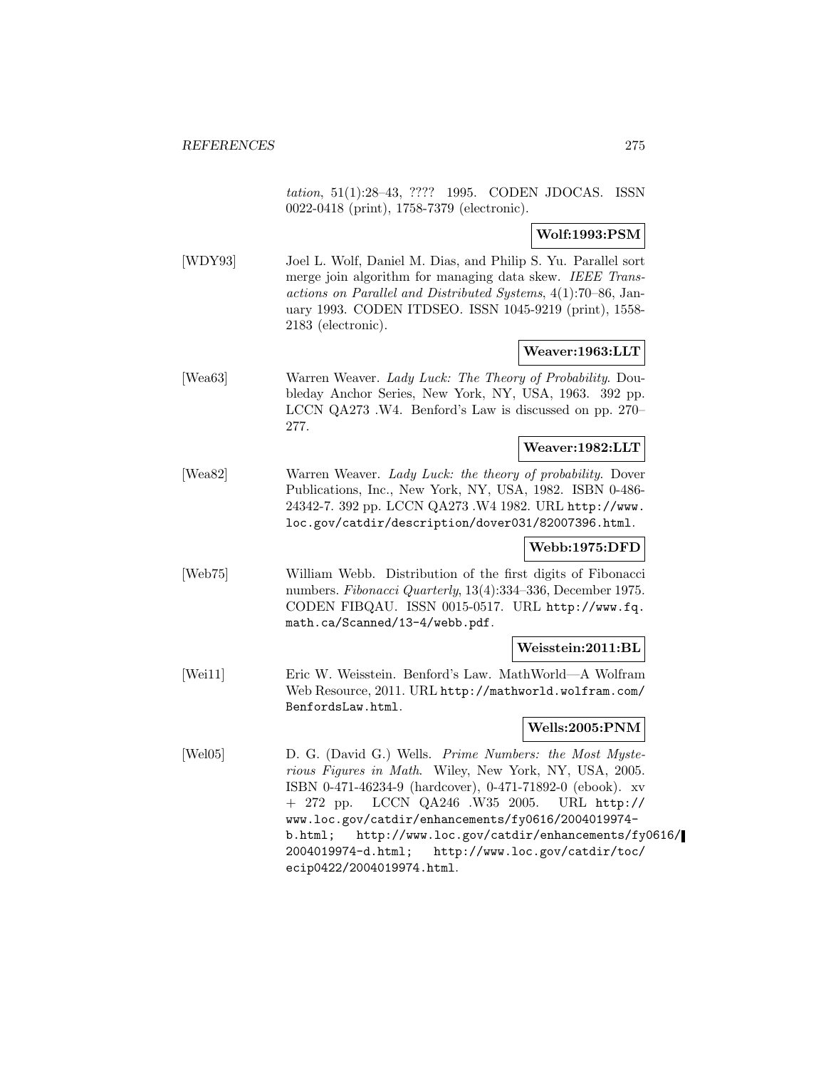*tation*, 51(1):28–43, ???? 1995. CODEN JDOCAS. ISSN 0022-0418 (print), 1758-7379 (electronic).

**Wolf:1993:PSM**

[WDY93] Joel L. Wolf, Daniel M. Dias, and Philip S. Yu. Parallel sort merge join algorithm for managing data skew. *IEEE Transactions on Parallel and Distributed Systems*, 4(1):70–86, January 1993. CODEN ITDSEO. ISSN 1045-9219 (print), 1558-2183 (electronic).

**Weaver:1963:LLT**

[Wea63] Warren Weaver. *Lady Luck: The Theory of Probability*. Doubleday Anchor Series, New York, NY, USA, 1963. 392 pp. LCCN QA273 .W4. Benford's Law is discussed on pp. 270–277.

**Weaver:1982:LLT**

[Wea82] Warren Weaver. *Lady Luck: the theory of probability*. Dover Publications, Inc., New York, NY, USA, 1982. ISBN 0-486-24342-7. 392 pp. LCCN QA273 .W4 1982. URL http://www.loc.gov/catdir/description/dover031/82007396.html.

**Webb:1975:DFD**

[Web75] William Webb. Distribution of the first digits of Fibonacci numbers. *Fibonacci Quarterly*, 13(4):334–336, December 1975. CODEN FIBQAU. ISSN 0015-0517. URL http://www.fq.math.ca/Scanned/13-4/webb.pdf.

**Weisstein:2011:BL**

[Wei11] Eric W. Weisstein. Benford's Law. MathWorld—A Wolfram Web Resource, 2011. URL http://mathworld.wolfram.com/BenfordsLaw.html.

**Wells:2005:PNM**

[Wel05] D. G. (David G.) Wells. *Prime Numbers: the Most Mysterious Figures in Math*. Wiley, New York, NY, USA, 2005. ISBN 0-471-46234-9 (hardcover), 0-471-71892-0 (ebook). xv + 272 pp. LCCN QA246 .W35 2005. URL http://www.loc.gov/catdir/enhancements/fy0616/2004019974-b.html; http://www.loc.gov/catdir/enhancements/fy0616/2004019974-d.html; http://www.loc.gov/catdir/toc/ecip0422/2004019974.html.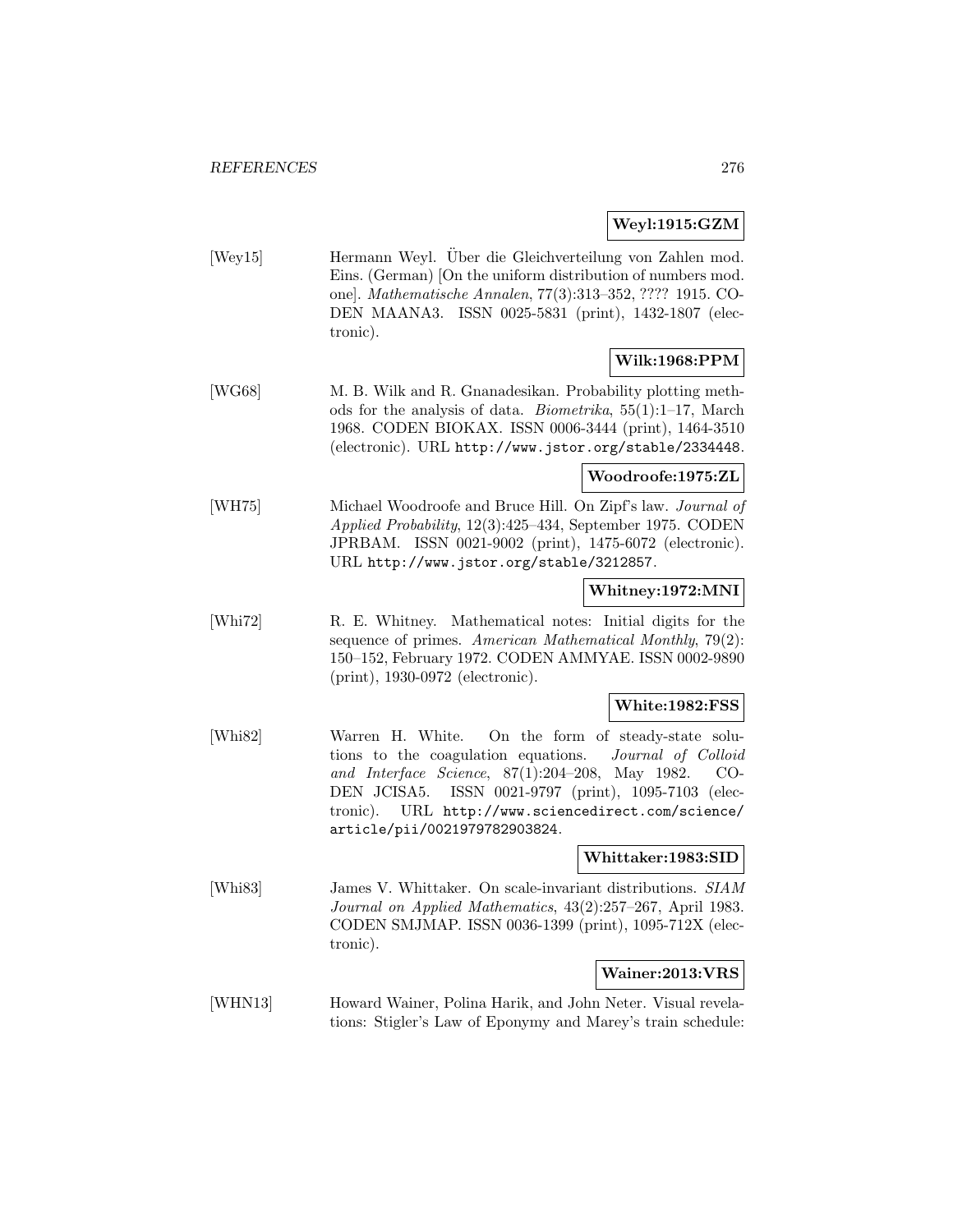**Weyl:1915:GZM**

[Wey15] Hermann Weyl. Über die Gleichverteilung von Zahlen mod. Eins. (German) [On the uniform distribution of numbers mod. one]. *Mathematische Annalen*, 77(3):313–352, ???? 1915. CODEN MAANA3. ISSN 0025-5831 (print), 1432-1807 (electronic).

**Wilk:1968:PPM**

[WG68] M. B. Wilk and R. Gnanadesikan. Probability plotting methods for the analysis of data. *Biometrika*, 55(1):1–17, March 1968. CODEN BIOKAX. ISSN 0006-3444 (print), 1464-3510 (electronic). URL http://www.jstor.org/stable/2334448.

**Woodroofe:1975:ZL**

[WH75] Michael Woodroofe and Bruce Hill. On Zipf's law. *Journal of Applied Probability*, 12(3):425–434, September 1975. CODEN JPRBAM. ISSN 0021-9002 (print), 1475-6072 (electronic). URL http://www.jstor.org/stable/3212857.

**Whitney:1972:MNI**

[Whi72] R. E. Whitney. Mathematical notes: Initial digits for the sequence of primes. *American Mathematical Monthly*, 79(2): 150–152, February 1972. CODEN AMMYAE. ISSN 0002-9890 (print), 1930-0972 (electronic).

**White:1982:FSS**

[Whi82] Warren H. White. On the form of steady-state solutions to the coagulation equations. *Journal of Colloid and Interface Science*, 87(1):204–208, May 1982. CODEN JCISA5. ISSN 0021-9797 (print), 1095-7103 (electronic). URL http://www.sciencedirect.com/science/article/pii/0021979782903824.

**Whittaker:1983:SID**

[Whi83] James V. Whittaker. On scale-invariant distributions. *SIAM Journal on Applied Mathematics*, 43(2):257–267, April 1983. CODEN SMJMAP. ISSN 0036-1399 (print), 1095-712X (electronic).

**Wainer:2013:VRS**

[WHN13] Howard Wainer, Polina Harik, and John Neter. Visual revelations: Stigler's Law of Eponymy and Marey's train schedule: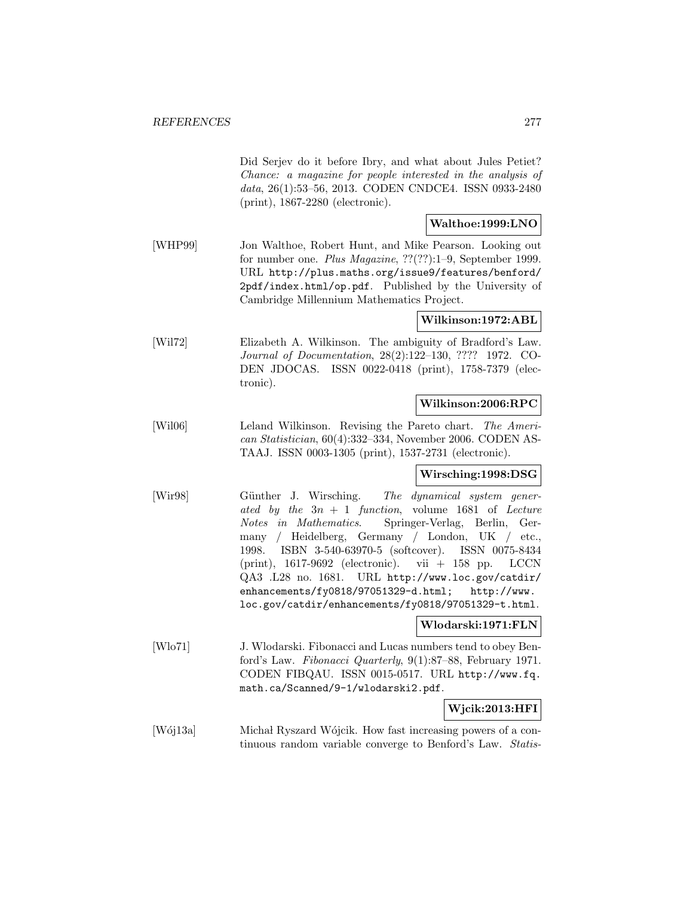Did Serjev do it before Ibry, and what about Jules Petiet? *Chance: a magazine for people interested in the analysis of data*, 26(1):53–56, 2013. CODEN CNDCE4. ISSN 0933-2480 (print), 1867-2280 (electronic).

**Walthoe:1999:LNO**

[WHP99] Jon Walthoe, Robert Hunt, and Mike Pearson. Looking out for number one. *Plus Magazine*, ??(??):1–9, September 1999. URL http://plus.maths.org/issue9/features/benford/2pdf/index.html/op.pdf. Published by the University of Cambridge Millennium Mathematics Project.

**Wilkinson:1972:ABL**

[Wil72] Elizabeth A. Wilkinson. The ambiguity of Bradford's Law. *Journal of Documentation*, 28(2):122–130, ???? 1972. CODEN JDOCAS. ISSN 0022-0418 (print), 1758-7379 (electronic).

**Wilkinson:2006:RPC**

[Wil06] Leland Wilkinson. Revising the Pareto chart. *The American Statistician*, 60(4):332–334, November 2006. CODEN ASTAAJ. ISSN 0003-1305 (print), 1537-2731 (electronic).

**Wirsching:1998:DSG**

[Wir98] Günther J. Wirsching. *The dynamical system generated by the $3n + 1$ function*, volume 1681 of *Lecture Notes in Mathematics*. Springer-Verlag, Berlin, Germany / Heidelberg, Germany / London, UK / etc., 1998. ISBN 3-540-63970-5 (softcover). ISSN 0075-8434 (print), 1617-9692 (electronic). vii + 158 pp. LCCN QA3 .L28 no. 1681. URL http://www.loc.gov/catdir/enhancements/fy0818/97051329-d.html; http://www.loc.gov/catdir/enhancements/fy0818/97051329-t.html.

**Wlodarski:1971:FLN**

[Wlo71] J. Wlodarski. Fibonacci and Lucas numbers tend to obey Benford's Law. *Fibonacci Quarterly*, 9(1):87–88, February 1971. CODEN FIBQAU. ISSN 0015-0517. URL http://www.fq.math.ca/Scanned/9-1/wlodarski2.pdf.

**Wjcik:2013:HFI**

[Wój13a] Michał Ryszard Wójcik. How fast increasing powers of a continuous random variable converge to Benford's Law. *Statis-*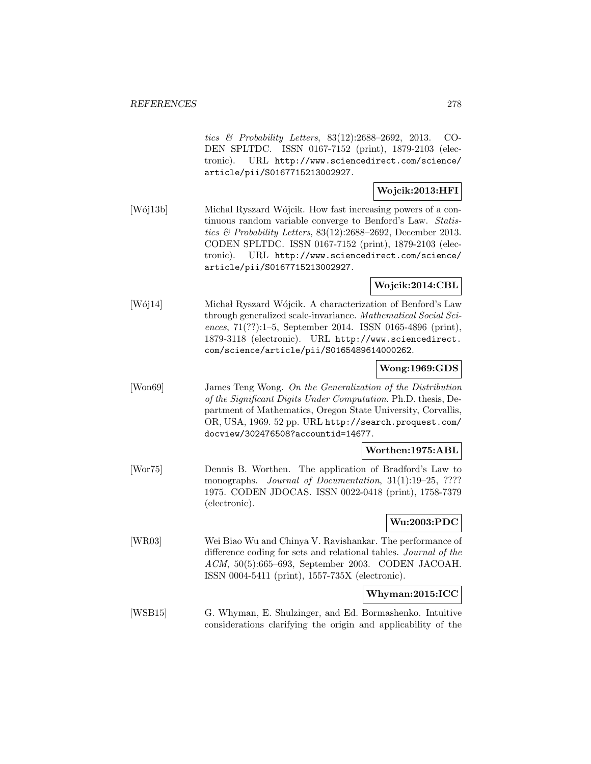*tics & Probability Letters*, 83(12):2688–2692, 2013. CODEN SPLTDC. ISSN 0167-7152 (print), 1879-2103 (electronic). URL http://www.sciencedirect.com/science/article/pii/S0167715213002927.

**Wojcik:2013:HFI**

[Wój13b] Michal Ryszard Wójcik. How fast increasing powers of a continuous random variable converge to Benford's Law. *Statistics & Probability Letters*, 83(12):2688–2692, December 2013. CODEN SPLTDC. ISSN 0167-7152 (print), 1879-2103 (electronic). URL http://www.sciencedirect.com/science/article/pii/S0167715213002927.

**Wojcik:2014:CBL**

[Wój14] Michał Ryszard Wójcik. A characterization of Benford's Law through generalized scale-invariance. *Mathematical Social Sciences*, 71(??):1–5, September 2014. ISSN 0165-4896 (print), 1879-3118 (electronic). URL http://www.sciencedirect.com/science/article/pii/S0165489614000262.

**Wong:1969:GDS**

[Won69] James Teng Wong. *On the Generalization of the Distribution of the Significant Digits Under Computation*. Ph.D. thesis, Department of Mathematics, Oregon State University, Corvallis, OR, USA, 1969. 52 pp. URL http://search.proquest.com/docview/302476508?accountid=14677.

**Worthen:1975:ABL**

[Wor75] Dennis B. Worthen. The application of Bradford's Law to monographs. *Journal of Documentation*, 31(1):19–25, ???? 1975. CODEN JDOCAS. ISSN 0022-0418 (print), 1758-7379 (electronic).

**Wu:2003:PDC**

[WR03] Wei Biao Wu and Chinya V. Ravishankar. The performance of difference coding for sets and relational tables. *Journal of the ACM*, 50(5):665–693, September 2003. CODEN JACOAH. ISSN 0004-5411 (print), 1557-735X (electronic).

**Whyman:2015:ICC**

[WSB15] G. Whyman, E. Shulzinger, and Ed. Bormashenko. Intuitive considerations clarifying the origin and applicability of the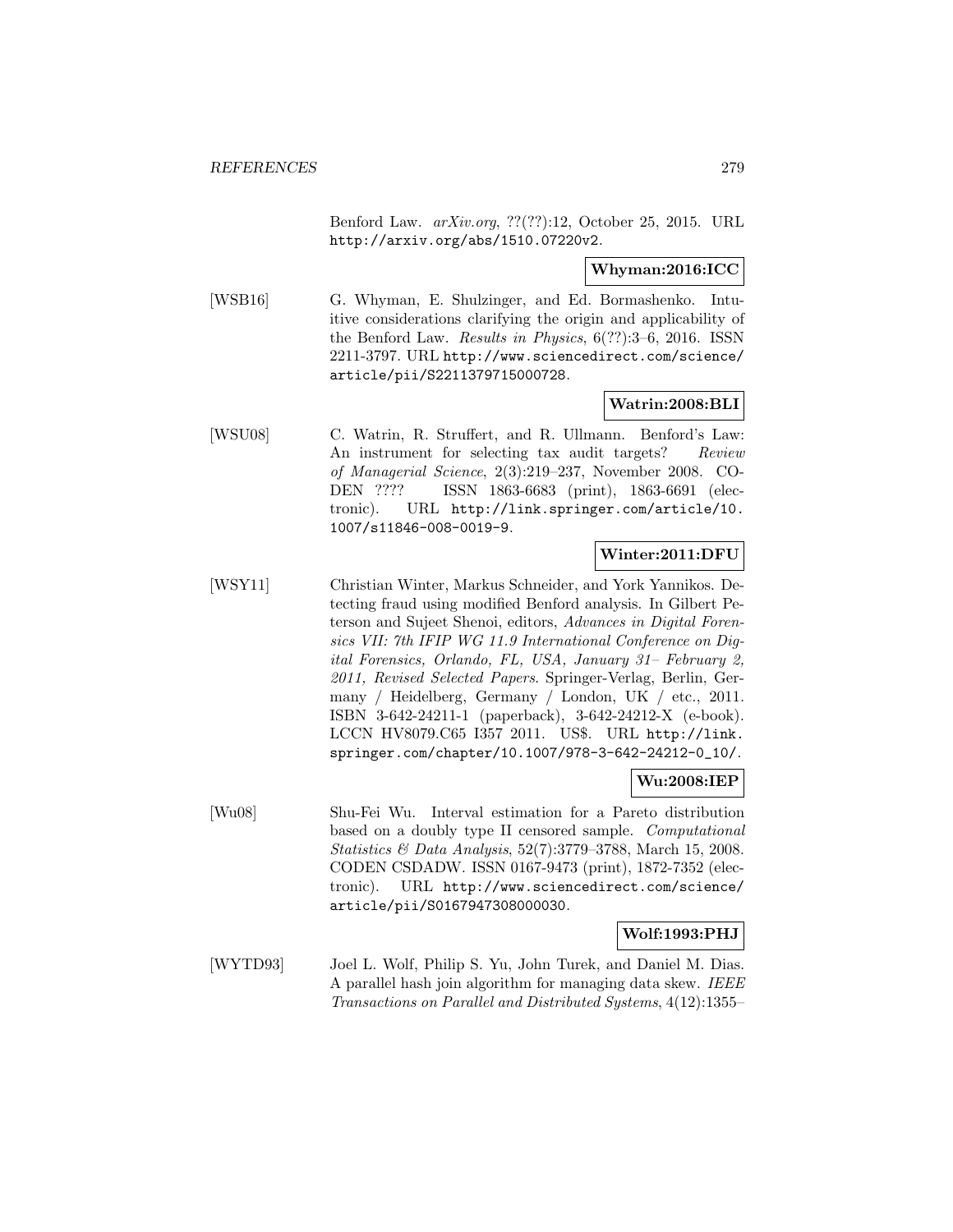Benford Law. *arXiv.org*, ??(??):12, October 25, 2015. URL http://arxiv.org/abs/1510.07220v2.

**Whyman:2016:ICC**

[WSB16] G. Whyman, E. Shulzinger, and Ed. Bormashenko. Intuitive considerations clarifying the origin and applicability of the Benford Law. *Results in Physics*, 6(??):3–6, 2016. ISSN 2211-3797. URL http://www.sciencedirect.com/science/article/pii/S2211379715000728.

**Watrin:2008:BLI**

[WSU08] C. Watrin, R. Struffert, and R. Ullmann. Benford's Law: An instrument for selecting tax audit targets? *Review of Managerial Science*, 2(3):219–237, November 2008. CODEN ???? ISSN 1863-6683 (print), 1863-6691 (electronic). URL http://link.springer.com/article/10.1007/s11846-008-0019-9.

**Winter:2011:DFU**

[WSY11] Christian Winter, Markus Schneider, and York Yannikos. Detecting fraud using modified Benford analysis. In Gilbert Peterson and Sujeet Shenoi, editors, *Advances in Digital Forensics VII: 7th IFIP WG 11.9 International Conference on Digital Forensics, Orlando, FL, USA, January 31– February 2, 2011, Revised Selected Papers*. Springer-Verlag, Berlin, Germany / Heidelberg, Germany / London, UK / etc., 2011. ISBN 3-642-24211-1 (paperback), 3-642-24212-X (e-book). LCCN HV8079.C65 I357 2011. US$. URL http://link.springer.com/chapter/10.1007/978-3-642-24212-0_10/.

**Wu:2008:IEP**

[Wu08] Shu-Fei Wu. Interval estimation for a Pareto distribution based on a doubly type II censored sample. *Computational Statistics & Data Analysis*, 52(7):3779–3788, March 15, 2008. CODEN CSDADW. ISSN 0167-9473 (print), 1872-7352 (electronic). URL http://www.sciencedirect.com/science/article/pii/S0167947308000030.

**Wolf:1993:PHJ**

[WYTD93] Joel L. Wolf, Philip S. Yu, John Turek, and Daniel M. Dias. A parallel hash join algorithm for managing data skew. *IEEE Transactions on Parallel and Distributed Systems*, 4(12):1355–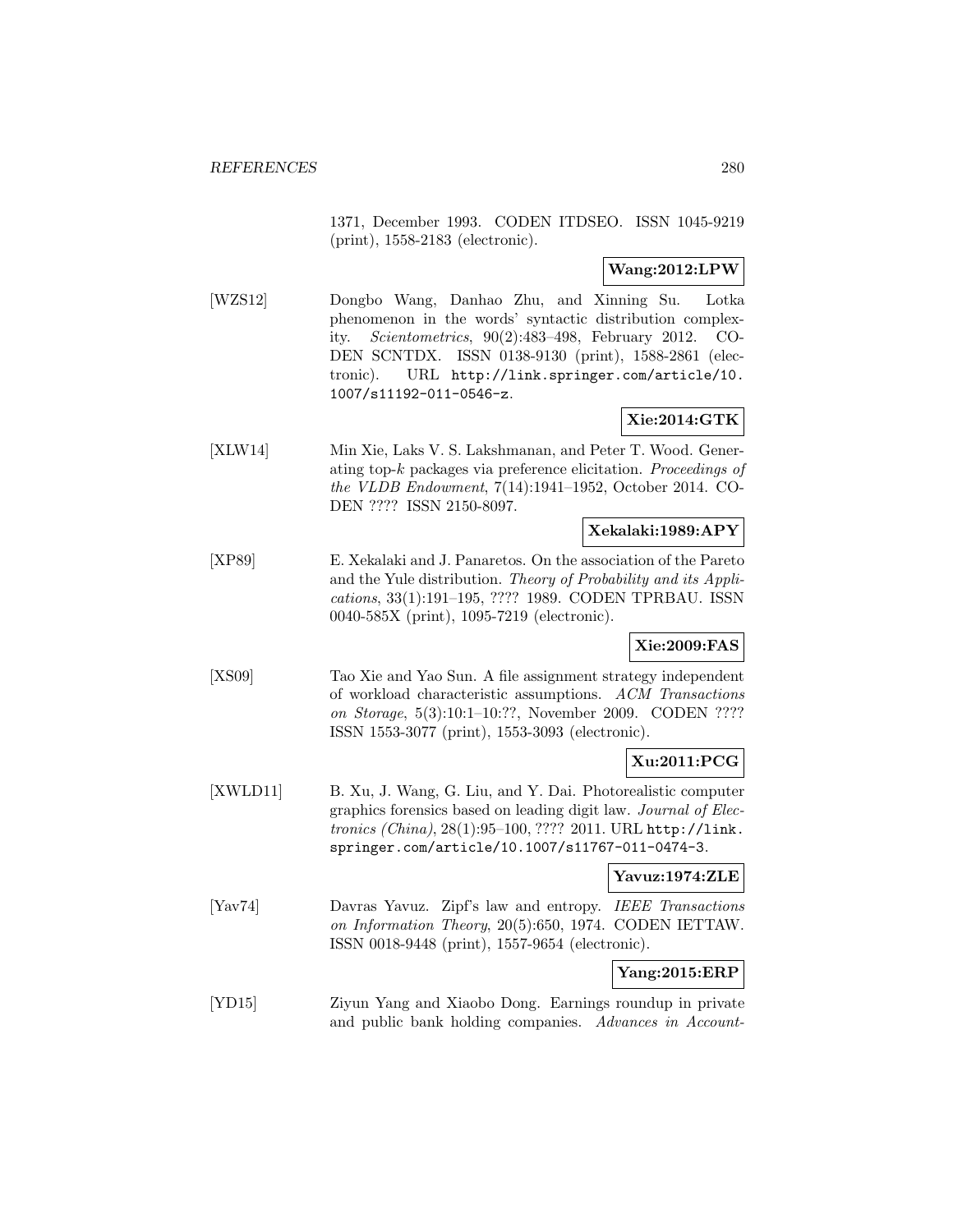1371, December 1993. CODEN ITDSEO. ISSN 1045-9219 (print), 1558-2183 (electronic).

**Wang:2012:LPW**

[WZS12] Dongbo Wang, Danhao Zhu, and Xinning Su. Lotka phenomenon in the words' syntactic distribution complexity. *Scientometrics*, 90(2):483–498, February 2012. CODEN SCNTDX. ISSN 0138-9130 (print), 1588-2861 (electronic). URL http://link.springer.com/article/10.1007/s11192-011-0546-z.

**Xie:2014:GTK**

[XLW14] Min Xie, Laks V. S. Lakshmanan, and Peter T. Wood. Generating top-$k$ packages via preference elicitation. *Proceedings of the VLDB Endowment*, 7(14):1941–1952, October 2014. CODEN ???? ISSN 2150-8097.

**Xekalaki:1989:APY**

[XP89] E. Xekalaki and J. Panaretos. On the association of the Pareto and the Yule distribution. *Theory of Probability and its Applications*, 33(1):191–195, ???? 1989. CODEN TPRBAU. ISSN 0040-585X (print), 1095-7219 (electronic).

**Xie:2009:FAS**

[XS09] Tao Xie and Yao Sun. A file assignment strategy independent of workload characteristic assumptions. *ACM Transactions on Storage*, 5(3):10:1–10:??, November 2009. CODEN ???? ISSN 1553-3077 (print), 1553-3093 (electronic).

**Xu:2011:PCG**

[XWLD11] B. Xu, J. Wang, G. Liu, and Y. Dai. Photorealistic computer graphics forensics based on leading digit law. *Journal of Electronics (China)*, 28(1):95–100, ???? 2011. URL http://link.springer.com/article/10.1007/s11767-011-0474-3.

**Yavuz:1974:ZLE**

[Yav74] Davras Yavuz. Zipf's law and entropy. *IEEE Transactions on Information Theory*, 20(5):650, 1974. CODEN IETTAW. ISSN 0018-9448 (print), 1557-9654 (electronic).

**Yang:2015:ERP**

[YD15] Ziyun Yang and Xiaobo Dong. Earnings roundup in private and public bank holding companies. *Advances in Account-*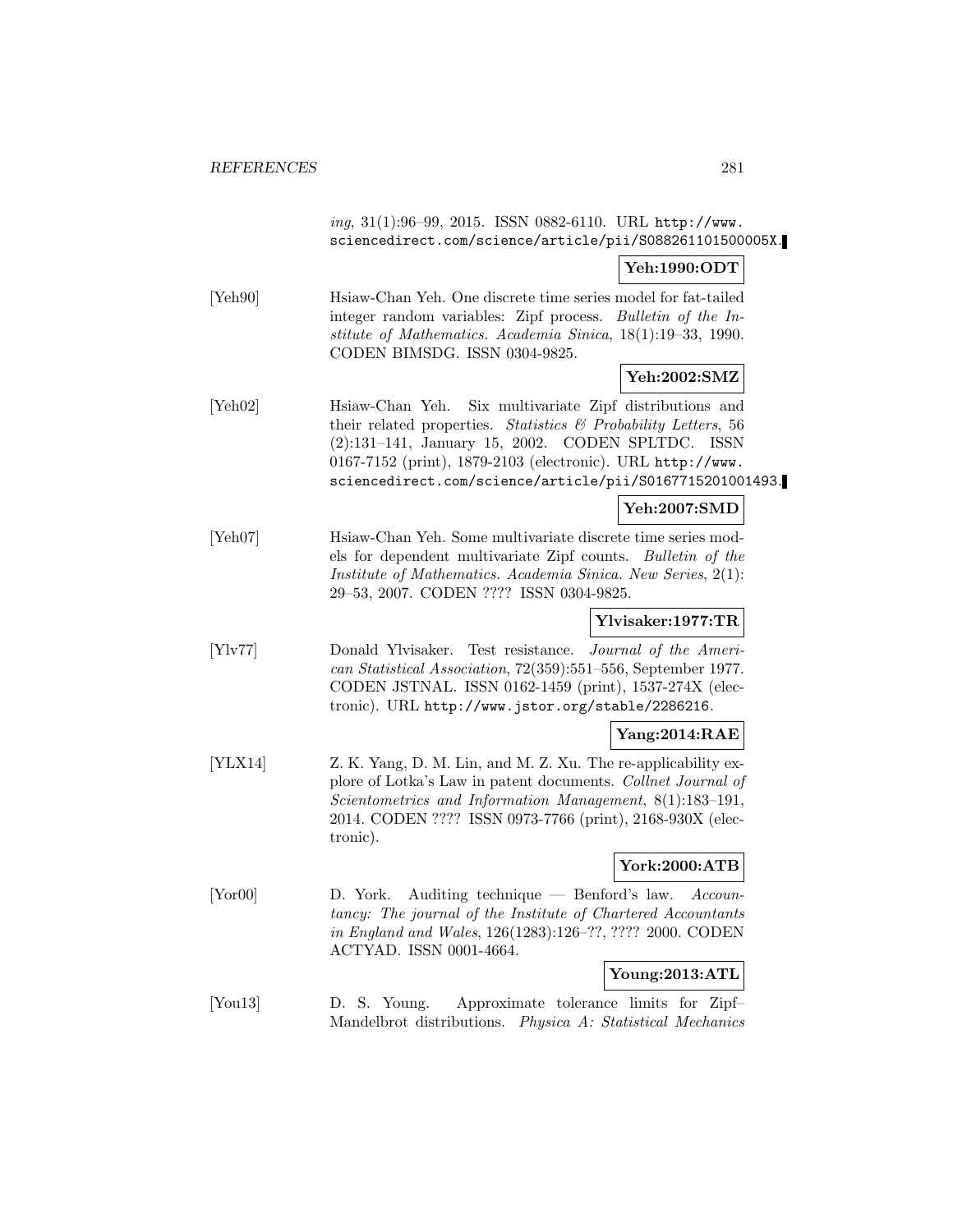*ing*, 31(1):96–99, 2015. ISSN 0882-6110. URL `http://www.sciencedirect.com/science/article/pii/S088261101500005X`.

**Yeh:1990:ODT**

[Yeh90] Hsiaw-Chan Yeh. One discrete time series model for fat-tailed integer random variables: Zipf process. *Bulletin of the Institute of Mathematics. Academia Sinica*, 18(1):19–33, 1990. CODEN BIMSDG. ISSN 0304-9825.

**Yeh:2002:SMZ**

[Yeh02] Hsiaw-Chan Yeh. Six multivariate Zipf distributions and their related properties. *Statistics & Probability Letters*, 56 (2):131–141, January 15, 2002. CODEN SPLTDC. ISSN 0167-7152 (print), 1879-2103 (electronic). URL `http://www.sciencedirect.com/science/article/pii/S0167715201001493`.

**Yeh:2007:SMD**

[Yeh07] Hsiaw-Chan Yeh. Some multivariate discrete time series models for dependent multivariate Zipf counts. *Bulletin of the Institute of Mathematics. Academia Sinica. New Series*, 2(1): 29–53, 2007. CODEN ???? ISSN 0304-9825.

**Ylvisaker:1977:TR**

[Ylv77] Donald Ylvisaker. Test resistance. *Journal of the American Statistical Association*, 72(359):551–556, September 1977. CODEN JSTNAL. ISSN 0162-1459 (print), 1537-274X (electronic). URL `http://www.jstor.org/stable/2286216`.

**Yang:2014:RAE**

[YLX14] Z. K. Yang, D. M. Lin, and M. Z. Xu. The re-applicability explore of Lotka's Law in patent documents. *Collnet Journal of Scientometrics and Information Management*, 8(1):183–191, 2014. CODEN ???? ISSN 0973-7766 (print), 2168-930X (electronic).

**York:2000:ATB**

[Yor00] D. York. Auditing technique — Benford's law. *Accountancy: The journal of the Institute of Chartered Accountants in England and Wales*, 126(1283):126–??, ???? 2000. CODEN ACTYAD. ISSN 0001-4664.

**Young:2013:ATL**

[You13] D. S. Young. Approximate tolerance limits for Zipf–Mandelbrot distributions. *Physica A: Statistical Mechanics*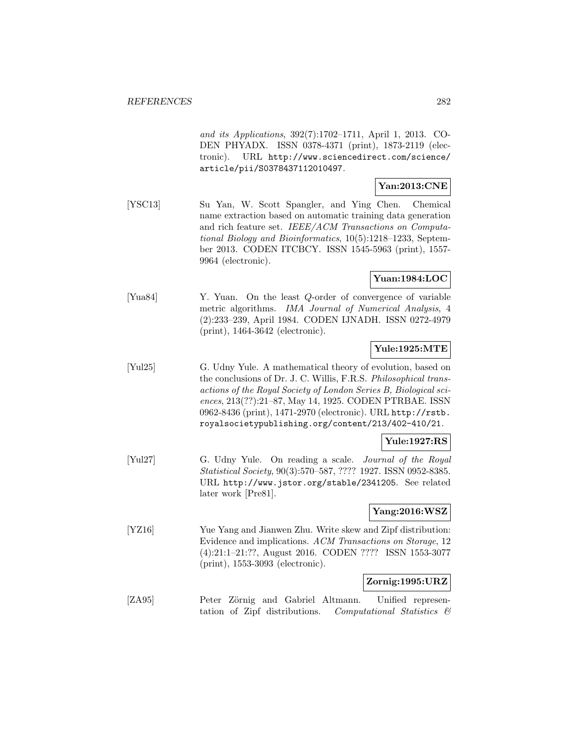and its Applications, 392(7):1702–1711, April 1, 2013. CODEN PHYADX. ISSN 0378-4371 (print), 1873-2119 (electronic). URL http://www.sciencedirect.com/science/article/pii/S0378437112010497.

**Yan:2013:CNE**

[YSC13] Su Yan, W. Scott Spangler, and Ying Chen. Chemical name extraction based on automatic training data generation and rich feature set. *IEEE/ACM Transactions on Computational Biology and Bioinformatics*, 10(5):1218–1233, September 2013. CODEN ITCBCY. ISSN 1545-5963 (print), 1557-9964 (electronic).

**Yuan:1984:LOC**

[Yua84] Y. Yuan. On the least $Q$-order of convergence of variable metric algorithms. *IMA Journal of Numerical Analysis*, 4 (2):233–239, April 1984. CODEN IJNADH. ISSN 0272-4979 (print), 1464-3642 (electronic).

**Yule:1925:MTE**

[Yul25] G. Udny Yule. A mathematical theory of evolution, based on the conclusions of Dr. J. C. Willis, F.R.S. *Philosophical transactions of the Royal Society of London Series B, Biological sciences*, 213(??):21–87, May 14, 1925. CODEN PTRBAE. ISSN 0962-8436 (print), 1471-2970 (electronic). URL http://rstb.royalsocietypublishing.org/content/213/402-410/21.

**Yule:1927:RS**

[Yul27] G. Udny Yule. On reading a scale. *Journal of the Royal Statistical Society*, 90(3):570–587, ???? 1927. ISSN 0952-8385. URL http://www.jstor.org/stable/2341205. See related later work [Pre81].

**Yang:2016:WSZ**

[YZ16] Yue Yang and Jianwen Zhu. Write skew and Zipf distribution: Evidence and implications. *ACM Transactions on Storage*, 12 (4):21:1–21:??, August 2016. CODEN ???? ISSN 1553-3077 (print), 1553-3093 (electronic).

**Zornig:1995:URZ**

[ZA95] Peter Zörnig and Gabriel Altmann. Unified representation of Zipf distributions. *Computational Statistics &*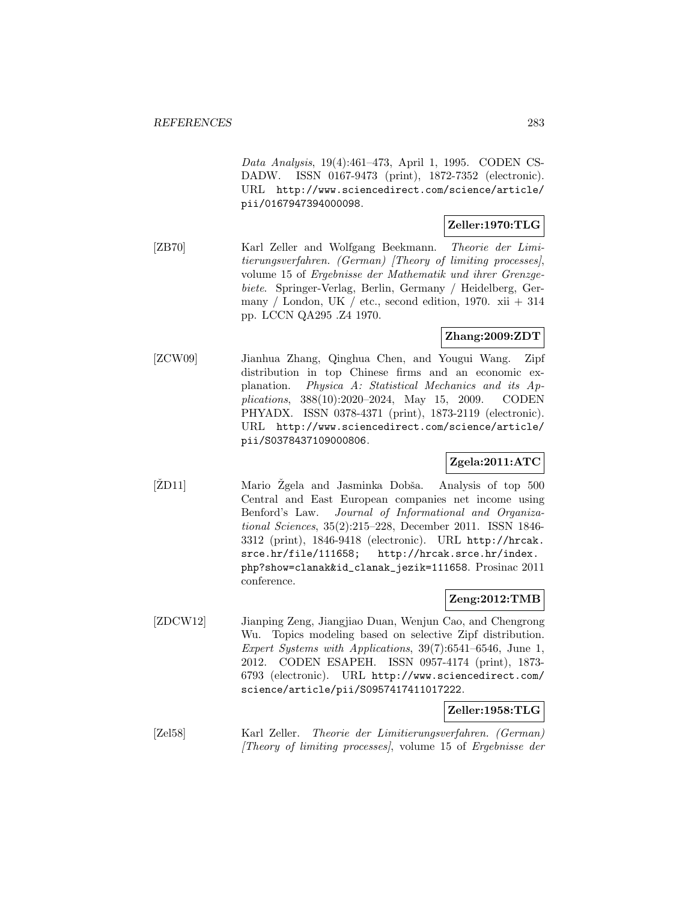*Data Analysis*, 19(4):461–473, April 1, 1995. CODEN CSDADW. ISSN 0167-9473 (print), 1872-7352 (electronic). URL http://www.sciencedirect.com/science/article/pii/0167947394000098.

**Zeller:1970:TLG**

[ZB70] Karl Zeller and Wolfgang Beekmann. *Theorie der Limitierungsverfahren. (German) [Theory of limiting processes]*, volume 15 of *Ergebnisse der Mathematik und ihrer Grenzgebiete*. Springer-Verlag, Berlin, Germany / Heidelberg, Germany / London, UK / etc., second edition, 1970. xii + 314 pp. LCCN QA295 .Z4 1970.

**Zhang:2009:ZDT**

[ZCW09] Jianhua Zhang, Qinghua Chen, and Yougui Wang. Zipf distribution in top Chinese firms and an economic explanation. *Physica A: Statistical Mechanics and its Applications*, 388(10):2020–2024, May 15, 2009. CODEN PHYADX. ISSN 0378-4371 (print), 1873-2119 (electronic). URL http://www.sciencedirect.com/science/article/pii/S0378437109000806.

**Zgela:2011:ATC**

[ŽD11] Mario Žgela and Jasminka Dobša. Analysis of top 500 Central and East European companies net income using Benford's Law. *Journal of Informational and Organizational Sciences*, 35(2):215–228, December 2011. ISSN 1846-3312 (print), 1846-9418 (electronic). URL http://hrcak.srce.hr/file/111658; http://hrcak.srce.hr/index.php?show=clanak&id_clanak_jezik=111658. Prosinac 2011 conference.

**Zeng:2012:TMB**

[ZDCW12] Jianping Zeng, Jiangjiao Duan, Wenjun Cao, and Chengrong Wu. Topics modeling based on selective Zipf distribution. *Expert Systems with Applications*, 39(7):6541–6546, June 1, 2012. CODEN ESAPEH. ISSN 0957-4174 (print), 1873-6793 (electronic). URL http://www.sciencedirect.com/science/article/pii/S0957417411017222.

**Zeller:1958:TLG**

[Zel58] Karl Zeller. *Theorie der Limitierungsverfahren. (German) [Theory of limiting processes]*, volume 15 of *Ergebnisse der*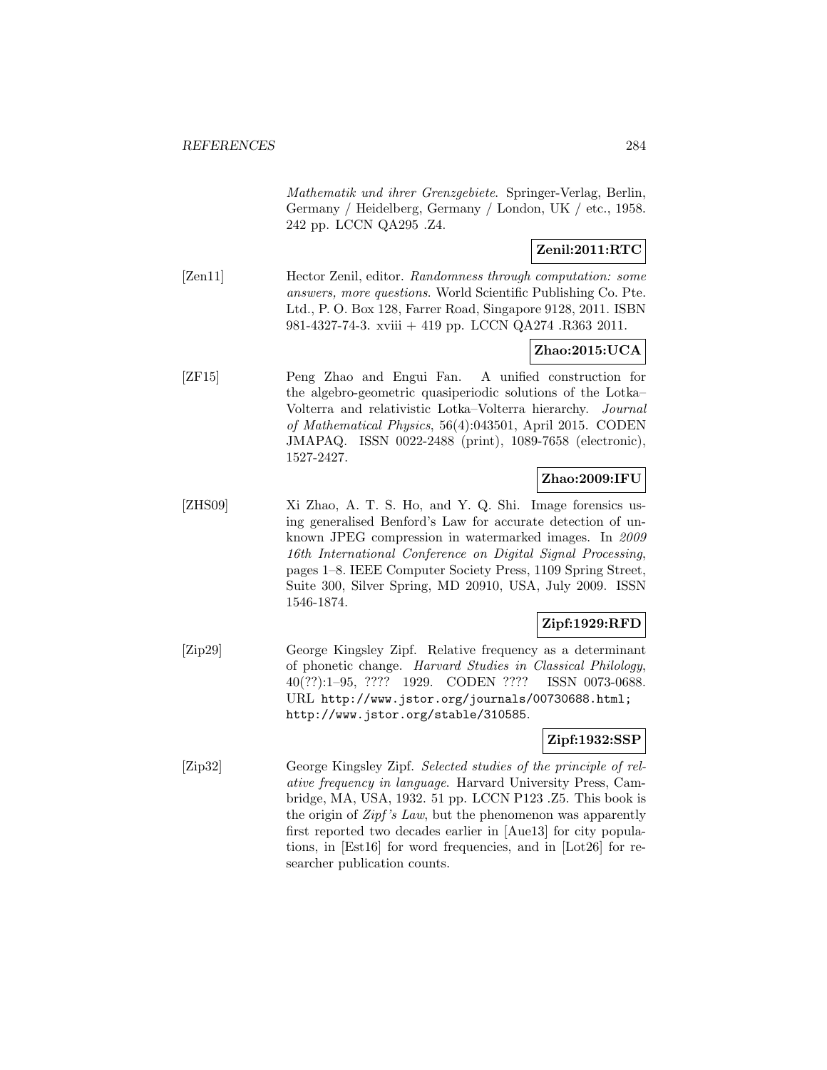*Mathematik und ihrer Grenzgebiete*. Springer-Verlag, Berlin, Germany / Heidelberg, Germany / London, UK / etc., 1958. 242 pp. LCCN QA295 .Z4.

**Zenil:2011:RTC**

[Zen11] Hector Zenil, editor. *Randomness through computation: some answers, more questions*. World Scientific Publishing Co. Pte. Ltd., P. O. Box 128, Farrer Road, Singapore 9128, 2011. ISBN 981-4327-74-3. xviii + 419 pp. LCCN QA274 .R363 2011.

**Zhao:2015:UCA**

[ZF15] Peng Zhao and Engui Fan. A unified construction for the algebro-geometric quasiperiodic solutions of the Lotka–Volterra and relativistic Lotka–Volterra hierarchy. *Journal of Mathematical Physics*, 56(4):043501, April 2015. CODEN JMAPAQ. ISSN 0022-2488 (print), 1089-7658 (electronic), 1527-2427.

**Zhao:2009:IFU**

[ZHS09] Xi Zhao, A. T. S. Ho, and Y. Q. Shi. Image forensics using generalised Benford's Law for accurate detection of unknown JPEG compression in watermarked images. In *2009 16th International Conference on Digital Signal Processing*, pages 1–8. IEEE Computer Society Press, 1109 Spring Street, Suite 300, Silver Spring, MD 20910, USA, July 2009. ISSN 1546-1874.

**Zipf:1929:RFD**

[Zip29] George Kingsley Zipf. Relative frequency as a determinant of phonetic change. *Harvard Studies in Classical Philology*, 40(??):1–95, ???? 1929. CODEN ???? ISSN 0073-0688. URL http://www.jstor.org/journals/00730688.html; http://www.jstor.org/stable/310585.

**Zipf:1932:SSP**

[Zip32] George Kingsley Zipf. *Selected studies of the principle of relative frequency in language*. Harvard University Press, Cambridge, MA, USA, 1932. 51 pp. LCCN P123 .Z5. This book is the origin of *Zipf's Law*, but the phenomenon was apparently first reported two decades earlier in [Aue13] for city populations, in [Est16] for word frequencies, and in [Lot26] for researcher publication counts.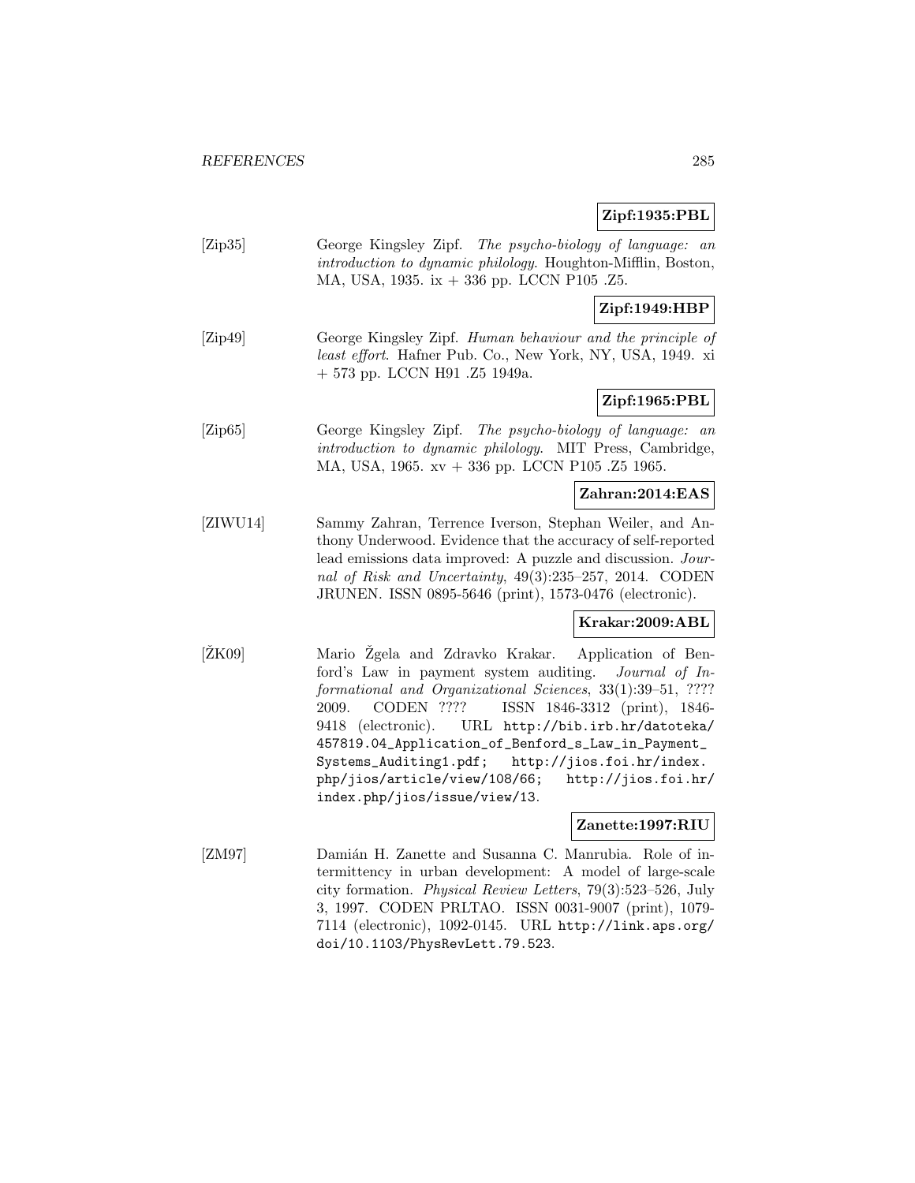**Zipf:1935:PBL**

[Zip35] George Kingsley Zipf. *The psycho-biology of language: an introduction to dynamic philology*. Houghton-Mifflin, Boston, MA, USA, 1935. ix + 336 pp. LCCN P105 .Z5.

**Zipf:1949:HBP**

[Zip49] George Kingsley Zipf. *Human behaviour and the principle of least effort*. Hafner Pub. Co., New York, NY, USA, 1949. xi + 573 pp. LCCN H91 .Z5 1949a.

**Zipf:1965:PBL**

[Zip65] George Kingsley Zipf. *The psycho-biology of language: an introduction to dynamic philology*. MIT Press, Cambridge, MA, USA, 1965. xv + 336 pp. LCCN P105 .Z5 1965.

**Zahran:2014:EAS**

[ZIWU14] Sammy Zahran, Terrence Iverson, Stephan Weiler, and Anthony Underwood. Evidence that the accuracy of self-reported lead emissions data improved: A puzzle and discussion. *Journal of Risk and Uncertainty*, 49(3):235–257, 2014. CODEN JRUNEN. ISSN 0895-5646 (print), 1573-0476 (electronic).

**Krakar:2009:ABL**

[ŽK09] Mario Žgela and Zdravko Krakar. Application of Benford's Law in payment system auditing. *Journal of Informational and Organizational Sciences*, 33(1):39–51, ???? 2009. CODEN ???? ISSN 1846-3312 (print), 1846-9418 (electronic). URL http://bib.irb.hr/datoteka/457819.04_Application_of_Benford_s_Law_in_Payment_Systems_Auditing1.pdf; http://jios.foi.hr/index.php/jios/article/view/108/66; http://jios.foi.hr/index.php/jios/issue/view/13.

**Zanette:1997:RIU**

[ZM97] Damián H. Zanette and Susanna C. Manrubia. Role of intermittency in urban development: A model of large-scale city formation. *Physical Review Letters*, 79(3):523–526, July 3, 1997. CODEN PRLTAO. ISSN 0031-9007 (print), 1079-7114 (electronic), 1092-0145. URL http://link.aps.org/doi/10.1103/PhysRevLett.79.523.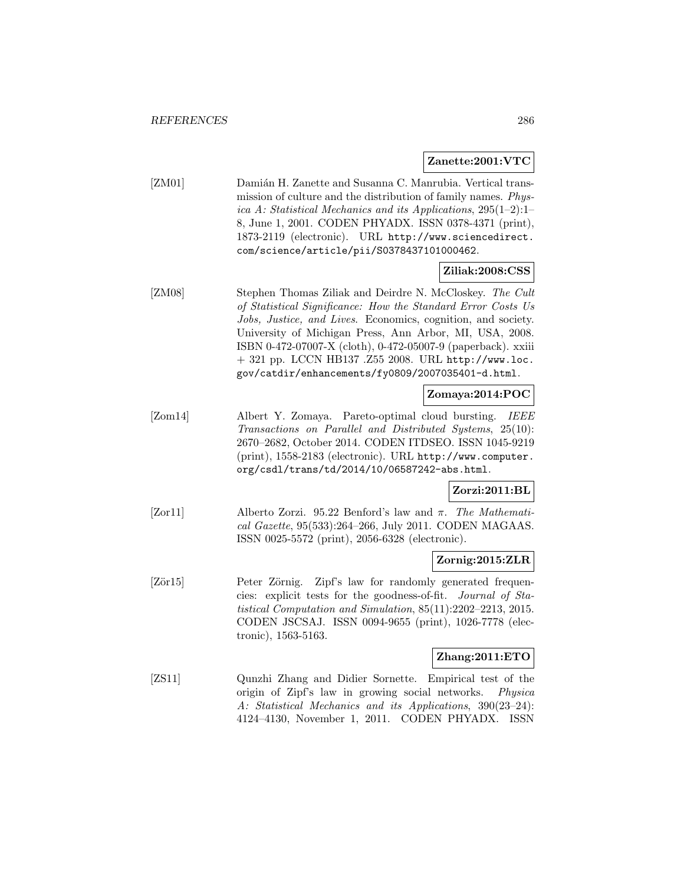**Zanette:2001:VTC**

[ZM01] Damián H. Zanette and Susanna C. Manrubia. Vertical transmission of culture and the distribution of family names. *Physica A: Statistical Mechanics and its Applications*, 295(1–2):1–8, June 1, 2001. CODEN PHYADX. ISSN 0378-4371 (print), 1873-2119 (electronic). URL http://www.sciencedirect.com/science/article/pii/S0378437101000462.

**Ziliak:2008:CSS**

[ZM08] Stephen Thomas Ziliak and Deirdre N. McCloskey. *The Cult of Statistical Significance: How the Standard Error Costs Us Jobs, Justice, and Lives*. Economics, cognition, and society. University of Michigan Press, Ann Arbor, MI, USA, 2008. ISBN 0-472-07007-X (cloth), 0-472-05007-9 (paperback). xxiii + 321 pp. LCCN HB137 .Z55 2008. URL http://www.loc.gov/catdir/enhancements/fy0809/2007035401-d.html.

**Zomaya:2014:POC**

[Zom14] Albert Y. Zomaya. Pareto-optimal cloud bursting. *IEEE Transactions on Parallel and Distributed Systems*, 25(10): 2670–2682, October 2014. CODEN ITDSEO. ISSN 1045-9219 (print), 1558-2183 (electronic). URL http://www.computer.org/csdl/trans/td/2014/10/06587242-abs.html.

**Zorzi:2011:BL**

[Zor11] Alberto Zorzi. 95.22 Benford's law and $\pi$. *The Mathematical Gazette*, 95(533):264–266, July 2011. CODEN MAGAAS. ISSN 0025-5572 (print), 2056-6328 (electronic).

**Zornig:2015:ZLR**

[Zör15] Peter Zörnig. Zipf's law for randomly generated frequencies: explicit tests for the goodness-of-fit. *Journal of Statistical Computation and Simulation*, 85(11):2202–2213, 2015. CODEN JSCSAJ. ISSN 0094-9655 (print), 1026-7778 (electronic), 1563-5163.

**Zhang:2011:ETO**

[ZS11] Qunzhi Zhang and Didier Sornette. Empirical test of the origin of Zipf's law in growing social networks. *Physica A: Statistical Mechanics and its Applications*, 390(23–24): 4124–4130, November 1, 2011. CODEN PHYADX. ISSN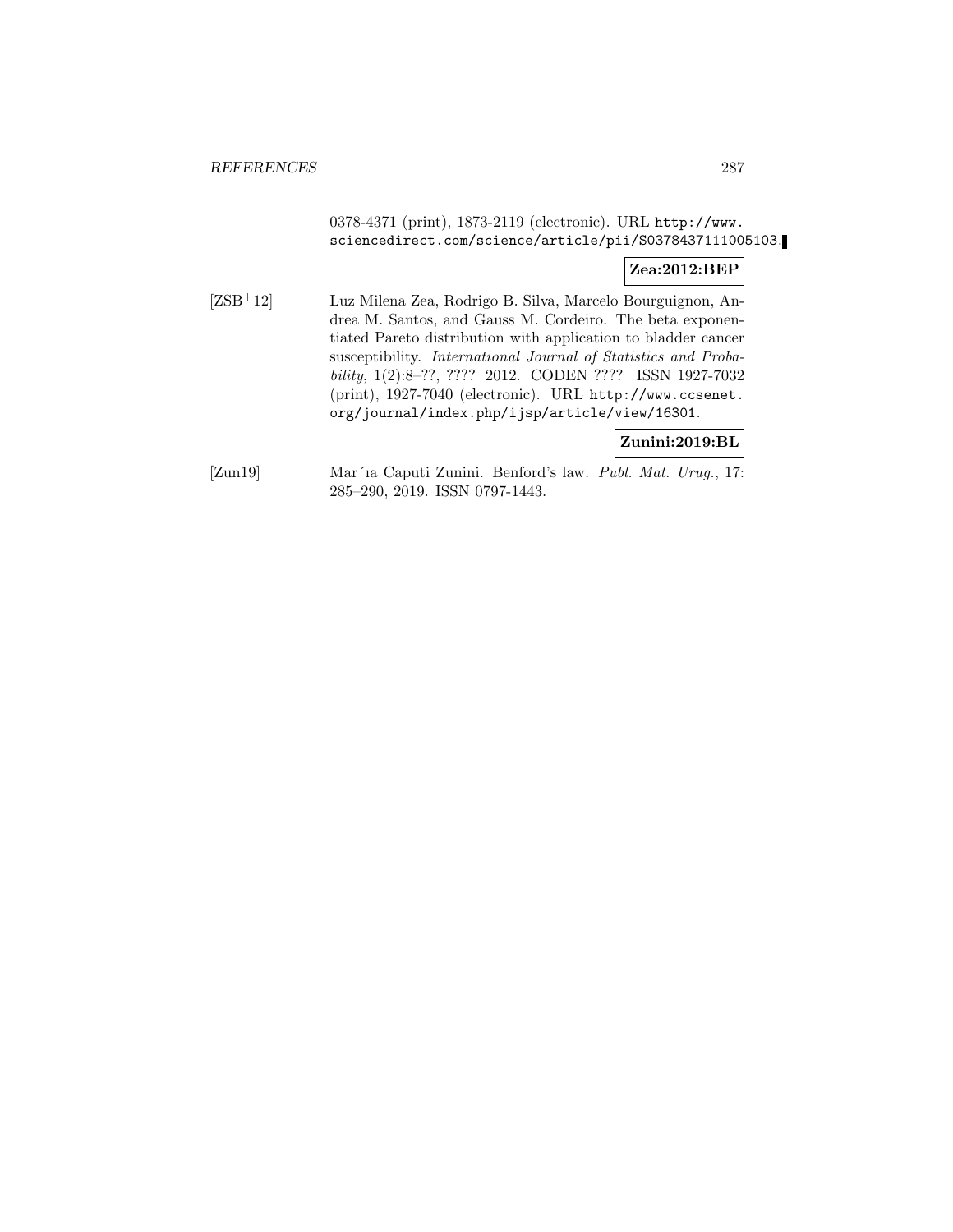0378-4371 (print), 1873-2119 (electronic). URL http://www.sciencedirect.com/science/article/pii/S0378437111005103.

**Zea:2012:BEP**

[ZSB+12] Luz Milena Zea, Rodrigo B. Silva, Marcelo Bourguignon, Andrea M. Santos, and Gauss M. Cordeiro. The beta exponentiated Pareto distribution with application to bladder cancer susceptibility. *International Journal of Statistics and Probability*, 1(2):8–??, ???? 2012. CODEN ???? ISSN 1927-7032 (print), 1927-7040 (electronic). URL http://www.ccsenet.org/journal/index.php/ijsp/article/view/16301.

**Zunini:2019:BL**

[Zun19] María Caputi Zunini. Benford's law. *Publ. Mat. Urug.*, 17: 285–290, 2019. ISSN 0797-1443.